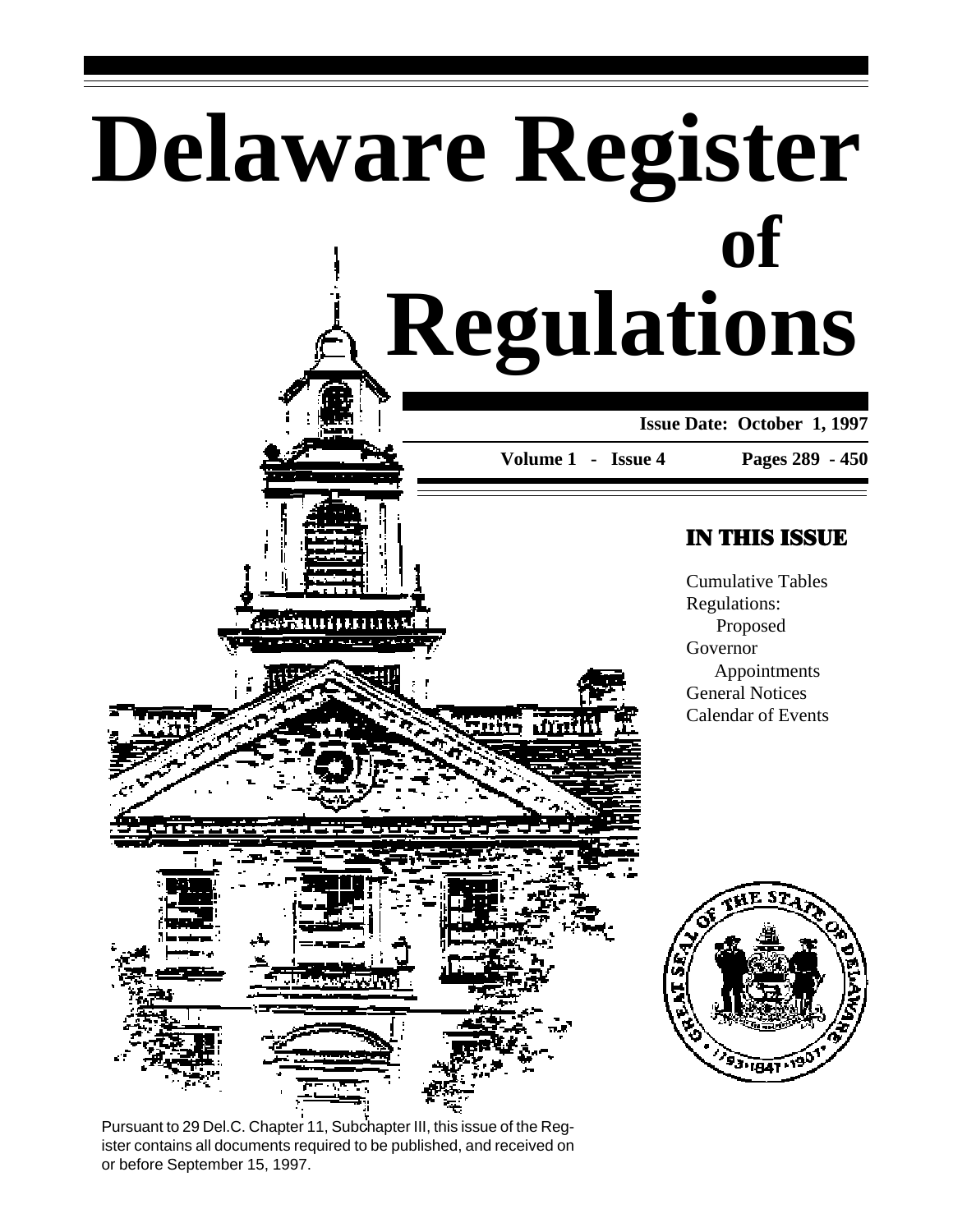# Delaware Register of Regulations

**Issue Date: October 1, 1997**

**Volume 1 - Issue 4** **Pages 289 - 450**

## IN THIS ISSUE

Cumulative Tables
Regulations:
  Proposed
Governor
  Appointments
General Notices
Calendar of Events

Pursuant to 29 Del.C. Chapter 11, Subchapter III, this issue of the Register contains all documents required to be published, and received on or before September 15, 1997.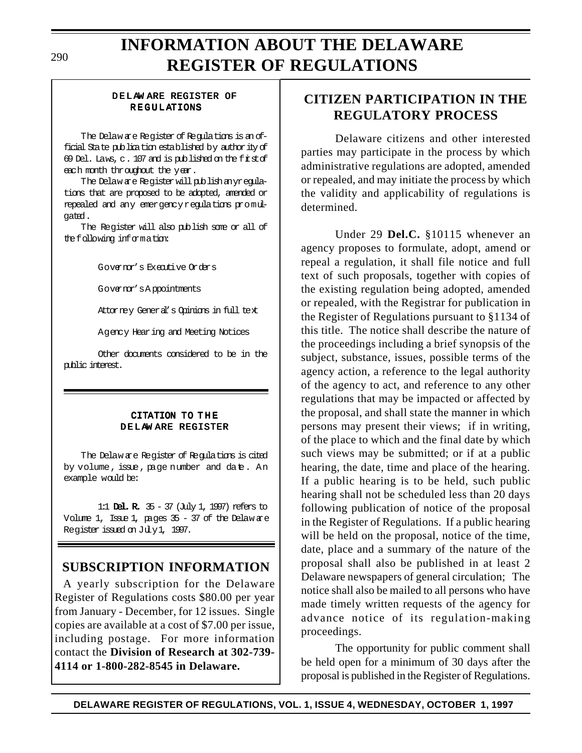# INFORMATION ABOUT THE DELAWARE REGISTER OF REGULATIONS

### DELAWARE REGISTER OF REGULATIONS

The Delaware Register of Regulations is an official State publication established by authority of 69 Del. Laws, c. 107 and is published on the first of each month throughout the year.

The Delaware Register will publish any regulations that are proposed to be adopted, amended or repealed and any emergency regulations promulgated.

The Register will also publish some or all of the following information:

Governor's Executive Orders

Governor's Appointments

Attorney General's Opinions in full text

Agency Hearing and Meeting Notices

Other documents considered to be in the public interest.

### CITATION TO THE DELAWARE REGISTER

The Delaware Register of Regulations is cited by volume, issue, page number and date. An example would be:

1:1 **Del. R.** 35 - 37 (July 1, 1997) refers to Volume 1, Issue 1, pages 35 - 37 of the Delaware Register issued on July 1, 1997.

## SUBSCRIPTION INFORMATION

A yearly subscription for the Delaware Register of Regulations costs $80.00 per year from January - December, for 12 issues. Single copies are available at a cost of $7.00 per issue, including postage. For more information contact the **Division of Research at 302-739-4114 or 1-800-282-8545 in Delaware.**

## CITIZEN PARTICIPATION IN THE REGULATORY PROCESS

Delaware citizens and other interested parties may participate in the process by which administrative regulations are adopted, amended or repealed, and may initiate the process by which the validity and applicability of regulations is determined.

Under 29 **Del.C.** §10115 whenever an agency proposes to formulate, adopt, amend or repeal a regulation, it shall file notice and full text of such proposals, together with copies of the existing regulation being adopted, amended or repealed, with the Registrar for publication in the Register of Regulations pursuant to §1134 of this title. The notice shall describe the nature of the proceedings including a brief synopsis of the subject, substance, issues, possible terms of the agency action, a reference to the legal authority of the agency to act, and reference to any other regulations that may be impacted or affected by the proposal, and shall state the manner in which persons may present their views; if in writing, of the place to which and the final date by which such views may be submitted; or if at a public hearing, the date, time and place of the hearing. If a public hearing is to be held, such public hearing shall not be scheduled less than 20 days following publication of notice of the proposal in the Register of Regulations. If a public hearing will be held on the proposal, notice of the time, date, place and a summary of the nature of the proposal shall also be published in at least 2 Delaware newspapers of general circulation; The notice shall also be mailed to all persons who have made timely written requests of the agency for advance notice of its regulation-making proceedings.

The opportunity for public comment shall be held open for a minimum of 30 days after the proposal is published in the Register of Regulations.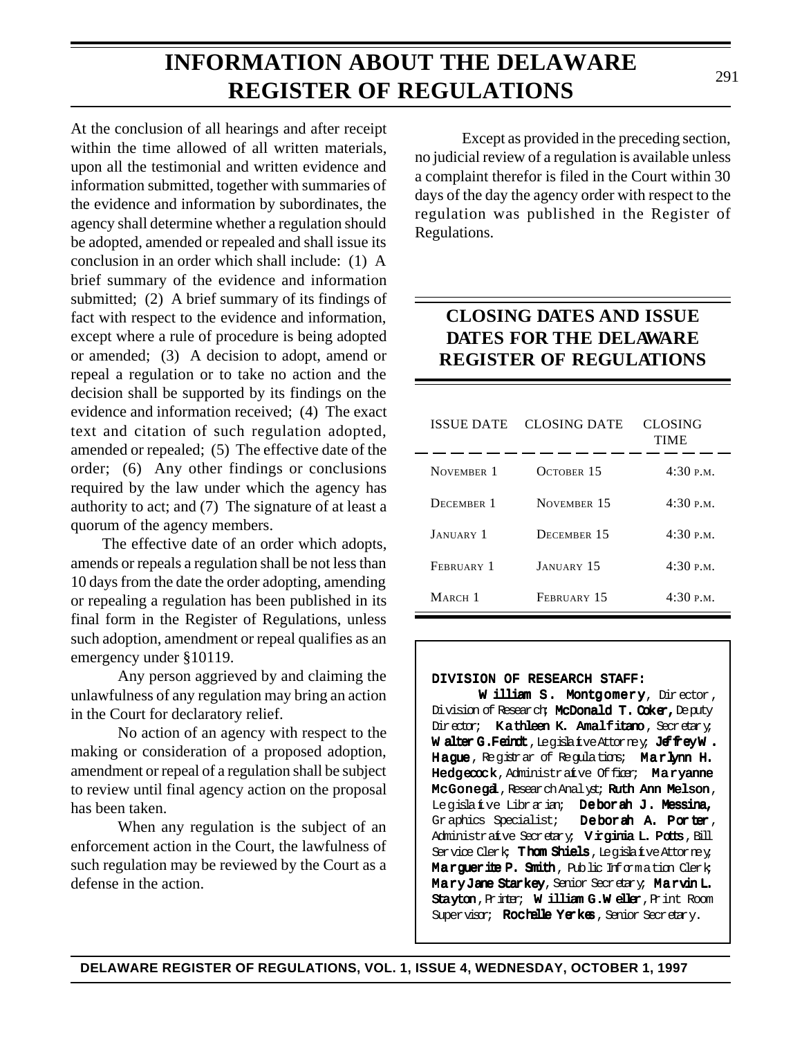# INFORMATION ABOUT THE DELAWARE REGISTER OF REGULATIONS

At the conclusion of all hearings and after receipt within the time allowed of all written materials, upon all the testimonial and written evidence and information submitted, together with summaries of the evidence and information by subordinates, the agency shall determine whether a regulation should be adopted, amended or repealed and shall issue its conclusion in an order which shall include: (1) A brief summary of the evidence and information submitted; (2) A brief summary of its findings of fact with respect to the evidence and information, except where a rule of procedure is being adopted or amended; (3) A decision to adopt, amend or repeal a regulation or to take no action and the decision shall be supported by its findings on the evidence and information received; (4) The exact text and citation of such regulation adopted, amended or repealed; (5) The effective date of the order; (6) Any other findings or conclusions required by the law under which the agency has authority to act; and (7) The signature of at least a quorum of the agency members.

The effective date of an order which adopts, amends or repeals a regulation shall be not less than 10 days from the date the order adopting, amending or repealing a regulation has been published in its final form in the Register of Regulations, unless such adoption, amendment or repeal qualifies as an emergency under §10119.

Any person aggrieved by and claiming the unlawfulness of any regulation may bring an action in the Court for declaratory relief.

No action of an agency with respect to the making or consideration of a proposed adoption, amendment or repeal of a regulation shall be subject to review until final agency action on the proposal has been taken.

When any regulation is the subject of an enforcement action in the Court, the lawfulness of such regulation may be reviewed by the Court as a defense in the action.

Except as provided in the preceding section, no judicial review of a regulation is available unless a complaint therefor is filed in the Court within 30 days of the day the agency order with respect to the regulation was published in the Register of Regulations.

## CLOSING DATES AND ISSUE DATES FOR THE DELAWARE REGISTER OF REGULATIONS

| ISSUE DATE | CLOSING DATE | CLOSING TIME |
|---|---|---|
| November 1 | October 15 | 4:30 p.m. |
| December 1 | November 15 | 4:30 p.m. |
| January 1 | December 15 | 4:30 p.m. |
| February 1 | January 15 | 4:30 p.m. |
| March 1 | February 15 | 4:30 p.m. |

**DIVISION OF RESEARCH STAFF:**

**William S. Montgomery**, Director, Division of Research; **McDonald T. Coker,** Deputy Director; **Kathleen K. Amalfitano**, Secretary; **Walter G. Feindt**, Legislative Attorney; **Jeffrey W. Hague**, Registrar of Regulations; **Marlynn H. Hedgecock**, Administrative Officer; **Maryanne McGonegal**, Research Analyst; **Ruth Ann Melson**, Legislative Librarian; **Deborah J. Messina,** Graphics Specialist; **Deborah A. Porter**, Administrative Secretary; **Virginia L. Potts**, Bill Service Clerk; **Thom Shiels**, Legislative Attorney; **Marguerite P. Smith**, Public Information Clerk; **Mary Jane Starkey**, Senior Secretary; **Marvin L. Stayton**, Printer; **William G. Weller**, Print Room Supervisor; **Rochelle Yerkes**, Senior Secretary.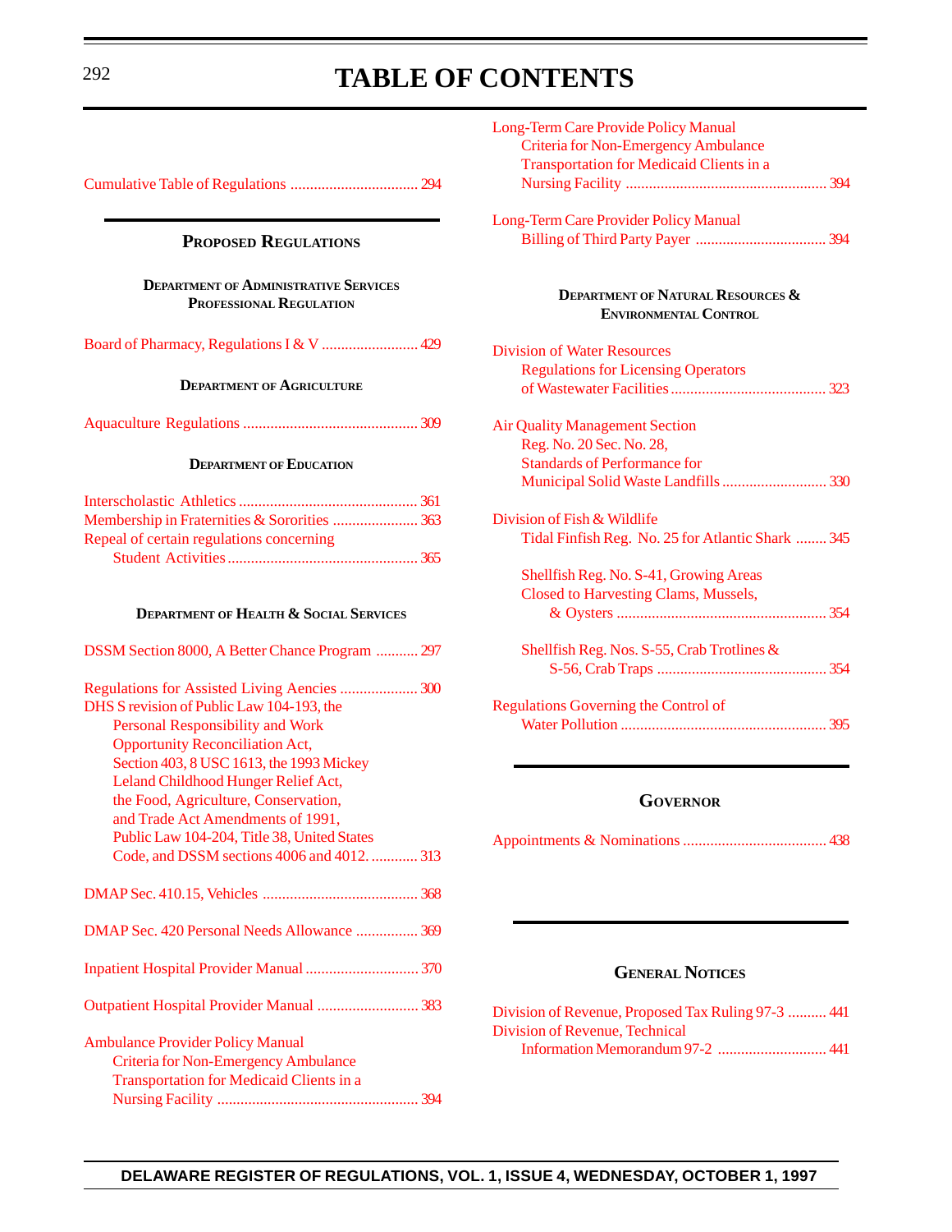# TABLE OF CONTENTS

Cumulative Table of Regulations ................................ 294

## PROPOSED REGULATIONS

### DEPARTMENT OF ADMINISTRATIVE SERVICES PROFESSIONAL REGULATION

Board of Pharmacy, Regulations I & V ........................ 429

### DEPARTMENT OF AGRICULTURE

Aquaculture Regulations ............................................ 309

### DEPARTMENT OF EDUCATION

Interscholastic Athletics ............................................. 361
Membership in Fraternities & Sororities ..................... 363
Repeal of certain regulations concerning
Student Activities ................................................ 365

### DEPARTMENT OF HEALTH & SOCIAL SERVICES

DSSM Section 8000, A Better Chance Program ........... 297

Regulations for Assisted Living Aencies .................... 300
DHS S revision of Public Law 104-193, the Personal Responsibility and Work Opportunity Reconciliation Act, Section 403, 8 USC 1613, the 1993 Mickey Leland Childhood Hunger Relief Act, the Food, Agriculture, Conservation, and Trade Act Amendments of 1991, Public Law 104-204, Title 38, United States Code, and DSSM sections 4006 and 4012. ............ 313

DMAP Sec. 410.15, Vehicles ........................................ 368

DMAP Sec. 420 Personal Needs Allowance ................ 369

Inpatient Hospital Provider Manual ............................. 370

Outpatient Hospital Provider Manual .......................... 383

Ambulance Provider Policy Manual
Criteria for Non-Emergency Ambulance Transportation for Medicaid Clients in a Nursing Facility .................................................... 394

Long-Term Care Provide Policy Manual
Criteria for Non-Emergency Ambulance Transportation for Medicaid Clients in a Nursing Facility .................................................... 394

Long-Term Care Provider Policy Manual
Billing of Third Party Payer .................................. 394

### DEPARTMENT OF NATURAL RESOURCES & ENVIRONMENTAL CONTROL

Division of Water Resources
Regulations for Licensing Operators of Wastewater Facilities ........................................ 323

Air Quality Management Section
Reg. No. 20 Sec. No. 28, Standards of Performance for Municipal Solid Waste Landfills ........................... 330

Division of Fish & Wildlife
Tidal Finfish Reg. No. 25 for Atlantic Shark ........ 345

Shellfish Reg. No. S-41, Growing Areas Closed to Harvesting Clams, Mussels, & Oysters ...................................................... 354

Shellfish Reg. Nos. S-55, Crab Trotlines & S-56, Crab Traps ............................................ 354

Regulations Governing the Control of
Water Pollution ..................................................... 395

## GOVERNOR

Appointments & Nominations ..................................... 438

## GENERAL NOTICES

Division of Revenue, Proposed Tax Ruling 97-3 .......... 441
Division of Revenue, Technical
Information Memorandum 97-2 ............................ 441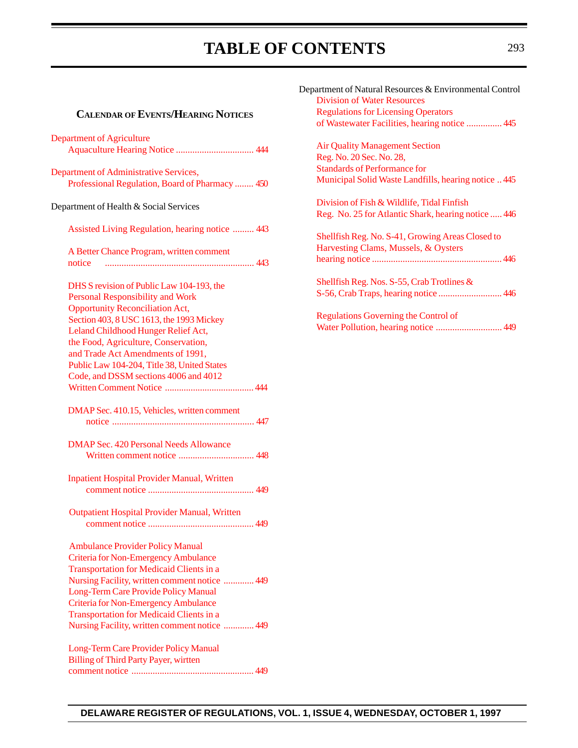# TABLE OF CONTENTS

## CALENDAR OF EVENTS/HEARING NOTICES

Department of Agriculture
- Aquaculture Hearing Notice ................................. 444

Department of Administrative Services, Professional Regulation, Board of Pharmacy ........ 450

Department of Health & Social Services

- Assisted Living Regulation, hearing notice ......... 443

- A Better Chance Program, written comment notice ............................................................... 443

- DHS S revision of Public Law 104-193, the Personal Responsibility and Work Opportunity Reconciliation Act, Section 403, 8 USC 1613, the 1993 Mickey Leland Childhood Hunger Relief Act, the Food, Agriculture, Conservation, and Trade Act Amendments of 1991, Public Law 104-204, Title 38, United States Code, and DSSM sections 4006 and 4012 Written Comment Notice ...................................... 444

- DMAP Sec. 410.15, Vehicles, written comment notice ........................................................... 447

- DMAP Sec. 420 Personal Needs Allowance Written comment notice ................................ 448

- Inpatient Hospital Provider Manual, Written comment notice ............................................. 449

- Outpatient Hospital Provider Manual, Written comment notice ............................................. 449

- Ambulance Provider Policy Manual Criteria for Non-Emergency Ambulance Transportation for Medicaid Clients in a Nursing Facility, written comment notice ............. 449
- Long-Term Care Provide Policy Manual Criteria for Non-Emergency Ambulance Transportation for Medicaid Clients in a Nursing Facility, written comment notice ............. 449

- Long-Term Care Provider Policy Manual Billing of Third Party Payer, wirtten comment notice .................................................... 449

Department of Natural Resources & Environmental Control
- Division of Water Resources Regulations for Licensing Operators of Wastewater Facilities, hearing notice ............... 445

- Air Quality Management Section Reg. No. 20 Sec. No. 28, Standards of Performance for Municipal Solid Waste Landfills, hearing notice .. 445

- Division of Fish & Wildlife, Tidal Finfish Reg. No. 25 for Atlantic Shark, hearing notice ..... 446

- Shellfish Reg. No. S-41, Growing Areas Closed to Harvesting Clams, Mussels, & Oysters hearing notice ....................................................... 446

- Shellfish Reg. Nos. S-55, Crab Trotlines & S-56, Crab Traps, hearing notice ........................... 446

- Regulations Governing the Control of Water Pollution, hearing notice ............................ 449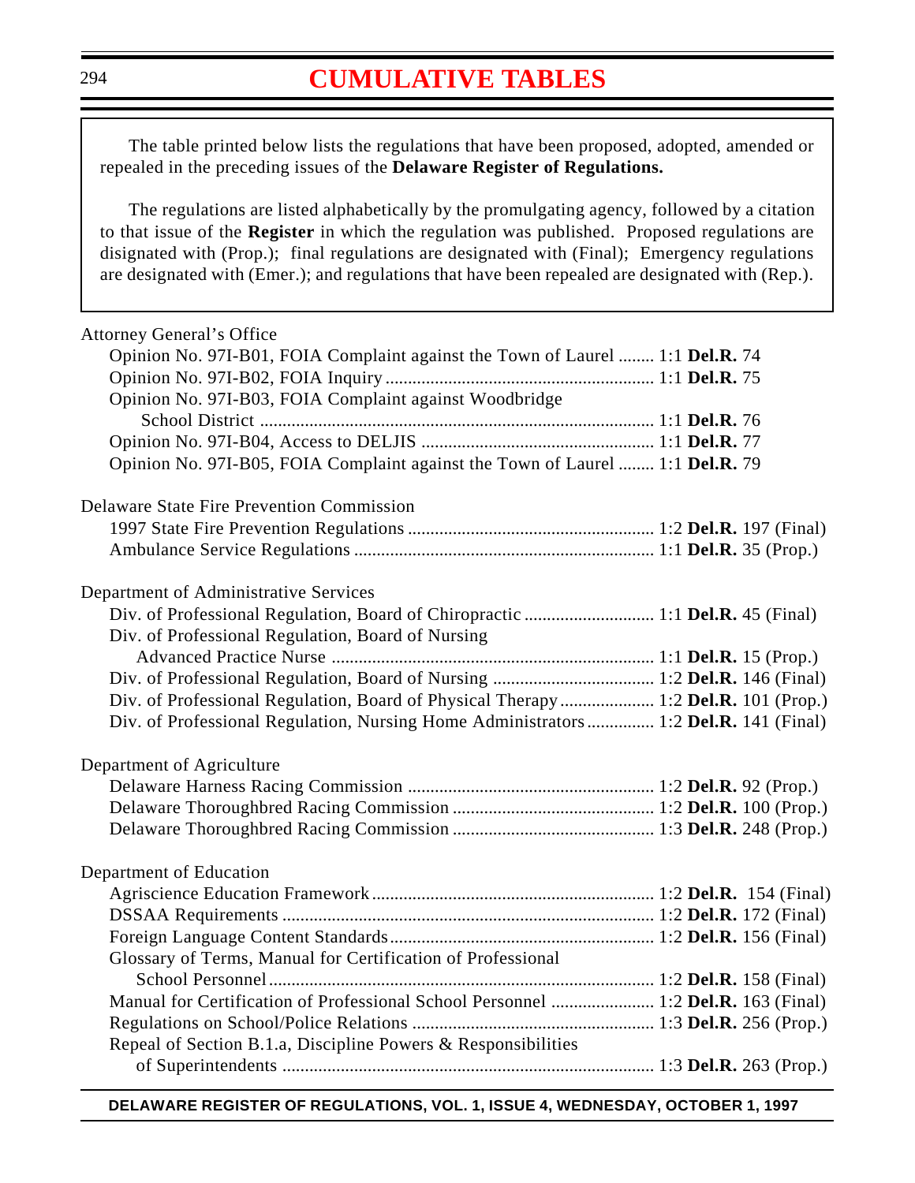# CUMULATIVE TABLES

The table printed below lists the regulations that have been proposed, adopted, amended or repealed in the preceding issues of the **Delaware Register of Regulations.**

The regulations are listed alphabetically by the promulgating agency, followed by a citation to that issue of the **Register** in which the regulation was published. Proposed regulations are disignated with (Prop.); final regulations are designated with (Final); Emergency regulations are designated with (Emer.); and regulations that have been repealed are designated with (Rep.).

Attorney General's Office

- Opinion No. 97I-B01, FOIA Complaint against the Town of Laurel ........ 1:1 **Del.R.** 74
- Opinion No. 97I-B02, FOIA Inquiry ........ 1:1 **Del.R.** 75
- Opinion No. 97I-B03, FOIA Complaint against Woodbridge School District ........ 1:1 **Del.R.** 76
- Opinion No. 97I-B04, Access to DELJIS ........ 1:1 **Del.R.** 77
- Opinion No. 97I-B05, FOIA Complaint against the Town of Laurel ........ 1:1 **Del.R.** 79

Delaware State Fire Prevention Commission

- 1997 State Fire Prevention Regulations ........ 1:2 **Del.R.** 197 (Final)
- Ambulance Service Regulations ........ 1:1 **Del.R.** 35 (Prop.)

Department of Administrative Services

- Div. of Professional Regulation, Board of Chiropractic ........ 1:1 **Del.R.** 45 (Final)
- Div. of Professional Regulation, Board of Nursing Advanced Practice Nurse ........ 1:1 **Del.R.** 15 (Prop.)
- Div. of Professional Regulation, Board of Nursing ........ 1:2 **Del.R.** 146 (Final)
- Div. of Professional Regulation, Board of Physical Therapy ........ 1:2 **Del.R.** 101 (Prop.)
- Div. of Professional Regulation, Nursing Home Administrators ........ 1:2 **Del.R.** 141 (Final)

Department of Agriculture

- Delaware Harness Racing Commission ........ 1:2 **Del.R.** 92 (Prop.)
- Delaware Thoroughbred Racing Commission ........ 1:2 **Del.R.** 100 (Prop.)
- Delaware Thoroughbred Racing Commission ........ 1:3 **Del.R.** 248 (Prop.)

Department of Education

- Agriscience Education Framework ........ 1:2 **Del.R.** 154 (Final)
- DSSAA Requirements ........ 1:2 **Del.R.** 172 (Final)
- Foreign Language Content Standards ........ 1:2 **Del.R.** 156 (Final)
- Glossary of Terms, Manual for Certification of Professional School Personnel ........ 1:2 **Del.R.** 158 (Final)
- Manual for Certification of Professional School Personnel ........ 1:2 **Del.R.** 163 (Final)
- Regulations on School/Police Relations ........ 1:3 **Del.R.** 256 (Prop.)
- Repeal of Section B.1.a, Discipline Powers & Responsibilities of Superintendents ........ 1:3 **Del.R.** 263 (Prop.)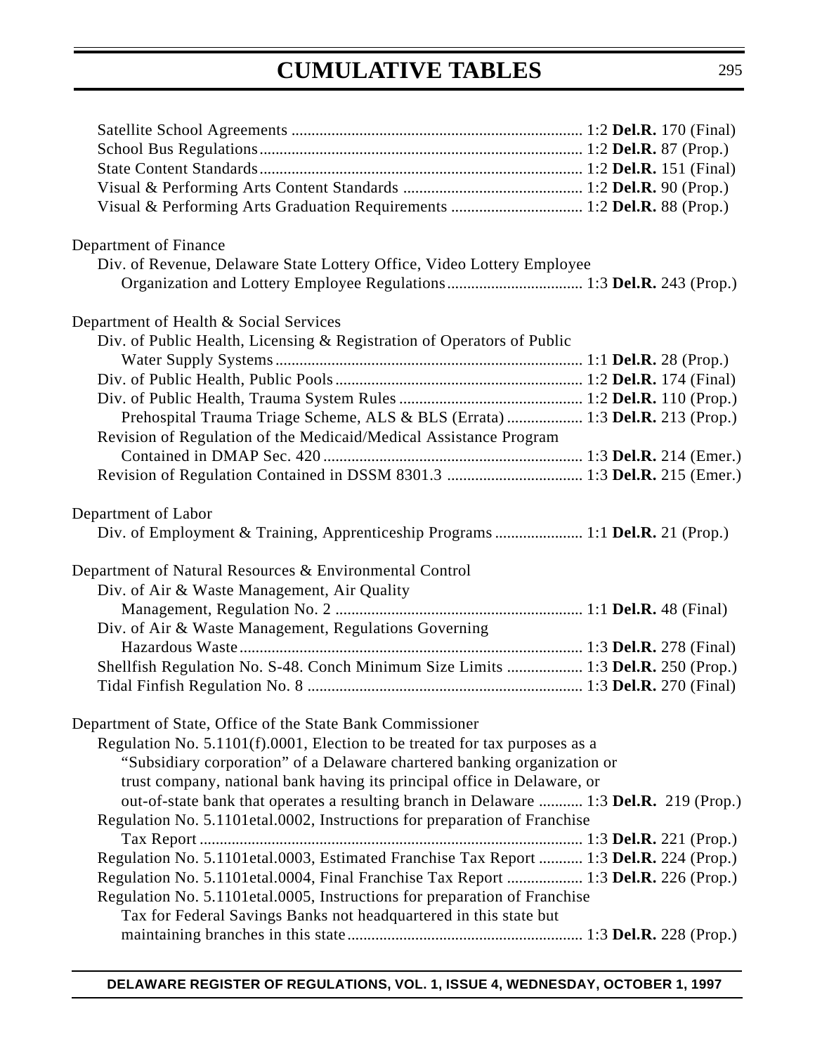Satellite School Agreements ........................................................................ 1:2 **Del.R.** 170 (Final)
School Bus Regulations................................................................................ 1:2 **Del.R.** 87 (Prop.)
State Content Standards................................................................................ 1:2 **Del.R.** 151 (Final)
Visual & Performing Arts Content Standards ............................................ 1:2 **Del.R.** 90 (Prop.)
Visual & Performing Arts Graduation Requirements ................................ 1:2 **Del.R.** 88 (Prop.)

Department of Finance
Div. of Revenue, Delaware State Lottery Office, Video Lottery Employee
Organization and Lottery Employee Regulations................................. 1:3 **Del.R.** 243 (Prop.)

Department of Health & Social Services
Div. of Public Health, Licensing & Registration of Operators of Public
Water Supply Systems............................................................................ 1:1 **Del.R.** 28 (Prop.)
Div. of Public Health, Public Pools............................................................. 1:2 **Del.R.** 174 (Final)
Div. of Public Health, Trauma System Rules ............................................. 1:2 **Del.R.** 110 (Prop.)
Prehospital Trauma Triage Scheme, ALS & BLS (Errata) .................. 1:3 **Del.R.** 213 (Prop.)
Revision of Regulation of the Medicaid/Medical Assistance Program
Contained in DMAP Sec. 420 ................................................................ 1:3 **Del.R.** 214 (Emer.)
Revision of Regulation Contained in DSSM 8301.3 ................................. 1:3 **Del.R.** 215 (Emer.)

Department of Labor
Div. of Employment & Training, Apprenticeship Programs ..................... 1:1 **Del.R.** 21 (Prop.)

Department of Natural Resources & Environmental Control
Div. of Air & Waste Management, Air Quality
Management, Regulation No. 2 ............................................................. 1:1 **Del.R.** 48 (Final)
Div. of Air & Waste Management, Regulations Governing
Hazardous Waste..................................................................................... 1:3 **Del.R.** 278 (Final)
Shellfish Regulation No. S-48. Conch Minimum Size Limits .................. 1:3 **Del.R.** 250 (Prop.)
Tidal Finfish Regulation No. 8 .................................................................... 1:3 **Del.R.** 270 (Final)

Department of State, Office of the State Bank Commissioner
Regulation No. 5.1101(f).0001, Election to be treated for tax purposes as a
"Subsidiary corporation" of a Delaware chartered banking organization or
trust company, national bank having its principal office in Delaware, or
out-of-state bank that operates a resulting branch in Delaware ........... 1:3 **Del.R.** 219 (Prop.)
Regulation No. 5.1101etal.0002, Instructions for preparation of Franchise
Tax Report ............................................................................................... 1:3 **Del.R.** 221 (Prop.)
Regulation No. 5.1101etal.0003, Estimated Franchise Tax Report ........... 1:3 **Del.R.** 224 (Prop.)
Regulation No. 5.1101etal.0004, Final Franchise Tax Report .................. 1:3 **Del.R.** 226 (Prop.)
Regulation No. 5.1101etal.0005, Instructions for preparation of Franchise
Tax for Federal Savings Banks not headquartered in this state but
maintaining branches in this state.......................................................... 1:3 **Del.R.** 228 (Prop.)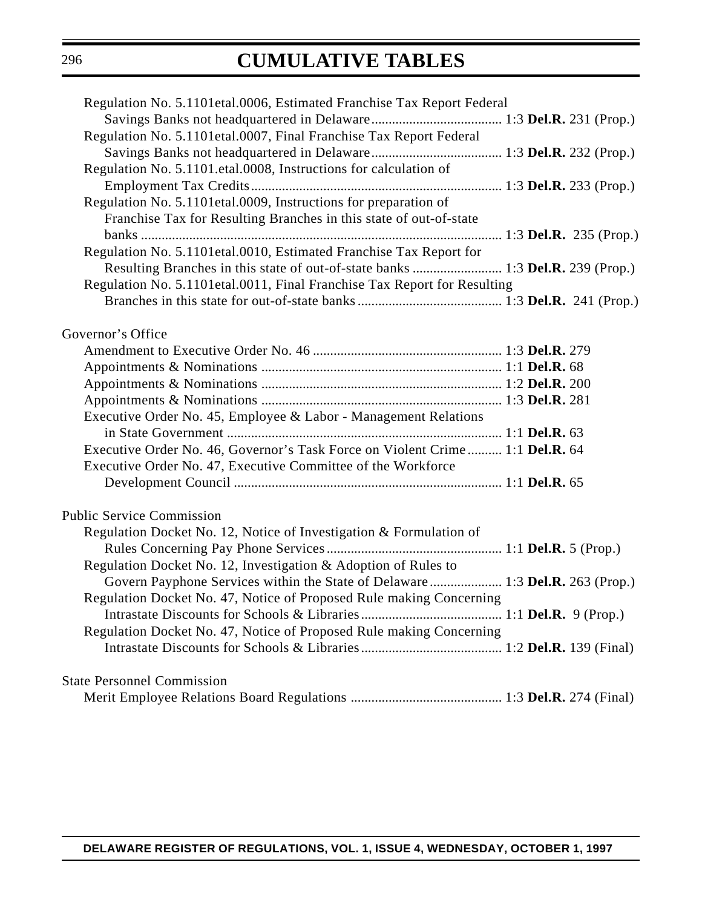# CUMULATIVE TABLES

Regulation No. 5.1101etal.0006, Estimated Franchise Tax Report Federal Savings Banks not headquartered in Delaware...................................... 1:3 **Del.R.** 231 (Prop.)

Regulation No. 5.1101etal.0007, Final Franchise Tax Report Federal Savings Banks not headquartered in Delaware...................................... 1:3 **Del.R.** 232 (Prop.)

Regulation No. 5.1101.etal.0008, Instructions for calculation of Employment Tax Credits........................................................................ 1:3 **Del.R.** 233 (Prop.)

Regulation No. 5.1101etal.0009, Instructions for preparation of Franchise Tax for Resulting Branches in this state of out-of-state banks ........................................................................................................ 1:3 **Del.R.** 235 (Prop.)

Regulation No. 5.1101etal.0010, Estimated Franchise Tax Report for Resulting Branches in this state of out-of-state banks .......................... 1:3 **Del.R.** 239 (Prop.)

Regulation No. 5.1101etal.0011, Final Franchise Tax Report for Resulting Branches in this state for out-of-state banks.......................................... 1:3 **Del.R.** 241 (Prop.)

Governor's Office

Amendment to Executive Order No. 46 ...................................................... 1:3 **Del.R.** 279

Appointments & Nominations ..................................................................... 1:1 **Del.R.** 68

Appointments & Nominations ..................................................................... 1:2 **Del.R.** 200

Appointments & Nominations ..................................................................... 1:3 **Del.R.** 281

Executive Order No. 45, Employee & Labor - Management Relations in State Government ............................................................................... 1:1 **Del.R.** 63

Executive Order No. 46, Governor's Task Force on Violent Crime.......... 1:1 **Del.R.** 64

Executive Order No. 47, Executive Committee of the Workforce Development Council ............................................................................. 1:1 **Del.R.** 65

Public Service Commission

Regulation Docket No. 12, Notice of Investigation & Formulation of Rules Concerning Pay Phone Services.................................................. 1:1 **Del.R.** 5 (Prop.)

Regulation Docket No. 12, Investigation & Adoption of Rules to Govern Payphone Services within the State of Delaware..................... 1:3 **Del.R.** 263 (Prop.)

Regulation Docket No. 47, Notice of Proposed Rule making Concerning Intrastate Discounts for Schools & Libraries......................................... 1:1 **Del.R.** 9 (Prop.)

Regulation Docket No. 47, Notice of Proposed Rule making Concerning Intrastate Discounts for Schools & Libraries......................................... 1:2 **Del.R.** 139 (Final)

State Personnel Commission

Merit Employee Relations Board Regulations ........................................... 1:3 **Del.R.** 274 (Final)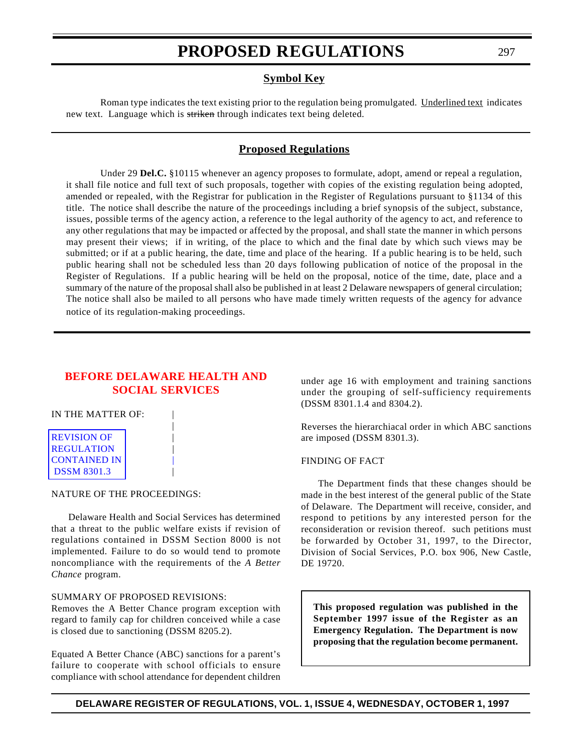# PROPOSED REGULATIONS

## Symbol Key

Roman type indicates the text existing prior to the regulation being promulgated. Underlined text indicates new text. Language which is ~~striken~~ through indicates text being deleted.

## Proposed Regulations

Under 29 **Del.C.** §10115 whenever an agency proposes to formulate, adopt, amend or repeal a regulation, it shall file notice and full text of such proposals, together with copies of the existing regulation being adopted, amended or repealed, with the Registrar for publication in the Register of Regulations pursuant to §1134 of this title. The notice shall describe the nature of the proceedings including a brief synopsis of the subject, substance, issues, possible terms of the agency action, a reference to the legal authority of the agency to act, and reference to any other regulations that may be impacted or affected by the proposal, and shall state the manner in which persons may present their views; if in writing, of the place to which and the final date by which such views may be submitted; or if at a public hearing, the date, time and place of the hearing. If a public hearing is to be held, such public hearing shall not be scheduled less than 20 days following publication of notice of the proposal in the Register of Regulations. If a public hearing will be held on the proposal, notice of the time, date, place and a summary of the nature of the proposal shall also be published in at least 2 Delaware newspapers of general circulation; The notice shall also be mailed to all persons who have made timely written requests of the agency for advance notice of its regulation-making proceedings.

## BEFORE DELAWARE HEALTH AND SOCIAL SERVICES

IN THE MATTER OF:

REVISION OF REGULATION CONTAINED IN DSSM 8301.3

NATURE OF THE PROCEEDINGS:

Delaware Health and Social Services has determined that a threat to the public welfare exists if revision of regulations contained in DSSM Section 8000 is not implemented. Failure to do so would tend to promote noncompliance with the requirements of the *A Better Chance* program.

SUMMARY OF PROPOSED REVISIONS:

Removes the A Better Chance program exception with regard to family cap for children conceived while a case is closed due to sanctioning (DSSM 8205.2).

Equated A Better Chance (ABC) sanctions for a parent's failure to cooperate with school officials to ensure compliance with school attendance for dependent children under age 16 with employment and training sanctions under the grouping of self-sufficiency requirements (DSSM 8301.1.4 and 8304.2).

Reverses the hierarchiacal order in which ABC sanctions are imposed (DSSM 8301.3).

FINDING OF FACT

The Department finds that these changes should be made in the best interest of the general public of the State of Delaware. The Department will receive, consider, and respond to petitions by any interested person for the reconsideration or revision thereof. such petitions must be forwarded by October 31, 1997, to the Director, Division of Social Services, P.O. box 906, New Castle, DE 19720.

**This proposed regulation was published in the September 1997 issue of the Register as an Emergency Regulation. The Department is now proposing that the regulation become permanent.**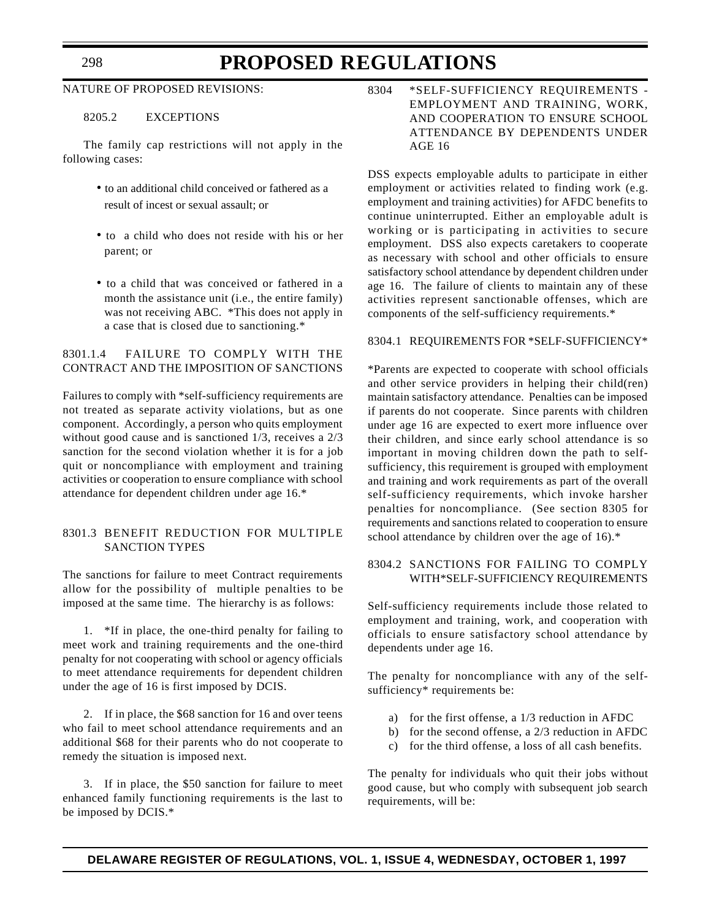NATURE OF PROPOSED REVISIONS:

8205.2 EXCEPTIONS

The family cap restrictions will not apply in the following cases:

- to an additional child conceived or fathered as a result of incest or sexual assault; or
- to a child who does not reside with his or her parent; or
- to a child that was conceived or fathered in a month the assistance unit (i.e., the entire family) was not receiving ABC. *This does not apply in a case that is closed due to sanctioning.*

8301.1.4 FAILURE TO COMPLY WITH THE CONTRACT AND THE IMPOSITION OF SANCTIONS

Failures to comply with *self-sufficiency requirements are not treated as separate activity violations, but as one component. Accordingly, a person who quits employment without good cause and is sanctioned 1/3, receives a 2/3 sanction for the second violation whether it is for a job quit or noncompliance with employment and training activities or cooperation to ensure compliance with school attendance for dependent children under age 16.*

8301.3 BENEFIT REDUCTION FOR MULTIPLE SANCTION TYPES

The sanctions for failure to meet Contract requirements allow for the possibility of multiple penalties to be imposed at the same time. The hierarchy is as follows:

1. *If in place, the one-third penalty for failing to meet work and training requirements and the one-third penalty for not cooperating with school or agency officials to meet attendance requirements for dependent children under the age of 16 is first imposed by DCIS.

2. If in place, the $68 sanction for 16 and over teens who fail to meet school attendance requirements and an additional $68 for their parents who do not cooperate to remedy the situation is imposed next.

3. If in place, the $50 sanction for failure to meet enhanced family functioning requirements is the last to be imposed by DCIS.*

8304 *SELF-SUFFICIENCY REQUIREMENTS - EMPLOYMENT AND TRAINING, WORK, AND COOPERATION TO ENSURE SCHOOL ATTENDANCE BY DEPENDENTS UNDER AGE 16

DSS expects employable adults to participate in either employment or activities related to finding work (e.g. employment and training activities) for AFDC benefits to continue uninterrupted. Either an employable adult is working or is participating in activities to secure employment. DSS also expects caretakers to cooperate as necessary with school and other officials to ensure satisfactory school attendance by dependent children under age 16. The failure of clients to maintain any of these activities represent sanctionable offenses, which are components of the self-sufficiency requirements.*

8304.1 REQUIREMENTS FOR *SELF-SUFFICIENCY*

*Parents are expected to cooperate with school officials and other service providers in helping their child(ren) maintain satisfactory attendance. Penalties can be imposed if parents do not cooperate. Since parents with children under age 16 are expected to exert more influence over their children, and since early school attendance is so important in moving children down the path to self-sufficiency, this requirement is grouped with employment and training and work requirements as part of the overall self-sufficiency requirements, which invoke harsher penalties for noncompliance. (See section 8305 for requirements and sanctions related to cooperation to ensure school attendance by children over the age of 16).*

8304.2 SANCTIONS FOR FAILING TO COMPLY WITH*SELF-SUFFICIENCY REQUIREMENTS

Self-sufficiency requirements include those related to employment and training, work, and cooperation with officials to ensure satisfactory school attendance by dependents under age 16.

The penalty for noncompliance with any of the self-sufficiency* requirements be:

a) for the first offense, a 1/3 reduction in AFDC
b) for the second offense, a 2/3 reduction in AFDC
c) for the third offense, a loss of all cash benefits.

The penalty for individuals who quit their jobs without good cause, but who comply with subsequent job search requirements, will be: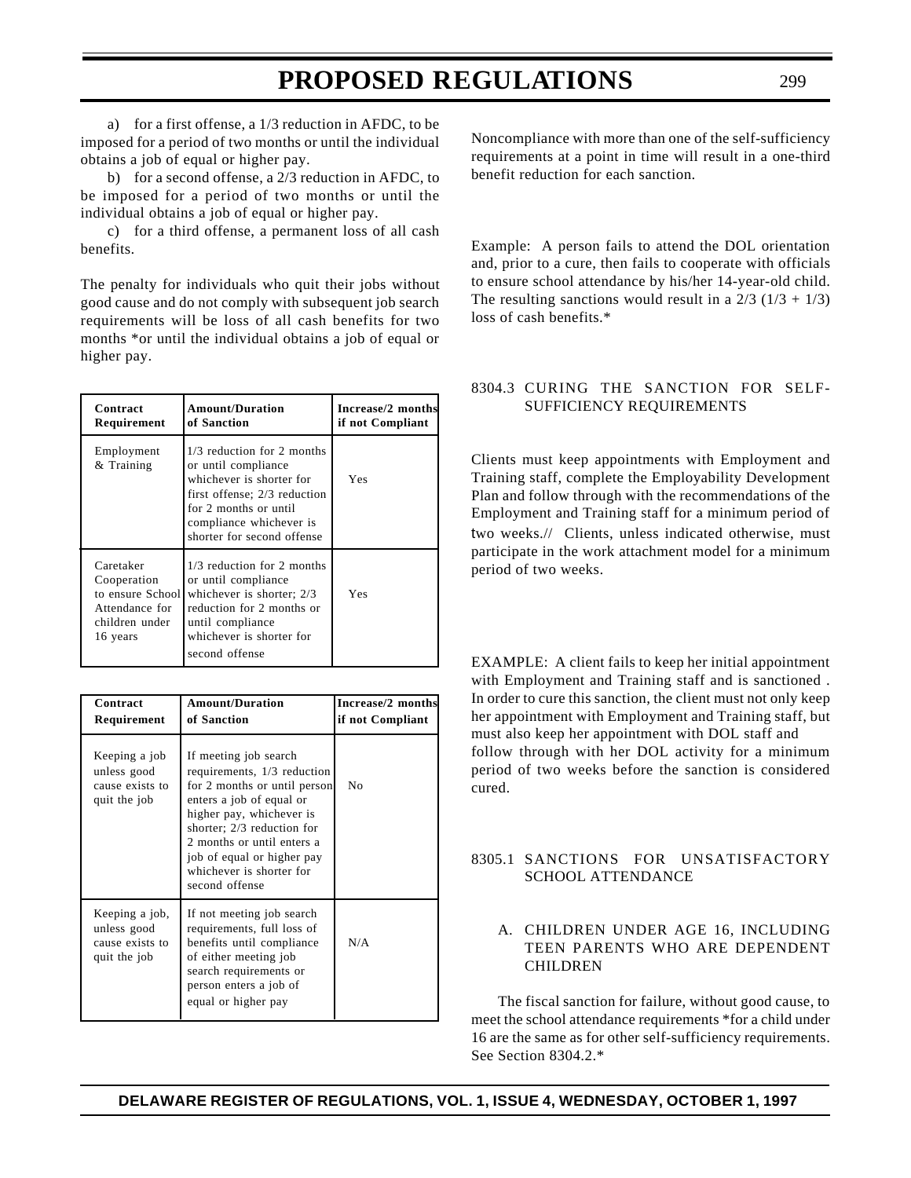a) for a first offense, a 1/3 reduction in AFDC, to be imposed for a period of two months or until the individual obtains a job of equal or higher pay.

b) for a second offense, a 2/3 reduction in AFDC, to be imposed for a period of two months or until the individual obtains a job of equal or higher pay.

c) for a third offense, a permanent loss of all cash benefits.

The penalty for individuals who quit their jobs without good cause and do not comply with subsequent job search requirements will be loss of all cash benefits for two months *or until the individual obtains a job of equal or higher pay.

| Contract Requirement | Amount/Duration of Sanction | Increase/2 months if not Compliant |
|---|---|---|
| Employment & Training | 1/3 reduction for 2 months or until compliance whichever is shorter for first offense; 2/3 reduction for 2 months or until compliance whichever is shorter for second offense | Yes |
| Caretaker Cooperation to ensure School Attendance for children under 16 years | 1/3 reduction for 2 months or until compliance whichever is shorter; 2/3 reduction for 2 months or until compliance whichever is shorter for second offense | Yes |

| Contract Requirement | Amount/Duration of Sanction | Increase/2 months if not Compliant |
|---|---|---|
| Keeping a job unless good cause exists to quit the job | If meeting job search requirements, 1/3 reduction for 2 months or until person enters a job of equal or higher pay, whichever is shorter; 2/3 reduction for 2 months or until enters a job of equal or higher pay whichever is shorter for second offense | No |
| Keeping a job, unless good cause exists to quit the job | If not meeting job search requirements, full loss of benefits until compliance of either meeting job search requirements or person enters a job of equal or higher pay | N/A |

Noncompliance with more than one of the self-sufficiency requirements at a point in time will result in a one-third benefit reduction for each sanction.

Example: A person fails to attend the DOL orientation and, prior to a cure, then fails to cooperate with officials to ensure school attendance by his/her 14-year-old child. The resulting sanctions would result in a 2/3 (1/3 + 1/3) loss of cash benefits.*

### 8304.3 CURING THE SANCTION FOR SELF-SUFFICIENCY REQUIREMENTS

Clients must keep appointments with Employment and Training staff, complete the Employability Development Plan and follow through with the recommendations of the Employment and Training staff for a minimum period of two weeks.// Clients, unless indicated otherwise, must participate in the work attachment model for a minimum period of two weeks.

EXAMPLE: A client fails to keep her initial appointment with Employment and Training staff and is sanctioned . In order to cure this sanction, the client must not only keep her appointment with Employment and Training staff, but must also keep her appointment with DOL staff and follow through with her DOL activity for a minimum period of two weeks before the sanction is considered cured.

### 8305.1 SANCTIONS FOR UNSATISFACTORY SCHOOL ATTENDANCE

#### A. CHILDREN UNDER AGE 16, INCLUDING TEEN PARENTS WHO ARE DEPENDENT CHILDREN

The fiscal sanction for failure, without good cause, to meet the school attendance requirements *for a child under 16 are the same as for other self-sufficiency requirements. See Section 8304.2.*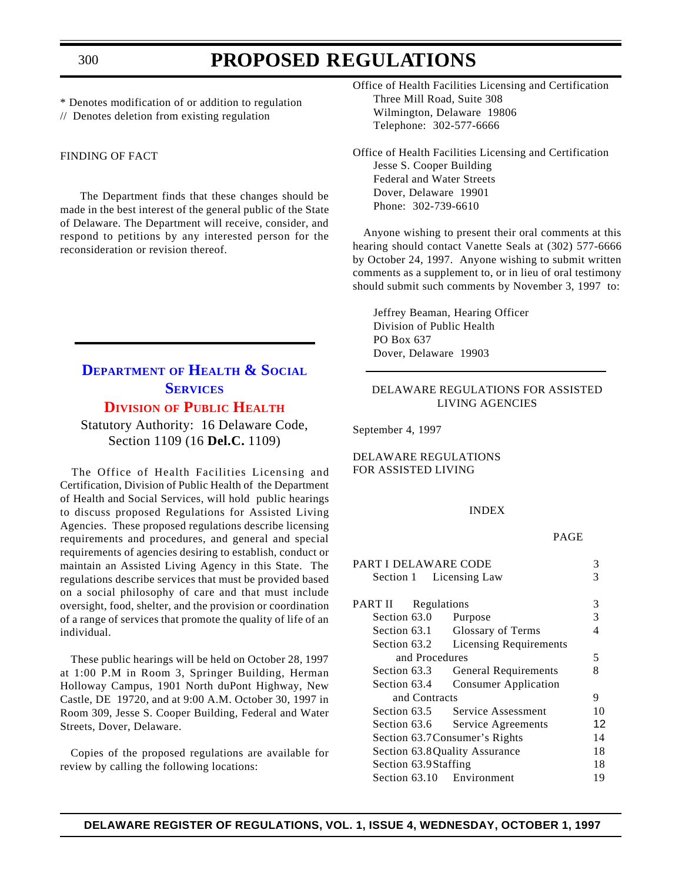\* Denotes modification of or addition to regulation
// Denotes deletion from existing regulation

FINDING OF FACT

The Department finds that these changes should be made in the best interest of the general public of the State of Delaware. The Department will receive, consider, and respond to petitions by any interested person for the reconsideration or revision thereof.

## DEPARTMENT OF HEALTH & SOCIAL SERVICES

### DIVISION OF PUBLIC HEALTH

Statutory Authority: 16 Delaware Code, Section 1109 (16 **Del.C.** 1109)

The Office of Health Facilities Licensing and Certification, Division of Public Health of the Department of Health and Social Services, will hold public hearings to discuss proposed Regulations for Assisted Living Agencies. These proposed regulations describe licensing requirements and procedures, and general and special requirements of agencies desiring to establish, conduct or maintain an Assisted Living Agency in this State. The regulations describe services that must be provided based on a social philosophy of care and that must include oversight, food, shelter, and the provision or coordination of a range of services that promote the quality of life of an individual.

These public hearings will be held on October 28, 1997 at 1:00 P.M in Room 3, Springer Building, Herman Holloway Campus, 1901 North duPont Highway, New Castle, DE 19720, and at 9:00 A.M. October 30, 1997 in Room 309, Jesse S. Cooper Building, Federal and Water Streets, Dover, Delaware.

Copies of the proposed regulations are available for review by calling the following locations:

Office of Health Facilities Licensing and Certification
Three Mill Road, Suite 308
Wilmington, Delaware 19806
Telephone: 302-577-6666

Office of Health Facilities Licensing and Certification
Jesse S. Cooper Building
Federal and Water Streets
Dover, Delaware 19901
Phone: 302-739-6610

Anyone wishing to present their oral comments at this hearing should contact Vanette Seals at (302) 577-6666 by October 24, 1997. Anyone wishing to submit written comments as a supplement to, or in lieu of oral testimony should submit such comments by November 3, 1997 to:

Jeffrey Beaman, Hearing Officer
Division of Public Health
PO Box 637
Dover, Delaware 19903

DELAWARE REGULATIONS FOR ASSISTED LIVING AGENCIES

September 4, 1997

DELAWARE REGULATIONS FOR ASSISTED LIVING

INDEX

| | | PAGE |
|---|---|---|
| PART I DELAWARE CODE | | 3 |
| Section 1 | Licensing Law | 3 |
| PART II | Regulations | 3 |
| Section 63.0 | Purpose | 3 |
| Section 63.1 | Glossary of Terms | 4 |
| Section 63.2 | Licensing Requirements and Procedures | 5 |
| Section 63.3 | General Requirements | 8 |
| Section 63.4 | Consumer Application and Contracts | 9 |
| Section 63.5 | Service Assessment | 10 |
| Section 63.6 | Service Agreements | 12 |
| Section 63.7 | Consumer's Rights | 14 |
| Section 63.8 | Quality Assurance | 18 |
| Section 63.9 | Staffing | 18 |
| Section 63.10 | Environment | 19 |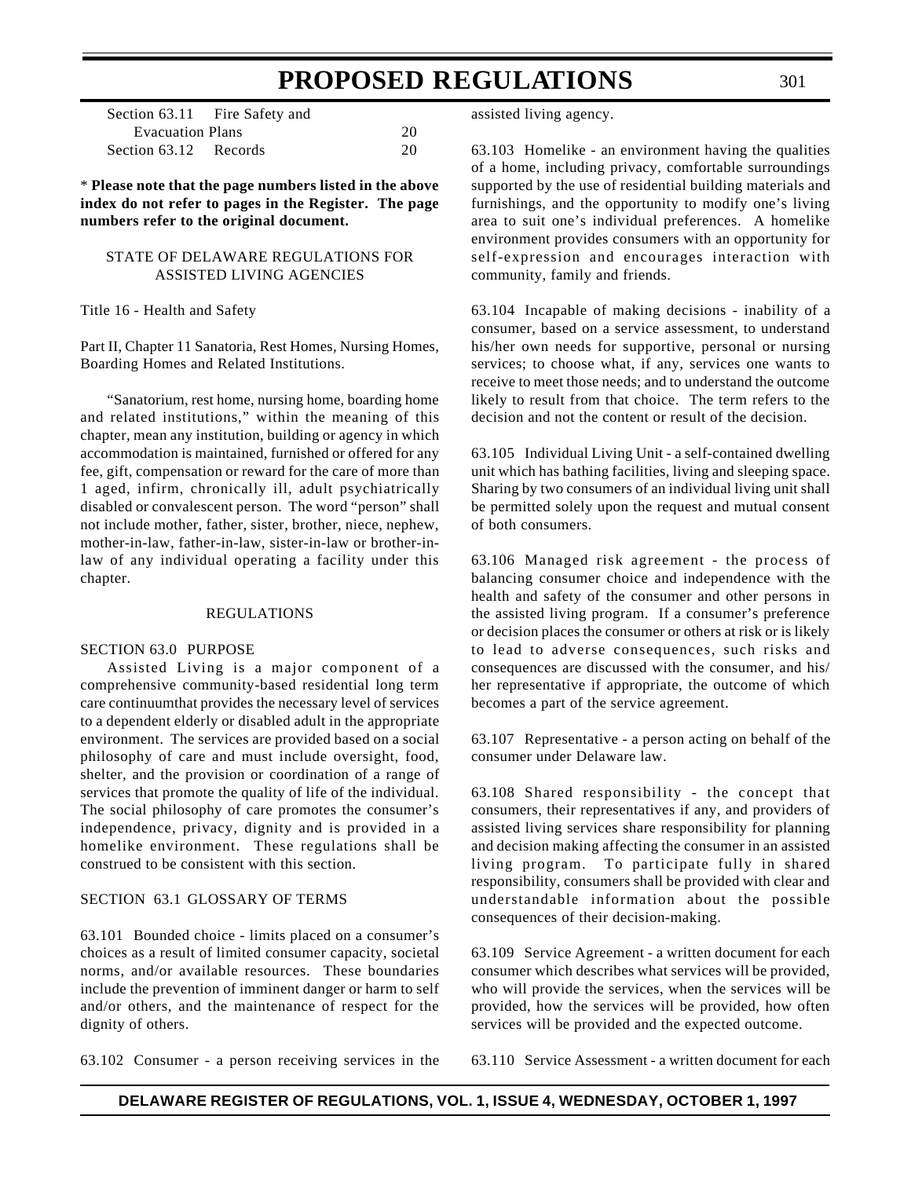| Section | Title | Page |
|---|---|---|
| Section 63.11 | Fire Safety and Evacuation Plans | 20 |
| Section 63.12 | Records | 20 |

\* **Please note that the page numbers listed in the above index do not refer to pages in the Register. The page numbers refer to the original document.**

STATE OF DELAWARE REGULATIONS FOR ASSISTED LIVING AGENCIES

Title 16 - Health and Safety

Part II, Chapter 11 Sanatoria, Rest Homes, Nursing Homes, Boarding Homes and Related Institutions.

"Sanatorium, rest home, nursing home, boarding home and related institutions," within the meaning of this chapter, mean any institution, building or agency in which accommodation is maintained, furnished or offered for any fee, gift, compensation or reward for the care of more than 1 aged, infirm, chronically ill, adult psychiatrically disabled or convalescent person. The word "person" shall not include mother, father, sister, brother, niece, nephew, mother-in-law, father-in-law, sister-in-law or brother-in-law of any individual operating a facility under this chapter.

REGULATIONS

SECTION 63.0 PURPOSE

Assisted Living is a major component of a comprehensive community-based residential long term care continuumthat provides the necessary level of services to a dependent elderly or disabled adult in the appropriate environment. The services are provided based on a social philosophy of care and must include oversight, food, shelter, and the provision or coordination of a range of services that promote the quality of life of the individual. The social philosophy of care promotes the consumer's independence, privacy, dignity and is provided in a homelike environment. These regulations shall be construed to be consistent with this section.

SECTION 63.1 GLOSSARY OF TERMS

63.101 Bounded choice - limits placed on a consumer's choices as a result of limited consumer capacity, societal norms, and/or available resources. These boundaries include the prevention of imminent danger or harm to self and/or others, and the maintenance of respect for the dignity of others.

63.102 Consumer - a person receiving services in the assisted living agency.

63.103 Homelike - an environment having the qualities of a home, including privacy, comfortable surroundings supported by the use of residential building materials and furnishings, and the opportunity to modify one's living area to suit one's individual preferences. A homelike environment provides consumers with an opportunity for self-expression and encourages interaction with community, family and friends.

63.104 Incapable of making decisions - inability of a consumer, based on a service assessment, to understand his/her own needs for supportive, personal or nursing services; to choose what, if any, services one wants to receive to meet those needs; and to understand the outcome likely to result from that choice. The term refers to the decision and not the content or result of the decision.

63.105 Individual Living Unit - a self-contained dwelling unit which has bathing facilities, living and sleeping space. Sharing by two consumers of an individual living unit shall be permitted solely upon the request and mutual consent of both consumers.

63.106 Managed risk agreement - the process of balancing consumer choice and independence with the health and safety of the consumer and other persons in the assisted living program. If a consumer's preference or decision places the consumer or others at risk or is likely to lead to adverse consequences, such risks and consequences are discussed with the consumer, and his/her representative if appropriate, the outcome of which becomes a part of the service agreement.

63.107 Representative - a person acting on behalf of the consumer under Delaware law.

63.108 Shared responsibility - the concept that consumers, their representatives if any, and providers of assisted living services share responsibility for planning and decision making affecting the consumer in an assisted living program. To participate fully in shared responsibility, consumers shall be provided with clear and understandable information about the possible consequences of their decision-making.

63.109 Service Agreement - a written document for each consumer which describes what services will be provided, who will provide the services, when the services will be provided, how the services will be provided, how often services will be provided and the expected outcome.

63.110 Service Assessment - a written document for each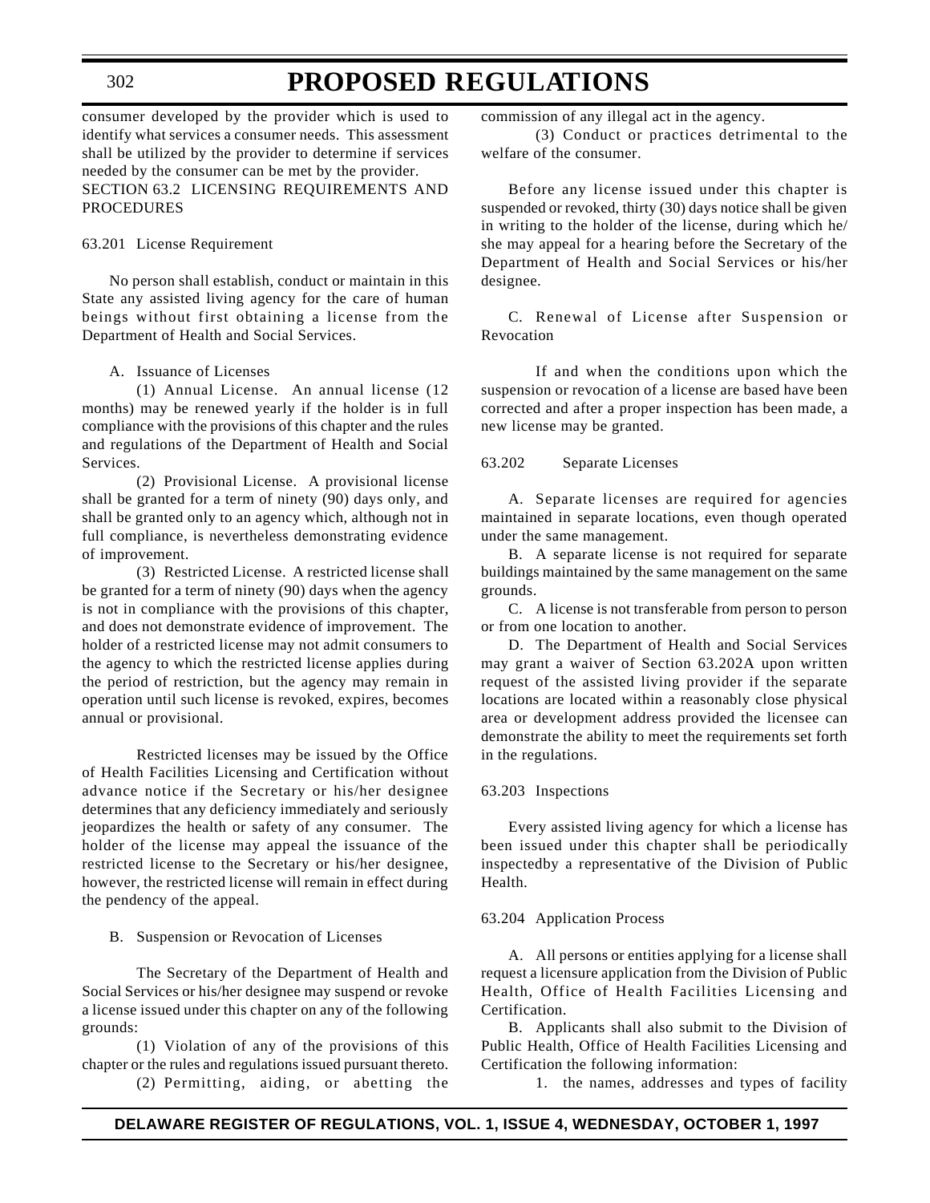consumer developed by the provider which is used to identify what services a consumer needs. This assessment shall be utilized by the provider to determine if services needed by the consumer can be met by the provider.

SECTION 63.2 LICENSING REQUIREMENTS AND PROCEDURES

63.201 License Requirement

No person shall establish, conduct or maintain in this State any assisted living agency for the care of human beings without first obtaining a license from the Department of Health and Social Services.

A. Issuance of Licenses

(1) Annual License. An annual license (12 months) may be renewed yearly if the holder is in full compliance with the provisions of this chapter and the rules and regulations of the Department of Health and Social Services.

(2) Provisional License. A provisional license shall be granted for a term of ninety (90) days only, and shall be granted only to an agency which, although not in full compliance, is nevertheless demonstrating evidence of improvement.

(3) Restricted License. A restricted license shall be granted for a term of ninety (90) days when the agency is not in compliance with the provisions of this chapter, and does not demonstrate evidence of improvement. The holder of a restricted license may not admit consumers to the agency to which the restricted license applies during the period of restriction, but the agency may remain in operation until such license is revoked, expires, becomes annual or provisional.

Restricted licenses may be issued by the Office of Health Facilities Licensing and Certification without advance notice if the Secretary or his/her designee determines that any deficiency immediately and seriously jeopardizes the health or safety of any consumer. The holder of the license may appeal the issuance of the restricted license to the Secretary or his/her designee, however, the restricted license will remain in effect during the pendency of the appeal.

B. Suspension or Revocation of Licenses

The Secretary of the Department of Health and Social Services or his/her designee may suspend or revoke a license issued under this chapter on any of the following grounds:

(1) Violation of any of the provisions of this chapter or the rules and regulations issued pursuant thereto.

(2) Permitting, aiding, or abetting the commission of any illegal act in the agency.

(3) Conduct or practices detrimental to the welfare of the consumer.

Before any license issued under this chapter is suspended or revoked, thirty (30) days notice shall be given in writing to the holder of the license, during which he/she may appeal for a hearing before the Secretary of the Department of Health and Social Services or his/her designee.

C. Renewal of License after Suspension or Revocation

If and when the conditions upon which the suspension or revocation of a license are based have been corrected and after a proper inspection has been made, a new license may be granted.

63.202 Separate Licenses

A. Separate licenses are required for agencies maintained in separate locations, even though operated under the same management.

B. A separate license is not required for separate buildings maintained by the same management on the same grounds.

C. A license is not transferable from person to person or from one location to another.

D. The Department of Health and Social Services may grant a waiver of Section 63.202A upon written request of the assisted living provider if the separate locations are located within a reasonably close physical area or development address provided the licensee can demonstrate the ability to meet the requirements set forth in the regulations.

63.203 Inspections

Every assisted living agency for which a license has been issued under this chapter shall be periodically inspectedby a representative of the Division of Public Health.

63.204 Application Process

A. All persons or entities applying for a license shall request a licensure application from the Division of Public Health, Office of Health Facilities Licensing and Certification.

B. Applicants shall also submit to the Division of Public Health, Office of Health Facilities Licensing and Certification the following information:

1. the names, addresses and types of facility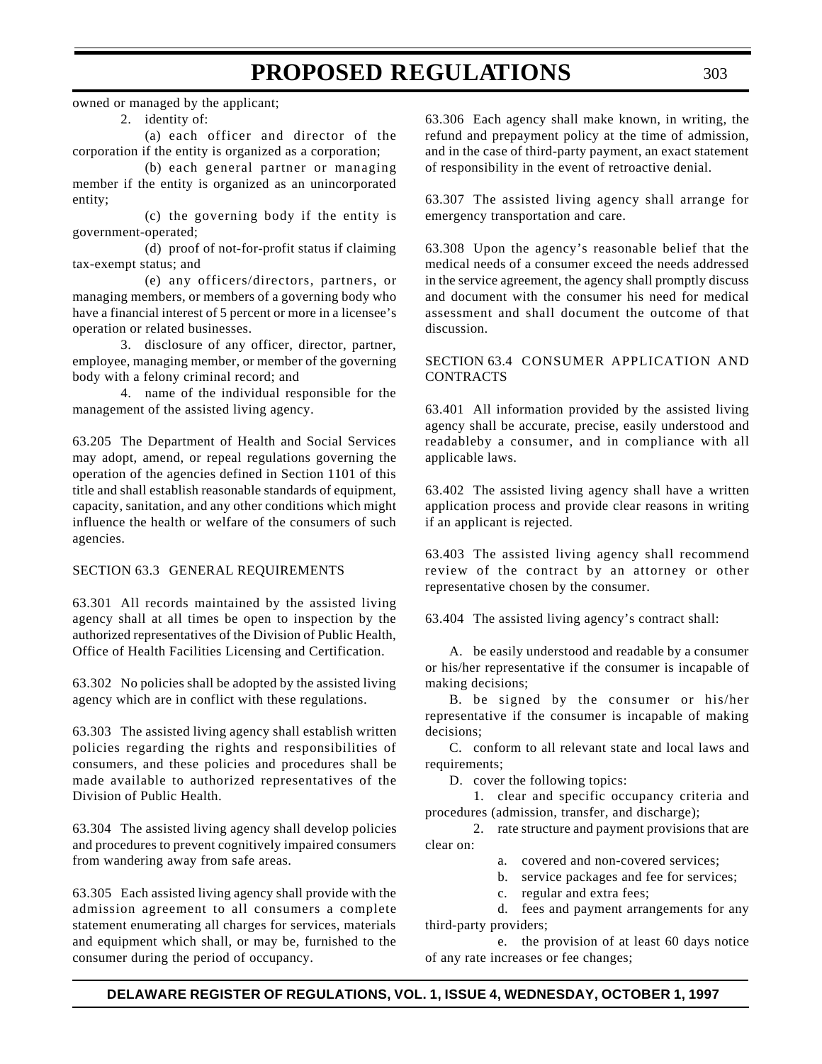owned or managed by the applicant;

2. identity of:

(a) each officer and director of the corporation if the entity is organized as a corporation;

(b) each general partner or managing member if the entity is organized as an unincorporated entity;

(c) the governing body if the entity is government-operated;

(d) proof of not-for-profit status if claiming tax-exempt status; and

(e) any officers/directors, partners, or managing members, or members of a governing body who have a financial interest of 5 percent or more in a licensee's operation or related businesses.

3. disclosure of any officer, director, partner, employee, managing member, or member of the governing body with a felony criminal record; and

4. name of the individual responsible for the management of the assisted living agency.

63.205 The Department of Health and Social Services may adopt, amend, or repeal regulations governing the operation of the agencies defined in Section 1101 of this title and shall establish reasonable standards of equipment, capacity, sanitation, and any other conditions which might influence the health or welfare of the consumers of such agencies.

SECTION 63.3 GENERAL REQUIREMENTS

63.301 All records maintained by the assisted living agency shall at all times be open to inspection by the authorized representatives of the Division of Public Health, Office of Health Facilities Licensing and Certification.

63.302 No policies shall be adopted by the assisted living agency which are in conflict with these regulations.

63.303 The assisted living agency shall establish written policies regarding the rights and responsibilities of consumers, and these policies and procedures shall be made available to authorized representatives of the Division of Public Health.

63.304 The assisted living agency shall develop policies and procedures to prevent cognitively impaired consumers from wandering away from safe areas.

63.305 Each assisted living agency shall provide with the admission agreement to all consumers a complete statement enumerating all charges for services, materials and equipment which shall, or may be, furnished to the consumer during the period of occupancy.

63.306 Each agency shall make known, in writing, the refund and prepayment policy at the time of admission, and in the case of third-party payment, an exact statement of responsibility in the event of retroactive denial.

63.307 The assisted living agency shall arrange for emergency transportation and care.

63.308 Upon the agency's reasonable belief that the medical needs of a consumer exceed the needs addressed in the service agreement, the agency shall promptly discuss and document with the consumer his need for medical assessment and shall document the outcome of that discussion.

SECTION 63.4 CONSUMER APPLICATION AND CONTRACTS

63.401 All information provided by the assisted living agency shall be accurate, precise, easily understood and readableby a consumer, and in compliance with all applicable laws.

63.402 The assisted living agency shall have a written application process and provide clear reasons in writing if an applicant is rejected.

63.403 The assisted living agency shall recommend review of the contract by an attorney or other representative chosen by the consumer.

63.404 The assisted living agency's contract shall:

A. be easily understood and readable by a consumer or his/her representative if the consumer is incapable of making decisions;

B. be signed by the consumer or his/her representative if the consumer is incapable of making decisions;

C. conform to all relevant state and local laws and requirements;

D. cover the following topics:

1. clear and specific occupancy criteria and procedures (admission, transfer, and discharge);

2. rate structure and payment provisions that are clear on:

a. covered and non-covered services;

b. service packages and fee for services;

c. regular and extra fees;

d. fees and payment arrangements for any third-party providers;

e. the provision of at least 60 days notice of any rate increases or fee changes;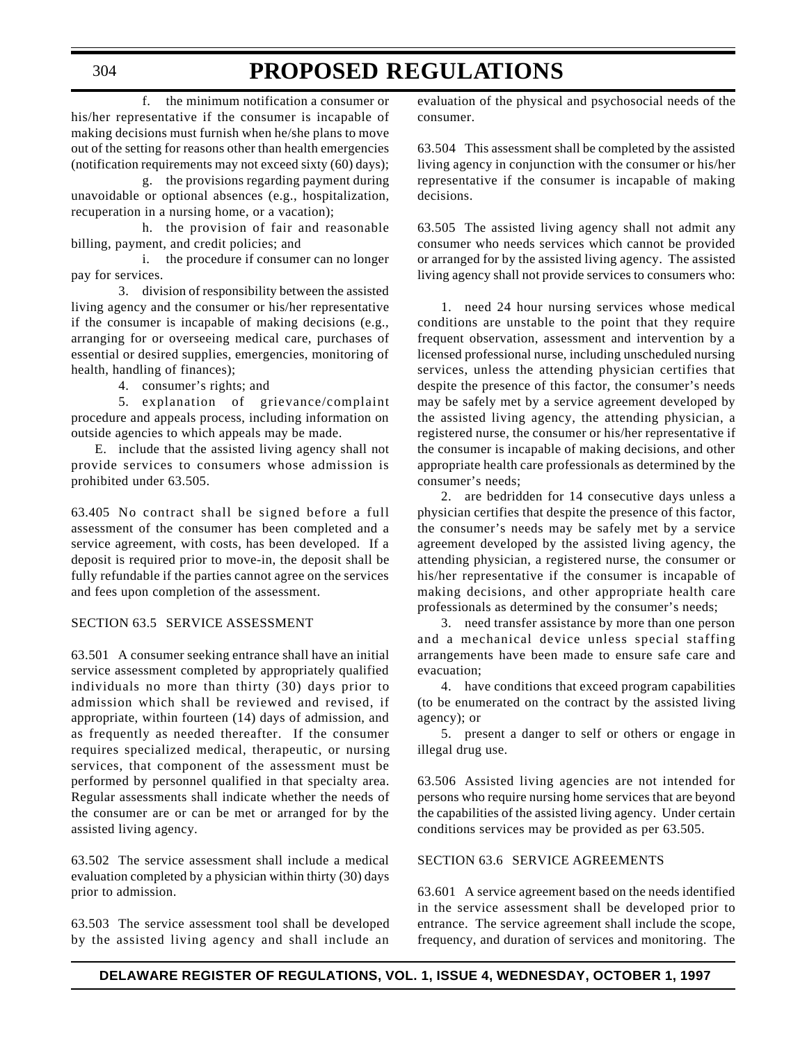f. the minimum notification a consumer or his/her representative if the consumer is incapable of making decisions must furnish when he/she plans to move out of the setting for reasons other than health emergencies (notification requirements may not exceed sixty (60) days);

g. the provisions regarding payment during unavoidable or optional absences (e.g., hospitalization, recuperation in a nursing home, or a vacation);

h. the provision of fair and reasonable billing, payment, and credit policies; and

i. the procedure if consumer can no longer pay for services.

3. division of responsibility between the assisted living agency and the consumer or his/her representative if the consumer is incapable of making decisions (e.g., arranging for or overseeing medical care, purchases of essential or desired supplies, emergencies, monitoring of health, handling of finances);

4. consumer's rights; and

5. explanation of grievance/complaint procedure and appeals process, including information on outside agencies to which appeals may be made.

E. include that the assisted living agency shall not provide services to consumers whose admission is prohibited under 63.505.

63.405 No contract shall be signed before a full assessment of the consumer has been completed and a service agreement, with costs, has been developed. If a deposit is required prior to move-in, the deposit shall be fully refundable if the parties cannot agree on the services and fees upon completion of the assessment.

SECTION 63.5 SERVICE ASSESSMENT

63.501 A consumer seeking entrance shall have an initial service assessment completed by appropriately qualified individuals no more than thirty (30) days prior to admission which shall be reviewed and revised, if appropriate, within fourteen (14) days of admission, and as frequently as needed thereafter. If the consumer requires specialized medical, therapeutic, or nursing services, that component of the assessment must be performed by personnel qualified in that specialty area. Regular assessments shall indicate whether the needs of the consumer are or can be met or arranged for by the assisted living agency.

63.502 The service assessment shall include a medical evaluation completed by a physician within thirty (30) days prior to admission.

63.503 The service assessment tool shall be developed by the assisted living agency and shall include an evaluation of the physical and psychosocial needs of the consumer.

63.504 This assessment shall be completed by the assisted living agency in conjunction with the consumer or his/her representative if the consumer is incapable of making decisions.

63.505 The assisted living agency shall not admit any consumer who needs services which cannot be provided or arranged for by the assisted living agency. The assisted living agency shall not provide services to consumers who:

1. need 24 hour nursing services whose medical conditions are unstable to the point that they require frequent observation, assessment and intervention by a licensed professional nurse, including unscheduled nursing services, unless the attending physician certifies that despite the presence of this factor, the consumer's needs may be safely met by a service agreement developed by the assisted living agency, the attending physician, a registered nurse, the consumer or his/her representative if the consumer is incapable of making decisions, and other appropriate health care professionals as determined by the consumer's needs;

2. are bedridden for 14 consecutive days unless a physician certifies that despite the presence of this factor, the consumer's needs may be safely met by a service agreement developed by the assisted living agency, the attending physician, a registered nurse, the consumer or his/her representative if the consumer is incapable of making decisions, and other appropriate health care professionals as determined by the consumer's needs;

3. need transfer assistance by more than one person and a mechanical device unless special staffing arrangements have been made to ensure safe care and evacuation;

4. have conditions that exceed program capabilities (to be enumerated on the contract by the assisted living agency); or

5. present a danger to self or others or engage in illegal drug use.

63.506 Assisted living agencies are not intended for persons who require nursing home services that are beyond the capabilities of the assisted living agency. Under certain conditions services may be provided as per 63.505.

SECTION 63.6 SERVICE AGREEMENTS

63.601 A service agreement based on the needs identified in the service assessment shall be developed prior to entrance. The service agreement shall include the scope, frequency, and duration of services and monitoring. The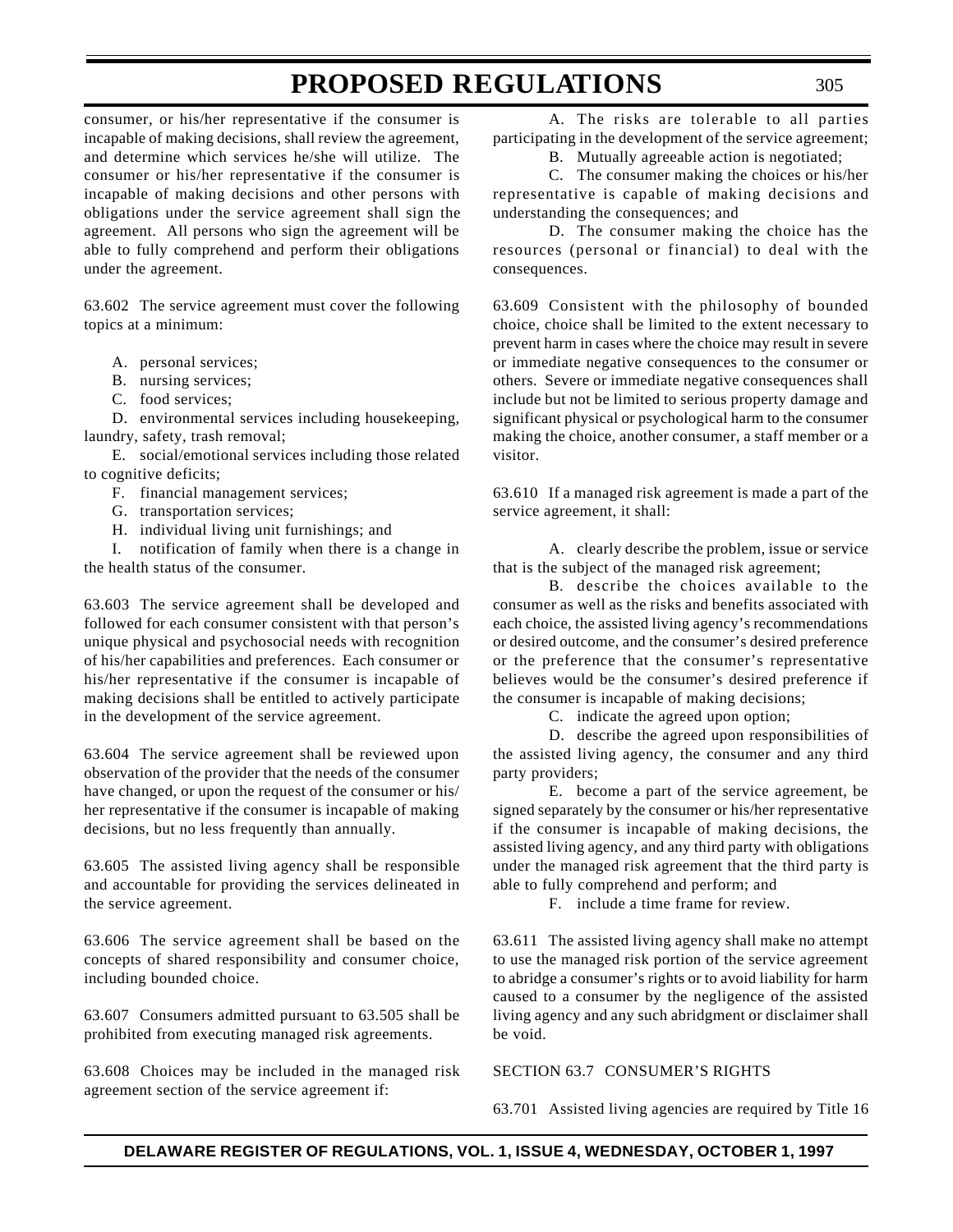consumer, or his/her representative if the consumer is incapable of making decisions, shall review the agreement, and determine which services he/she will utilize. The consumer or his/her representative if the consumer is incapable of making decisions and other persons with obligations under the service agreement shall sign the agreement. All persons who sign the agreement will be able to fully comprehend and perform their obligations under the agreement.

63.602 The service agreement must cover the following topics at a minimum:

A. personal services;

B. nursing services;

C. food services;

D. environmental services including housekeeping, laundry, safety, trash removal;

E. social/emotional services including those related to cognitive deficits;

F. financial management services;

G. transportation services;

H. individual living unit furnishings; and

I. notification of family when there is a change in the health status of the consumer.

63.603 The service agreement shall be developed and followed for each consumer consistent with that person's unique physical and psychosocial needs with recognition of his/her capabilities and preferences. Each consumer or his/her representative if the consumer is incapable of making decisions shall be entitled to actively participate in the development of the service agreement.

63.604 The service agreement shall be reviewed upon observation of the provider that the needs of the consumer have changed, or upon the request of the consumer or his/her representative if the consumer is incapable of making decisions, but no less frequently than annually.

63.605 The assisted living agency shall be responsible and accountable for providing the services delineated in the service agreement.

63.606 The service agreement shall be based on the concepts of shared responsibility and consumer choice, including bounded choice.

63.607 Consumers admitted pursuant to 63.505 shall be prohibited from executing managed risk agreements.

63.608 Choices may be included in the managed risk agreement section of the service agreement if:

A. The risks are tolerable to all parties participating in the development of the service agreement;

B. Mutually agreeable action is negotiated;

C. The consumer making the choices or his/her representative is capable of making decisions and understanding the consequences; and

D. The consumer making the choice has the resources (personal or financial) to deal with the consequences.

63.609 Consistent with the philosophy of bounded choice, choice shall be limited to the extent necessary to prevent harm in cases where the choice may result in severe or immediate negative consequences to the consumer or others. Severe or immediate negative consequences shall include but not be limited to serious property damage and significant physical or psychological harm to the consumer making the choice, another consumer, a staff member or a visitor.

63.610 If a managed risk agreement is made a part of the service agreement, it shall:

A. clearly describe the problem, issue or service that is the subject of the managed risk agreement;

B. describe the choices available to the consumer as well as the risks and benefits associated with each choice, the assisted living agency's recommendations or desired outcome, and the consumer's desired preference or the preference that the consumer's representative believes would be the consumer's desired preference if the consumer is incapable of making decisions;

C. indicate the agreed upon option;

D. describe the agreed upon responsibilities of the assisted living agency, the consumer and any third party providers;

E. become a part of the service agreement, be signed separately by the consumer or his/her representative if the consumer is incapable of making decisions, the assisted living agency, and any third party with obligations under the managed risk agreement that the third party is able to fully comprehend and perform; and

F. include a time frame for review.

63.611 The assisted living agency shall make no attempt to use the managed risk portion of the service agreement to abridge a consumer's rights or to avoid liability for harm caused to a consumer by the negligence of the assisted living agency and any such abridgment or disclaimer shall be void.

SECTION 63.7 CONSUMER'S RIGHTS

63.701 Assisted living agencies are required by Title 16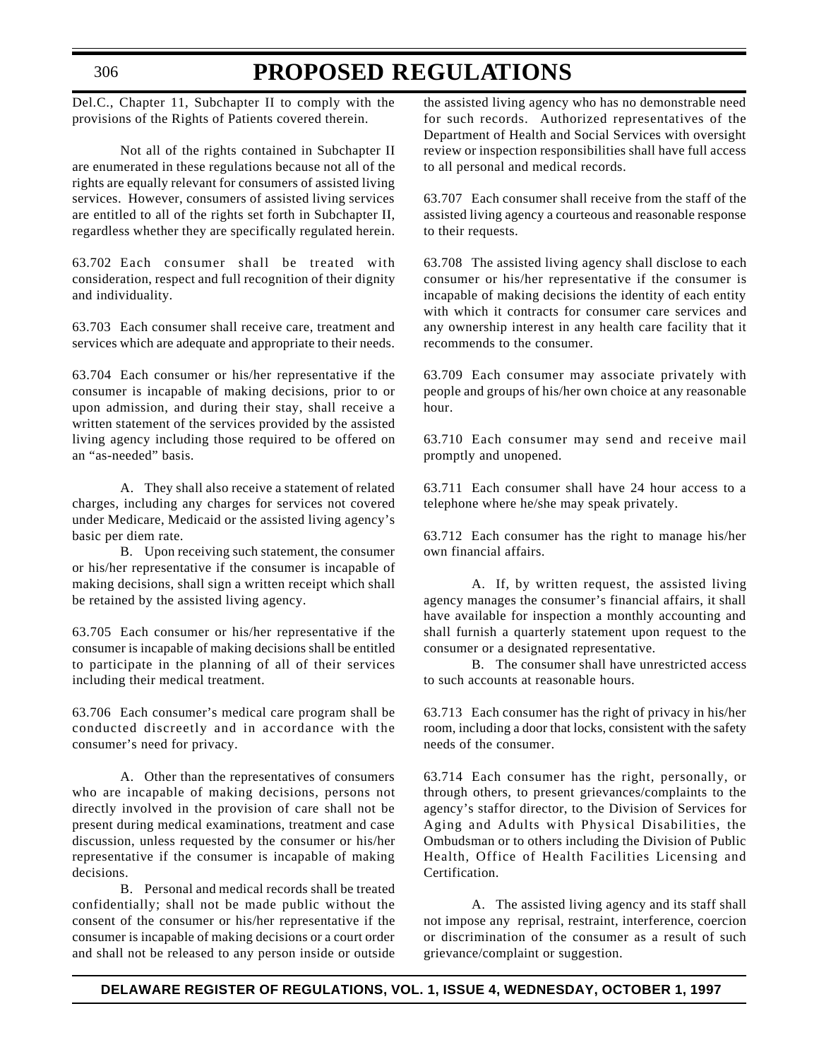Del.C., Chapter 11, Subchapter II to comply with the provisions of the Rights of Patients covered therein.

Not all of the rights contained in Subchapter II are enumerated in these regulations because not all of the rights are equally relevant for consumers of assisted living services. However, consumers of assisted living services are entitled to all of the rights set forth in Subchapter II, regardless whether they are specifically regulated herein.

63.702 Each consumer shall be treated with consideration, respect and full recognition of their dignity and individuality.

63.703 Each consumer shall receive care, treatment and services which are adequate and appropriate to their needs.

63.704 Each consumer or his/her representative if the consumer is incapable of making decisions, prior to or upon admission, and during their stay, shall receive a written statement of the services provided by the assisted living agency including those required to be offered on an "as-needed" basis.

A. They shall also receive a statement of related charges, including any charges for services not covered under Medicare, Medicaid or the assisted living agency's basic per diem rate.

B. Upon receiving such statement, the consumer or his/her representative if the consumer is incapable of making decisions, shall sign a written receipt which shall be retained by the assisted living agency.

63.705 Each consumer or his/her representative if the consumer is incapable of making decisions shall be entitled to participate in the planning of all of their services including their medical treatment.

63.706 Each consumer's medical care program shall be conducted discreetly and in accordance with the consumer's need for privacy.

A. Other than the representatives of consumers who are incapable of making decisions, persons not directly involved in the provision of care shall not be present during medical examinations, treatment and case discussion, unless requested by the consumer or his/her representative if the consumer is incapable of making decisions.

B. Personal and medical records shall be treated confidentially; shall not be made public without the consent of the consumer or his/her representative if the consumer is incapable of making decisions or a court order and shall not be released to any person inside or outside the assisted living agency who has no demonstrable need for such records. Authorized representatives of the Department of Health and Social Services with oversight review or inspection responsibilities shall have full access to all personal and medical records.

63.707 Each consumer shall receive from the staff of the assisted living agency a courteous and reasonable response to their requests.

63.708 The assisted living agency shall disclose to each consumer or his/her representative if the consumer is incapable of making decisions the identity of each entity with which it contracts for consumer care services and any ownership interest in any health care facility that it recommends to the consumer.

63.709 Each consumer may associate privately with people and groups of his/her own choice at any reasonable hour.

63.710 Each consumer may send and receive mail promptly and unopened.

63.711 Each consumer shall have 24 hour access to a telephone where he/she may speak privately.

63.712 Each consumer has the right to manage his/her own financial affairs.

A. If, by written request, the assisted living agency manages the consumer's financial affairs, it shall have available for inspection a monthly accounting and shall furnish a quarterly statement upon request to the consumer or a designated representative.

B. The consumer shall have unrestricted access to such accounts at reasonable hours.

63.713 Each consumer has the right of privacy in his/her room, including a door that locks, consistent with the safety needs of the consumer.

63.714 Each consumer has the right, personally, or through others, to present grievances/complaints to the agency's staffor director, to the Division of Services for Aging and Adults with Physical Disabilities, the Ombudsman or to others including the Division of Public Health, Office of Health Facilities Licensing and Certification.

A. The assisted living agency and its staff shall not impose any reprisal, restraint, interference, coercion or discrimination of the consumer as a result of such grievance/complaint or suggestion.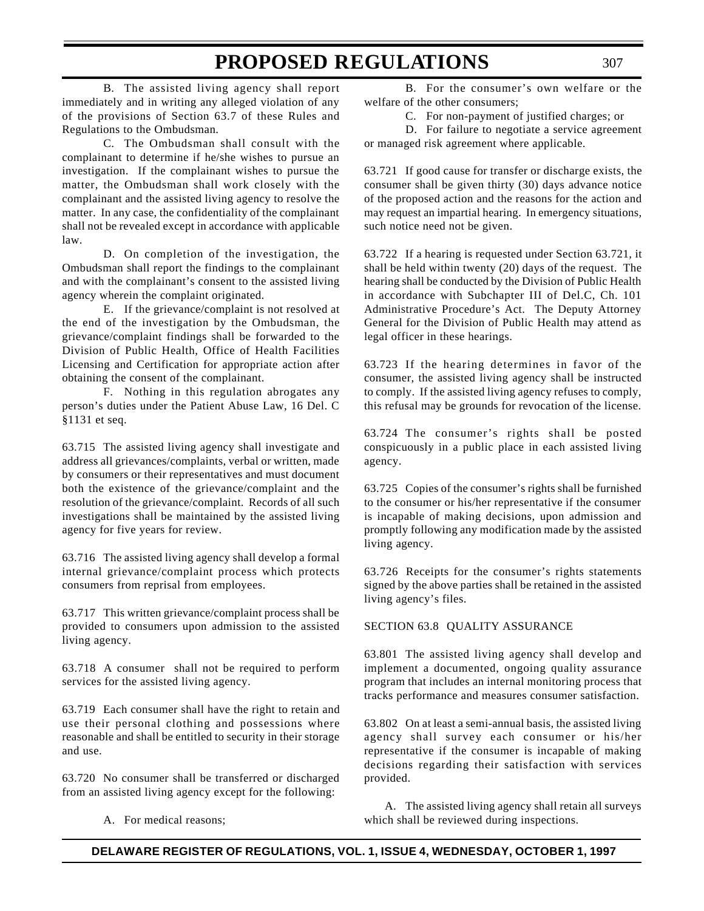B. The assisted living agency shall report immediately and in writing any alleged violation of any of the provisions of Section 63.7 of these Rules and Regulations to the Ombudsman.

C. The Ombudsman shall consult with the complainant to determine if he/she wishes to pursue an investigation. If the complainant wishes to pursue the matter, the Ombudsman shall work closely with the complainant and the assisted living agency to resolve the matter. In any case, the confidentiality of the complainant shall not be revealed except in accordance with applicable law.

D. On completion of the investigation, the Ombudsman shall report the findings to the complainant and with the complainant's consent to the assisted living agency wherein the complaint originated.

E. If the grievance/complaint is not resolved at the end of the investigation by the Ombudsman, the grievance/complaint findings shall be forwarded to the Division of Public Health, Office of Health Facilities Licensing and Certification for appropriate action after obtaining the consent of the complainant.

F. Nothing in this regulation abrogates any person's duties under the Patient Abuse Law, 16 Del. C §1131 et seq.

63.715 The assisted living agency shall investigate and address all grievances/complaints, verbal or written, made by consumers or their representatives and must document both the existence of the grievance/complaint and the resolution of the grievance/complaint. Records of all such investigations shall be maintained by the assisted living agency for five years for review.

63.716 The assisted living agency shall develop a formal internal grievance/complaint process which protects consumers from reprisal from employees.

63.717 This written grievance/complaint process shall be provided to consumers upon admission to the assisted living agency.

63.718 A consumer shall not be required to perform services for the assisted living agency.

63.719 Each consumer shall have the right to retain and use their personal clothing and possessions where reasonable and shall be entitled to security in their storage and use.

63.720 No consumer shall be transferred or discharged from an assisted living agency except for the following:

A. For medical reasons;

B. For the consumer's own welfare or the welfare of the other consumers;

C. For non-payment of justified charges; or

D. For failure to negotiate a service agreement or managed risk agreement where applicable.

63.721 If good cause for transfer or discharge exists, the consumer shall be given thirty (30) days advance notice of the proposed action and the reasons for the action and may request an impartial hearing. In emergency situations, such notice need not be given.

63.722 If a hearing is requested under Section 63.721, it shall be held within twenty (20) days of the request. The hearing shall be conducted by the Division of Public Health in accordance with Subchapter III of Del.C, Ch. 101 Administrative Procedure's Act. The Deputy Attorney General for the Division of Public Health may attend as legal officer in these hearings.

63.723 If the hearing determines in favor of the consumer, the assisted living agency shall be instructed to comply. If the assisted living agency refuses to comply, this refusal may be grounds for revocation of the license.

63.724 The consumer's rights shall be posted conspicuously in a public place in each assisted living agency.

63.725 Copies of the consumer's rights shall be furnished to the consumer or his/her representative if the consumer is incapable of making decisions, upon admission and promptly following any modification made by the assisted living agency.

63.726 Receipts for the consumer's rights statements signed by the above parties shall be retained in the assisted living agency's files.

SECTION 63.8 QUALITY ASSURANCE

63.801 The assisted living agency shall develop and implement a documented, ongoing quality assurance program that includes an internal monitoring process that tracks performance and measures consumer satisfaction.

63.802 On at least a semi-annual basis, the assisted living agency shall survey each consumer or his/her representative if the consumer is incapable of making decisions regarding their satisfaction with services provided.

A. The assisted living agency shall retain all surveys which shall be reviewed during inspections.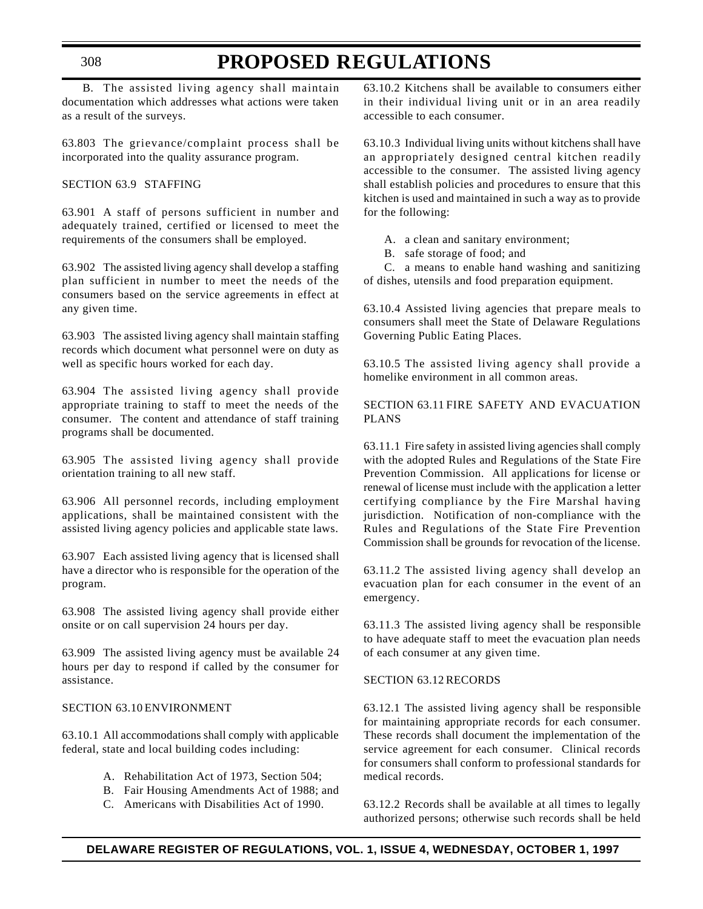B. The assisted living agency shall maintain documentation which addresses what actions were taken as a result of the surveys.

63.803 The grievance/complaint process shall be incorporated into the quality assurance program.

SECTION 63.9 STAFFING

63.901 A staff of persons sufficient in number and adequately trained, certified or licensed to meet the requirements of the consumers shall be employed.

63.902 The assisted living agency shall develop a staffing plan sufficient in number to meet the needs of the consumers based on the service agreements in effect at any given time.

63.903 The assisted living agency shall maintain staffing records which document what personnel were on duty as well as specific hours worked for each day.

63.904 The assisted living agency shall provide appropriate training to staff to meet the needs of the consumer. The content and attendance of staff training programs shall be documented.

63.905 The assisted living agency shall provide orientation training to all new staff.

63.906 All personnel records, including employment applications, shall be maintained consistent with the assisted living agency policies and applicable state laws.

63.907 Each assisted living agency that is licensed shall have a director who is responsible for the operation of the program.

63.908 The assisted living agency shall provide either onsite or on call supervision 24 hours per day.

63.909 The assisted living agency must be available 24 hours per day to respond if called by the consumer for assistance.

SECTION 63.10 ENVIRONMENT

63.10.1 All accommodations shall comply with applicable federal, state and local building codes including:

A. Rehabilitation Act of 1973, Section 504;
B. Fair Housing Amendments Act of 1988; and
C. Americans with Disabilities Act of 1990.

63.10.2 Kitchens shall be available to consumers either in their individual living unit or in an area readily accessible to each consumer.

63.10.3 Individual living units without kitchens shall have an appropriately designed central kitchen readily accessible to the consumer. The assisted living agency shall establish policies and procedures to ensure that this kitchen is used and maintained in such a way as to provide for the following:

A. a clean and sanitary environment;
B. safe storage of food; and
C. a means to enable hand washing and sanitizing of dishes, utensils and food preparation equipment.

63.10.4 Assisted living agencies that prepare meals to consumers shall meet the State of Delaware Regulations Governing Public Eating Places.

63.10.5 The assisted living agency shall provide a homelike environment in all common areas.

SECTION 63.11 FIRE SAFETY AND EVACUATION PLANS

63.11.1 Fire safety in assisted living agencies shall comply with the adopted Rules and Regulations of the State Fire Prevention Commission. All applications for license or renewal of license must include with the application a letter certifying compliance by the Fire Marshal having jurisdiction. Notification of non-compliance with the Rules and Regulations of the State Fire Prevention Commission shall be grounds for revocation of the license.

63.11.2 The assisted living agency shall develop an evacuation plan for each consumer in the event of an emergency.

63.11.3 The assisted living agency shall be responsible to have adequate staff to meet the evacuation plan needs of each consumer at any given time.

SECTION 63.12 RECORDS

63.12.1 The assisted living agency shall be responsible for maintaining appropriate records for each consumer. These records shall document the implementation of the service agreement for each consumer. Clinical records for consumers shall conform to professional standards for medical records.

63.12.2 Records shall be available at all times to legally authorized persons; otherwise such records shall be held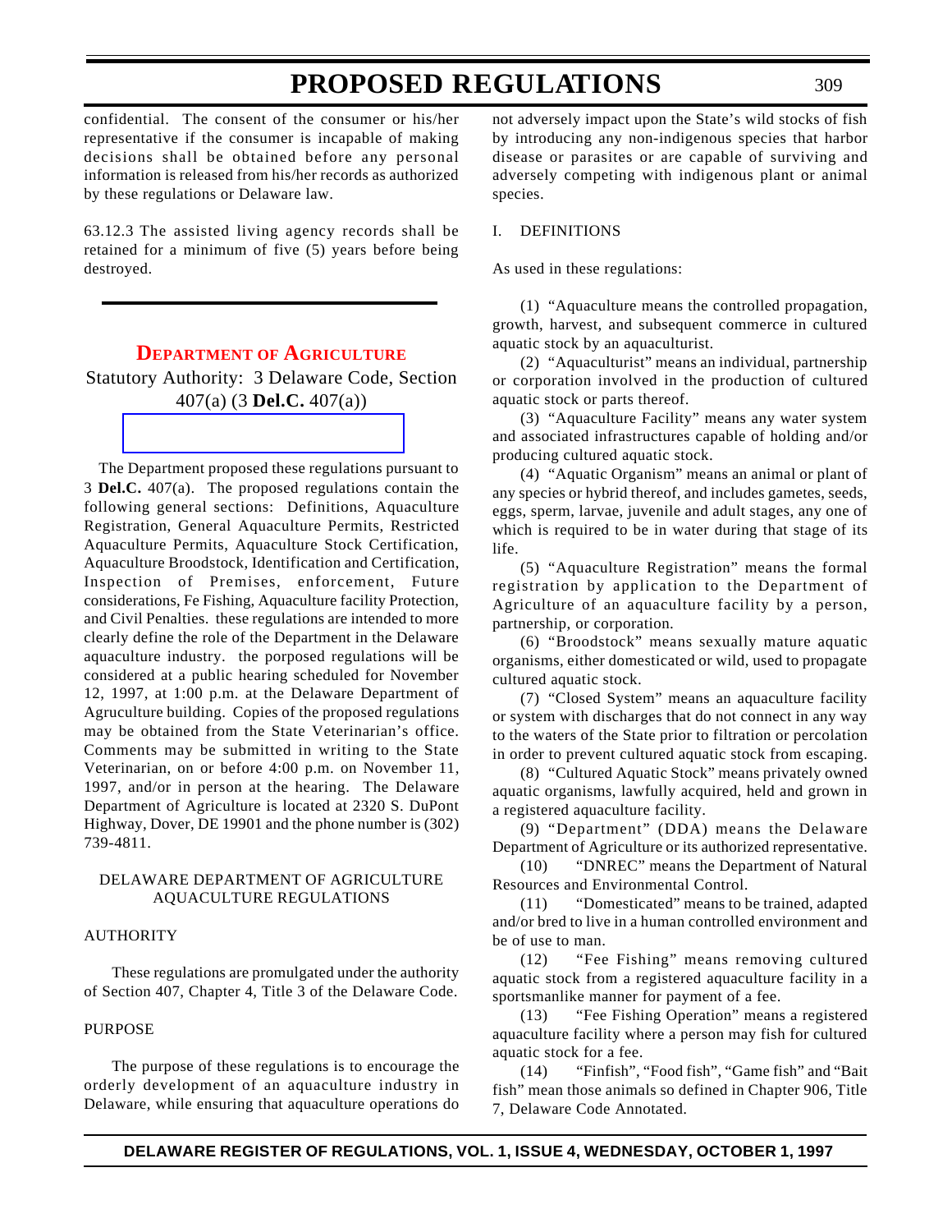confidential. The consent of the consumer or his/her representative if the consumer is incapable of making decisions shall be obtained before any personal information is released from his/her records as authorized by these regulations or Delaware law.

63.12.3 The assisted living agency records shall be retained for a minimum of five (5) years before being destroyed.

## DEPARTMENT OF AGRICULTURE

Statutory Authority: 3 Delaware Code, Section 407(a) (3 **Del.C.** 407(a))

The Department proposed these regulations pursuant to 3 **Del.C.** 407(a). The proposed regulations contain the following general sections: Definitions, Aquaculture Registration, General Aquaculture Permits, Restricted Aquaculture Permits, Aquaculture Stock Certification, Aquaculture Broodstock, Identification and Certification, Inspection of Premises, enforcement, Future considerations, Fe Fishing, Aquaculture facility Protection, and Civil Penalties. these regulations are intended to more clearly define the role of the Department in the Delaware aquaculture industry. the porposed regulations will be considered at a public hearing scheduled for November 12, 1997, at 1:00 p.m. at the Delaware Department of Agruculture building. Copies of the proposed regulations may be obtained from the State Veterinarian's office. Comments may be submitted in writing to the State Veterinarian, on or before 4:00 p.m. on November 11, 1997, and/or in person at the hearing. The Delaware Department of Agriculture is located at 2320 S. DuPont Highway, Dover, DE 19901 and the phone number is (302) 739-4811.

### DELAWARE DEPARTMENT OF AGRICULTURE AQUACULTURE REGULATIONS

#### AUTHORITY

These regulations are promulgated under the authority of Section 407, Chapter 4, Title 3 of the Delaware Code.

#### PURPOSE

The purpose of these regulations is to encourage the orderly development of an aquaculture industry in Delaware, while ensuring that aquaculture operations do not adversely impact upon the State's wild stocks of fish by introducing any non-indigenous species that harbor disease or parasites or are capable of surviving and adversely competing with indigenous plant or animal species.

#### I. DEFINITIONS

As used in these regulations:

(1) "Aquaculture means the controlled propagation, growth, harvest, and subsequent commerce in cultured aquatic stock by an aquaculturist.

(2) "Aquaculturist" means an individual, partnership or corporation involved in the production of cultured aquatic stock or parts thereof.

(3) "Aquaculture Facility" means any water system and associated infrastructures capable of holding and/or producing cultured aquatic stock.

(4) "Aquatic Organism" means an animal or plant of any species or hybrid thereof, and includes gametes, seeds, eggs, sperm, larvae, juvenile and adult stages, any one of which is required to be in water during that stage of its life.

(5) "Aquaculture Registration" means the formal registration by application to the Department of Agriculture of an aquaculture facility by a person, partnership, or corporation.

(6) "Broodstock" means sexually mature aquatic organisms, either domesticated or wild, used to propagate cultured aquatic stock.

(7) "Closed System" means an aquaculture facility or system with discharges that do not connect in any way to the waters of the State prior to filtration or percolation in order to prevent cultured aquatic stock from escaping.

(8) "Cultured Aquatic Stock" means privately owned aquatic organisms, lawfully acquired, held and grown in a registered aquaculture facility.

(9) "Department" (DDA) means the Delaware Department of Agriculture or its authorized representative.

(10) "DNREC" means the Department of Natural Resources and Environmental Control.

(11) "Domesticated" means to be trained, adapted and/or bred to live in a human controlled environment and be of use to man.

(12) "Fee Fishing" means removing cultured aquatic stock from a registered aquaculture facility in a sportsmanlike manner for payment of a fee.

(13) "Fee Fishing Operation" means a registered aquaculture facility where a person may fish for cultured aquatic stock for a fee.

(14) "Finfish", "Food fish", "Game fish" and "Bait fish" mean those animals so defined in Chapter 906, Title 7, Delaware Code Annotated.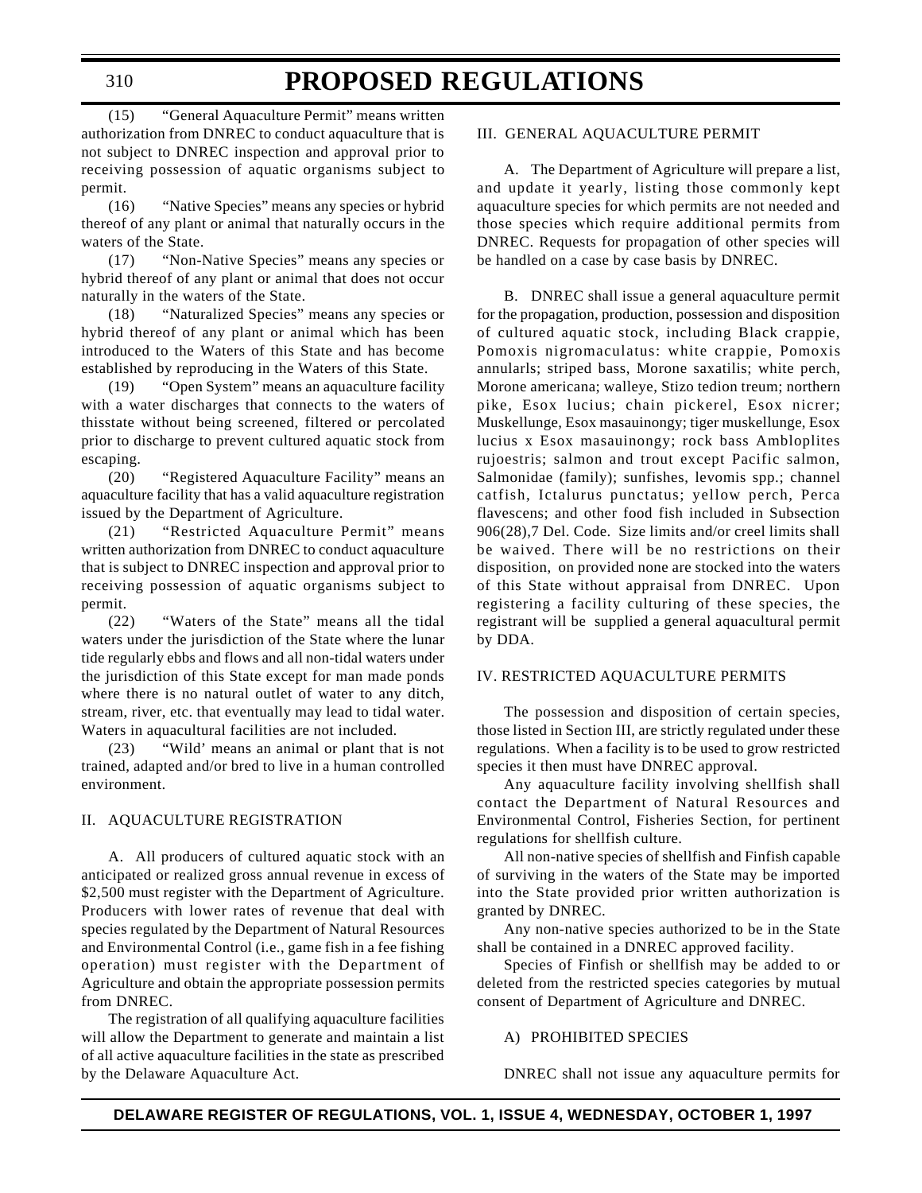(15) "General Aquaculture Permit" means written authorization from DNREC to conduct aquaculture that is not subject to DNREC inspection and approval prior to receiving possession of aquatic organisms subject to permit.

(16) "Native Species" means any species or hybrid thereof of any plant or animal that naturally occurs in the waters of the State.

(17) "Non-Native Species" means any species or hybrid thereof of any plant or animal that does not occur naturally in the waters of the State.

(18) "Naturalized Species" means any species or hybrid thereof of any plant or animal which has been introduced to the Waters of this State and has become established by reproducing in the Waters of this State.

(19) "Open System" means an aquaculture facility with a water discharges that connects to the waters of thisstate without being screened, filtered or percolated prior to discharge to prevent cultured aquatic stock from escaping.

(20) "Registered Aquaculture Facility" means an aquaculture facility that has a valid aquaculture registration issued by the Department of Agriculture.

(21) "Restricted Aquaculture Permit" means written authorization from DNREC to conduct aquaculture that is subject to DNREC inspection and approval prior to receiving possession of aquatic organisms subject to permit.

(22) "Waters of the State" means all the tidal waters under the jurisdiction of the State where the lunar tide regularly ebbs and flows and all non-tidal waters under the jurisdiction of this State except for man made ponds where there is no natural outlet of water to any ditch, stream, river, etc. that eventually may lead to tidal water. Waters in aquacultural facilities are not included.

(23) "Wild' means an animal or plant that is not trained, adapted and/or bred to live in a human controlled environment.

II. AQUACULTURE REGISTRATION

A. All producers of cultured aquatic stock with an anticipated or realized gross annual revenue in excess of $2,500 must register with the Department of Agriculture. Producers with lower rates of revenue that deal with species regulated by the Department of Natural Resources and Environmental Control (i.e., game fish in a fee fishing operation) must register with the Department of Agriculture and obtain the appropriate possession permits from DNREC.

The registration of all qualifying aquaculture facilities will allow the Department to generate and maintain a list of all active aquaculture facilities in the state as prescribed by the Delaware Aquaculture Act.

III. GENERAL AQUACULTURE PERMIT

A. The Department of Agriculture will prepare a list, and update it yearly, listing those commonly kept aquaculture species for which permits are not needed and those species which require additional permits from DNREC. Requests for propagation of other species will be handled on a case by case basis by DNREC.

B. DNREC shall issue a general aquaculture permit for the propagation, production, possession and disposition of cultured aquatic stock, including Black crappie, Pomoxis nigromaculatus: white crappie, Pomoxis annularls; striped bass, Morone saxatilis; white perch, Morone americana; walleye, Stizo tedion treum; northern pike, Esox lucius; chain pickerel, Esox nicrer; Muskellunge, Esox masauinongy; tiger muskellunge, Esox lucius x Esox masauinongy; rock bass Ambloplites rujoestris; salmon and trout except Pacific salmon, Salmonidae (family); sunfishes, levomis spp.; channel catfish, Ictalurus punctatus; yellow perch, Perca flavescens; and other food fish included in Subsection 906(28),7 Del. Code. Size limits and/or creel limits shall be waived. There will be no restrictions on their disposition, on provided none are stocked into the waters of this State without appraisal from DNREC. Upon registering a facility culturing of these species, the registrant will be supplied a general aquacultural permit by DDA.

IV. RESTRICTED AQUACULTURE PERMITS

The possession and disposition of certain species, those listed in Section III, are strictly regulated under these regulations. When a facility is to be used to grow restricted species it then must have DNREC approval.

Any aquaculture facility involving shellfish shall contact the Department of Natural Resources and Environmental Control, Fisheries Section, for pertinent regulations for shellfish culture.

All non-native species of shellfish and Finfish capable of surviving in the waters of the State may be imported into the State provided prior written authorization is granted by DNREC.

Any non-native species authorized to be in the State shall be contained in a DNREC approved facility.

Species of Finfish or shellfish may be added to or deleted from the restricted species categories by mutual consent of Department of Agriculture and DNREC.

A) PROHIBITED SPECIES

DNREC shall not issue any aquaculture permits for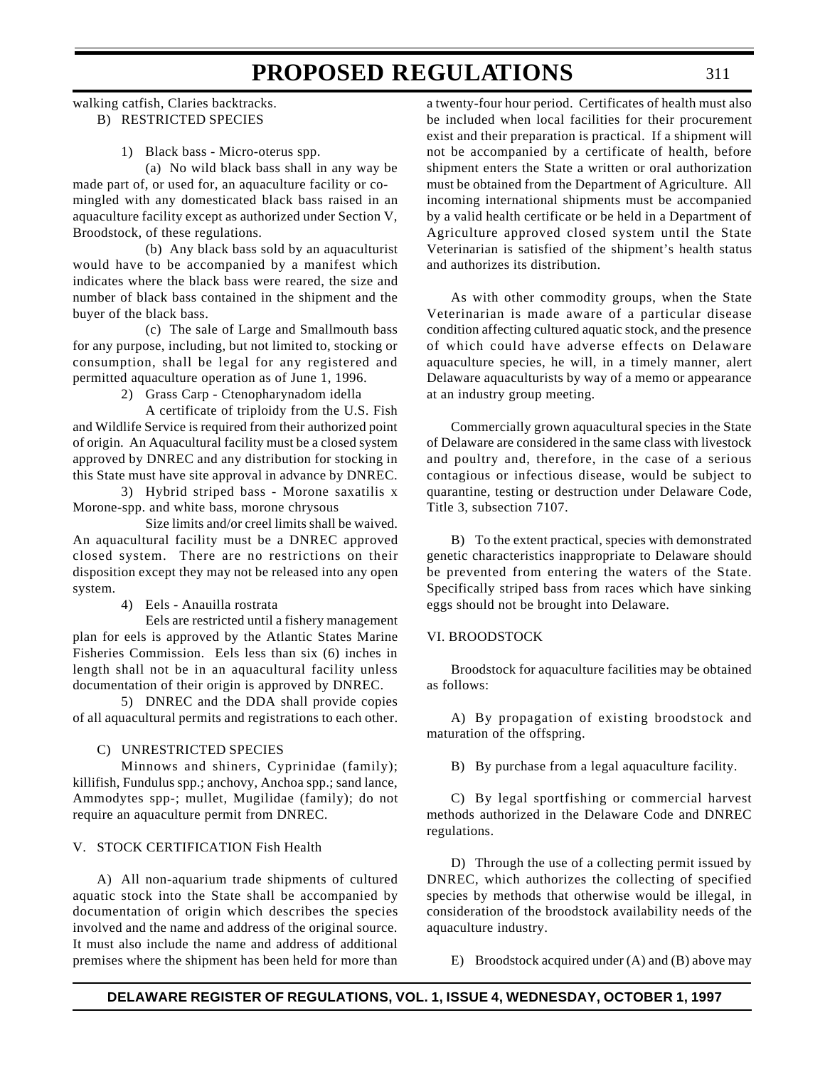walking catfish, Claries backtracks.

B) RESTRICTED SPECIES

1) Black bass - Micro-oterus spp.

(a) No wild black bass shall in any way be made part of, or used for, an aquaculture facility or co-mingled with any domesticated black bass raised in an aquaculture facility except as authorized under Section V, Broodstock, of these regulations.

(b) Any black bass sold by an aquaculturist would have to be accompanied by a manifest which indicates where the black bass were reared, the size and number of black bass contained in the shipment and the buyer of the black bass.

(c) The sale of Large and Smallmouth bass for any purpose, including, but not limited to, stocking or consumption, shall be legal for any registered and permitted aquaculture operation as of June 1, 1996.

2) Grass Carp - Ctenopharynadom idella

A certificate of triploidy from the U.S. Fish and Wildlife Service is required from their authorized point of origin. An Aquacultural facility must be a closed system approved by DNREC and any distribution for stocking in this State must have site approval in advance by DNREC.

3) Hybrid striped bass - Morone saxatilis x Morone-spp. and white bass, morone chrysous

Size limits and/or creel limits shall be waived. An aquacultural facility must be a DNREC approved closed system. There are no restrictions on their disposition except they may not be released into any open system.

4) Eels - Anauilla rostrata

Eels are restricted until a fishery management plan for eels is approved by the Atlantic States Marine Fisheries Commission. Eels less than six (6) inches in length shall not be in an aquacultural facility unless documentation of their origin is approved by DNREC.

5) DNREC and the DDA shall provide copies of all aquacultural permits and registrations to each other.

C) UNRESTRICTED SPECIES

Minnows and shiners, Cyprinidae (family); killifish, Fundulus spp.; anchovy, Anchoa spp.; sand lance, Ammodytes spp-; mullet, Mugilidae (family); do not require an aquaculture permit from DNREC.

V. STOCK CERTIFICATION Fish Health

A) All non-aquarium trade shipments of cultured aquatic stock into the State shall be accompanied by documentation of origin which describes the species involved and the name and address of the original source. It must also include the name and address of additional premises where the shipment has been held for more than a twenty-four hour period. Certificates of health must also be included when local facilities for their procurement exist and their preparation is practical. If a shipment will not be accompanied by a certificate of health, before shipment enters the State a written or oral authorization must be obtained from the Department of Agriculture. All incoming international shipments must be accompanied by a valid health certificate or be held in a Department of Agriculture approved closed system until the State Veterinarian is satisfied of the shipment's health status and authorizes its distribution.

As with other commodity groups, when the State Veterinarian is made aware of a particular disease condition affecting cultured aquatic stock, and the presence of which could have adverse effects on Delaware aquaculture species, he will, in a timely manner, alert Delaware aquaculturists by way of a memo or appearance at an industry group meeting.

Commercially grown aquacultural species in the State of Delaware are considered in the same class with livestock and poultry and, therefore, in the case of a serious contagious or infectious disease, would be subject to quarantine, testing or destruction under Delaware Code, Title 3, subsection 7107.

B) To the extent practical, species with demonstrated genetic characteristics inappropriate to Delaware should be prevented from entering the waters of the State. Specifically striped bass from races which have sinking eggs should not be brought into Delaware.

VI. BROODSTOCK

Broodstock for aquaculture facilities may be obtained as follows:

A) By propagation of existing broodstock and maturation of the offspring.

B) By purchase from a legal aquaculture facility.

C) By legal sportfishing or commercial harvest methods authorized in the Delaware Code and DNREC regulations.

D) Through the use of a collecting permit issued by DNREC, which authorizes the collecting of specified species by methods that otherwise would be illegal, in consideration of the broodstock availability needs of the aquaculture industry.

E) Broodstock acquired under (A) and (B) above may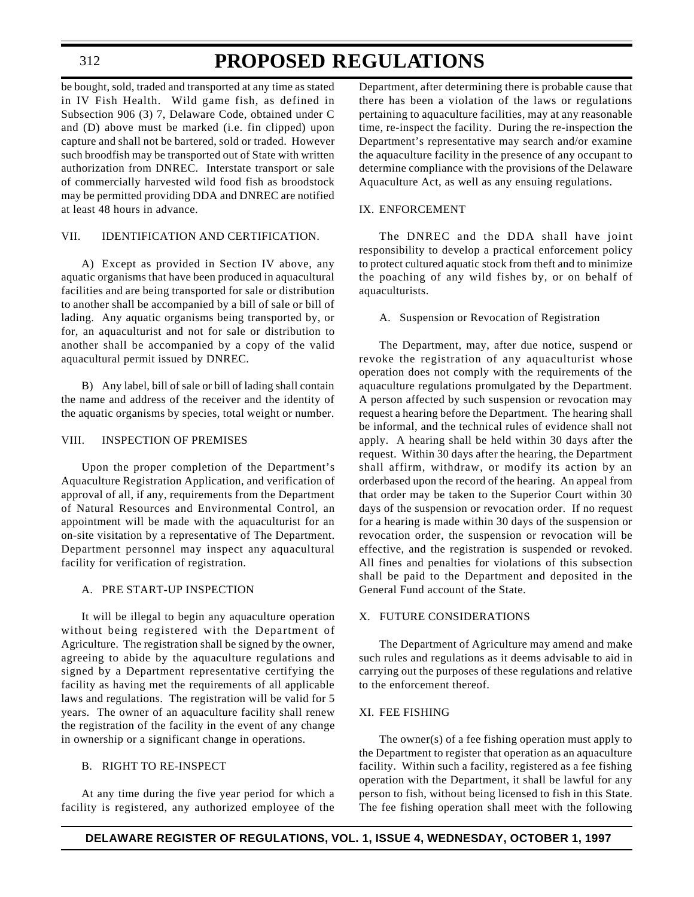be bought, sold, traded and transported at any time as stated in IV Fish Health. Wild game fish, as defined in Subsection 906 (3) 7, Delaware Code, obtained under C and (D) above must be marked (i.e. fin clipped) upon capture and shall not be bartered, sold or traded. However such broodfish may be transported out of State with written authorization from DNREC. Interstate transport or sale of commercially harvested wild food fish as broodstock may be permitted providing DDA and DNREC are notified at least 48 hours in advance.

VII. IDENTIFICATION AND CERTIFICATION.

A) Except as provided in Section IV above, any aquatic organisms that have been produced in aquacultural facilities and are being transported for sale or distribution to another shall be accompanied by a bill of sale or bill of lading. Any aquatic organisms being transported by, or for, an aquaculturist and not for sale or distribution to another shall be accompanied by a copy of the valid aquacultural permit issued by DNREC.

B) Any label, bill of sale or bill of lading shall contain the name and address of the receiver and the identity of the aquatic organisms by species, total weight or number.

VIII. INSPECTION OF PREMISES

Upon the proper completion of the Department's Aquaculture Registration Application, and verification of approval of all, if any, requirements from the Department of Natural Resources and Environmental Control, an appointment will be made with the aquaculturist for an on-site visitation by a representative of The Department. Department personnel may inspect any aquacultural facility for verification of registration.

A. PRE START-UP INSPECTION

It will be illegal to begin any aquaculture operation without being registered with the Department of Agriculture. The registration shall be signed by the owner, agreeing to abide by the aquaculture regulations and signed by a Department representative certifying the facility as having met the requirements of all applicable laws and regulations. The registration will be valid for 5 years. The owner of an aquaculture facility shall renew the registration of the facility in the event of any change in ownership or a significant change in operations.

B. RIGHT TO RE-INSPECT

At any time during the five year period for which a facility is registered, any authorized employee of the Department, after determining there is probable cause that there has been a violation of the laws or regulations pertaining to aquaculture facilities, may at any reasonable time, re-inspect the facility. During the re-inspection the Department's representative may search and/or examine the aquaculture facility in the presence of any occupant to determine compliance with the provisions of the Delaware Aquaculture Act, as well as any ensuing regulations.

IX. ENFORCEMENT

The DNREC and the DDA shall have joint responsibility to develop a practical enforcement policy to protect cultured aquatic stock from theft and to minimize the poaching of any wild fishes by, or on behalf of aquaculturists.

A. Suspension or Revocation of Registration

The Department, may, after due notice, suspend or revoke the registration of any aquaculturist whose operation does not comply with the requirements of the aquaculture regulations promulgated by the Department. A person affected by such suspension or revocation may request a hearing before the Department. The hearing shall be informal, and the technical rules of evidence shall not apply. A hearing shall be held within 30 days after the request. Within 30 days after the hearing, the Department shall affirm, withdraw, or modify its action by an orderbased upon the record of the hearing. An appeal from that order may be taken to the Superior Court within 30 days of the suspension or revocation order. If no request for a hearing is made within 30 days of the suspension or revocation order, the suspension or revocation will be effective, and the registration is suspended or revoked. All fines and penalties for violations of this subsection shall be paid to the Department and deposited in the General Fund account of the State.

X. FUTURE CONSIDERATIONS

The Department of Agriculture may amend and make such rules and regulations as it deems advisable to aid in carrying out the purposes of these regulations and relative to the enforcement thereof.

XI. FEE FISHING

The owner(s) of a fee fishing operation must apply to the Department to register that operation as an aquaculture facility. Within such a facility, registered as a fee fishing operation with the Department, it shall be lawful for any person to fish, without being licensed to fish in this State. The fee fishing operation shall meet with the following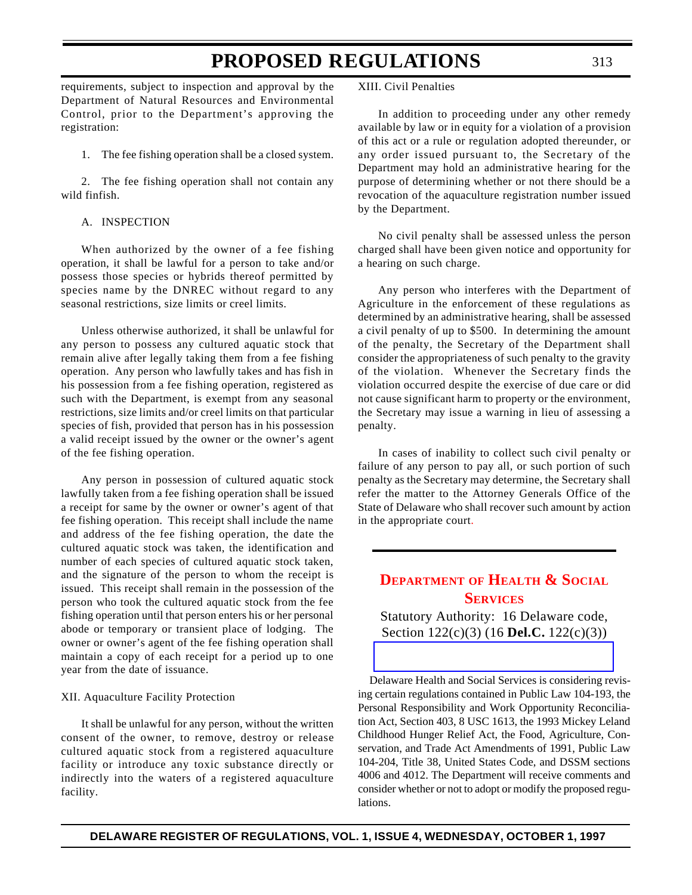requirements, subject to inspection and approval by the Department of Natural Resources and Environmental Control, prior to the Department's approving the registration:

1. The fee fishing operation shall be a closed system.

2. The fee fishing operation shall not contain any wild finfish.

A. INSPECTION

When authorized by the owner of a fee fishing operation, it shall be lawful for a person to take and/or possess those species or hybrids thereof permitted by species name by the DNREC without regard to any seasonal restrictions, size limits or creel limits.

Unless otherwise authorized, it shall be unlawful for any person to possess any cultured aquatic stock that remain alive after legally taking them from a fee fishing operation. Any person who lawfully takes and has fish in his possession from a fee fishing operation, registered as such with the Department, is exempt from any seasonal restrictions, size limits and/or creel limits on that particular species of fish, provided that person has in his possession a valid receipt issued by the owner or the owner's agent of the fee fishing operation.

Any person in possession of cultured aquatic stock lawfully taken from a fee fishing operation shall be issued a receipt for same by the owner or owner's agent of that fee fishing operation. This receipt shall include the name and address of the fee fishing operation, the date the cultured aquatic stock was taken, the identification and number of each species of cultured aquatic stock taken, and the signature of the person to whom the receipt is issued. This receipt shall remain in the possession of the person who took the cultured aquatic stock from the fee fishing operation until that person enters his or her personal abode or temporary or transient place of lodging. The owner or owner's agent of the fee fishing operation shall maintain a copy of each receipt for a period up to one year from the date of issuance.

XII. Aquaculture Facility Protection

It shall be unlawful for any person, without the written consent of the owner, to remove, destroy or release cultured aquatic stock from a registered aquaculture facility or introduce any toxic substance directly or indirectly into the waters of a registered aquaculture facility.

XIII. Civil Penalties

In addition to proceeding under any other remedy available by law or in equity for a violation of a provision of this act or a rule or regulation adopted thereunder, or any order issued pursuant to, the Secretary of the Department may hold an administrative hearing for the purpose of determining whether or not there should be a revocation of the aquaculture registration number issued by the Department.

No civil penalty shall be assessed unless the person charged shall have been given notice and opportunity for a hearing on such charge.

Any person who interferes with the Department of Agriculture in the enforcement of these regulations as determined by an administrative hearing, shall be assessed a civil penalty of up to $500. In determining the amount of the penalty, the Secretary of the Department shall consider the appropriateness of such penalty to the gravity of the violation. Whenever the Secretary finds the violation occurred despite the exercise of due care or did not cause significant harm to property or the environment, the Secretary may issue a warning in lieu of assessing a penalty.

In cases of inability to collect such civil penalty or failure of any person to pay all, or such portion of such penalty as the Secretary may determine, the Secretary shall refer the matter to the Attorney Generals Office of the State of Delaware who shall recover such amount by action in the appropriate court.

## DEPARTMENT OF HEALTH & SOCIAL SERVICES

Statutory Authority: 16 Delaware code, Section 122(c)(3) (16 **Del.C.** 122(c)(3))

Delaware Health and Social Services is considering revising certain regulations contained in Public Law 104-193, the Personal Responsibility and Work Opportunity Reconciliation Act, Section 403, 8 USC 1613, the 1993 Mickey Leland Childhood Hunger Relief Act, the Food, Agriculture, Conservation, and Trade Act Amendments of 1991, Public Law 104-204, Title 38, United States Code, and DSSM sections 4006 and 4012. The Department will receive comments and consider whether or not to adopt or modify the proposed regulations.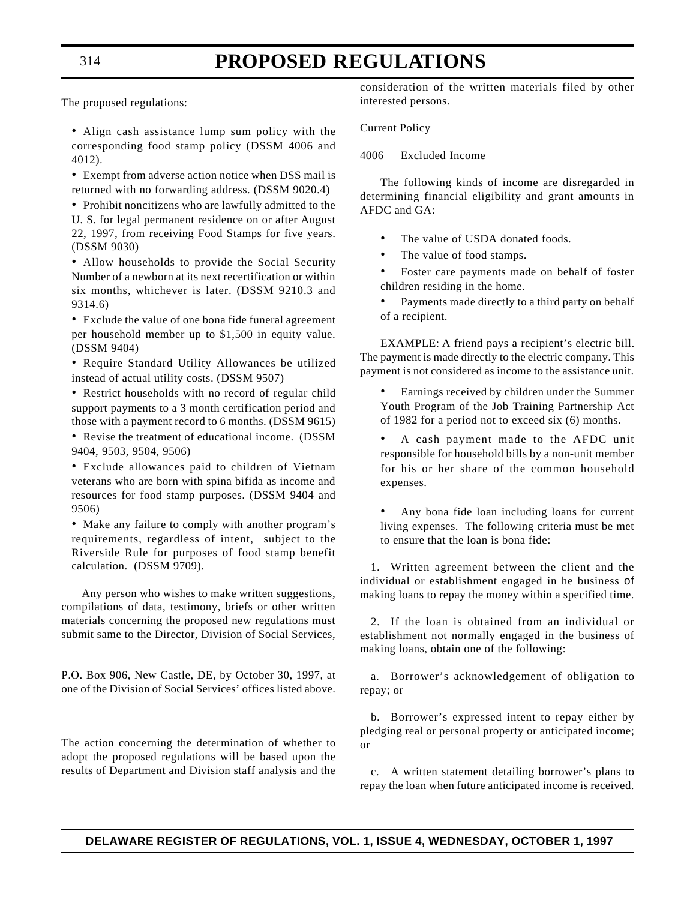The proposed regulations:

- Align cash assistance lump sum policy with the corresponding food stamp policy (DSSM 4006 and 4012).
- Exempt from adverse action notice when DSS mail is returned with no forwarding address. (DSSM 9020.4)
- Prohibit noncitizens who are lawfully admitted to the U. S. for legal permanent residence on or after August 22, 1997, from receiving Food Stamps for five years. (DSSM 9030)
- Allow households to provide the Social Security Number of a newborn at its next recertification or within six months, whichever is later. (DSSM 9210.3 and 9314.6)
- Exclude the value of one bona fide funeral agreement per household member up to $1,500 in equity value. (DSSM 9404)
- Require Standard Utility Allowances be utilized instead of actual utility costs. (DSSM 9507)
- Restrict households with no record of regular child support payments to a 3 month certification period and those with a payment record to 6 months. (DSSM 9615)
- Revise the treatment of educational income. (DSSM 9404, 9503, 9504, 9506)
- Exclude allowances paid to children of Vietnam veterans who are born with spina bifida as income and resources for food stamp purposes. (DSSM 9404 and 9506)
- Make any failure to comply with another program's requirements, regardless of intent, subject to the Riverside Rule for purposes of food stamp benefit calculation. (DSSM 9709).

Any person who wishes to make written suggestions, compilations of data, testimony, briefs or other written materials concerning the proposed new regulations must submit same to the Director, Division of Social Services,

P.O. Box 906, New Castle, DE, by October 30, 1997, at one of the Division of Social Services' offices listed above.

The action concerning the determination of whether to adopt the proposed regulations will be based upon the results of Department and Division staff analysis and the consideration of the written materials filed by other interested persons.

Current Policy

4006 Excluded Income

The following kinds of income are disregarded in determining financial eligibility and grant amounts in AFDC and GA:

- The value of USDA donated foods.
- The value of food stamps.
- Foster care payments made on behalf of foster children residing in the home.
- Payments made directly to a third party on behalf of a recipient.

EXAMPLE: A friend pays a recipient's electric bill. The payment is made directly to the electric company. This payment is not considered as income to the assistance unit.

- Earnings received by children under the Summer Youth Program of the Job Training Partnership Act of 1982 for a period not to exceed six (6) months.
- A cash payment made to the AFDC unit responsible for household bills by a non-unit member for his or her share of the common household expenses.
- Any bona fide loan including loans for current living expenses. The following criteria must be met to ensure that the loan is bona fide:

1. Written agreement between the client and the individual or establishment engaged in he business of making loans to repay the money within a specified time.

2. If the loan is obtained from an individual or establishment not normally engaged in the business of making loans, obtain one of the following:

a. Borrower's acknowledgement of obligation to repay; or

b. Borrower's expressed intent to repay either by pledging real or personal property or anticipated income; or

c. A written statement detailing borrower's plans to repay the loan when future anticipated income is received.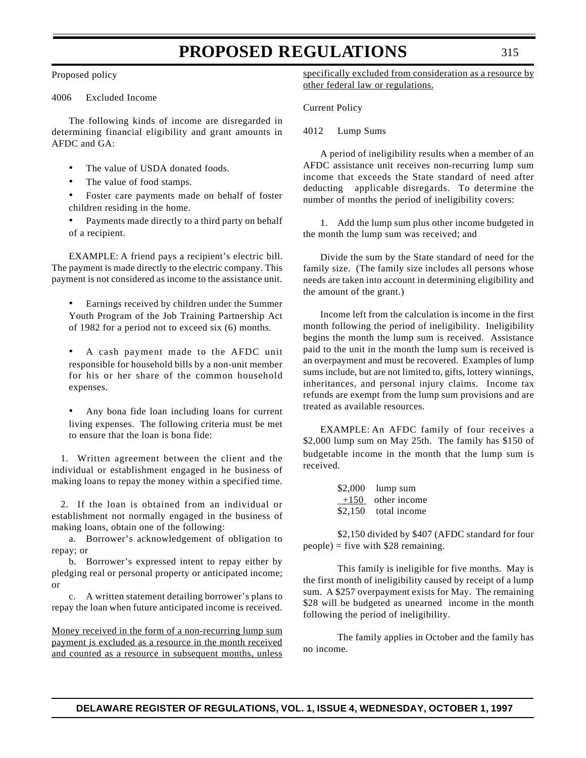Proposed policy

4006 Excluded Income

The following kinds of income are disregarded in determining financial eligibility and grant amounts in AFDC and GA:

- The value of USDA donated foods.
- The value of food stamps.
- Foster care payments made on behalf of foster children residing in the home.
- Payments made directly to a third party on behalf of a recipient.

EXAMPLE: A friend pays a recipient's electric bill. The payment is made directly to the electric company. This payment is not considered as income to the assistance unit.

- Earnings received by children under the Summer Youth Program of the Job Training Partnership Act of 1982 for a period not to exceed six (6) months.

- A cash payment made to the AFDC unit responsible for household bills by a non-unit member for his or her share of the common household expenses.

- Any bona fide loan including loans for current living expenses. The following criteria must be met to ensure that the loan is bona fide:

1. Written agreement between the client and the individual or establishment engaged in he business of making loans to repay the money within a specified time.

2. If the loan is obtained from an individual or establishment not normally engaged in the business of making loans, obtain one of the following:

a. Borrower's acknowledgement of obligation to repay; or

b. Borrower's expressed intent to repay either by pledging real or personal property or anticipated income; or

c. A written statement detailing borrower's plans to repay the loan when future anticipated income is received.

<u>Money received in the form of a non-recurring lump sum payment is excluded as a resource in the month received and counted as a resource in subsequent months, unless specifically excluded from consideration as a resource by other federal law or regulations.</u>

Current Policy

4012 Lump Sums

A period of ineligibility results when a member of an AFDC assistance unit receives non-recurring lump sum income that exceeds the State standard of need after deducting applicable disregards. To determine the number of months the period of ineligibility covers:

1. Add the lump sum plus other income budgeted in the month the lump sum was received; and

Divide the sum by the State standard of need for the family size. (The family size includes all persons whose needs are taken into account in determining eligibility and the amount of the grant.)

Income left from the calculation is income in the first month following the period of ineligibility. Ineligibility begins the month the lump sum is received. Assistance paid to the unit in the month the lump sum is received is an overpayment and must be recovered. Examples of lump sums include, but are not limited to, gifts, lottery winnings, inheritances, and personal injury claims. Income tax refunds are exempt from the lump sum provisions and are treated as available resources.

EXAMPLE: An AFDC family of four receives a $2,000 lump sum on May 25th. The family has $150 of budgetable income in the month that the lump sum is received.

| | |
|---|---|
| $2,000 | lump sum |
| +150 | other income |
| $2,150 | total income |

$2,150 divided by $407 (AFDC standard for four people) = five with $28 remaining.

This family is ineligible for five months. May is the first month of ineligibility caused by receipt of a lump sum. A $257 overpayment exists for May. The remaining $28 will be budgeted as unearned income in the month following the period of ineligibility.

The family applies in October and the family has no income.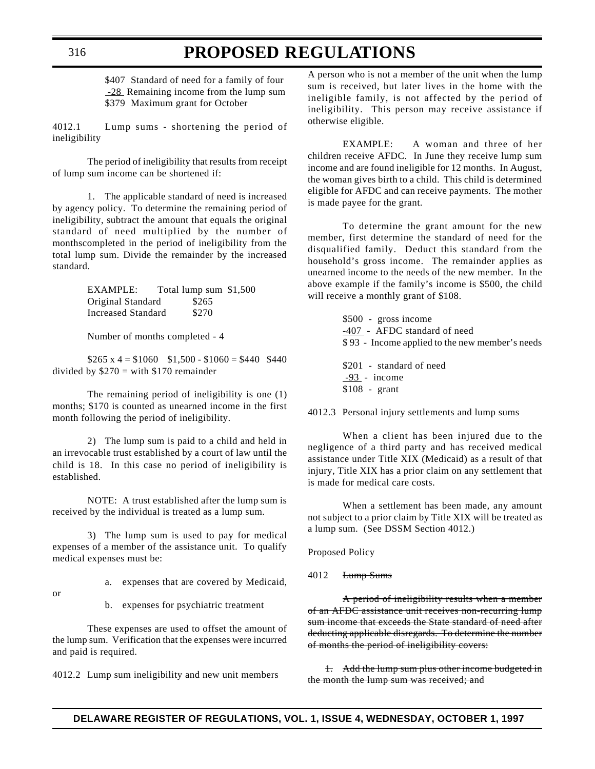$407 Standard of need for a family of four
 -28  Remaining income from the lump sum
$379 Maximum grant for October

4012.1 Lump sums - shortening the period of ineligibility

The period of ineligibility that results from receipt of lump sum income can be shortened if:

1. The applicable standard of need is increased by agency policy. To determine the remaining period of ineligibility, subtract the amount that equals the original standard of need multiplied by the number of monthscompleted in the period of ineligibility from the total lump sum. Divide the remainder by the increased standard.

| EXAMPLE: | Total lump sum $1,500 |
|---|---|
| Original Standard | $265 |
| Increased Standard | $270 |

Number of months completed - 4

$265 x 4 = $1060   $1,500 - $1060 = $440   $440 divided by $270 = with $170 remainder

The remaining period of ineligibility is one (1) months; $170 is counted as unearned income in the first month following the period of ineligibility.

2) The lump sum is paid to a child and held in an irrevocable trust established by a court of law until the child is 18. In this case no period of ineligibility is established.

NOTE: A trust established after the lump sum is received by the individual is treated as a lump sum.

3) The lump sum is used to pay for medical expenses of a member of the assistance unit. To qualify medical expenses must be:

a. expenses that are covered by Medicaid,

or

b. expenses for psychiatric treatment

These expenses are used to offset the amount of the lump sum. Verification that the expenses were incurred and paid is required.

4012.2 Lump sum ineligibility and new unit members

A person who is not a member of the unit when the lump sum is received, but later lives in the home with the ineligible family, is not affected by the period of ineligibility. This person may receive assistance if otherwise eligible.

EXAMPLE: A woman and three of her children receive AFDC. In June they receive lump sum income and are found ineligible for 12 months. In August, the woman gives birth to a child. This child is determined eligible for AFDC and can receive payments. The mother is made payee for the grant.

To determine the grant amount for the new member, first determine the standard of need for the disqualified family. Deduct this standard from the household's gross income. The remainder applies as unearned income to the needs of the new member. In the above example if the family's income is $500, the child will receive a monthly grant of $108.

$500 - gross income
-407 - AFDC standard of need
$ 93 - Income applied to the new member's needs

$201 - standard of need
 -93 - income
$108 - grant

4012.3 Personal injury settlements and lump sums

When a client has been injured due to the negligence of a third party and has received medical assistance under Title XIX (Medicaid) as a result of that injury, Title XIX has a prior claim on any settlement that is made for medical care costs.

When a settlement has been made, any amount not subject to a prior claim by Title XIX will be treated as a lump sum. (See DSSM Section 4012.)

Proposed Policy

4012 ~~Lump Sums~~

~~A period of ineligibility results when a member of an AFDC assistance unit receives non-recurring lump sum income that exceeds the State standard of need after deducting applicable disregards. To determine the number of months the period of ineligibility covers:~~

~~1. Add the lump sum plus other income budgeted in the month the lump sum was received; and~~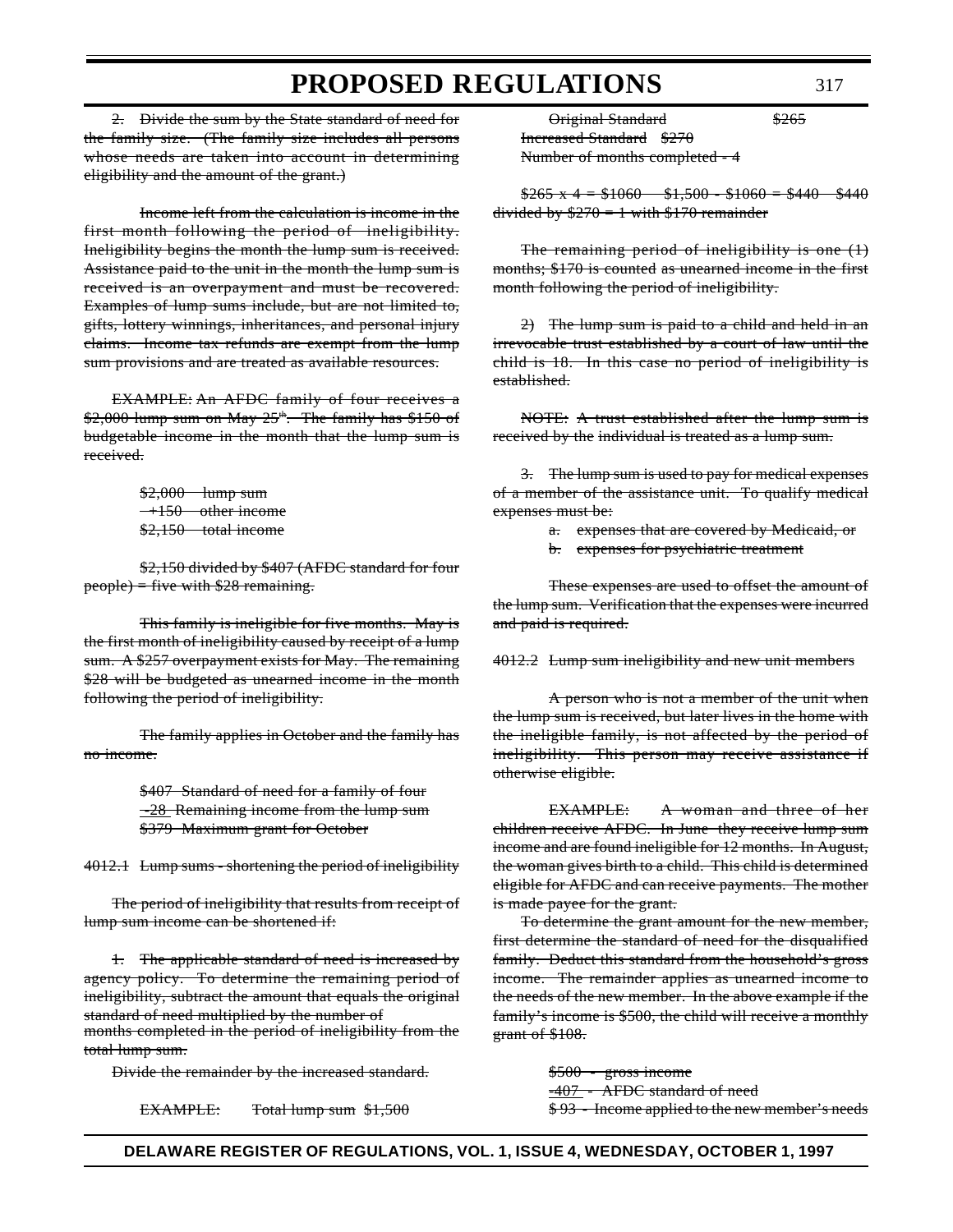2. Divide the sum by the State standard of need for the family size. (The family size includes all persons whose needs are taken into account in determining eligibility and the amount of the grant.)

Income left from the calculation is income in the first month following the period of ineligibility. Ineligibility begins the month the lump sum is received. Assistance paid to the unit in the month the lump sum is received is an overpayment and must be recovered. Examples of lump sums include, but are not limited to, gifts, lottery winnings, inheritances, and personal injury claims. Income tax refunds are exempt from the lump sum provisions and are treated as available resources.

EXAMPLE: An AFDC family of four receives a \$2,000 lump sum on May 25th. The family has \$150 of budgetable income in the month that the lump sum is received.

\$2,000 lump sum
+150 other income
\$2,150 total income

\$2,150 divided by \$407 (AFDC standard for four people) = five with \$28 remaining.

This family is ineligible for five months. May is the first month of ineligibility caused by receipt of a lump sum. A \$257 overpayment exists for May. The remaining \$28 will be budgeted as unearned income in the month following the period of ineligibility.

The family applies in October and the family has no income.

\$407 Standard of need for a family of four
-28 Remaining income from the lump sum
\$379 Maximum grant for October

4012.1 Lump sums - shortening the period of ineligibility

The period of ineligibility that results from receipt of lump sum income can be shortened if:

1. The applicable standard of need is increased by agency policy. To determine the remaining period of ineligibility, subtract the amount that equals the original standard of need multiplied by the number of months completed in the period of ineligibility from the total lump sum.

Divide the remainder by the increased standard.

EXAMPLE: Total lump sum \$1,500
Original Standard \$265
Increased Standard \$270
Number of months completed - 4

\$265 x 4 = \$1060 \$1,500 - \$1060 = \$440 \$440 divided by \$270 = 1 with \$170 remainder

The remaining period of ineligibility is one (1) months; \$170 is counted as unearned income in the first month following the period of ineligibility.

2) The lump sum is paid to a child and held in an irrevocable trust established by a court of law until the child is 18. In this case no period of ineligibility is established.

NOTE: A trust established after the lump sum is received by the individual is treated as a lump sum.

3. The lump sum is used to pay for medical expenses of a member of the assistance unit. To qualify medical expenses must be:

a. expenses that are covered by Medicaid, or
b. expenses for psychiatric treatment

These expenses are used to offset the amount of the lump sum. Verification that the expenses were incurred and paid is required.

4012.2 Lump sum ineligibility and new unit members

A person who is not a member of the unit when the lump sum is received, but later lives in the home with the ineligible family, is not affected by the period of ineligibility. This person may receive assistance if otherwise eligible.

EXAMPLE: A woman and three of her children receive AFDC. In June they receive lump sum income and are found ineligible for 12 months. In August, the woman gives birth to a child. This child is determined eligible for AFDC and can receive payments. The mother is made payee for the grant.

To determine the grant amount for the new member, first determine the standard of need for the disqualified family. Deduct this standard from the household's gross income. The remainder applies as unearned income to the needs of the new member. In the above example if the family's income is \$500, the child will receive a monthly grant of \$108.

\$500 - gross income
-407 - AFDC standard of need
\$ 93 - Income applied to the new member's needs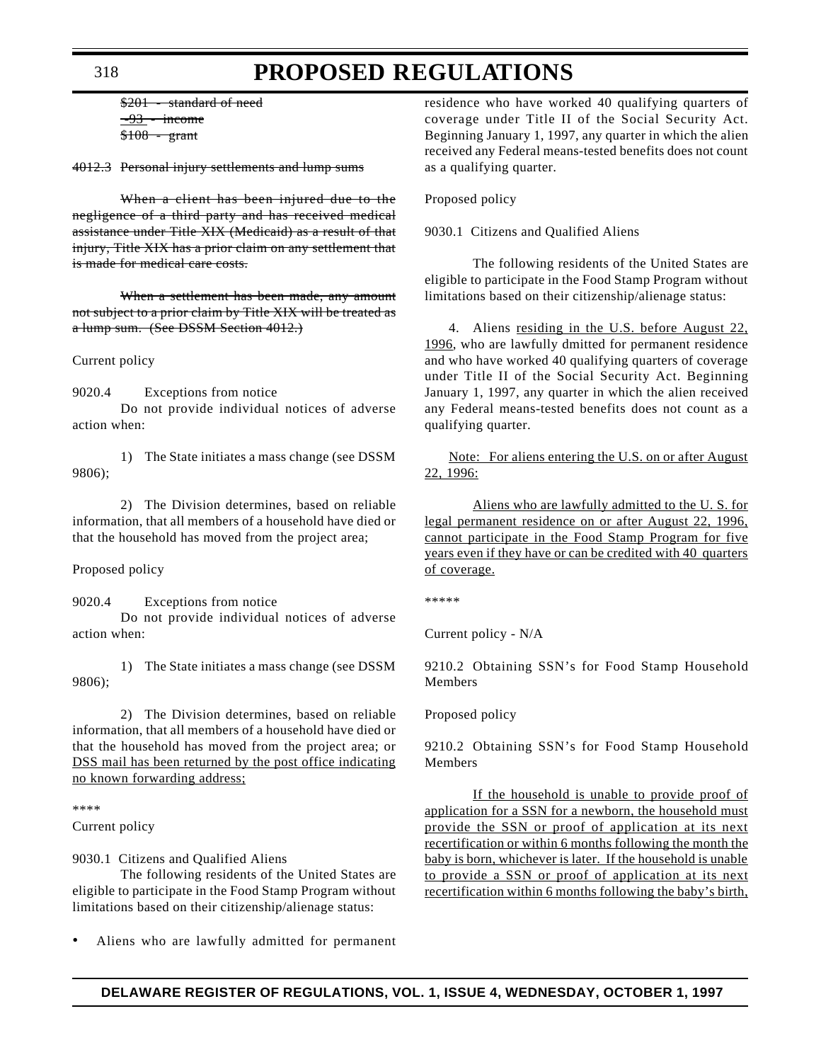~~$201 - standard of need~~
~~-93 - income~~
~~$108 - grant~~

~~4012.3 Personal injury settlements and lump sums~~

~~When a client has been injured due to the negligence of a third party and has received medical assistance under Title XIX (Medicaid) as a result of that injury, Title XIX has a prior claim on any settlement that is made for medical care costs.~~

~~When a settlement has been made, any amount not subject to a prior claim by Title XIX will be treated as a lump sum. (See DSSM Section 4012.)~~

Current policy

9020.4 Exceptions from notice

Do not provide individual notices of adverse action when:

1) The State initiates a mass change (see DSSM 9806);

2) The Division determines, based on reliable information, that all members of a household have died or that the household has moved from the project area;

Proposed policy

9020.4 Exceptions from notice

Do not provide individual notices of adverse action when:

1) The State initiates a mass change (see DSSM 9806);

2) The Division determines, based on reliable information, that all members of a household have died or that the household has moved from the project area; or <u>DSS mail has been returned by the post office indicating no known forwarding address;</u>

****

Current policy

9030.1 Citizens and Qualified Aliens

The following residents of the United States are eligible to participate in the Food Stamp Program without limitations based on their citizenship/alienage status:

- Aliens who are lawfully admitted for permanent residence who have worked 40 qualifying quarters of coverage under Title II of the Social Security Act. Beginning January 1, 1997, any quarter in which the alien received any Federal means-tested benefits does not count as a qualifying quarter.

Proposed policy

9030.1 Citizens and Qualified Aliens

The following residents of the United States are eligible to participate in the Food Stamp Program without limitations based on their citizenship/alienage status:

4. Aliens <u>residing in the U.S. before August 22, 1996</u>, who are lawfully dmitted for permanent residence and who have worked 40 qualifying quarters of coverage under Title II of the Social Security Act. Beginning January 1, 1997, any quarter in which the alien received any Federal means-tested benefits does not count as a qualifying quarter.

<u>Note: For aliens entering the U.S. on or after August 22, 1996:</u>

<u>Aliens who are lawfully admitted to the U. S. for legal permanent residence on or after August 22, 1996, cannot participate in the Food Stamp Program for five years even if they have or can be credited with 40 quarters of coverage.</u>

*****

Current policy - N/A

9210.2 Obtaining SSN's for Food Stamp Household Members

Proposed policy

9210.2 Obtaining SSN's for Food Stamp Household Members

<u>If the household is unable to provide proof of application for a SSN for a newborn, the household must provide the SSN or proof of application at its next recertification or within 6 months following the month the baby is born, whichever is later. If the household is unable to provide a SSN or proof of application at its next recertification within 6 months following the baby's birth,</u>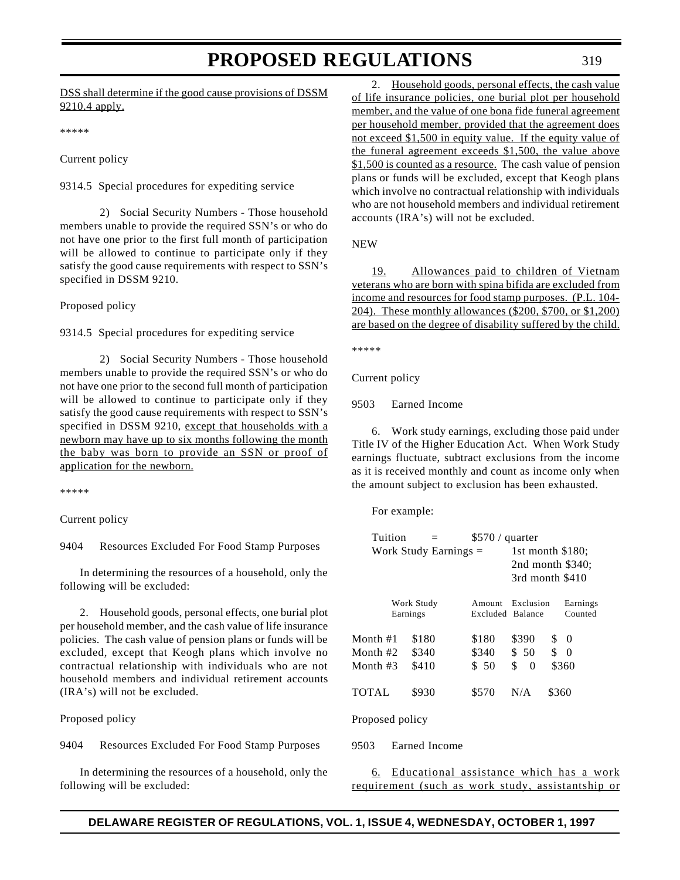DSS shall determine if the good cause provisions of DSSM 9210.4 apply.

\*\*\*\*\*

Current policy

9314.5 Special procedures for expediting service

2) Social Security Numbers - Those household members unable to provide the required SSN's or who do not have one prior to the first full month of participation will be allowed to continue to participate only if they satisfy the good cause requirements with respect to SSN's specified in DSSM 9210.

Proposed policy

9314.5 Special procedures for expediting service

2) Social Security Numbers - Those household members unable to provide the required SSN's or who do not have one prior to the second full month of participation will be allowed to continue to participate only if they satisfy the good cause requirements with respect to SSN's specified in DSSM 9210, except that households with a newborn may have up to six months following the month the baby was born to provide an SSN or proof of application for the newborn.

\*\*\*\*\*

Current policy

9404 Resources Excluded For Food Stamp Purposes

In determining the resources of a household, only the following will be excluded:

2. Household goods, personal effects, one burial plot per household member, and the cash value of life insurance policies. The cash value of pension plans or funds will be excluded, except that Keogh plans which involve no contractual relationship with individuals who are not household members and individual retirement accounts (IRA's) will not be excluded.

Proposed policy

9404 Resources Excluded For Food Stamp Purposes

In determining the resources of a household, only the following will be excluded:

2. Household goods, personal effects, the cash value of life insurance policies, one burial plot per household member, and the value of one bona fide funeral agreement per household member, provided that the agreement does not exceed $1,500 in equity value. If the equity value of the funeral agreement exceeds $1,500, the value above $1,500 is counted as a resource. The cash value of pension plans or funds will be excluded, except that Keogh plans which involve no contractual relationship with individuals who are not household members and individual retirement accounts (IRA's) will not be excluded.

NEW

19. Allowances paid to children of Vietnam veterans who are born with spina bifida are excluded from income and resources for food stamp purposes. (P.L. 104-204). These monthly allowances ($200, $700, or $1,200) are based on the degree of disability suffered by the child.

\*\*\*\*\*

Current policy

9503 Earned Income

6. Work study earnings, excluding those paid under Title IV of the Higher Education Act. When Work Study earnings fluctuate, subtract exclusions from the income as it is received monthly and count as income only when the amount subject to exclusion has been exhausted.

For example:

Tuition = $570 / quarter
Work Study Earnings = 1st month $180; 2nd month $340; 3rd month $410

| | Work Study Earnings | Amount Excluded | Exclusion Balance | Earnings Counted |
|---|---|---|---|---|
| Month #1 | $180 | $180 | $390 | $ 0 |
| Month #2 | $340 | $340 | $ 50 | $ 0 |
| Month #3 | $410 | $ 50 | $ 0 | $360 |
| TOTAL | $930 | $570 | N/A | $360 |

Proposed policy

9503 Earned Income

6. Educational assistance which has a work requirement (such as work study, assistantship or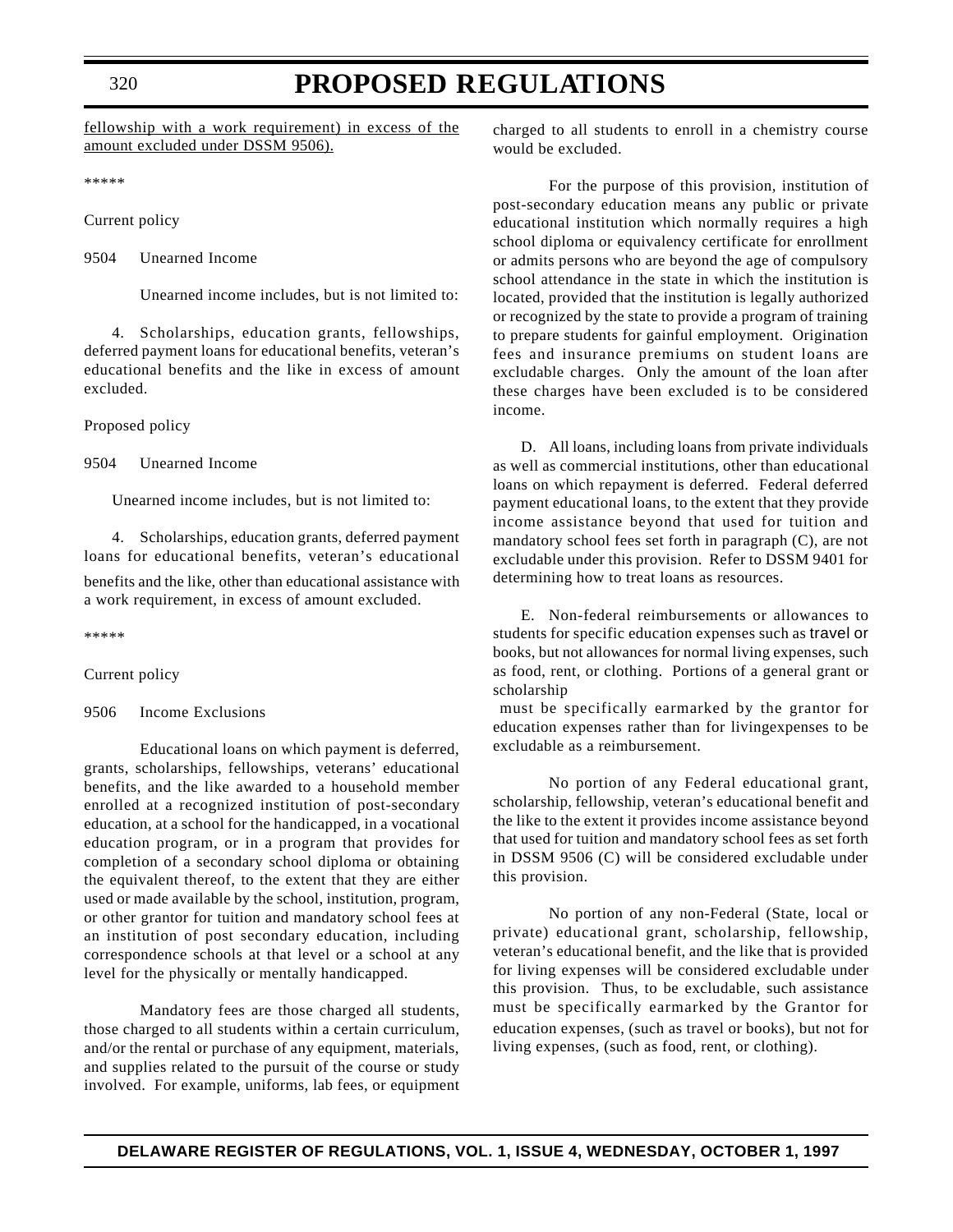<u>fellowship with a work requirement) in excess of the amount excluded under DSSM 9506).</u>

*****

Current policy

9504 Unearned Income

Unearned income includes, but is not limited to:

4. Scholarships, education grants, fellowships, deferred payment loans for educational benefits, veteran's educational benefits and the like in excess of amount excluded.

Proposed policy

9504 Unearned Income

Unearned income includes, but is not limited to:

4. Scholarships, education grants, deferred payment loans for educational benefits, veteran's educational benefits and the like, other than educational assistance with a work requirement, in excess of amount excluded.

*****

Current policy

9506 Income Exclusions

Educational loans on which payment is deferred, grants, scholarships, fellowships, veterans' educational benefits, and the like awarded to a household member enrolled at a recognized institution of post-secondary education, at a school for the handicapped, in a vocational education program, or in a program that provides for completion of a secondary school diploma or obtaining the equivalent thereof, to the extent that they are either used or made available by the school, institution, program, or other grantor for tuition and mandatory school fees at an institution of post secondary education, including correspondence schools at that level or a school at any level for the physically or mentally handicapped.

Mandatory fees are those charged all students, those charged to all students within a certain curriculum, and/or the rental or purchase of any equipment, materials, and supplies related to the pursuit of the course or study involved. For example, uniforms, lab fees, or equipment charged to all students to enroll in a chemistry course would be excluded.

For the purpose of this provision, institution of post-secondary education means any public or private educational institution which normally requires a high school diploma or equivalency certificate for enrollment or admits persons who are beyond the age of compulsory school attendance in the state in which the institution is located, provided that the institution is legally authorized or recognized by the state to provide a program of training to prepare students for gainful employment. Origination fees and insurance premiums on student loans are excludable charges. Only the amount of the loan after these charges have been excluded is to be considered income.

D. All loans, including loans from private individuals as well as commercial institutions, other than educational loans on which repayment is deferred. Federal deferred payment educational loans, to the extent that they provide income assistance beyond that used for tuition and mandatory school fees set forth in paragraph (C), are not excludable under this provision. Refer to DSSM 9401 for determining how to treat loans as resources.

E. Non-federal reimbursements or allowances to students for specific education expenses such as travel or books, but not allowances for normal living expenses, such as food, rent, or clothing. Portions of a general grant or scholarship must be specifically earmarked by the grantor for education expenses rather than for livingexpenses to be excludable as a reimbursement.

No portion of any Federal educational grant, scholarship, fellowship, veteran's educational benefit and the like to the extent it provides income assistance beyond that used for tuition and mandatory school fees as set forth in DSSM 9506 (C) will be considered excludable under this provision.

No portion of any non-Federal (State, local or private) educational grant, scholarship, fellowship, veteran's educational benefit, and the like that is provided for living expenses will be considered excludable under this provision. Thus, to be excludable, such assistance must be specifically earmarked by the Grantor for education expenses, (such as travel or books), but not for living expenses, (such as food, rent, or clothing).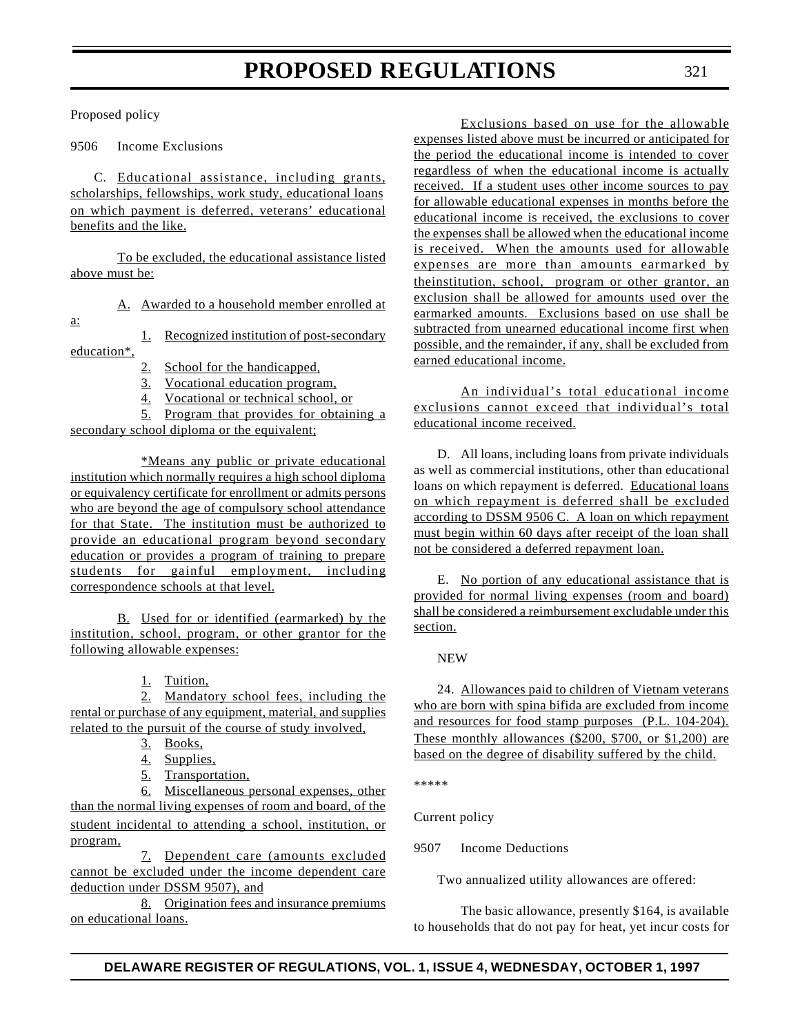Proposed policy

9506 Income Exclusions

C. Educational assistance, including grants, scholarships, fellowships, work study, educational loans on which payment is deferred, veterans' educational benefits and the like.

To be excluded, the educational assistance listed above must be:

A. Awarded to a household member enrolled at a:

1. Recognized institution of post-secondary education*,
2. School for the handicapped,
3. Vocational education program,
4. Vocational or technical school, or
5. Program that provides for obtaining a secondary school diploma or the equivalent;

*Means any public or private educational institution which normally requires a high school diploma or equivalency certificate for enrollment or admits persons who are beyond the age of compulsory school attendance for that State. The institution must be authorized to provide an educational program beyond secondary education or provides a program of training to prepare students for gainful employment, including correspondence schools at that level.

B. Used for or identified (earmarked) by the institution, school, program, or other grantor for the following allowable expenses:

1. Tuition,
2. Mandatory school fees, including the rental or purchase of any equipment, material, and supplies related to the pursuit of the course of study involved,
3. Books,
4. Supplies,
5. Transportation,
6. Miscellaneous personal expenses, other than the normal living expenses of room and board, of the student incidental to attending a school, institution, or program,
7. Dependent care (amounts excluded cannot be excluded under the income dependent care deduction under DSSM 9507), and
8. Origination fees and insurance premiums on educational loans.

Exclusions based on use for the allowable expenses listed above must be incurred or anticipated for the period the educational income is intended to cover regardless of when the educational income is actually received. If a student uses other income sources to pay for allowable educational expenses in months before the educational income is received, the exclusions to cover the expenses shall be allowed when the educational income is received. When the amounts used for allowable expenses are more than amounts earmarked by theinstitution, school, program or other grantor, an exclusion shall be allowed for amounts used over the earmarked amounts. Exclusions based on use shall be subtracted from unearned educational income first when possible, and the remainder, if any, shall be excluded from earned educational income.

An individual's total educational income exclusions cannot exceed that individual's total educational income received.

D. All loans, including loans from private individuals as well as commercial institutions, other than educational loans on which repayment is deferred. Educational loans on which repayment is deferred shall be excluded according to DSSM 9506 C. A loan on which repayment must begin within 60 days after receipt of the loan shall not be considered a deferred repayment loan.

E. No portion of any educational assistance that is provided for normal living expenses (room and board) shall be considered a reimbursement excludable under this section.

NEW

24. Allowances paid to children of Vietnam veterans who are born with spina bifida are excluded from income and resources for food stamp purposes (P.L. 104-204). These monthly allowances ($200, $700, or $1,200) are based on the degree of disability suffered by the child.

*****

Current policy

9507 Income Deductions

Two annualized utility allowances are offered:

The basic allowance, presently $164, is available to households that do not pay for heat, yet incur costs for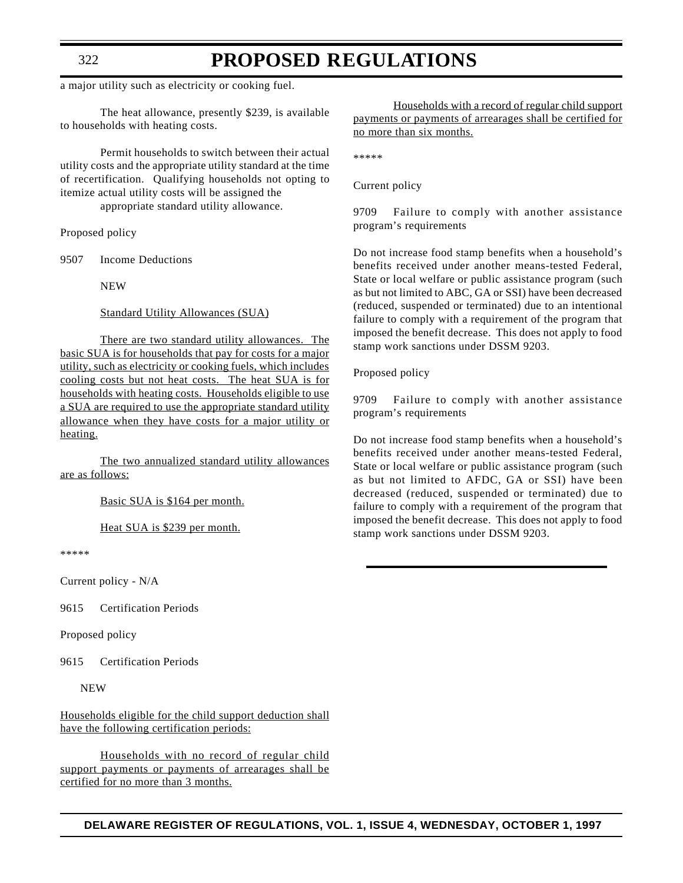a major utility such as electricity or cooking fuel.

The heat allowance, presently $239, is available to households with heating costs.

Permit households to switch between their actual utility costs and the appropriate utility standard at the time of recertification. Qualifying households not opting to itemize actual utility costs will be assigned the appropriate standard utility allowance.

Proposed policy

9507 Income Deductions

NEW

<u>Standard Utility Allowances (SUA)</u>

<u>There are two standard utility allowances. The basic SUA is for households that pay for costs for a major utility, such as electricity or cooking fuels, which includes cooling costs but not heat costs. The heat SUA is for households with heating costs. Households eligible to use a SUA are required to use the appropriate standard utility allowance when they have costs for a major utility or heating.</u>

<u>The two annualized standard utility allowances are as follows:</u>

<u>Basic SUA is $164 per month.</u>

<u>Heat SUA is $239 per month.</u>

*****

Current policy - N/A

9615 Certification Periods

Proposed policy

9615 Certification Periods

NEW

<u>Households eligible for the child support deduction shall have the following certification periods:</u>

<u>Households with no record of regular child support payments or payments of arrearages shall be certified for no more than 3 months.</u>

<u>Households with a record of regular child support payments or payments of arrearages shall be certified for no more than six months.</u>

*****

Current policy

9709 Failure to comply with another assistance program's requirements

Do not increase food stamp benefits when a household's benefits received under another means-tested Federal, State or local welfare or public assistance program (such as but not limited to ABC, GA or SSI) have been decreased (reduced, suspended or terminated) due to an intentional failure to comply with a requirement of the program that imposed the benefit decrease. This does not apply to food stamp work sanctions under DSSM 9203.

Proposed policy

9709 Failure to comply with another assistance program's requirements

Do not increase food stamp benefits when a household's benefits received under another means-tested Federal, State or local welfare or public assistance program (such as but not limited to AFDC, GA or SSI) have been decreased (reduced, suspended or terminated) due to failure to comply with a requirement of the program that imposed the benefit decrease. This does not apply to food stamp work sanctions under DSSM 9203.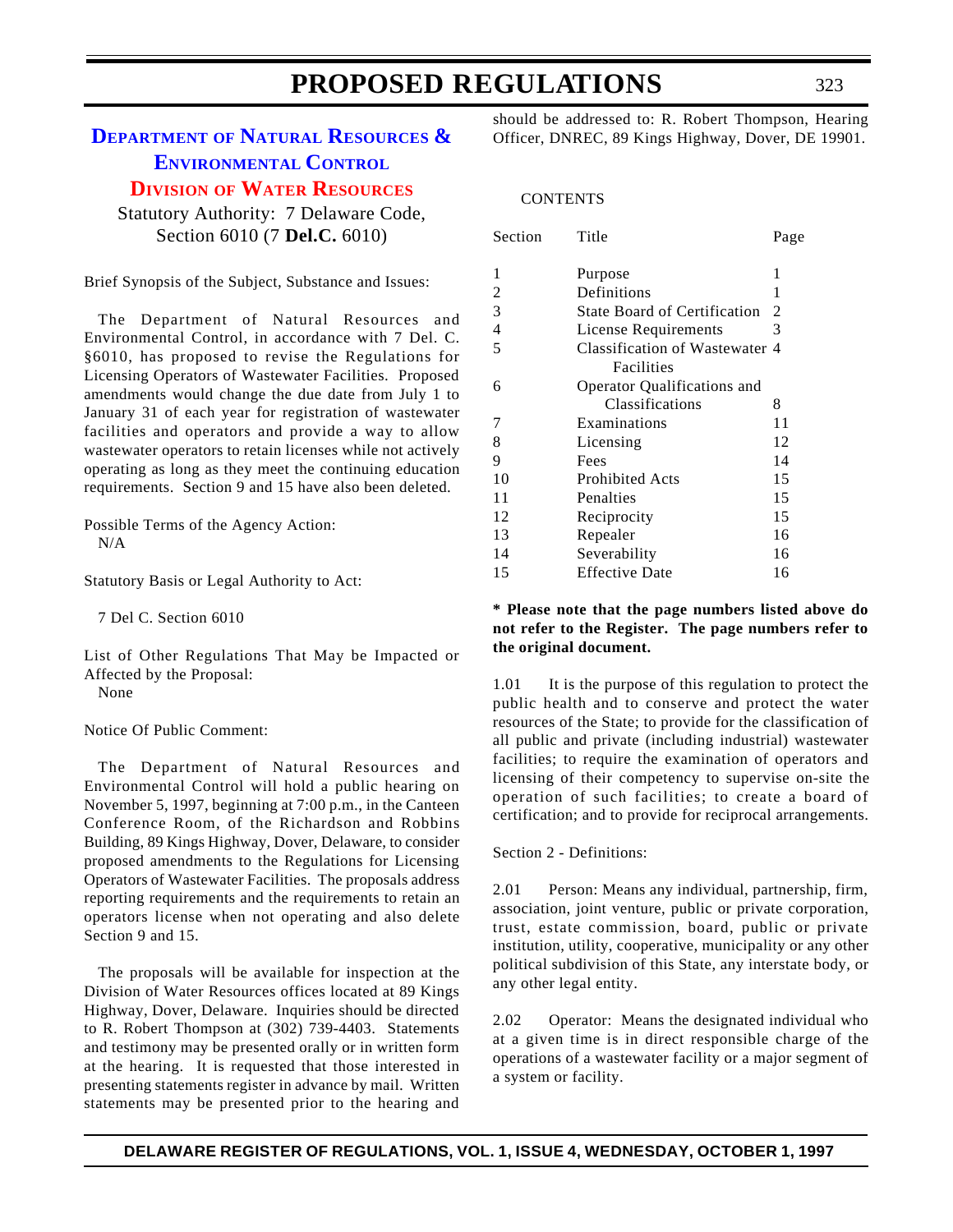# PROPOSED REGULATIONS

## DEPARTMENT OF NATURAL RESOURCES & ENVIRONMENTAL CONTROL

### DIVISION OF WATER RESOURCES

Statutory Authority: 7 Delaware Code, Section 6010 (7 **Del.C.** 6010)

Brief Synopsis of the Subject, Substance and Issues:

The Department of Natural Resources and Environmental Control, in accordance with 7 Del. C. §6010, has proposed to revise the Regulations for Licensing Operators of Wastewater Facilities. Proposed amendments would change the due date from July 1 to January 31 of each year for registration of wastewater facilities and operators and provide a way to allow wastewater operators to retain licenses while not actively operating as long as they meet the continuing education requirements. Section 9 and 15 have also been deleted.

Possible Terms of the Agency Action:
N/A

Statutory Basis or Legal Authority to Act:

7 Del C. Section 6010

List of Other Regulations That May be Impacted or Affected by the Proposal:
None

Notice Of Public Comment:

The Department of Natural Resources and Environmental Control will hold a public hearing on November 5, 1997, beginning at 7:00 p.m., in the Canteen Conference Room, of the Richardson and Robbins Building, 89 Kings Highway, Dover, Delaware, to consider proposed amendments to the Regulations for Licensing Operators of Wastewater Facilities. The proposals address reporting requirements and the requirements to retain an operators license when not operating and also delete Section 9 and 15.

The proposals will be available for inspection at the Division of Water Resources offices located at 89 Kings Highway, Dover, Delaware. Inquiries should be directed to R. Robert Thompson at (302) 739-4403. Statements and testimony may be presented orally or in written form at the hearing. It is requested that those interested in presenting statements register in advance by mail. Written statements may be presented prior to the hearing and should be addressed to: R. Robert Thompson, Hearing Officer, DNREC, 89 Kings Highway, Dover, DE 19901.

CONTENTS

| Section | Title | Page |
|---|---|---|
| 1 | Purpose | 1 |
| 2 | Definitions | 1 |
| 3 | State Board of Certification | 2 |
| 4 | License Requirements | 3 |
| 5 | Classification of Wastewater Facilities | 4 |
| 6 | Operator Qualifications and Classifications | 8 |
| 7 | Examinations | 11 |
| 8 | Licensing | 12 |
| 9 | Fees | 14 |
| 10 | Prohibited Acts | 15 |
| 11 | Penalties | 15 |
| 12 | Reciprocity | 15 |
| 13 | Repealer | 16 |
| 14 | Severability | 16 |
| 15 | Effective Date | 16 |

**\* Please note that the page numbers listed above do not refer to the Register. The page numbers refer to the original document.**

1.01 It is the purpose of this regulation to protect the public health and to conserve and protect the water resources of the State; to provide for the classification of all public and private (including industrial) wastewater facilities; to require the examination of operators and licensing of their competency to supervise on-site the operation of such facilities; to create a board of certification; and to provide for reciprocal arrangements.

Section 2 - Definitions:

2.01 Person: Means any individual, partnership, firm, association, joint venture, public or private corporation, trust, estate commission, board, public or private institution, utility, cooperative, municipality or any other political subdivision of this State, any interstate body, or any other legal entity.

2.02 Operator: Means the designated individual who at a given time is in direct responsible charge of the operations of a wastewater facility or a major segment of a system or facility.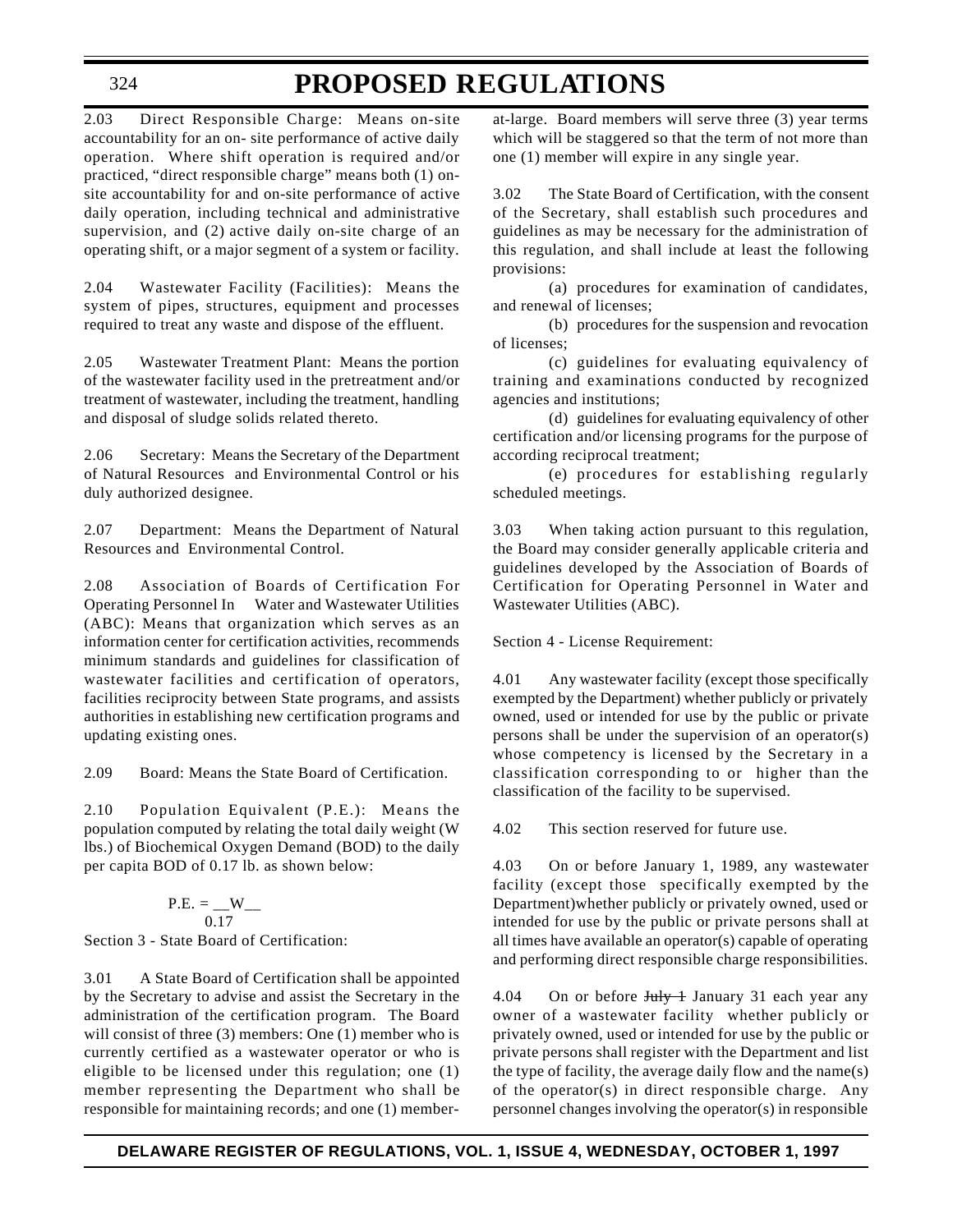2.03 Direct Responsible Charge: Means on-site accountability for an on- site performance of active daily operation. Where shift operation is required and/or practiced, "direct responsible charge" means both (1) on-site accountability for and on-site performance of active daily operation, including technical and administrative supervision, and (2) active daily on-site charge of an operating shift, or a major segment of a system or facility.

2.04 Wastewater Facility (Facilities): Means the system of pipes, structures, equipment and processes required to treat any waste and dispose of the effluent.

2.05 Wastewater Treatment Plant: Means the portion of the wastewater facility used in the pretreatment and/or treatment of wastewater, including the treatment, handling and disposal of sludge solids related thereto.

2.06 Secretary: Means the Secretary of the Department of Natural Resources and Environmental Control or his duly authorized designee.

2.07 Department: Means the Department of Natural Resources and Environmental Control.

2.08 Association of Boards of Certification For Operating Personnel In Water and Wastewater Utilities (ABC): Means that organization which serves as an information center for certification activities, recommends minimum standards and guidelines for classification of wastewater facilities and certification of operators, facilities reciprocity between State programs, and assists authorities in establishing new certification programs and updating existing ones.

2.09 Board: Means the State Board of Certification.

2.10 Population Equivalent (P.E.): Means the population computed by relating the total daily weight (W lbs.) of Biochemical Oxygen Demand (BOD) to the daily per capita BOD of 0.17 lb. as shown below:

$$P.E. = \frac{W}{0.17}$$

Section 3 - State Board of Certification:

3.01 A State Board of Certification shall be appointed by the Secretary to advise and assist the Secretary in the administration of the certification program. The Board will consist of three (3) members: One (1) member who is currently certified as a wastewater operator or who is eligible to be licensed under this regulation; one (1) member representing the Department who shall be responsible for maintaining records; and one (1) member-at-large. Board members will serve three (3) year terms which will be staggered so that the term of not more than one (1) member will expire in any single year.

3.02 The State Board of Certification, with the consent of the Secretary, shall establish such procedures and guidelines as may be necessary for the administration of this regulation, and shall include at least the following provisions:

(a) procedures for examination of candidates, and renewal of licenses;

(b) procedures for the suspension and revocation of licenses;

(c) guidelines for evaluating equivalency of training and examinations conducted by recognized agencies and institutions;

(d) guidelines for evaluating equivalency of other certification and/or licensing programs for the purpose of according reciprocal treatment;

(e) procedures for establishing regularly scheduled meetings.

3.03 When taking action pursuant to this regulation, the Board may consider generally applicable criteria and guidelines developed by the Association of Boards of Certification for Operating Personnel in Water and Wastewater Utilities (ABC).

Section 4 - License Requirement:

4.01 Any wastewater facility (except those specifically exempted by the Department) whether publicly or privately owned, used or intended for use by the public or private persons shall be under the supervision of an operator(s) whose competency is licensed by the Secretary in a classification corresponding to or higher than the classification of the facility to be supervised.

4.02 This section reserved for future use.

4.03 On or before January 1, 1989, any wastewater facility (except those specifically exempted by the Department)whether publicly or privately owned, used or intended for use by the public or private persons shall at all times have available an operator(s) capable of operating and performing direct responsible charge responsibilities.

4.04 On or before ~~July 1~~ January 31 each year any owner of a wastewater facility whether publicly or privately owned, used or intended for use by the public or private persons shall register with the Department and list the type of facility, the average daily flow and the name(s) of the operator(s) in direct responsible charge. Any personnel changes involving the operator(s) in responsible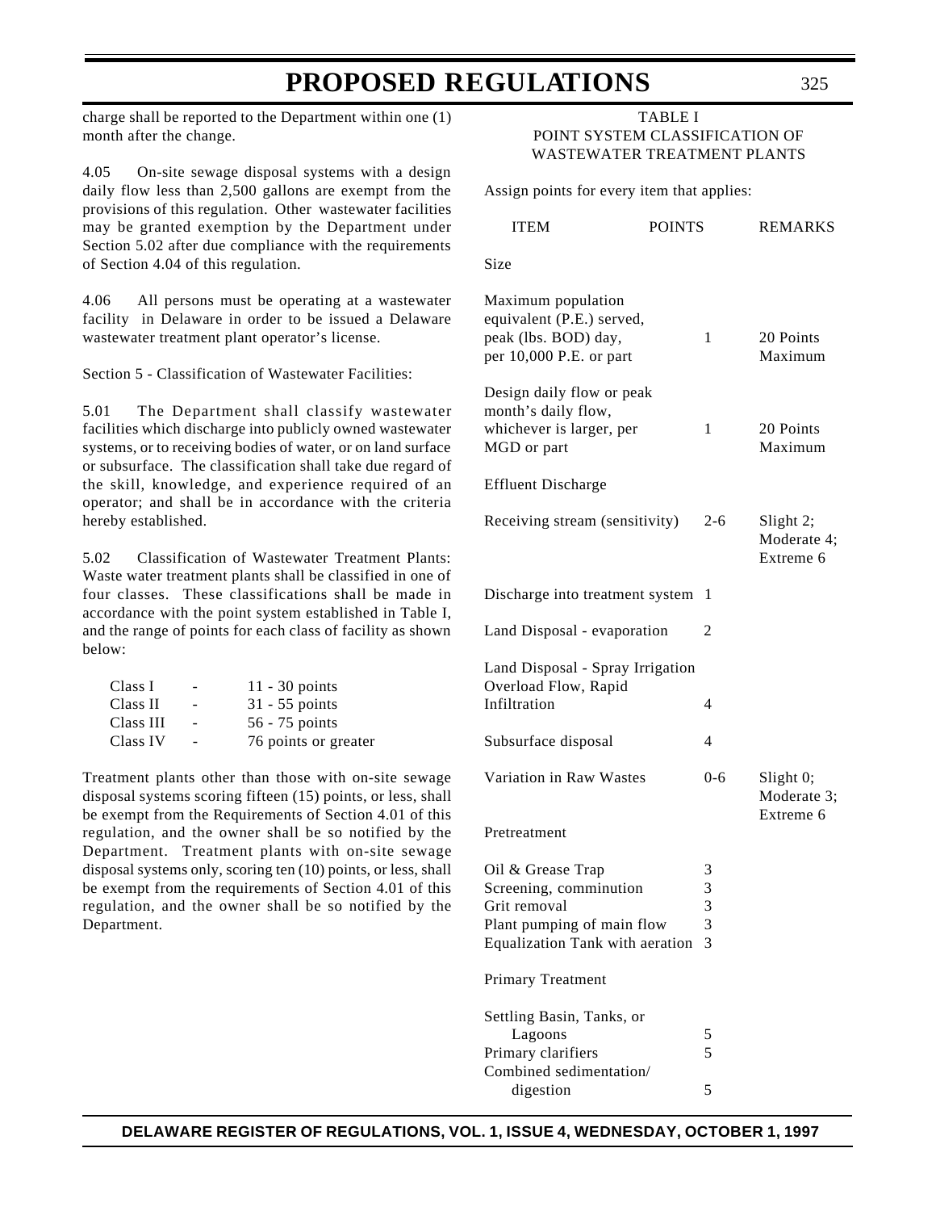charge shall be reported to the Department within one (1) month after the change.

4.05 On-site sewage disposal systems with a design daily flow less than 2,500 gallons are exempt from the provisions of this regulation. Other wastewater facilities may be granted exemption by the Department under Section 5.02 after due compliance with the requirements of Section 4.04 of this regulation.

4.06 All persons must be operating at a wastewater facility in Delaware in order to be issued a Delaware wastewater treatment plant operator's license.

Section 5 - Classification of Wastewater Facilities:

5.01 The Department shall classify wastewater facilities which discharge into publicly owned wastewater systems, or to receiving bodies of water, or on land surface or subsurface. The classification shall take due regard of the skill, knowledge, and experience required of an operator; and shall be in accordance with the criteria hereby established.

5.02 Classification of Wastewater Treatment Plants: Waste water treatment plants shall be classified in one of four classes. These classifications shall be made in accordance with the point system established in Table I, and the range of points for each class of facility as shown below:

| Class | | Points |
|---|---|---|
| Class I | - | 11 - 30 points |
| Class II | - | 31 - 55 points |
| Class III | - | 56 - 75 points |
| Class IV | - | 76 points or greater |

Treatment plants other than those with on-site sewage disposal systems scoring fifteen (15) points, or less, shall be exempt from the Requirements of Section 4.01 of this regulation, and the owner shall be so notified by the Department. Treatment plants with on-site sewage disposal systems only, scoring ten (10) points, or less, shall be exempt from the requirements of Section 4.01 of this regulation, and the owner shall be so notified by the Department.

TABLE I
POINT SYSTEM CLASSIFICATION OF
WASTEWATER TREATMENT PLANTS

Assign points for every item that applies:

| ITEM | POINTS | REMARKS |
|---|---|---|
| **Size** | | |
| Maximum population equivalent (P.E.) served, peak (lbs. BOD) day, per 10,000 P.E. or part | 1 | 20 Points Maximum |
| Design daily flow or peak month's daily flow, whichever is larger, per MGD or part | 1 | 20 Points Maximum |
| **Effluent Discharge** | | |
| Receiving stream (sensitivity) | 2-6 | Slight 2; Moderate 4; Extreme 6 |
| Discharge into treatment system | 1 | |
| Land Disposal - evaporation | 2 | |
| Land Disposal - Spray Irrigation Overload Flow, Rapid Infiltration | 4 | |
| Subsurface disposal | 4 | |
| Variation in Raw Wastes | 0-6 | Slight 0; Moderate 3; Extreme 6 |
| **Pretreatment** | | |
| Oil & Grease Trap | 3 | |
| Screening, comminution | 3 | |
| Grit removal | 3 | |
| Plant pumping of main flow | 3 | |
| Equalization Tank with aeration | 3 | |
| **Primary Treatment** | | |
| Settling Basin, Tanks, or Lagoons | 5 | |
| Primary clarifiers | 5 | |
| Combined sedimentation/ digestion | 5 | |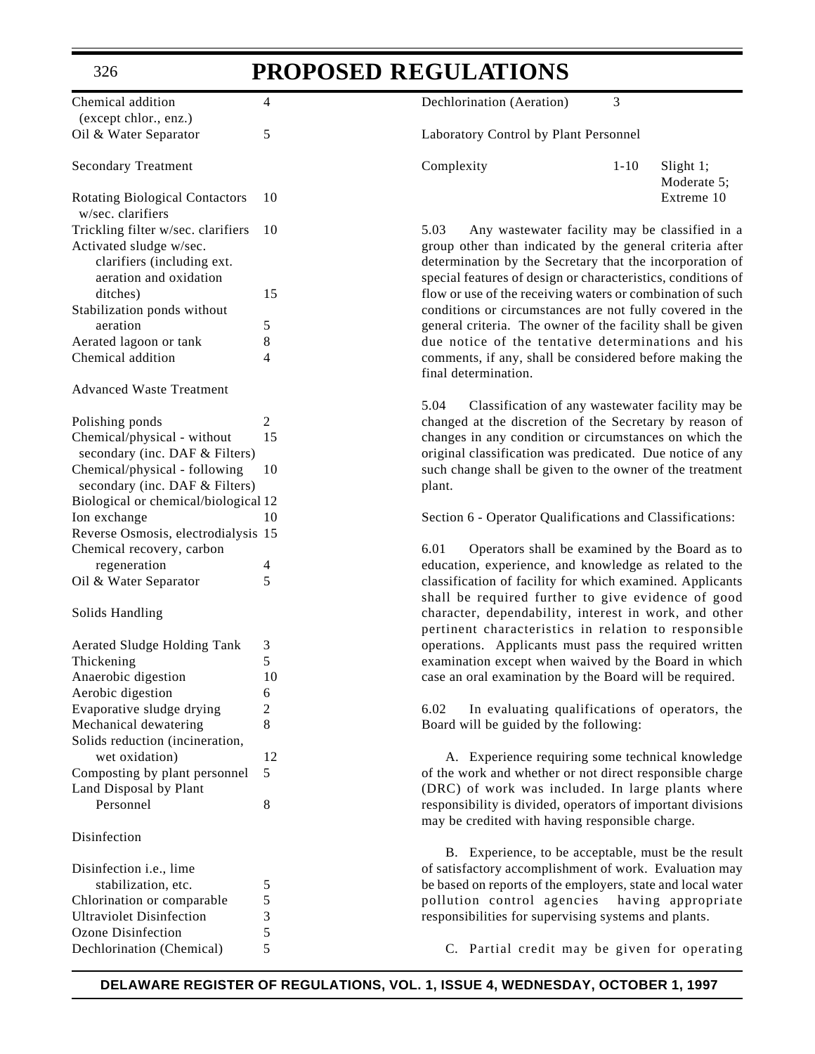| | |
|---|---|
| Chemical addition (except chlor., enz.) | 4 |
| Oil & Water Separator | 5 |
| **Secondary Treatment** | |
| Rotating Biological Contactors w/sec. clarifiers | 10 |
| Trickling filter w/sec. clarifiers | 10 |
| Activated sludge w/sec. clarifiers (including ext. aeration and oxidation ditches) | 15 |
| Stabilization ponds without aeration | 5 |
| Aerated lagoon or tank | 8 |
| Chemical addition | 4 |
| **Advanced Waste Treatment** | |
| Polishing ponds | 2 |
| Chemical/physical - without secondary (inc. DAF & Filters) | 15 |
| Chemical/physical - following secondary (inc. DAF & Filters) | 10 |
| Biological or chemical/biological | 12 |
| Ion exchange | 10 |
| Reverse Osmosis, electrodialysis | 15 |
| Chemical recovery, carbon regeneration | 4 |
| Oil & Water Separator | 5 |
| **Solids Handling** | |
| Aerated Sludge Holding Tank | 3 |
| Thickening | 5 |
| Anaerobic digestion | 10 |
| Aerobic digestion | 6 |
| Evaporative sludge drying | 2 |
| Mechanical dewatering | 8 |
| Solids reduction (incineration, wet oxidation) | 12 |
| Composting by plant personnel | 5 |
| Land Disposal by Plant Personnel | 8 |
| **Disinfection** | |
| Disinfection i.e., lime stabilization, etc. | 5 |
| Chlorination or comparable | 5 |
| Ultraviolet Disinfection | 3 |
| Ozone Disinfection | 5 |
| Dechlorination (Chemical) | 5 |
| Dechlorination (Aeration) | 3 |
| **Laboratory Control by Plant Personnel** | |
| Complexity | 1-10 Slight 1; Moderate 5; Extreme 10 |

5.03 Any wastewater facility may be classified in a group other than indicated by the general criteria after determination by the Secretary that the incorporation of special features of design or characteristics, conditions of flow or use of the receiving waters or combination of such conditions or circumstances are not fully covered in the general criteria. The owner of the facility shall be given due notice of the tentative determinations and his comments, if any, shall be considered before making the final determination.

5.04 Classification of any wastewater facility may be changed at the discretion of the Secretary by reason of changes in any condition or circumstances on which the original classification was predicated. Due notice of any such change shall be given to the owner of the treatment plant.

Section 6 - Operator Qualifications and Classifications:

6.01 Operators shall be examined by the Board as to education, experience, and knowledge as related to the classification of facility for which examined. Applicants shall be required further to give evidence of good character, dependability, interest in work, and other pertinent characteristics in relation to responsible operations. Applicants must pass the required written examination except when waived by the Board in which case an oral examination by the Board will be required.

6.02 In evaluating qualifications of operators, the Board will be guided by the following:

A. Experience requiring some technical knowledge of the work and whether or not direct responsible charge (DRC) of work was included. In large plants where responsibility is divided, operators of important divisions may be credited with having responsible charge.

B. Experience, to be acceptable, must be the result of satisfactory accomplishment of work. Evaluation may be based on reports of the employers, state and local water pollution control agencies having appropriate responsibilities for supervising systems and plants.

C. Partial credit may be given for operating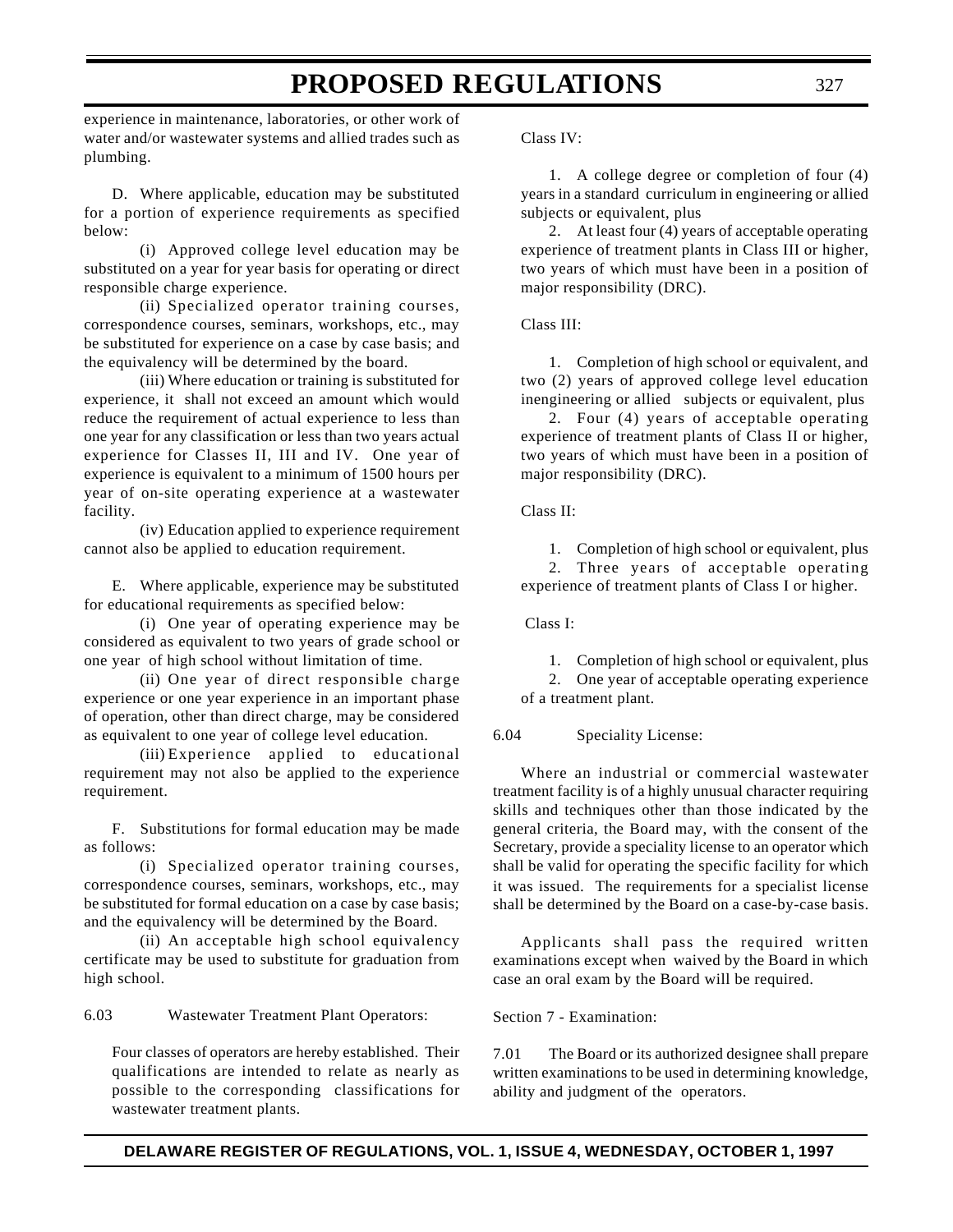experience in maintenance, laboratories, or other work of water and/or wastewater systems and allied trades such as plumbing.

D. Where applicable, education may be substituted for a portion of experience requirements as specified below:

(i) Approved college level education may be substituted on a year for year basis for operating or direct responsible charge experience.

(ii) Specialized operator training courses, correspondence courses, seminars, workshops, etc., may be substituted for experience on a case by case basis; and the equivalency will be determined by the board.

(iii) Where education or training is substituted for experience, it shall not exceed an amount which would reduce the requirement of actual experience to less than one year for any classification or less than two years actual experience for Classes II, III and IV. One year of experience is equivalent to a minimum of 1500 hours per year of on-site operating experience at a wastewater facility.

(iv) Education applied to experience requirement cannot also be applied to education requirement.

E. Where applicable, experience may be substituted for educational requirements as specified below:

(i) One year of operating experience may be considered as equivalent to two years of grade school or one year of high school without limitation of time.

(ii) One year of direct responsible charge experience or one year experience in an important phase of operation, other than direct charge, may be considered as equivalent to one year of college level education.

(iii) Experience applied to educational requirement may not also be applied to the experience requirement.

F. Substitutions for formal education may be made as follows:

(i) Specialized operator training courses, correspondence courses, seminars, workshops, etc., may be substituted for formal education on a case by case basis; and the equivalency will be determined by the Board.

(ii) An acceptable high school equivalency certificate may be used to substitute for graduation from high school.

6.03 Wastewater Treatment Plant Operators:

Four classes of operators are hereby established. Their qualifications are intended to relate as nearly as possible to the corresponding classifications for wastewater treatment plants.

Class IV:

1. A college degree or completion of four (4) years in a standard curriculum in engineering or allied subjects or equivalent, plus

2. At least four (4) years of acceptable operating experience of treatment plants in Class III or higher, two years of which must have been in a position of major responsibility (DRC).

Class III:

1. Completion of high school or equivalent, and two (2) years of approved college level education inengineering or allied subjects or equivalent, plus

2. Four (4) years of acceptable operating experience of treatment plants of Class II or higher, two years of which must have been in a position of major responsibility (DRC).

Class II:

1. Completion of high school or equivalent, plus

2. Three years of acceptable operating experience of treatment plants of Class I or higher.

Class I:

1. Completion of high school or equivalent, plus

2. One year of acceptable operating experience of a treatment plant.

6.04 Speciality License:

Where an industrial or commercial wastewater treatment facility is of a highly unusual character requiring skills and techniques other than those indicated by the general criteria, the Board may, with the consent of the Secretary, provide a speciality license to an operator which shall be valid for operating the specific facility for which it was issued. The requirements for a specialist license shall be determined by the Board on a case-by-case basis.

Applicants shall pass the required written examinations except when waived by the Board in which case an oral exam by the Board will be required.

Section 7 - Examination:

7.01 The Board or its authorized designee shall prepare written examinations to be used in determining knowledge, ability and judgment of the operators.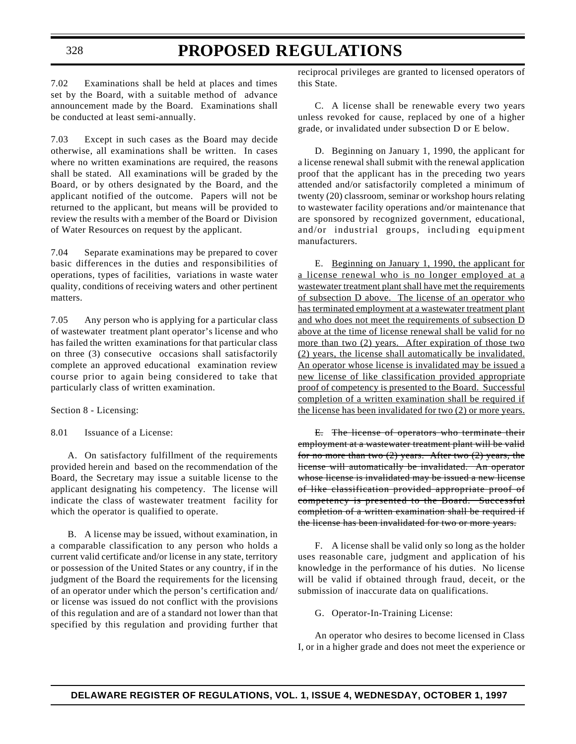7.02 Examinations shall be held at places and times set by the Board, with a suitable method of advance announcement made by the Board. Examinations shall be conducted at least semi-annually.

7.03 Except in such cases as the Board may decide otherwise, all examinations shall be written. In cases where no written examinations are required, the reasons shall be stated. All examinations will be graded by the Board, or by others designated by the Board, and the applicant notified of the outcome. Papers will not be returned to the applicant, but means will be provided to review the results with a member of the Board or Division of Water Resources on request by the applicant.

7.04 Separate examinations may be prepared to cover basic differences in the duties and responsibilities of operations, types of facilities, variations in waste water quality, conditions of receiving waters and other pertinent matters.

7.05 Any person who is applying for a particular class of wastewater treatment plant operator's license and who has failed the written examinations for that particular class on three (3) consecutive occasions shall satisfactorily complete an approved educational examination review course prior to again being considered to take that particularly class of written examination.

Section 8 - Licensing:

8.01 Issuance of a License:

A. On satisfactory fulfillment of the requirements provided herein and based on the recommendation of the Board, the Secretary may issue a suitable license to the applicant designating his competency. The license will indicate the class of wastewater treatment facility for which the operator is qualified to operate.

B. A license may be issued, without examination, in a comparable classification to any person who holds a current valid certificate and/or license in any state, territory or possession of the United States or any country, if in the judgment of the Board the requirements for the licensing of an operator under which the person's certification and/or license was issued do not conflict with the provisions of this regulation and are of a standard not lower than that specified by this regulation and providing further that reciprocal privileges are granted to licensed operators of this State.

C. A license shall be renewable every two years unless revoked for cause, replaced by one of a higher grade, or invalidated under subsection D or E below.

D. Beginning on January 1, 1990, the applicant for a license renewal shall submit with the renewal application proof that the applicant has in the preceding two years attended and/or satisfactorily completed a minimum of twenty (20) classroom, seminar or workshop hours relating to wastewater facility operations and/or maintenance that are sponsored by recognized government, educational, and/or industrial groups, including equipment manufacturers.

E. <u>Beginning on January 1, 1990, the applicant for a license renewal who is no longer employed at a wastewater treatment plant shall have met the requirements of subsection D above. The license of an operator who has terminated employment at a wastewater treatment plant and who does not meet the requirements of subsection D above at the time of license renewal shall be valid for no more than two (2) years. After expiration of those two (2) years, the license shall automatically be invalidated. An operator whose license is invalidated may be issued a new license of like classification provided appropriate proof of competency is presented to the Board. Successful completion of a written examination shall be required if the license has been invalidated for two (2) or more years.</u>

~~E. The license of operators who terminate their employment at a wastewater treatment plant will be valid for no more than two (2) years. After two (2) years, the license will automatically be invalidated. An operator whose license is invalidated may be issued a new license of like classification provided appropriate proof of competency is presented to the Board. Successful completion of a written examination shall be required if the license has been invalidated for two or more years.~~

F. A license shall be valid only so long as the holder uses reasonable care, judgment and application of his knowledge in the performance of his duties. No license will be valid if obtained through fraud, deceit, or the submission of inaccurate data on qualifications.

G. Operator-In-Training License:

An operator who desires to become licensed in Class I, or in a higher grade and does not meet the experience or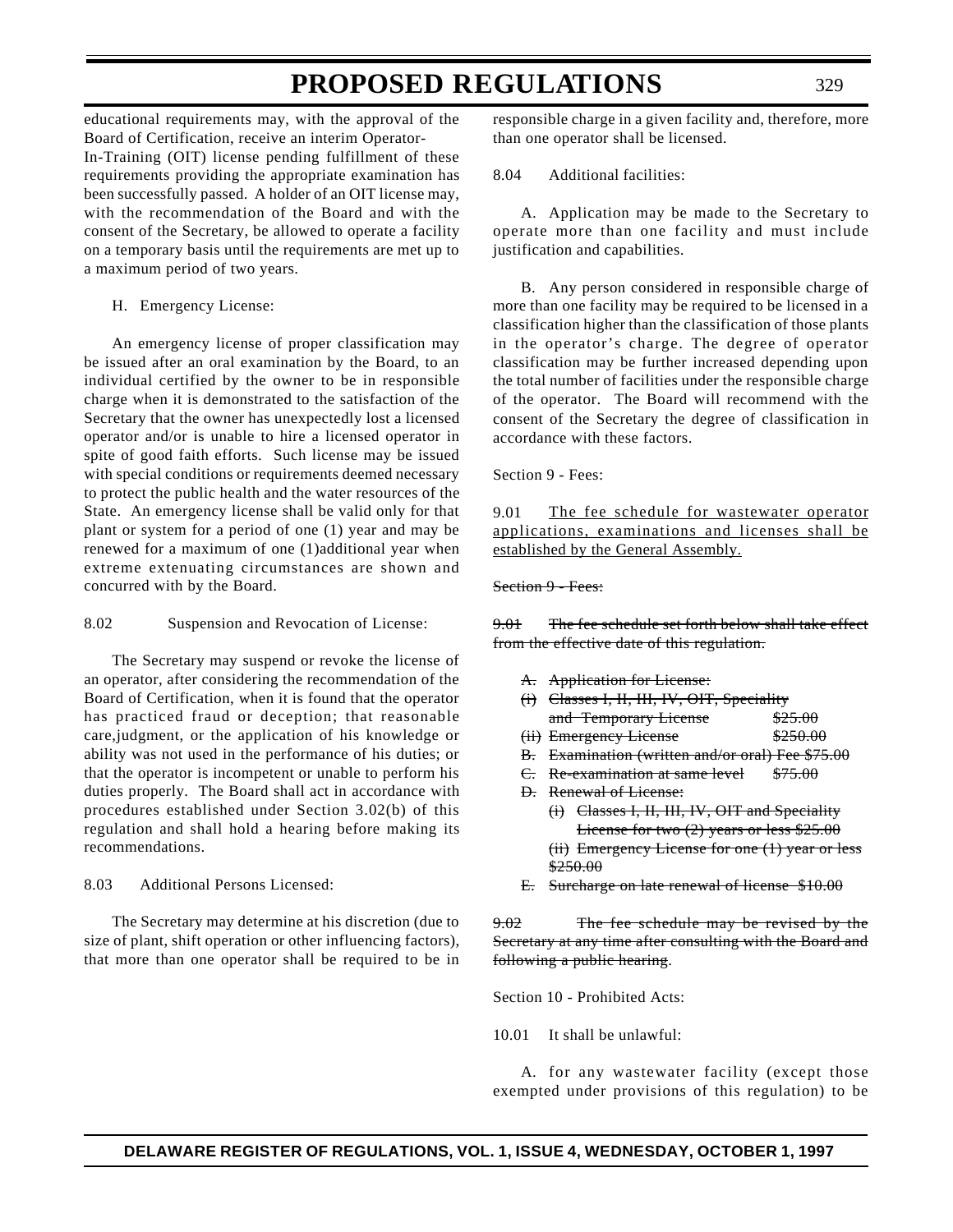educational requirements may, with the approval of the Board of Certification, receive an interim Operator-In-Training (OIT) license pending fulfillment of these requirements providing the appropriate examination has been successfully passed. A holder of an OIT license may, with the recommendation of the Board and with the consent of the Secretary, be allowed to operate a facility on a temporary basis until the requirements are met up to a maximum period of two years.

H. Emergency License:

An emergency license of proper classification may be issued after an oral examination by the Board, to an individual certified by the owner to be in responsible charge when it is demonstrated to the satisfaction of the Secretary that the owner has unexpectedly lost a licensed operator and/or is unable to hire a licensed operator in spite of good faith efforts. Such license may be issued with special conditions or requirements deemed necessary to protect the public health and the water resources of the State. An emergency license shall be valid only for that plant or system for a period of one (1) year and may be renewed for a maximum of one (1)additional year when extreme extenuating circumstances are shown and concurred with by the Board.

8.02 Suspension and Revocation of License:

The Secretary may suspend or revoke the license of an operator, after considering the recommendation of the Board of Certification, when it is found that the operator has practiced fraud or deception; that reasonable care,judgment, or the application of his knowledge or ability was not used in the performance of his duties; or that the operator is incompetent or unable to perform his duties properly. The Board shall act in accordance with procedures established under Section 3.02(b) of this regulation and shall hold a hearing before making its recommendations.

8.03 Additional Persons Licensed:

The Secretary may determine at his discretion (due to size of plant, shift operation or other influencing factors), that more than one operator shall be required to be in responsible charge in a given facility and, therefore, more than one operator shall be licensed.

8.04 Additional facilities:

A. Application may be made to the Secretary to operate more than one facility and must include justification and capabilities.

B. Any person considered in responsible charge of more than one facility may be required to be licensed in a classification higher than the classification of those plants in the operator's charge. The degree of operator classification may be further increased depending upon the total number of facilities under the responsible charge of the operator. The Board will recommend with the consent of the Secretary the degree of classification in accordance with these factors.

Section 9 - Fees:

9.01 <u>The fee schedule for wastewater operator applications, examinations and licenses shall be established by the General Assembly.</u>

~~Section 9 - Fees:~~

~~9.01 The fee schedule set forth below shall take effect from the effective date of this regulation.~~

~~A. Application for License:~~

~~(i) Classes I, II, III, IV, OIT, Speciality and Temporary License $25.00~~

~~(ii) Emergency License $250.00~~

~~B. Examination (written and/or oral) Fee $75.00~~

~~C. Re-examination at same level $75.00~~

~~D. Renewal of License:~~

~~(i) Classes I, II, III, IV, OIT and Speciality License for two (2) years or less $25.00~~

~~(ii) Emergency License for one (1) year or less $250.00~~

~~E. Surcharge on late renewal of license $10.00~~

~~9.02 The fee schedule may be revised by the Secretary at any time after consulting with the Board and following a public hearing~~.

Section 10 - Prohibited Acts:

10.01 It shall be unlawful:

A. for any wastewater facility (except those exempted under provisions of this regulation) to be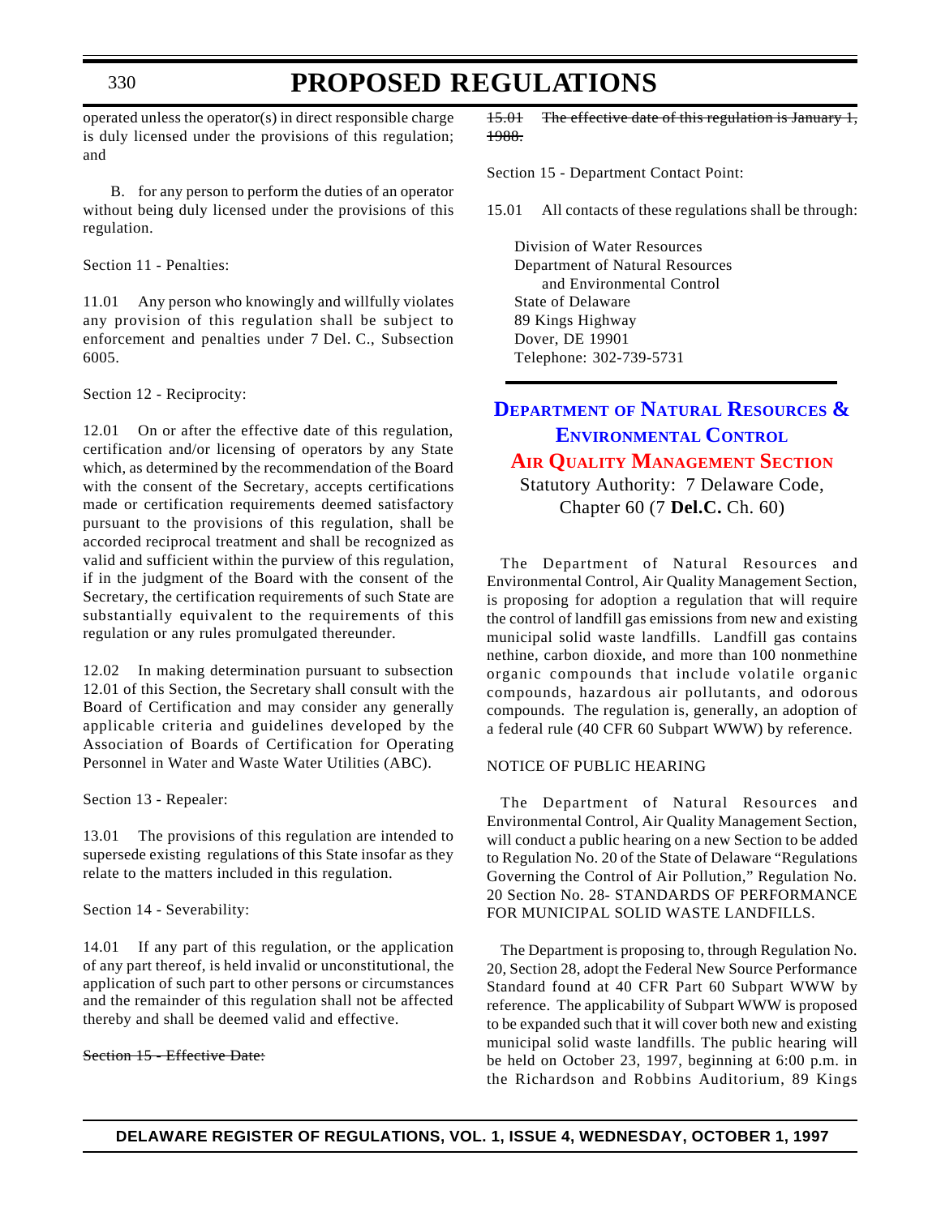operated unless the operator(s) in direct responsible charge is duly licensed under the provisions of this regulation; and

B. for any person to perform the duties of an operator without being duly licensed under the provisions of this regulation.

Section 11 - Penalties:

11.01 Any person who knowingly and willfully violates any provision of this regulation shall be subject to enforcement and penalties under 7 Del. C., Subsection 6005.

Section 12 - Reciprocity:

12.01 On or after the effective date of this regulation, certification and/or licensing of operators by any State which, as determined by the recommendation of the Board with the consent of the Secretary, accepts certifications made or certification requirements deemed satisfactory pursuant to the provisions of this regulation, shall be accorded reciprocal treatment and shall be recognized as valid and sufficient within the purview of this regulation, if in the judgment of the Board with the consent of the Secretary, the certification requirements of such State are substantially equivalent to the requirements of this regulation or any rules promulgated thereunder.

12.02 In making determination pursuant to subsection 12.01 of this Section, the Secretary shall consult with the Board of Certification and may consider any generally applicable criteria and guidelines developed by the Association of Boards of Certification for Operating Personnel in Water and Waste Water Utilities (ABC).

Section 13 - Repealer:

13.01 The provisions of this regulation are intended to supersede existing regulations of this State insofar as they relate to the matters included in this regulation.

Section 14 - Severability:

14.01 If any part of this regulation, or the application of any part thereof, is held invalid or unconstitutional, the application of such part to other persons or circumstances and the remainder of this regulation shall not be affected thereby and shall be deemed valid and effective.

~~Section 15 - Effective Date:~~

~~15.01 The effective date of this regulation is January 1, 1988.~~

Section 15 - Department Contact Point:

15.01 All contacts of these regulations shall be through:

Division of Water Resources
Department of Natural Resources
and Environmental Control
State of Delaware
89 Kings Highway
Dover, DE 19901
Telephone: 302-739-5731

---

## DEPARTMENT OF NATURAL RESOURCES & ENVIRONMENTAL CONTROL

### AIR QUALITY MANAGEMENT SECTION

Statutory Authority: 7 Delaware Code, Chapter 60 (7 **Del.C.** Ch. 60)

The Department of Natural Resources and Environmental Control, Air Quality Management Section, is proposing for adoption a regulation that will require the control of landfill gas emissions from new and existing municipal solid waste landfills. Landfill gas contains nethine, carbon dioxide, and more than 100 nonmethine organic compounds that include volatile organic compounds, hazardous air pollutants, and odorous compounds. The regulation is, generally, an adoption of a federal rule (40 CFR 60 Subpart WWW) by reference.

NOTICE OF PUBLIC HEARING

The Department of Natural Resources and Environmental Control, Air Quality Management Section, will conduct a public hearing on a new Section to be added to Regulation No. 20 of the State of Delaware "Regulations Governing the Control of Air Pollution," Regulation No. 20 Section No. 28- STANDARDS OF PERFORMANCE FOR MUNICIPAL SOLID WASTE LANDFILLS.

The Department is proposing to, through Regulation No. 20, Section 28, adopt the Federal New Source Performance Standard found at 40 CFR Part 60 Subpart WWW by reference. The applicability of Subpart WWW is proposed to be expanded such that it will cover both new and existing municipal solid waste landfills. The public hearing will be held on October 23, 1997, beginning at 6:00 p.m. in the Richardson and Robbins Auditorium, 89 Kings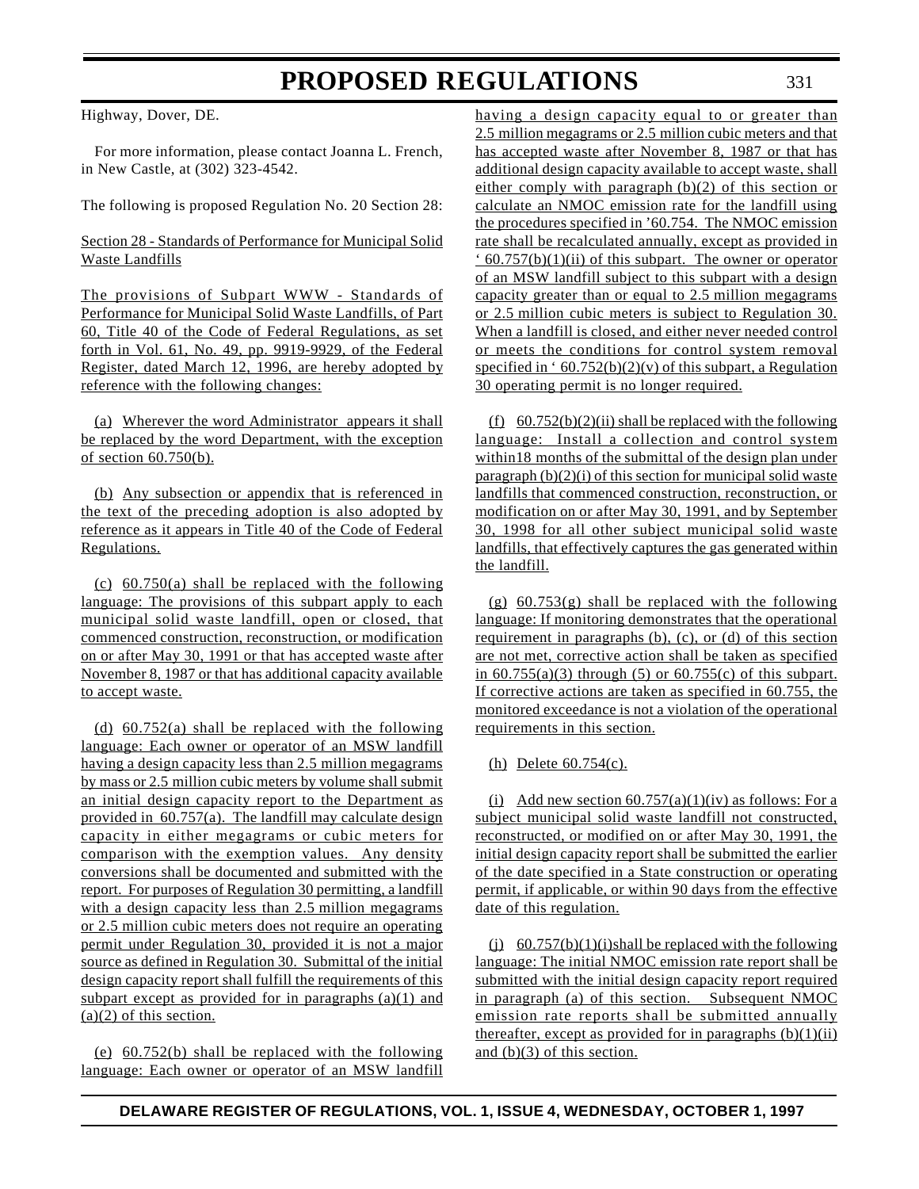Highway, Dover, DE.

For more information, please contact Joanna L. French, in New Castle, at (302) 323-4542.

The following is proposed Regulation No. 20 Section 28:

Section 28 - Standards of Performance for Municipal Solid Waste Landfills

The provisions of Subpart WWW - Standards of Performance for Municipal Solid Waste Landfills, of Part 60, Title 40 of the Code of Federal Regulations, as set forth in Vol. 61, No. 49, pp. 9919-9929, of the Federal Register, dated March 12, 1996, are hereby adopted by reference with the following changes:

(a) Wherever the word Administrator appears it shall be replaced by the word Department, with the exception of section 60.750(b).

(b) Any subsection or appendix that is referenced in the text of the preceding adoption is also adopted by reference as it appears in Title 40 of the Code of Federal Regulations.

(c) 60.750(a) shall be replaced with the following language: The provisions of this subpart apply to each municipal solid waste landfill, open or closed, that commenced construction, reconstruction, or modification on or after May 30, 1991 or that has accepted waste after November 8, 1987 or that has additional capacity available to accept waste.

(d) 60.752(a) shall be replaced with the following language: Each owner or operator of an MSW landfill having a design capacity less than 2.5 million megagrams by mass or 2.5 million cubic meters by volume shall submit an initial design capacity report to the Department as provided in 60.757(a). The landfill may calculate design capacity in either megagrams or cubic meters for comparison with the exemption values. Any density conversions shall be documented and submitted with the report. For purposes of Regulation 30 permitting, a landfill with a design capacity less than 2.5 million megagrams or 2.5 million cubic meters does not require an operating permit under Regulation 30, provided it is not a major source as defined in Regulation 30. Submittal of the initial design capacity report shall fulfill the requirements of this subpart except as provided for in paragraphs (a)(1) and (a)(2) of this section.

(e) 60.752(b) shall be replaced with the following language: Each owner or operator of an MSW landfill having a design capacity equal to or greater than 2.5 million megagrams or 2.5 million cubic meters and that has accepted waste after November 8, 1987 or that has additional design capacity available to accept waste, shall either comply with paragraph (b)(2) of this section or calculate an NMOC emission rate for the landfill using the procedures specified in '60.754. The NMOC emission rate shall be recalculated annually, except as provided in ' 60.757(b)(1)(ii) of this subpart. The owner or operator of an MSW landfill subject to this subpart with a design capacity greater than or equal to 2.5 million megagrams or 2.5 million cubic meters is subject to Regulation 30. When a landfill is closed, and either never needed control or meets the conditions for control system removal specified in ' 60.752(b)(2)(v) of this subpart, a Regulation 30 operating permit is no longer required.

(f) 60.752(b)(2)(ii) shall be replaced with the following language: Install a collection and control system within18 months of the submittal of the design plan under paragraph (b)(2)(i) of this section for municipal solid waste landfills that commenced construction, reconstruction, or modification on or after May 30, 1991, and by September 30, 1998 for all other subject municipal solid waste landfills, that effectively captures the gas generated within the landfill.

(g) 60.753(g) shall be replaced with the following language: If monitoring demonstrates that the operational requirement in paragraphs (b), (c), or (d) of this section are not met, corrective action shall be taken as specified in 60.755(a)(3) through (5) or 60.755(c) of this subpart. If corrective actions are taken as specified in 60.755, the monitored exceedance is not a violation of the operational requirements in this section.

(h) Delete 60.754(c).

(i) Add new section 60.757(a)(1)(iv) as follows: For a subject municipal solid waste landfill not constructed, reconstructed, or modified on or after May 30, 1991, the initial design capacity report shall be submitted the earlier of the date specified in a State construction or operating permit, if applicable, or within 90 days from the effective date of this regulation.

(j) 60.757(b)(1)(i)shall be replaced with the following language: The initial NMOC emission rate report shall be submitted with the initial design capacity report required in paragraph (a) of this section. Subsequent NMOC emission rate reports shall be submitted annually thereafter, except as provided for in paragraphs (b)(1)(ii) and (b)(3) of this section.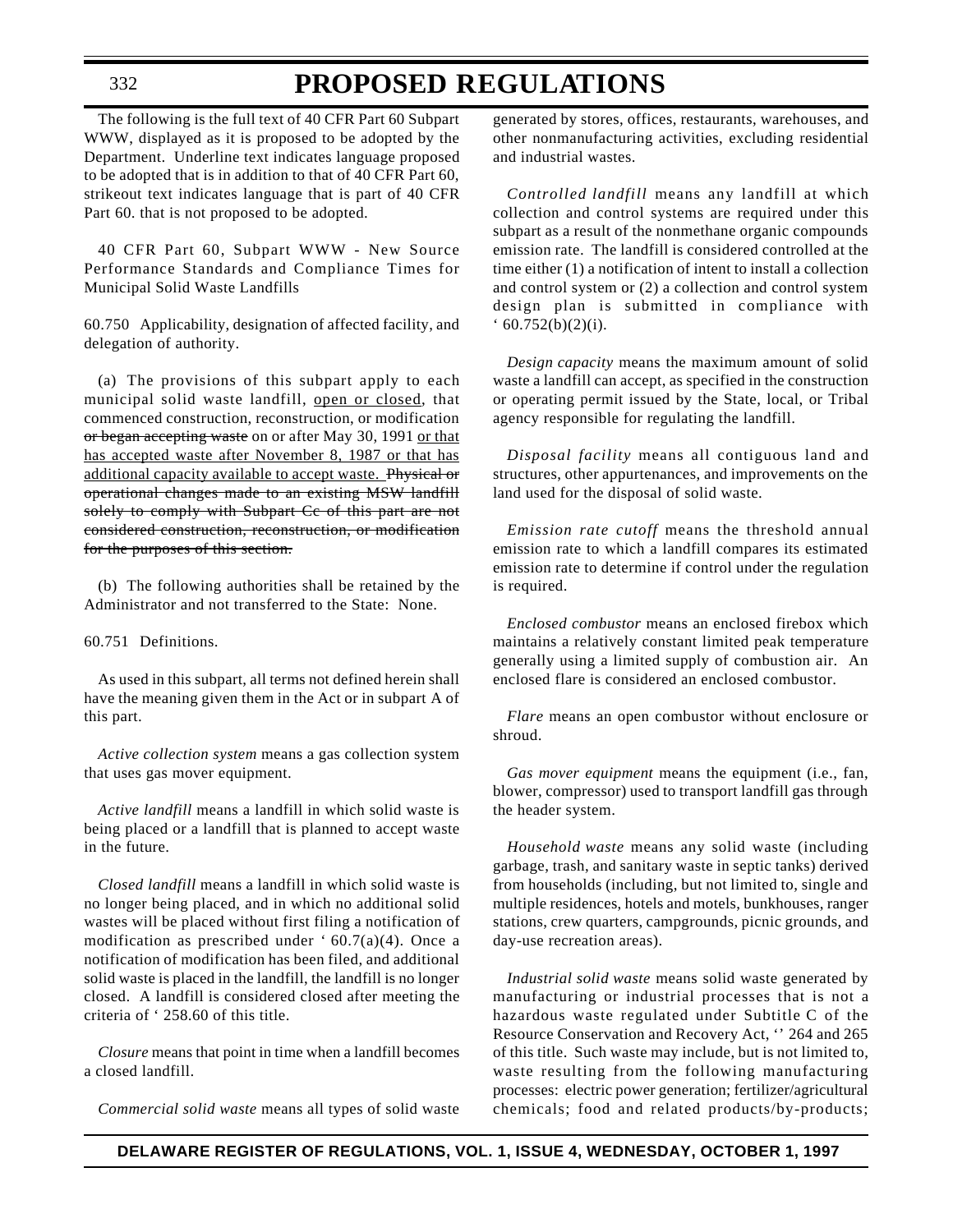The following is the full text of 40 CFR Part 60 Subpart WWW, displayed as it is proposed to be adopted by the Department. Underline text indicates language proposed to be adopted that is in addition to that of 40 CFR Part 60, strikeout text indicates language that is part of 40 CFR Part 60. that is not proposed to be adopted.

40 CFR Part 60, Subpart WWW - New Source Performance Standards and Compliance Times for Municipal Solid Waste Landfills

60.750 Applicability, designation of affected facility, and delegation of authority.

(a) The provisions of this subpart apply to each municipal solid waste landfill, <u>open or closed</u>, that commenced construction, reconstruction, or modification ~~or began accepting waste~~ on or after May 30, 1991 <u>or that has accepted waste after November 8, 1987 or that has additional capacity available to accept waste.</u> ~~Physical or operational changes made to an existing MSW landfill solely to comply with Subpart Cc of this part are not considered construction, reconstruction, or modification for the purposes of this section.~~

(b) The following authorities shall be retained by the Administrator and not transferred to the State: None.

60.751 Definitions.

As used in this subpart, all terms not defined herein shall have the meaning given them in the Act or in subpart A of this part.

*Active collection system* means a gas collection system that uses gas mover equipment.

*Active landfill* means a landfill in which solid waste is being placed or a landfill that is planned to accept waste in the future.

*Closed landfill* means a landfill in which solid waste is no longer being placed, and in which no additional solid wastes will be placed without first filing a notification of modification as prescribed under ‘ 60.7(a)(4). Once a notification of modification has been filed, and additional solid waste is placed in the landfill, the landfill is no longer closed. A landfill is considered closed after meeting the criteria of ‘ 258.60 of this title.

*Closure* means that point in time when a landfill becomes a closed landfill.

*Commercial solid waste* means all types of solid waste generated by stores, offices, restaurants, warehouses, and other nonmanufacturing activities, excluding residential and industrial wastes.

*Controlled landfill* means any landfill at which collection and control systems are required under this subpart as a result of the nonmethane organic compounds emission rate. The landfill is considered controlled at the time either (1) a notification of intent to install a collection and control system or (2) a collection and control system design plan is submitted in compliance with ‘ 60.752(b)(2)(i).

*Design capacity* means the maximum amount of solid waste a landfill can accept, as specified in the construction or operating permit issued by the State, local, or Tribal agency responsible for regulating the landfill.

*Disposal facility* means all contiguous land and structures, other appurtenances, and improvements on the land used for the disposal of solid waste.

*Emission rate cutoff* means the threshold annual emission rate to which a landfill compares its estimated emission rate to determine if control under the regulation is required.

*Enclosed combustor* means an enclosed firebox which maintains a relatively constant limited peak temperature generally using a limited supply of combustion air. An enclosed flare is considered an enclosed combustor.

*Flare* means an open combustor without enclosure or shroud.

*Gas mover equipment* means the equipment (i.e., fan, blower, compressor) used to transport landfill gas through the header system.

*Household waste* means any solid waste (including garbage, trash, and sanitary waste in septic tanks) derived from households (including, but not limited to, single and multiple residences, hotels and motels, bunkhouses, ranger stations, crew quarters, campgrounds, picnic grounds, and day-use recreation areas).

*Industrial solid waste* means solid waste generated by manufacturing or industrial processes that is not a hazardous waste regulated under Subtitle C of the Resource Conservation and Recovery Act, ‘’ 264 and 265 of this title. Such waste may include, but is not limited to, waste resulting from the following manufacturing processes: electric power generation; fertilizer/agricultural chemicals; food and related products/by-products;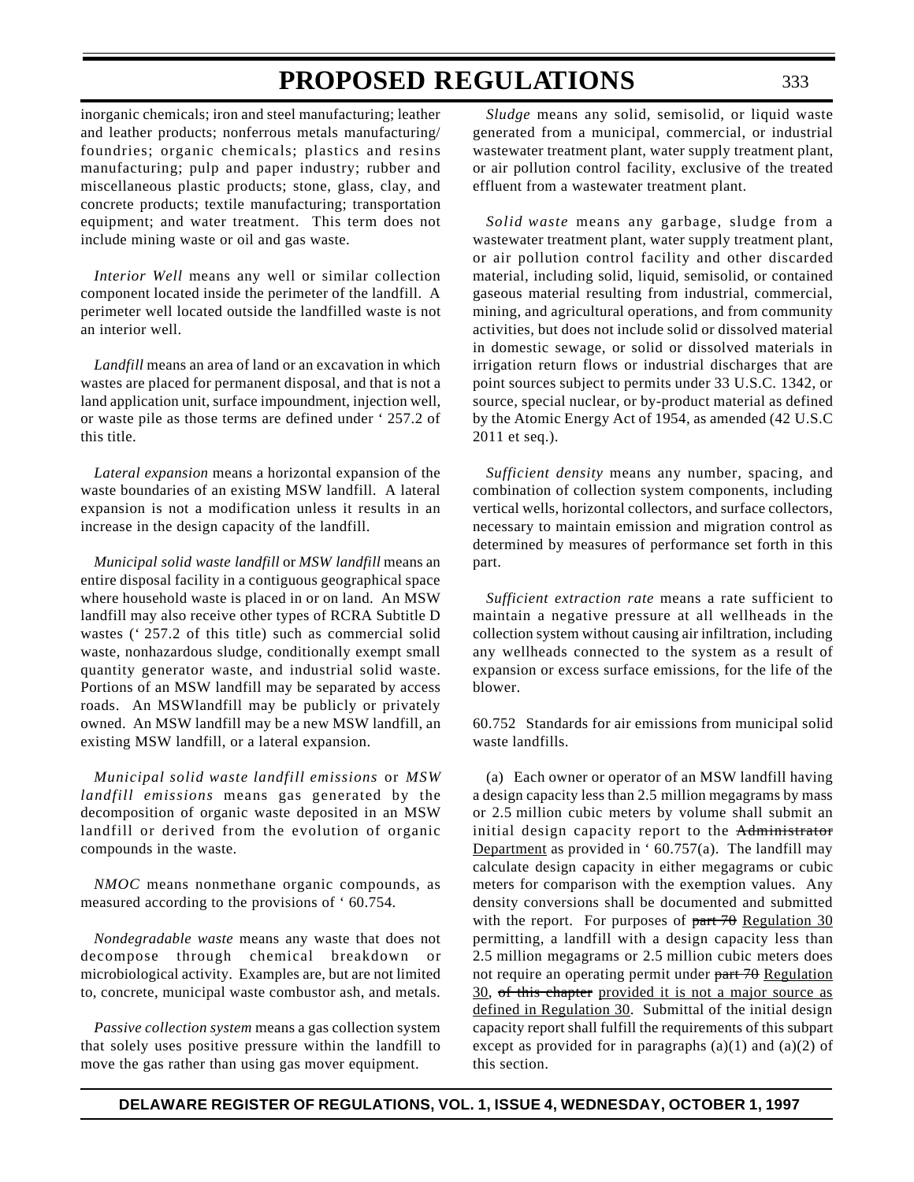inorganic chemicals; iron and steel manufacturing; leather and leather products; nonferrous metals manufacturing/foundries; organic chemicals; plastics and resins manufacturing; pulp and paper industry; rubber and miscellaneous plastic products; stone, glass, clay, and concrete products; textile manufacturing; transportation equipment; and water treatment. This term does not include mining waste or oil and gas waste.

*Interior Well* means any well or similar collection component located inside the perimeter of the landfill. A perimeter well located outside the landfilled waste is not an interior well.

*Landfill* means an area of land or an excavation in which wastes are placed for permanent disposal, and that is not a land application unit, surface impoundment, injection well, or waste pile as those terms are defined under ' 257.2 of this title.

*Lateral expansion* means a horizontal expansion of the waste boundaries of an existing MSW landfill. A lateral expansion is not a modification unless it results in an increase in the design capacity of the landfill.

*Municipal solid waste landfill* or *MSW landfill* means an entire disposal facility in a contiguous geographical space where household waste is placed in or on land. An MSW landfill may also receive other types of RCRA Subtitle D wastes (' 257.2 of this title) such as commercial solid waste, nonhazardous sludge, conditionally exempt small quantity generator waste, and industrial solid waste. Portions of an MSW landfill may be separated by access roads. An MSWlandfill may be publicly or privately owned. An MSW landfill may be a new MSW landfill, an existing MSW landfill, or a lateral expansion.

*Municipal solid waste landfill emissions* or *MSW landfill emissions* means gas generated by the decomposition of organic waste deposited in an MSW landfill or derived from the evolution of organic compounds in the waste.

*NMOC* means nonmethane organic compounds, as measured according to the provisions of ' 60.754.

*Nondegradable waste* means any waste that does not decompose through chemical breakdown or microbiological activity. Examples are, but are not limited to, concrete, municipal waste combustor ash, and metals.

*Passive collection system* means a gas collection system that solely uses positive pressure within the landfill to move the gas rather than using gas mover equipment.

*Sludge* means any solid, semisolid, or liquid waste generated from a municipal, commercial, or industrial wastewater treatment plant, water supply treatment plant, or air pollution control facility, exclusive of the treated effluent from a wastewater treatment plant.

*Solid waste* means any garbage, sludge from a wastewater treatment plant, water supply treatment plant, or air pollution control facility and other discarded material, including solid, liquid, semisolid, or contained gaseous material resulting from industrial, commercial, mining, and agricultural operations, and from community activities, but does not include solid or dissolved material in domestic sewage, or solid or dissolved materials in irrigation return flows or industrial discharges that are point sources subject to permits under 33 U.S.C. 1342, or source, special nuclear, or by-product material as defined by the Atomic Energy Act of 1954, as amended (42 U.S.C 2011 et seq.).

*Sufficient density* means any number, spacing, and combination of collection system components, including vertical wells, horizontal collectors, and surface collectors, necessary to maintain emission and migration control as determined by measures of performance set forth in this part.

*Sufficient extraction rate* means a rate sufficient to maintain a negative pressure at all wellheads in the collection system without causing air infiltration, including any wellheads connected to the system as a result of expansion or excess surface emissions, for the life of the blower.

60.752 Standards for air emissions from municipal solid waste landfills.

(a) Each owner or operator of an MSW landfill having a design capacity less than 2.5 million megagrams by mass or 2.5 million cubic meters by volume shall submit an initial design capacity report to the ~~Administrator~~ Department as provided in ' 60.757(a). The landfill may calculate design capacity in either megagrams or cubic meters for comparison with the exemption values. Any density conversions shall be documented and submitted with the report. For purposes of ~~part 70~~ Regulation 30 permitting, a landfill with a design capacity less than 2.5 million megagrams or 2.5 million cubic meters does not require an operating permit under ~~part 70~~ Regulation 30, ~~of this chapter~~ provided it is not a major source as defined in Regulation 30. Submittal of the initial design capacity report shall fulfill the requirements of this subpart except as provided for in paragraphs (a)(1) and (a)(2) of this section.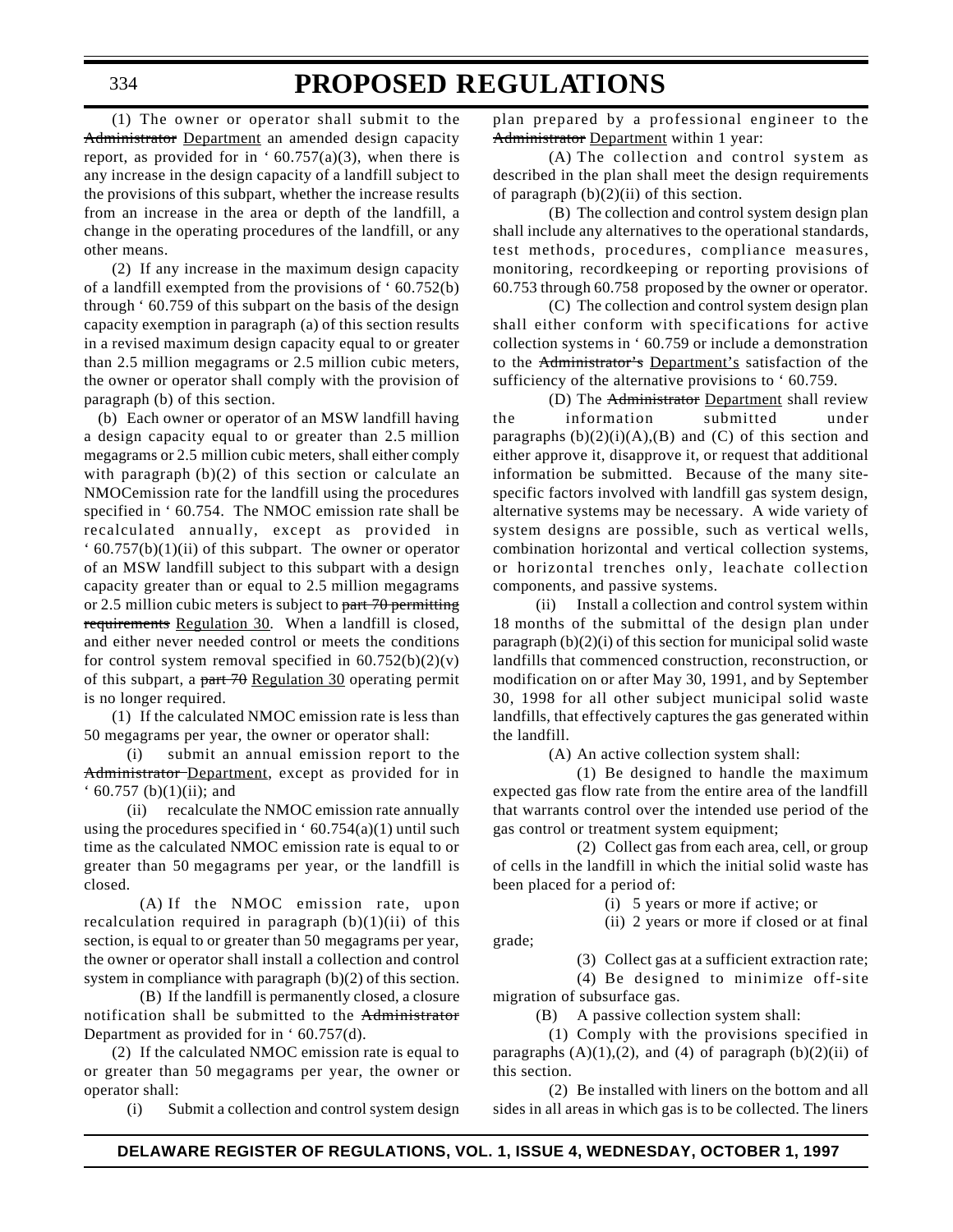(1) The owner or operator shall submit to the ~~Administrator~~ Department an amended design capacity report, as provided for in ' 60.757(a)(3), when there is any increase in the design capacity of a landfill subject to the provisions of this subpart, whether the increase results from an increase in the area or depth of the landfill, a change in the operating procedures of the landfill, or any other means.

(2) If any increase in the maximum design capacity of a landfill exempted from the provisions of ' 60.752(b) through ' 60.759 of this subpart on the basis of the design capacity exemption in paragraph (a) of this section results in a revised maximum design capacity equal to or greater than 2.5 million megagrams or 2.5 million cubic meters, the owner or operator shall comply with the provision of paragraph (b) of this section.

(b) Each owner or operator of an MSW landfill having a design capacity equal to or greater than 2.5 million megagrams or 2.5 million cubic meters, shall either comply with paragraph (b)(2) of this section or calculate an NMOCemission rate for the landfill using the procedures specified in ' 60.754. The NMOC emission rate shall be recalculated annually, except as provided in ' 60.757(b)(1)(ii) of this subpart. The owner or operator of an MSW landfill subject to this subpart with a design capacity greater than or equal to 2.5 million megagrams or 2.5 million cubic meters is subject to ~~part 70 permitting requirements~~ Regulation 30. When a landfill is closed, and either never needed control or meets the conditions for control system removal specified in 60.752(b)(2)(v) of this subpart, a ~~part 70~~ Regulation 30 operating permit is no longer required.

(1) If the calculated NMOC emission rate is less than 50 megagrams per year, the owner or operator shall:

(i) submit an annual emission report to the ~~Administrator~~ Department, except as provided for in ' 60.757 (b)(1)(ii); and

(ii) recalculate the NMOC emission rate annually using the procedures specified in ' 60.754(a)(1) until such time as the calculated NMOC emission rate is equal to or greater than 50 megagrams per year, or the landfill is closed.

(A) If the NMOC emission rate, upon recalculation required in paragraph (b)(1)(ii) of this section, is equal to or greater than 50 megagrams per year, the owner or operator shall install a collection and control system in compliance with paragraph (b)(2) of this section.

(B) If the landfill is permanently closed, a closure notification shall be submitted to the ~~Administrator~~ Department as provided for in ' 60.757(d).

(2) If the calculated NMOC emission rate is equal to or greater than 50 megagrams per year, the owner or operator shall:

(i) Submit a collection and control system design plan prepared by a professional engineer to the ~~Administrator~~ Department within 1 year:

(A) The collection and control system as described in the plan shall meet the design requirements of paragraph (b)(2)(ii) of this section.

(B) The collection and control system design plan shall include any alternatives to the operational standards, test methods, procedures, compliance measures, monitoring, recordkeeping or reporting provisions of 60.753 through 60.758 proposed by the owner or operator.

(C) The collection and control system design plan shall either conform with specifications for active collection systems in ' 60.759 or include a demonstration to the ~~Administrator's~~ Department's satisfaction of the sufficiency of the alternative provisions to ' 60.759.

(D) The ~~Administrator~~ Department shall review the information submitted under paragraphs (b)(2)(i)(A),(B) and (C) of this section and either approve it, disapprove it, or request that additional information be submitted. Because of the many site-specific factors involved with landfill gas system design, alternative systems may be necessary. A wide variety of system designs are possible, such as vertical wells, combination horizontal and vertical collection systems, or horizontal trenches only, leachate collection components, and passive systems.

(ii) Install a collection and control system within 18 months of the submittal of the design plan under paragraph (b)(2)(i) of this section for municipal solid waste landfills that commenced construction, reconstruction, or modification on or after May 30, 1991, and by September 30, 1998 for all other subject municipal solid waste landfills, that effectively captures the gas generated within the landfill.

(A) An active collection system shall:

(1) Be designed to handle the maximum expected gas flow rate from the entire area of the landfill that warrants control over the intended use period of the gas control or treatment system equipment;

(2) Collect gas from each area, cell, or group of cells in the landfill in which the initial solid waste has been placed for a period of:

(i) 5 years or more if active; or

(ii) 2 years or more if closed or at final grade;

(3) Collect gas at a sufficient extraction rate;

(4) Be designed to minimize off-site migration of subsurface gas.

(B) A passive collection system shall:

(1) Comply with the provisions specified in paragraphs (A)(1),(2), and (4) of paragraph (b)(2)(ii) of this section.

(2) Be installed with liners on the bottom and all sides in all areas in which gas is to be collected. The liners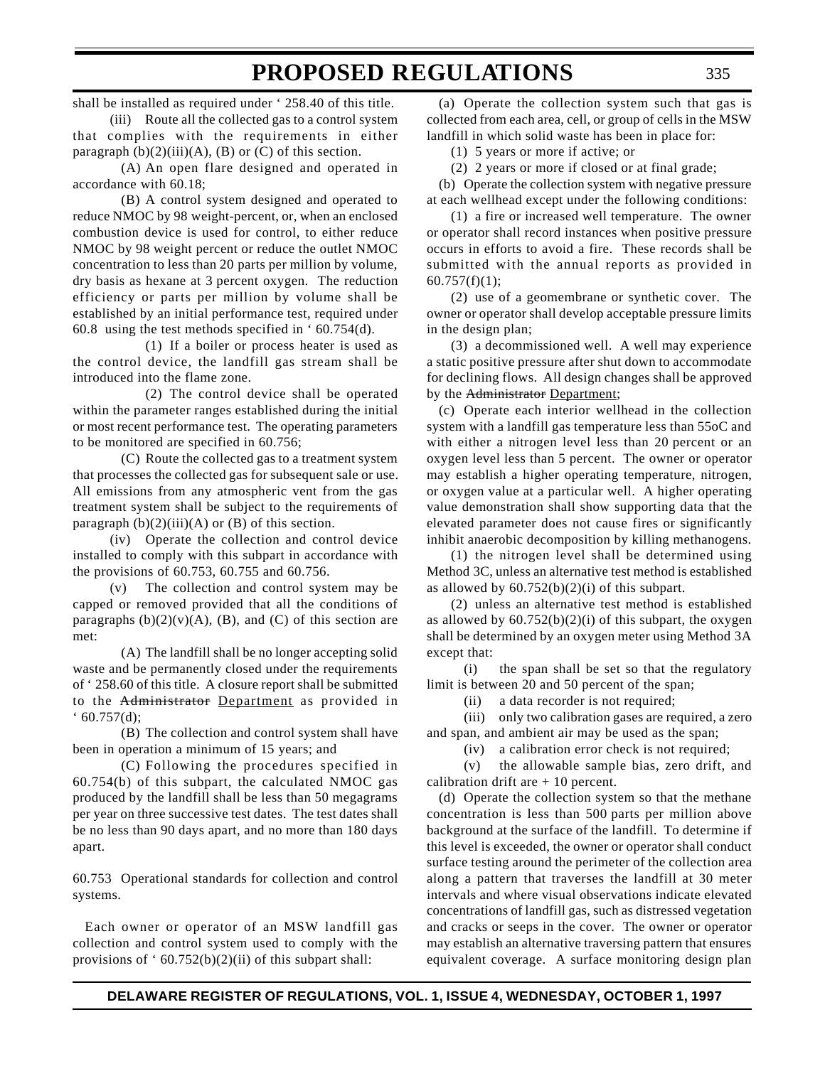shall be installed as required under ' 258.40 of this title.

(iii) Route all the collected gas to a control system that complies with the requirements in either paragraph (b)(2)(iii)(A), (B) or (C) of this section.

(A) An open flare designed and operated in accordance with 60.18;

(B) A control system designed and operated to reduce NMOC by 98 weight-percent, or, when an enclosed combustion device is used for control, to either reduce NMOC by 98 weight percent or reduce the outlet NMOC concentration to less than 20 parts per million by volume, dry basis as hexane at 3 percent oxygen. The reduction efficiency or parts per million by volume shall be established by an initial performance test, required under 60.8 using the test methods specified in ' 60.754(d).

(1) If a boiler or process heater is used as the control device, the landfill gas stream shall be introduced into the flame zone.

(2) The control device shall be operated within the parameter ranges established during the initial or most recent performance test. The operating parameters to be monitored are specified in 60.756;

(C) Route the collected gas to a treatment system that processes the collected gas for subsequent sale or use. All emissions from any atmospheric vent from the gas treatment system shall be subject to the requirements of paragraph (b)(2)(iii)(A) or (B) of this section.

(iv) Operate the collection and control device installed to comply with this subpart in accordance with the provisions of 60.753, 60.755 and 60.756.

(v) The collection and control system may be capped or removed provided that all the conditions of paragraphs (b)(2)(v)(A), (B), and (C) of this section are met:

(A) The landfill shall be no longer accepting solid waste and be permanently closed under the requirements of ' 258.60 of this title. A closure report shall be submitted to the ~~Administrator~~ Department as provided in ' 60.757(d);

(B) The collection and control system shall have been in operation a minimum of 15 years; and

(C) Following the procedures specified in 60.754(b) of this subpart, the calculated NMOC gas produced by the landfill shall be less than 50 megagrams per year on three successive test dates. The test dates shall be no less than 90 days apart, and no more than 180 days apart.

60.753 Operational standards for collection and control systems.

Each owner or operator of an MSW landfill gas collection and control system used to comply with the provisions of ' 60.752(b)(2)(ii) of this subpart shall:

(a) Operate the collection system such that gas is collected from each area, cell, or group of cells in the MSW landfill in which solid waste has been in place for:

(1) 5 years or more if active; or

(2) 2 years or more if closed or at final grade;

(b) Operate the collection system with negative pressure at each wellhead except under the following conditions:

(1) a fire or increased well temperature. The owner or operator shall record instances when positive pressure occurs in efforts to avoid a fire. These records shall be submitted with the annual reports as provided in 60.757(f)(1);

(2) use of a geomembrane or synthetic cover. The owner or operator shall develop acceptable pressure limits in the design plan;

(3) a decommissioned well. A well may experience a static positive pressure after shut down to accommodate for declining flows. All design changes shall be approved by the ~~Administrator~~ Department;

(c) Operate each interior wellhead in the collection system with a landfill gas temperature less than 55oC and with either a nitrogen level less than 20 percent or an oxygen level less than 5 percent. The owner or operator may establish a higher operating temperature, nitrogen, or oxygen value at a particular well. A higher operating value demonstration shall show supporting data that the elevated parameter does not cause fires or significantly inhibit anaerobic decomposition by killing methanogens.

(1) the nitrogen level shall be determined using Method 3C, unless an alternative test method is established as allowed by 60.752(b)(2)(i) of this subpart.

(2) unless an alternative test method is established as allowed by 60.752(b)(2)(i) of this subpart, the oxygen shall be determined by an oxygen meter using Method 3A except that:

(i) the span shall be set so that the regulatory limit is between 20 and 50 percent of the span;

(ii) a data recorder is not required;

(iii) only two calibration gases are required, a zero and span, and ambient air may be used as the span;

(iv) a calibration error check is not required;

(v) the allowable sample bias, zero drift, and calibration drift are + 10 percent.

(d) Operate the collection system so that the methane concentration is less than 500 parts per million above background at the surface of the landfill. To determine if this level is exceeded, the owner or operator shall conduct surface testing around the perimeter of the collection area along a pattern that traverses the landfill at 30 meter intervals and where visual observations indicate elevated concentrations of landfill gas, such as distressed vegetation and cracks or seeps in the cover. The owner or operator may establish an alternative traversing pattern that ensures equivalent coverage. A surface monitoring design plan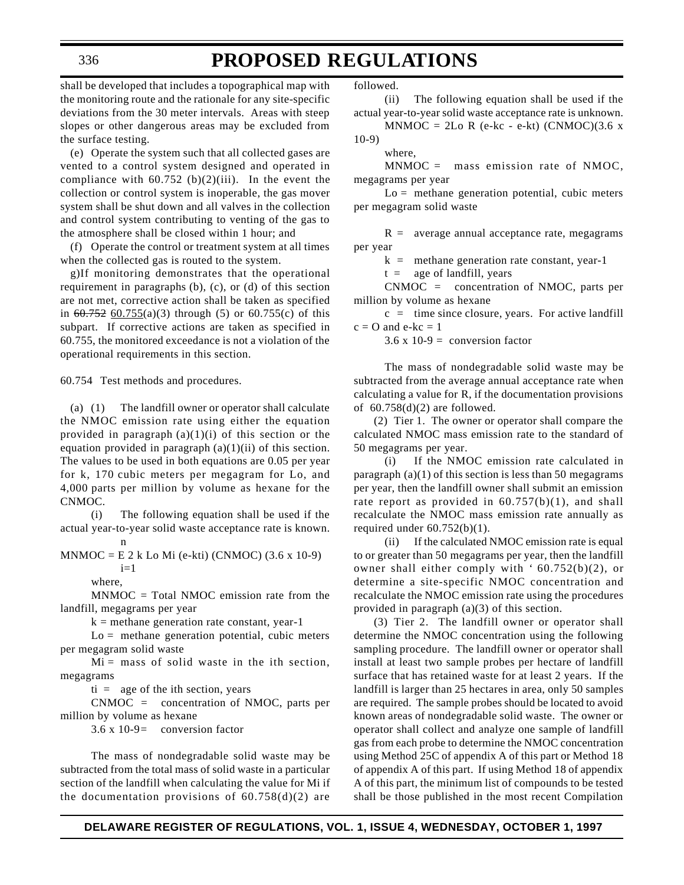shall be developed that includes a topographical map with the monitoring route and the rationale for any site-specific deviations from the 30 meter intervals. Areas with steep slopes or other dangerous areas may be excluded from the surface testing.

(e) Operate the system such that all collected gases are vented to a control system designed and operated in compliance with 60.752 (b)(2)(iii). In the event the collection or control system is inoperable, the gas mover system shall be shut down and all valves in the collection and control system contributing to venting of the gas to the atmosphere shall be closed within 1 hour; and

(f) Operate the control or treatment system at all times when the collected gas is routed to the system.

g)If monitoring demonstrates that the operational requirement in paragraphs (b), (c), or (d) of this section are not met, corrective action shall be taken as specified in ~~60.752~~ 60.755(a)(3) through (5) or 60.755(c) of this subpart. If corrective actions are taken as specified in 60.755, the monitored exceedance is not a violation of the operational requirements in this section.

60.754 Test methods and procedures.

(a) (1) The landfill owner or operator shall calculate the NMOC emission rate using either the equation provided in paragraph (a)(1)(i) of this section or the equation provided in paragraph (a)(1)(ii) of this section. The values to be used in both equations are 0.05 per year for k, 170 cubic meters per megagram for Lo, and 4,000 parts per million by volume as hexane for the CNMOC.

(i) The following equation shall be used if the actual year-to-year solid waste acceptance rate is known.

$$M_{NMOC} = \sum_{i=1}^{n} 2\, k\, L_o\, M_i\, (e^{-kt_i})\, (C_{NMOC})\, (3.6 \times 10^{-9})$$

where,

MNMOC = Total NMOC emission rate from the landfill, megagrams per year

k = methane generation rate constant, year-1

Lo = methane generation potential, cubic meters per megagram solid waste

Mi = mass of solid waste in the ith section, megagrams

ti = age of the ith section, years

CNMOC = concentration of NMOC, parts per million by volume as hexane

3.6 x 10-9= conversion factor

The mass of nondegradable solid waste may be subtracted from the total mass of solid waste in a particular section of the landfill when calculating the value for Mi if the documentation provisions of 60.758(d)(2) are followed.

(ii) The following equation shall be used if the actual year-to-year solid waste acceptance rate is unknown.

$$M_{NMOC} = 2 L_o R\, (e^{-kc} - e^{-kt})\, (C_{NMOC})(3.6 \times 10^{-9})$$

where,

MNMOC = mass emission rate of NMOC, megagrams per year

Lo = methane generation potential, cubic meters per megagram solid waste

R = average annual acceptance rate, megagrams per year

k = methane generation rate constant, year-1

t = age of landfill, years

CNMOC = concentration of NMOC, parts per million by volume as hexane

c = time since closure, years. For active landfill c = O and e-kc = 1

3.6 x 10-9 = conversion factor

The mass of nondegradable solid waste may be subtracted from the average annual acceptance rate when calculating a value for R, if the documentation provisions of 60.758(d)(2) are followed.

(2) Tier 1. The owner or operator shall compare the calculated NMOC mass emission rate to the standard of 50 megagrams per year.

(i) If the NMOC emission rate calculated in paragraph (a)(1) of this section is less than 50 megagrams per year, then the landfill owner shall submit an emission rate report as provided in 60.757(b)(1), and shall recalculate the NMOC mass emission rate annually as required under 60.752(b)(1).

(ii) If the calculated NMOC emission rate is equal to or greater than 50 megagrams per year, then the landfill owner shall either comply with ‘ 60.752(b)(2), or determine a site-specific NMOC concentration and recalculate the NMOC emission rate using the procedures provided in paragraph (a)(3) of this section.

(3) Tier 2. The landfill owner or operator shall determine the NMOC concentration using the following sampling procedure. The landfill owner or operator shall install at least two sample probes per hectare of landfill surface that has retained waste for at least 2 years. If the landfill is larger than 25 hectares in area, only 50 samples are required. The sample probes should be located to avoid known areas of nondegradable solid waste. The owner or operator shall collect and analyze one sample of landfill gas from each probe to determine the NMOC concentration using Method 25C of appendix A of this part or Method 18 of appendix A of this part. If using Method 18 of appendix A of this part, the minimum list of compounds to be tested shall be those published in the most recent Compilation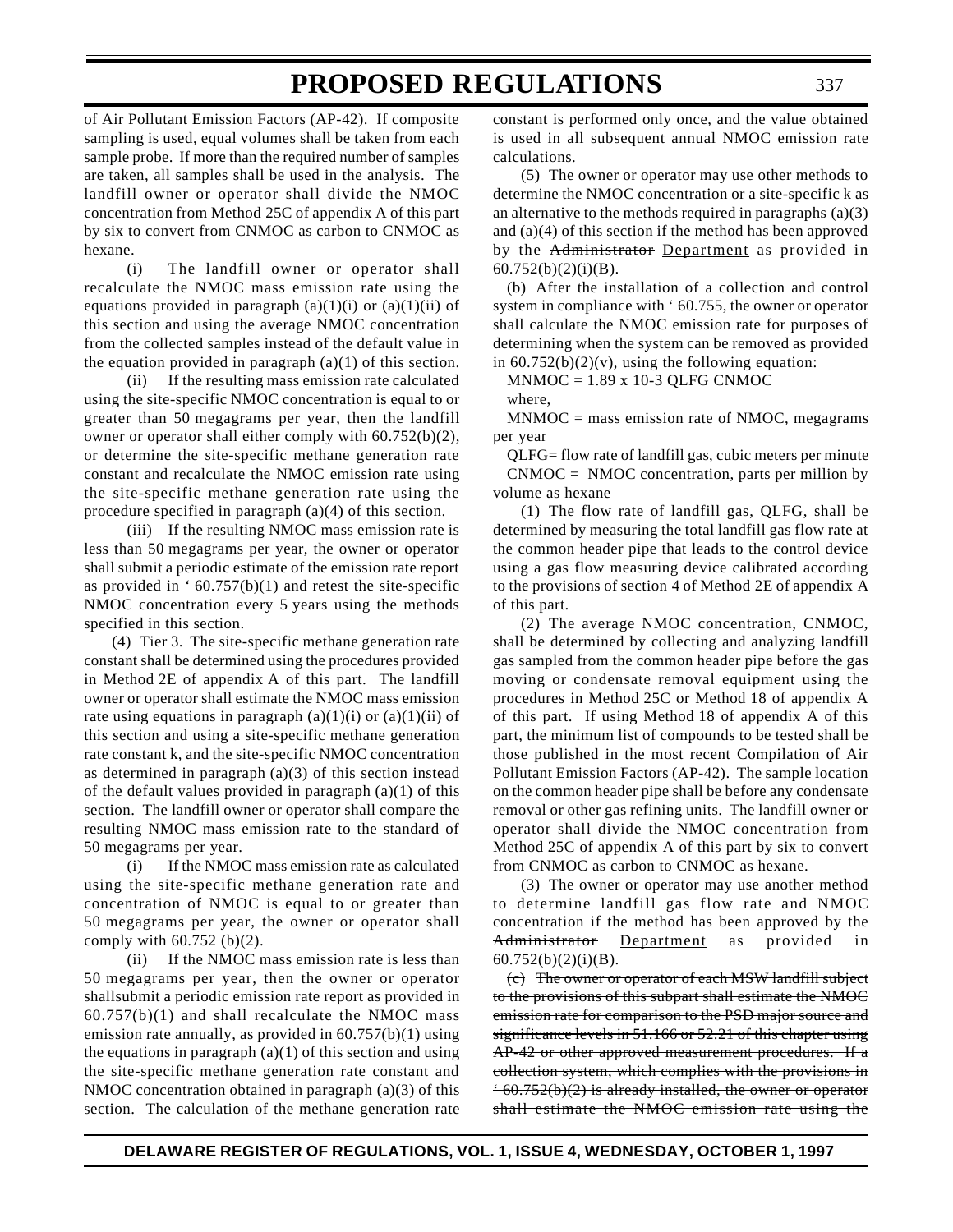of Air Pollutant Emission Factors (AP-42). If composite sampling is used, equal volumes shall be taken from each sample probe. If more than the required number of samples are taken, all samples shall be used in the analysis. The landfill owner or operator shall divide the NMOC concentration from Method 25C of appendix A of this part by six to convert from CNMOC as carbon to CNMOC as hexane.

(i) The landfill owner or operator shall recalculate the NMOC mass emission rate using the equations provided in paragraph (a)(1)(i) or (a)(1)(ii) of this section and using the average NMOC concentration from the collected samples instead of the default value in the equation provided in paragraph (a)(1) of this section.

(ii) If the resulting mass emission rate calculated using the site-specific NMOC concentration is equal to or greater than 50 megagrams per year, then the landfill owner or operator shall either comply with 60.752(b)(2), or determine the site-specific methane generation rate constant and recalculate the NMOC emission rate using the site-specific methane generation rate using the procedure specified in paragraph (a)(4) of this section.

(iii) If the resulting NMOC mass emission rate is less than 50 megagrams per year, the owner or operator shall submit a periodic estimate of the emission rate report as provided in ' 60.757(b)(1) and retest the site-specific NMOC concentration every 5 years using the methods specified in this section.

(4) Tier 3. The site-specific methane generation rate constant shall be determined using the procedures provided in Method 2E of appendix A of this part. The landfill owner or operator shall estimate the NMOC mass emission rate using equations in paragraph (a)(1)(i) or (a)(1)(ii) of this section and using a site-specific methane generation rate constant k, and the site-specific NMOC concentration as determined in paragraph (a)(3) of this section instead of the default values provided in paragraph (a)(1) of this section. The landfill owner or operator shall compare the resulting NMOC mass emission rate to the standard of 50 megagrams per year.

(i) If the NMOC mass emission rate as calculated using the site-specific methane generation rate and concentration of NMOC is equal to or greater than 50 megagrams per year, the owner or operator shall comply with 60.752 (b)(2).

(ii) If the NMOC mass emission rate is less than 50 megagrams per year, then the owner or operator shallsubmit a periodic emission rate report as provided in 60.757(b)(1) and shall recalculate the NMOC mass emission rate annually, as provided in 60.757(b)(1) using the equations in paragraph (a)(1) of this section and using the site-specific methane generation rate constant and NMOC concentration obtained in paragraph (a)(3) of this section. The calculation of the methane generation rate constant is performed only once, and the value obtained is used in all subsequent annual NMOC emission rate calculations.

(5) The owner or operator may use other methods to determine the NMOC concentration or a site-specific k as an alternative to the methods required in paragraphs (a)(3) and (a)(4) of this section if the method has been approved by the ~~Administrator~~ Department as provided in 60.752(b)(2)(i)(B).

(b) After the installation of a collection and control system in compliance with ' 60.755, the owner or operator shall calculate the NMOC emission rate for purposes of determining when the system can be removed as provided in 60.752(b)(2)(v), using the following equation:

$$M_{NMOC} = 1.89 \times 10^{-3} Q_{LFG} C_{NMOC}$$

where,

$M_{NMOC}$ = mass emission rate of NMOC, megagrams per year

$Q_{LFG}$= flow rate of landfill gas, cubic meters per minute

$C_{NMOC}$ = NMOC concentration, parts per million by volume as hexane

(1) The flow rate of landfill gas, $Q_{LFG}$, shall be determined by measuring the total landfill gas flow rate at the common header pipe that leads to the control device using a gas flow measuring device calibrated according to the provisions of section 4 of Method 2E of appendix A of this part.

(2) The average NMOC concentration, $C_{NMOC}$, shall be determined by collecting and analyzing landfill gas sampled from the common header pipe before the gas moving or condensate removal equipment using the procedures in Method 25C or Method 18 of appendix A of this part. If using Method 18 of appendix A of this part, the minimum list of compounds to be tested shall be those published in the most recent Compilation of Air Pollutant Emission Factors (AP-42). The sample location on the common header pipe shall be before any condensate removal or other gas refining units. The landfill owner or operator shall divide the NMOC concentration from Method 25C of appendix A of this part by six to convert from CNMOC as carbon to CNMOC as hexane.

(3) The owner or operator may use another method to determine landfill gas flow rate and NMOC concentration if the method has been approved by the ~~Administrator~~ Department as provided in 60.752(b)(2)(i)(B).

~~(c) The owner or operator of each MSW landfill subject to the provisions of this subpart shall estimate the NMOC emission rate for comparison to the PSD major source and significance levels in 51.166 or 52.21 of this chapter using AP-42 or other approved measurement procedures. If a collection system, which complies with the provisions in ' 60.752(b)(2) is already installed, the owner or operator shall estimate the NMOC emission rate using the~~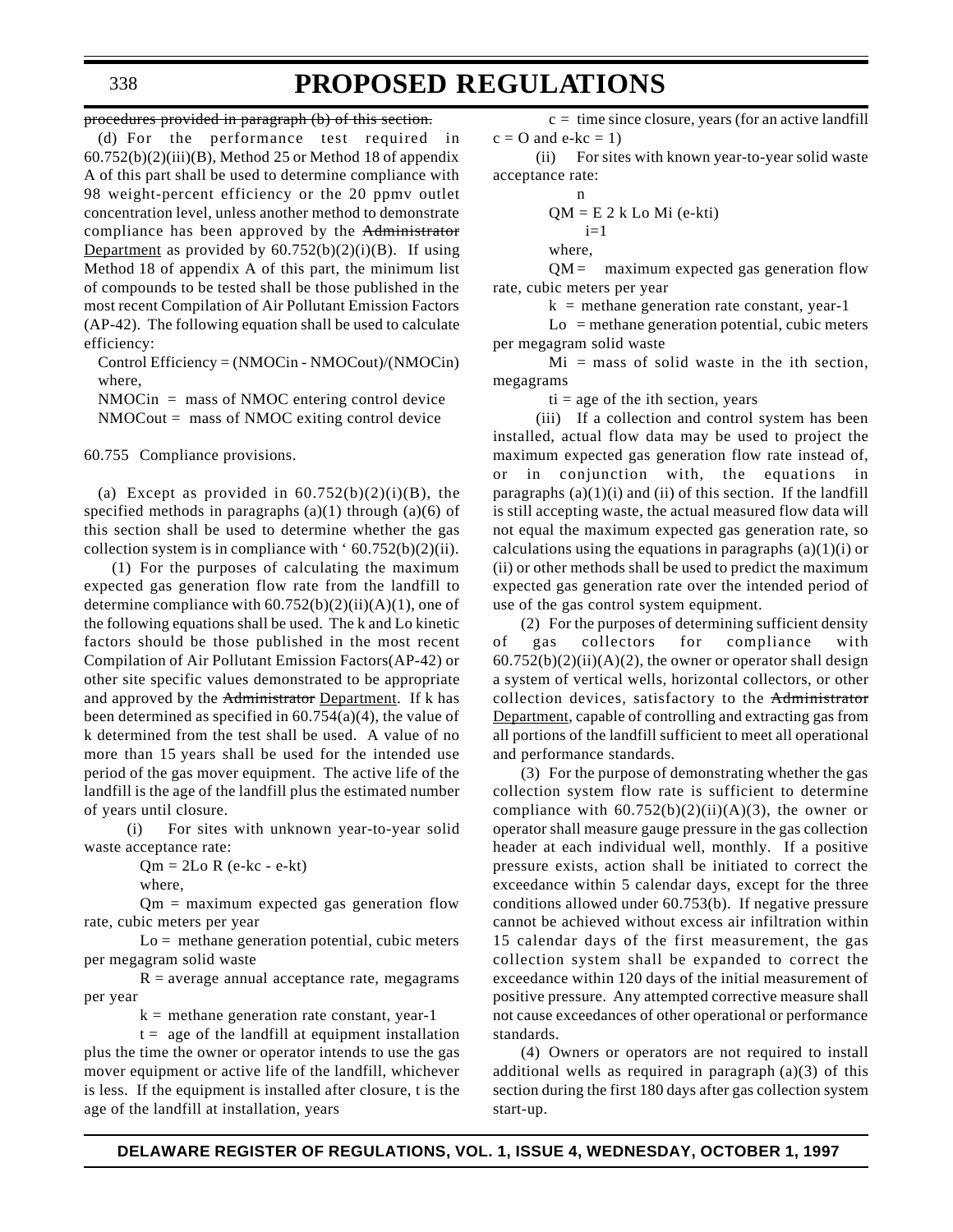~~procedures provided in paragraph (b) of this section.~~

(d) For the performance test required in 60.752(b)(2)(iii)(B), Method 25 or Method 18 of appendix A of this part shall be used to determine compliance with 98 weight-percent efficiency or the 20 ppmv outlet concentration level, unless another method to demonstrate compliance has been approved by the ~~Administrator~~ Department as provided by 60.752(b)(2)(i)(B). If using Method 18 of appendix A of this part, the minimum list of compounds to be tested shall be those published in the most recent Compilation of Air Pollutant Emission Factors (AP-42). The following equation shall be used to calculate efficiency:

Control Efficiency = (NMOCin - NMOCout)/(NMOCin)

where,

NMOCin = mass of NMOC entering control device

NMOCout = mass of NMOC exiting control device

60.755 Compliance provisions.

(a) Except as provided in 60.752(b)(2)(i)(B), the specified methods in paragraphs (a)(1) through (a)(6) of this section shall be used to determine whether the gas collection system is in compliance with ' 60.752(b)(2)(ii).

(1) For the purposes of calculating the maximum expected gas generation flow rate from the landfill to determine compliance with 60.752(b)(2)(ii)(A)(1), one of the following equations shall be used. The k and Lo kinetic factors should be those published in the most recent Compilation of Air Pollutant Emission Factors(AP-42) or other site specific values demonstrated to be appropriate and approved by the ~~Administrator~~ Department. If k has been determined as specified in 60.754(a)(4), the value of k determined from the test shall be used. A value of no more than 15 years shall be used for the intended use period of the gas mover equipment. The active life of the landfill is the age of the landfill plus the estimated number of years until closure.

(i) For sites with unknown year-to-year solid waste acceptance rate:

$$Qm = 2Lo\ R\ (e^{-kc} - e^{-kt})$$

where,

Qm = maximum expected gas generation flow rate, cubic meters per year

Lo = methane generation potential, cubic meters per megagram solid waste

R = average annual acceptance rate, megagrams per year

k = methane generation rate constant, $year^{-1}$

t = age of the landfill at equipment installation plus the time the owner or operator intends to use the gas mover equipment or active life of the landfill, whichever is less. If the equipment is installed after closure, t is the age of the landfill at installation, years

c = time since closure, years (for an active landfill c = O and $e^{-kc} = 1$)

(ii) For sites with known year-to-year solid waste acceptance rate:

$$QM = \sum_{i=1}^{n} 2\ k\ Lo\ Mi\ (e^{-kti})$$

where,

QM = maximum expected gas generation flow rate, cubic meters per year

k = methane generation rate constant, $year^{-1}$

Lo = methane generation potential, cubic meters per megagram solid waste

Mi = mass of solid waste in the ith section, megagrams

ti = age of the ith section, years

(iii) If a collection and control system has been installed, actual flow data may be used to project the maximum expected gas generation flow rate instead of, or in conjunction with, the equations in paragraphs (a)(1)(i) and (ii) of this section. If the landfill is still accepting waste, the actual measured flow data will not equal the maximum expected gas generation rate, so calculations using the equations in paragraphs (a)(1)(i) or (ii) or other methods shall be used to predict the maximum expected gas generation rate over the intended period of use of the gas control system equipment.

(2) For the purposes of determining sufficient density of gas collectors for compliance with 60.752(b)(2)(ii)(A)(2), the owner or operator shall design a system of vertical wells, horizontal collectors, or other collection devices, satisfactory to the ~~Administrator~~ Department, capable of controlling and extracting gas from all portions of the landfill sufficient to meet all operational and performance standards.

(3) For the purpose of demonstrating whether the gas collection system flow rate is sufficient to determine compliance with 60.752(b)(2)(ii)(A)(3), the owner or operator shall measure gauge pressure in the gas collection header at each individual well, monthly. If a positive pressure exists, action shall be initiated to correct the exceedance within 5 calendar days, except for the three conditions allowed under 60.753(b). If negative pressure cannot be achieved without excess air infiltration within 15 calendar days of the first measurement, the gas collection system shall be expanded to correct the exceedance within 120 days of the initial measurement of positive pressure. Any attempted corrective measure shall not cause exceedances of other operational or performance standards.

(4) Owners or operators are not required to install additional wells as required in paragraph (a)(3) of this section during the first 180 days after gas collection system start-up.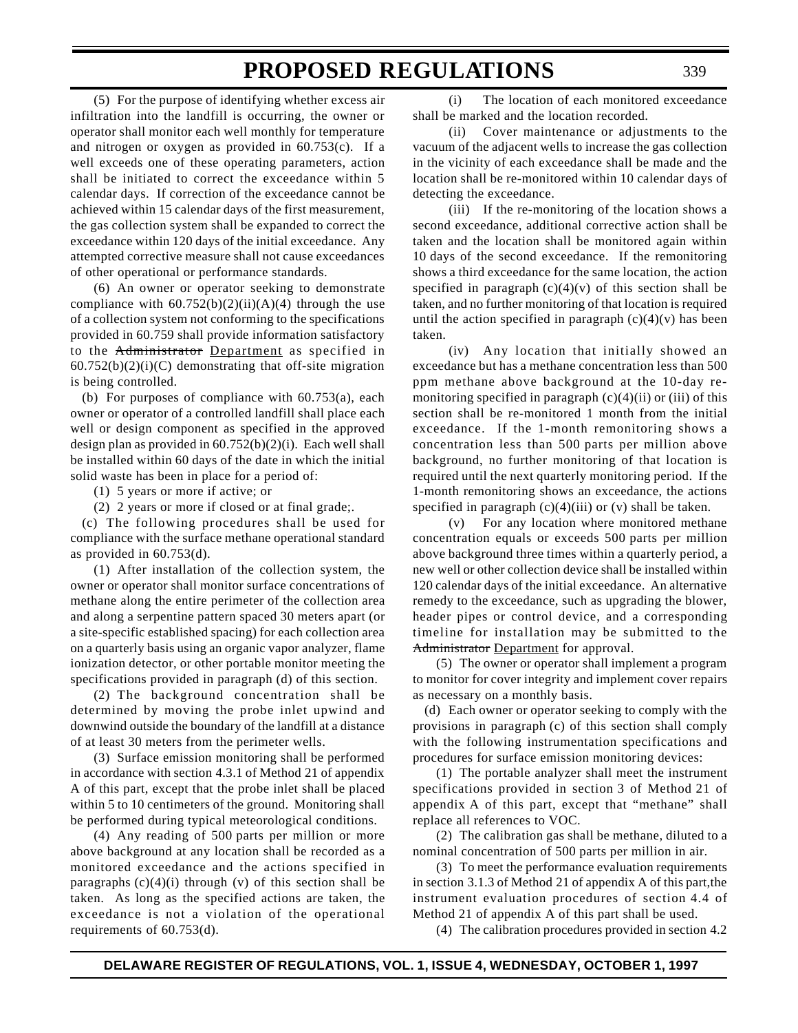(5) For the purpose of identifying whether excess air infiltration into the landfill is occurring, the owner or operator shall monitor each well monthly for temperature and nitrogen or oxygen as provided in 60.753(c). If a well exceeds one of these operating parameters, action shall be initiated to correct the exceedance within 5 calendar days. If correction of the exceedance cannot be achieved within 15 calendar days of the first measurement, the gas collection system shall be expanded to correct the exceedance within 120 days of the initial exceedance. Any attempted corrective measure shall not cause exceedances of other operational or performance standards.

(6) An owner or operator seeking to demonstrate compliance with 60.752(b)(2)(ii)(A)(4) through the use of a collection system not conforming to the specifications provided in 60.759 shall provide information satisfactory to the ~~Administrator~~ Department as specified in 60.752(b)(2)(i)(C) demonstrating that off-site migration is being controlled.

(b) For purposes of compliance with 60.753(a), each owner or operator of a controlled landfill shall place each well or design component as specified in the approved design plan as provided in 60.752(b)(2)(i). Each well shall be installed within 60 days of the date in which the initial solid waste has been in place for a period of:

(1) 5 years or more if active; or

(2) 2 years or more if closed or at final grade;.

(c) The following procedures shall be used for compliance with the surface methane operational standard as provided in 60.753(d).

(1) After installation of the collection system, the owner or operator shall monitor surface concentrations of methane along the entire perimeter of the collection area and along a serpentine pattern spaced 30 meters apart (or a site-specific established spacing) for each collection area on a quarterly basis using an organic vapor analyzer, flame ionization detector, or other portable monitor meeting the specifications provided in paragraph (d) of this section.

(2) The background concentration shall be determined by moving the probe inlet upwind and downwind outside the boundary of the landfill at a distance of at least 30 meters from the perimeter wells.

(3) Surface emission monitoring shall be performed in accordance with section 4.3.1 of Method 21 of appendix A of this part, except that the probe inlet shall be placed within 5 to 10 centimeters of the ground. Monitoring shall be performed during typical meteorological conditions.

(4) Any reading of 500 parts per million or more above background at any location shall be recorded as a monitored exceedance and the actions specified in paragraphs (c)(4)(i) through (v) of this section shall be taken. As long as the specified actions are taken, the exceedance is not a violation of the operational requirements of 60.753(d).

(i) The location of each monitored exceedance shall be marked and the location recorded.

(ii) Cover maintenance or adjustments to the vacuum of the adjacent wells to increase the gas collection in the vicinity of each exceedance shall be made and the location shall be re-monitored within 10 calendar days of detecting the exceedance.

(iii) If the re-monitoring of the location shows a second exceedance, additional corrective action shall be taken and the location shall be monitored again within 10 days of the second exceedance. If the remonitoring shows a third exceedance for the same location, the action specified in paragraph (c)(4)(v) of this section shall be taken, and no further monitoring of that location is required until the action specified in paragraph (c)(4)(v) has been taken.

(iv) Any location that initially showed an exceedance but has a methane concentration less than 500 ppm methane above background at the 10-day re-monitoring specified in paragraph (c)(4)(ii) or (iii) of this section shall be re-monitored 1 month from the initial exceedance. If the 1-month remonitoring shows a concentration less than 500 parts per million above background, no further monitoring of that location is required until the next quarterly monitoring period. If the 1-month remonitoring shows an exceedance, the actions specified in paragraph (c)(4)(iii) or (v) shall be taken.

(v) For any location where monitored methane concentration equals or exceeds 500 parts per million above background three times within a quarterly period, a new well or other collection device shall be installed within 120 calendar days of the initial exceedance. An alternative remedy to the exceedance, such as upgrading the blower, header pipes or control device, and a corresponding timeline for installation may be submitted to the ~~Administrator~~ Department for approval.

(5) The owner or operator shall implement a program to monitor for cover integrity and implement cover repairs as necessary on a monthly basis.

(d) Each owner or operator seeking to comply with the provisions in paragraph (c) of this section shall comply with the following instrumentation specifications and procedures for surface emission monitoring devices:

(1) The portable analyzer shall meet the instrument specifications provided in section 3 of Method 21 of appendix A of this part, except that "methane" shall replace all references to VOC.

(2) The calibration gas shall be methane, diluted to a nominal concentration of 500 parts per million in air.

(3) To meet the performance evaluation requirements in section 3.1.3 of Method 21 of appendix A of this part,the instrument evaluation procedures of section 4.4 of Method 21 of appendix A of this part shall be used.

(4) The calibration procedures provided in section 4.2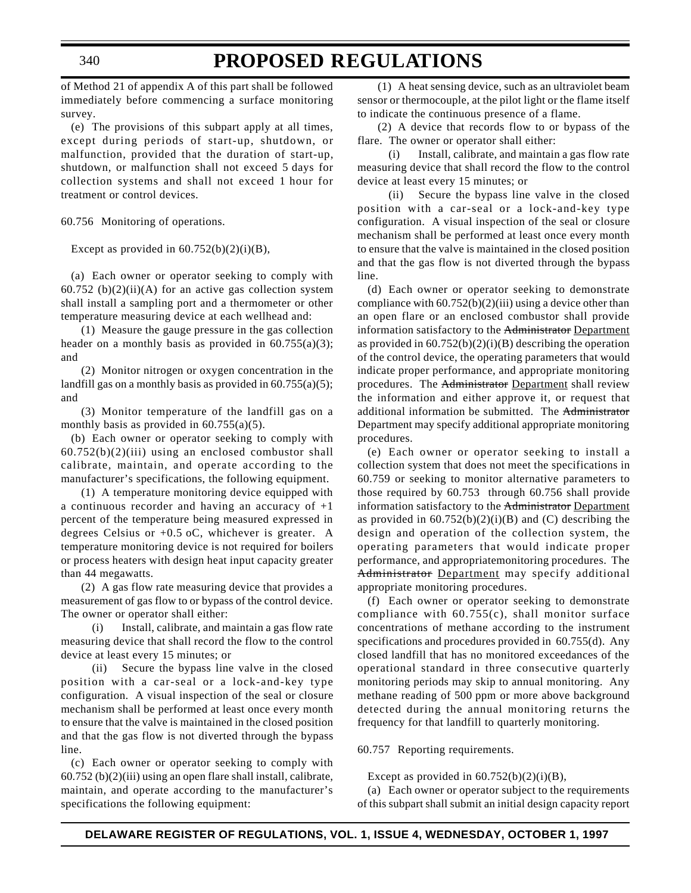of Method 21 of appendix A of this part shall be followed immediately before commencing a surface monitoring survey.

(e) The provisions of this subpart apply at all times, except during periods of start-up, shutdown, or malfunction, provided that the duration of start-up, shutdown, or malfunction shall not exceed 5 days for collection systems and shall not exceed 1 hour for treatment or control devices.

60.756 Monitoring of operations.

Except as provided in 60.752(b)(2)(i)(B),

(a) Each owner or operator seeking to comply with 60.752 (b)(2)(ii)(A) for an active gas collection system shall install a sampling port and a thermometer or other temperature measuring device at each wellhead and:

(1) Measure the gauge pressure in the gas collection header on a monthly basis as provided in 60.755(a)(3); and

(2) Monitor nitrogen or oxygen concentration in the landfill gas on a monthly basis as provided in 60.755(a)(5); and

(3) Monitor temperature of the landfill gas on a monthly basis as provided in 60.755(a)(5).

(b) Each owner or operator seeking to comply with 60.752(b)(2)(iii) using an enclosed combustor shall calibrate, maintain, and operate according to the manufacturer's specifications, the following equipment.

(1) A temperature monitoring device equipped with a continuous recorder and having an accuracy of +1 percent of the temperature being measured expressed in degrees Celsius or +0.5 oC, whichever is greater. A temperature monitoring device is not required for boilers or process heaters with design heat input capacity greater than 44 megawatts.

(2) A gas flow rate measuring device that provides a measurement of gas flow to or bypass of the control device. The owner or operator shall either:

(i) Install, calibrate, and maintain a gas flow rate measuring device that shall record the flow to the control device at least every 15 minutes; or

(ii) Secure the bypass line valve in the closed position with a car-seal or a lock-and-key type configuration. A visual inspection of the seal or closure mechanism shall be performed at least once every month to ensure that the valve is maintained in the closed position and that the gas flow is not diverted through the bypass line.

(c) Each owner or operator seeking to comply with 60.752 (b)(2)(iii) using an open flare shall install, calibrate, maintain, and operate according to the manufacturer's specifications the following equipment:

(1) A heat sensing device, such as an ultraviolet beam sensor or thermocouple, at the pilot light or the flame itself to indicate the continuous presence of a flame.

(2) A device that records flow to or bypass of the flare. The owner or operator shall either:

(i) Install, calibrate, and maintain a gas flow rate measuring device that shall record the flow to the control device at least every 15 minutes; or

(ii) Secure the bypass line valve in the closed position with a car-seal or a lock-and-key type configuration. A visual inspection of the seal or closure mechanism shall be performed at least once every month to ensure that the valve is maintained in the closed position and that the gas flow is not diverted through the bypass line.

(d) Each owner or operator seeking to demonstrate compliance with 60.752(b)(2)(iii) using a device other than an open flare or an enclosed combustor shall provide information satisfactory to the ~~Administrator~~ Department as provided in 60.752(b)(2)(i)(B) describing the operation of the control device, the operating parameters that would indicate proper performance, and appropriate monitoring procedures. The ~~Administrator~~ Department shall review the information and either approve it, or request that additional information be submitted. The ~~Administrator~~ Department may specify additional appropriate monitoring procedures.

(e) Each owner or operator seeking to install a collection system that does not meet the specifications in 60.759 or seeking to monitor alternative parameters to those required by 60.753 through 60.756 shall provide information satisfactory to the ~~Administrator~~ Department as provided in 60.752(b)(2)(i)(B) and (C) describing the design and operation of the collection system, the operating parameters that would indicate proper performance, and appropriatemonitoring procedures. The ~~Administrator~~ Department may specify additional appropriate monitoring procedures.

(f) Each owner or operator seeking to demonstrate compliance with 60.755(c), shall monitor surface concentrations of methane according to the instrument specifications and procedures provided in 60.755(d). Any closed landfill that has no monitored exceedances of the operational standard in three consecutive quarterly monitoring periods may skip to annual monitoring. Any methane reading of 500 ppm or more above background detected during the annual monitoring returns the frequency for that landfill to quarterly monitoring.

60.757 Reporting requirements.

Except as provided in 60.752(b)(2)(i)(B),

(a) Each owner or operator subject to the requirements of this subpart shall submit an initial design capacity report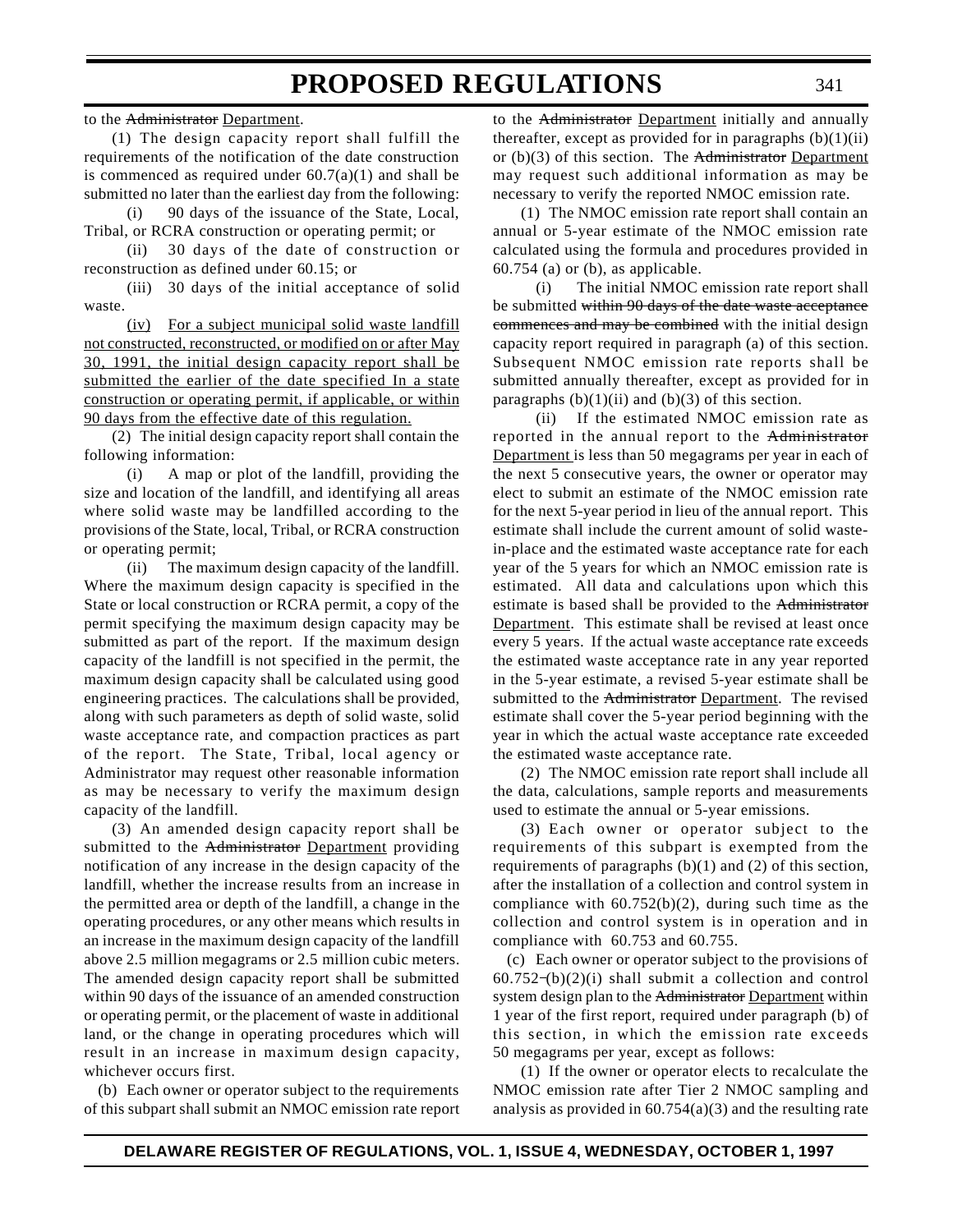to the ~~Administrator~~ Department.

(1) The design capacity report shall fulfill the requirements of the notification of the date construction is commenced as required under 60.7(a)(1) and shall be submitted no later than the earliest day from the following:

(i) 90 days of the issuance of the State, Local, Tribal, or RCRA construction or operating permit; or

(ii) 30 days of the date of construction or reconstruction as defined under 60.15; or

(iii) 30 days of the initial acceptance of solid waste.

(iv) For a subject municipal solid waste landfill not constructed, reconstructed, or modified on or after May 30, 1991, the initial design capacity report shall be submitted the earlier of the date specified In a state construction or operating permit, if applicable, or within 90 days from the effective date of this regulation.

(2) The initial design capacity report shall contain the following information:

(i) A map or plot of the landfill, providing the size and location of the landfill, and identifying all areas where solid waste may be landfilled according to the provisions of the State, local, Tribal, or RCRA construction or operating permit;

(ii) The maximum design capacity of the landfill. Where the maximum design capacity is specified in the State or local construction or RCRA permit, a copy of the permit specifying the maximum design capacity may be submitted as part of the report. If the maximum design capacity of the landfill is not specified in the permit, the maximum design capacity shall be calculated using good engineering practices. The calculations shall be provided, along with such parameters as depth of solid waste, solid waste acceptance rate, and compaction practices as part of the report. The State, Tribal, local agency or Administrator may request other reasonable information as may be necessary to verify the maximum design capacity of the landfill.

(3) An amended design capacity report shall be submitted to the ~~Administrator~~ Department providing notification of any increase in the design capacity of the landfill, whether the increase results from an increase in the permitted area or depth of the landfill, a change in the operating procedures, or any other means which results in an increase in the maximum design capacity of the landfill above 2.5 million megagrams or 2.5 million cubic meters. The amended design capacity report shall be submitted within 90 days of the issuance of an amended construction or operating permit, or the placement of waste in additional land, or the change in operating procedures which will result in an increase in maximum design capacity, whichever occurs first.

(b) Each owner or operator subject to the requirements of this subpart shall submit an NMOC emission rate report to the ~~Administrator~~ Department initially and annually thereafter, except as provided for in paragraphs (b)(1)(ii) or (b)(3) of this section. The ~~Administrator~~ Department may request such additional information as may be necessary to verify the reported NMOC emission rate.

(1) The NMOC emission rate report shall contain an annual or 5-year estimate of the NMOC emission rate calculated using the formula and procedures provided in 60.754 (a) or (b), as applicable.

(i) The initial NMOC emission rate report shall be submitted ~~within 90 days of the date waste acceptance commences and may be combined~~ with the initial design capacity report required in paragraph (a) of this section. Subsequent NMOC emission rate reports shall be submitted annually thereafter, except as provided for in paragraphs (b)(1)(ii) and (b)(3) of this section.

(ii) If the estimated NMOC emission rate as reported in the annual report to the ~~Administrator~~ Department is less than 50 megagrams per year in each of the next 5 consecutive years, the owner or operator may elect to submit an estimate of the NMOC emission rate for the next 5-year period in lieu of the annual report. This estimate shall include the current amount of solid waste-in-place and the estimated waste acceptance rate for each year of the 5 years for which an NMOC emission rate is estimated. All data and calculations upon which this estimate is based shall be provided to the ~~Administrator~~ Department. This estimate shall be revised at least once every 5 years. If the actual waste acceptance rate exceeds the estimated waste acceptance rate in any year reported in the 5-year estimate, a revised 5-year estimate shall be submitted to the ~~Administrator~~ Department. The revised estimate shall cover the 5-year period beginning with the year in which the actual waste acceptance rate exceeded the estimated waste acceptance rate.

(2) The NMOC emission rate report shall include all the data, calculations, sample reports and measurements used to estimate the annual or 5-year emissions.

(3) Each owner or operator subject to the requirements of this subpart is exempted from the requirements of paragraphs (b)(1) and (2) of this section, after the installation of a collection and control system in compliance with 60.752(b)(2), during such time as the collection and control system is in operation and in compliance with 60.753 and 60.755.

(c) Each owner or operator subject to the provisions of 60.752(b)(2)(i) shall submit a collection and control system design plan to the ~~Administrator~~ Department within 1 year of the first report, required under paragraph (b) of this section, in which the emission rate exceeds 50 megagrams per year, except as follows:

(1) If the owner or operator elects to recalculate the NMOC emission rate after Tier 2 NMOC sampling and analysis as provided in 60.754(a)(3) and the resulting rate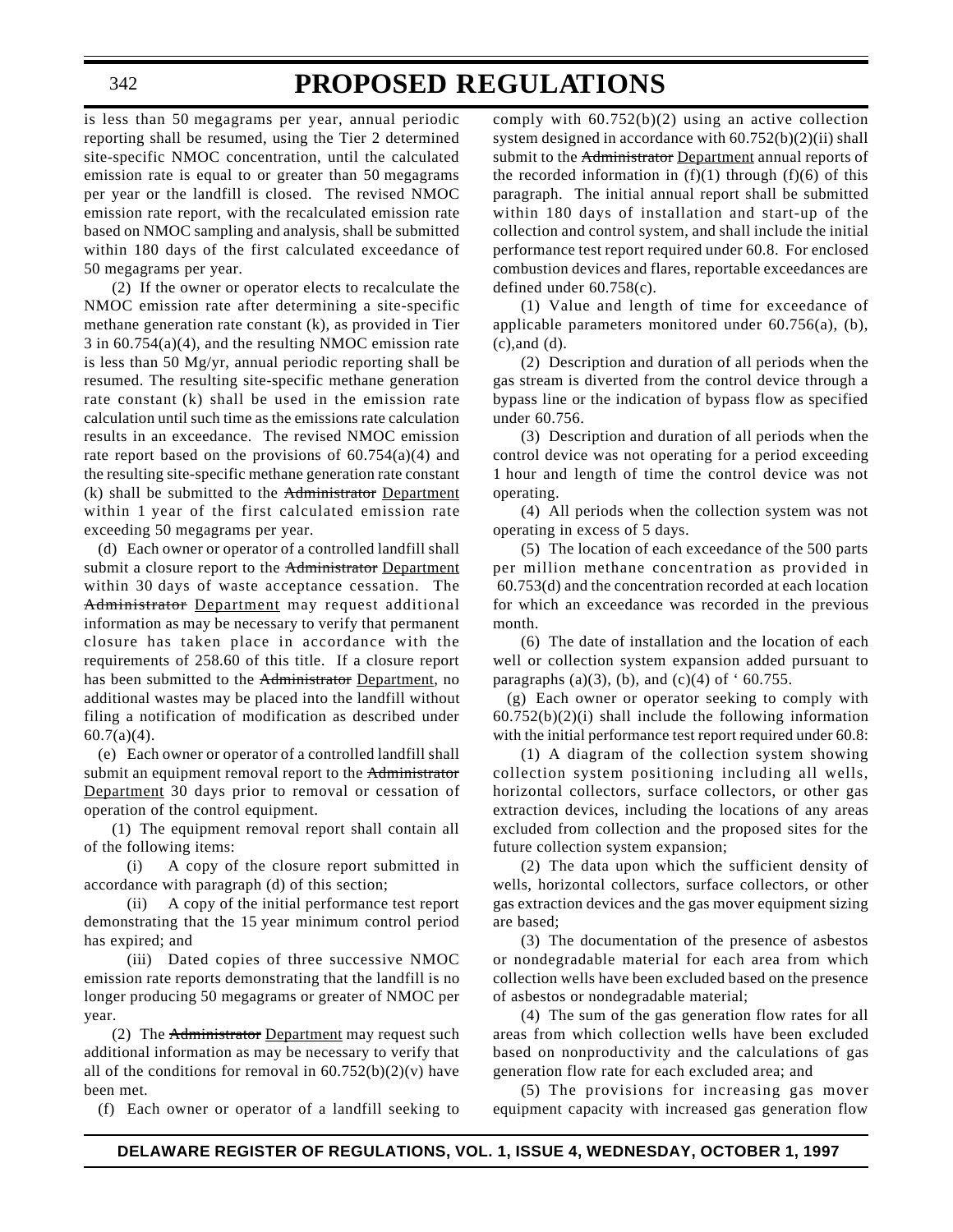is less than 50 megagrams per year, annual periodic reporting shall be resumed, using the Tier 2 determined site-specific NMOC concentration, until the calculated emission rate is equal to or greater than 50 megagrams per year or the landfill is closed. The revised NMOC emission rate report, with the recalculated emission rate based on NMOC sampling and analysis, shall be submitted within 180 days of the first calculated exceedance of 50 megagrams per year.

(2) If the owner or operator elects to recalculate the NMOC emission rate after determining a site-specific methane generation rate constant (k), as provided in Tier 3 in 60.754(a)(4), and the resulting NMOC emission rate is less than 50 Mg/yr, annual periodic reporting shall be resumed. The resulting site-specific methane generation rate constant (k) shall be used in the emission rate calculation until such time as the emissions rate calculation results in an exceedance. The revised NMOC emission rate report based on the provisions of 60.754(a)(4) and the resulting site-specific methane generation rate constant (k) shall be submitted to the ~~Administrator~~ Department within 1 year of the first calculated emission rate exceeding 50 megagrams per year.

(d) Each owner or operator of a controlled landfill shall submit a closure report to the ~~Administrator~~ Department within 30 days of waste acceptance cessation. The ~~Administrator~~ Department may request additional information as may be necessary to verify that permanent closure has taken place in accordance with the requirements of 258.60 of this title. If a closure report has been submitted to the ~~Administrator~~ Department, no additional wastes may be placed into the landfill without filing a notification of modification as described under 60.7(a)(4).

(e) Each owner or operator of a controlled landfill shall submit an equipment removal report to the ~~Administrator~~ Department 30 days prior to removal or cessation of operation of the control equipment.

(1) The equipment removal report shall contain all of the following items:

(i) A copy of the closure report submitted in accordance with paragraph (d) of this section;

(ii) A copy of the initial performance test report demonstrating that the 15 year minimum control period has expired; and

(iii) Dated copies of three successive NMOC emission rate reports demonstrating that the landfill is no longer producing 50 megagrams or greater of NMOC per year.

(2) The ~~Administrator~~ Department may request such additional information as may be necessary to verify that all of the conditions for removal in 60.752(b)(2)(v) have been met.

(f) Each owner or operator of a landfill seeking to comply with 60.752(b)(2) using an active collection system designed in accordance with 60.752(b)(2)(ii) shall submit to the ~~Administrator~~ Department annual reports of the recorded information in (f)(1) through (f)(6) of this paragraph. The initial annual report shall be submitted within 180 days of installation and start-up of the collection and control system, and shall include the initial performance test report required under 60.8. For enclosed combustion devices and flares, reportable exceedances are defined under 60.758(c).

(1) Value and length of time for exceedance of applicable parameters monitored under 60.756(a), (b), (c),and (d).

(2) Description and duration of all periods when the gas stream is diverted from the control device through a bypass line or the indication of bypass flow as specified under 60.756.

(3) Description and duration of all periods when the control device was not operating for a period exceeding 1 hour and length of time the control device was not operating.

(4) All periods when the collection system was not operating in excess of 5 days.

(5) The location of each exceedance of the 500 parts per million methane concentration as provided in 60.753(d) and the concentration recorded at each location for which an exceedance was recorded in the previous month.

(6) The date of installation and the location of each well or collection system expansion added pursuant to paragraphs (a)(3), (b), and (c)(4) of ' 60.755.

(g) Each owner or operator seeking to comply with 60.752(b)(2)(i) shall include the following information with the initial performance test report required under 60.8:

(1) A diagram of the collection system showing collection system positioning including all wells, horizontal collectors, surface collectors, or other gas extraction devices, including the locations of any areas excluded from collection and the proposed sites for the future collection system expansion;

(2) The data upon which the sufficient density of wells, horizontal collectors, surface collectors, or other gas extraction devices and the gas mover equipment sizing are based;

(3) The documentation of the presence of asbestos or nondegradable material for each area from which collection wells have been excluded based on the presence of asbestos or nondegradable material;

(4) The sum of the gas generation flow rates for all areas from which collection wells have been excluded based on nonproductivity and the calculations of gas generation flow rate for each excluded area; and

(5) The provisions for increasing gas mover equipment capacity with increased gas generation flow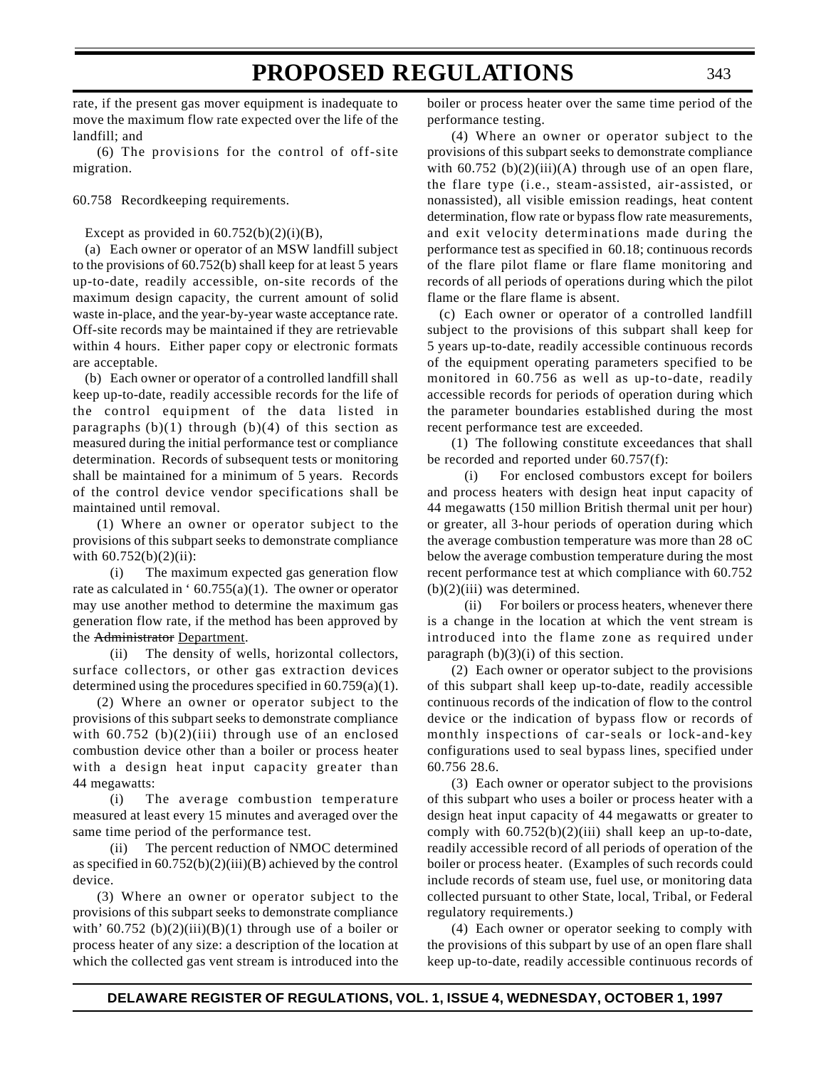rate, if the present gas mover equipment is inadequate to move the maximum flow rate expected over the life of the landfill; and

(6) The provisions for the control of off-site migration.

60.758 Recordkeeping requirements.

Except as provided in 60.752(b)(2)(i)(B),

(a) Each owner or operator of an MSW landfill subject to the provisions of 60.752(b) shall keep for at least 5 years up-to-date, readily accessible, on-site records of the maximum design capacity, the current amount of solid waste in-place, and the year-by-year waste acceptance rate. Off-site records may be maintained if they are retrievable within 4 hours. Either paper copy or electronic formats are acceptable.

(b) Each owner or operator of a controlled landfill shall keep up-to-date, readily accessible records for the life of the control equipment of the data listed in paragraphs (b)(1) through (b)(4) of this section as measured during the initial performance test or compliance determination. Records of subsequent tests or monitoring shall be maintained for a minimum of 5 years. Records of the control device vendor specifications shall be maintained until removal.

(1) Where an owner or operator subject to the provisions of this subpart seeks to demonstrate compliance with 60.752(b)(2)(ii):

(i) The maximum expected gas generation flow rate as calculated in ' 60.755(a)(1). The owner or operator may use another method to determine the maximum gas generation flow rate, if the method has been approved by the ~~Administrator~~ Department.

(ii) The density of wells, horizontal collectors, surface collectors, or other gas extraction devices determined using the procedures specified in 60.759(a)(1).

(2) Where an owner or operator subject to the provisions of this subpart seeks to demonstrate compliance with 60.752 (b)(2)(iii) through use of an enclosed combustion device other than a boiler or process heater with a design heat input capacity greater than 44 megawatts:

(i) The average combustion temperature measured at least every 15 minutes and averaged over the same time period of the performance test.

(ii) The percent reduction of NMOC determined as specified in 60.752(b)(2)(iii)(B) achieved by the control device.

(3) Where an owner or operator subject to the provisions of this subpart seeks to demonstrate compliance with' 60.752 (b)(2)(iii)(B)(1) through use of a boiler or process heater of any size: a description of the location at which the collected gas vent stream is introduced into the boiler or process heater over the same time period of the performance testing.

(4) Where an owner or operator subject to the provisions of this subpart seeks to demonstrate compliance with 60.752 (b)(2)(iii)(A) through use of an open flare, the flare type (i.e., steam-assisted, air-assisted, or nonassisted), all visible emission readings, heat content determination, flow rate or bypass flow rate measurements, and exit velocity determinations made during the performance test as specified in 60.18; continuous records of the flare pilot flame or flare flame monitoring and records of all periods of operations during which the pilot flame or the flare flame is absent.

(c) Each owner or operator of a controlled landfill subject to the provisions of this subpart shall keep for 5 years up-to-date, readily accessible continuous records of the equipment operating parameters specified to be monitored in 60.756 as well as up-to-date, readily accessible records for periods of operation during which the parameter boundaries established during the most recent performance test are exceeded.

(1) The following constitute exceedances that shall be recorded and reported under 60.757(f):

(i) For enclosed combustors except for boilers and process heaters with design heat input capacity of 44 megawatts (150 million British thermal unit per hour) or greater, all 3-hour periods of operation during which the average combustion temperature was more than 28 oC below the average combustion temperature during the most recent performance test at which compliance with 60.752 (b)(2)(iii) was determined.

(ii) For boilers or process heaters, whenever there is a change in the location at which the vent stream is introduced into the flame zone as required under paragraph (b)(3)(i) of this section.

(2) Each owner or operator subject to the provisions of this subpart shall keep up-to-date, readily accessible continuous records of the indication of flow to the control device or the indication of bypass flow or records of monthly inspections of car-seals or lock-and-key configurations used to seal bypass lines, specified under 60.756 28.6.

(3) Each owner or operator subject to the provisions of this subpart who uses a boiler or process heater with a design heat input capacity of 44 megawatts or greater to comply with 60.752(b)(2)(iii) shall keep an up-to-date, readily accessible record of all periods of operation of the boiler or process heater. (Examples of such records could include records of steam use, fuel use, or monitoring data collected pursuant to other State, local, Tribal, or Federal regulatory requirements.)

(4) Each owner or operator seeking to comply with the provisions of this subpart by use of an open flare shall keep up-to-date, readily accessible continuous records of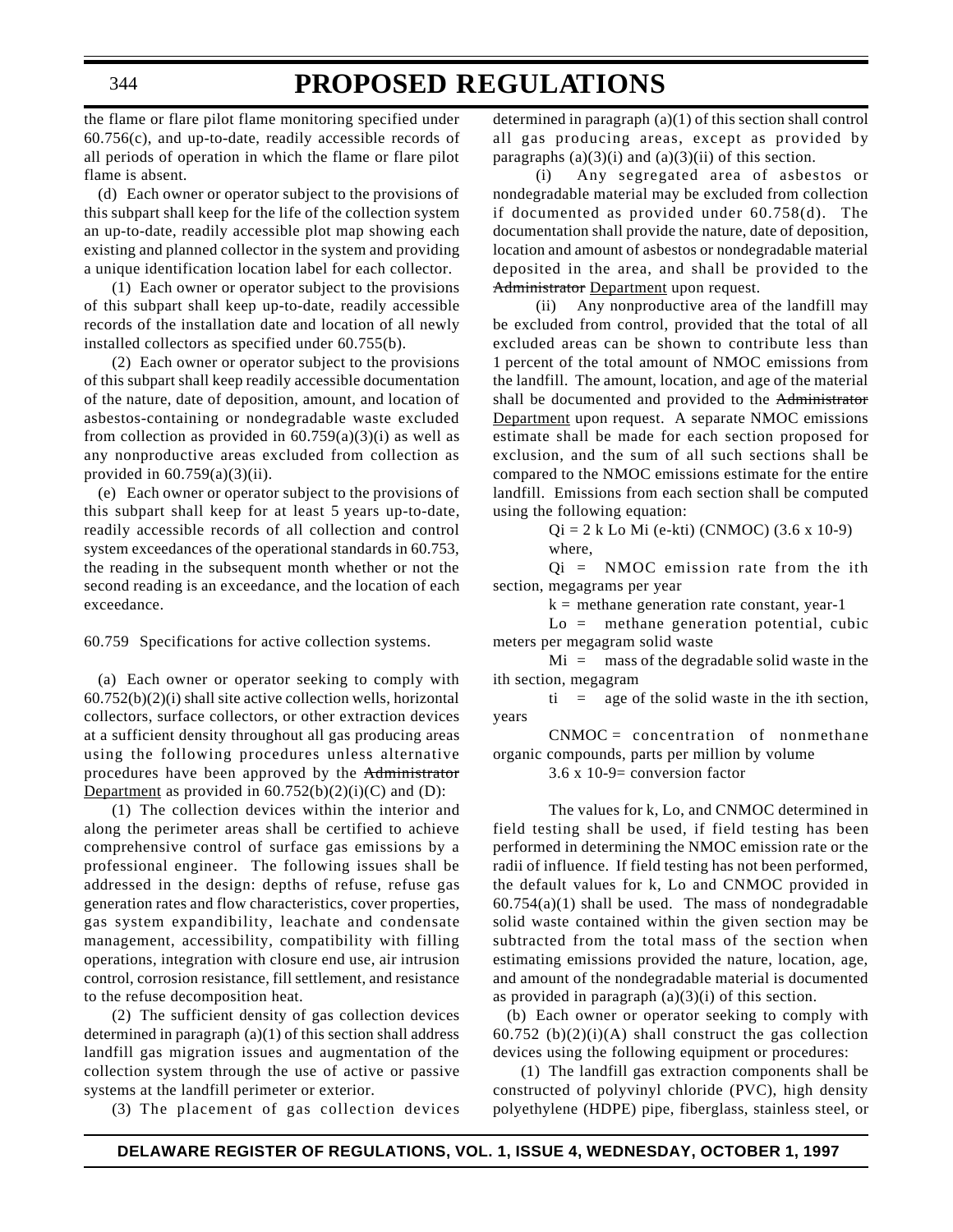the flame or flare pilot flame monitoring specified under 60.756(c), and up-to-date, readily accessible records of all periods of operation in which the flame or flare pilot flame is absent.

(d) Each owner or operator subject to the provisions of this subpart shall keep for the life of the collection system an up-to-date, readily accessible plot map showing each existing and planned collector in the system and providing a unique identification location label for each collector.

(1) Each owner or operator subject to the provisions of this subpart shall keep up-to-date, readily accessible records of the installation date and location of all newly installed collectors as specified under 60.755(b).

(2) Each owner or operator subject to the provisions of this subpart shall keep readily accessible documentation of the nature, date of deposition, amount, and location of asbestos-containing or nondegradable waste excluded from collection as provided in 60.759(a)(3)(i) as well as any nonproductive areas excluded from collection as provided in 60.759(a)(3)(ii).

(e) Each owner or operator subject to the provisions of this subpart shall keep for at least 5 years up-to-date, readily accessible records of all collection and control system exceedances of the operational standards in 60.753, the reading in the subsequent month whether or not the second reading is an exceedance, and the location of each exceedance.

60.759 Specifications for active collection systems.

(a) Each owner or operator seeking to comply with 60.752(b)(2)(i) shall site active collection wells, horizontal collectors, surface collectors, or other extraction devices at a sufficient density throughout all gas producing areas using the following procedures unless alternative procedures have been approved by the ~~Administrator~~ Department as provided in 60.752(b)(2)(i)(C) and (D):

(1) The collection devices within the interior and along the perimeter areas shall be certified to achieve comprehensive control of surface gas emissions by a professional engineer. The following issues shall be addressed in the design: depths of refuse, refuse gas generation rates and flow characteristics, cover properties, gas system expandibility, leachate and condensate management, accessibility, compatibility with filling operations, integration with closure end use, air intrusion control, corrosion resistance, fill settlement, and resistance to the refuse decomposition heat.

(2) The sufficient density of gas collection devices determined in paragraph (a)(1) of this section shall address landfill gas migration issues and augmentation of the collection system through the use of active or passive systems at the landfill perimeter or exterior.

(3) The placement of gas collection devices determined in paragraph (a)(1) of this section shall control all gas producing areas, except as provided by paragraphs (a)(3)(i) and (a)(3)(ii) of this section.

(i) Any segregated area of asbestos or nondegradable material may be excluded from collection if documented as provided under 60.758(d). The documentation shall provide the nature, date of deposition, location and amount of asbestos or nondegradable material deposited in the area, and shall be provided to the ~~Administrator~~ Department upon request.

(ii) Any nonproductive area of the landfill may be excluded from control, provided that the total of all excluded areas can be shown to contribute less than 1 percent of the total amount of NMOC emissions from the landfill. The amount, location, and age of the material shall be documented and provided to the ~~Administrator~~ Department upon request. A separate NMOC emissions estimate shall be made for each section proposed for exclusion, and the sum of all such sections shall be compared to the NMOC emissions estimate for the entire landfill. Emissions from each section shall be computed using the following equation:

$$Q_i = 2\, k\, L_o\, M_i\, (e^{-kt_i})\, (C_{NMOC})\, (3.6 \times 10^{-9})$$

where,

$Q_i$ = NMOC emission rate from the ith section, megagrams per year

$k$ = methane generation rate constant, $year^{-1}$

$L_o$ = methane generation potential, cubic meters per megagram solid waste

$M_i$ = mass of the degradable solid waste in the ith section, megagram

$t_i$ = age of the solid waste in the ith section, years

$C_{NMOC}$ = concentration of nonmethane organic compounds, parts per million by volume

$3.6 \times 10^{-9}$ = conversion factor

The values for k, Lo, and CNMOC determined in field testing shall be used, if field testing has been performed in determining the NMOC emission rate or the radii of influence. If field testing has not been performed, the default values for k, Lo and CNMOC provided in 60.754(a)(1) shall be used. The mass of nondegradable solid waste contained within the given section may be subtracted from the total mass of the section when estimating emissions provided the nature, location, age, and amount of the nondegradable material is documented as provided in paragraph (a)(3)(i) of this section.

(b) Each owner or operator seeking to comply with 60.752 (b)(2)(i)(A) shall construct the gas collection devices using the following equipment or procedures:

(1) The landfill gas extraction components shall be constructed of polyvinyl chloride (PVC), high density polyethylene (HDPE) pipe, fiberglass, stainless steel, or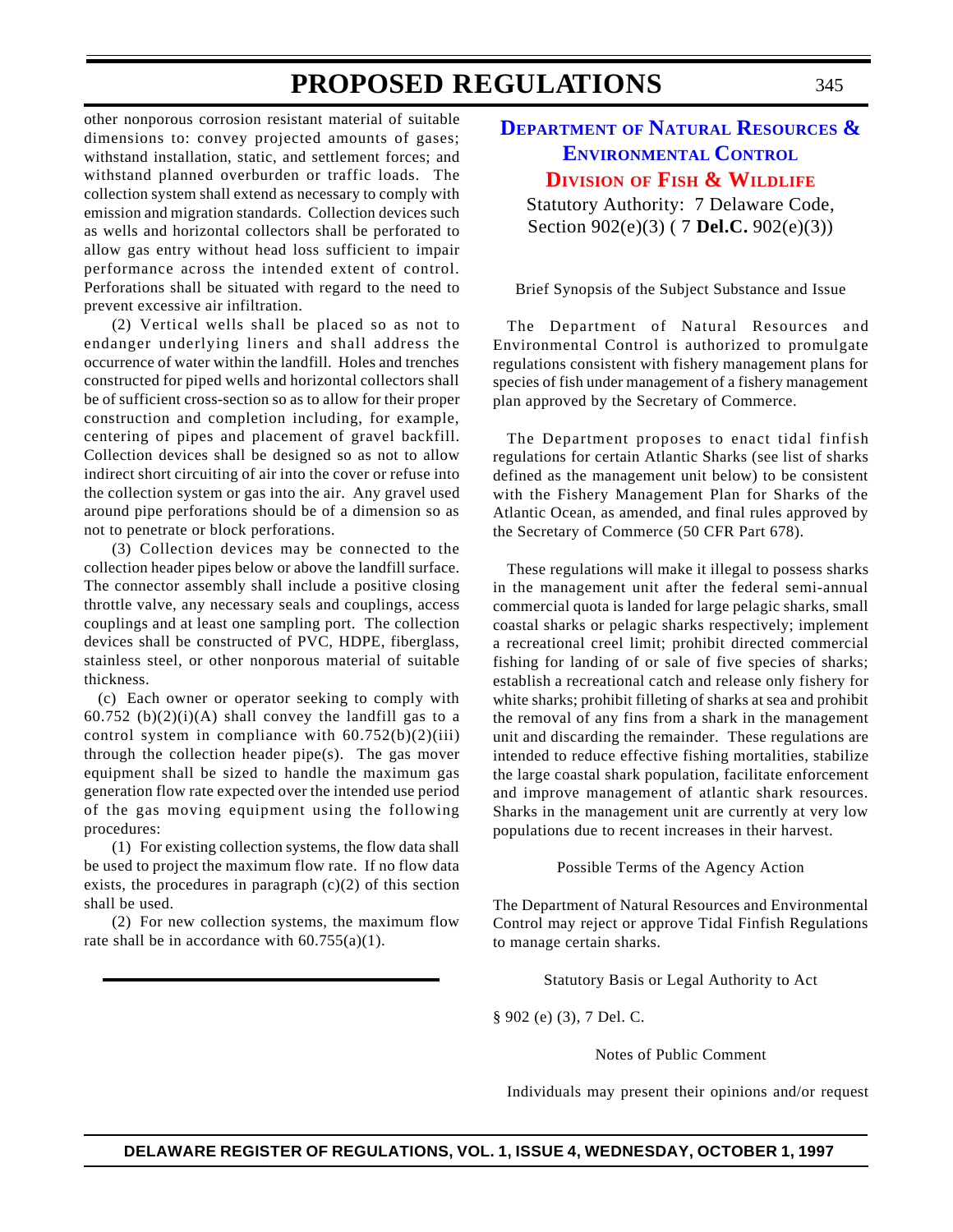other nonporous corrosion resistant material of suitable dimensions to: convey projected amounts of gases; withstand installation, static, and settlement forces; and withstand planned overburden or traffic loads. The collection system shall extend as necessary to comply with emission and migration standards. Collection devices such as wells and horizontal collectors shall be perforated to allow gas entry without head loss sufficient to impair performance across the intended extent of control. Perforations shall be situated with regard to the need to prevent excessive air infiltration.

(2) Vertical wells shall be placed so as not to endanger underlying liners and shall address the occurrence of water within the landfill. Holes and trenches constructed for piped wells and horizontal collectors shall be of sufficient cross-section so as to allow for their proper construction and completion including, for example, centering of pipes and placement of gravel backfill. Collection devices shall be designed so as not to allow indirect short circuiting of air into the cover or refuse into the collection system or gas into the air. Any gravel used around pipe perforations should be of a dimension so as not to penetrate or block perforations.

(3) Collection devices may be connected to the collection header pipes below or above the landfill surface. The connector assembly shall include a positive closing throttle valve, any necessary seals and couplings, access couplings and at least one sampling port. The collection devices shall be constructed of PVC, HDPE, fiberglass, stainless steel, or other nonporous material of suitable thickness.

(c) Each owner or operator seeking to comply with 60.752 (b)(2)(i)(A) shall convey the landfill gas to a control system in compliance with 60.752(b)(2)(iii) through the collection header pipe(s). The gas mover equipment shall be sized to handle the maximum gas generation flow rate expected over the intended use period of the gas moving equipment using the following procedures:

(1) For existing collection systems, the flow data shall be used to project the maximum flow rate. If no flow data exists, the procedures in paragraph (c)(2) of this section shall be used.

(2) For new collection systems, the maximum flow rate shall be in accordance with 60.755(a)(1).

---

# Department of Natural Resources & Environmental Control

## Division of Fish & Wildlife

Statutory Authority: 7 Delaware Code, Section 902(e)(3) ( 7 **Del.C.** 902(e)(3))

Brief Synopsis of the Subject Substance and Issue

The Department of Natural Resources and Environmental Control is authorized to promulgate regulations consistent with fishery management plans for species of fish under management of a fishery management plan approved by the Secretary of Commerce.

The Department proposes to enact tidal finfish regulations for certain Atlantic Sharks (see list of sharks defined as the management unit below) to be consistent with the Fishery Management Plan for Sharks of the Atlantic Ocean, as amended, and final rules approved by the Secretary of Commerce (50 CFR Part 678).

These regulations will make it illegal to possess sharks in the management unit after the federal semi-annual commercial quota is landed for large pelagic sharks, small coastal sharks or pelagic sharks respectively; implement a recreational creel limit; prohibit directed commercial fishing for landing of or sale of five species of sharks; establish a recreational catch and release only fishery for white sharks; prohibit filleting of sharks at sea and prohibit the removal of any fins from a shark in the management unit and discarding the remainder. These regulations are intended to reduce effective fishing mortalities, stabilize the large coastal shark population, facilitate enforcement and improve management of atlantic shark resources. Sharks in the management unit are currently at very low populations due to recent increases in their harvest.

Possible Terms of the Agency Action

The Department of Natural Resources and Environmental Control may reject or approve Tidal Finfish Regulations to manage certain sharks.

Statutory Basis or Legal Authority to Act

§ 902 (e) (3), 7 Del. C.

Notes of Public Comment

Individuals may present their opinions and/or request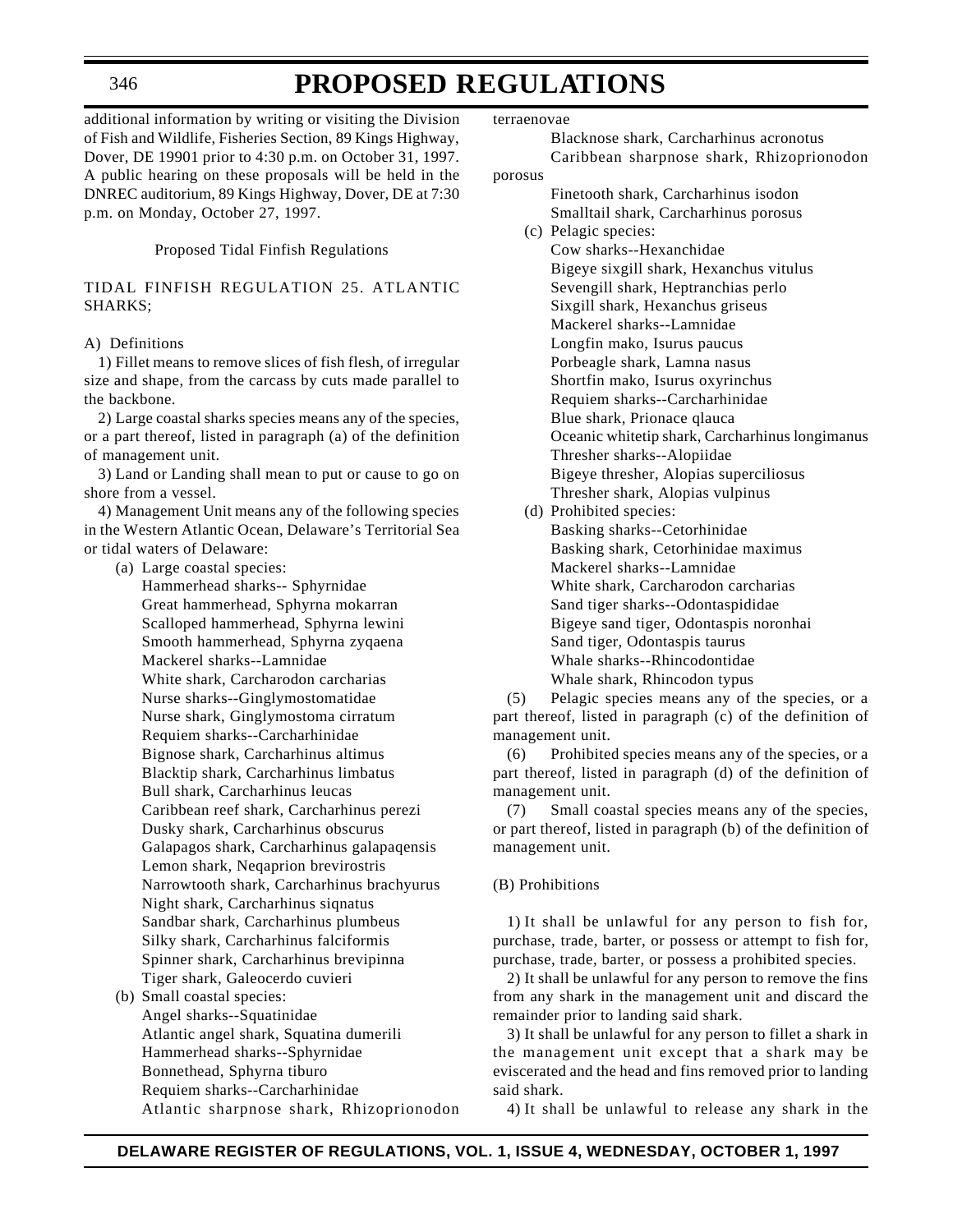additional information by writing or visiting the Division of Fish and Wildlife, Fisheries Section, 89 Kings Highway, Dover, DE 19901 prior to 4:30 p.m. on October 31, 1997. A public hearing on these proposals will be held in the DNREC auditorium, 89 Kings Highway, Dover, DE at 7:30 p.m. on Monday, October 27, 1997.

Proposed Tidal Finfish Regulations

TIDAL FINFISH REGULATION 25. ATLANTIC SHARKS;

A) Definitions

1) Fillet means to remove slices of fish flesh, of irregular size and shape, from the carcass by cuts made parallel to the backbone.

2) Large coastal sharks species means any of the species, or a part thereof, listed in paragraph (a) of the definition of management unit.

3) Land or Landing shall mean to put or cause to go on shore from a vessel.

4) Management Unit means any of the following species in the Western Atlantic Ocean, Delaware's Territorial Sea or tidal waters of Delaware:

(a) Large coastal species:
- Hammerhead sharks-- Sphyrnidae
- Great hammerhead, Sphyrna mokarran
- Scalloped hammerhead, Sphyrna lewini
- Smooth hammerhead, Sphyrna zyqaena
- Mackerel sharks--Lamnidae
- White shark, Carcharodon carcharias
- Nurse sharks--Ginglymostomatidae
- Nurse shark, Ginglymostoma cirratum
- Requiem sharks--Carcharhinidae
- Bignose shark, Carcharhinus altimus
- Blacktip shark, Carcharhinus limbatus
- Bull shark, Carcharhinus leucas
- Caribbean reef shark, Carcharhinus perezi
- Dusky shark, Carcharhinus obscurus
- Galapagos shark, Carcharhinus galapaqensis
- Lemon shark, Neqaprion brevirostris
- Narrowtooth shark, Carcharhinus brachyurus
- Night shark, Carcharhinus siqnatus
- Sandbar shark, Carcharhinus plumbeus
- Silky shark, Carcharhinus falciformis
- Spinner shark, Carcharhinus brevipinna
- Tiger shark, Galeocerdo cuvieri

(b) Small coastal species:
- Angel sharks--Squatinidae
- Atlantic angel shark, Squatina dumerili
- Hammerhead sharks--Sphyrnidae
- Bonnethead, Sphyrna tiburo
- Requiem sharks--Carcharhinidae
- Atlantic sharpnose shark, Rhizoprionodon terraenovae
- Blacknose shark, Carcharhinus acronotus
- Caribbean sharpnose shark, Rhizoprionodon porosus
- Finetooth shark, Carcharhinus isodon
- Smalltail shark, Carcharhinus porosus

(c) Pelagic species:
- Cow sharks--Hexanchidae
- Bigeye sixgill shark, Hexanchus vitulus
- Sevengill shark, Heptranchias perlo
- Sixgill shark, Hexanchus griseus
- Mackerel sharks--Lamnidae
- Longfin mako, Isurus paucus
- Porbeagle shark, Lamna nasus
- Shortfin mako, Isurus oxyrinchus
- Requiem sharks--Carcharhinidae
- Blue shark, Prionace qlauca
- Oceanic whitetip shark, Carcharhinus longimanus
- Thresher sharks--Alopiidae
- Bigeye thresher, Alopias superciliosus
- Thresher shark, Alopias vulpinus

(d) Prohibited species:
- Basking sharks--Cetorhinidae
- Basking shark, Cetorhinidae maximus
- Mackerel sharks--Lamnidae
- White shark, Carcharodon carcharias
- Sand tiger sharks--Odontaspididae
- Bigeye sand tiger, Odontaspis noronhai
- Sand tiger, Odontaspis taurus
- Whale sharks--Rhincodontidae
- Whale shark, Rhincodon typus

(5) Pelagic species means any of the species, or a part thereof, listed in paragraph (c) of the definition of management unit.

(6) Prohibited species means any of the species, or a part thereof, listed in paragraph (d) of the definition of management unit.

(7) Small coastal species means any of the species, or part thereof, listed in paragraph (b) of the definition of management unit.

(B) Prohibitions

1) It shall be unlawful for any person to fish for, purchase, trade, barter, or possess or attempt to fish for, purchase, trade, barter, or possess a prohibited species.

2) It shall be unlawful for any person to remove the fins from any shark in the management unit and discard the remainder prior to landing said shark.

3) It shall be unlawful for any person to fillet a shark in the management unit except that a shark may be eviscerated and the head and fins removed prior to landing said shark.

4) It shall be unlawful to release any shark in the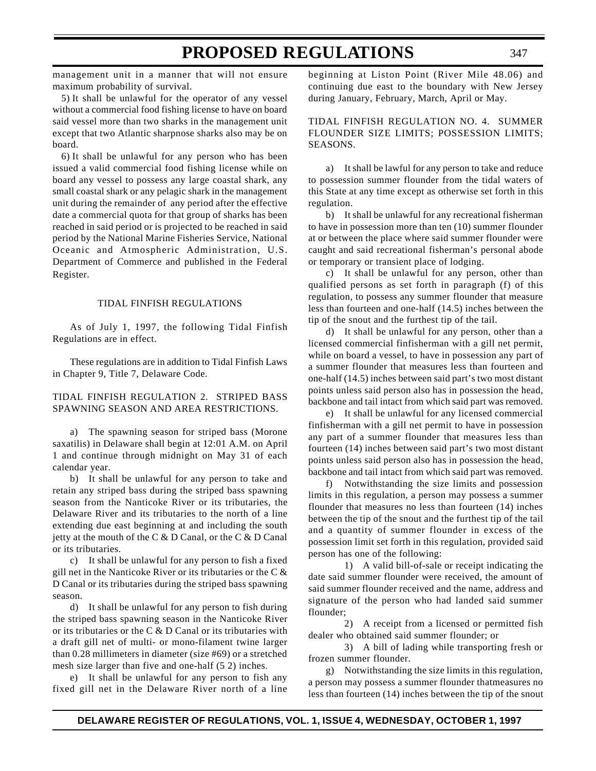management unit in a manner that will not ensure maximum probability of survival.

5) It shall be unlawful for the operator of any vessel without a commercial food fishing license to have on board said vessel more than two sharks in the management unit except that two Atlantic sharpnose sharks also may be on board.

6) It shall be unlawful for any person who has been issued a valid commercial food fishing license while on board any vessel to possess any large coastal shark, any small coastal shark or any pelagic shark in the management unit during the remainder of any period after the effective date a commercial quota for that group of sharks has been reached in said period or is projected to be reached in said period by the National Marine Fisheries Service, National Oceanic and Atmospheric Administration, U.S. Department of Commerce and published in the Federal Register.

TIDAL FINFISH REGULATIONS

As of July 1, 1997, the following Tidal Finfish Regulations are in effect.

These regulations are in addition to Tidal Finfish Laws in Chapter 9, Title 7, Delaware Code.

TIDAL FINFISH REGULATION 2. STRIPED BASS SPAWNING SEASON AND AREA RESTRICTIONS.

a) The spawning season for striped bass (Morone saxatilis) in Delaware shall begin at 12:01 A.M. on April 1 and continue through midnight on May 31 of each calendar year.

b) It shall be unlawful for any person to take and retain any striped bass during the striped bass spawning season from the Nanticoke River or its tributaries, the Delaware River and its tributaries to the north of a line extending due east beginning at and including the south jetty at the mouth of the C & D Canal, or the C & D Canal or its tributaries.

c) It shall be unlawful for any person to fish a fixed gill net in the Nanticoke River or its tributaries or the C & D Canal or its tributaries during the striped bass spawning season.

d) It shall be unlawful for any person to fish during the striped bass spawning season in the Nanticoke River or its tributaries or the C & D Canal or its tributaries with a draft gill net of multi- or mono-filament twine larger than 0.28 millimeters in diameter (size #69) or a stretched mesh size larger than five and one-half (5 2) inches.

e) It shall be unlawful for any person to fish any fixed gill net in the Delaware River north of a line beginning at Liston Point (River Mile 48.06) and continuing due east to the boundary with New Jersey during January, February, March, April or May.

TIDAL FINFISH REGULATION NO. 4. SUMMER FLOUNDER SIZE LIMITS; POSSESSION LIMITS; SEASONS.

a) It shall be lawful for any person to take and reduce to possession summer flounder from the tidal waters of this State at any time except as otherwise set forth in this regulation.

b) It shall be unlawful for any recreational fisherman to have in possession more than ten (10) summer flounder at or between the place where said summer flounder were caught and said recreational fisherman's personal abode or temporary or transient place of lodging.

c) It shall be unlawful for any person, other than qualified persons as set forth in paragraph (f) of this regulation, to possess any summer flounder that measure less than fourteen and one-half (14.5) inches between the tip of the snout and the furthest tip of the tail.

d) It shall be unlawful for any person, other than a licensed commercial finfisherman with a gill net permit, while on board a vessel, to have in possession any part of a summer flounder that measures less than fourteen and one-half (14.5) inches between said part's two most distant points unless said person also has in possession the head, backbone and tail intact from which said part was removed.

e) It shall be unlawful for any licensed commercial finfisherman with a gill net permit to have in possession any part of a summer flounder that measures less than fourteen (14) inches between said part's two most distant points unless said person also has in possession the head, backbone and tail intact from which said part was removed.

f) Notwithstanding the size limits and possession limits in this regulation, a person may possess a summer flounder that measures no less than fourteen (14) inches between the tip of the snout and the furthest tip of the tail and a quantity of summer flounder in excess of the possession limit set forth in this regulation, provided said person has one of the following:

1) A valid bill-of-sale or receipt indicating the date said summer flounder were received, the amount of said summer flounder received and the name, address and signature of the person who had landed said summer flounder;

2) A receipt from a licensed or permitted fish dealer who obtained said summer flounder; or

3) A bill of lading while transporting fresh or frozen summer flounder.

g) Notwithstanding the size limits in this regulation, a person may possess a summer flounder thatmeasures no less than fourteen (14) inches between the tip of the snout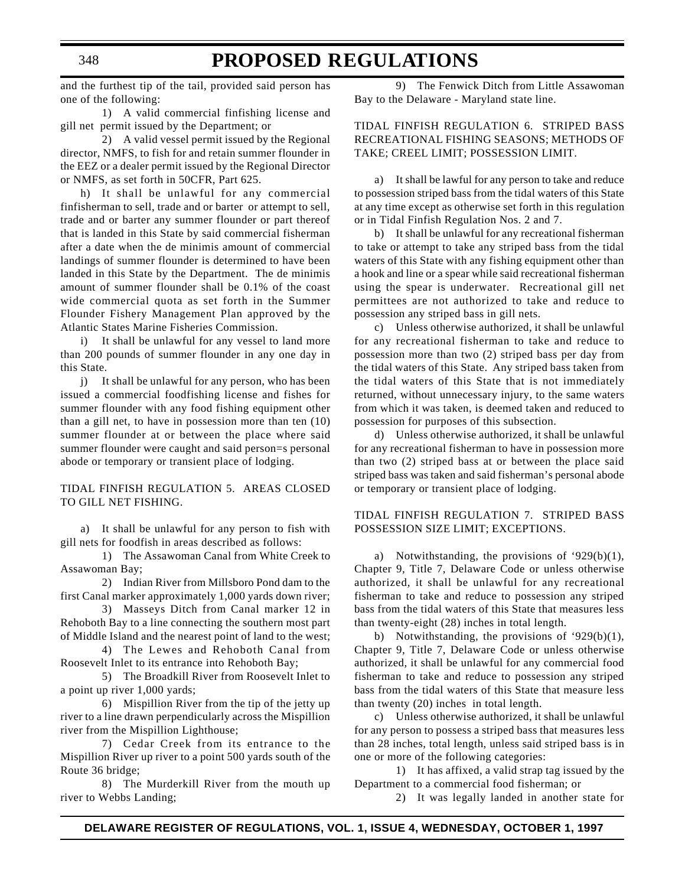and the furthest tip of the tail, provided said person has one of the following:

1) A valid commercial finfishing license and gill net permit issued by the Department; or

2) A valid vessel permit issued by the Regional director, NMFS, to fish for and retain summer flounder in the EEZ or a dealer permit issued by the Regional Director or NMFS, as set forth in 50CFR, Part 625.

h) It shall be unlawful for any commercial finfisherman to sell, trade and or barter or attempt to sell, trade and or barter any summer flounder or part thereof that is landed in this State by said commercial fisherman after a date when the de minimis amount of commercial landings of summer flounder is determined to have been landed in this State by the Department. The de minimis amount of summer flounder shall be 0.1% of the coast wide commercial quota as set forth in the Summer Flounder Fishery Management Plan approved by the Atlantic States Marine Fisheries Commission.

i) It shall be unlawful for any vessel to land more than 200 pounds of summer flounder in any one day in this State.

j) It shall be unlawful for any person, who has been issued a commercial foodfishing license and fishes for summer flounder with any food fishing equipment other than a gill net, to have in possession more than ten (10) summer flounder at or between the place where said summer flounder were caught and said person=s personal abode or temporary or transient place of lodging.

TIDAL FINFISH REGULATION 5. AREAS CLOSED TO GILL NET FISHING.

a) It shall be unlawful for any person to fish with gill nets for foodfish in areas described as follows:

1) The Assawoman Canal from White Creek to Assawoman Bay;

2) Indian River from Millsboro Pond dam to the first Canal marker approximately 1,000 yards down river;

3) Masseys Ditch from Canal marker 12 in Rehoboth Bay to a line connecting the southern most part of Middle Island and the nearest point of land to the west;

4) The Lewes and Rehoboth Canal from Roosevelt Inlet to its entrance into Rehoboth Bay;

5) The Broadkill River from Roosevelt Inlet to a point up river 1,000 yards;

6) Mispillion River from the tip of the jetty up river to a line drawn perpendicularly across the Mispillion river from the Mispillion Lighthouse;

7) Cedar Creek from its entrance to the Mispillion River up river to a point 500 yards south of the Route 36 bridge;

8) The Murderkill River from the mouth up river to Webbs Landing;

9) The Fenwick Ditch from Little Assawoman Bay to the Delaware - Maryland state line.

TIDAL FINFISH REGULATION 6. STRIPED BASS RECREATIONAL FISHING SEASONS; METHODS OF TAKE; CREEL LIMIT; POSSESSION LIMIT.

a) It shall be lawful for any person to take and reduce to possession striped bass from the tidal waters of this State at any time except as otherwise set forth in this regulation or in Tidal Finfish Regulation Nos. 2 and 7.

b) It shall be unlawful for any recreational fisherman to take or attempt to take any striped bass from the tidal waters of this State with any fishing equipment other than a hook and line or a spear while said recreational fisherman using the spear is underwater. Recreational gill net permittees are not authorized to take and reduce to possession any striped bass in gill nets.

c) Unless otherwise authorized, it shall be unlawful for any recreational fisherman to take and reduce to possession more than two (2) striped bass per day from the tidal waters of this State. Any striped bass taken from the tidal waters of this State that is not immediately returned, without unnecessary injury, to the same waters from which it was taken, is deemed taken and reduced to possession for purposes of this subsection.

d) Unless otherwise authorized, it shall be unlawful for any recreational fisherman to have in possession more than two (2) striped bass at or between the place said striped bass was taken and said fisherman's personal abode or temporary or transient place of lodging.

TIDAL FINFISH REGULATION 7. STRIPED BASS POSSESSION SIZE LIMIT; EXCEPTIONS.

a) Notwithstanding, the provisions of '929(b)(1), Chapter 9, Title 7, Delaware Code or unless otherwise authorized, it shall be unlawful for any recreational fisherman to take and reduce to possession any striped bass from the tidal waters of this State that measures less than twenty-eight (28) inches in total length.

b) Notwithstanding, the provisions of '929(b)(1), Chapter 9, Title 7, Delaware Code or unless otherwise authorized, it shall be unlawful for any commercial food fisherman to take and reduce to possession any striped bass from the tidal waters of this State that measure less than twenty (20) inches in total length.

c) Unless otherwise authorized, it shall be unlawful for any person to possess a striped bass that measures less than 28 inches, total length, unless said striped bass is in one or more of the following categories:

1) It has affixed, a valid strap tag issued by the Department to a commercial food fisherman; or

2) It was legally landed in another state for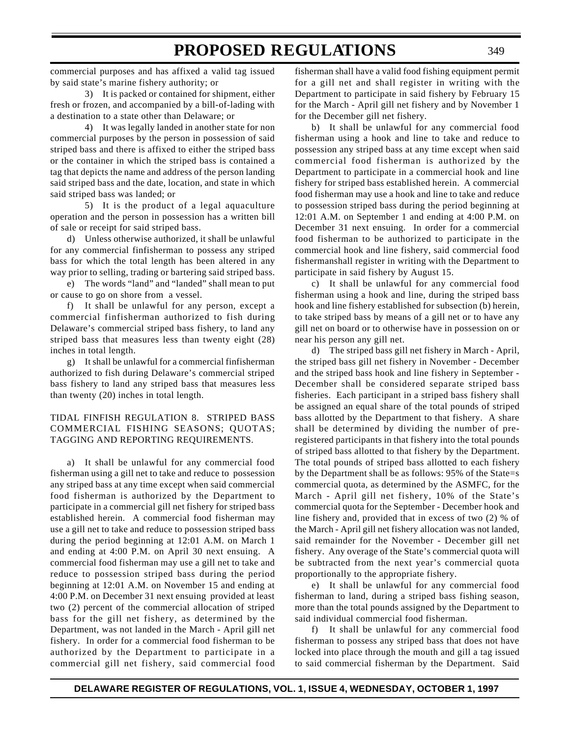commercial purposes and has affixed a valid tag issued by said state's marine fishery authority; or

3) It is packed or contained for shipment, either fresh or frozen, and accompanied by a bill-of-lading with a destination to a state other than Delaware; or

4) It was legally landed in another state for non commercial purposes by the person in possession of said striped bass and there is affixed to either the striped bass or the container in which the striped bass is contained a tag that depicts the name and address of the person landing said striped bass and the date, location, and state in which said striped bass was landed; or

5) It is the product of a legal aquaculture operation and the person in possession has a written bill of sale or receipt for said striped bass.

d) Unless otherwise authorized, it shall be unlawful for any commercial finfisherman to possess any striped bass for which the total length has been altered in any way prior to selling, trading or bartering said striped bass.

e) The words "land" and "landed" shall mean to put or cause to go on shore from a vessel.

f) It shall be unlawful for any person, except a commercial finfisherman authorized to fish during Delaware's commercial striped bass fishery, to land any striped bass that measures less than twenty eight (28) inches in total length.

g) It shall be unlawful for a commercial finfisherman authorized to fish during Delaware's commercial striped bass fishery to land any striped bass that measures less than twenty (20) inches in total length.

TIDAL FINFISH REGULATION 8. STRIPED BASS COMMERCIAL FISHING SEASONS; QUOTAS; TAGGING AND REPORTING REQUIREMENTS.

a) It shall be unlawful for any commercial food fisherman using a gill net to take and reduce to possession any striped bass at any time except when said commercial food fisherman is authorized by the Department to participate in a commercial gill net fishery for striped bass established herein. A commercial food fisherman may use a gill net to take and reduce to possession striped bass during the period beginning at 12:01 A.M. on March 1 and ending at 4:00 P.M. on April 30 next ensuing. A commercial food fisherman may use a gill net to take and reduce to possession striped bass during the period beginning at 12:01 A.M. on November 15 and ending at 4:00 P.M. on December 31 next ensuing provided at least two (2) percent of the commercial allocation of striped bass for the gill net fishery, as determined by the Department, was not landed in the March - April gill net fishery. In order for a commercial food fisherman to be authorized by the Department to participate in a commercial gill net fishery, said commercial food fisherman shall have a valid food fishing equipment permit for a gill net and shall register in writing with the Department to participate in said fishery by February 15 for the March - April gill net fishery and by November 1 for the December gill net fishery.

b) It shall be unlawful for any commercial food fisherman using a hook and line to take and reduce to possession any striped bass at any time except when said commercial food fisherman is authorized by the Department to participate in a commercial hook and line fishery for striped bass established herein. A commercial food fisherman may use a hook and line to take and reduce to possession striped bass during the period beginning at 12:01 A.M. on September 1 and ending at 4:00 P.M. on December 31 next ensuing. In order for a commercial food fisherman to be authorized to participate in the commercial hook and line fishery, said commercial food fishermanshall register in writing with the Department to participate in said fishery by August 15.

c) It shall be unlawful for any commercial food fisherman using a hook and line, during the striped bass hook and line fishery established for subsection (b) herein, to take striped bass by means of a gill net or to have any gill net on board or to otherwise have in possession on or near his person any gill net.

d) The striped bass gill net fishery in March - April, the striped bass gill net fishery in November - December and the striped bass hook and line fishery in September - December shall be considered separate striped bass fisheries. Each participant in a striped bass fishery shall be assigned an equal share of the total pounds of striped bass allotted by the Department to that fishery. A share shall be determined by dividing the number of pre-registered participants in that fishery into the total pounds of striped bass allotted to that fishery by the Department. The total pounds of striped bass allotted to each fishery by the Department shall be as follows: 95% of the State=s commercial quota, as determined by the ASMFC, for the March - April gill net fishery, 10% of the State's commercial quota for the September - December hook and line fishery and, provided that in excess of two (2) % of the March - April gill net fishery allocation was not landed, said remainder for the November - December gill net fishery. Any overage of the State's commercial quota will be subtracted from the next year's commercial quota proportionally to the appropriate fishery.

e) It shall be unlawful for any commercial food fisherman to land, during a striped bass fishing season, more than the total pounds assigned by the Department to said individual commercial food fisherman.

f) It shall be unlawful for any commercial food fisherman to possess any striped bass that does not have locked into place through the mouth and gill a tag issued to said commercial fisherman by the Department. Said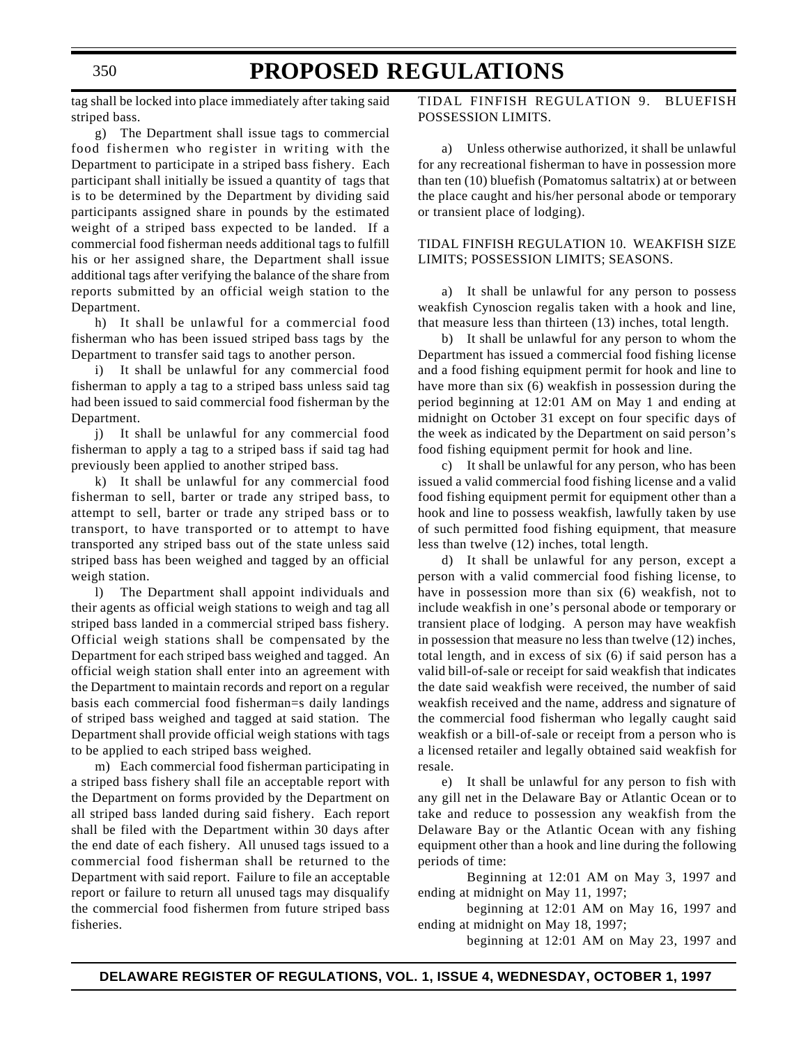tag shall be locked into place immediately after taking said striped bass.

g) The Department shall issue tags to commercial food fishermen who register in writing with the Department to participate in a striped bass fishery. Each participant shall initially be issued a quantity of tags that is to be determined by the Department by dividing said participants assigned share in pounds by the estimated weight of a striped bass expected to be landed. If a commercial food fisherman needs additional tags to fulfill his or her assigned share, the Department shall issue additional tags after verifying the balance of the share from reports submitted by an official weigh station to the Department.

h) It shall be unlawful for a commercial food fisherman who has been issued striped bass tags by the Department to transfer said tags to another person.

i) It shall be unlawful for any commercial food fisherman to apply a tag to a striped bass unless said tag had been issued to said commercial food fisherman by the Department.

j) It shall be unlawful for any commercial food fisherman to apply a tag to a striped bass if said tag had previously been applied to another striped bass.

k) It shall be unlawful for any commercial food fisherman to sell, barter or trade any striped bass, to attempt to sell, barter or trade any striped bass or to transport, to have transported or to attempt to have transported any striped bass out of the state unless said striped bass has been weighed and tagged by an official weigh station.

l) The Department shall appoint individuals and their agents as official weigh stations to weigh and tag all striped bass landed in a commercial striped bass fishery. Official weigh stations shall be compensated by the Department for each striped bass weighed and tagged. An official weigh station shall enter into an agreement with the Department to maintain records and report on a regular basis each commercial food fisherman=s daily landings of striped bass weighed and tagged at said station. The Department shall provide official weigh stations with tags to be applied to each striped bass weighed.

m) Each commercial food fisherman participating in a striped bass fishery shall file an acceptable report with the Department on forms provided by the Department on all striped bass landed during said fishery. Each report shall be filed with the Department within 30 days after the end date of each fishery. All unused tags issued to a commercial food fisherman shall be returned to the Department with said report. Failure to file an acceptable report or failure to return all unused tags may disqualify the commercial food fishermen from future striped bass fisheries.

TIDAL FINFISH REGULATION 9. BLUEFISH POSSESSION LIMITS.

a) Unless otherwise authorized, it shall be unlawful for any recreational fisherman to have in possession more than ten (10) bluefish (Pomatomus saltatrix) at or between the place caught and his/her personal abode or temporary or transient place of lodging).

TIDAL FINFISH REGULATION 10. WEAKFISH SIZE LIMITS; POSSESSION LIMITS; SEASONS.

a) It shall be unlawful for any person to possess weakfish Cynoscion regalis taken with a hook and line, that measure less than thirteen (13) inches, total length.

b) It shall be unlawful for any person to whom the Department has issued a commercial food fishing license and a food fishing equipment permit for hook and line to have more than six (6) weakfish in possession during the period beginning at 12:01 AM on May 1 and ending at midnight on October 31 except on four specific days of the week as indicated by the Department on said person's food fishing equipment permit for hook and line.

c) It shall be unlawful for any person, who has been issued a valid commercial food fishing license and a valid food fishing equipment permit for equipment other than a hook and line to possess weakfish, lawfully taken by use of such permitted food fishing equipment, that measure less than twelve (12) inches, total length.

d) It shall be unlawful for any person, except a person with a valid commercial food fishing license, to have in possession more than six (6) weakfish, not to include weakfish in one's personal abode or temporary or transient place of lodging. A person may have weakfish in possession that measure no less than twelve (12) inches, total length, and in excess of six (6) if said person has a valid bill-of-sale or receipt for said weakfish that indicates the date said weakfish were received, the number of said weakfish received and the name, address and signature of the commercial food fisherman who legally caught said weakfish or a bill-of-sale or receipt from a person who is a licensed retailer and legally obtained said weakfish for resale.

e) It shall be unlawful for any person to fish with any gill net in the Delaware Bay or Atlantic Ocean or to take and reduce to possession any weakfish from the Delaware Bay or the Atlantic Ocean with any fishing equipment other than a hook and line during the following periods of time:

Beginning at 12:01 AM on May 3, 1997 and ending at midnight on May 11, 1997;

beginning at 12:01 AM on May 16, 1997 and ending at midnight on May 18, 1997;

beginning at 12:01 AM on May 23, 1997 and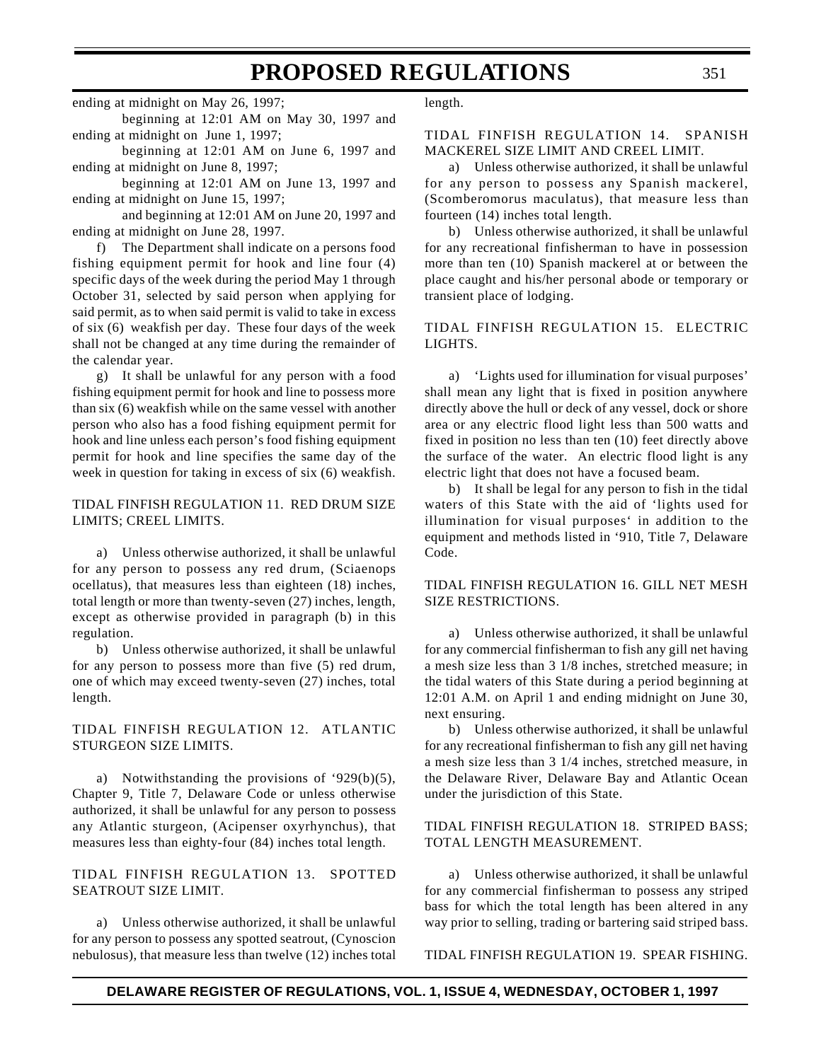ending at midnight on May 26, 1997;

beginning at 12:01 AM on May 30, 1997 and ending at midnight on June 1, 1997;

beginning at 12:01 AM on June 6, 1997 and ending at midnight on June 8, 1997;

beginning at 12:01 AM on June 13, 1997 and ending at midnight on June 15, 1997;

and beginning at 12:01 AM on June 20, 1997 and ending at midnight on June 28, 1997.

f) The Department shall indicate on a persons food fishing equipment permit for hook and line four (4) specific days of the week during the period May 1 through October 31, selected by said person when applying for said permit, as to when said permit is valid to take in excess of six (6) weakfish per day. These four days of the week shall not be changed at any time during the remainder of the calendar year.

g) It shall be unlawful for any person with a food fishing equipment permit for hook and line to possess more than six (6) weakfish while on the same vessel with another person who also has a food fishing equipment permit for hook and line unless each person's food fishing equipment permit for hook and line specifies the same day of the week in question for taking in excess of six (6) weakfish.

TIDAL FINFISH REGULATION 11. RED DRUM SIZE LIMITS; CREEL LIMITS.

a) Unless otherwise authorized, it shall be unlawful for any person to possess any red drum, (Sciaenops ocellatus), that measures less than eighteen (18) inches, total length or more than twenty-seven (27) inches, length, except as otherwise provided in paragraph (b) in this regulation.

b) Unless otherwise authorized, it shall be unlawful for any person to possess more than five (5) red drum, one of which may exceed twenty-seven (27) inches, total length.

TIDAL FINFISH REGULATION 12. ATLANTIC STURGEON SIZE LIMITS.

a) Notwithstanding the provisions of '929(b)(5), Chapter 9, Title 7, Delaware Code or unless otherwise authorized, it shall be unlawful for any person to possess any Atlantic sturgeon, (Acipenser oxyrhynchus), that measures less than eighty-four (84) inches total length.

TIDAL FINFISH REGULATION 13. SPOTTED SEATROUT SIZE LIMIT.

a) Unless otherwise authorized, it shall be unlawful for any person to possess any spotted seatrout, (Cynoscion nebulosus), that measure less than twelve (12) inches total length.

TIDAL FINFISH REGULATION 14. SPANISH MACKEREL SIZE LIMIT AND CREEL LIMIT.

a) Unless otherwise authorized, it shall be unlawful for any person to possess any Spanish mackerel, (Scomberomorus maculatus), that measure less than fourteen (14) inches total length.

b) Unless otherwise authorized, it shall be unlawful for any recreational finfisherman to have in possession more than ten (10) Spanish mackerel at or between the place caught and his/her personal abode or temporary or transient place of lodging.

TIDAL FINFISH REGULATION 15. ELECTRIC LIGHTS.

a) 'Lights used for illumination for visual purposes' shall mean any light that is fixed in position anywhere directly above the hull or deck of any vessel, dock or shore area or any electric flood light less than 500 watts and fixed in position no less than ten (10) feet directly above the surface of the water. An electric flood light is any electric light that does not have a focused beam.

b) It shall be legal for any person to fish in the tidal waters of this State with the aid of 'lights used for illumination for visual purposes' in addition to the equipment and methods listed in '910, Title 7, Delaware Code.

TIDAL FINFISH REGULATION 16. GILL NET MESH SIZE RESTRICTIONS.

a) Unless otherwise authorized, it shall be unlawful for any commercial finfisherman to fish any gill net having a mesh size less than 3 1/8 inches, stretched measure; in the tidal waters of this State during a period beginning at 12:01 A.M. on April 1 and ending midnight on June 30, next ensuring.

b) Unless otherwise authorized, it shall be unlawful for any recreational finfisherman to fish any gill net having a mesh size less than 3 1/4 inches, stretched measure, in the Delaware River, Delaware Bay and Atlantic Ocean under the jurisdiction of this State.

TIDAL FINFISH REGULATION 18. STRIPED BASS; TOTAL LENGTH MEASUREMENT.

a) Unless otherwise authorized, it shall be unlawful for any commercial finfisherman to possess any striped bass for which the total length has been altered in any way prior to selling, trading or bartering said striped bass.

TIDAL FINFISH REGULATION 19. SPEAR FISHING.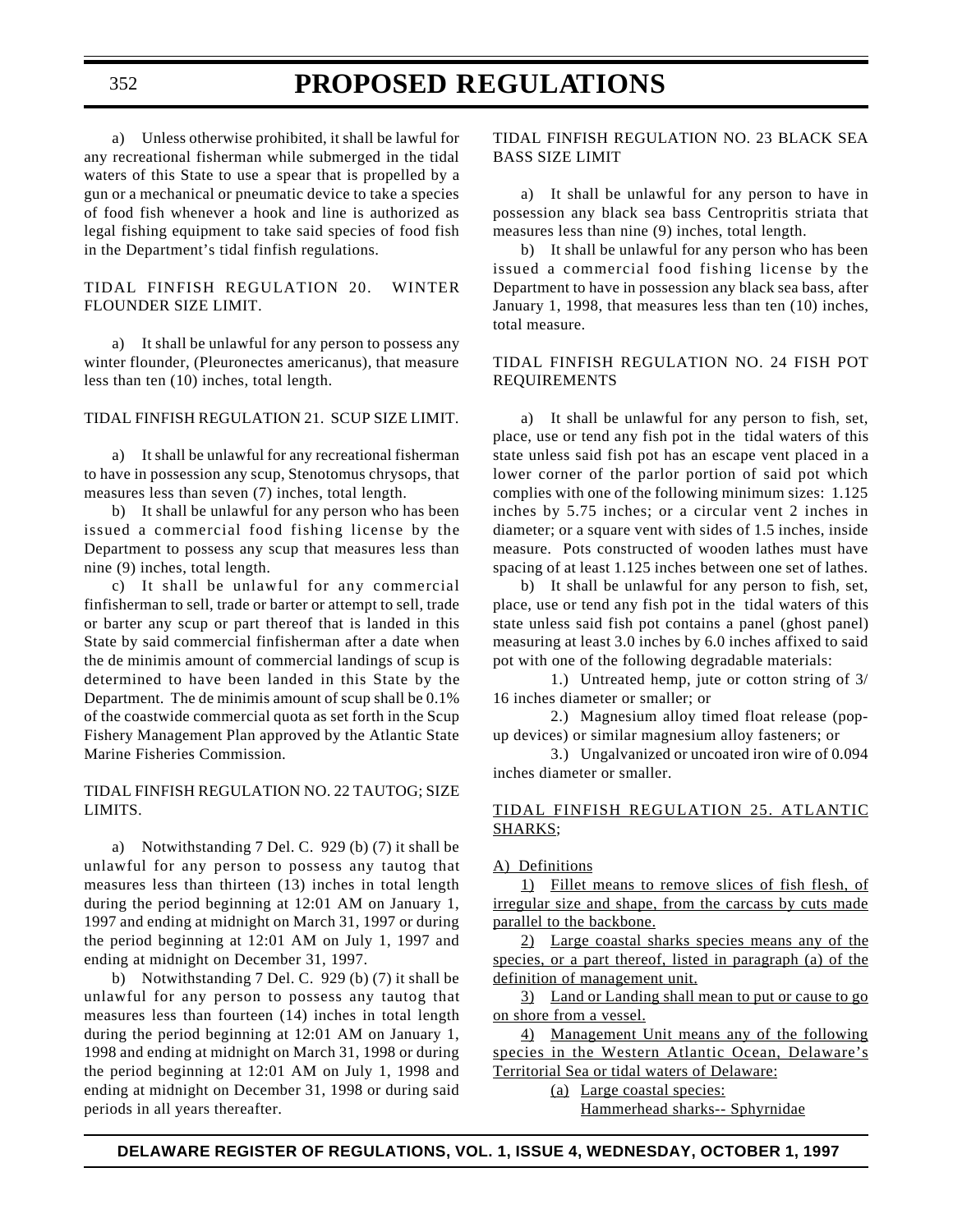a) Unless otherwise prohibited, it shall be lawful for any recreational fisherman while submerged in the tidal waters of this State to use a spear that is propelled by a gun or a mechanical or pneumatic device to take a species of food fish whenever a hook and line is authorized as legal fishing equipment to take said species of food fish in the Department's tidal finfish regulations.

TIDAL FINFISH REGULATION 20. WINTER FLOUNDER SIZE LIMIT.

a) It shall be unlawful for any person to possess any winter flounder, (Pleuronectes americanus), that measure less than ten (10) inches, total length.

TIDAL FINFISH REGULATION 21. SCUP SIZE LIMIT.

a) It shall be unlawful for any recreational fisherman to have in possession any scup, Stenotomus chrysops, that measures less than seven (7) inches, total length.

b) It shall be unlawful for any person who has been issued a commercial food fishing license by the Department to possess any scup that measures less than nine (9) inches, total length.

c) It shall be unlawful for any commercial finfisherman to sell, trade or barter or attempt to sell, trade or barter any scup or part thereof that is landed in this State by said commercial finfisherman after a date when the de minimis amount of commercial landings of scup is determined to have been landed in this State by the Department. The de minimis amount of scup shall be 0.1% of the coastwide commercial quota as set forth in the Scup Fishery Management Plan approved by the Atlantic State Marine Fisheries Commission.

TIDAL FINFISH REGULATION NO. 22 TAUTOG; SIZE LIMITS.

a) Notwithstanding 7 Del. C. 929 (b) (7) it shall be unlawful for any person to possess any tautog that measures less than thirteen (13) inches in total length during the period beginning at 12:01 AM on January 1, 1997 and ending at midnight on March 31, 1997 or during the period beginning at 12:01 AM on July 1, 1997 and ending at midnight on December 31, 1997.

b) Notwithstanding 7 Del. C. 929 (b) (7) it shall be unlawful for any person to possess any tautog that measures less than fourteen (14) inches in total length during the period beginning at 12:01 AM on January 1, 1998 and ending at midnight on March 31, 1998 or during the period beginning at 12:01 AM on July 1, 1998 and ending at midnight on December 31, 1998 or during said periods in all years thereafter.

TIDAL FINFISH REGULATION NO. 23 BLACK SEA BASS SIZE LIMIT

a) It shall be unlawful for any person to have in possession any black sea bass Centropritis striata that measures less than nine (9) inches, total length.

b) It shall be unlawful for any person who has been issued a commercial food fishing license by the Department to have in possession any black sea bass, after January 1, 1998, that measures less than ten (10) inches, total measure.

TIDAL FINFISH REGULATION NO. 24 FISH POT REQUIREMENTS

a) It shall be unlawful for any person to fish, set, place, use or tend any fish pot in the tidal waters of this state unless said fish pot has an escape vent placed in a lower corner of the parlor portion of said pot which complies with one of the following minimum sizes: 1.125 inches by 5.75 inches; or a circular vent 2 inches in diameter; or a square vent with sides of 1.5 inches, inside measure. Pots constructed of wooden lathes must have spacing of at least 1.125 inches between one set of lathes.

b) It shall be unlawful for any person to fish, set, place, use or tend any fish pot in the tidal waters of this state unless said fish pot contains a panel (ghost panel) measuring at least 3.0 inches by 6.0 inches affixed to said pot with one of the following degradable materials:

1.) Untreated hemp, jute or cotton string of 3/16 inches diameter or smaller; or

2.) Magnesium alloy timed float release (pop-up devices) or similar magnesium alloy fasteners; or

3.) Ungalvanized or uncoated iron wire of 0.094 inches diameter or smaller.

TIDAL FINFISH REGULATION 25. ATLANTIC SHARKS;

A) Definitions

1) Fillet means to remove slices of fish flesh, of irregular size and shape, from the carcass by cuts made parallel to the backbone.

2) Large coastal sharks species means any of the species, or a part thereof, listed in paragraph (a) of the definition of management unit.

3) Land or Landing shall mean to put or cause to go on shore from a vessel.

4) Management Unit means any of the following species in the Western Atlantic Ocean, Delaware's Territorial Sea or tidal waters of Delaware:

(a) Large coastal species:

Hammerhead sharks-- Sphyrnidae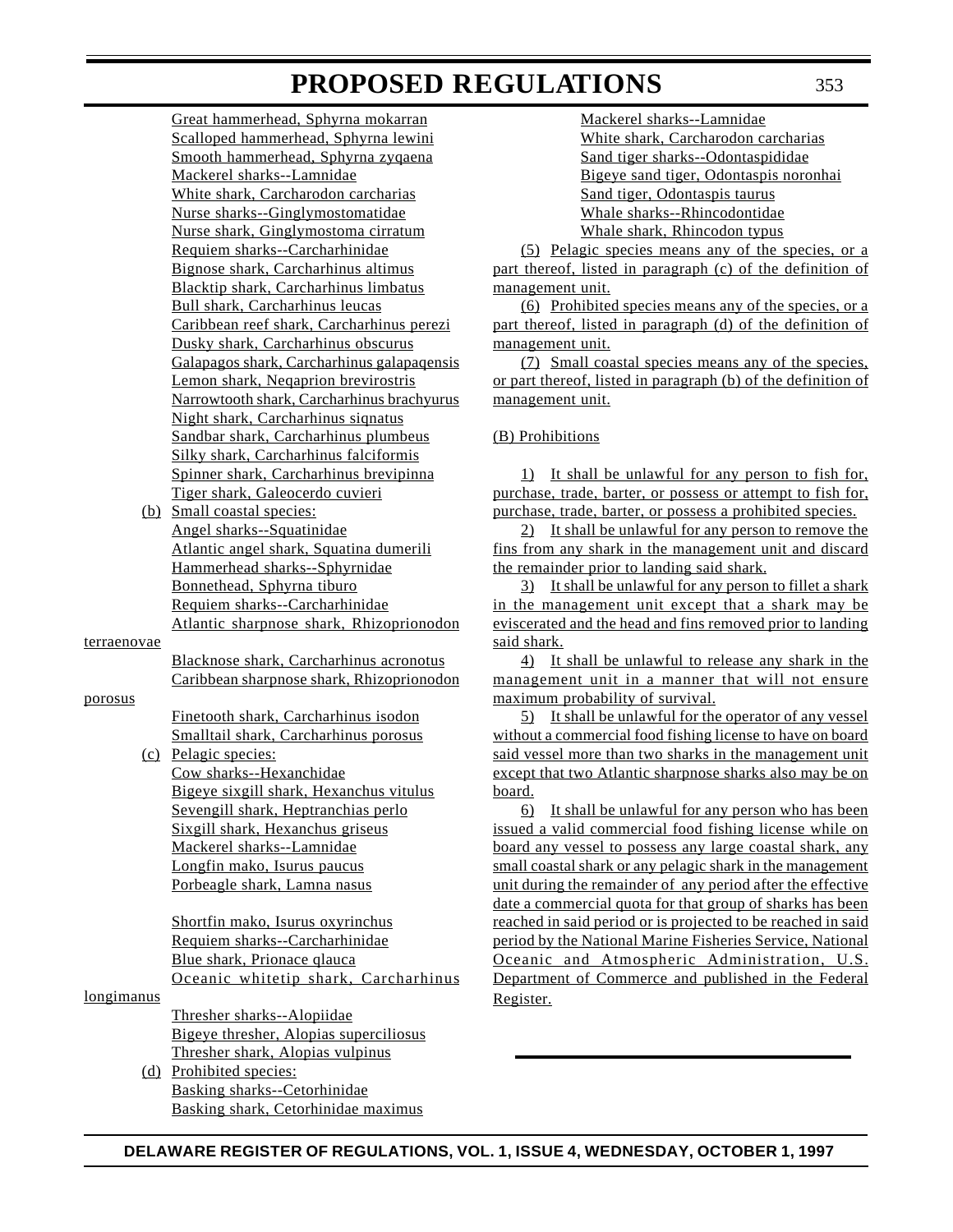Great hammerhead, Sphyrna mokarran
Scalloped hammerhead, Sphyrna lewini
Smooth hammerhead, Sphyrna zyqaena
Mackerel sharks--Lamnidae
White shark, Carcharodon carcharias
Nurse sharks--Ginglymostomatidae
Nurse shark, Ginglymostoma cirratum
Requiem sharks--Carcharhinidae
Bignose shark, Carcharhinus altimus
Blacktip shark, Carcharhinus limbatus
Bull shark, Carcharhinus leucas
Caribbean reef shark, Carcharhinus perezi
Dusky shark, Carcharhinus obscurus
Galapagos shark, Carcharhinus galapaqensis
Lemon shark, Neqaprion brevirostris
Narrowtooth shark, Carcharhinus brachyurus
Night shark, Carcharhinus siqnatus
Sandbar shark, Carcharhinus plumbeus
Silky shark, Carcharhinus falciformis
Spinner shark, Carcharhinus brevipinna
Tiger shark, Galeocerdo cuvieri

(b) Small coastal species:
Angel sharks--Squatinidae
Atlantic angel shark, Squatina dumerili
Hammerhead sharks--Sphyrnidae
Bonnethead, Sphyrna tiburo
Requiem sharks--Carcharhinidae
Atlantic sharpnose shark, Rhizoprionodon terraenovae
Blacknose shark, Carcharhinus acronotus
Caribbean sharpnose shark, Rhizoprionodon porosus
Finetooth shark, Carcharhinus isodon
Smalltail shark, Carcharhinus porosus

(c) Pelagic species:
Cow sharks--Hexanchidae
Bigeye sixgill shark, Hexanchus vitulus
Sevengill shark, Heptranchias perlo
Sixgill shark, Hexanchus griseus
Mackerel sharks--Lamnidae
Longfin mako, Isurus paucus
Porbeagle shark, Lamna nasus

Shortfin mako, Isurus oxyrinchus
Requiem sharks--Carcharhinidae
Blue shark, Prionace qlauca
Oceanic whitetip shark, Carcharhinus longimanus
Thresher sharks--Alopiidae
Bigeye thresher, Alopias superciliosus
Thresher shark, Alopias vulpinus

(d) Prohibited species:
Basking sharks--Cetorhinidae
Basking shark, Cetorhinidae maximus
Mackerel sharks--Lamnidae
White shark, Carcharodon carcharias
Sand tiger sharks--Odontaspididae
Bigeye sand tiger, Odontaspis noronhai
Sand tiger, Odontaspis taurus
Whale sharks--Rhincodontidae
Whale shark, Rhincodon typus

(5) Pelagic species means any of the species, or a part thereof, listed in paragraph (c) of the definition of management unit.

(6) Prohibited species means any of the species, or a part thereof, listed in paragraph (d) of the definition of management unit.

(7) Small coastal species means any of the species, or part thereof, listed in paragraph (b) of the definition of management unit.

(B) Prohibitions

1) It shall be unlawful for any person to fish for, purchase, trade, barter, or possess or attempt to fish for, purchase, trade, barter, or possess a prohibited species.

2) It shall be unlawful for any person to remove the fins from any shark in the management unit and discard the remainder prior to landing said shark.

3) It shall be unlawful for any person to fillet a shark in the management unit except that a shark may be eviscerated and the head and fins removed prior to landing said shark.

4) It shall be unlawful to release any shark in the management unit in a manner that will not ensure maximum probability of survival.

5) It shall be unlawful for the operator of any vessel without a commercial food fishing license to have on board said vessel more than two sharks in the management unit except that two Atlantic sharpnose sharks also may be on board.

6) It shall be unlawful for any person who has been issued a valid commercial food fishing license while on board any vessel to possess any large coastal shark, any small coastal shark or any pelagic shark in the management unit during the remainder of any period after the effective date a commercial quota for that group of sharks has been reached in said period or is projected to be reached in said period by the National Marine Fisheries Service, National Oceanic and Atmospheric Administration, U.S. Department of Commerce and published in the Federal Register.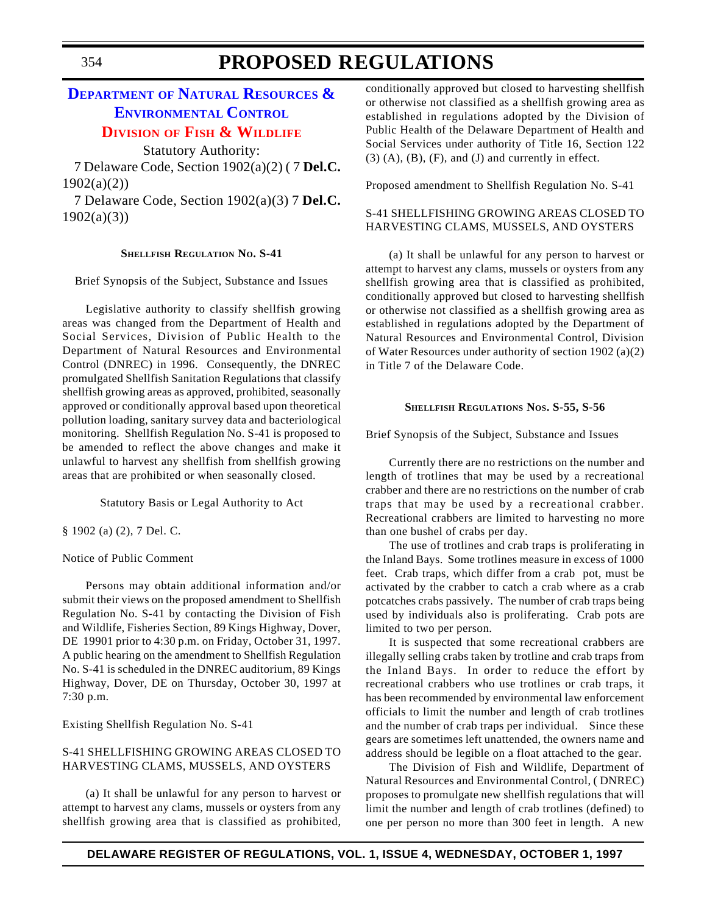## DEPARTMENT OF NATURAL RESOURCES & ENVIRONMENTAL CONTROL

### DIVISION OF FISH & WILDLIFE

Statutory Authority:

7 Delaware Code, Section 1902(a)(2) ( 7 **Del.C.** 1902(a)(2))

7 Delaware Code, Section 1902(a)(3) 7 **Del.C.** 1902(a)(3))

#### SHELLFISH REGULATION NO. S-41

Brief Synopsis of the Subject, Substance and Issues

Legislative authority to classify shellfish growing areas was changed from the Department of Health and Social Services, Division of Public Health to the Department of Natural Resources and Environmental Control (DNREC) in 1996. Consequently, the DNREC promulgated Shellfish Sanitation Regulations that classify shellfish growing areas as approved, prohibited, seasonally approved or conditionally approval based upon theoretical pollution loading, sanitary survey data and bacteriological monitoring. Shellfish Regulation No. S-41 is proposed to be amended to reflect the above changes and make it unlawful to harvest any shellfish from shellfish growing areas that are prohibited or when seasonally closed.

Statutory Basis or Legal Authority to Act

§ 1902 (a) (2), 7 Del. C.

Notice of Public Comment

Persons may obtain additional information and/or submit their views on the proposed amendment to Shellfish Regulation No. S-41 by contacting the Division of Fish and Wildlife, Fisheries Section, 89 Kings Highway, Dover, DE 19901 prior to 4:30 p.m. on Friday, October 31, 1997. A public hearing on the amendment to Shellfish Regulation No. S-41 is scheduled in the DNREC auditorium, 89 Kings Highway, Dover, DE on Thursday, October 30, 1997 at 7:30 p.m.

Existing Shellfish Regulation No. S-41

S-41 SHELLFISHING GROWING AREAS CLOSED TO HARVESTING CLAMS, MUSSELS, AND OYSTERS

(a) It shall be unlawful for any person to harvest or attempt to harvest any clams, mussels or oysters from any shellfish growing area that is classified as prohibited, conditionally approved but closed to harvesting shellfish or otherwise not classified as a shellfish growing area as established in regulations adopted by the Division of Public Health of the Delaware Department of Health and Social Services under authority of Title 16, Section 122 (3) (A), (B), (F), and (J) and currently in effect.

Proposed amendment to Shellfish Regulation No. S-41

S-41 SHELLFISHING GROWING AREAS CLOSED TO HARVESTING CLAMS, MUSSELS, AND OYSTERS

(a) It shall be unlawful for any person to harvest or attempt to harvest any clams, mussels or oysters from any shellfish growing area that is classified as prohibited, conditionally approved but closed to harvesting shellfish or otherwise not classified as a shellfish growing area as established in regulations adopted by the Department of Natural Resources and Environmental Control, Division of Water Resources under authority of section 1902 (a)(2) in Title 7 of the Delaware Code.

#### SHELLFISH REGULATIONS NOS. S-55, S-56

Brief Synopsis of the Subject, Substance and Issues

Currently there are no restrictions on the number and length of trotlines that may be used by a recreational crabber and there are no restrictions on the number of crab traps that may be used by a recreational crabber. Recreational crabbers are limited to harvesting no more than one bushel of crabs per day.

The use of trotlines and crab traps is proliferating in the Inland Bays. Some trotlines measure in excess of 1000 feet. Crab traps, which differ from a crab pot, must be activated by the crabber to catch a crab where as a crab potcatches crabs passively. The number of crab traps being used by individuals also is proliferating. Crab pots are limited to two per person.

It is suspected that some recreational crabbers are illegally selling crabs taken by trotline and crab traps from the Inland Bays. In order to reduce the effort by recreational crabbers who use trotlines or crab traps, it has been recommended by environmental law enforcement officials to limit the number and length of crab trotlines and the number of crab traps per individual. Since these gears are sometimes left unattended, the owners name and address should be legible on a float attached to the gear.

The Division of Fish and Wildlife, Department of Natural Resources and Environmental Control, ( DNREC) proposes to promulgate new shellfish regulations that will limit the number and length of crab trotlines (defined) to one per person no more than 300 feet in length. A new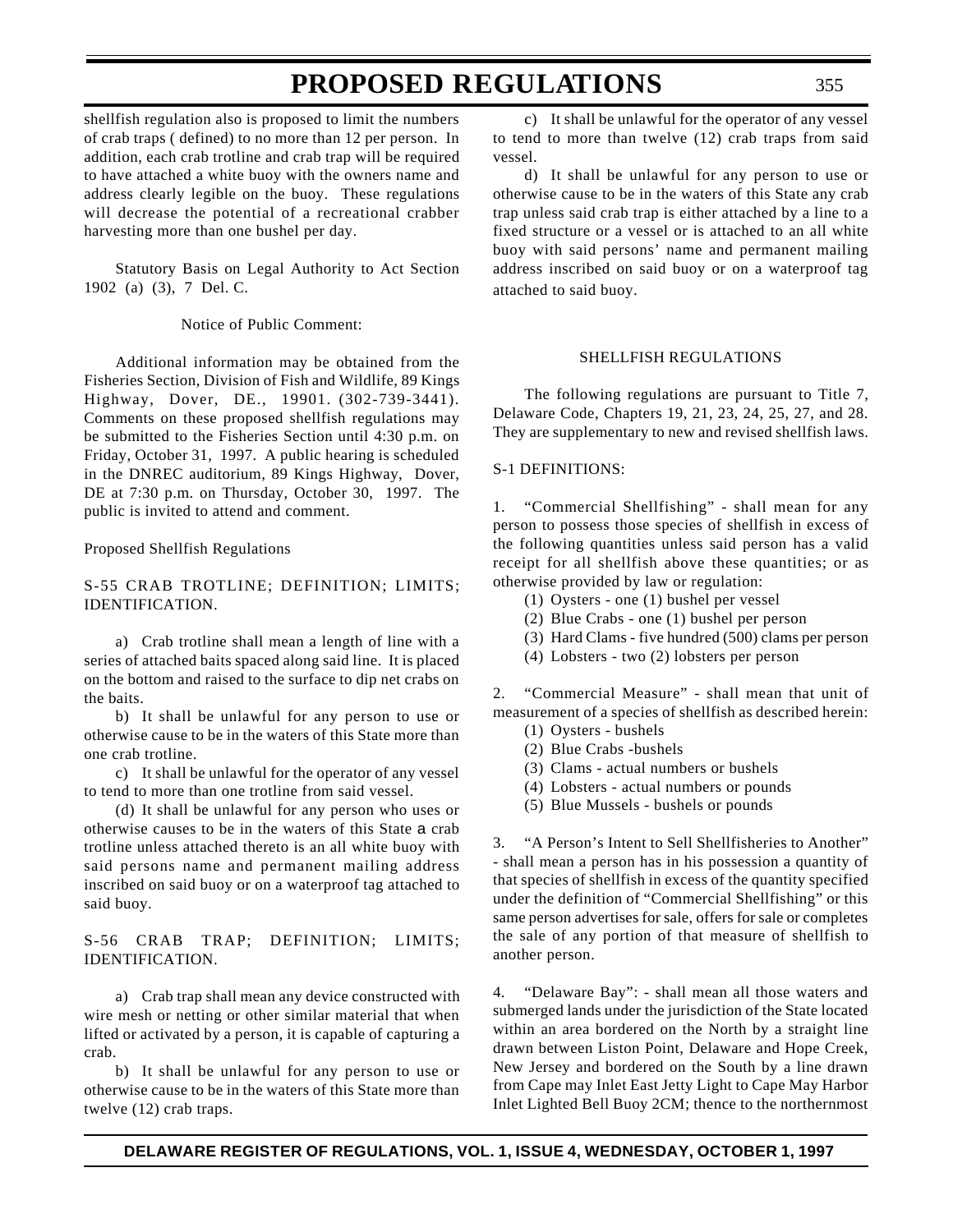shellfish regulation also is proposed to limit the numbers of crab traps ( defined) to no more than 12 per person. In addition, each crab trotline and crab trap will be required to have attached a white buoy with the owners name and address clearly legible on the buoy. These regulations will decrease the potential of a recreational crabber harvesting more than one bushel per day.

Statutory Basis on Legal Authority to Act Section 1902 (a) (3), 7 Del. C.

Notice of Public Comment:

Additional information may be obtained from the Fisheries Section, Division of Fish and Wildlife, 89 Kings Highway, Dover, DE., 19901. (302-739-3441). Comments on these proposed shellfish regulations may be submitted to the Fisheries Section until 4:30 p.m. on Friday, October 31, 1997. A public hearing is scheduled in the DNREC auditorium, 89 Kings Highway, Dover, DE at 7:30 p.m. on Thursday, October 30, 1997. The public is invited to attend and comment.

Proposed Shellfish Regulations

S-55 CRAB TROTLINE; DEFINITION; LIMITS; IDENTIFICATION.

a) Crab trotline shall mean a length of line with a series of attached baits spaced along said line. It is placed on the bottom and raised to the surface to dip net crabs on the baits.

b) It shall be unlawful for any person to use or otherwise cause to be in the waters of this State more than one crab trotline.

c) It shall be unlawful for the operator of any vessel to tend to more than one trotline from said vessel.

(d) It shall be unlawful for any person who uses or otherwise causes to be in the waters of this State a crab trotline unless attached thereto is an all white buoy with said persons name and permanent mailing address inscribed on said buoy or on a waterproof tag attached to said buoy.

S-56 CRAB TRAP; DEFINITION; LIMITS; IDENTIFICATION.

a) Crab trap shall mean any device constructed with wire mesh or netting or other similar material that when lifted or activated by a person, it is capable of capturing a crab.

b) It shall be unlawful for any person to use or otherwise cause to be in the waters of this State more than twelve (12) crab traps.

c) It shall be unlawful for the operator of any vessel to tend to more than twelve (12) crab traps from said vessel.

d) It shall be unlawful for any person to use or otherwise cause to be in the waters of this State any crab trap unless said crab trap is either attached by a line to a fixed structure or a vessel or is attached to an all white buoy with said persons' name and permanent mailing address inscribed on said buoy or on a waterproof tag attached to said buoy.

SHELLFISH REGULATIONS

The following regulations are pursuant to Title 7, Delaware Code, Chapters 19, 21, 23, 24, 25, 27, and 28. They are supplementary to new and revised shellfish laws.

S-1 DEFINITIONS:

1. "Commercial Shellfishing" - shall mean for any person to possess those species of shellfish in excess of the following quantities unless said person has a valid receipt for all shellfish above these quantities; or as otherwise provided by law or regulation:

(1) Oysters - one (1) bushel per vessel
(2) Blue Crabs - one (1) bushel per person
(3) Hard Clams - five hundred (500) clams per person
(4) Lobsters - two (2) lobsters per person

2. "Commercial Measure" - shall mean that unit of measurement of a species of shellfish as described herein:

(1) Oysters - bushels
(2) Blue Crabs -bushels
(3) Clams - actual numbers or bushels
(4) Lobsters - actual numbers or pounds
(5) Blue Mussels - bushels or pounds

3. "A Person's Intent to Sell Shellfisheries to Another" - shall mean a person has in his possession a quantity of that species of shellfish in excess of the quantity specified under the definition of "Commercial Shellfishing" or this same person advertises for sale, offers for sale or completes the sale of any portion of that measure of shellfish to another person.

4. "Delaware Bay": - shall mean all those waters and submerged lands under the jurisdiction of the State located within an area bordered on the North by a straight line drawn between Liston Point, Delaware and Hope Creek, New Jersey and bordered on the South by a line drawn from Cape may Inlet East Jetty Light to Cape May Harbor Inlet Lighted Bell Buoy 2CM; thence to the northernmost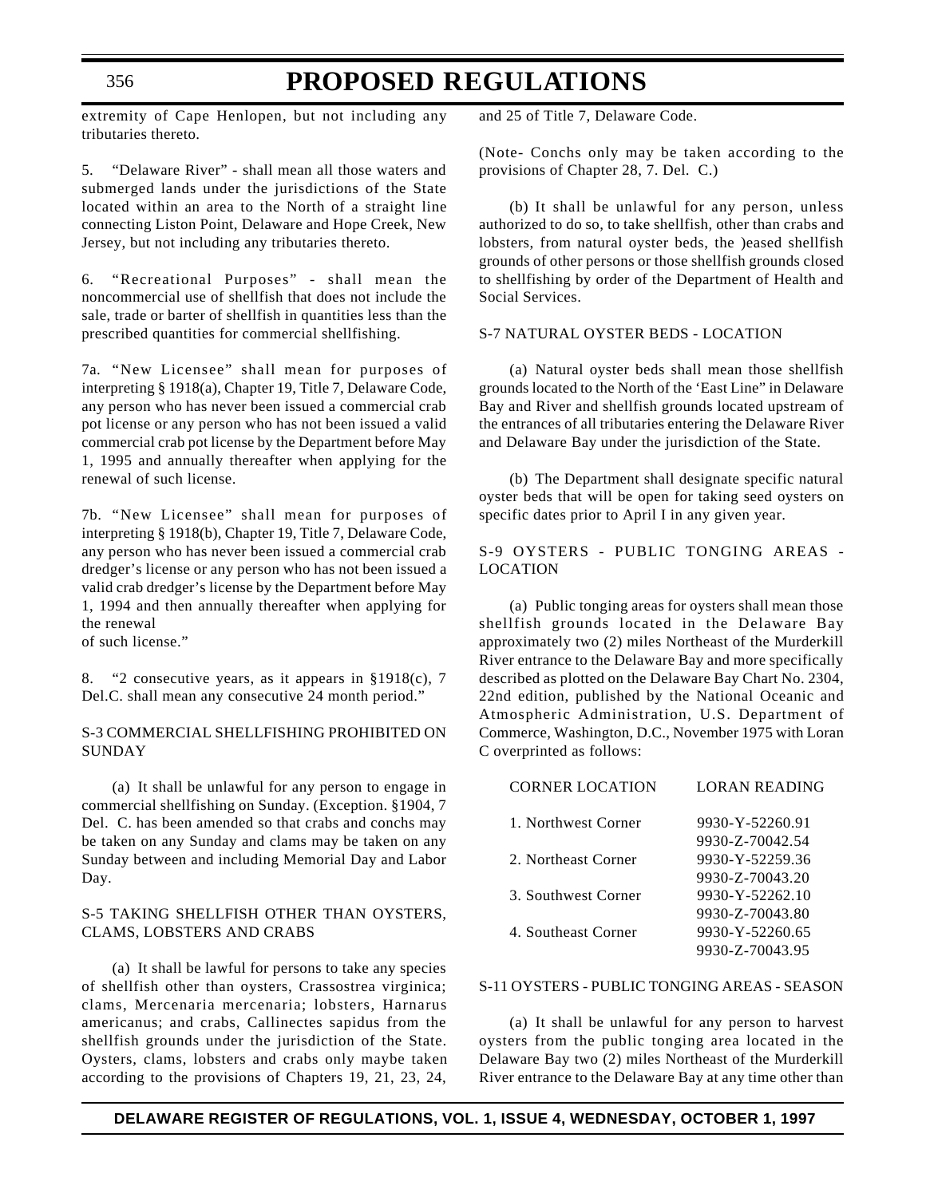extremity of Cape Henlopen, but not including any tributaries thereto.

5. "Delaware River" - shall mean all those waters and submerged lands under the jurisdictions of the State located within an area to the North of a straight line connecting Liston Point, Delaware and Hope Creek, New Jersey, but not including any tributaries thereto.

6. "Recreational Purposes" - shall mean the noncommercial use of shellfish that does not include the sale, trade or barter of shellfish in quantities less than the prescribed quantities for commercial shellfishing.

7a. "New Licensee" shall mean for purposes of interpreting § 1918(a), Chapter 19, Title 7, Delaware Code, any person who has never been issued a commercial crab pot license or any person who has not been issued a valid commercial crab pot license by the Department before May 1, 1995 and annually thereafter when applying for the renewal of such license.

7b. "New Licensee" shall mean for purposes of interpreting § 1918(b), Chapter 19, Title 7, Delaware Code, any person who has never been issued a commercial crab dredger's license or any person who has not been issued a valid crab dredger's license by the Department before May 1, 1994 and then annually thereafter when applying for the renewal
of such license."

8. "2 consecutive years, as it appears in §1918(c), 7 Del.C. shall mean any consecutive 24 month period."

S-3 COMMERCIAL SHELLFISHING PROHIBITED ON SUNDAY

(a) It shall be unlawful for any person to engage in commercial shellfishing on Sunday. (Exception. §1904, 7 Del. C. has been amended so that crabs and conchs may be taken on any Sunday and clams may be taken on any Sunday between and including Memorial Day and Labor Day.

S-5 TAKING SHELLFISH OTHER THAN OYSTERS, CLAMS, LOBSTERS AND CRABS

(a) It shall be lawful for persons to take any species of shellfish other than oysters, Crassostrea virginica; clams, Mercenaria mercenaria; lobsters, Harnarus americanus; and crabs, Callinectes sapidus from the shellfish grounds under the jurisdiction of the State. Oysters, clams, lobsters and crabs only maybe taken according to the provisions of Chapters 19, 21, 23, 24, and 25 of Title 7, Delaware Code.

(Note- Conchs only may be taken according to the provisions of Chapter 28, 7. Del. C.)

(b) It shall be unlawful for any person, unless authorized to do so, to take shellfish, other than crabs and lobsters, from natural oyster beds, the )eased shellfish grounds of other persons or those shellfish grounds closed to shellfishing by order of the Department of Health and Social Services.

S-7 NATURAL OYSTER BEDS - LOCATION

(a) Natural oyster beds shall mean those shellfish grounds located to the North of the 'East Line" in Delaware Bay and River and shellfish grounds located upstream of the entrances of all tributaries entering the Delaware River and Delaware Bay under the jurisdiction of the State.

(b) The Department shall designate specific natural oyster beds that will be open for taking seed oysters on specific dates prior to April I in any given year.

S-9 OYSTERS - PUBLIC TONGING AREAS - LOCATION

(a) Public tonging areas for oysters shall mean those shellfish grounds located in the Delaware Bay approximately two (2) miles Northeast of the Murderkill River entrance to the Delaware Bay and more specifically described as plotted on the Delaware Bay Chart No. 2304, 22nd edition, published by the National Oceanic and Atmospheric Administration, U.S. Department of Commerce, Washington, D.C., November 1975 with Loran C overprinted as follows:

| CORNER LOCATION | LORAN READING |
|---|---|
| 1. Northwest Corner | 9930-Y-52260.91<br>9930-Z-70042.54 |
| 2. Northeast Corner | 9930-Y-52259.36<br>9930-Z-70043.20 |
| 3. Southwest Corner | 9930-Y-52262.10<br>9930-Z-70043.80 |
| 4. Southeast Corner | 9930-Y-52260.65<br>9930-Z-70043.95 |

S-11 OYSTERS - PUBLIC TONGING AREAS - SEASON

(a) It shall be unlawful for any person to harvest oysters from the public tonging area located in the Delaware Bay two (2) miles Northeast of the Murderkill River entrance to the Delaware Bay at any time other than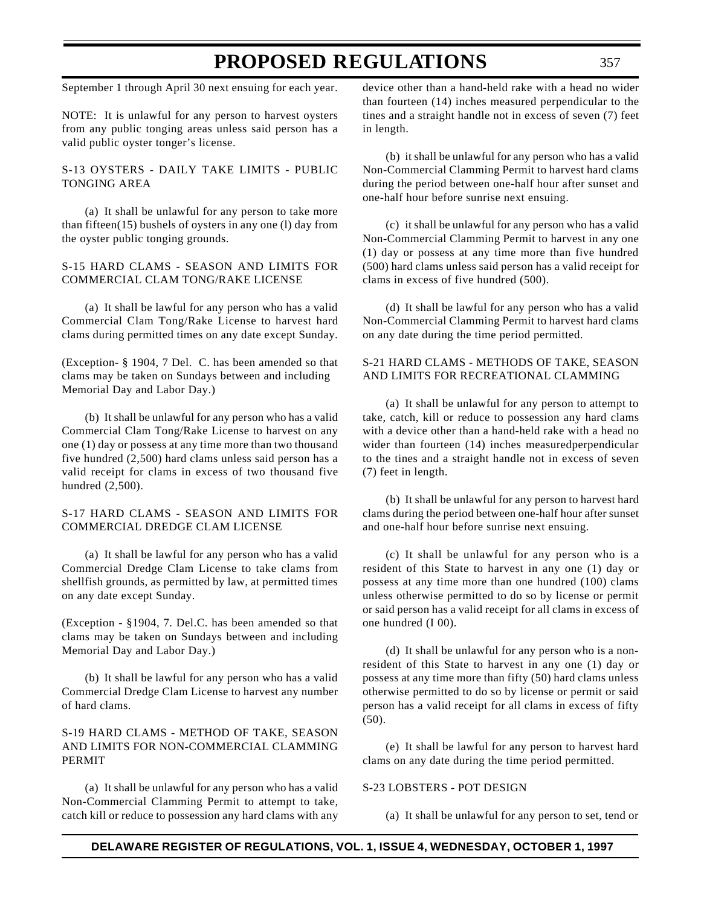September 1 through April 30 next ensuing for each year.

NOTE: It is unlawful for any person to harvest oysters from any public tonging areas unless said person has a valid public oyster tonger's license.

S-13 OYSTERS - DAILY TAKE LIMITS - PUBLIC TONGING AREA

(a) It shall be unlawful for any person to take more than fifteen(15) bushels of oysters in any one (l) day from the oyster public tonging grounds.

S-15 HARD CLAMS - SEASON AND LIMITS FOR COMMERCIAL CLAM TONG/RAKE LICENSE

(a) It shall be lawful for any person who has a valid Commercial Clam Tong/Rake License to harvest hard clams during permitted times on any date except Sunday.

(Exception- § 1904, 7 Del. C. has been amended so that clams may be taken on Sundays between and including Memorial Day and Labor Day.)

(b) It shall be unlawful for any person who has a valid Commercial Clam Tong/Rake License to harvest on any one (1) day or possess at any time more than two thousand five hundred (2,500) hard clams unless said person has a valid receipt for clams in excess of two thousand five hundred (2,500).

S-17 HARD CLAMS - SEASON AND LIMITS FOR COMMERCIAL DREDGE CLAM LICENSE

(a) It shall be lawful for any person who has a valid Commercial Dredge Clam License to take clams from shellfish grounds, as permitted by law, at permitted times on any date except Sunday.

(Exception - §1904, 7. Del.C. has been amended so that clams may be taken on Sundays between and including Memorial Day and Labor Day.)

(b) It shall be lawful for any person who has a valid Commercial Dredge Clam License to harvest any number of hard clams.

S-19 HARD CLAMS - METHOD OF TAKE, SEASON AND LIMITS FOR NON-COMMERCIAL CLAMMING PERMIT

(a) It shall be unlawful for any person who has a valid Non-Commercial Clamming Permit to attempt to take, catch kill or reduce to possession any hard clams with any device other than a hand-held rake with a head no wider than fourteen (14) inches measured perpendicular to the tines and a straight handle not in excess of seven (7) feet in length.

(b) it shall be unlawful for any person who has a valid Non-Commercial Clamming Permit to harvest hard clams during the period between one-half hour after sunset and one-half hour before sunrise next ensuing.

(c) it shall be unlawful for any person who has a valid Non-Commercial Clamming Permit to harvest in any one (1) day or possess at any time more than five hundred (500) hard clams unless said person has a valid receipt for clams in excess of five hundred (500).

(d) It shall be lawful for any person who has a valid Non-Commercial Clamming Permit to harvest hard clams on any date during the time period permitted.

S-21 HARD CLAMS - METHODS OF TAKE, SEASON AND LIMITS FOR RECREATIONAL CLAMMING

(a) It shall be unlawful for any person to attempt to take, catch, kill or reduce to possession any hard clams with a device other than a hand-held rake with a head no wider than fourteen (14) inches measuredperpendicular to the tines and a straight handle not in excess of seven (7) feet in length.

(b) It shall be unlawful for any person to harvest hard clams during the period between one-half hour after sunset and one-half hour before sunrise next ensuing.

(c) It shall be unlawful for any person who is a resident of this State to harvest in any one (1) day or possess at any time more than one hundred (100) clams unless otherwise permitted to do so by license or permit or said person has a valid receipt for all clams in excess of one hundred (I 00).

(d) It shall be unlawful for any person who is a non-resident of this State to harvest in any one (1) day or possess at any time more than fifty (50) hard clams unless otherwise permitted to do so by license or permit or said person has a valid receipt for all clams in excess of fifty (50).

(e) It shall be lawful for any person to harvest hard clams on any date during the time period permitted.

S-23 LOBSTERS - POT DESIGN

(a) It shall be unlawful for any person to set, tend or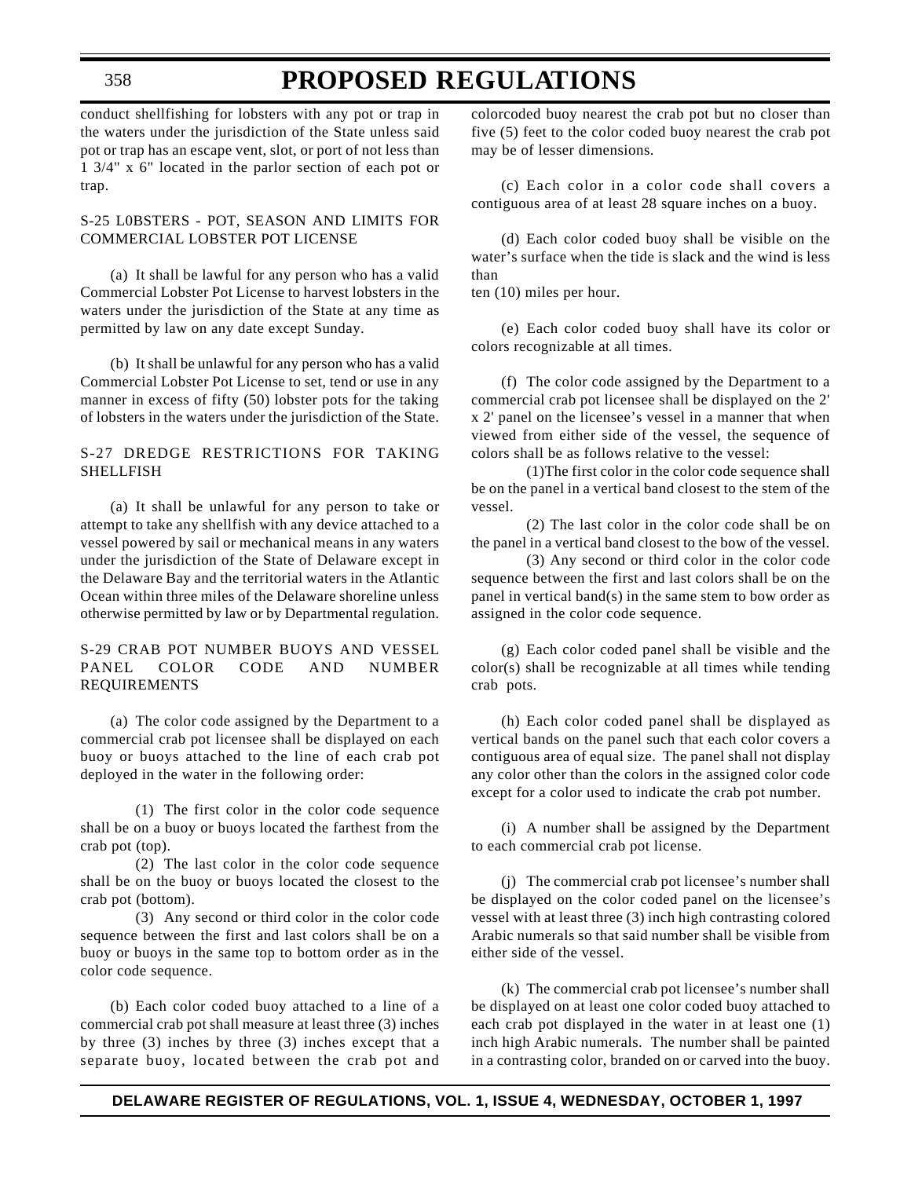conduct shellfishing for lobsters with any pot or trap in the waters under the jurisdiction of the State unless said pot or trap has an escape vent, slot, or port of not less than 1 3/4" x 6" located in the parlor section of each pot or trap.

S-25 L0BSTERS - POT, SEASON AND LIMITS FOR COMMERCIAL LOBSTER POT LICENSE

(a) It shall be lawful for any person who has a valid Commercial Lobster Pot License to harvest lobsters in the waters under the jurisdiction of the State at any time as permitted by law on any date except Sunday.

(b) It shall be unlawful for any person who has a valid Commercial Lobster Pot License to set, tend or use in any manner in excess of fifty (50) lobster pots for the taking of lobsters in the waters under the jurisdiction of the State.

S-27 DREDGE RESTRICTIONS FOR TAKING SHELLFISH

(a) It shall be unlawful for any person to take or attempt to take any shellfish with any device attached to a vessel powered by sail or mechanical means in any waters under the jurisdiction of the State of Delaware except in the Delaware Bay and the territorial waters in the Atlantic Ocean within three miles of the Delaware shoreline unless otherwise permitted by law or by Departmental regulation.

S-29 CRAB POT NUMBER BUOYS AND VESSEL PANEL COLOR CODE AND NUMBER REQUIREMENTS

(a) The color code assigned by the Department to a commercial crab pot licensee shall be displayed on each buoy or buoys attached to the line of each crab pot deployed in the water in the following order:

(1) The first color in the color code sequence shall be on a buoy or buoys located the farthest from the crab pot (top).

(2) The last color in the color code sequence shall be on the buoy or buoys located the closest to the crab pot (bottom).

(3) Any second or third color in the color code sequence between the first and last colors shall be on a buoy or buoys in the same top to bottom order as in the color code sequence.

(b) Each color coded buoy attached to a line of a commercial crab pot shall measure at least three (3) inches by three (3) inches by three (3) inches except that a separate buoy, located between the crab pot and colorcoded buoy nearest the crab pot but no closer than five (5) feet to the color coded buoy nearest the crab pot may be of lesser dimensions.

(c) Each color in a color code shall covers a contiguous area of at least 28 square inches on a buoy.

(d) Each color coded buoy shall be visible on the water's surface when the tide is slack and the wind is less than ten (10) miles per hour.

(e) Each color coded buoy shall have its color or colors recognizable at all times.

(f) The color code assigned by the Department to a commercial crab pot licensee shall be displayed on the 2' x 2' panel on the licensee's vessel in a manner that when viewed from either side of the vessel, the sequence of colors shall be as follows relative to the vessel:

(1)The first color in the color code sequence shall be on the panel in a vertical band closest to the stem of the vessel.

(2) The last color in the color code shall be on the panel in a vertical band closest to the bow of the vessel.

(3) Any second or third color in the color code sequence between the first and last colors shall be on the panel in vertical band(s) in the same stem to bow order as assigned in the color code sequence.

(g) Each color coded panel shall be visible and the color(s) shall be recognizable at all times while tending crab pots.

(h) Each color coded panel shall be displayed as vertical bands on the panel such that each color covers a contiguous area of equal size. The panel shall not display any color other than the colors in the assigned color code except for a color used to indicate the crab pot number.

(i) A number shall be assigned by the Department to each commercial crab pot license.

(j) The commercial crab pot licensee's number shall be displayed on the color coded panel on the licensee's vessel with at least three (3) inch high contrasting colored Arabic numerals so that said number shall be visible from either side of the vessel.

(k) The commercial crab pot licensee's number shall be displayed on at least one color coded buoy attached to each crab pot displayed in the water in at least one (1) inch high Arabic numerals. The number shall be painted in a contrasting color, branded on or carved into the buoy.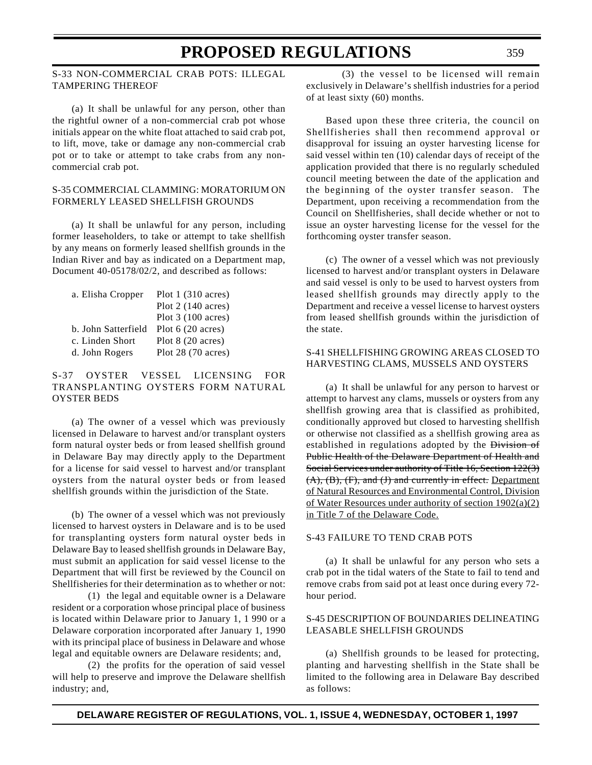S-33 NON-COMMERCIAL CRAB POTS: ILLEGAL TAMPERING THEREOF

(a) It shall be unlawful for any person, other than the rightful owner of a non-commercial crab pot whose initials appear on the white float attached to said crab pot, to lift, move, take or damage any non-commercial crab pot or to take or attempt to take crabs from any non-commercial crab pot.

S-35 COMMERCIAL CLAMMING: MORATORIUM ON FORMERLY LEASED SHELLFISH GROUNDS

(a) It shall be unlawful for any person, including former leaseholders, to take or attempt to take shellfish by any means on formerly leased shellfish grounds in the Indian River and bay as indicated on a Department map, Document 40-05178/02/2, and described as follows:

| | |
|---|---|
| a. Elisha Cropper | Plot 1 (310 acres) |
| | Plot 2 (140 acres) |
| | Plot 3 (100 acres) |
| b. John Satterfield | Plot 6 (20 acres) |
| c. Linden Short | Plot 8 (20 acres) |
| d. John Rogers | Plot 28 (70 acres) |

S-37 OYSTER VESSEL LICENSING FOR TRANSPLANTING OYSTERS FORM NATURAL OYSTER BEDS

(a) The owner of a vessel which was previously licensed in Delaware to harvest and/or transplant oysters form natural oyster beds or from leased shellfish ground in Delaware Bay may directly apply to the Department for a license for said vessel to harvest and/or transplant oysters from the natural oyster beds or from leased shellfish grounds within the jurisdiction of the State.

(b) The owner of a vessel which was not previously licensed to harvest oysters in Delaware and is to be used for transplanting oysters form natural oyster beds in Delaware Bay to leased shellfish grounds in Delaware Bay, must submit an application for said vessel license to the Department that will first be reviewed by the Council on Shellfisheries for their determination as to whether or not:

(1) the legal and equitable owner is a Delaware resident or a corporation whose principal place of business is located within Delaware prior to January 1, 1 990 or a Delaware corporation incorporated after January 1, 1990 with its principal place of business in Delaware and whose legal and equitable owners are Delaware residents; and,

(2) the profits for the operation of said vessel will help to preserve and improve the Delaware shellfish industry; and,

(3) the vessel to be licensed will remain exclusively in Delaware's shellfish industries for a period of at least sixty (60) months.

Based upon these three criteria, the council on Shellfisheries shall then recommend approval or disapproval for issuing an oyster harvesting license for said vessel within ten (10) calendar days of receipt of the application provided that there is no regularly scheduled council meeting between the date of the application and the beginning of the oyster transfer season. The Department, upon receiving a recommendation from the Council on Shellfisheries, shall decide whether or not to issue an oyster harvesting license for the vessel for the forthcoming oyster transfer season.

(c) The owner of a vessel which was not previously licensed to harvest and/or transplant oysters in Delaware and said vessel is only to be used to harvest oysters from leased shellfish grounds may directly apply to the Department and receive a vessel license to harvest oysters from leased shellfish grounds within the jurisdiction of the state.

S-41 SHELLFISHING GROWING AREAS CLOSED TO HARVESTING CLAMS, MUSSELS AND OYSTERS

(a) It shall be unlawful for any person to harvest or attempt to harvest any clams, mussels or oysters from any shellfish growing area that is classified as prohibited, conditionally approved but closed to harvesting shellfish or otherwise not classified as a shellfish growing area as established in regulations adopted by the ~~Division of Public Health of the Delaware Department of Health and Social Services under authority of Title 16, Section 122(3) (A), (B), (F), and (J) and currently in effect.~~ <u>Department of Natural Resources and Environmental Control, Division of Water Resources under authority of section 1902(a)(2) in Title 7 of the Delaware Code.</u>

S-43 FAILURE TO TEND CRAB POTS

(a) It shall be unlawful for any person who sets a crab pot in the tidal waters of the State to fail to tend and remove crabs from said pot at least once during every 72-hour period.

S-45 DESCRIPTION OF BOUNDARIES DELINEATING LEASABLE SHELLFISH GROUNDS

(a) Shellfish grounds to be leased for protecting, planting and harvesting shellfish in the State shall be limited to the following area in Delaware Bay described as follows: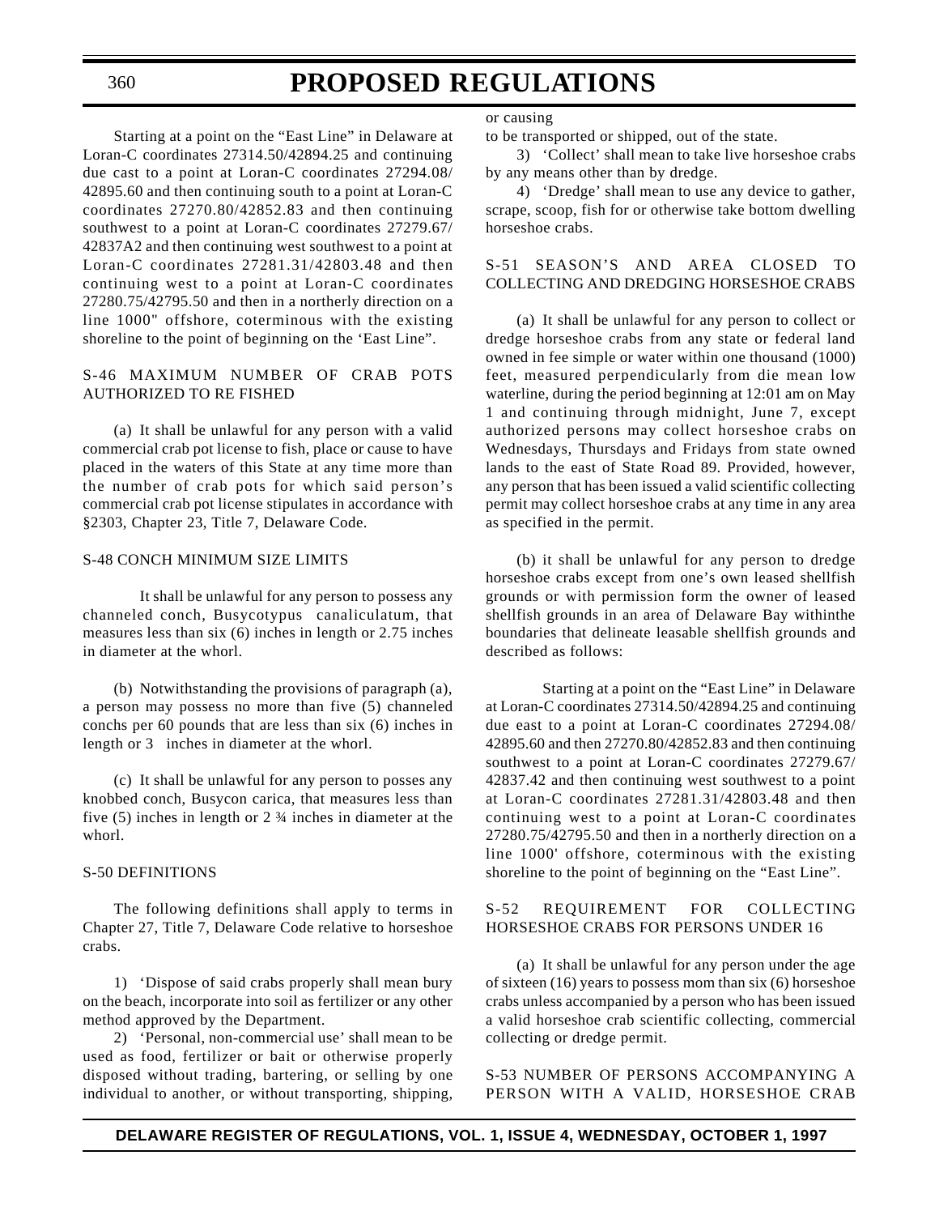Starting at a point on the "East Line" in Delaware at Loran-C coordinates 27314.50/42894.25 and continuing due cast to a point at Loran-C coordinates 27294.08/ 42895.60 and then continuing south to a point at Loran-C coordinates 27270.80/42852.83 and then continuing southwest to a point at Loran-C coordinates 27279.67/ 42837A2 and then continuing west southwest to a point at Loran-C coordinates 27281.31/42803.48 and then continuing west to a point at Loran-C coordinates 27280.75/42795.50 and then in a northerly direction on a line 1000" offshore, coterminous with the existing shoreline to the point of beginning on the 'East Line".

S-46 MAXIMUM NUMBER OF CRAB POTS AUTHORIZED TO RE FISHED

(a) It shall be unlawful for any person with a valid commercial crab pot license to fish, place or cause to have placed in the waters of this State at any time more than the number of crab pots for which said person's commercial crab pot license stipulates in accordance with §2303, Chapter 23, Title 7, Delaware Code.

S-48 CONCH MINIMUM SIZE LIMITS

It shall be unlawful for any person to possess any channeled conch, Busycotypus canaliculatum, that measures less than six (6) inches in length or 2.75 inches in diameter at the whorl.

(b) Notwithstanding the provisions of paragraph (a), a person may possess no more than five (5) channeled conchs per 60 pounds that are less than six (6) inches in length or 3 inches in diameter at the whorl.

(c) It shall be unlawful for any person to posses any knobbed conch, Busycon carica, that measures less than five (5) inches in length or 2 ¾ inches in diameter at the whorl.

S-50 DEFINITIONS

The following definitions shall apply to terms in Chapter 27, Title 7, Delaware Code relative to horseshoe crabs.

1) 'Dispose of said crabs properly shall mean bury on the beach, incorporate into soil as fertilizer or any other method approved by the Department.

2) 'Personal, non-commercial use' shall mean to be used as food, fertilizer or bait or otherwise properly disposed without trading, bartering, or selling by one individual to another, or without transporting, shipping, or causing to be transported or shipped, out of the state.

3) 'Collect' shall mean to take live horseshoe crabs by any means other than by dredge.

4) 'Dredge' shall mean to use any device to gather, scrape, scoop, fish for or otherwise take bottom dwelling horseshoe crabs.

S-51 SEASON'S AND AREA CLOSED TO COLLECTING AND DREDGING HORSESHOE CRABS

(a) It shall be unlawful for any person to collect or dredge horseshoe crabs from any state or federal land owned in fee simple or water within one thousand (1000) feet, measured perpendicularly from die mean low waterline, during the period beginning at 12:01 am on May 1 and continuing through midnight, June 7, except authorized persons may collect horseshoe crabs on Wednesdays, Thursdays and Fridays from state owned lands to the east of State Road 89. Provided, however, any person that has been issued a valid scientific collecting permit may collect horseshoe crabs at any time in any area as specified in the permit.

(b) it shall be unlawful for any person to dredge horseshoe crabs except from one's own leased shellfish grounds or with permission form the owner of leased shellfish grounds in an area of Delaware Bay withinthe boundaries that delineate leasable shellfish grounds and described as follows:

Starting at a point on the "East Line" in Delaware at Loran-C coordinates 27314.50/42894.25 and continuing due east to a point at Loran-C coordinates 27294.08/ 42895.60 and then 27270.80/42852.83 and then continuing southwest to a point at Loran-C coordinates 27279.67/ 42837.42 and then continuing west southwest to a point at Loran-C coordinates 27281.31/42803.48 and then continuing west to a point at Loran-C coordinates 27280.75/42795.50 and then in a northerly direction on a line 1000' offshore, coterminous with the existing shoreline to the point of beginning on the "East Line".

S-52 REQUIREMENT FOR COLLECTING HORSESHOE CRABS FOR PERSONS UNDER 16

(a) It shall be unlawful for any person under the age of sixteen (16) years to possess mom than six (6) horseshoe crabs unless accompanied by a person who has been issued a valid horseshoe crab scientific collecting, commercial collecting or dredge permit.

S-53 NUMBER OF PERSONS ACCOMPANYING A PERSON WITH A VALID, HORSESHOE CRAB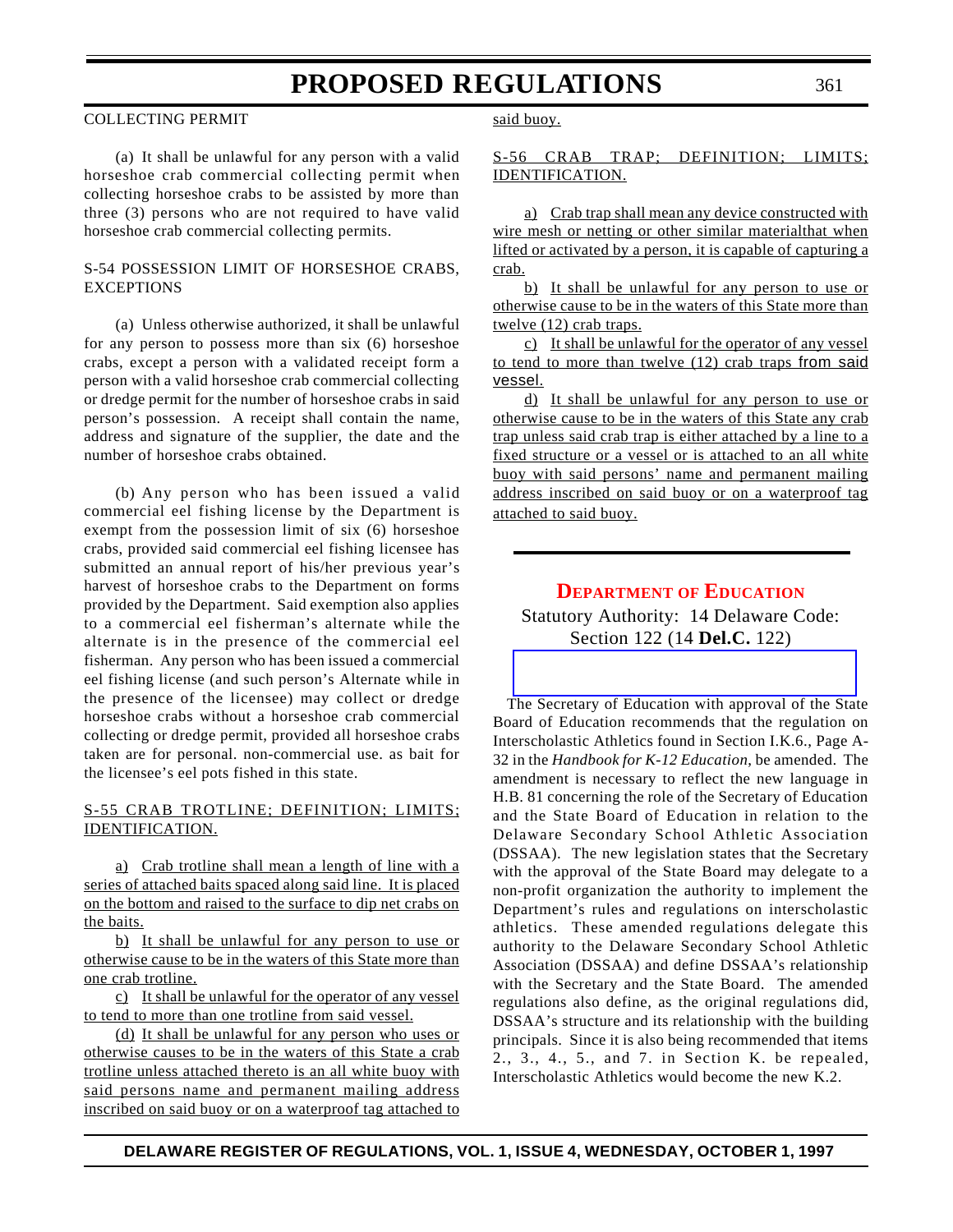COLLECTING PERMIT

(a) It shall be unlawful for any person with a valid horseshoe crab commercial collecting permit when collecting horseshoe crabs to be assisted by more than three (3) persons who are not required to have valid horseshoe crab commercial collecting permits.

S-54 POSSESSION LIMIT OF HORSESHOE CRABS, EXCEPTIONS

(a) Unless otherwise authorized, it shall be unlawful for any person to possess more than six (6) horseshoe crabs, except a person with a validated receipt form a person with a valid horseshoe crab commercial collecting or dredge permit for the number of horseshoe crabs in said person's possession. A receipt shall contain the name, address and signature of the supplier, the date and the number of horseshoe crabs obtained.

(b) Any person who has been issued a valid commercial eel fishing license by the Department is exempt from the possession limit of six (6) horseshoe crabs, provided said commercial eel fishing licensee has submitted an annual report of his/her previous year's harvest of horseshoe crabs to the Department on forms provided by the Department. Said exemption also applies to a commercial eel fisherman's alternate while the alternate is in the presence of the commercial eel fisherman. Any person who has been issued a commercial eel fishing license (and such person's Alternate while in the presence of the licensee) may collect or dredge horseshoe crabs without a horseshoe crab commercial collecting or dredge permit, provided all horseshoe crabs taken are for personal. non-commercial use. as bait for the licensee's eel pots fished in this state.

S-55 CRAB TROTLINE; DEFINITION; LIMITS; IDENTIFICATION.

a) Crab trotline shall mean a length of line with a series of attached baits spaced along said line. It is placed on the bottom and raised to the surface to dip net crabs on the baits.

b) It shall be unlawful for any person to use or otherwise cause to be in the waters of this State more than one crab trotline.

c) It shall be unlawful for the operator of any vessel to tend to more than one trotline from said vessel.

(d) It shall be unlawful for any person who uses or otherwise causes to be in the waters of this State a crab trotline unless attached thereto is an all white buoy with said persons name and permanent mailing address inscribed on said buoy or on a waterproof tag attached to said buoy.

S-56 CRAB TRAP; DEFINITION; LIMITS; IDENTIFICATION.

a) Crab trap shall mean any device constructed with wire mesh or netting or other similar materialthat when lifted or activated by a person, it is capable of capturing a crab.

b) It shall be unlawful for any person to use or otherwise cause to be in the waters of this State more than twelve (12) crab traps.

c) It shall be unlawful for the operator of any vessel to tend to more than twelve (12) crab traps from said vessel.

d) It shall be unlawful for any person to use or otherwise cause to be in the waters of this State any crab trap unless said crab trap is either attached by a line to a fixed structure or a vessel or is attached to an all white buoy with said persons' name and permanent mailing address inscribed on said buoy or on a waterproof tag attached to said buoy.

---

## DEPARTMENT OF EDUCATION

Statutory Authority: 14 Delaware Code: Section 122 (14 **Del.C.** 122)

The Secretary of Education with approval of the State Board of Education recommends that the regulation on Interscholastic Athletics found in Section I.K.6., Page A-32 in the *Handbook for K-12 Education*, be amended. The amendment is necessary to reflect the new language in H.B. 81 concerning the role of the Secretary of Education and the State Board of Education in relation to the Delaware Secondary School Athletic Association (DSSAA). The new legislation states that the Secretary with the approval of the State Board may delegate to a non-profit organization the authority to implement the Department's rules and regulations on interscholastic athletics. These amended regulations delegate this authority to the Delaware Secondary School Athletic Association (DSSAA) and define DSSAA's relationship with the Secretary and the State Board. The amended regulations also define, as the original regulations did, DSSAA's structure and its relationship with the building principals. Since it is also being recommended that items 2., 3., 4., 5., and 7. in Section K. be repealed, Interscholastic Athletics would become the new K.2.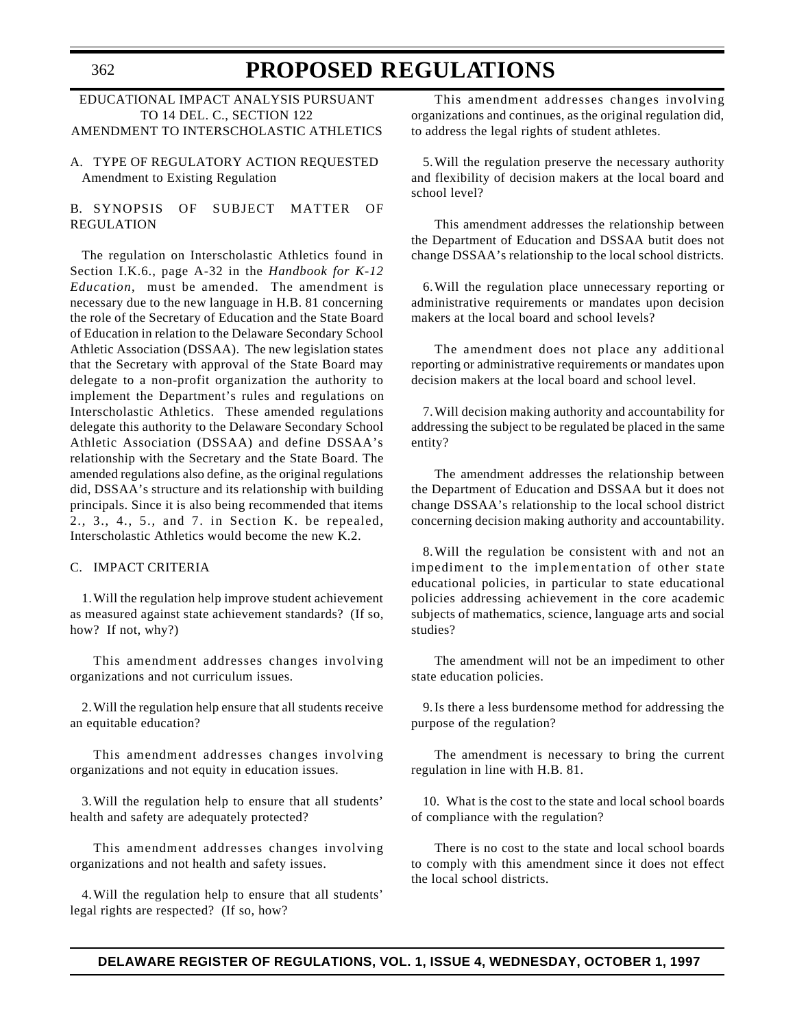EDUCATIONAL IMPACT ANALYSIS PURSUANT TO 14 DEL. C., SECTION 122
AMENDMENT TO INTERSCHOLASTIC ATHLETICS

A. TYPE OF REGULATORY ACTION REQUESTED
Amendment to Existing Regulation

B. SYNOPSIS OF SUBJECT MATTER OF REGULATION

The regulation on Interscholastic Athletics found in Section I.K.6., page A-32 in the *Handbook for K-12 Education*, must be amended. The amendment is necessary due to the new language in H.B. 81 concerning the role of the Secretary of Education and the State Board of Education in relation to the Delaware Secondary School Athletic Association (DSSAA). The new legislation states that the Secretary with approval of the State Board may delegate to a non-profit organization the authority to implement the Department's rules and regulations on Interscholastic Athletics. These amended regulations delegate this authority to the Delaware Secondary School Athletic Association (DSSAA) and define DSSAA's relationship with the Secretary and the State Board. The amended regulations also define, as the original regulations did, DSSAA's structure and its relationship with building principals. Since it is also being recommended that items 2., 3., 4., 5., and 7. in Section K. be repealed, Interscholastic Athletics would become the new K.2.

C. IMPACT CRITERIA

1. Will the regulation help improve student achievement as measured against state achievement standards? (If so, how? If not, why?)

This amendment addresses changes involving organizations and not curriculum issues.

2. Will the regulation help ensure that all students receive an equitable education?

This amendment addresses changes involving organizations and not equity in education issues.

3. Will the regulation help to ensure that all students' health and safety are adequately protected?

This amendment addresses changes involving organizations and not health and safety issues.

4. Will the regulation help to ensure that all students' legal rights are respected? (If so, how?

This amendment addresses changes involving organizations and continues, as the original regulation did, to address the legal rights of student athletes.

5. Will the regulation preserve the necessary authority and flexibility of decision makers at the local board and school level?

This amendment addresses the relationship between the Department of Education and DSSAA butit does not change DSSAA's relationship to the local school districts.

6. Will the regulation place unnecessary reporting or administrative requirements or mandates upon decision makers at the local board and school levels?

The amendment does not place any additional reporting or administrative requirements or mandates upon decision makers at the local board and school level.

7. Will decision making authority and accountability for addressing the subject to be regulated be placed in the same entity?

The amendment addresses the relationship between the Department of Education and DSSAA but it does not change DSSAA's relationship to the local school district concerning decision making authority and accountability.

8. Will the regulation be consistent with and not an impediment to the implementation of other state educational policies, in particular to state educational policies addressing achievement in the core academic subjects of mathematics, science, language arts and social studies?

The amendment will not be an impediment to other state education policies.

9. Is there a less burdensome method for addressing the purpose of the regulation?

The amendment is necessary to bring the current regulation in line with H.B. 81.

10. What is the cost to the state and local school boards of compliance with the regulation?

There is no cost to the state and local school boards to comply with this amendment since it does not effect the local school districts.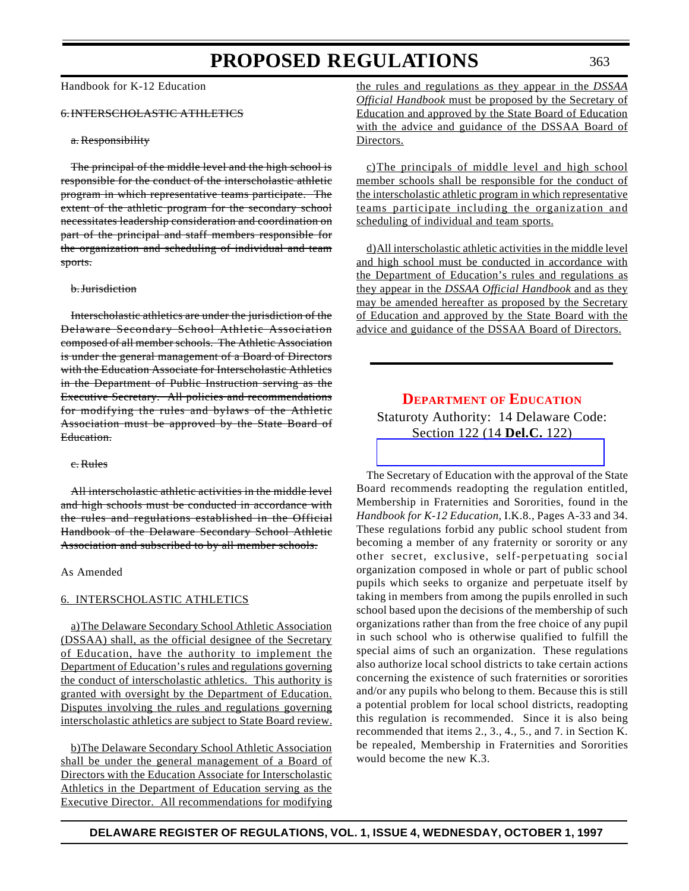Handbook for K-12 Education

~~6. INTERSCHOLASTIC ATHLETICS~~

~~a. Responsibility~~

~~The principal of the middle level and the high school is responsible for the conduct of the interscholastic athletic program in which representative teams participate. The extent of the athletic program for the secondary school necessitates leadership consideration and coordination on part of the principal and staff members responsible for the organization and scheduling of individual and team sports.~~

~~b. Jurisdiction~~

~~Interscholastic athletics are under the jurisdiction of the Delaware Secondary School Athletic Association composed of all member schools. The Athletic Association is under the general management of a Board of Directors with the Education Associate for Interscholastic Athletics in the Department of Public Instruction serving as the Executive Secretary. All policies and recommendations for modifying the rules and bylaws of the Athletic Association must be approved by the State Board of Education.~~

~~c. Rules~~

~~All interscholastic athletic activities in the middle level and high schools must be conducted in accordance with the rules and regulations established in the Official Handbook of the Delaware Secondary School Athletic Association and subscribed to by all member schools.~~

As Amended

6. INTERSCHOLASTIC ATHLETICS

a) The Delaware Secondary School Athletic Association (DSSAA) shall, as the official designee of the Secretary of Education, have the authority to implement the Department of Education's rules and regulations governing the conduct of interscholastic athletics. This authority is granted with oversight by the Department of Education. Disputes involving the rules and regulations governing interscholastic athletics are subject to State Board review.

b) The Delaware Secondary School Athletic Association shall be under the general management of a Board of Directors with the Education Associate for Interscholastic Athletics in the Department of Education serving as the Executive Director. All recommendations for modifying the rules and regulations as they appear in the *DSSAA Official Handbook* must be proposed by the Secretary of Education and approved by the State Board of Education with the advice and guidance of the DSSAA Board of Directors.

c) The principals of middle level and high school member schools shall be responsible for the conduct of the interscholastic athletic program in which representative teams participate including the organization and scheduling of individual and team sports.

d) All interscholastic athletic activities in the middle level and high school must be conducted in accordance with the Department of Education's rules and regulations as they appear in the *DSSAA Official Handbook* and as they may be amended hereafter as proposed by the Secretary of Education and approved by the State Board with the advice and guidance of the DSSAA Board of Directors.

---

## DEPARTMENT OF EDUCATION

Staturoty Authority: 14 Delaware Code: Section 122 (14 **Del.C.** 122)

The Secretary of Education with the approval of the State Board recommends readopting the regulation entitled, Membership in Fraternities and Sororities, found in the *Handbook for K-12 Education*, I.K.8., Pages A-33 and 34. These regulations forbid any public school student from becoming a member of any fraternity or sorority or any other secret, exclusive, self-perpetuating social organization composed in whole or part of public school pupils which seeks to organize and perpetuate itself by taking in members from among the pupils enrolled in such school based upon the decisions of the membership of such organizations rather than from the free choice of any pupil in such school who is otherwise qualified to fulfill the special aims of such an organization. These regulations also authorize local school districts to take certain actions concerning the existence of such fraternities or sororities and/or any pupils who belong to them. Because this is still a potential problem for local school districts, readopting this regulation is recommended. Since it is also being recommended that items 2., 3., 4., 5., and 7. in Section K. be repealed, Membership in Fraternities and Sororities would become the new K.3.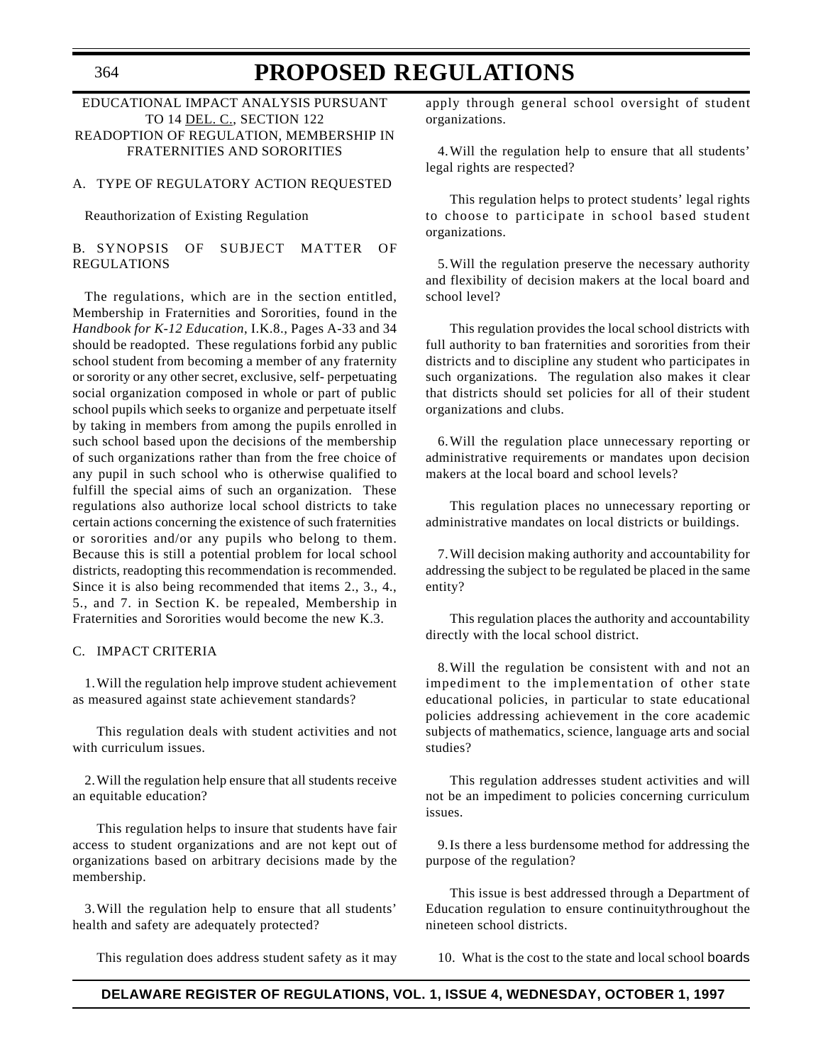EDUCATIONAL IMPACT ANALYSIS PURSUANT TO 14 DEL. C., SECTION 122
READOPTION OF REGULATION, MEMBERSHIP IN FRATERNITIES AND SORORITIES

A. TYPE OF REGULATORY ACTION REQUESTED

Reauthorization of Existing Regulation

B. SYNOPSIS OF SUBJECT MATTER OF REGULATIONS

The regulations, which are in the section entitled, Membership in Fraternities and Sororities, found in the *Handbook for K-12 Education*, I.K.8., Pages A-33 and 34 should be readopted. These regulations forbid any public school student from becoming a member of any fraternity or sorority or any other secret, exclusive, self- perpetuating social organization composed in whole or part of public school pupils which seeks to organize and perpetuate itself by taking in members from among the pupils enrolled in such school based upon the decisions of the membership of such organizations rather than from the free choice of any pupil in such school who is otherwise qualified to fulfill the special aims of such an organization. These regulations also authorize local school districts to take certain actions concerning the existence of such fraternities or sororities and/or any pupils who belong to them. Because this is still a potential problem for local school districts, readopting this recommendation is recommended. Since it is also being recommended that items 2., 3., 4., 5., and 7. in Section K. be repealed, Membership in Fraternities and Sororities would become the new K.3.

C. IMPACT CRITERIA

1. Will the regulation help improve student achievement as measured against state achievement standards?

This regulation deals with student activities and not with curriculum issues.

2. Will the regulation help ensure that all students receive an equitable education?

This regulation helps to insure that students have fair access to student organizations and are not kept out of organizations based on arbitrary decisions made by the membership.

3. Will the regulation help to ensure that all students' health and safety are adequately protected?

This regulation does address student safety as it may apply through general school oversight of student organizations.

4. Will the regulation help to ensure that all students' legal rights are respected?

This regulation helps to protect students' legal rights to choose to participate in school based student organizations.

5. Will the regulation preserve the necessary authority and flexibility of decision makers at the local board and school level?

This regulation provides the local school districts with full authority to ban fraternities and sororities from their districts and to discipline any student who participates in such organizations. The regulation also makes it clear that districts should set policies for all of their student organizations and clubs.

6. Will the regulation place unnecessary reporting or administrative requirements or mandates upon decision makers at the local board and school levels?

This regulation places no unnecessary reporting or administrative mandates on local districts or buildings.

7. Will decision making authority and accountability for addressing the subject to be regulated be placed in the same entity?

This regulation places the authority and accountability directly with the local school district.

8. Will the regulation be consistent with and not an impediment to the implementation of other state educational policies, in particular to state educational policies addressing achievement in the core academic subjects of mathematics, science, language arts and social studies?

This regulation addresses student activities and will not be an impediment to policies concerning curriculum issues.

9. Is there a less burdensome method for addressing the purpose of the regulation?

This issue is best addressed through a Department of Education regulation to ensure continuitythroughout the nineteen school districts.

10. What is the cost to the state and local school boards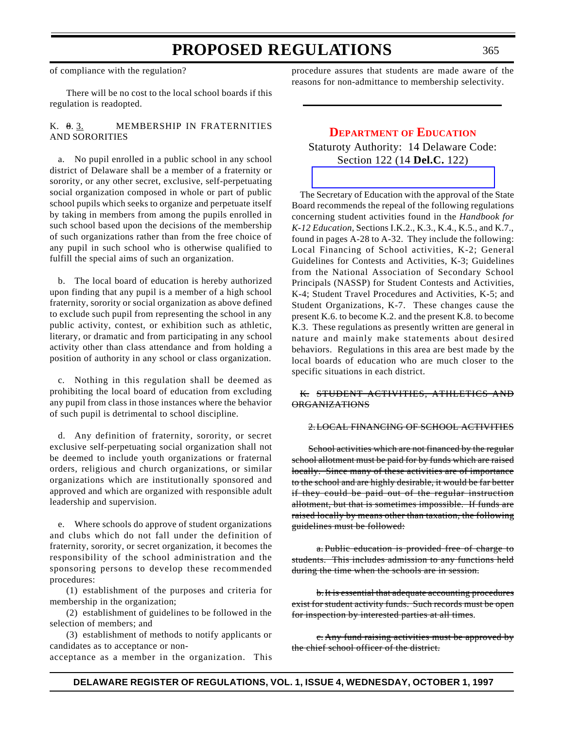of compliance with the regulation?

There will be no cost to the local school boards if this regulation is readopted.

K. ~~8.~~ 3. MEMBERSHIP IN FRATERNITIES AND SORORITIES

a. No pupil enrolled in a public school in any school district of Delaware shall be a member of a fraternity or sorority, or any other secret, exclusive, self-perpetuating social organization composed in whole or part of public school pupils which seeks to organize and perpetuate itself by taking in members from among the pupils enrolled in such school based upon the decisions of the membership of such organizations rather than from the free choice of any pupil in such school who is otherwise qualified to fulfill the special aims of such an organization.

b. The local board of education is hereby authorized upon finding that any pupil is a member of a high school fraternity, sorority or social organization as above defined to exclude such pupil from representing the school in any public activity, contest, or exhibition such as athletic, literary, or dramatic and from participating in any school activity other than class attendance and from holding a position of authority in any school or class organization.

c. Nothing in this regulation shall be deemed as prohibiting the local board of education from excluding any pupil from class in those instances where the behavior of such pupil is detrimental to school discipline.

d. Any definition of fraternity, sorority, or secret exclusive self-perpetuating social organization shall not be deemed to include youth organizations or fraternal orders, religious and church organizations, or similar organizations which are institutionally sponsored and approved and which are organized with responsible adult leadership and supervision.

e. Where schools do approve of student organizations and clubs which do not fall under the definition of fraternity, sorority, or secret organization, it becomes the responsibility of the school administration and the sponsoring persons to develop these recommended procedures:

(1) establishment of the purposes and criteria for membership in the organization;

(2) establishment of guidelines to be followed in the selection of members; and

(3) establishment of methods to notify applicants or candidates as to acceptance or non-acceptance as a member in the organization. This procedure assures that students are made aware of the reasons for non-admittance to membership selectivity.

## DEPARTMENT OF EDUCATION

Staturoty Authority: 14 Delaware Code: Section 122 (14 **Del.C.** 122)

The Secretary of Education with the approval of the State Board recommends the repeal of the following regulations concerning student activities found in the *Handbook for K-12 Education,* Sections I.K.2., K.3., K.4., K.5., and K.7., found in pages A-28 to A-32. They include the following: Local Financing of School activities, K-2; General Guidelines for Contests and Activities, K-3; Guidelines from the National Association of Secondary School Principals (NASSP) for Student Contests and Activities, K-4; Student Travel Procedures and Activities, K-5; and Student Organizations, K-7. These changes cause the present K.6. to become K.2. and the present K.8. to become K.3. These regulations as presently written are general in nature and mainly make statements about desired behaviors. Regulations in this area are best made by the local boards of education who are much closer to the specific situations in each district.

~~K. STUDENT ACTIVITIES, ATHLETICS AND ORGANIZATIONS~~

~~2. LOCAL FINANCING OF SCHOOL ACTIVITIES~~

~~School activities which are not financed by the regular school allotment must be paid for by funds which are raised locally. Since many of these activities are of importance to the school and are highly desirable, it would be far better if they could be paid out of the regular instruction allotment, but that is sometimes impossible. If funds are raised locally by means other than taxation, the following guidelines must be followed:~~

~~a. Public education is provided free of charge to students. This includes admission to any functions held during the time when the schools are in session.~~

~~b. It is essential that adequate accounting procedures exist for student activity funds. Such records must be open for inspection by interested parties at all times.~~

~~c. Any fund raising activities must be approved by the chief school officer of the district.~~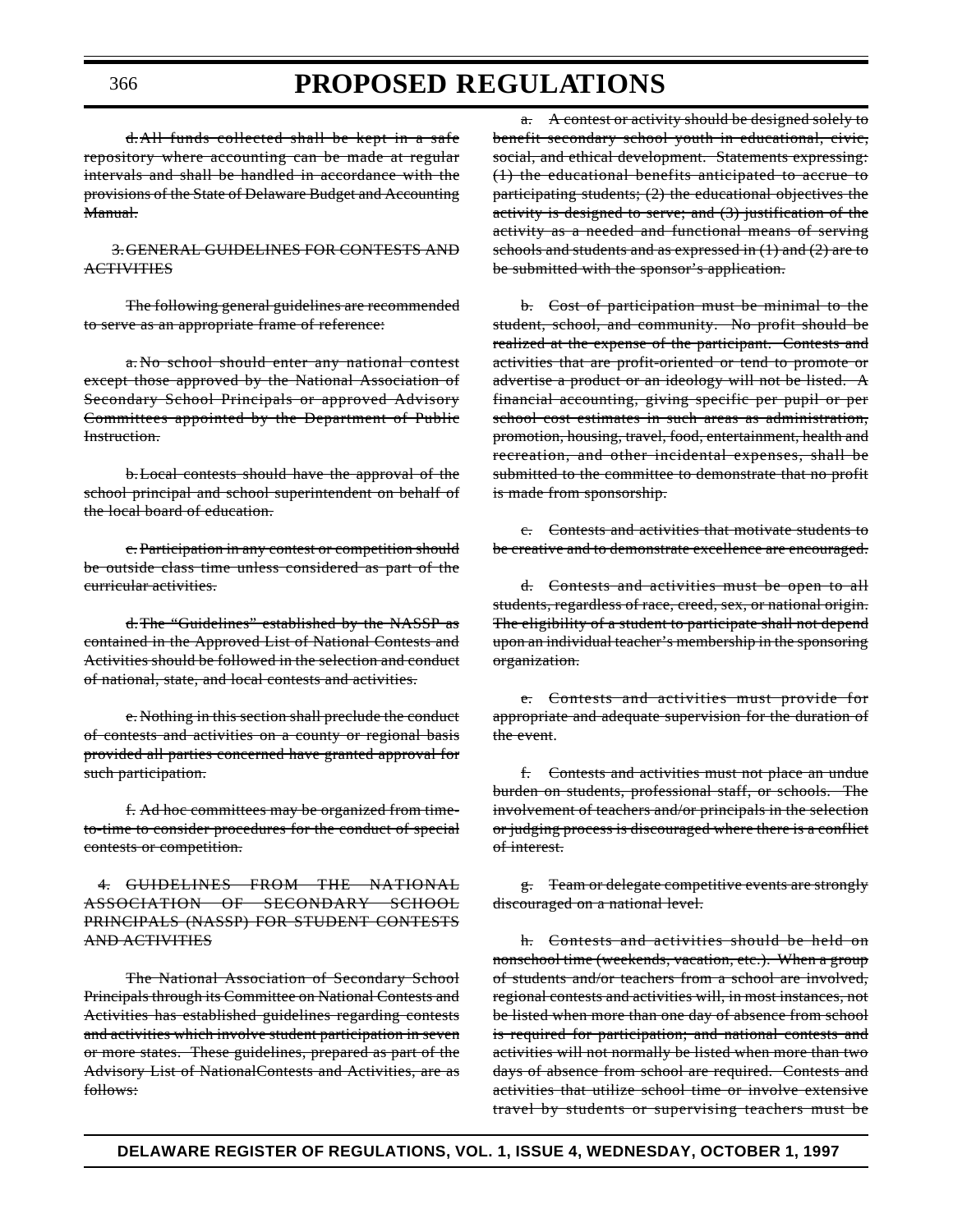~~d. All funds collected shall be kept in a safe repository where accounting can be made at regular intervals and shall be handled in accordance with the provisions of the State of Delaware Budget and Accounting Manual.~~

~~3. GENERAL GUIDELINES FOR CONTESTS AND ACTIVITIES~~

~~The following general guidelines are recommended to serve as an appropriate frame of reference:~~

~~a. No school should enter any national contest except those approved by the National Association of Secondary School Principals or approved Advisory Committees appointed by the Department of Public Instruction.~~

~~b. Local contests should have the approval of the school principal and school superintendent on behalf of the local board of education.~~

~~c. Participation in any contest or competition should be outside class time unless considered as part of the curricular activities.~~

~~d. The "Guidelines" established by the NASSP as contained in the Approved List of National Contests and Activities should be followed in the selection and conduct of national, state, and local contests and activities.~~

~~e. Nothing in this section shall preclude the conduct of contests and activities on a county or regional basis provided all parties concerned have granted approval for such participation.~~

~~f. Ad hoc committees may be organized from time-to-time to consider procedures for the conduct of special contests or competition.~~

~~4. GUIDELINES FROM THE NATIONAL ASSOCIATION OF SECONDARY SCHOOL PRINCIPALS (NASSP) FOR STUDENT CONTESTS AND ACTIVITIES~~

~~The National Association of Secondary School Principals through its Committee on National Contests and Activities has established guidelines regarding contests and activities which involve student participation in seven or more states. These guidelines, prepared as part of the Advisory List of NationalContests and Activities, are as follows:~~

~~a. A contest or activity should be designed solely to benefit secondary school youth in educational, civic, social, and ethical development. Statements expressing: (1) the educational benefits anticipated to accrue to participating students; (2) the educational objectives the activity is designed to serve; and (3) justification of the activity as a needed and functional means of serving schools and students and as expressed in (1) and (2) are to be submitted with the sponsor's application.~~

~~b. Cost of participation must be minimal to the student, school, and community. No profit should be realized at the expense of the participant. Contests and activities that are profit-oriented or tend to promote or advertise a product or an ideology will not be listed. A financial accounting, giving specific per pupil or per school cost estimates in such areas as administration, promotion, housing, travel, food, entertainment, health and recreation, and other incidental expenses, shall be submitted to the committee to demonstrate that no profit is made from sponsorship.~~

~~c. Contests and activities that motivate students to be creative and to demonstrate excellence are encouraged.~~

~~d. Contests and activities must be open to all students, regardless of race, creed, sex, or national origin. The eligibility of a student to participate shall not depend upon an individual teacher's membership in the sponsoring organization.~~

~~e. Contests and activities must provide for appropriate and adequate supervision for the duration of the event.~~

~~f. Contests and activities must not place an undue burden on students, professional staff, or schools. The involvement of teachers and/or principals in the selection or judging process is discouraged where there is a conflict of interest.~~

~~g. Team or delegate competitive events are strongly discouraged on a national level.~~

~~h. Contests and activities should be held on nonschool time (weekends, vacation, etc.). When a group of students and/or teachers from a school are involved, regional contests and activities will, in most instances, not be listed when more than one day of absence from school is required for participation; and national contests and activities will not normally be listed when more than two days of absence from school are required. Contests and activities that utilize school time or involve extensive travel by students or supervising teachers must be~~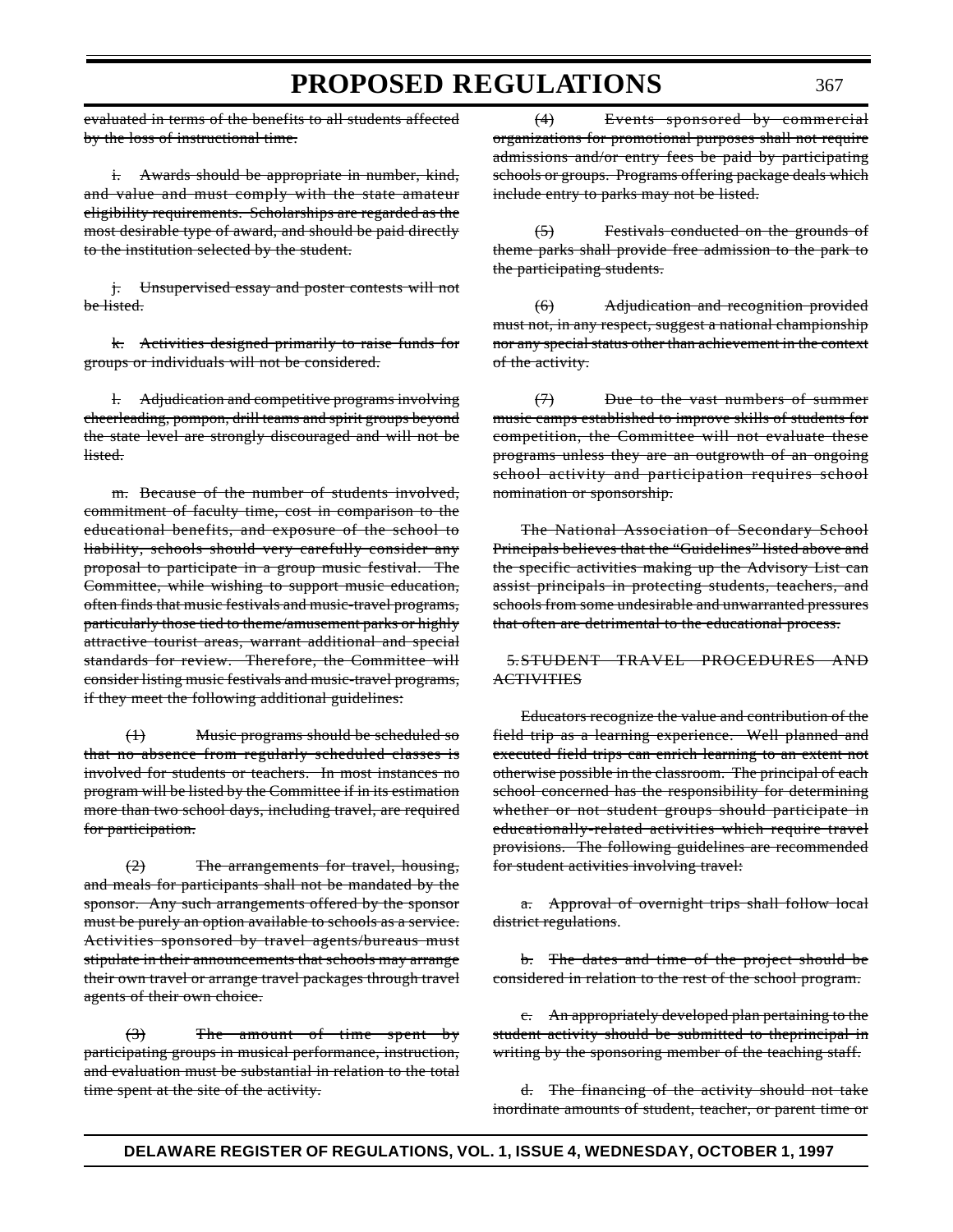~~evaluated in terms of the benefits to all students affected by the loss of instructional time.~~

~~i. Awards should be appropriate in number, kind, and value and must comply with the state amateur eligibility requirements. Scholarships are regarded as the most desirable type of award, and should be paid directly to the institution selected by the student.~~

~~j. Unsupervised essay and poster contests will not be listed.~~

~~k. Activities designed primarily to raise funds for groups or individuals will not be considered.~~

~~l. Adjudication and competitive programs involving cheerleading, pompon, drill teams and spirit groups beyond the state level are strongly discouraged and will not be listed.~~

~~m. Because of the number of students involved, commitment of faculty time, cost in comparison to the educational benefits, and exposure of the school to liability, schools should very carefully consider any proposal to participate in a group music festival. The Committee, while wishing to support music education, often finds that music festivals and music-travel programs, particularly those tied to theme/amusement parks or highly attractive tourist areas, warrant additional and special standards for review. Therefore, the Committee will consider listing music festivals and music-travel programs, if they meet the following additional guidelines:~~

~~(1) Music programs should be scheduled so that no absence from regularly scheduled classes is involved for students or teachers. In most instances no program will be listed by the Committee if in its estimation more than two school days, including travel, are required for participation.~~

~~(2) The arrangements for travel, housing, and meals for participants shall not be mandated by the sponsor. Any such arrangements offered by the sponsor must be purely an option available to schools as a service. Activities sponsored by travel agents/bureaus must stipulate in their announcements that schools may arrange their own travel or arrange travel packages through travel agents of their own choice.~~

~~(3) The amount of time spent by participating groups in musical performance, instruction, and evaluation must be substantial in relation to the total time spent at the site of the activity.~~

~~(4) Events sponsored by commercial organizations for promotional purposes shall not require admissions and/or entry fees be paid by participating schools or groups. Programs offering package deals which include entry to parks may not be listed.~~

~~(5) Festivals conducted on the grounds of theme parks shall provide free admission to the park to the participating students.~~

~~(6) Adjudication and recognition provided must not, in any respect, suggest a national championship nor any special status other than achievement in the context of the activity.~~

~~(7) Due to the vast numbers of summer music camps established to improve skills of students for competition, the Committee will not evaluate these programs unless they are an outgrowth of an ongoing school activity and participation requires school nomination or sponsorship.~~

~~The National Association of Secondary School Principals believes that the "Guidelines" listed above and the specific activities making up the Advisory List can assist principals in protecting students, teachers, and schools from some undesirable and unwarranted pressures that often are detrimental to the educational process.~~

~~5. STUDENT TRAVEL PROCEDURES AND ACTIVITIES~~

~~Educators recognize the value and contribution of the field trip as a learning experience. Well planned and executed field trips can enrich learning to an extent not otherwise possible in the classroom. The principal of each school concerned has the responsibility for determining whether or not student groups should participate in educationally-related activities which require travel provisions. The following guidelines are recommended for student activities involving travel:~~

~~a. Approval of overnight trips shall follow local district regulations.~~

~~b. The dates and time of the project should be considered in relation to the rest of the school program.~~

~~c. An appropriately developed plan pertaining to the student activity should be submitted to theprincipal in writing by the sponsoring member of the teaching staff.~~

~~d. The financing of the activity should not take inordinate amounts of student, teacher, or parent time or~~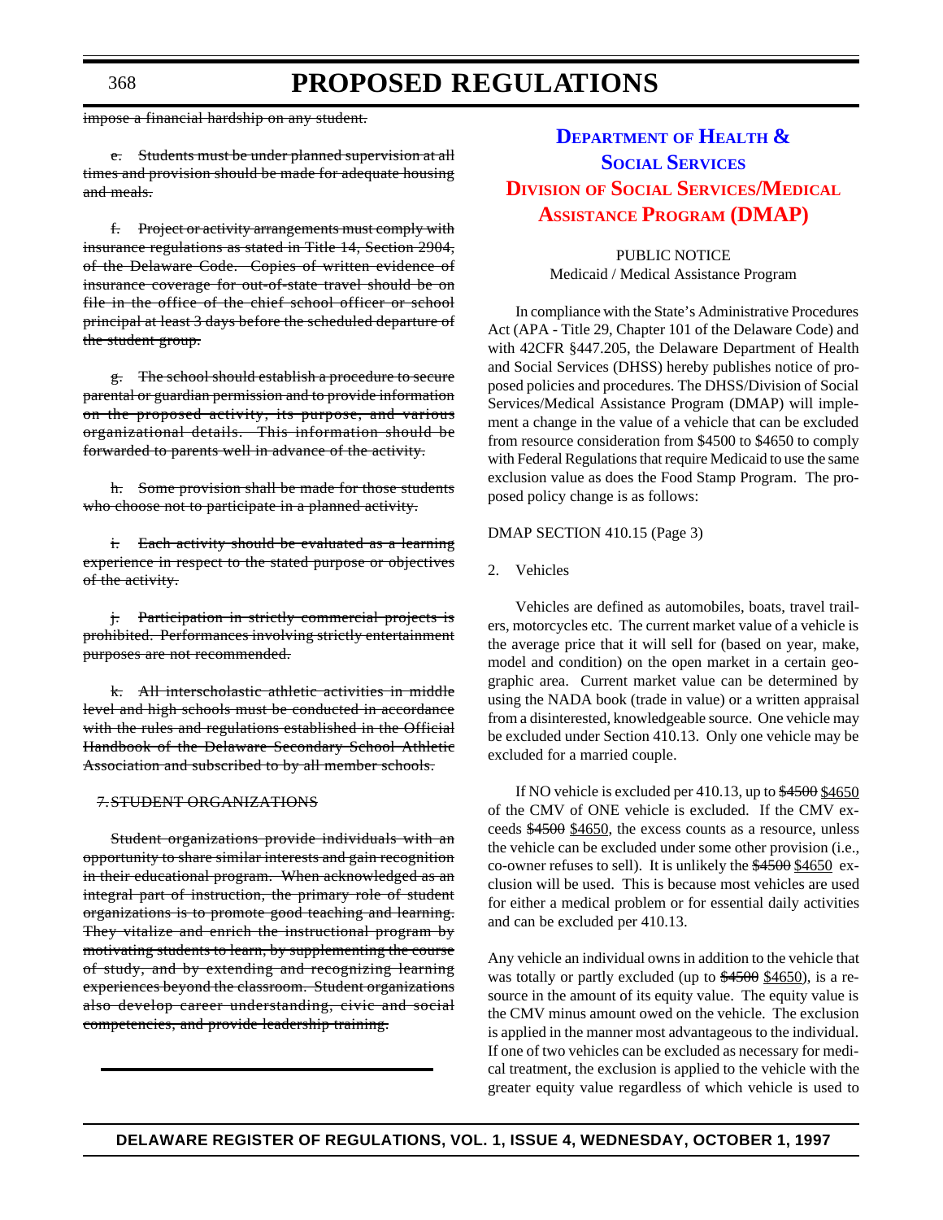~~impose a financial hardship on any student.~~

~~e. Students must be under planned supervision at all times and provision should be made for adequate housing and meals.~~

~~f. Project or activity arrangements must comply with insurance regulations as stated in Title 14, Section 2904, of the Delaware Code. Copies of written evidence of insurance coverage for out-of-state travel should be on file in the office of the chief school officer or school principal at least 3 days before the scheduled departure of the student group.~~

~~g. The school should establish a procedure to secure parental or guardian permission and to provide information on the proposed activity, its purpose, and various organizational details. This information should be forwarded to parents well in advance of the activity.~~

~~h. Some provision shall be made for those students who choose not to participate in a planned activity.~~

~~i. Each activity should be evaluated as a learning experience in respect to the stated purpose or objectives of the activity.~~

~~j. Participation in strictly commercial projects is prohibited. Performances involving strictly entertainment purposes are not recommended.~~

~~k. All interscholastic athletic activities in middle level and high schools must be conducted in accordance with the rules and regulations established in the Official Handbook of the Delaware Secondary School Athletic Association and subscribed to by all member schools.~~

~~7. STUDENT ORGANIZATIONS~~

~~Student organizations provide individuals with an opportunity to share similar interests and gain recognition in their educational program. When acknowledged as an integral part of instruction, the primary role of student organizations is to promote good teaching and learning. They vitalize and enrich the instructional program by motivating students to learn, by supplementing the course of study, and by extending and recognizing learning experiences beyond the classroom. Student organizations also develop career understanding, civic and social competencies, and provide leadership training.~~

## DEPARTMENT OF HEALTH & SOCIAL SERVICES

## DIVISION OF SOCIAL SERVICES/MEDICAL ASSISTANCE PROGRAM (DMAP)

PUBLIC NOTICE
Medicaid / Medical Assistance Program

In compliance with the State's Administrative Procedures Act (APA - Title 29, Chapter 101 of the Delaware Code) and with 42CFR §447.205, the Delaware Department of Health and Social Services (DHSS) hereby publishes notice of proposed policies and procedures. The DHSS/Division of Social Services/Medical Assistance Program (DMAP) will implement a change in the value of a vehicle that can be excluded from resource consideration from $4500 to $4650 to comply with Federal Regulations that require Medicaid to use the same exclusion value as does the Food Stamp Program. The proposed policy change is as follows:

DMAP SECTION 410.15 (Page 3)

2. Vehicles

Vehicles are defined as automobiles, boats, travel trailers, motorcycles etc. The current market value of a vehicle is the average price that it will sell for (based on year, make, model and condition) on the open market in a certain geographic area. Current market value can be determined by using the NADA book (trade in value) or a written appraisal from a disinterested, knowledgeable source. One vehicle may be excluded under Section 410.13. Only one vehicle may be excluded for a married couple.

If NO vehicle is excluded per 410.13, up to ~~$4500~~ <u>$4650</u> of the CMV of ONE vehicle is excluded. If the CMV exceeds ~~$4500~~ <u>$4650</u>, the excess counts as a resource, unless the vehicle can be excluded under some other provision (i.e., co-owner refuses to sell). It is unlikely the ~~$4500~~ <u>$4650</u> exclusion will be used. This is because most vehicles are used for either a medical problem or for essential daily activities and can be excluded per 410.13.

Any vehicle an individual owns in addition to the vehicle that was totally or partly excluded (up to ~~$4500~~ <u>$4650</u>), is a resource in the amount of its equity value. The equity value is the CMV minus amount owed on the vehicle. The exclusion is applied in the manner most advantageous to the individual. If one of two vehicles can be excluded as necessary for medical treatment, the exclusion is applied to the vehicle with the greater equity value regardless of which vehicle is used to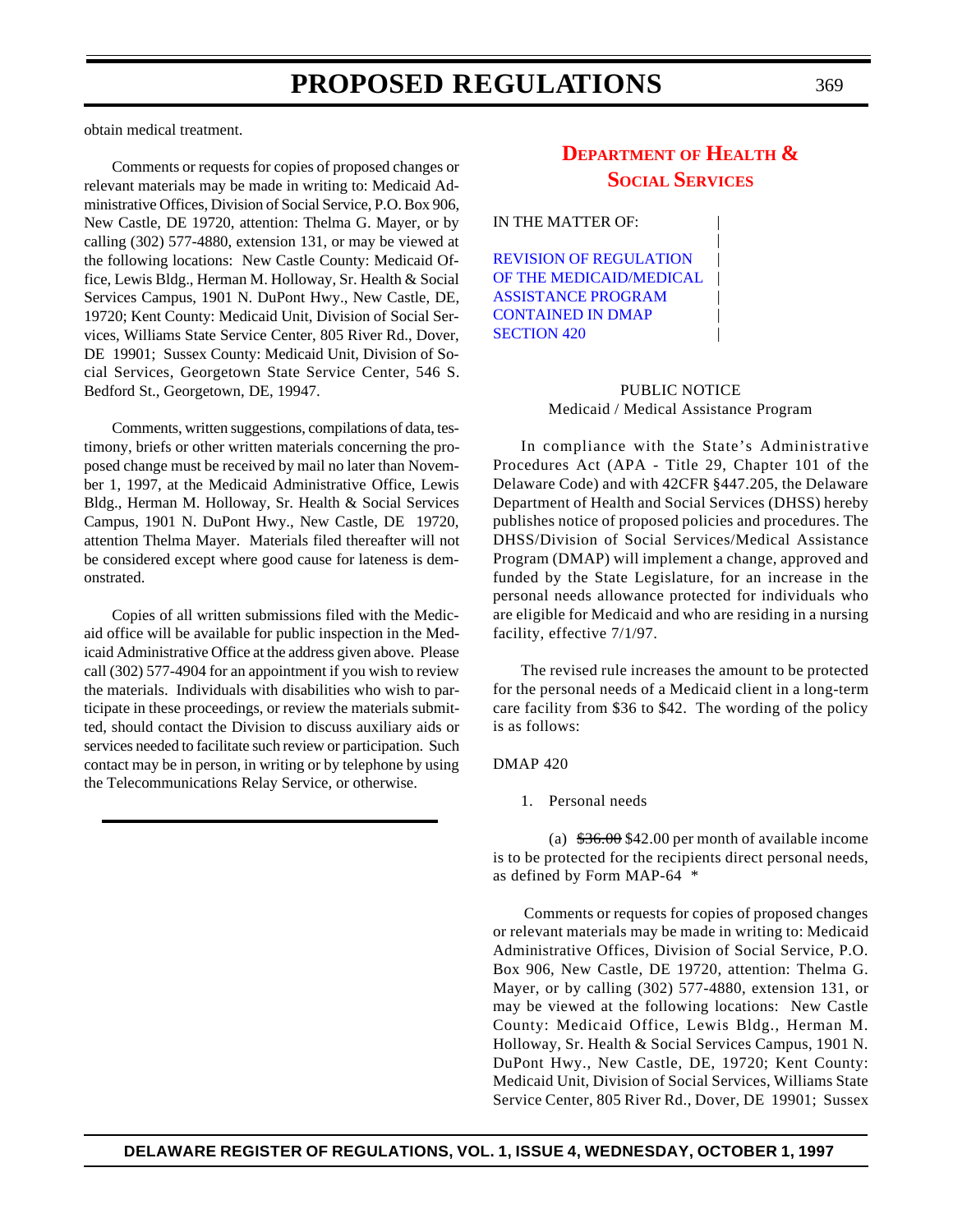obtain medical treatment.

Comments or requests for copies of proposed changes or relevant materials may be made in writing to: Medicaid Administrative Offices, Division of Social Service, P.O. Box 906, New Castle, DE 19720, attention: Thelma G. Mayer, or by calling (302) 577-4880, extension 131, or may be viewed at the following locations: New Castle County: Medicaid Office, Lewis Bldg., Herman M. Holloway, Sr. Health & Social Services Campus, 1901 N. DuPont Hwy., New Castle, DE, 19720; Kent County: Medicaid Unit, Division of Social Services, Williams State Service Center, 805 River Rd., Dover, DE 19901; Sussex County: Medicaid Unit, Division of Social Services, Georgetown State Service Center, 546 S. Bedford St., Georgetown, DE, 19947.

Comments, written suggestions, compilations of data, testimony, briefs or other written materials concerning the proposed change must be received by mail no later than November 1, 1997, at the Medicaid Administrative Office, Lewis Bldg., Herman M. Holloway, Sr. Health & Social Services Campus, 1901 N. DuPont Hwy., New Castle, DE 19720, attention Thelma Mayer. Materials filed thereafter will not be considered except where good cause for lateness is demonstrated.

Copies of all written submissions filed with the Medicaid office will be available for public inspection in the Medicaid Administrative Office at the address given above. Please call (302) 577-4904 for an appointment if you wish to review the materials. Individuals with disabilities who wish to participate in these proceedings, or review the materials submitted, should contact the Division to discuss auxiliary aids or services needed to facilitate such review or participation. Such contact may be in person, in writing or by telephone by using the Telecommunications Relay Service, or otherwise.

## DEPARTMENT OF HEALTH & SOCIAL SERVICES

IN THE MATTER OF:

REVISION OF REGULATION OF THE MEDICAID/MEDICAL ASSISTANCE PROGRAM CONTAINED IN DMAP SECTION 420

PUBLIC NOTICE
Medicaid / Medical Assistance Program

In compliance with the State's Administrative Procedures Act (APA - Title 29, Chapter 101 of the Delaware Code) and with 42CFR §447.205, the Delaware Department of Health and Social Services (DHSS) hereby publishes notice of proposed policies and procedures. The DHSS/Division of Social Services/Medical Assistance Program (DMAP) will implement a change, approved and funded by the State Legislature, for an increase in the personal needs allowance protected for individuals who are eligible for Medicaid and who are residing in a nursing facility, effective 7/1/97.

The revised rule increases the amount to be protected for the personal needs of a Medicaid client in a long-term care facility from $36 to $42. The wording of the policy is as follows:

DMAP 420

1. Personal needs

(a) ~~$36.00~~ $42.00 per month of available income is to be protected for the recipients direct personal needs, as defined by Form MAP-64 *

Comments or requests for copies of proposed changes or relevant materials may be made in writing to: Medicaid Administrative Offices, Division of Social Service, P.O. Box 906, New Castle, DE 19720, attention: Thelma G. Mayer, or by calling (302) 577-4880, extension 131, or may be viewed at the following locations: New Castle County: Medicaid Office, Lewis Bldg., Herman M. Holloway, Sr. Health & Social Services Campus, 1901 N. DuPont Hwy., New Castle, DE, 19720; Kent County: Medicaid Unit, Division of Social Services, Williams State Service Center, 805 River Rd., Dover, DE 19901; Sussex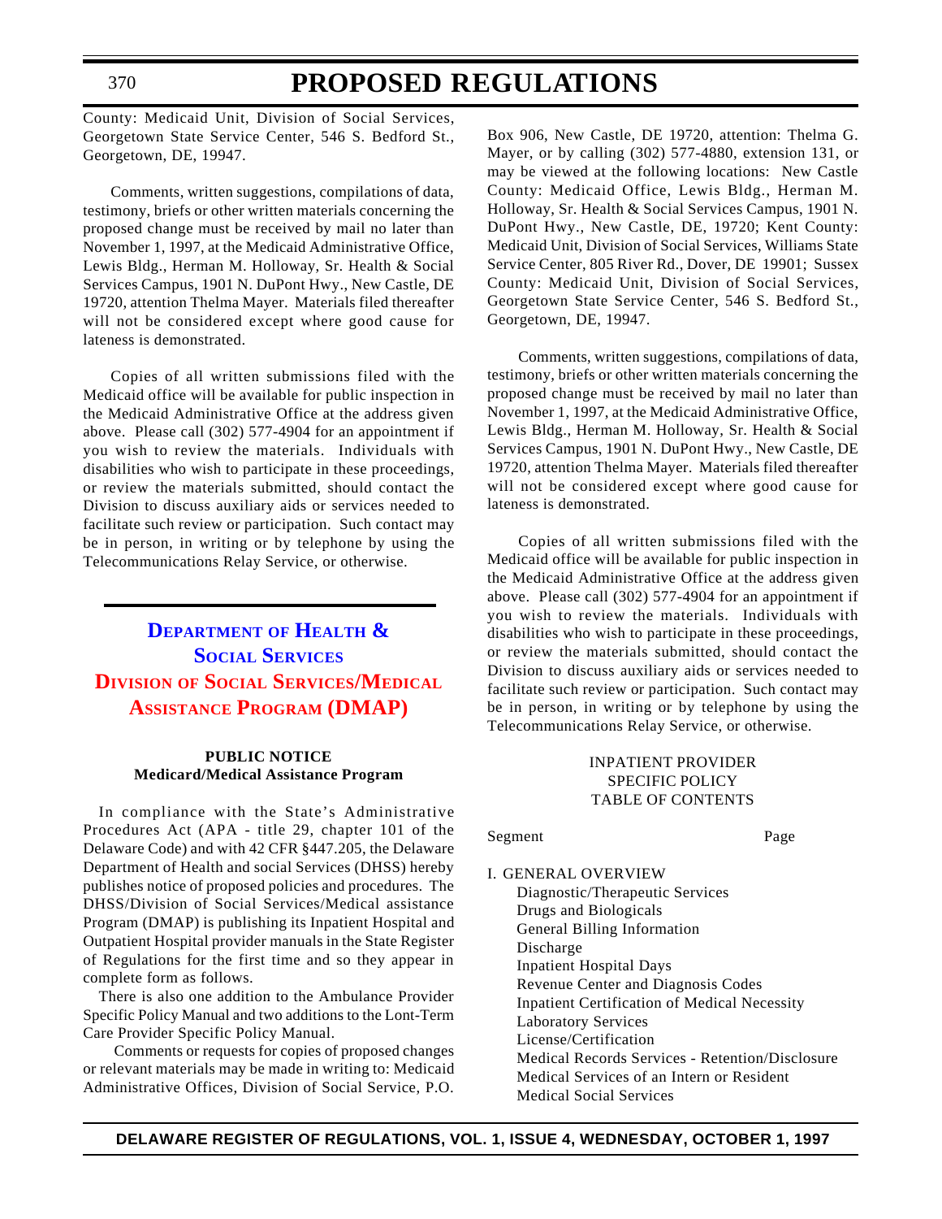County: Medicaid Unit, Division of Social Services, Georgetown State Service Center, 546 S. Bedford St., Georgetown, DE, 19947.

Comments, written suggestions, compilations of data, testimony, briefs or other written materials concerning the proposed change must be received by mail no later than November 1, 1997, at the Medicaid Administrative Office, Lewis Bldg., Herman M. Holloway, Sr. Health & Social Services Campus, 1901 N. DuPont Hwy., New Castle, DE 19720, attention Thelma Mayer. Materials filed thereafter will not be considered except where good cause for lateness is demonstrated.

Copies of all written submissions filed with the Medicaid office will be available for public inspection in the Medicaid Administrative Office at the address given above. Please call (302) 577-4904 for an appointment if you wish to review the materials. Individuals with disabilities who wish to participate in these proceedings, or review the materials submitted, should contact the Division to discuss auxiliary aids or services needed to facilitate such review or participation. Such contact may be in person, in writing or by telephone by using the Telecommunications Relay Service, or otherwise.

## Department of Health & Social Services
## Division of Social Services/Medical Assistance Program (DMAP)

**PUBLIC NOTICE**
**Medicard/Medical Assistance Program**

In compliance with the State's Administrative Procedures Act (APA - title 29, chapter 101 of the Delaware Code) and with 42 CFR §447.205, the Delaware Department of Health and social Services (DHSS) hereby publishes notice of proposed policies and procedures. The DHSS/Division of Social Services/Medical assistance Program (DMAP) is publishing its Inpatient Hospital and Outpatient Hospital provider manuals in the State Register of Regulations for the first time and so they appear in complete form as follows.

There is also one addition to the Ambulance Provider Specific Policy Manual and two additions to the Lont-Term Care Provider Specific Policy Manual.

Comments or requests for copies of proposed changes or relevant materials may be made in writing to: Medicaid Administrative Offices, Division of Social Service, P.O. Box 906, New Castle, DE 19720, attention: Thelma G. Mayer, or by calling (302) 577-4880, extension 131, or may be viewed at the following locations: New Castle County: Medicaid Office, Lewis Bldg., Herman M. Holloway, Sr. Health & Social Services Campus, 1901 N. DuPont Hwy., New Castle, DE, 19720; Kent County: Medicaid Unit, Division of Social Services, Williams State Service Center, 805 River Rd., Dover, DE 19901; Sussex County: Medicaid Unit, Division of Social Services, Georgetown State Service Center, 546 S. Bedford St., Georgetown, DE, 19947.

Comments, written suggestions, compilations of data, testimony, briefs or other written materials concerning the proposed change must be received by mail no later than November 1, 1997, at the Medicaid Administrative Office, Lewis Bldg., Herman M. Holloway, Sr. Health & Social Services Campus, 1901 N. DuPont Hwy., New Castle, DE 19720, attention Thelma Mayer. Materials filed thereafter will not be considered except where good cause for lateness is demonstrated.

Copies of all written submissions filed with the Medicaid office will be available for public inspection in the Medicaid Administrative Office at the address given above. Please call (302) 577-4904 for an appointment if you wish to review the materials. Individuals with disabilities who wish to participate in these proceedings, or review the materials submitted, should contact the Division to discuss auxiliary aids or services needed to facilitate such review or participation. Such contact may be in person, in writing or by telephone by using the Telecommunications Relay Service, or otherwise.

INPATIENT PROVIDER
SPECIFIC POLICY
TABLE OF CONTENTS

Segment Page

I. GENERAL OVERVIEW
- Diagnostic/Therapeutic Services
- Drugs and Biologicals
- General Billing Information
- Discharge
- Inpatient Hospital Days
- Revenue Center and Diagnosis Codes
- Inpatient Certification of Medical Necessity
- Laboratory Services
- License/Certification
- Medical Records Services - Retention/Disclosure
- Medical Services of an Intern or Resident
- Medical Social Services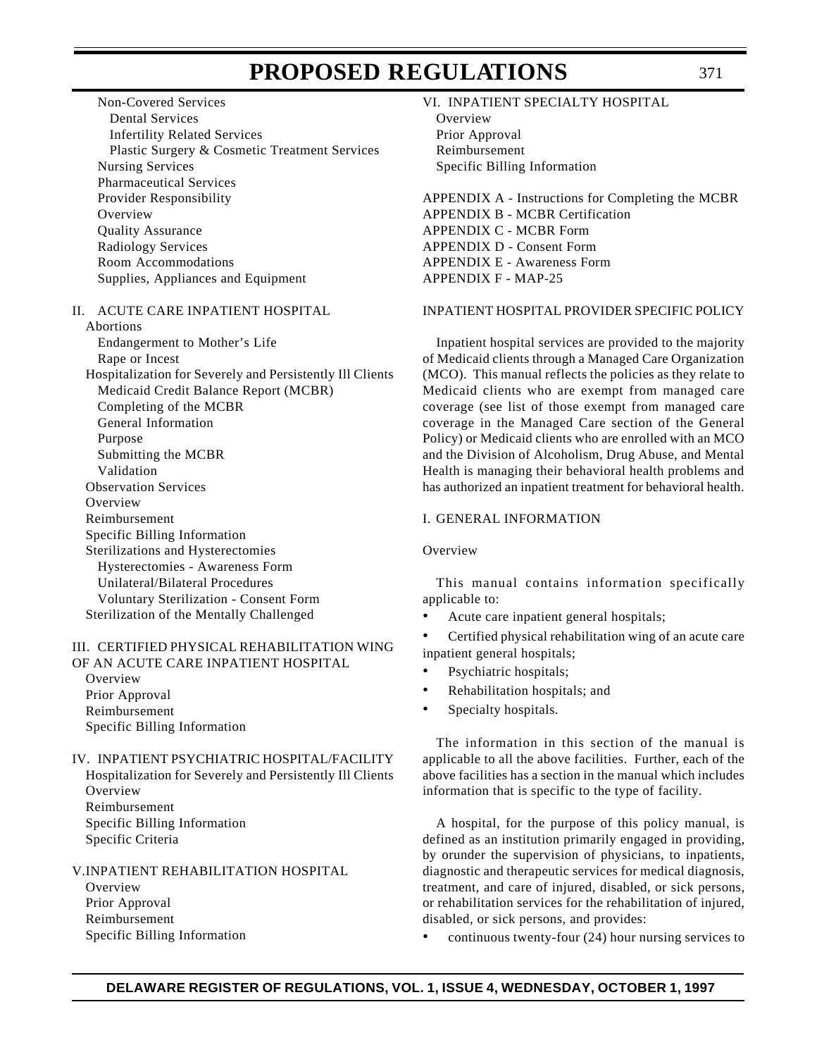Non-Covered Services
- Dental Services
- Infertility Related Services
- Plastic Surgery & Cosmetic Treatment Services

Nursing Services
Pharmaceutical Services
Provider Responsibility
Overview
Quality Assurance
Radiology Services
Room Accommodations
Supplies, Appliances and Equipment

II. ACUTE CARE INPATIENT HOSPITAL
- Abortions
  - Endangerment to Mother's Life
  - Rape or Incest
- Hospitalization for Severely and Persistently Ill Clients
  - Medicaid Credit Balance Report (MCBR)
  - Completing of the MCBR
  - General Information
  - Purpose
  - Submitting the MCBR
  - Validation
- Observation Services
- Overview
- Reimbursement
- Specific Billing Information
- Sterilizations and Hysterectomies
  - Hysterectomies - Awareness Form
  - Unilateral/Bilateral Procedures
  - Voluntary Sterilization - Consent Form
- Sterilization of the Mentally Challenged

III. CERTIFIED PHYSICAL REHABILITATION WING OF AN ACUTE CARE INPATIENT HOSPITAL
- Overview
- Prior Approval
- Reimbursement
- Specific Billing Information

IV. INPATIENT PSYCHIATRIC HOSPITAL/FACILITY
- Hospitalization for Severely and Persistently Ill Clients
- Overview
- Reimbursement
- Specific Billing Information
- Specific Criteria

V. INPATIENT REHABILITATION HOSPITAL
- Overview
- Prior Approval
- Reimbursement
- Specific Billing Information

VI. INPATIENT SPECIALTY HOSPITAL
- Overview
- Prior Approval
- Reimbursement
- Specific Billing Information

APPENDIX A - Instructions for Completing the MCBR
APPENDIX B - MCBR Certification
APPENDIX C - MCBR Form
APPENDIX D - Consent Form
APPENDIX E - Awareness Form
APPENDIX F - MAP-25

INPATIENT HOSPITAL PROVIDER SPECIFIC POLICY

Inpatient hospital services are provided to the majority of Medicaid clients through a Managed Care Organization (MCO). This manual reflects the policies as they relate to Medicaid clients who are exempt from managed care coverage (see list of those exempt from managed care coverage in the Managed Care section of the General Policy) or Medicaid clients who are enrolled with an MCO and the Division of Alcoholism, Drug Abuse, and Mental Health is managing their behavioral health problems and has authorized an inpatient treatment for behavioral health.

I. GENERAL INFORMATION

Overview

This manual contains information specifically applicable to:

- Acute care inpatient general hospitals;
- Certified physical rehabilitation wing of an acute care inpatient general hospitals;
- Psychiatric hospitals;
- Rehabilitation hospitals; and
- Specialty hospitals.

The information in this section of the manual is applicable to all the above facilities. Further, each of the above facilities has a section in the manual which includes information that is specific to the type of facility.

A hospital, for the purpose of this policy manual, is defined as an institution primarily engaged in providing, by orunder the supervision of physicians, to inpatients, diagnostic and therapeutic services for medical diagnosis, treatment, and care of injured, disabled, or sick persons, or rehabilitation services for the rehabilitation of injured, disabled, or sick persons, and provides:

- continuous twenty-four (24) hour nursing services to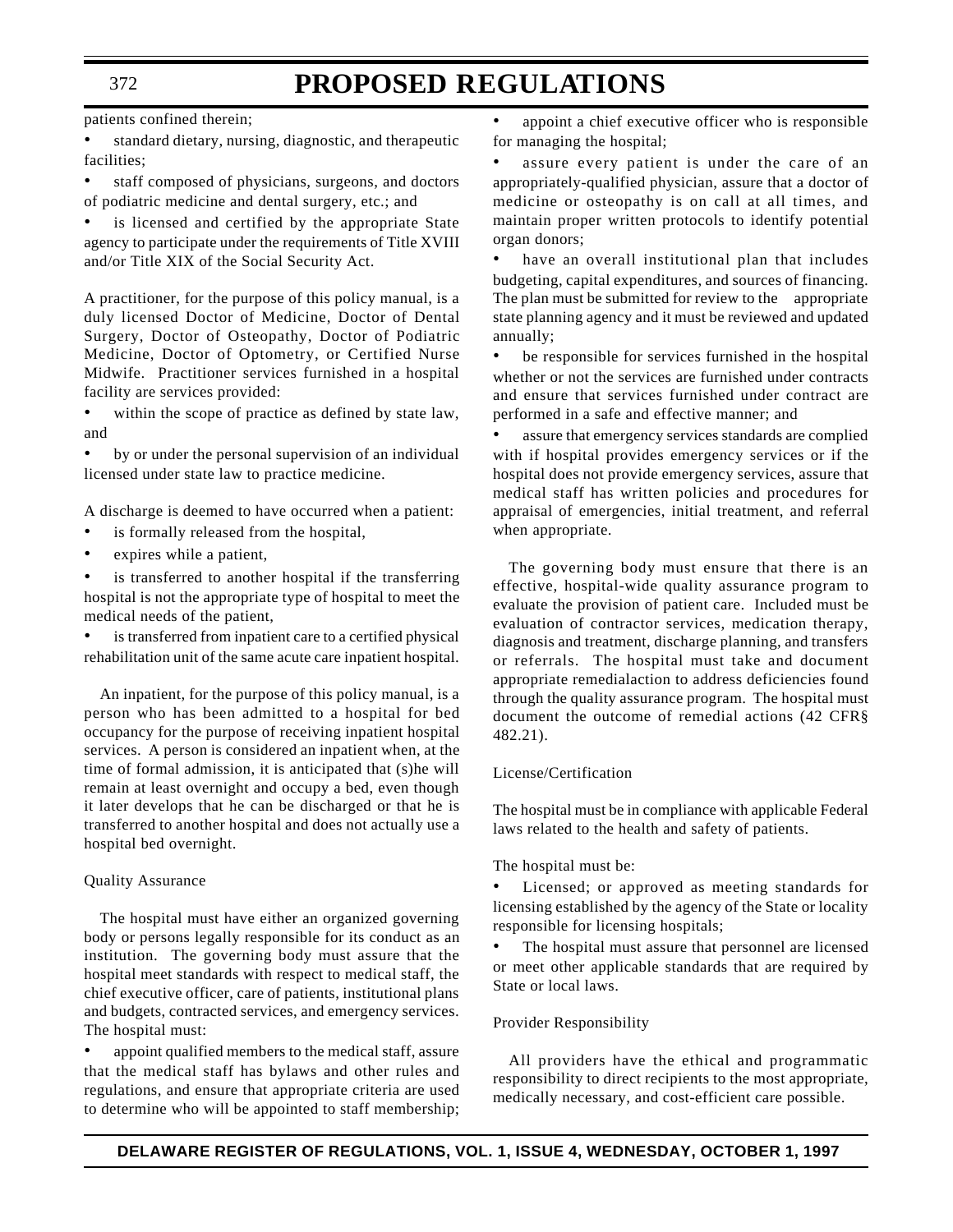patients confined therein;

- standard dietary, nursing, diagnostic, and therapeutic facilities;
- staff composed of physicians, surgeons, and doctors of podiatric medicine and dental surgery, etc.; and
- is licensed and certified by the appropriate State agency to participate under the requirements of Title XVIII and/or Title XIX of the Social Security Act.

A practitioner, for the purpose of this policy manual, is a duly licensed Doctor of Medicine, Doctor of Dental Surgery, Doctor of Osteopathy, Doctor of Podiatric Medicine, Doctor of Optometry, or Certified Nurse Midwife. Practitioner services furnished in a hospital facility are services provided:

- within the scope of practice as defined by state law, and
- by or under the personal supervision of an individual licensed under state law to practice medicine.

A discharge is deemed to have occurred when a patient:

- is formally released from the hospital,
- expires while a patient,
- is transferred to another hospital if the transferring hospital is not the appropriate type of hospital to meet the medical needs of the patient,
- is transferred from inpatient care to a certified physical rehabilitation unit of the same acute care inpatient hospital.

An inpatient, for the purpose of this policy manual, is a person who has been admitted to a hospital for bed occupancy for the purpose of receiving inpatient hospital services. A person is considered an inpatient when, at the time of formal admission, it is anticipated that (s)he will remain at least overnight and occupy a bed, even though it later develops that he can be discharged or that he is transferred to another hospital and does not actually use a hospital bed overnight.

Quality Assurance

The hospital must have either an organized governing body or persons legally responsible for its conduct as an institution. The governing body must assure that the hospital meet standards with respect to medical staff, the chief executive officer, care of patients, institutional plans and budgets, contracted services, and emergency services. The hospital must:

- appoint qualified members to the medical staff, assure that the medical staff has bylaws and other rules and regulations, and ensure that appropriate criteria are used to determine who will be appointed to staff membership;
- appoint a chief executive officer who is responsible for managing the hospital;
- assure every patient is under the care of an appropriately-qualified physician, assure that a doctor of medicine or osteopathy is on call at all times, and maintain proper written protocols to identify potential organ donors;
- have an overall institutional plan that includes budgeting, capital expenditures, and sources of financing. The plan must be submitted for review to the appropriate state planning agency and it must be reviewed and updated annually;
- be responsible for services furnished in the hospital whether or not the services are furnished under contracts and ensure that services furnished under contract are performed in a safe and effective manner; and
- assure that emergency services standards are complied with if hospital provides emergency services or if the hospital does not provide emergency services, assure that medical staff has written policies and procedures for appraisal of emergencies, initial treatment, and referral when appropriate.

The governing body must ensure that there is an effective, hospital-wide quality assurance program to evaluate the provision of patient care. Included must be evaluation of contractor services, medication therapy, diagnosis and treatment, discharge planning, and transfers or referrals. The hospital must take and document appropriate remedialaction to address deficiencies found through the quality assurance program. The hospital must document the outcome of remedial actions (42 CFR§ 482.21).

License/Certification

The hospital must be in compliance with applicable Federal laws related to the health and safety of patients.

The hospital must be:

- Licensed; or approved as meeting standards for licensing established by the agency of the State or locality responsible for licensing hospitals;
- The hospital must assure that personnel are licensed or meet other applicable standards that are required by State or local laws.

Provider Responsibility

All providers have the ethical and programmatic responsibility to direct recipients to the most appropriate, medically necessary, and cost-efficient care possible.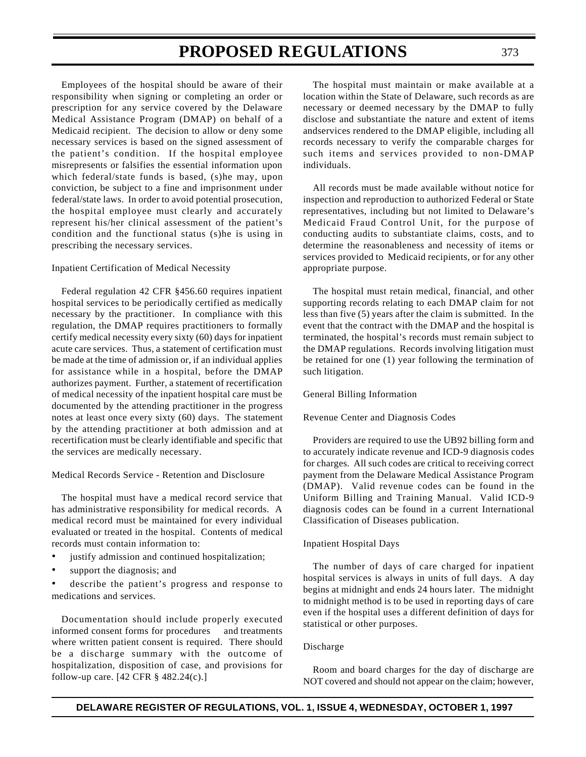Employees of the hospital should be aware of their responsibility when signing or completing an order or prescription for any service covered by the Delaware Medical Assistance Program (DMAP) on behalf of a Medicaid recipient. The decision to allow or deny some necessary services is based on the signed assessment of the patient's condition. If the hospital employee misrepresents or falsifies the essential information upon which federal/state funds is based, (s)he may, upon conviction, be subject to a fine and imprisonment under federal/state laws. In order to avoid potential prosecution, the hospital employee must clearly and accurately represent his/her clinical assessment of the patient's condition and the functional status (s)he is using in prescribing the necessary services.

Inpatient Certification of Medical Necessity

Federal regulation 42 CFR §456.60 requires inpatient hospital services to be periodically certified as medically necessary by the practitioner. In compliance with this regulation, the DMAP requires practitioners to formally certify medical necessity every sixty (60) days for inpatient acute care services. Thus, a statement of certification must be made at the time of admission or, if an individual applies for assistance while in a hospital, before the DMAP authorizes payment. Further, a statement of recertification of medical necessity of the inpatient hospital care must be documented by the attending practitioner in the progress notes at least once every sixty (60) days. The statement by the attending practitioner at both admission and at recertification must be clearly identifiable and specific that the services are medically necessary.

Medical Records Service - Retention and Disclosure

The hospital must have a medical record service that has administrative responsibility for medical records. A medical record must be maintained for every individual evaluated or treated in the hospital. Contents of medical records must contain information to:

- justify admission and continued hospitalization;
- support the diagnosis; and
- describe the patient's progress and response to medications and services.

Documentation should include properly executed informed consent forms for procedures and treatments where written patient consent is required. There should be a discharge summary with the outcome of hospitalization, disposition of case, and provisions for follow-up care. [42 CFR § 482.24(c).]

The hospital must maintain or make available at a location within the State of Delaware, such records as are necessary or deemed necessary by the DMAP to fully disclose and substantiate the nature and extent of items andservices rendered to the DMAP eligible, including all records necessary to verify the comparable charges for such items and services provided to non-DMAP individuals.

All records must be made available without notice for inspection and reproduction to authorized Federal or State representatives, including but not limited to Delaware's Medicaid Fraud Control Unit, for the purpose of conducting audits to substantiate claims, costs, and to determine the reasonableness and necessity of items or services provided to Medicaid recipients, or for any other appropriate purpose.

The hospital must retain medical, financial, and other supporting records relating to each DMAP claim for not less than five (5) years after the claim is submitted. In the event that the contract with the DMAP and the hospital is terminated, the hospital's records must remain subject to the DMAP regulations. Records involving litigation must be retained for one (1) year following the termination of such litigation.

General Billing Information

Revenue Center and Diagnosis Codes

Providers are required to use the UB92 billing form and to accurately indicate revenue and ICD-9 diagnosis codes for charges. All such codes are critical to receiving correct payment from the Delaware Medical Assistance Program (DMAP). Valid revenue codes can be found in the Uniform Billing and Training Manual. Valid ICD-9 diagnosis codes can be found in a current International Classification of Diseases publication.

Inpatient Hospital Days

The number of days of care charged for inpatient hospital services is always in units of full days. A day begins at midnight and ends 24 hours later. The midnight to midnight method is to be used in reporting days of care even if the hospital uses a different definition of days for statistical or other purposes.

Discharge

Room and board charges for the day of discharge are NOT covered and should not appear on the claim; however,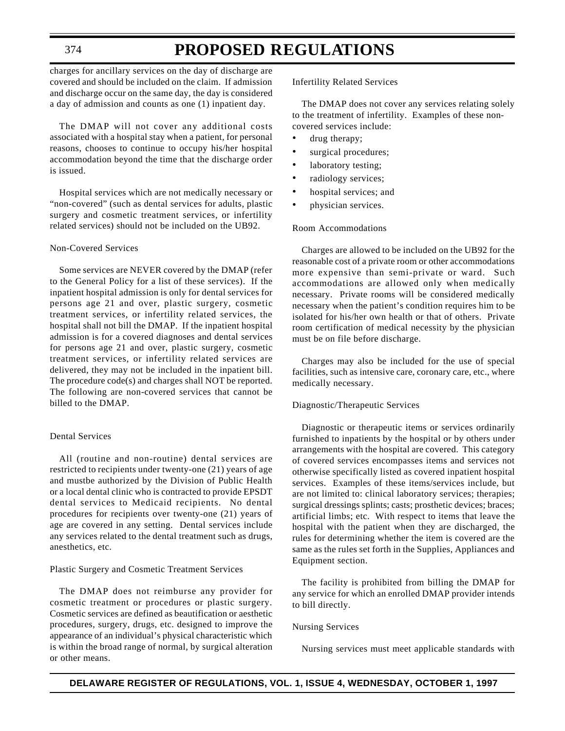charges for ancillary services on the day of discharge are covered and should be included on the claim. If admission and discharge occur on the same day, the day is considered a day of admission and counts as one (1) inpatient day.

The DMAP will not cover any additional costs associated with a hospital stay when a patient, for personal reasons, chooses to continue to occupy his/her hospital accommodation beyond the time that the discharge order is issued.

Hospital services which are not medically necessary or "non-covered" (such as dental services for adults, plastic surgery and cosmetic treatment services, or infertility related services) should not be included on the UB92.

Non-Covered Services

Some services are NEVER covered by the DMAP (refer to the General Policy for a list of these services). If the inpatient hospital admission is only for dental services for persons age 21 and over, plastic surgery, cosmetic treatment services, or infertility related services, the hospital shall not bill the DMAP. If the inpatient hospital admission is for a covered diagnoses and dental services for persons age 21 and over, plastic surgery, cosmetic treatment services, or infertility related services are delivered, they may not be included in the inpatient bill. The procedure code(s) and charges shall NOT be reported. The following are non-covered services that cannot be billed to the DMAP.

Dental Services

All (routine and non-routine) dental services are restricted to recipients under twenty-one (21) years of age and mustbe authorized by the Division of Public Health or a local dental clinic who is contracted to provide EPSDT dental services to Medicaid recipients. No dental procedures for recipients over twenty-one (21) years of age are covered in any setting. Dental services include any services related to the dental treatment such as drugs, anesthetics, etc.

Plastic Surgery and Cosmetic Treatment Services

The DMAP does not reimburse any provider for cosmetic treatment or procedures or plastic surgery. Cosmetic services are defined as beautification or aesthetic procedures, surgery, drugs, etc. designed to improve the appearance of an individual's physical characteristic which is within the broad range of normal, by surgical alteration or other means.

Infertility Related Services

The DMAP does not cover any services relating solely to the treatment of infertility. Examples of these non-covered services include:

- drug therapy;
- surgical procedures;
- laboratory testing;
- radiology services;
- hospital services; and
- physician services.

Room Accommodations

Charges are allowed to be included on the UB92 for the reasonable cost of a private room or other accommodations more expensive than semi-private or ward. Such accommodations are allowed only when medically necessary. Private rooms will be considered medically necessary when the patient's condition requires him to be isolated for his/her own health or that of others. Private room certification of medical necessity by the physician must be on file before discharge.

Charges may also be included for the use of special facilities, such as intensive care, coronary care, etc., where medically necessary.

Diagnostic/Therapeutic Services

Diagnostic or therapeutic items or services ordinarily furnished to inpatients by the hospital or by others under arrangements with the hospital are covered. This category of covered services encompasses items and services not otherwise specifically listed as covered inpatient hospital services. Examples of these items/services include, but are not limited to: clinical laboratory services; therapies; surgical dressings splints; casts; prosthetic devices; braces; artificial limbs; etc. With respect to items that leave the hospital with the patient when they are discharged, the rules for determining whether the item is covered are the same as the rules set forth in the Supplies, Appliances and Equipment section.

The facility is prohibited from billing the DMAP for any service for which an enrolled DMAP provider intends to bill directly.

Nursing Services

Nursing services must meet applicable standards with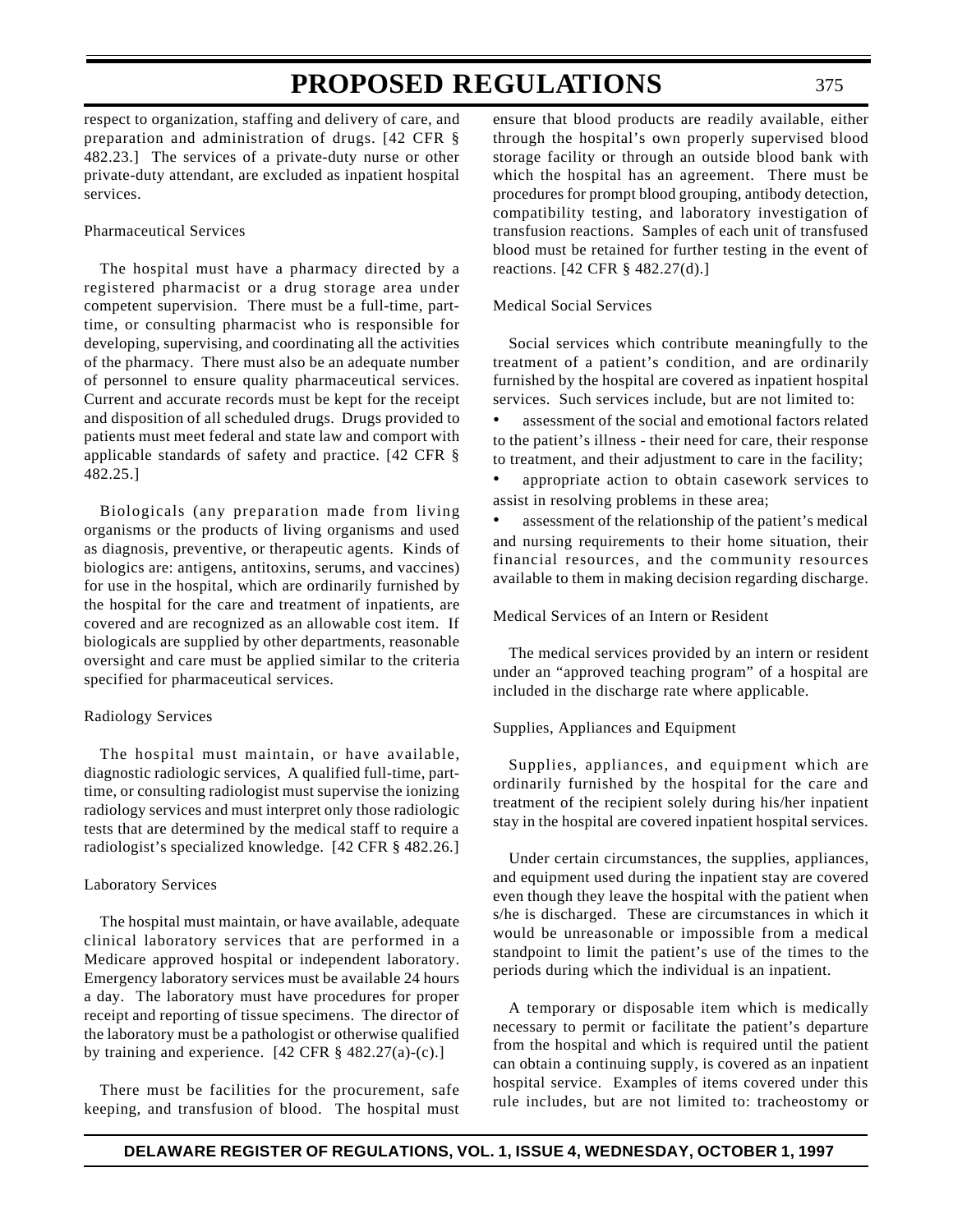respect to organization, staffing and delivery of care, and preparation and administration of drugs. [42 CFR § 482.23.] The services of a private-duty nurse or other private-duty attendant, are excluded as inpatient hospital services.

Pharmaceutical Services

The hospital must have a pharmacy directed by a registered pharmacist or a drug storage area under competent supervision. There must be a full-time, part-time, or consulting pharmacist who is responsible for developing, supervising, and coordinating all the activities of the pharmacy. There must also be an adequate number of personnel to ensure quality pharmaceutical services. Current and accurate records must be kept for the receipt and disposition of all scheduled drugs. Drugs provided to patients must meet federal and state law and comport with applicable standards of safety and practice. [42 CFR § 482.25.]

Biologicals (any preparation made from living organisms or the products of living organisms and used as diagnosis, preventive, or therapeutic agents. Kinds of biologics are: antigens, antitoxins, serums, and vaccines) for use in the hospital, which are ordinarily furnished by the hospital for the care and treatment of inpatients, are covered and are recognized as an allowable cost item. If biologicals are supplied by other departments, reasonable oversight and care must be applied similar to the criteria specified for pharmaceutical services.

Radiology Services

The hospital must maintain, or have available, diagnostic radiologic services, A qualified full-time, part-time, or consulting radiologist must supervise the ionizing radiology services and must interpret only those radiologic tests that are determined by the medical staff to require a radiologist's specialized knowledge. [42 CFR § 482.26.]

Laboratory Services

The hospital must maintain, or have available, adequate clinical laboratory services that are performed in a Medicare approved hospital or independent laboratory. Emergency laboratory services must be available 24 hours a day. The laboratory must have procedures for proper receipt and reporting of tissue specimens. The director of the laboratory must be a pathologist or otherwise qualified by training and experience. [42 CFR § 482.27(a)-(c).]

There must be facilities for the procurement, safe keeping, and transfusion of blood. The hospital must ensure that blood products are readily available, either through the hospital's own properly supervised blood storage facility or through an outside blood bank with which the hospital has an agreement. There must be procedures for prompt blood grouping, antibody detection, compatibility testing, and laboratory investigation of transfusion reactions. Samples of each unit of transfused blood must be retained for further testing in the event of reactions. [42 CFR § 482.27(d).]

Medical Social Services

Social services which contribute meaningfully to the treatment of a patient's condition, and are ordinarily furnished by the hospital are covered as inpatient hospital services. Such services include, but are not limited to:

- assessment of the social and emotional factors related to the patient's illness - their need for care, their response to treatment, and their adjustment to care in the facility;
- appropriate action to obtain casework services to assist in resolving problems in these area;
- assessment of the relationship of the patient's medical and nursing requirements to their home situation, their financial resources, and the community resources available to them in making decision regarding discharge.

Medical Services of an Intern or Resident

The medical services provided by an intern or resident under an "approved teaching program" of a hospital are included in the discharge rate where applicable.

Supplies, Appliances and Equipment

Supplies, appliances, and equipment which are ordinarily furnished by the hospital for the care and treatment of the recipient solely during his/her inpatient stay in the hospital are covered inpatient hospital services.

Under certain circumstances, the supplies, appliances, and equipment used during the inpatient stay are covered even though they leave the hospital with the patient when s/he is discharged. These are circumstances in which it would be unreasonable or impossible from a medical standpoint to limit the patient's use of the times to the periods during which the individual is an inpatient.

A temporary or disposable item which is medically necessary to permit or facilitate the patient's departure from the hospital and which is required until the patient can obtain a continuing supply, is covered as an inpatient hospital service. Examples of items covered under this rule includes, but are not limited to: tracheostomy or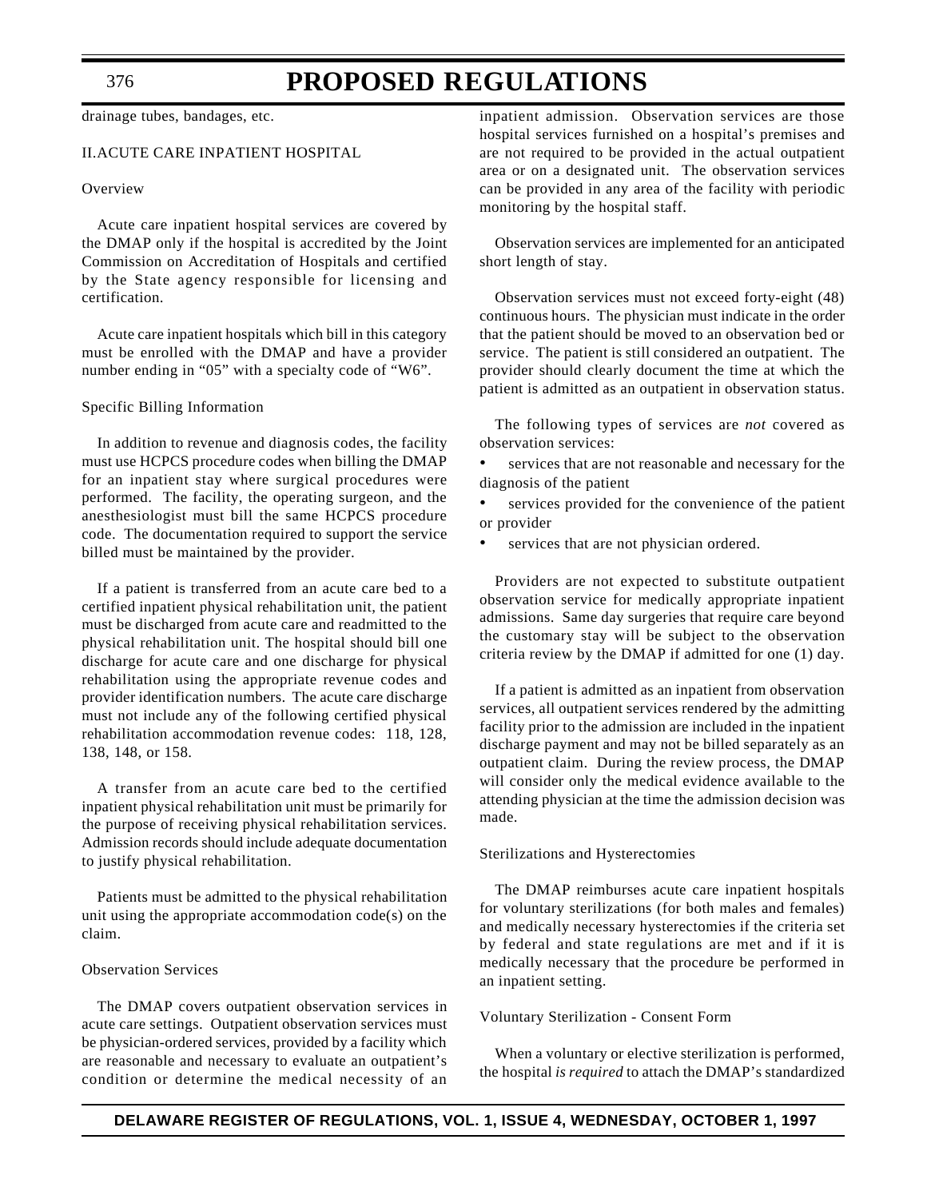drainage tubes, bandages, etc.

## II.ACUTE CARE INPATIENT HOSPITAL

### Overview

Acute care inpatient hospital services are covered by the DMAP only if the hospital is accredited by the Joint Commission on Accreditation of Hospitals and certified by the State agency responsible for licensing and certification.

Acute care inpatient hospitals which bill in this category must be enrolled with the DMAP and have a provider number ending in "05" with a specialty code of "W6".

### Specific Billing Information

In addition to revenue and diagnosis codes, the facility must use HCPCS procedure codes when billing the DMAP for an inpatient stay where surgical procedures were performed. The facility, the operating surgeon, and the anesthesiologist must bill the same HCPCS procedure code. The documentation required to support the service billed must be maintained by the provider.

If a patient is transferred from an acute care bed to a certified inpatient physical rehabilitation unit, the patient must be discharged from acute care and readmitted to the physical rehabilitation unit. The hospital should bill one discharge for acute care and one discharge for physical rehabilitation using the appropriate revenue codes and provider identification numbers. The acute care discharge must not include any of the following certified physical rehabilitation accommodation revenue codes: 118, 128, 138, 148, or 158.

A transfer from an acute care bed to the certified inpatient physical rehabilitation unit must be primarily for the purpose of receiving physical rehabilitation services. Admission records should include adequate documentation to justify physical rehabilitation.

Patients must be admitted to the physical rehabilitation unit using the appropriate accommodation code(s) on the claim.

### Observation Services

The DMAP covers outpatient observation services in acute care settings. Outpatient observation services must be physician-ordered services, provided by a facility which are reasonable and necessary to evaluate an outpatient's condition or determine the medical necessity of an inpatient admission. Observation services are those hospital services furnished on a hospital's premises and are not required to be provided in the actual outpatient area or on a designated unit. The observation services can be provided in any area of the facility with periodic monitoring by the hospital staff.

Observation services are implemented for an anticipated short length of stay.

Observation services must not exceed forty-eight (48) continuous hours. The physician must indicate in the order that the patient should be moved to an observation bed or service. The patient is still considered an outpatient. The provider should clearly document the time at which the patient is admitted as an outpatient in observation status.

The following types of services are *not* covered as observation services:

- services that are not reasonable and necessary for the diagnosis of the patient
- services provided for the convenience of the patient or provider
- services that are not physician ordered.

Providers are not expected to substitute outpatient observation service for medically appropriate inpatient admissions. Same day surgeries that require care beyond the customary stay will be subject to the observation criteria review by the DMAP if admitted for one (1) day.

If a patient is admitted as an inpatient from observation services, all outpatient services rendered by the admitting facility prior to the admission are included in the inpatient discharge payment and may not be billed separately as an outpatient claim. During the review process, the DMAP will consider only the medical evidence available to the attending physician at the time the admission decision was made.

### Sterilizations and Hysterectomies

The DMAP reimburses acute care inpatient hospitals for voluntary sterilizations (for both males and females) and medically necessary hysterectomies if the criteria set by federal and state regulations are met and if it is medically necessary that the procedure be performed in an inpatient setting.

### Voluntary Sterilization - Consent Form

When a voluntary or elective sterilization is performed, the hospital *is required* to attach the DMAP's standardized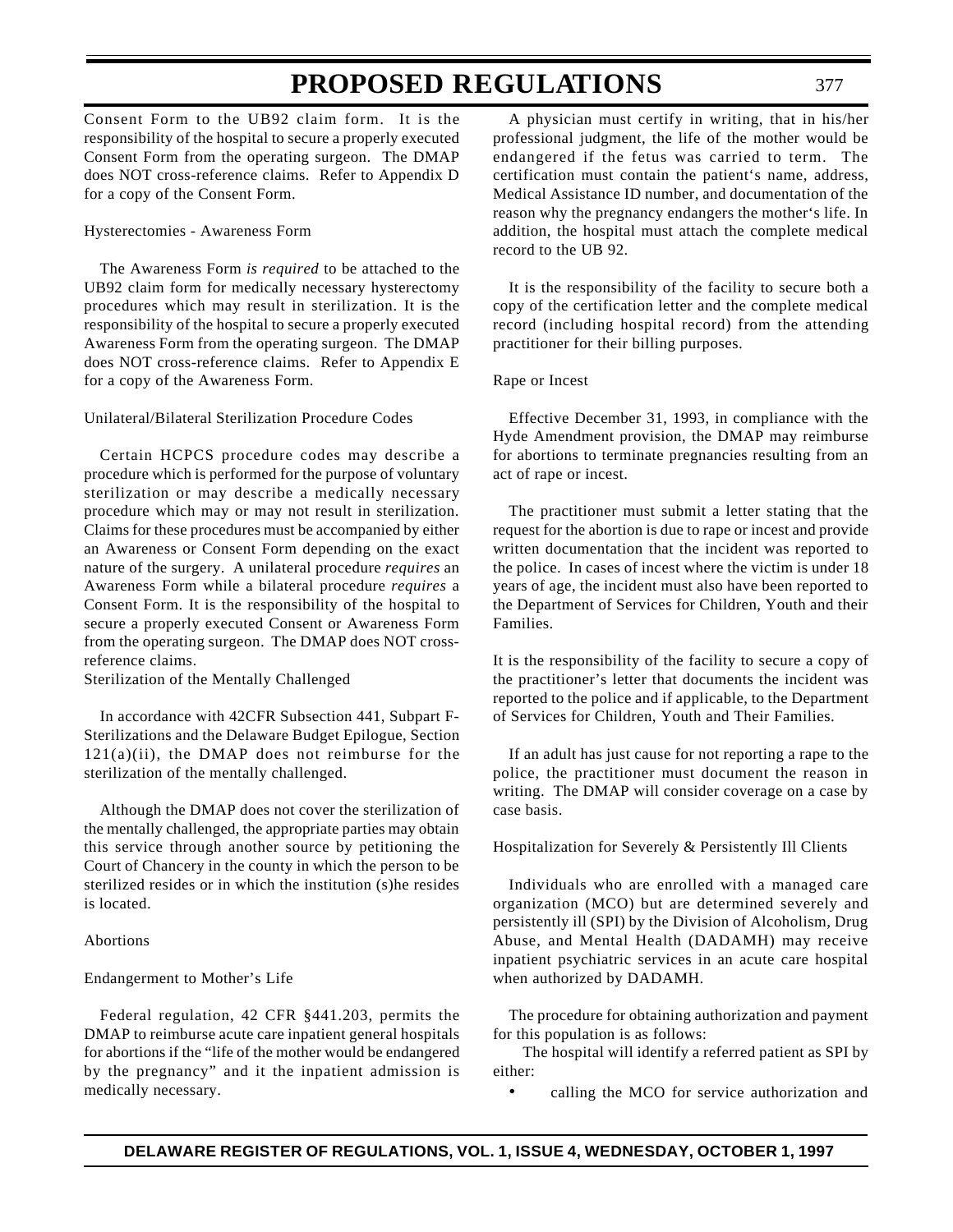Consent Form to the UB92 claim form. It is the responsibility of the hospital to secure a properly executed Consent Form from the operating surgeon. The DMAP does NOT cross-reference claims. Refer to Appendix D for a copy of the Consent Form.

Hysterectomies - Awareness Form

The Awareness Form *is required* to be attached to the UB92 claim form for medically necessary hysterectomy procedures which may result in sterilization. It is the responsibility of the hospital to secure a properly executed Awareness Form from the operating surgeon. The DMAP does NOT cross-reference claims. Refer to Appendix E for a copy of the Awareness Form.

Unilateral/Bilateral Sterilization Procedure Codes

Certain HCPCS procedure codes may describe a procedure which is performed for the purpose of voluntary sterilization or may describe a medically necessary procedure which may or may not result in sterilization. Claims for these procedures must be accompanied by either an Awareness or Consent Form depending on the exact nature of the surgery. A unilateral procedure *requires* an Awareness Form while a bilateral procedure *requires* a Consent Form. It is the responsibility of the hospital to secure a properly executed Consent or Awareness Form from the operating surgeon. The DMAP does NOT cross-reference claims.

Sterilization of the Mentally Challenged

In accordance with 42CFR Subsection 441, Subpart F-Sterilizations and the Delaware Budget Epilogue, Section 121(a)(ii), the DMAP does not reimburse for the sterilization of the mentally challenged.

Although the DMAP does not cover the sterilization of the mentally challenged, the appropriate parties may obtain this service through another source by petitioning the Court of Chancery in the county in which the person to be sterilized resides or in which the institution (s)he resides is located.

Abortions

Endangerment to Mother's Life

Federal regulation, 42 CFR §441.203, permits the DMAP to reimburse acute care inpatient general hospitals for abortions if the "life of the mother would be endangered by the pregnancy" and it the inpatient admission is medically necessary.

A physician must certify in writing, that in his/her professional judgment, the life of the mother would be endangered if the fetus was carried to term. The certification must contain the patient's name, address, Medical Assistance ID number, and documentation of the reason why the pregnancy endangers the mother's life. In addition, the hospital must attach the complete medical record to the UB 92.

It is the responsibility of the facility to secure both a copy of the certification letter and the complete medical record (including hospital record) from the attending practitioner for their billing purposes.

Rape or Incest

Effective December 31, 1993, in compliance with the Hyde Amendment provision, the DMAP may reimburse for abortions to terminate pregnancies resulting from an act of rape or incest.

The practitioner must submit a letter stating that the request for the abortion is due to rape or incest and provide written documentation that the incident was reported to the police. In cases of incest where the victim is under 18 years of age, the incident must also have been reported to the Department of Services for Children, Youth and their Families.

It is the responsibility of the facility to secure a copy of the practitioner's letter that documents the incident was reported to the police and if applicable, to the Department of Services for Children, Youth and Their Families.

If an adult has just cause for not reporting a rape to the police, the practitioner must document the reason in writing. The DMAP will consider coverage on a case by case basis.

Hospitalization for Severely & Persistently Ill Clients

Individuals who are enrolled with a managed care organization (MCO) but are determined severely and persistently ill (SPI) by the Division of Alcoholism, Drug Abuse, and Mental Health (DADAMH) may receive inpatient psychiatric services in an acute care hospital when authorized by DADAMH.

The procedure for obtaining authorization and payment for this population is as follows:

The hospital will identify a referred patient as SPI by either:

- calling the MCO for service authorization and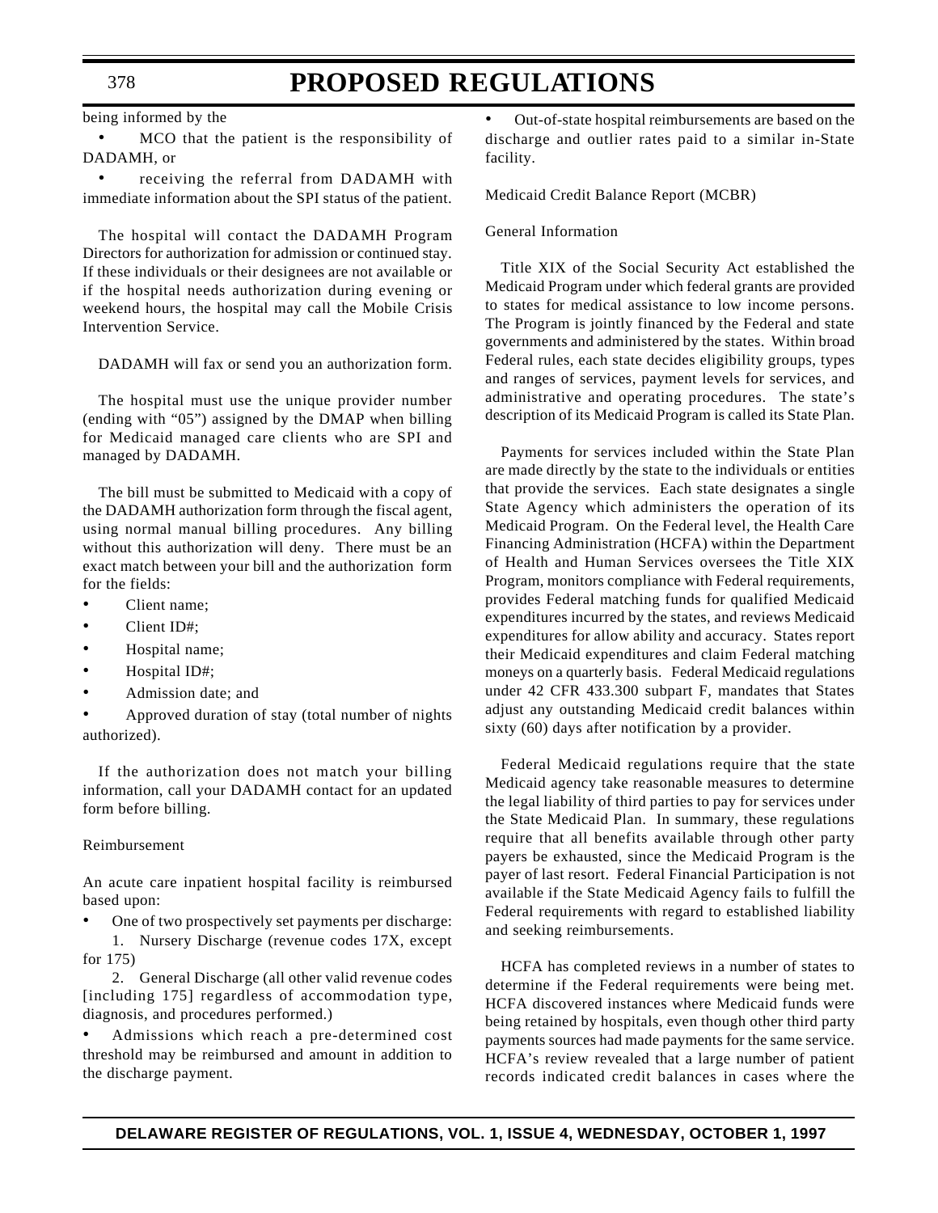being informed by the

- MCO that the patient is the responsibility of DADAMH, or
- receiving the referral from DADAMH with immediate information about the SPI status of the patient.

The hospital will contact the DADAMH Program Directors for authorization for admission or continued stay. If these individuals or their designees are not available or if the hospital needs authorization during evening or weekend hours, the hospital may call the Mobile Crisis Intervention Service.

DADAMH will fax or send you an authorization form.

The hospital must use the unique provider number (ending with "05") assigned by the DMAP when billing for Medicaid managed care clients who are SPI and managed by DADAMH.

The bill must be submitted to Medicaid with a copy of the DADAMH authorization form through the fiscal agent, using normal manual billing procedures. Any billing without this authorization will deny. There must be an exact match between your bill and the authorization form for the fields:

- Client name;
- Client ID#;
- Hospital name;
- Hospital ID#;
- Admission date; and
- Approved duration of stay (total number of nights authorized).

If the authorization does not match your billing information, call your DADAMH contact for an updated form before billing.

Reimbursement

An acute care inpatient hospital facility is reimbursed based upon:

- One of two prospectively set payments per discharge:
  1. Nursery Discharge (revenue codes 17X, except for 175)
  2. General Discharge (all other valid revenue codes [including 175] regardless of accommodation type, diagnosis, and procedures performed.)
- Admissions which reach a pre-determined cost threshold may be reimbursed and amount in addition to the discharge payment.
- Out-of-state hospital reimbursements are based on the discharge and outlier rates paid to a similar in-State facility.

Medicaid Credit Balance Report (MCBR)

General Information

Title XIX of the Social Security Act established the Medicaid Program under which federal grants are provided to states for medical assistance to low income persons. The Program is jointly financed by the Federal and state governments and administered by the states. Within broad Federal rules, each state decides eligibility groups, types and ranges of services, payment levels for services, and administrative and operating procedures. The state's description of its Medicaid Program is called its State Plan.

Payments for services included within the State Plan are made directly by the state to the individuals or entities that provide the services. Each state designates a single State Agency which administers the operation of its Medicaid Program. On the Federal level, the Health Care Financing Administration (HCFA) within the Department of Health and Human Services oversees the Title XIX Program, monitors compliance with Federal requirements, provides Federal matching funds for qualified Medicaid expenditures incurred by the states, and reviews Medicaid expenditures for allow ability and accuracy. States report their Medicaid expenditures and claim Federal matching moneys on a quarterly basis. Federal Medicaid regulations under 42 CFR 433.300 subpart F, mandates that States adjust any outstanding Medicaid credit balances within sixty (60) days after notification by a provider.

Federal Medicaid regulations require that the state Medicaid agency take reasonable measures to determine the legal liability of third parties to pay for services under the State Medicaid Plan. In summary, these regulations require that all benefits available through other party payers be exhausted, since the Medicaid Program is the payer of last resort. Federal Financial Participation is not available if the State Medicaid Agency fails to fulfill the Federal requirements with regard to established liability and seeking reimbursements.

HCFA has completed reviews in a number of states to determine if the Federal requirements were being met. HCFA discovered instances where Medicaid funds were being retained by hospitals, even though other third party payments sources had made payments for the same service. HCFA's review revealed that a large number of patient records indicated credit balances in cases where the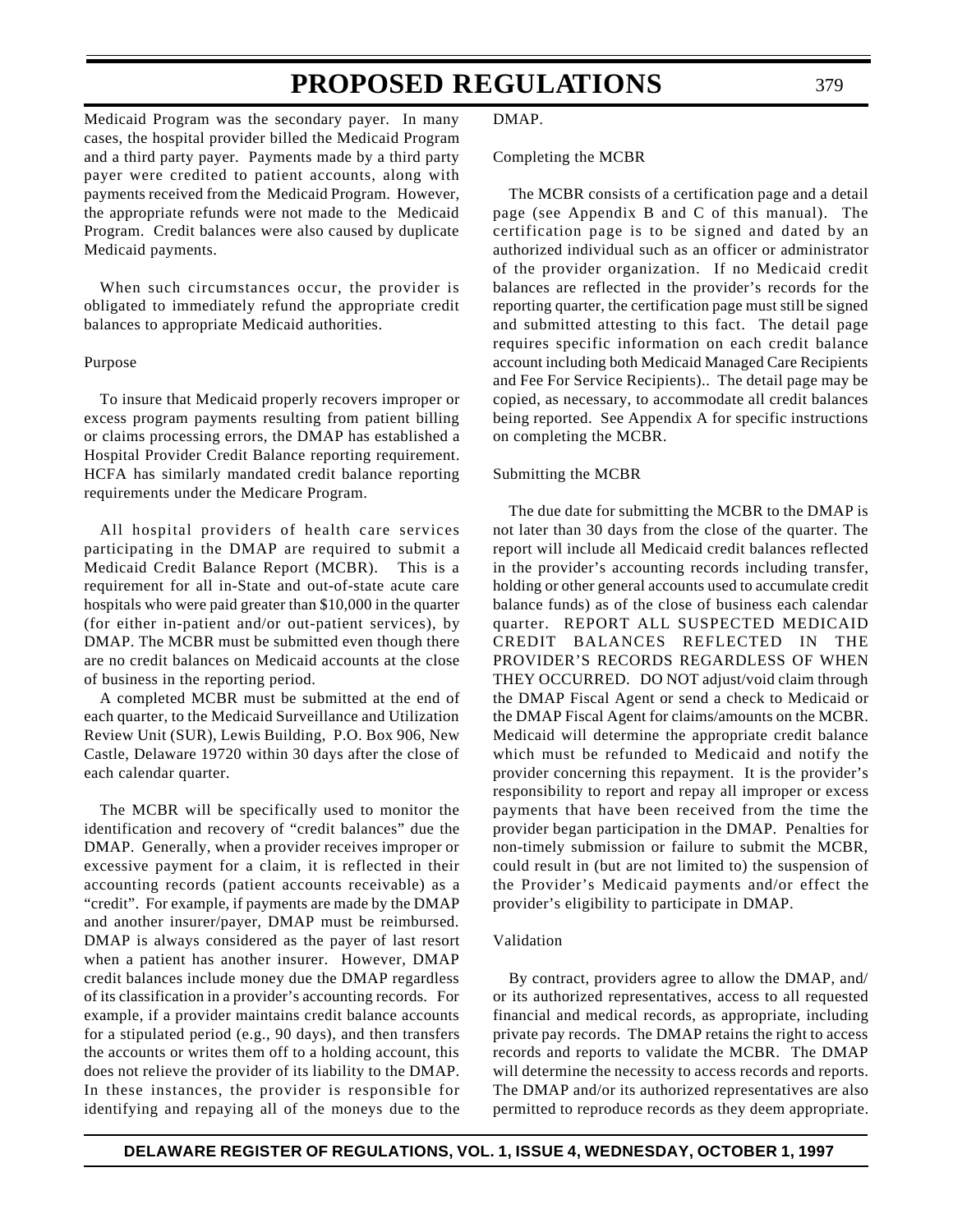Medicaid Program was the secondary payer. In many cases, the hospital provider billed the Medicaid Program and a third party payer. Payments made by a third party payer were credited to patient accounts, along with payments received from the Medicaid Program. However, the appropriate refunds were not made to the Medicaid Program. Credit balances were also caused by duplicate Medicaid payments.

When such circumstances occur, the provider is obligated to immediately refund the appropriate credit balances to appropriate Medicaid authorities.

Purpose

To insure that Medicaid properly recovers improper or excess program payments resulting from patient billing or claims processing errors, the DMAP has established a Hospital Provider Credit Balance reporting requirement. HCFA has similarly mandated credit balance reporting requirements under the Medicare Program.

All hospital providers of health care services participating in the DMAP are required to submit a Medicaid Credit Balance Report (MCBR). This is a requirement for all in-State and out-of-state acute care hospitals who were paid greater than $10,000 in the quarter (for either in-patient and/or out-patient services), by DMAP. The MCBR must be submitted even though there are no credit balances on Medicaid accounts at the close of business in the reporting period.

A completed MCBR must be submitted at the end of each quarter, to the Medicaid Surveillance and Utilization Review Unit (SUR), Lewis Building, P.O. Box 906, New Castle, Delaware 19720 within 30 days after the close of each calendar quarter.

The MCBR will be specifically used to monitor the identification and recovery of "credit balances" due the DMAP. Generally, when a provider receives improper or excessive payment for a claim, it is reflected in their accounting records (patient accounts receivable) as a "credit". For example, if payments are made by the DMAP and another insurer/payer, DMAP must be reimbursed. DMAP is always considered as the payer of last resort when a patient has another insurer. However, DMAP credit balances include money due the DMAP regardless of its classification in a provider's accounting records. For example, if a provider maintains credit balance accounts for a stipulated period (e.g., 90 days), and then transfers the accounts or writes them off to a holding account, this does not relieve the provider of its liability to the DMAP. In these instances, the provider is responsible for identifying and repaying all of the moneys due to the DMAP.

Completing the MCBR

The MCBR consists of a certification page and a detail page (see Appendix B and C of this manual). The certification page is to be signed and dated by an authorized individual such as an officer or administrator of the provider organization. If no Medicaid credit balances are reflected in the provider's records for the reporting quarter, the certification page must still be signed and submitted attesting to this fact. The detail page requires specific information on each credit balance account including both Medicaid Managed Care Recipients and Fee For Service Recipients).. The detail page may be copied, as necessary, to accommodate all credit balances being reported. See Appendix A for specific instructions on completing the MCBR.

Submitting the MCBR

The due date for submitting the MCBR to the DMAP is not later than 30 days from the close of the quarter. The report will include all Medicaid credit balances reflected in the provider's accounting records including transfer, holding or other general accounts used to accumulate credit balance funds) as of the close of business each calendar quarter. REPORT ALL SUSPECTED MEDICAID CREDIT BALANCES REFLECTED IN THE PROVIDER'S RECORDS REGARDLESS OF WHEN THEY OCCURRED. DO NOT adjust/void claim through the DMAP Fiscal Agent or send a check to Medicaid or the DMAP Fiscal Agent for claims/amounts on the MCBR. Medicaid will determine the appropriate credit balance which must be refunded to Medicaid and notify the provider concerning this repayment. It is the provider's responsibility to report and repay all improper or excess payments that have been received from the time the provider began participation in the DMAP. Penalties for non-timely submission or failure to submit the MCBR, could result in (but are not limited to) the suspension of the Provider's Medicaid payments and/or effect the provider's eligibility to participate in DMAP.

Validation

By contract, providers agree to allow the DMAP, and/or its authorized representatives, access to all requested financial and medical records, as appropriate, including private pay records. The DMAP retains the right to access records and reports to validate the MCBR. The DMAP will determine the necessity to access records and reports. The DMAP and/or its authorized representatives are also permitted to reproduce records as they deem appropriate.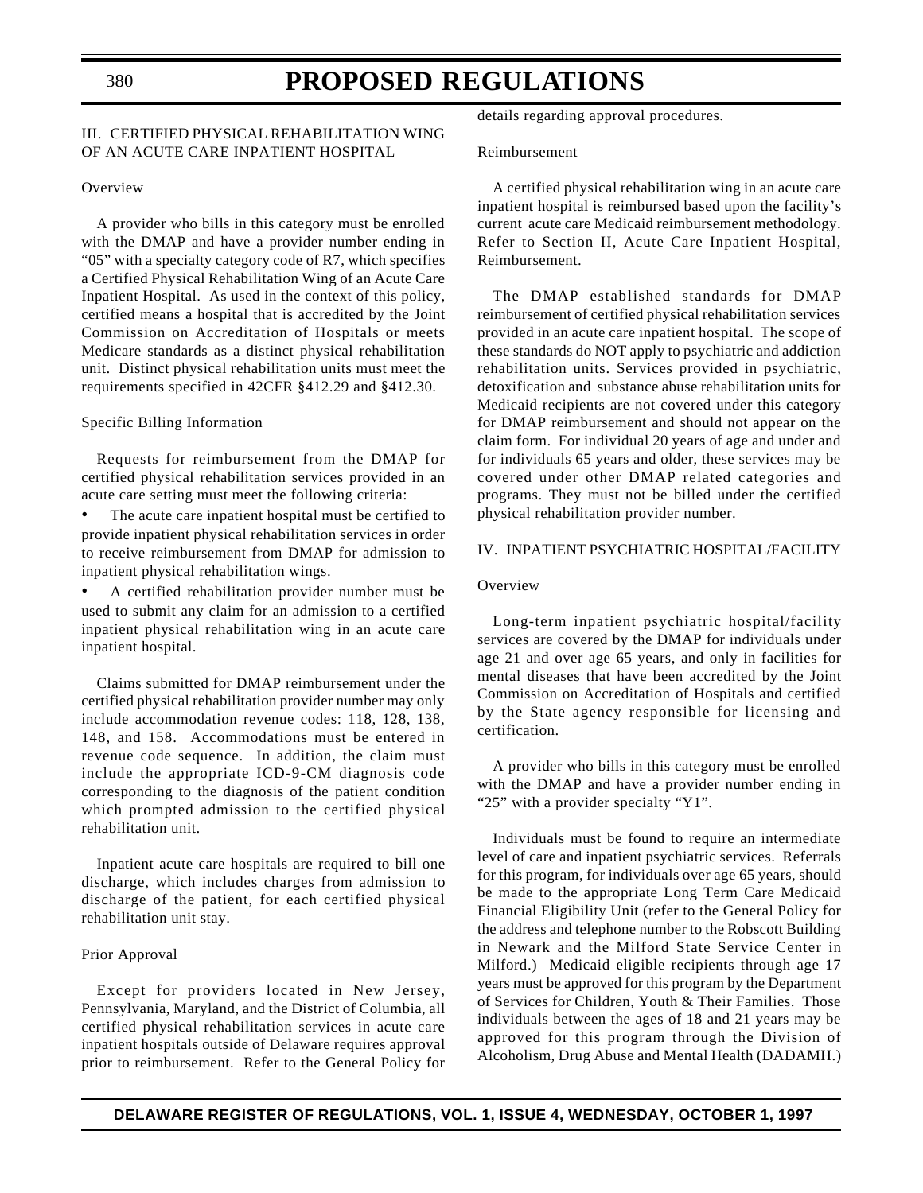## III. CERTIFIED PHYSICAL REHABILITATION WING OF AN ACUTE CARE INPATIENT HOSPITAL

### Overview

A provider who bills in this category must be enrolled with the DMAP and have a provider number ending in "05" with a specialty category code of R7, which specifies a Certified Physical Rehabilitation Wing of an Acute Care Inpatient Hospital. As used in the context of this policy, certified means a hospital that is accredited by the Joint Commission on Accreditation of Hospitals or meets Medicare standards as a distinct physical rehabilitation unit. Distinct physical rehabilitation units must meet the requirements specified in 42CFR §412.29 and §412.30.

### Specific Billing Information

Requests for reimbursement from the DMAP for certified physical rehabilitation services provided in an acute care setting must meet the following criteria:

- The acute care inpatient hospital must be certified to provide inpatient physical rehabilitation services in order to receive reimbursement from DMAP for admission to inpatient physical rehabilitation wings.
- A certified rehabilitation provider number must be used to submit any claim for an admission to a certified inpatient physical rehabilitation wing in an acute care inpatient hospital.

Claims submitted for DMAP reimbursement under the certified physical rehabilitation provider number may only include accommodation revenue codes: 118, 128, 138, 148, and 158. Accommodations must be entered in revenue code sequence. In addition, the claim must include the appropriate ICD-9-CM diagnosis code corresponding to the diagnosis of the patient condition which prompted admission to the certified physical rehabilitation unit.

Inpatient acute care hospitals are required to bill one discharge, which includes charges from admission to discharge of the patient, for each certified physical rehabilitation unit stay.

### Prior Approval

Except for providers located in New Jersey, Pennsylvania, Maryland, and the District of Columbia, all certified physical rehabilitation services in acute care inpatient hospitals outside of Delaware requires approval prior to reimbursement. Refer to the General Policy for details regarding approval procedures.

### Reimbursement

A certified physical rehabilitation wing in an acute care inpatient hospital is reimbursed based upon the facility's current acute care Medicaid reimbursement methodology. Refer to Section II, Acute Care Inpatient Hospital, Reimbursement.

The DMAP established standards for DMAP reimbursement of certified physical rehabilitation services provided in an acute care inpatient hospital. The scope of these standards do NOT apply to psychiatric and addiction rehabilitation units. Services provided in psychiatric, detoxification and substance abuse rehabilitation units for Medicaid recipients are not covered under this category for DMAP reimbursement and should not appear on the claim form. For individual 20 years of age and under and for individuals 65 years and older, these services may be covered under other DMAP related categories and programs. They must not be billed under the certified physical rehabilitation provider number.

## IV. INPATIENT PSYCHIATRIC HOSPITAL/FACILITY

### Overview

Long-term inpatient psychiatric hospital/facility services are covered by the DMAP for individuals under age 21 and over age 65 years, and only in facilities for mental diseases that have been accredited by the Joint Commission on Accreditation of Hospitals and certified by the State agency responsible for licensing and certification.

A provider who bills in this category must be enrolled with the DMAP and have a provider number ending in "25" with a provider specialty "Y1".

Individuals must be found to require an intermediate level of care and inpatient psychiatric services. Referrals for this program, for individuals over age 65 years, should be made to the appropriate Long Term Care Medicaid Financial Eligibility Unit (refer to the General Policy for the address and telephone number to the Robscott Building in Newark and the Milford State Service Center in Milford.) Medicaid eligible recipients through age 17 years must be approved for this program by the Department of Services for Children, Youth & Their Families. Those individuals between the ages of 18 and 21 years may be approved for this program through the Division of Alcoholism, Drug Abuse and Mental Health (DADAMH.)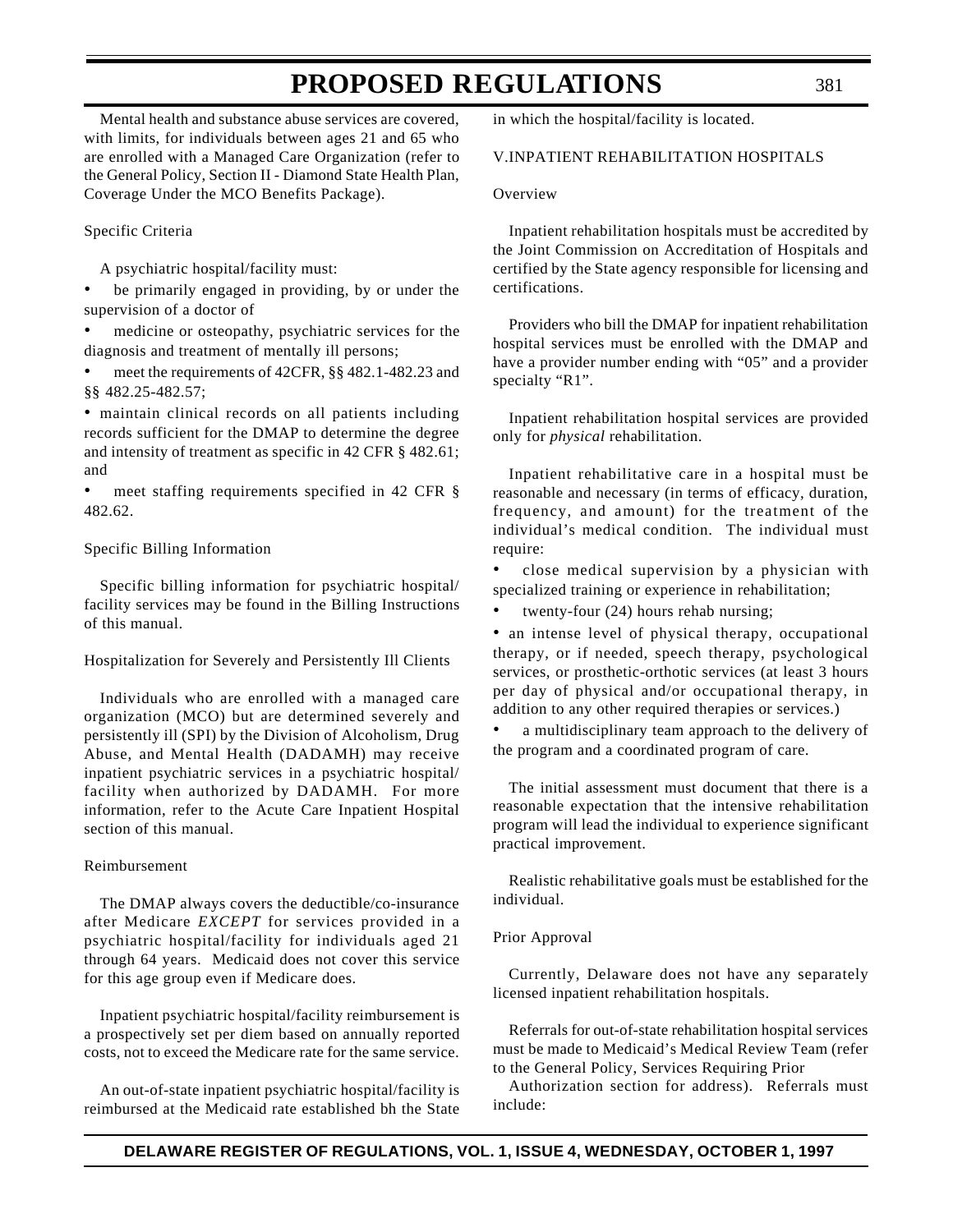Mental health and substance abuse services are covered, with limits, for individuals between ages 21 and 65 who are enrolled with a Managed Care Organization (refer to the General Policy, Section II - Diamond State Health Plan, Coverage Under the MCO Benefits Package).

Specific Criteria

A psychiatric hospital/facility must:

- be primarily engaged in providing, by or under the supervision of a doctor of
- medicine or osteopathy, psychiatric services for the diagnosis and treatment of mentally ill persons;
- meet the requirements of 42CFR, §§ 482.1-482.23 and §§ 482.25-482.57;
- maintain clinical records on all patients including records sufficient for the DMAP to determine the degree and intensity of treatment as specific in 42 CFR § 482.61; and
- meet staffing requirements specified in 42 CFR § 482.62.

Specific Billing Information

Specific billing information for psychiatric hospital/ facility services may be found in the Billing Instructions of this manual.

Hospitalization for Severely and Persistently Ill Clients

Individuals who are enrolled with a managed care organization (MCO) but are determined severely and persistently ill (SPI) by the Division of Alcoholism, Drug Abuse, and Mental Health (DADAMH) may receive inpatient psychiatric services in a psychiatric hospital/ facility when authorized by DADAMH. For more information, refer to the Acute Care Inpatient Hospital section of this manual.

Reimbursement

The DMAP always covers the deductible/co-insurance after Medicare *EXCEPT* for services provided in a psychiatric hospital/facility for individuals aged 21 through 64 years. Medicaid does not cover this service for this age group even if Medicare does.

Inpatient psychiatric hospital/facility reimbursement is a prospectively set per diem based on annually reported costs, not to exceed the Medicare rate for the same service.

An out-of-state inpatient psychiatric hospital/facility is reimbursed at the Medicaid rate established bh the State in which the hospital/facility is located.

V.INPATIENT REHABILITATION HOSPITALS

Overview

Inpatient rehabilitation hospitals must be accredited by the Joint Commission on Accreditation of Hospitals and certified by the State agency responsible for licensing and certifications.

Providers who bill the DMAP for inpatient rehabilitation hospital services must be enrolled with the DMAP and have a provider number ending with "05" and a provider specialty "R1".

Inpatient rehabilitation hospital services are provided only for *physical* rehabilitation.

Inpatient rehabilitative care in a hospital must be reasonable and necessary (in terms of efficacy, duration, frequency, and amount) for the treatment of the individual's medical condition. The individual must require:

- close medical supervision by a physician with specialized training or experience in rehabilitation;
- twenty-four (24) hours rehab nursing;
- an intense level of physical therapy, occupational therapy, or if needed, speech therapy, psychological services, or prosthetic-orthotic services (at least 3 hours per day of physical and/or occupational therapy, in addition to any other required therapies or services.)
- a multidisciplinary team approach to the delivery of the program and a coordinated program of care.

The initial assessment must document that there is a reasonable expectation that the intensive rehabilitation program will lead the individual to experience significant practical improvement.

Realistic rehabilitative goals must be established for the individual.

Prior Approval

Currently, Delaware does not have any separately licensed inpatient rehabilitation hospitals.

Referrals for out-of-state rehabilitation hospital services must be made to Medicaid's Medical Review Team (refer to the General Policy, Services Requiring Prior Authorization section for address). Referrals must include: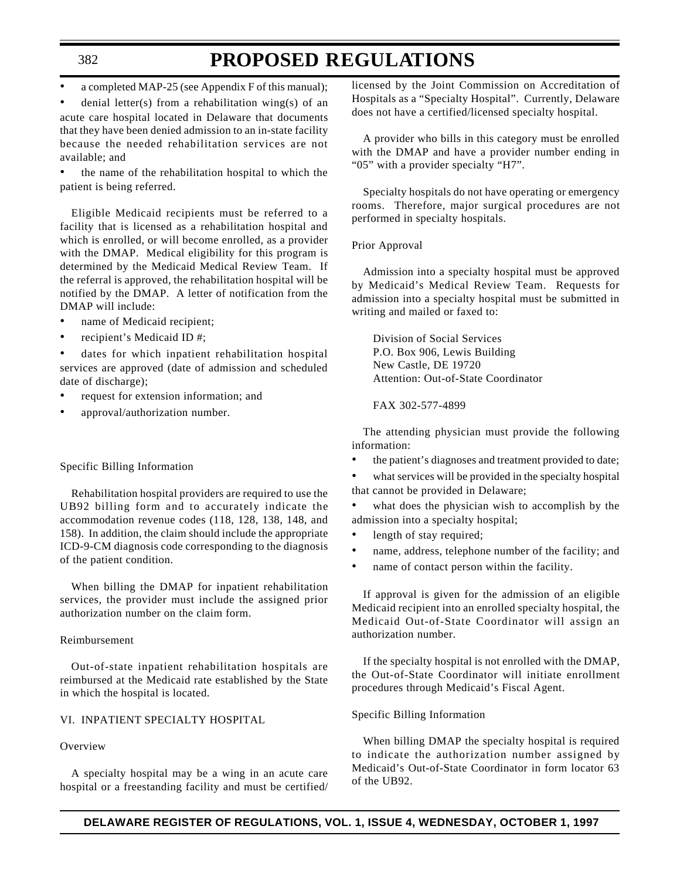- a completed MAP-25 (see Appendix F of this manual);
- denial letter(s) from a rehabilitation wing(s) of an acute care hospital located in Delaware that documents that they have been denied admission to an in-state facility because the needed rehabilitation services are not available; and
- the name of the rehabilitation hospital to which the patient is being referred.

Eligible Medicaid recipients must be referred to a facility that is licensed as a rehabilitation hospital and which is enrolled, or will become enrolled, as a provider with the DMAP. Medical eligibility for this program is determined by the Medicaid Medical Review Team. If the referral is approved, the rehabilitation hospital will be notified by the DMAP. A letter of notification from the DMAP will include:

- name of Medicaid recipient;
- recipient's Medicaid ID #;
- dates for which inpatient rehabilitation hospital services are approved (date of admission and scheduled date of discharge);
- request for extension information; and
- approval/authorization number.

Specific Billing Information

Rehabilitation hospital providers are required to use the UB92 billing form and to accurately indicate the accommodation revenue codes (118, 128, 138, 148, and 158). In addition, the claim should include the appropriate ICD-9-CM diagnosis code corresponding to the diagnosis of the patient condition.

When billing the DMAP for inpatient rehabilitation services, the provider must include the assigned prior authorization number on the claim form.

Reimbursement

Out-of-state inpatient rehabilitation hospitals are reimbursed at the Medicaid rate established by the State in which the hospital is located.

VI. INPATIENT SPECIALTY HOSPITAL

Overview

A specialty hospital may be a wing in an acute care hospital or a freestanding facility and must be certified/licensed by the Joint Commission on Accreditation of Hospitals as a "Specialty Hospital". Currently, Delaware does not have a certified/licensed specialty hospital.

A provider who bills in this category must be enrolled with the DMAP and have a provider number ending in "05" with a provider specialty "H7".

Specialty hospitals do not have operating or emergency rooms. Therefore, major surgical procedures are not performed in specialty hospitals.

Prior Approval

Admission into a specialty hospital must be approved by Medicaid's Medical Review Team. Requests for admission into a specialty hospital must be submitted in writing and mailed or faxed to:

Division of Social Services
P.O. Box 906, Lewis Building
New Castle, DE 19720
Attention: Out-of-State Coordinator

FAX 302-577-4899

The attending physician must provide the following information:

- the patient's diagnoses and treatment provided to date;
- what services will be provided in the specialty hospital that cannot be provided in Delaware;
- what does the physician wish to accomplish by the admission into a specialty hospital;
- length of stay required;
- name, address, telephone number of the facility; and
- name of contact person within the facility.

If approval is given for the admission of an eligible Medicaid recipient into an enrolled specialty hospital, the Medicaid Out-of-State Coordinator will assign an authorization number.

If the specialty hospital is not enrolled with the DMAP, the Out-of-State Coordinator will initiate enrollment procedures through Medicaid's Fiscal Agent.

Specific Billing Information

When billing DMAP the specialty hospital is required to indicate the authorization number assigned by Medicaid's Out-of-State Coordinator in form locator 63 of the UB92.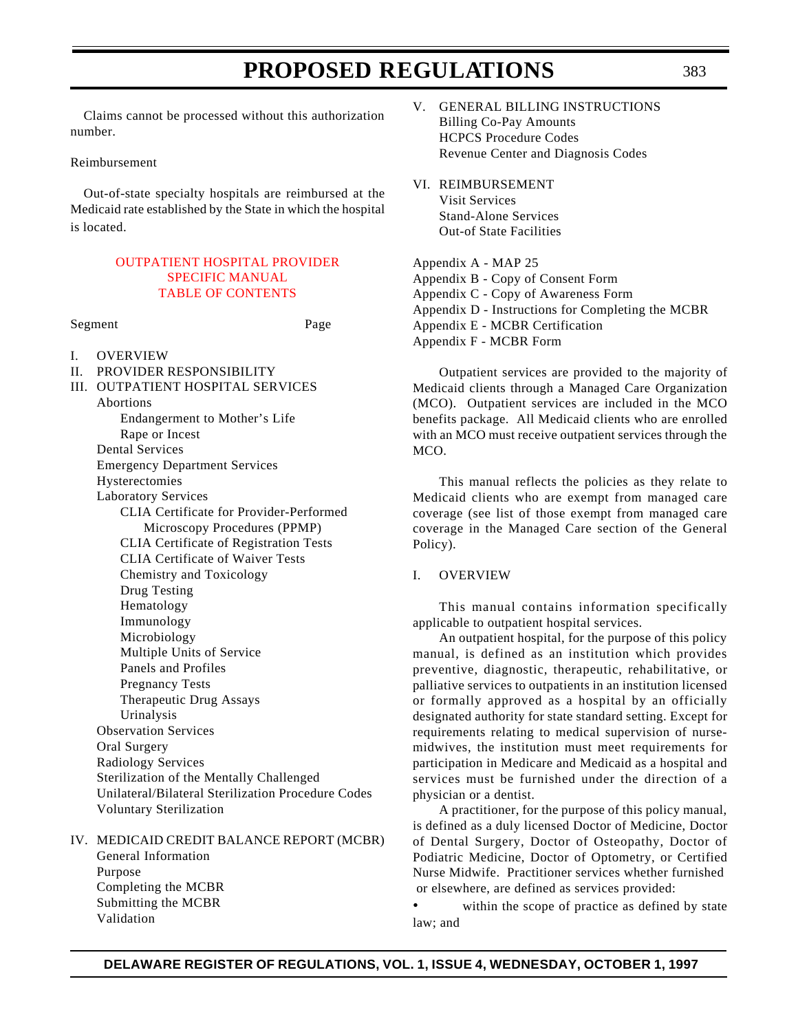Claims cannot be processed without this authorization number.

Reimbursement

Out-of-state specialty hospitals are reimbursed at the Medicaid rate established by the State in which the hospital is located.

## OUTPATIENT HOSPITAL PROVIDER SPECIFIC MANUAL TABLE OF CONTENTS

Segment Page

- I. OVERVIEW
- II. PROVIDER RESPONSIBILITY
- III. OUTPATIENT HOSPITAL SERVICES
    - Abortions
        - Endangerment to Mother's Life
        - Rape or Incest
    - Dental Services
    - Emergency Department Services
    - Hysterectomies
    - Laboratory Services
        - CLIA Certificate for Provider-Performed Microscopy Procedures (PPMP)
        - CLIA Certificate of Registration Tests
        - CLIA Certificate of Waiver Tests
        - Chemistry and Toxicology
        - Drug Testing
        - Hematology
        - Immunology
        - Microbiology
        - Multiple Units of Service
        - Panels and Profiles
        - Pregnancy Tests
        - Therapeutic Drug Assays
        - Urinalysis
    - Observation Services
    - Oral Surgery
    - Radiology Services
    - Sterilization of the Mentally Challenged
    - Unilateral/Bilateral Sterilization Procedure Codes
    - Voluntary Sterilization
- IV. MEDICAID CREDIT BALANCE REPORT (MCBR)
    - General Information
    - Purpose
    - Completing the MCBR
    - Submitting the MCBR
    - Validation
- V. GENERAL BILLING INSTRUCTIONS
    - Billing Co-Pay Amounts
    - HCPCS Procedure Codes
    - Revenue Center and Diagnosis Codes
- VI. REIMBURSEMENT
    - Visit Services
    - Stand-Alone Services
    - Out-of State Facilities

Appendix A - MAP 25
Appendix B - Copy of Consent Form
Appendix C - Copy of Awareness Form
Appendix D - Instructions for Completing the MCBR
Appendix E - MCBR Certification
Appendix F - MCBR Form

Outpatient services are provided to the majority of Medicaid clients through a Managed Care Organization (MCO). Outpatient services are included in the MCO benefits package. All Medicaid clients who are enrolled with an MCO must receive outpatient services through the MCO.

This manual reflects the policies as they relate to Medicaid clients who are exempt from managed care coverage (see list of those exempt from managed care coverage in the Managed Care section of the General Policy).

## I. OVERVIEW

This manual contains information specifically applicable to outpatient hospital services.

An outpatient hospital, for the purpose of this policy manual, is defined as an institution which provides preventive, diagnostic, therapeutic, rehabilitative, or palliative services to outpatients in an institution licensed or formally approved as a hospital by an officially designated authority for state standard setting. Except for requirements relating to medical supervision of nurse-midwives, the institution must meet requirements for participation in Medicare and Medicaid as a hospital and services must be furnished under the direction of a physician or a dentist.

A practitioner, for the purpose of this policy manual, is defined as a duly licensed Doctor of Medicine, Doctor of Dental Surgery, Doctor of Osteopathy, Doctor of Podiatric Medicine, Doctor of Optometry, or Certified Nurse Midwife. Practitioner services whether furnished or elsewhere, are defined as services provided:

- within the scope of practice as defined by state law; and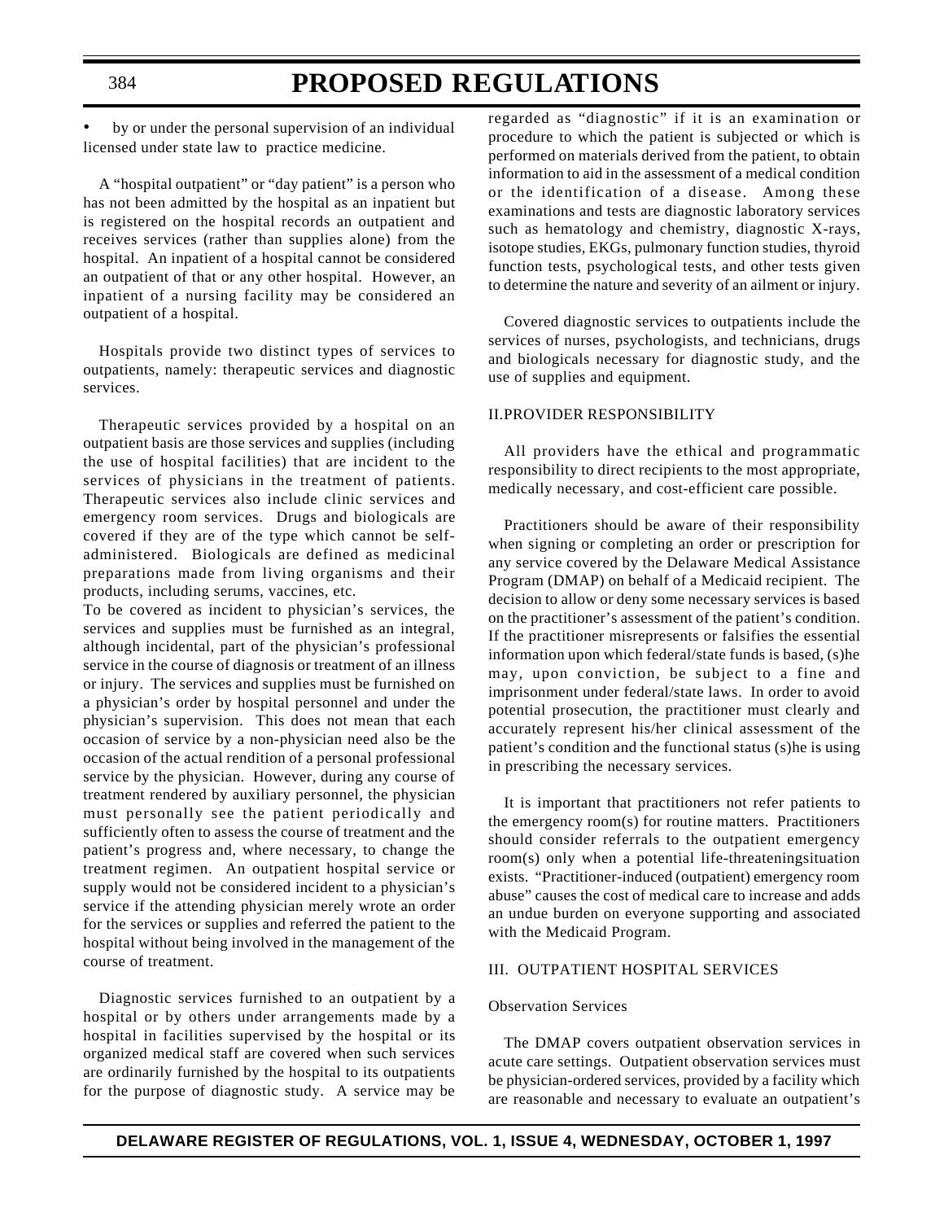- by or under the personal supervision of an individual licensed under state law to practice medicine.

A "hospital outpatient" or "day patient" is a person who has not been admitted by the hospital as an inpatient but is registered on the hospital records an outpatient and receives services (rather than supplies alone) from the hospital. An inpatient of a hospital cannot be considered an outpatient of that or any other hospital. However, an inpatient of a nursing facility may be considered an outpatient of a hospital.

Hospitals provide two distinct types of services to outpatients, namely: therapeutic services and diagnostic services.

Therapeutic services provided by a hospital on an outpatient basis are those services and supplies (including the use of hospital facilities) that are incident to the services of physicians in the treatment of patients. Therapeutic services also include clinic services and emergency room services. Drugs and biologicals are covered if they are of the type which cannot be self-administered. Biologicals are defined as medicinal preparations made from living organisms and their products, including serums, vaccines, etc.

To be covered as incident to physician's services, the services and supplies must be furnished as an integral, although incidental, part of the physician's professional service in the course of diagnosis or treatment of an illness or injury. The services and supplies must be furnished on a physician's order by hospital personnel and under the physician's supervision. This does not mean that each occasion of service by a non-physician need also be the occasion of the actual rendition of a personal professional service by the physician. However, during any course of treatment rendered by auxiliary personnel, the physician must personally see the patient periodically and sufficiently often to assess the course of treatment and the patient's progress and, where necessary, to change the treatment regimen. An outpatient hospital service or supply would not be considered incident to a physician's service if the attending physician merely wrote an order for the services or supplies and referred the patient to the hospital without being involved in the management of the course of treatment.

Diagnostic services furnished to an outpatient by a hospital or by others under arrangements made by a hospital in facilities supervised by the hospital or its organized medical staff are covered when such services are ordinarily furnished by the hospital to its outpatients for the purpose of diagnostic study. A service may be regarded as "diagnostic" if it is an examination or procedure to which the patient is subjected or which is performed on materials derived from the patient, to obtain information to aid in the assessment of a medical condition or the identification of a disease. Among these examinations and tests are diagnostic laboratory services such as hematology and chemistry, diagnostic X-rays, isotope studies, EKGs, pulmonary function studies, thyroid function tests, psychological tests, and other tests given to determine the nature and severity of an ailment or injury.

Covered diagnostic services to outpatients include the services of nurses, psychologists, and technicians, drugs and biologicals necessary for diagnostic study, and the use of supplies and equipment.

II.PROVIDER RESPONSIBILITY

All providers have the ethical and programmatic responsibility to direct recipients to the most appropriate, medically necessary, and cost-efficient care possible.

Practitioners should be aware of their responsibility when signing or completing an order or prescription for any service covered by the Delaware Medical Assistance Program (DMAP) on behalf of a Medicaid recipient. The decision to allow or deny some necessary services is based on the practitioner's assessment of the patient's condition. If the practitioner misrepresents or falsifies the essential information upon which federal/state funds is based, (s)he may, upon conviction, be subject to a fine and imprisonment under federal/state laws. In order to avoid potential prosecution, the practitioner must clearly and accurately represent his/her clinical assessment of the patient's condition and the functional status (s)he is using in prescribing the necessary services.

It is important that practitioners not refer patients to the emergency room(s) for routine matters. Practitioners should consider referrals to the outpatient emergency room(s) only when a potential life-threateningsituation exists. "Practitioner-induced (outpatient) emergency room abuse" causes the cost of medical care to increase and adds an undue burden on everyone supporting and associated with the Medicaid Program.

III. OUTPATIENT HOSPITAL SERVICES

Observation Services

The DMAP covers outpatient observation services in acute care settings. Outpatient observation services must be physician-ordered services, provided by a facility which are reasonable and necessary to evaluate an outpatient's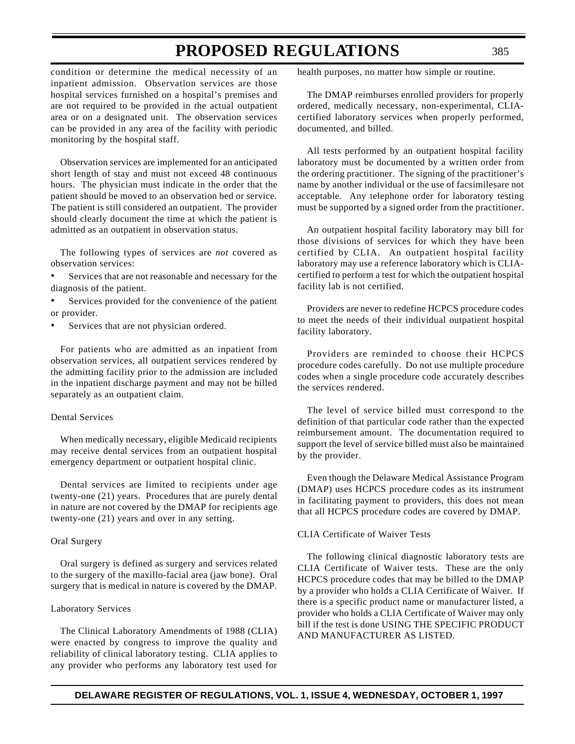condition or determine the medical necessity of an inpatient admission. Observation services are those hospital services furnished on a hospital's premises and are not required to be provided in the actual outpatient area or on a designated unit. The observation services can be provided in any area of the facility with periodic monitoring by the hospital staff.

Observation services are implemented for an anticipated short length of stay and must not exceed 48 continuous hours. The physician must indicate in the order that the patient should be moved to an observation bed or service. The patient is still considered an outpatient. The provider should clearly document the time at which the patient is admitted as an outpatient in observation status.

The following types of services are *not* covered as observation services:

- Services that are not reasonable and necessary for the diagnosis of the patient.
- Services provided for the convenience of the patient or provider.
- Services that are not physician ordered.

For patients who are admitted as an inpatient from observation services, all outpatient services rendered by the admitting facility prior to the admission are included in the inpatient discharge payment and may not be billed separately as an outpatient claim.

Dental Services

When medically necessary, eligible Medicaid recipients may receive dental services from an outpatient hospital emergency department or outpatient hospital clinic.

Dental services are limited to recipients under age twenty-one (21) years. Procedures that are purely dental in nature are not covered by the DMAP for recipients age twenty-one (21) years and over in any setting.

Oral Surgery

Oral surgery is defined as surgery and services related to the surgery of the maxillo-facial area (jaw bone). Oral surgery that is medical in nature is covered by the DMAP.

Laboratory Services

The Clinical Laboratory Amendments of 1988 (CLIA) were enacted by congress to improve the quality and reliability of clinical laboratory testing. CLIA applies to any provider who performs any laboratory test used for health purposes, no matter how simple or routine.

The DMAP reimburses enrolled providers for properly ordered, medically necessary, non-experimental, CLIA-certified laboratory services when properly performed, documented, and billed.

All tests performed by an outpatient hospital facility laboratory must be documented by a written order from the ordering practitioner. The signing of the practitioner's name by another individual or the use of facsimilesare not acceptable. Any telephone order for laboratory testing must be supported by a signed order from the practitioner.

An outpatient hospital facility laboratory may bill for those divisions of services for which they have been certified by CLIA. An outpatient hospital facility laboratory may use a reference laboratory which is CLIA-certified to perform a test for which the outpatient hospital facility lab is not certified.

Providers are never to redefine HCPCS procedure codes to meet the needs of their individual outpatient hospital facility laboratory.

Providers are reminded to choose their HCPCS procedure codes carefully. Do not use multiple procedure codes when a single procedure code accurately describes the services rendered.

The level of service billed must correspond to the definition of that particular code rather than the expected reimbursement amount. The documentation required to support the level of service billed must also be maintained by the provider.

Even though the Delaware Medical Assistance Program (DMAP) uses HCPCS procedure codes as its instrument in facilitating payment to providers, this does not mean that all HCPCS procedure codes are covered by DMAP.

CLIA Certificate of Waiver Tests

The following clinical diagnostic laboratory tests are CLIA Certificate of Waiver tests. These are the only HCPCS procedure codes that may be billed to the DMAP by a provider who holds a CLIA Certificate of Waiver. If there is a specific product name or manufacturer listed, a provider who holds a CLIA Certificate of Waiver may only bill if the test is done USING THE SPECIFIC PRODUCT AND MANUFACTURER AS LISTED.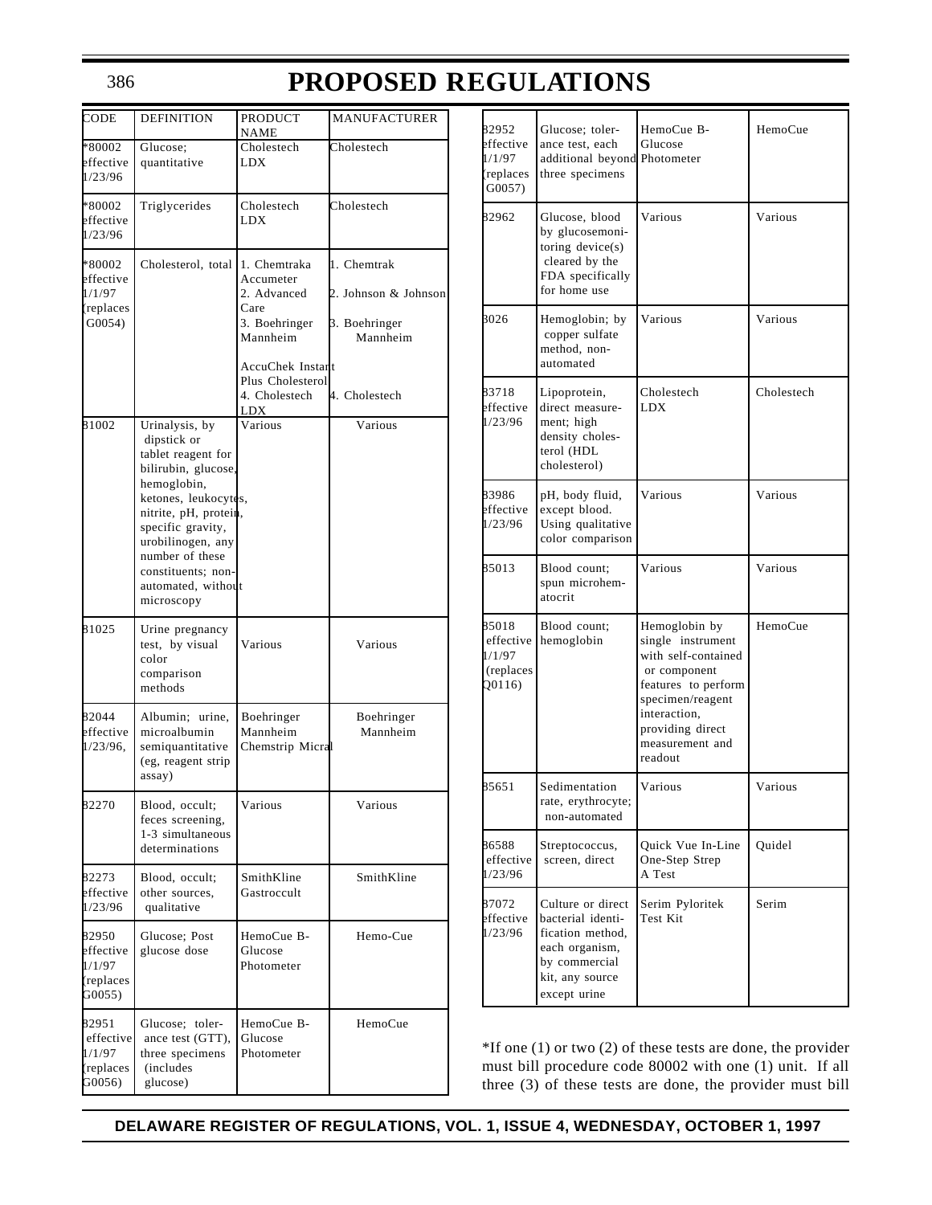# PROPOSED REGULATIONS

| CODE | DEFINITION | PRODUCT NAME | MANUFACTURER |
|---|---|---|---|
| *80002 effective 1/23/96 | Glucose; quantitative | Cholestech LDX | Cholestech |
| *80002 effective 1/23/96 | Triglycerides | Cholestech LDX | Cholestech |
| *80002 effective 1/1/97 (replaces G0054) | Cholesterol, total | 1. Chemtraka Accumeter 2. Advanced Care 3. Boehringer Mannheim AccuChek Instant Plus Cholesterol 4. Cholestech LDX | 1. Chemtrak 2. Johnson & Johnson 3. Boehringer Mannheim 4. Cholestech |
| 81002 | Urinalysis, by dipstick or tablet reagent for bilirubin, glucose, hemoglobin, ketones, leukocytes, nitrite, pH, protein, specific gravity, urobilinogen, any number of these constituents; non-automated, without microscopy | Various | Various |
| 81025 | Urine pregnancy test, by visual color comparison methods | Various | Various |
| 82044 effective 1/23/96, | Albumin; urine, microalbumin semiquantitative (eg, reagent strip assay) | Boehringer Mannheim Chemstrip Micral | Boehringer Mannheim |
| 82270 | Blood, occult; feces screening, 1-3 simultaneous determinations | Various | Various |
| 82273 effective 1/23/96 | Blood, occult; other sources, qualitative | SmithKline Gastroccult | SmithKline |
| 82950 effective 1/1/97 (replaces G0055) | Glucose; Post glucose dose | HemoCue B-Glucose Photometer | Hemo-Cue |
| 82951 effective 1/1/97 (replaces G0056) | Glucose; tolerance test (GTT), three specimens (includes glucose) | HemoCue B-Glucose Photometer | HemoCue |
| 82952 effective 1/1/97 (replaces G0057) | Glucose; tolerance test, each additional beyond three specimens | HemoCue B-Glucose Photometer | HemoCue |
| 82962 | Glucose, blood by glucosemonitoring device(s) cleared by the FDA specifically for home use | Various | Various |
| 3026 | Hemoglobin; by copper sulfate method, non-automated | Various | Various |
| 83718 effective 1/23/96 | Lipoprotein, direct measurement; high density cholesterol (HDL cholesterol) | Cholestech LDX | Cholestech |
| 83986 effective 1/23/96 | pH, body fluid, except blood. Using qualitative color comparison | Various | Various |
| 85013 | Blood count; spun microhematocrit | Various | Various |
| 85018 effective 1/1/97 (replaces Q0116) | Blood count; hemoglobin | Hemoglobin by single instrument with self-contained or component features to perform specimen/reagent interaction, providing direct measurement and readout | HemoCue |
| 85651 | Sedimentation rate, erythrocyte; non-automated | Various | Various |
| 86588 effective 1/23/96 | Streptococcus, screen, direct | Quick Vue In-Line One-Step Strep A Test | Quidel |
| 87072 effective 1/23/96 | Culture or direct bacterial identification method, each organism, by commercial kit, any source except urine | Serim Pyloritek Test Kit | Serim |

*If one (1) or two (2) of these tests are done, the provider must bill procedure code 80002 with one (1) unit. If all three (3) of these tests are done, the provider must bill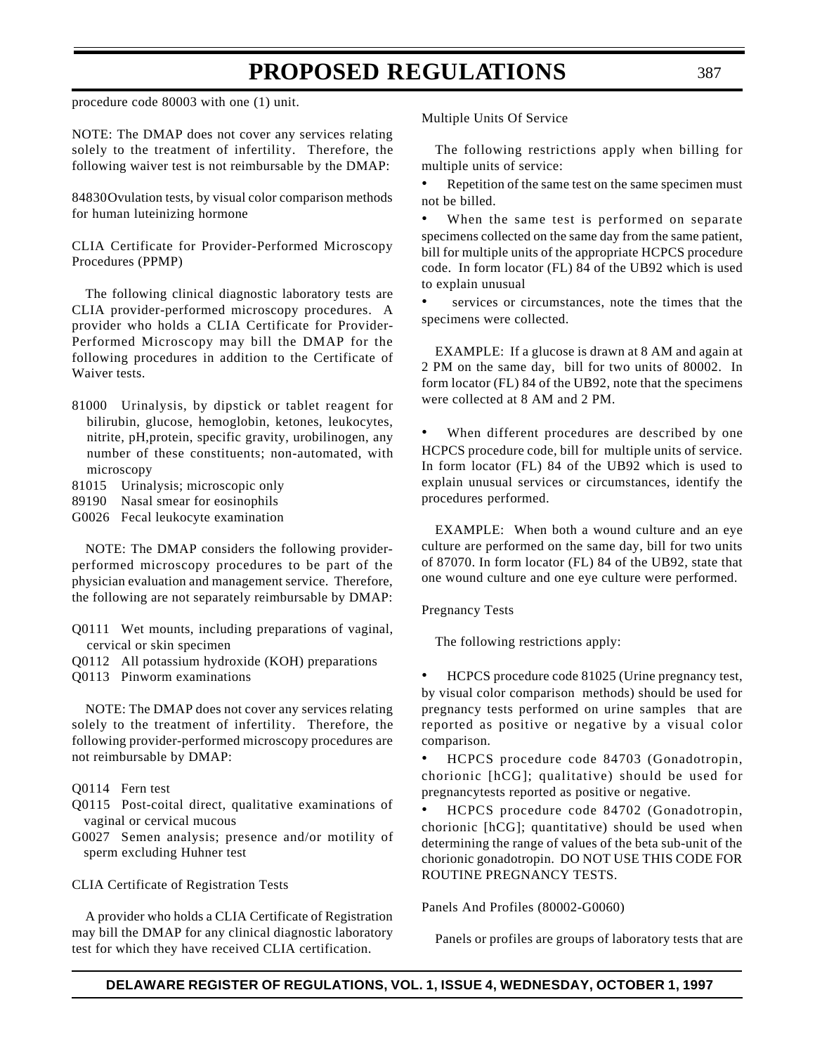procedure code 80003 with one (1) unit.

NOTE: The DMAP does not cover any services relating solely to the treatment of infertility. Therefore, the following waiver test is not reimbursable by the DMAP:

84830 Ovulation tests, by visual color comparison methods for human luteinizing hormone

CLIA Certificate for Provider-Performed Microscopy Procedures (PPMP)

The following clinical diagnostic laboratory tests are CLIA provider-performed microscopy procedures. A provider who holds a CLIA Certificate for Provider-Performed Microscopy may bill the DMAP for the following procedures in addition to the Certificate of Waiver tests.

81000 Urinalysis, by dipstick or tablet reagent for bilirubin, glucose, hemoglobin, ketones, leukocytes, nitrite, pH,protein, specific gravity, urobilinogen, any number of these constituents; non-automated, with microscopy
81015 Urinalysis; microscopic only
89190 Nasal smear for eosinophils
G0026 Fecal leukocyte examination

NOTE: The DMAP considers the following provider-performed microscopy procedures to be part of the physician evaluation and management service. Therefore, the following are not separately reimbursable by DMAP:

Q0111 Wet mounts, including preparations of vaginal, cervical or skin specimen
Q0112 All potassium hydroxide (KOH) preparations
Q0113 Pinworm examinations

NOTE: The DMAP does not cover any services relating solely to the treatment of infertility. Therefore, the following provider-performed microscopy procedures are not reimbursable by DMAP:

Q0114 Fern test
Q0115 Post-coital direct, qualitative examinations of vaginal or cervical mucous
G0027 Semen analysis; presence and/or motility of sperm excluding Huhner test

CLIA Certificate of Registration Tests

A provider who holds a CLIA Certificate of Registration may bill the DMAP for any clinical diagnostic laboratory test for which they have received CLIA certification.

Multiple Units Of Service

The following restrictions apply when billing for multiple units of service:

- Repetition of the same test on the same specimen must not be billed.
- When the same test is performed on separate specimens collected on the same day from the same patient, bill for multiple units of the appropriate HCPCS procedure code. In form locator (FL) 84 of the UB92 which is used to explain unusual
- services or circumstances, note the times that the specimens were collected.

EXAMPLE: If a glucose is drawn at 8 AM and again at 2 PM on the same day, bill for two units of 80002. In form locator (FL) 84 of the UB92, note that the specimens were collected at 8 AM and 2 PM.

- When different procedures are described by one HCPCS procedure code, bill for multiple units of service. In form locator (FL) 84 of the UB92 which is used to explain unusual services or circumstances, identify the procedures performed.

EXAMPLE: When both a wound culture and an eye culture are performed on the same day, bill for two units of 87070. In form locator (FL) 84 of the UB92, state that one wound culture and one eye culture were performed.

Pregnancy Tests

The following restrictions apply:

- HCPCS procedure code 81025 (Urine pregnancy test, by visual color comparison methods) should be used for pregnancy tests performed on urine samples that are reported as positive or negative by a visual color comparison.
- HCPCS procedure code 84703 (Gonadotropin, chorionic [hCG]; qualitative) should be used for pregnancytests reported as positive or negative.
- HCPCS procedure code 84702 (Gonadotropin, chorionic [hCG]; quantitative) should be used when determining the range of values of the beta sub-unit of the chorionic gonadotropin. DO NOT USE THIS CODE FOR ROUTINE PREGNANCY TESTS.

Panels And Profiles (80002-G0060)

Panels or profiles are groups of laboratory tests that are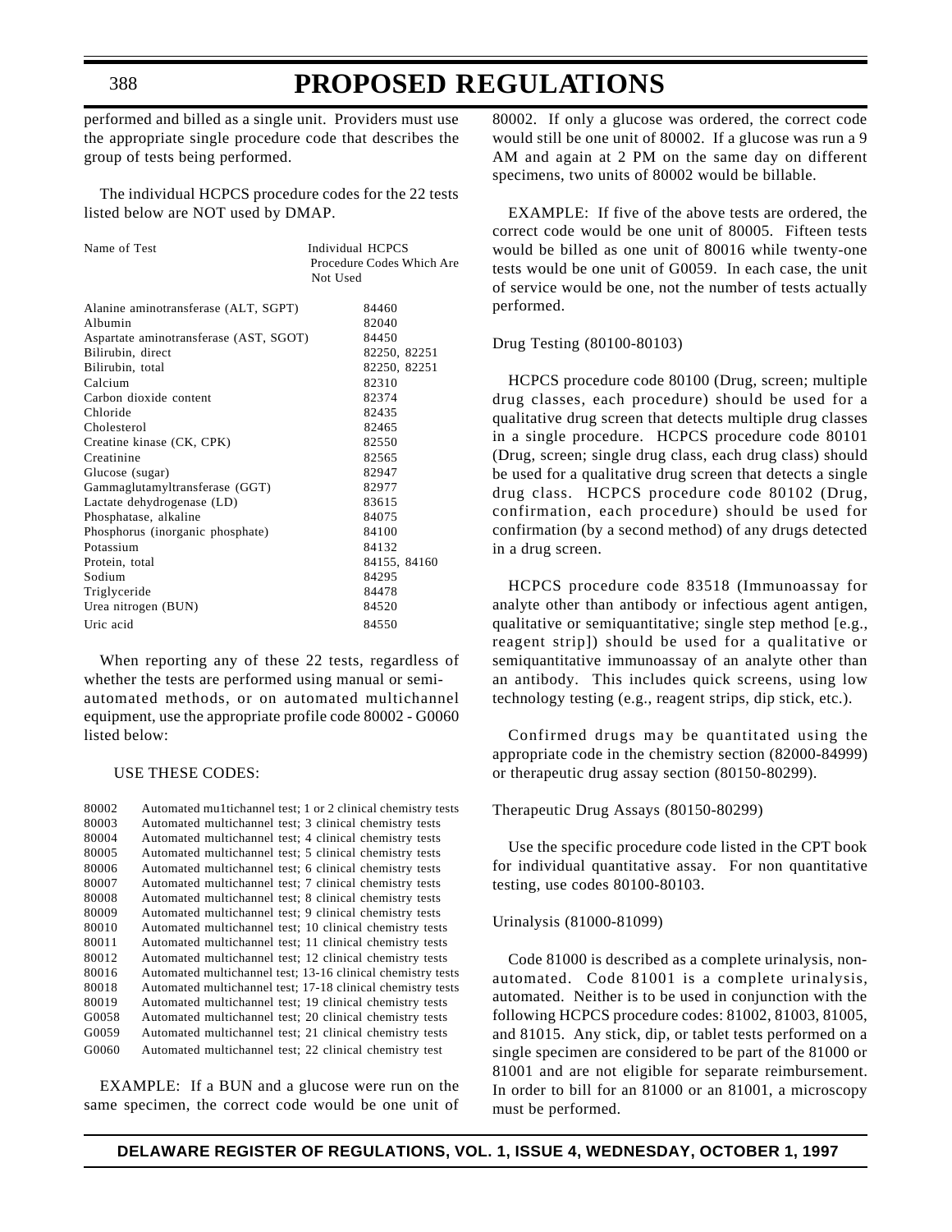performed and billed as a single unit. Providers must use the appropriate single procedure code that describes the group of tests being performed.

The individual HCPCS procedure codes for the 22 tests listed below are NOT used by DMAP.

| Name of Test | Individual HCPCS Procedure Codes Which Are Not Used |
|---|---|
| Alanine aminotransferase (ALT, SGPT) | 84460 |
| Albumin | 82040 |
| Aspartate aminotransferase (AST, SGOT) | 84450 |
| Bilirubin, direct | 82250, 82251 |
| Bilirubin, total | 82250, 82251 |
| Calcium | 82310 |
| Carbon dioxide content | 82374 |
| Chloride | 82435 |
| Cholesterol | 82465 |
| Creatine kinase (CK, CPK) | 82550 |
| Creatinine | 82565 |
| Glucose (sugar) | 82947 |
| Gammaglutamyltransferase (GGT) | 82977 |
| Lactate dehydrogenase (LD) | 83615 |
| Phosphatase, alkaline | 84075 |
| Phosphorus (inorganic phosphate) | 84100 |
| Potassium | 84132 |
| Protein, total | 84155, 84160 |
| Sodium | 84295 |
| Triglyceride | 84478 |
| Urea nitrogen (BUN) | 84520 |
| Uric acid | 84550 |

When reporting any of these 22 tests, regardless of whether the tests are performed using manual or semi-automated methods, or on automated multichannel equipment, use the appropriate profile code 80002 - G0060 listed below:

USE THESE CODES:

| Code | Description |
|---|---|
| 80002 | Automated mu1tichannel test; 1 or 2 clinical chemistry tests |
| 80003 | Automated multichannel test; 3 clinical chemistry tests |
| 80004 | Automated multichannel test; 4 clinical chemistry tests |
| 80005 | Automated multichannel test; 5 clinical chemistry tests |
| 80006 | Automated multichannel test; 6 clinical chemistry tests |
| 80007 | Automated multichannel test; 7 clinical chemistry tests |
| 80008 | Automated multichannel test; 8 clinical chemistry tests |
| 80009 | Automated multichannel test; 9 clinical chemistry tests |
| 80010 | Automated multichannel test; 10 clinical chemistry tests |
| 80011 | Automated multichannel test; 11 clinical chemistry tests |
| 80012 | Automated multichannel test; 12 clinical chemistry tests |
| 80016 | Automated multichannel test; 13-16 clinical chemistry tests |
| 80018 | Automated multichannel test; 17-18 clinical chemistry tests |
| 80019 | Automated multichannel test; 19 clinical chemistry tests |
| G0058 | Automated multichannel test; 20 clinical chemistry tests |
| G0059 | Automated multichannel test; 21 clinical chemistry tests |
| G0060 | Automated multichannel test; 22 clinical chemistry test |

EXAMPLE: If a BUN and a glucose were run on the same specimen, the correct code would be one unit of 80002. If only a glucose was ordered, the correct code would still be one unit of 80002. If a glucose was run a 9 AM and again at 2 PM on the same day on different specimens, two units of 80002 would be billable.

EXAMPLE: If five of the above tests are ordered, the correct code would be one unit of 80005. Fifteen tests would be billed as one unit of 80016 while twenty-one tests would be one unit of G0059. In each case, the unit of service would be one, not the number of tests actually performed.

Drug Testing (80100-80103)

HCPCS procedure code 80100 (Drug, screen; multiple drug classes, each procedure) should be used for a qualitative drug screen that detects multiple drug classes in a single procedure. HCPCS procedure code 80101 (Drug, screen; single drug class, each drug class) should be used for a qualitative drug screen that detects a single drug class. HCPCS procedure code 80102 (Drug, confirmation, each procedure) should be used for confirmation (by a second method) of any drugs detected in a drug screen.

HCPCS procedure code 83518 (Immunoassay for analyte other than antibody or infectious agent antigen, qualitative or semiquantitative; single step method [e.g., reagent strip]) should be used for a qualitative or semiquantitative immunoassay of an analyte other than an antibody. This includes quick screens, using low technology testing (e.g., reagent strips, dip stick, etc.).

Confirmed drugs may be quantitated using the appropriate code in the chemistry section (82000-84999) or therapeutic drug assay section (80150-80299).

Therapeutic Drug Assays (80150-80299)

Use the specific procedure code listed in the CPT book for individual quantitative assay. For non quantitative testing, use codes 80100-80103.

Urinalysis (81000-81099)

Code 81000 is described as a complete urinalysis, non-automated. Code 81001 is a complete urinalysis, automated. Neither is to be used in conjunction with the following HCPCS procedure codes: 81002, 81003, 81005, and 81015. Any stick, dip, or tablet tests performed on a single specimen are considered to be part of the 81000 or 81001 and are not eligible for separate reimbursement. In order to bill for an 81000 or an 81001, a microscopy must be performed.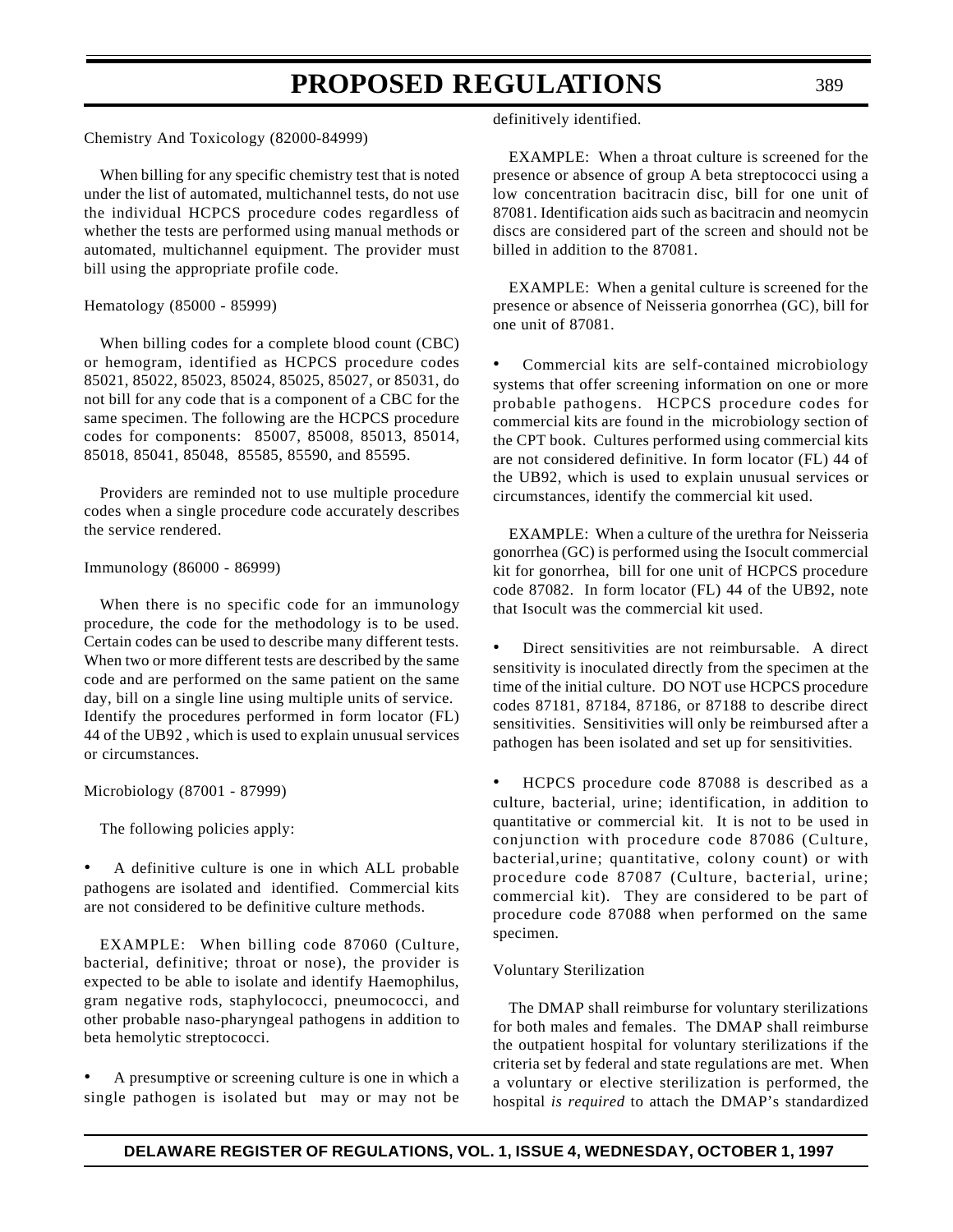Chemistry And Toxicology (82000-84999)

When billing for any specific chemistry test that is noted under the list of automated, multichannel tests, do not use the individual HCPCS procedure codes regardless of whether the tests are performed using manual methods or automated, multichannel equipment. The provider must bill using the appropriate profile code.

Hematology (85000 - 85999)

When billing codes for a complete blood count (CBC) or hemogram, identified as HCPCS procedure codes 85021, 85022, 85023, 85024, 85025, 85027, or 85031, do not bill for any code that is a component of a CBC for the same specimen. The following are the HCPCS procedure codes for components: 85007, 85008, 85013, 85014, 85018, 85041, 85048, 85585, 85590, and 85595.

Providers are reminded not to use multiple procedure codes when a single procedure code accurately describes the service rendered.

Immunology (86000 - 86999)

When there is no specific code for an immunology procedure, the code for the methodology is to be used. Certain codes can be used to describe many different tests. When two or more different tests are described by the same code and are performed on the same patient on the same day, bill on a single line using multiple units of service. Identify the procedures performed in form locator (FL) 44 of the UB92 , which is used to explain unusual services or circumstances.

Microbiology (87001 - 87999)

The following policies apply:

- A definitive culture is one in which ALL probable pathogens are isolated and identified. Commercial kits are not considered to be definitive culture methods.

EXAMPLE: When billing code 87060 (Culture, bacterial, definitive; throat or nose), the provider is expected to be able to isolate and identify Haemophilus, gram negative rods, staphylococci, pneumococci, and other probable naso-pharyngeal pathogens in addition to beta hemolytic streptococci.

- A presumptive or screening culture is one in which a single pathogen is isolated but may or may not be definitively identified.

EXAMPLE: When a throat culture is screened for the presence or absence of group A beta streptococci using a low concentration bacitracin disc, bill for one unit of 87081. Identification aids such as bacitracin and neomycin discs are considered part of the screen and should not be billed in addition to the 87081.

EXAMPLE: When a genital culture is screened for the presence or absence of Neisseria gonorrhea (GC), bill for one unit of 87081.

- Commercial kits are self-contained microbiology systems that offer screening information on one or more probable pathogens. HCPCS procedure codes for commercial kits are found in the microbiology section of the CPT book. Cultures performed using commercial kits are not considered definitive. In form locator (FL) 44 of the UB92, which is used to explain unusual services or circumstances, identify the commercial kit used.

EXAMPLE: When a culture of the urethra for Neisseria gonorrhea (GC) is performed using the Isocult commercial kit for gonorrhea, bill for one unit of HCPCS procedure code 87082. In form locator (FL) 44 of the UB92, note that Isocult was the commercial kit used.

- Direct sensitivities are not reimbursable. A direct sensitivity is inoculated directly from the specimen at the time of the initial culture. DO NOT use HCPCS procedure codes 87181, 87184, 87186, or 87188 to describe direct sensitivities. Sensitivities will only be reimbursed after a pathogen has been isolated and set up for sensitivities.

- HCPCS procedure code 87088 is described as a culture, bacterial, urine; identification, in addition to quantitative or commercial kit. It is not to be used in conjunction with procedure code 87086 (Culture, bacterial,urine; quantitative, colony count) or with procedure code 87087 (Culture, bacterial, urine; commercial kit). They are considered to be part of procedure code 87088 when performed on the same specimen.

Voluntary Sterilization

The DMAP shall reimburse for voluntary sterilizations for both males and females. The DMAP shall reimburse the outpatient hospital for voluntary sterilizations if the criteria set by federal and state regulations are met. When a voluntary or elective sterilization is performed, the hospital *is required* to attach the DMAP's standardized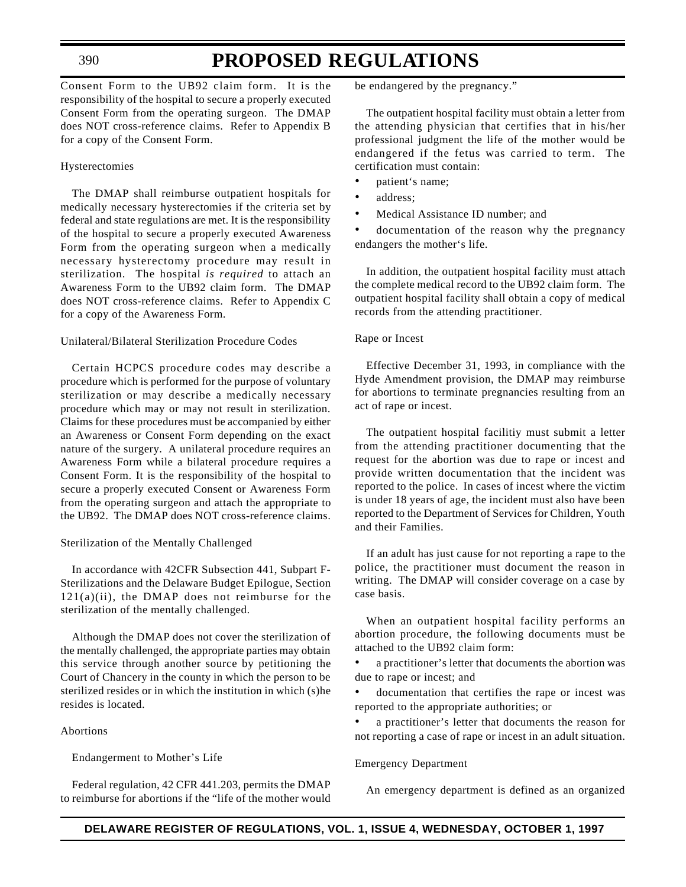Consent Form to the UB92 claim form. It is the responsibility of the hospital to secure a properly executed Consent Form from the operating surgeon. The DMAP does NOT cross-reference claims. Refer to Appendix B for a copy of the Consent Form.

Hysterectomies

The DMAP shall reimburse outpatient hospitals for medically necessary hysterectomies if the criteria set by federal and state regulations are met. It is the responsibility of the hospital to secure a properly executed Awareness Form from the operating surgeon when a medically necessary hysterectomy procedure may result in sterilization. The hospital *is required* to attach an Awareness Form to the UB92 claim form. The DMAP does NOT cross-reference claims. Refer to Appendix C for a copy of the Awareness Form.

Unilateral/Bilateral Sterilization Procedure Codes

Certain HCPCS procedure codes may describe a procedure which is performed for the purpose of voluntary sterilization or may describe a medically necessary procedure which may or may not result in sterilization. Claims for these procedures must be accompanied by either an Awareness or Consent Form depending on the exact nature of the surgery. A unilateral procedure requires an Awareness Form while a bilateral procedure requires a Consent Form. It is the responsibility of the hospital to secure a properly executed Consent or Awareness Form from the operating surgeon and attach the appropriate to the UB92. The DMAP does NOT cross-reference claims.

Sterilization of the Mentally Challenged

In accordance with 42CFR Subsection 441, Subpart F-Sterilizations and the Delaware Budget Epilogue, Section 121(a)(ii), the DMAP does not reimburse for the sterilization of the mentally challenged.

Although the DMAP does not cover the sterilization of the mentally challenged, the appropriate parties may obtain this service through another source by petitioning the Court of Chancery in the county in which the person to be sterilized resides or in which the institution in which (s)he resides is located.

Abortions

Endangerment to Mother's Life

Federal regulation, 42 CFR 441.203, permits the DMAP to reimburse for abortions if the "life of the mother would be endangered by the pregnancy."

The outpatient hospital facility must obtain a letter from the attending physician that certifies that in his/her professional judgment the life of the mother would be endangered if the fetus was carried to term. The certification must contain:

- patient's name;
- address;
- Medical Assistance ID number; and
- documentation of the reason why the pregnancy endangers the mother's life.

In addition, the outpatient hospital facility must attach the complete medical record to the UB92 claim form. The outpatient hospital facility shall obtain a copy of medical records from the attending practitioner.

Rape or Incest

Effective December 31, 1993, in compliance with the Hyde Amendment provision, the DMAP may reimburse for abortions to terminate pregnancies resulting from an act of rape or incest.

The outpatient hospital facilitiy must submit a letter from the attending practitioner documenting that the request for the abortion was due to rape or incest and provide written documentation that the incident was reported to the police. In cases of incest where the victim is under 18 years of age, the incident must also have been reported to the Department of Services for Children, Youth and their Families.

If an adult has just cause for not reporting a rape to the police, the practitioner must document the reason in writing. The DMAP will consider coverage on a case by case basis.

When an outpatient hospital facility performs an abortion procedure, the following documents must be attached to the UB92 claim form:

- a practitioner's letter that documents the abortion was due to rape or incest; and
- documentation that certifies the rape or incest was reported to the appropriate authorities; or
- a practitioner's letter that documents the reason for not reporting a case of rape or incest in an adult situation.

Emergency Department

An emergency department is defined as an organized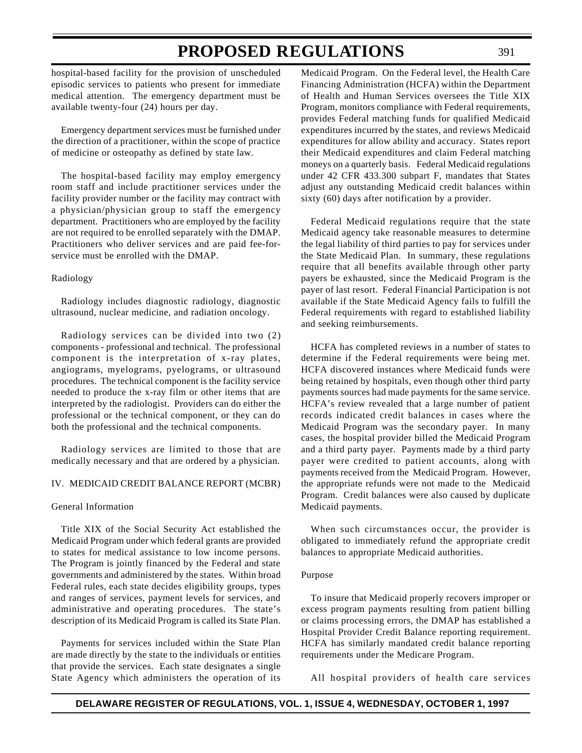hospital-based facility for the provision of unscheduled episodic services to patients who present for immediate medical attention. The emergency department must be available twenty-four (24) hours per day.

Emergency department services must be furnished under the direction of a practitioner, within the scope of practice of medicine or osteopathy as defined by state law.

The hospital-based facility may employ emergency room staff and include practitioner services under the facility provider number or the facility may contract with a physician/physician group to staff the emergency department. Practitioners who are employed by the facility are not required to be enrolled separately with the DMAP. Practitioners who deliver services and are paid fee-for-service must be enrolled with the DMAP.

Radiology

Radiology includes diagnostic radiology, diagnostic ultrasound, nuclear medicine, and radiation oncology.

Radiology services can be divided into two (2) components - professional and technical. The professional component is the interpretation of x-ray plates, angiograms, myelograms, pyelograms, or ultrasound procedures. The technical component is the facility service needed to produce the x-ray film or other items that are interpreted by the radiologist. Providers can do either the professional or the technical component, or they can do both the professional and the technical components.

Radiology services are limited to those that are medically necessary and that are ordered by a physician.

IV. MEDICAID CREDIT BALANCE REPORT (MCBR)

General Information

Title XIX of the Social Security Act established the Medicaid Program under which federal grants are provided to states for medical assistance to low income persons. The Program is jointly financed by the Federal and state governments and administered by the states. Within broad Federal rules, each state decides eligibility groups, types and ranges of services, payment levels for services, and administrative and operating procedures. The state's description of its Medicaid Program is called its State Plan.

Payments for services included within the State Plan are made directly by the state to the individuals or entities that provide the services. Each state designates a single State Agency which administers the operation of its Medicaid Program. On the Federal level, the Health Care Financing Administration (HCFA) within the Department of Health and Human Services oversees the Title XIX Program, monitors compliance with Federal requirements, provides Federal matching funds for qualified Medicaid expenditures incurred by the states, and reviews Medicaid expenditures for allow ability and accuracy. States report their Medicaid expenditures and claim Federal matching moneys on a quarterly basis. Federal Medicaid regulations under 42 CFR 433.300 subpart F, mandates that States adjust any outstanding Medicaid credit balances within sixty (60) days after notification by a provider.

Federal Medicaid regulations require that the state Medicaid agency take reasonable measures to determine the legal liability of third parties to pay for services under the State Medicaid Plan. In summary, these regulations require that all benefits available through other party payers be exhausted, since the Medicaid Program is the payer of last resort. Federal Financial Participation is not available if the State Medicaid Agency fails to fulfill the Federal requirements with regard to established liability and seeking reimbursements.

HCFA has completed reviews in a number of states to determine if the Federal requirements were being met. HCFA discovered instances where Medicaid funds were being retained by hospitals, even though other third party payments sources had made payments for the same service. HCFA's review revealed that a large number of patient records indicated credit balances in cases where the Medicaid Program was the secondary payer. In many cases, the hospital provider billed the Medicaid Program and a third party payer. Payments made by a third party payer were credited to patient accounts, along with payments received from the Medicaid Program. However, the appropriate refunds were not made to the Medicaid Program. Credit balances were also caused by duplicate Medicaid payments.

When such circumstances occur, the provider is obligated to immediately refund the appropriate credit balances to appropriate Medicaid authorities.

Purpose

To insure that Medicaid properly recovers improper or excess program payments resulting from patient billing or claims processing errors, the DMAP has established a Hospital Provider Credit Balance reporting requirement. HCFA has similarly mandated credit balance reporting requirements under the Medicare Program.

All hospital providers of health care services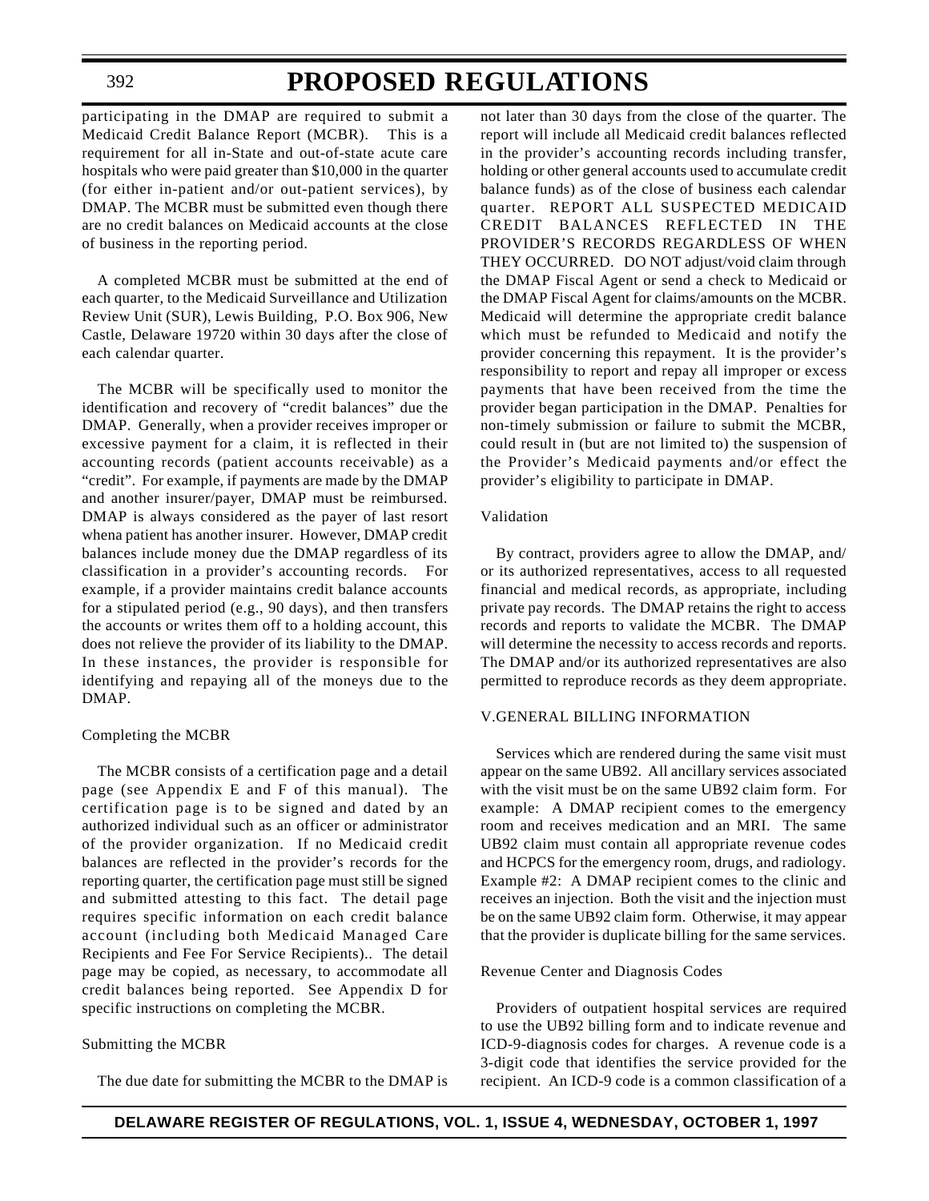participating in the DMAP are required to submit a Medicaid Credit Balance Report (MCBR). This is a requirement for all in-State and out-of-state acute care hospitals who were paid greater than $10,000 in the quarter (for either in-patient and/or out-patient services), by DMAP. The MCBR must be submitted even though there are no credit balances on Medicaid accounts at the close of business in the reporting period.

A completed MCBR must be submitted at the end of each quarter, to the Medicaid Surveillance and Utilization Review Unit (SUR), Lewis Building, P.O. Box 906, New Castle, Delaware 19720 within 30 days after the close of each calendar quarter.

The MCBR will be specifically used to monitor the identification and recovery of "credit balances" due the DMAP. Generally, when a provider receives improper or excessive payment for a claim, it is reflected in their accounting records (patient accounts receivable) as a "credit". For example, if payments are made by the DMAP and another insurer/payer, DMAP must be reimbursed. DMAP is always considered as the payer of last resort whena patient has another insurer. However, DMAP credit balances include money due the DMAP regardless of its classification in a provider's accounting records. For example, if a provider maintains credit balance accounts for a stipulated period (e.g., 90 days), and then transfers the accounts or writes them off to a holding account, this does not relieve the provider of its liability to the DMAP. In these instances, the provider is responsible for identifying and repaying all of the moneys due to the DMAP.

Completing the MCBR

The MCBR consists of a certification page and a detail page (see Appendix E and F of this manual). The certification page is to be signed and dated by an authorized individual such as an officer or administrator of the provider organization. If no Medicaid credit balances are reflected in the provider's records for the reporting quarter, the certification page must still be signed and submitted attesting to this fact. The detail page requires specific information on each credit balance account (including both Medicaid Managed Care Recipients and Fee For Service Recipients).. The detail page may be copied, as necessary, to accommodate all credit balances being reported. See Appendix D for specific instructions on completing the MCBR.

Submitting the MCBR

The due date for submitting the MCBR to the DMAP is not later than 30 days from the close of the quarter. The report will include all Medicaid credit balances reflected in the provider's accounting records including transfer, holding or other general accounts used to accumulate credit balance funds) as of the close of business each calendar quarter. REPORT ALL SUSPECTED MEDICAID CREDIT BALANCES REFLECTED IN THE PROVIDER'S RECORDS REGARDLESS OF WHEN THEY OCCURRED. DO NOT adjust/void claim through the DMAP Fiscal Agent or send a check to Medicaid or the DMAP Fiscal Agent for claims/amounts on the MCBR. Medicaid will determine the appropriate credit balance which must be refunded to Medicaid and notify the provider concerning this repayment. It is the provider's responsibility to report and repay all improper or excess payments that have been received from the time the provider began participation in the DMAP. Penalties for non-timely submission or failure to submit the MCBR, could result in (but are not limited to) the suspension of the Provider's Medicaid payments and/or effect the provider's eligibility to participate in DMAP.

Validation

By contract, providers agree to allow the DMAP, and/or its authorized representatives, access to all requested financial and medical records, as appropriate, including private pay records. The DMAP retains the right to access records and reports to validate the MCBR. The DMAP will determine the necessity to access records and reports. The DMAP and/or its authorized representatives are also permitted to reproduce records as they deem appropriate.

V.GENERAL BILLING INFORMATION

Services which are rendered during the same visit must appear on the same UB92. All ancillary services associated with the visit must be on the same UB92 claim form. For example: A DMAP recipient comes to the emergency room and receives medication and an MRI. The same UB92 claim must contain all appropriate revenue codes and HCPCS for the emergency room, drugs, and radiology. Example #2: A DMAP recipient comes to the clinic and receives an injection. Both the visit and the injection must be on the same UB92 claim form. Otherwise, it may appear that the provider is duplicate billing for the same services.

Revenue Center and Diagnosis Codes

Providers of outpatient hospital services are required to use the UB92 billing form and to indicate revenue and ICD-9-diagnosis codes for charges. A revenue code is a 3-digit code that identifies the service provided for the recipient. An ICD-9 code is a common classification of a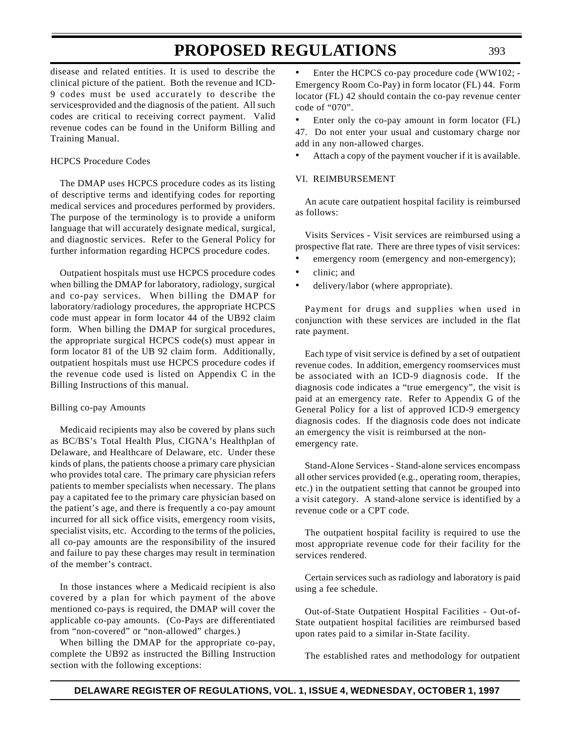disease and related entities. It is used to describe the clinical picture of the patient. Both the revenue and ICD-9 codes must be used accurately to describe the servicesprovided and the diagnosis of the patient. All such codes are critical to receiving correct payment. Valid revenue codes can be found in the Uniform Billing and Training Manual.

HCPCS Procedure Codes

The DMAP uses HCPCS procedure codes as its listing of descriptive terms and identifying codes for reporting medical services and procedures performed by providers. The purpose of the terminology is to provide a uniform language that will accurately designate medical, surgical, and diagnostic services. Refer to the General Policy for further information regarding HCPCS procedure codes.

Outpatient hospitals must use HCPCS procedure codes when billing the DMAP for laboratory, radiology, surgical and co-pay services. When billing the DMAP for laboratory/radiology procedures, the appropriate HCPCS code must appear in form locator 44 of the UB92 claim form. When billing the DMAP for surgical procedures, the appropriate surgical HCPCS code(s) must appear in form locator 81 of the UB 92 claim form. Additionally, outpatient hospitals must use HCPCS procedure codes if the revenue code used is listed on Appendix C in the Billing Instructions of this manual.

Billing co-pay Amounts

Medicaid recipients may also be covered by plans such as BC/BS's Total Health Plus, CIGNA's Healthplan of Delaware, and Healthcare of Delaware, etc. Under these kinds of plans, the patients choose a primary care physician who provides total care. The primary care physician refers patients to member specialists when necessary. The plans pay a capitated fee to the primary care physician based on the patient's age, and there is frequently a co-pay amount incurred for all sick office visits, emergency room visits, specialist visits, etc. According to the terms of the policies, all co-pay amounts are the responsibility of the insured and failure to pay these charges may result in termination of the member's contract.

In those instances where a Medicaid recipient is also covered by a plan for which payment of the above mentioned co-pays is required, the DMAP will cover the applicable co-pay amounts. (Co-Pays are differentiated from "non-covered" or "non-allowed" charges.)

When billing the DMAP for the appropriate co-pay, complete the UB92 as instructed the Billing Instruction section with the following exceptions:

- Enter the HCPCS co-pay procedure code (WW102; - Emergency Room Co-Pay) in form locator (FL) 44. Form locator (FL) 42 should contain the co-pay revenue center code of "070".
- Enter only the co-pay amount in form locator (FL) 47. Do not enter your usual and customary charge nor add in any non-allowed charges.
- Attach a copy of the payment voucher if it is available.

VI. REIMBURSEMENT

An acute care outpatient hospital facility is reimbursed as follows:

Visits Services - Visit services are reimbursed using a prospective flat rate. There are three types of visit services:

- emergency room (emergency and non-emergency);
- clinic; and
- delivery/labor (where appropriate).

Payment for drugs and supplies when used in conjunction with these services are included in the flat rate payment.

Each type of visit service is defined by a set of outpatient revenue codes. In addition, emergency roomservices must be associated with an ICD-9 diagnosis code. If the diagnosis code indicates a "true emergency", the visit is paid at an emergency rate. Refer to Appendix G of the General Policy for a list of approved ICD-9 emergency diagnosis codes. If the diagnosis code does not indicate an emergency the visit is reimbursed at the non-emergency rate.

Stand-Alone Services - Stand-alone services encompass all other services provided (e.g., operating room, therapies, etc.) in the outpatient setting that cannot be grouped into a visit category. A stand-alone service is identified by a revenue code or a CPT code.

The outpatient hospital facility is required to use the most appropriate revenue code for their facility for the services rendered.

Certain services such as radiology and laboratory is paid using a fee schedule.

Out-of-State Outpatient Hospital Facilities - Out-of-State outpatient hospital facilities are reimbursed based upon rates paid to a similar in-State facility.

The established rates and methodology for outpatient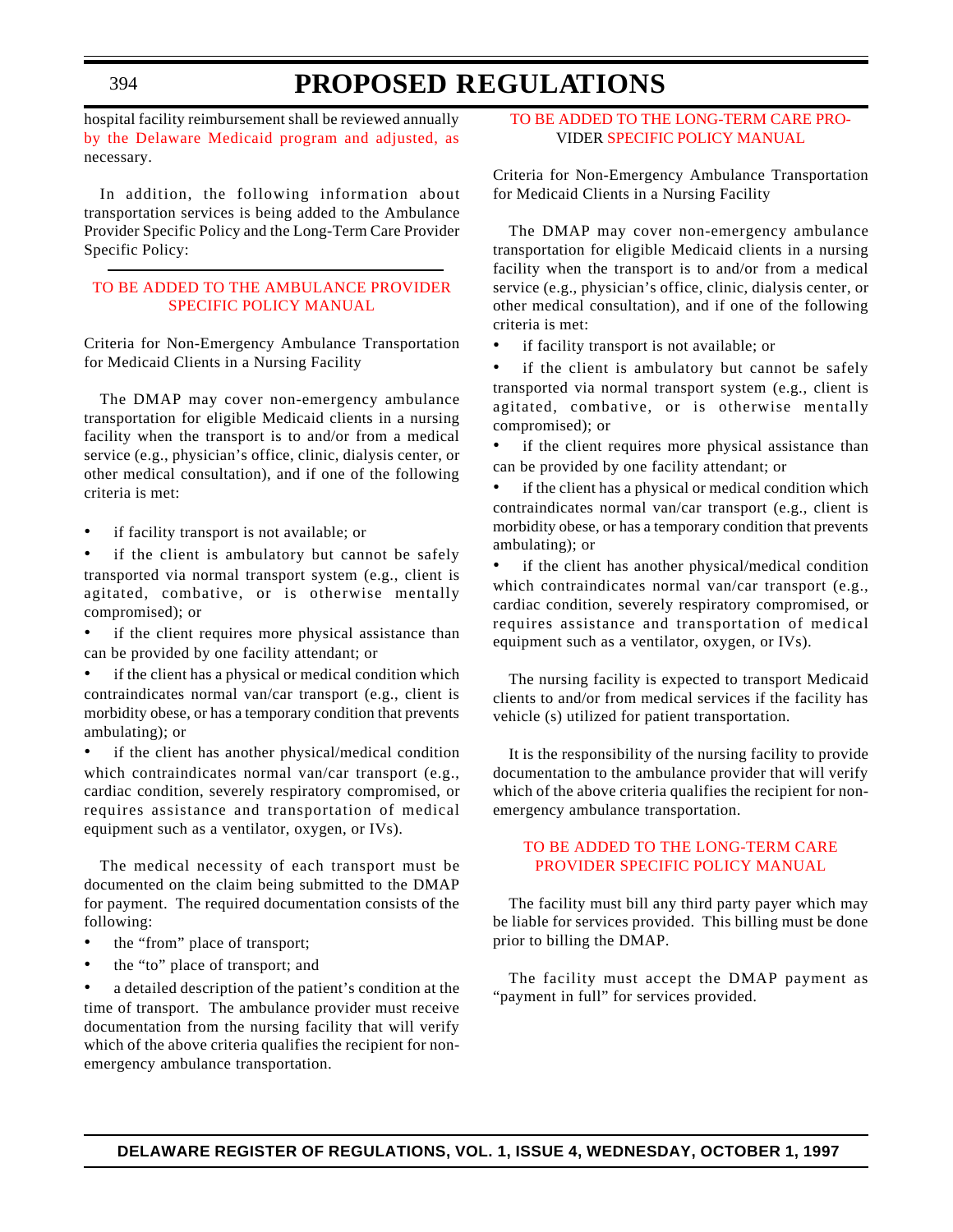hospital facility reimbursement shall be reviewed annually by the Delaware Medicaid program and adjusted, as necessary.

In addition, the following information about transportation services is being added to the Ambulance Provider Specific Policy and the Long-Term Care Provider Specific Policy:

---

### TO BE ADDED TO THE AMBULANCE PROVIDER SPECIFIC POLICY MANUAL

Criteria for Non-Emergency Ambulance Transportation for Medicaid Clients in a Nursing Facility

The DMAP may cover non-emergency ambulance transportation for eligible Medicaid clients in a nursing facility when the transport is to and/or from a medical service (e.g., physician's office, clinic, dialysis center, or other medical consultation), and if one of the following criteria is met:

- if facility transport is not available; or
- if the client is ambulatory but cannot be safely transported via normal transport system (e.g., client is agitated, combative, or is otherwise mentally compromised); or
- if the client requires more physical assistance than can be provided by one facility attendant; or
- if the client has a physical or medical condition which contraindicates normal van/car transport (e.g., client is morbidity obese, or has a temporary condition that prevents ambulating); or
- if the client has another physical/medical condition which contraindicates normal van/car transport (e.g., cardiac condition, severely respiratory compromised, or requires assistance and transportation of medical equipment such as a ventilator, oxygen, or IVs).

The medical necessity of each transport must be documented on the claim being submitted to the DMAP for payment. The required documentation consists of the following:

- the "from" place of transport;
- the "to" place of transport; and
- a detailed description of the patient's condition at the time of transport. The ambulance provider must receive documentation from the nursing facility that will verify which of the above criteria qualifies the recipient for non-emergency ambulance transportation.

### TO BE ADDED TO THE LONG-TERM CARE PROVIDER SPECIFIC POLICY MANUAL

Criteria for Non-Emergency Ambulance Transportation for Medicaid Clients in a Nursing Facility

The DMAP may cover non-emergency ambulance transportation for eligible Medicaid clients in a nursing facility when the transport is to and/or from a medical service (e.g., physician's office, clinic, dialysis center, or other medical consultation), and if one of the following criteria is met:

- if facility transport is not available; or
- if the client is ambulatory but cannot be safely transported via normal transport system (e.g., client is agitated, combative, or is otherwise mentally compromised); or
- if the client requires more physical assistance than can be provided by one facility attendant; or
- if the client has a physical or medical condition which contraindicates normal van/car transport (e.g., client is morbidity obese, or has a temporary condition that prevents ambulating); or
- if the client has another physical/medical condition which contraindicates normal van/car transport (e.g., cardiac condition, severely respiratory compromised, or requires assistance and transportation of medical equipment such as a ventilator, oxygen, or IVs).

The nursing facility is expected to transport Medicaid clients to and/or from medical services if the facility has vehicle (s) utilized for patient transportation.

It is the responsibility of the nursing facility to provide documentation to the ambulance provider that will verify which of the above criteria qualifies the recipient for non-emergency ambulance transportation.

### TO BE ADDED TO THE LONG-TERM CARE PROVIDER SPECIFIC POLICY MANUAL

The facility must bill any third party payer which may be liable for services provided. This billing must be done prior to billing the DMAP.

The facility must accept the DMAP payment as "payment in full" for services provided.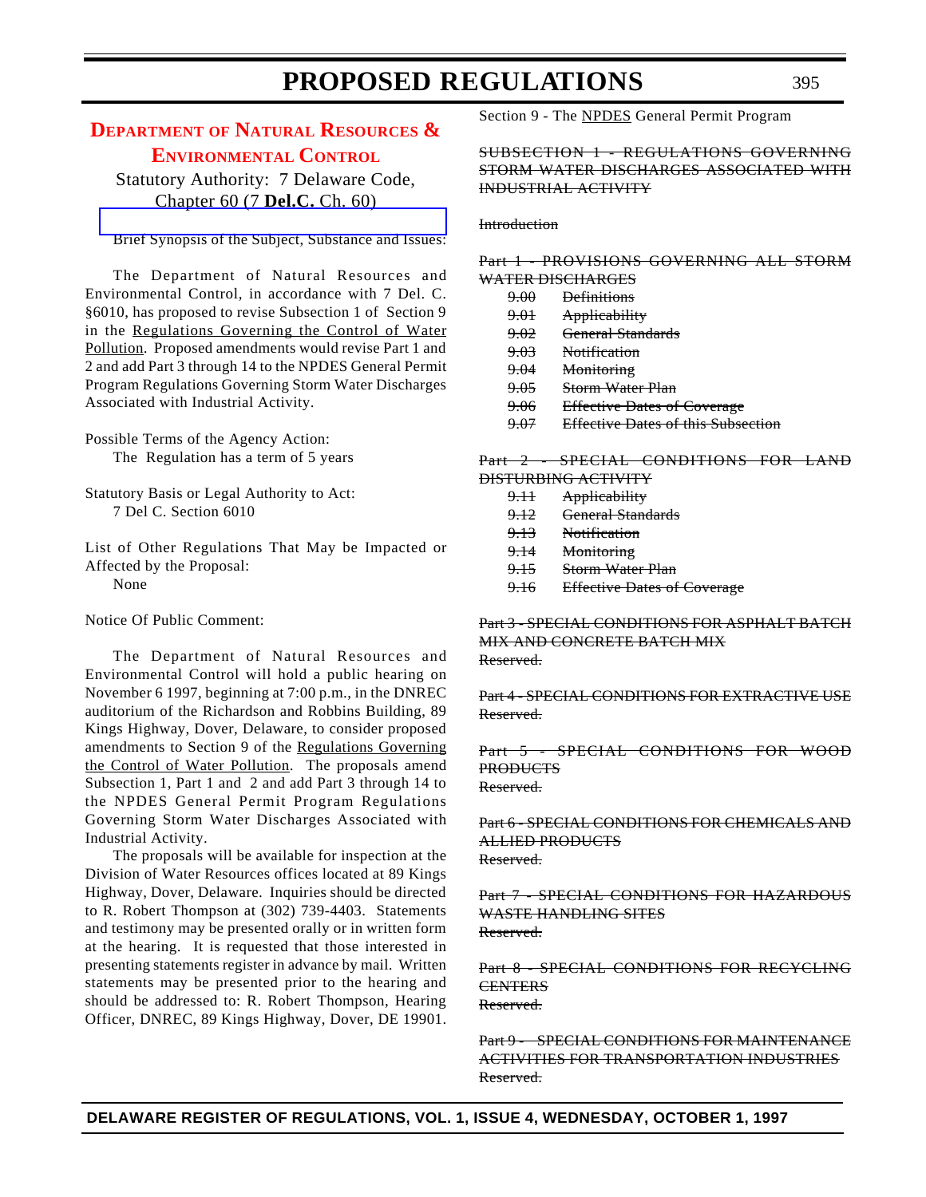## DEPARTMENT OF NATURAL RESOURCES & ENVIRONMENTAL CONTROL

Statutory Authority: 7 Delaware Code, Chapter 60 (7 **Del.C.** Ch. 60)

Brief Synopsis of the Subject, Substance and Issues:

The Department of Natural Resources and Environmental Control, in accordance with 7 Del. C. §6010, has proposed to revise Subsection 1 of Section 9 in the Regulations Governing the Control of Water Pollution. Proposed amendments would revise Part 1 and 2 and add Part 3 through 14 to the NPDES General Permit Program Regulations Governing Storm Water Discharges Associated with Industrial Activity.

Possible Terms of the Agency Action:

The Regulation has a term of 5 years

Statutory Basis or Legal Authority to Act:

7 Del C. Section 6010

List of Other Regulations That May be Impacted or Affected by the Proposal:

None

Notice Of Public Comment:

The Department of Natural Resources and Environmental Control will hold a public hearing on November 6 1997, beginning at 7:00 p.m., in the DNREC auditorium of the Richardson and Robbins Building, 89 Kings Highway, Dover, Delaware, to consider proposed amendments to Section 9 of the Regulations Governing the Control of Water Pollution. The proposals amend Subsection 1, Part 1 and 2 and add Part 3 through 14 to the NPDES General Permit Program Regulations Governing Storm Water Discharges Associated with Industrial Activity.

The proposals will be available for inspection at the Division of Water Resources offices located at 89 Kings Highway, Dover, Delaware. Inquiries should be directed to R. Robert Thompson at (302) 739-4403. Statements and testimony may be presented orally or in written form at the hearing. It is requested that those interested in presenting statements register in advance by mail. Written statements may be presented prior to the hearing and should be addressed to: R. Robert Thompson, Hearing Officer, DNREC, 89 Kings Highway, Dover, DE 19901.

Section 9 - The NPDES General Permit Program

~~SUBSECTION 1 - REGULATIONS GOVERNING STORM WATER DISCHARGES ASSOCIATED WITH INDUSTRIAL ACTIVITY~~

~~Introduction~~

~~Part 1 - PROVISIONS GOVERNING ALL STORM WATER DISCHARGES~~

~~9.00 Definitions~~
~~9.01 Applicability~~
~~9.02 General Standards~~
~~9.03 Notification~~
~~9.04 Monitoring~~
~~9.05 Storm Water Plan~~
~~9.06 Effective Dates of Coverage~~
~~9.07 Effective Dates of this Subsection~~

~~Part 2 - SPECIAL CONDITIONS FOR LAND DISTURBING ACTIVITY~~

~~9.11 Applicability~~
~~9.12 General Standards~~
~~9.13 Notification~~
~~9.14 Monitoring~~
~~9.15 Storm Water Plan~~
~~9.16 Effective Dates of Coverage~~

~~Part 3 - SPECIAL CONDITIONS FOR ASPHALT BATCH MIX AND CONCRETE BATCH MIX~~
~~Reserved.~~

~~Part 4 - SPECIAL CONDITIONS FOR EXTRACTIVE USE~~
~~Reserved.~~

~~Part 5 - SPECIAL CONDITIONS FOR WOOD PRODUCTS~~
~~Reserved.~~

~~Part 6 - SPECIAL CONDITIONS FOR CHEMICALS AND ALLIED PRODUCTS~~
~~Reserved.~~

~~Part 7 - SPECIAL CONDITIONS FOR HAZARDOUS WASTE HANDLING SITES~~
~~Reserved.~~

~~Part 8 - SPECIAL CONDITIONS FOR RECYCLING CENTERS~~
~~Reserved.~~

~~Part 9 - SPECIAL CONDITIONS FOR MAINTENANCE ACTIVITIES FOR TRANSPORTATION INDUSTRIES~~
~~Reserved.~~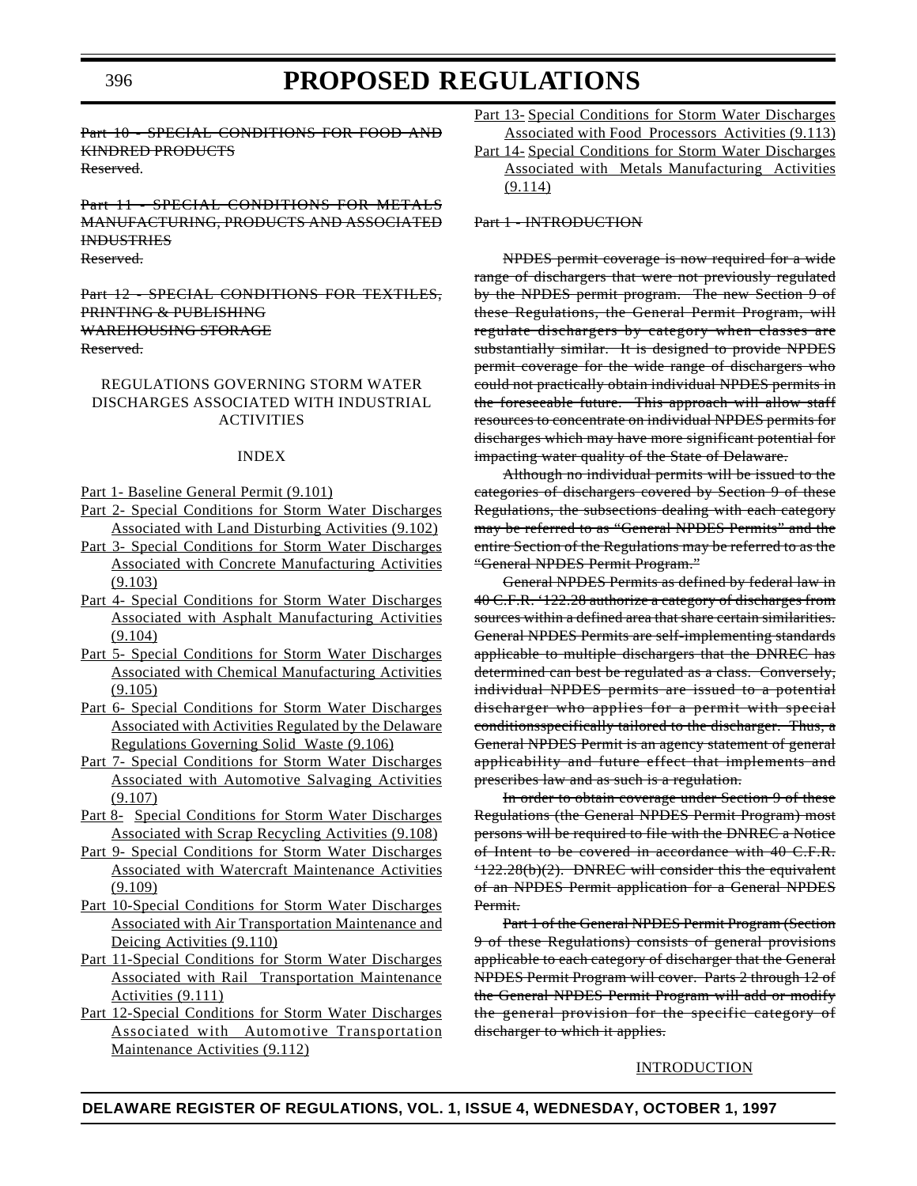~~Part 10 - SPECIAL CONDITIONS FOR FOOD AND KINDRED PRODUCTS~~
~~Reserved.~~

~~Part 11 - SPECIAL CONDITIONS FOR METALS MANUFACTURING, PRODUCTS AND ASSOCIATED INDUSTRIES~~
~~Reserved.~~

~~Part 12 - SPECIAL CONDITIONS FOR TEXTILES, PRINTING & PUBLISHING WAREHOUSING STORAGE~~
~~Reserved.~~

REGULATIONS GOVERNING STORM WATER DISCHARGES ASSOCIATED WITH INDUSTRIAL ACTIVITIES

INDEX

<u>Part 1- Baseline General Permit (9.101)</u>
<u>Part 2- Special Conditions for Storm Water Discharges Associated with Land Disturbing Activities (9.102)</u>
<u>Part 3- Special Conditions for Storm Water Discharges Associated with Concrete Manufacturing Activities (9.103)</u>
<u>Part 4- Special Conditions for Storm Water Discharges Associated with Asphalt Manufacturing Activities (9.104)</u>
<u>Part 5- Special Conditions for Storm Water Discharges Associated with Chemical Manufacturing Activities (9.105)</u>
<u>Part 6- Special Conditions for Storm Water Discharges Associated with Activities Regulated by the Delaware Regulations Governing Solid Waste (9.106)</u>
<u>Part 7- Special Conditions for Storm Water Discharges Associated with Automotive Salvaging Activities (9.107)</u>
<u>Part 8- Special Conditions for Storm Water Discharges Associated with Scrap Recycling Activities (9.108)</u>
<u>Part 9- Special Conditions for Storm Water Discharges Associated with Watercraft Maintenance Activities (9.109)</u>
<u>Part 10-Special Conditions for Storm Water Discharges Associated with Air Transportation Maintenance and Deicing Activities (9.110)</u>
<u>Part 11-Special Conditions for Storm Water Discharges Associated with Rail Transportation Maintenance Activities (9.111)</u>
<u>Part 12-Special Conditions for Storm Water Discharges Associated with Automotive Transportation Maintenance Activities (9.112)</u>
<u>Part 13- Special Conditions for Storm Water Discharges Associated with Food Processors Activities (9.113)</u>
<u>Part 14- Special Conditions for Storm Water Discharges Associated with Metals Manufacturing Activities (9.114)</u>

~~Part 1 - INTRODUCTION~~

~~NPDES permit coverage is now required for a wide range of dischargers that were not previously regulated by the NPDES permit program. The new Section 9 of these Regulations, the General Permit Program, will regulate dischargers by category when classes are substantially similar. It is designed to provide NPDES permit coverage for the wide range of dischargers who could not practically obtain individual NPDES permits in the foreseeable future. This approach will allow staff resources to concentrate on individual NPDES permits for discharges which may have more significant potential for impacting water quality of the State of Delaware.~~

~~Although no individual permits will be issued to the categories of dischargers covered by Section 9 of these Regulations, the subsections dealing with each category may be referred to as "General NPDES Permits" and the entire Section of the Regulations may be referred to as the "General NPDES Permit Program."~~

~~General NPDES Permits as defined by federal law in 40 C.F.R. '122.28 authorize a category of discharges from sources within a defined area that share certain similarities. General NPDES Permits are self-implementing standards applicable to multiple dischargers that the DNREC has determined can best be regulated as a class. Conversely, individual NPDES permits are issued to a potential discharger who applies for a permit with special conditionsspecifically tailored to the discharger. Thus, a General NPDES Permit is an agency statement of general applicability and future effect that implements and prescribes law and as such is a regulation.~~

~~In order to obtain coverage under Section 9 of these Regulations (the General NPDES Permit Program) most persons will be required to file with the DNREC a Notice of Intent to be covered in accordance with 40 C.F.R. '122.28(b)(2). DNREC will consider this the equivalent of an NPDES Permit application for a General NPDES Permit.~~

~~Part 1 of the General NPDES Permit Program (Section 9 of these Regulations) consists of general provisions applicable to each category of discharger that the General NPDES Permit Program will cover. Parts 2 through 12 of the General NPDES Permit Program will add or modify the general provision for the specific category of discharger to which it applies.~~

<u>INTRODUCTION</u>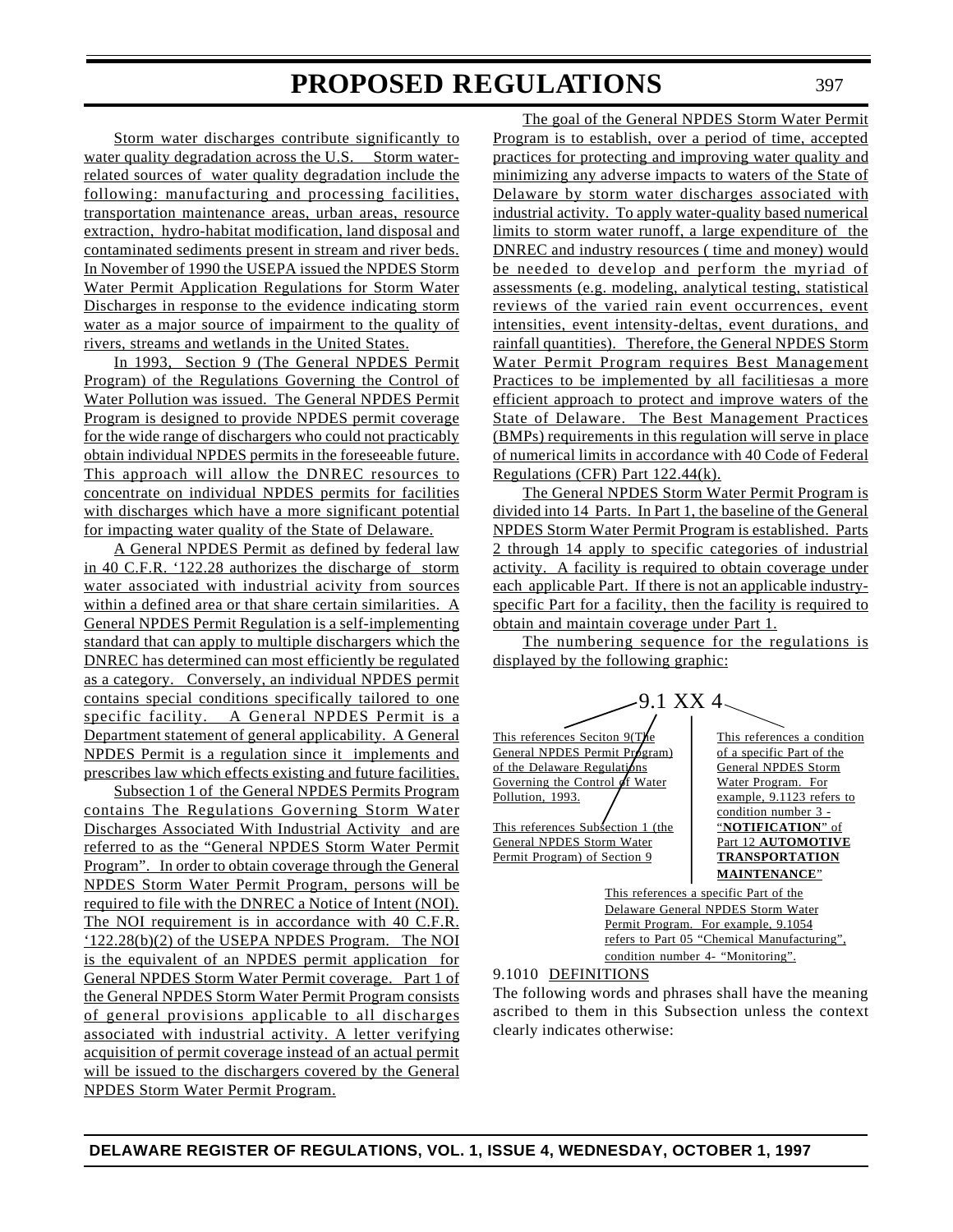Storm water discharges contribute significantly to water quality degradation across the U.S. Storm water-related sources of water quality degradation include the following: manufacturing and processing facilities, transportation maintenance areas, urban areas, resource extraction, hydro-habitat modification, land disposal and contaminated sediments present in stream and river beds. In November of 1990 the USEPA issued the NPDES Storm Water Permit Application Regulations for Storm Water Discharges in response to the evidence indicating storm water as a major source of impairment to the quality of rivers, streams and wetlands in the United States.

In 1993, Section 9 (The General NPDES Permit Program) of the Regulations Governing the Control of Water Pollution was issued. The General NPDES Permit Program is designed to provide NPDES permit coverage for the wide range of dischargers who could not practicably obtain individual NPDES permits in the foreseeable future. This approach will allow the DNREC resources to concentrate on individual NPDES permits for facilities with discharges which have a more significant potential for impacting water quality of the State of Delaware.

A General NPDES Permit as defined by federal law in 40 C.F.R. '122.28 authorizes the discharge of storm water associated with industrial acivity from sources within a defined area or that share certain similarities. A General NPDES Permit Regulation is a self-implementing standard that can apply to multiple dischargers which the DNREC has determined can most efficiently be regulated as a category. Conversely, an individual NPDES permit contains special conditions specifically tailored to one specific facility. A General NPDES Permit is a Department statement of general applicability. A General NPDES Permit is a regulation since it implements and prescribes law which effects existing and future facilities.

Subsection 1 of the General NPDES Permits Program contains The Regulations Governing Storm Water Discharges Associated With Industrial Activity and are referred to as the "General NPDES Storm Water Permit Program". In order to obtain coverage through the General NPDES Storm Water Permit Program, persons will be required to file with the DNREC a Notice of Intent (NOI). The NOI requirement is in accordance with 40 C.F.R. '122.28(b)(2) of the USEPA NPDES Program. The NOI is the equivalent of an NPDES permit application for General NPDES Storm Water Permit coverage. Part 1 of the General NPDES Storm Water Permit Program consists of general provisions applicable to all discharges associated with industrial activity. A letter verifying acquisition of permit coverage instead of an actual permit will be issued to the dischargers covered by the General NPDES Storm Water Permit Program.

The goal of the General NPDES Storm Water Permit Program is to establish, over a period of time, accepted practices for protecting and improving water quality and minimizing any adverse impacts to waters of the State of Delaware by storm water discharges associated with industrial activity. To apply water-quality based numerical limits to storm water runoff, a large expenditure of the DNREC and industry resources ( time and money) would be needed to develop and perform the myriad of assessments (e.g. modeling, analytical testing, statistical reviews of the varied rain event occurrences, event intensities, event intensity-deltas, event durations, and rainfall quantities). Therefore, the General NPDES Storm Water Permit Program requires Best Management Practices to be implemented by all facilitiesas a more efficient approach to protect and improve waters of the State of Delaware. The Best Management Practices (BMPs) requirements in this regulation will serve in place of numerical limits in accordance with 40 Code of Federal Regulations (CFR) Part 122.44(k).

The General NPDES Storm Water Permit Program is divided into 14 Parts. In Part 1, the baseline of the General NPDES Storm Water Permit Program is established. Parts 2 through 14 apply to specific categories of industrial activity. A facility is required to obtain coverage under each applicable Part. If there is not an applicable industry-specific Part for a facility, then the facility is required to obtain and maintain coverage under Part 1.

The numbering sequence for the regulations is displayed by the following graphic:

9.1 XX 4

- 9 — This references Seciton 9(The General NPDES Permit Program) of the Delaware Regulations Governing the Control of Water Pollution, 1993.
- 1 — This references Subsection 1 (the General NPDES Storm Water Permit Program) of Section 9
- XX — This references a specific Part of the Delaware General NPDES Storm Water Permit Program. For example, 9.1054 refers to Part 05 "Chemical Manufacturing", condition number 4- "Monitoring".
- 4 — This references a condition of a specific Part of the General NPDES Storm Water Program. For example, 9.1123 refers to condition number 3 - "**NOTIFICATION**" of Part 12 **AUTOMOTIVE TRANSPORTATION MAINTENANCE**"

9.1010 DEFINITIONS

The following words and phrases shall have the meaning ascribed to them in this Subsection unless the context clearly indicates otherwise: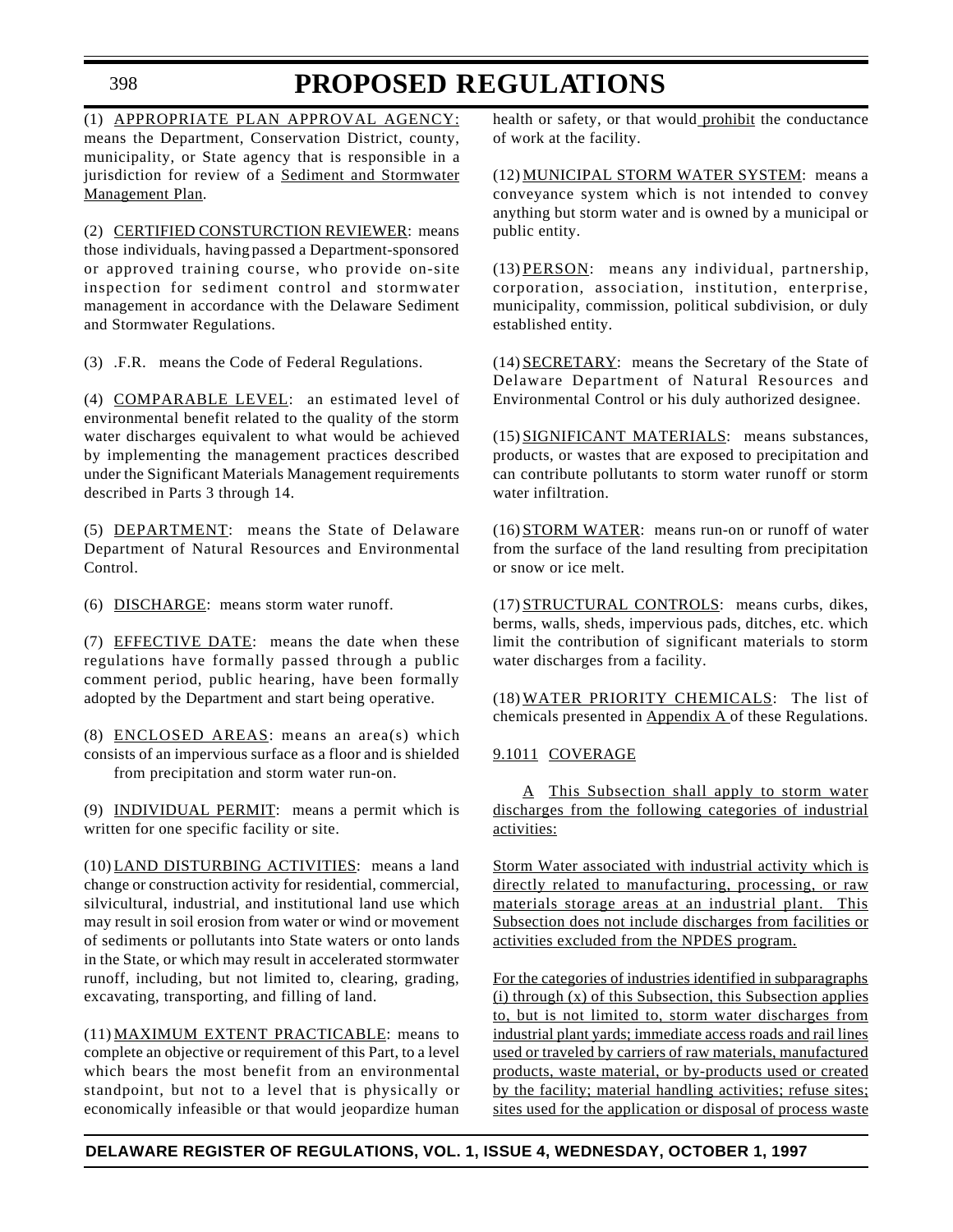(1) APPROPRIATE PLAN APPROVAL AGENCY: means the Department, Conservation District, county, municipality, or State agency that is responsible in a jurisdiction for review of a Sediment and Stormwater Management Plan.

(2) CERTIFIED CONSTURCTION REVIEWER: means those individuals, having passed a Department-sponsored or approved training course, who provide on-site inspection for sediment control and stormwater management in accordance with the Delaware Sediment and Stormwater Regulations.

(3) .F.R. means the Code of Federal Regulations.

(4) COMPARABLE LEVEL: an estimated level of environmental benefit related to the quality of the storm water discharges equivalent to what would be achieved by implementing the management practices described under the Significant Materials Management requirements described in Parts 3 through 14.

(5) DEPARTMENT: means the State of Delaware Department of Natural Resources and Environmental Control.

(6) DISCHARGE: means storm water runoff.

(7) EFFECTIVE DATE: means the date when these regulations have formally passed through a public comment period, public hearing, have been formally adopted by the Department and start being operative.

(8) ENCLOSED AREAS: means an area(s) which consists of an impervious surface as a floor and is shielded from precipitation and storm water run-on.

(9) INDIVIDUAL PERMIT: means a permit which is written for one specific facility or site.

(10) LAND DISTURBING ACTIVITIES: means a land change or construction activity for residential, commercial, silvicultural, industrial, and institutional land use which may result in soil erosion from water or wind or movement of sediments or pollutants into State waters or onto lands in the State, or which may result in accelerated stormwater runoff, including, but not limited to, clearing, grading, excavating, transporting, and filling of land.

(11) MAXIMUM EXTENT PRACTICABLE: means to complete an objective or requirement of this Part, to a level which bears the most benefit from an environmental standpoint, but not to a level that is physically or economically infeasible or that would jeopardize human health or safety, or that would prohibit the conductance of work at the facility.

(12) MUNICIPAL STORM WATER SYSTEM: means a conveyance system which is not intended to convey anything but storm water and is owned by a municipal or public entity.

(13) PERSON: means any individual, partnership, corporation, association, institution, enterprise, municipality, commission, political subdivision, or duly established entity.

(14) SECRETARY: means the Secretary of the State of Delaware Department of Natural Resources and Environmental Control or his duly authorized designee.

(15) SIGNIFICANT MATERIALS: means substances, products, or wastes that are exposed to precipitation and can contribute pollutants to storm water runoff or storm water infiltration.

(16) STORM WATER: means run-on or runoff of water from the surface of the land resulting from precipitation or snow or ice melt.

(17) STRUCTURAL CONTROLS: means curbs, dikes, berms, walls, sheds, impervious pads, ditches, etc. which limit the contribution of significant materials to storm water discharges from a facility.

(18) WATER PRIORITY CHEMICALS: The list of chemicals presented in Appendix A of these Regulations.

9.1011 COVERAGE

A This Subsection shall apply to storm water discharges from the following categories of industrial activities:

Storm Water associated with industrial activity which is directly related to manufacturing, processing, or raw materials storage areas at an industrial plant. This Subsection does not include discharges from facilities or activities excluded from the NPDES program.

For the categories of industries identified in subparagraphs (i) through (x) of this Subsection, this Subsection applies to, but is not limited to, storm water discharges from industrial plant yards; immediate access roads and rail lines used or traveled by carriers of raw materials, manufactured products, waste material, or by-products used or created by the facility; material handling activities; refuse sites; sites used for the application or disposal of process waste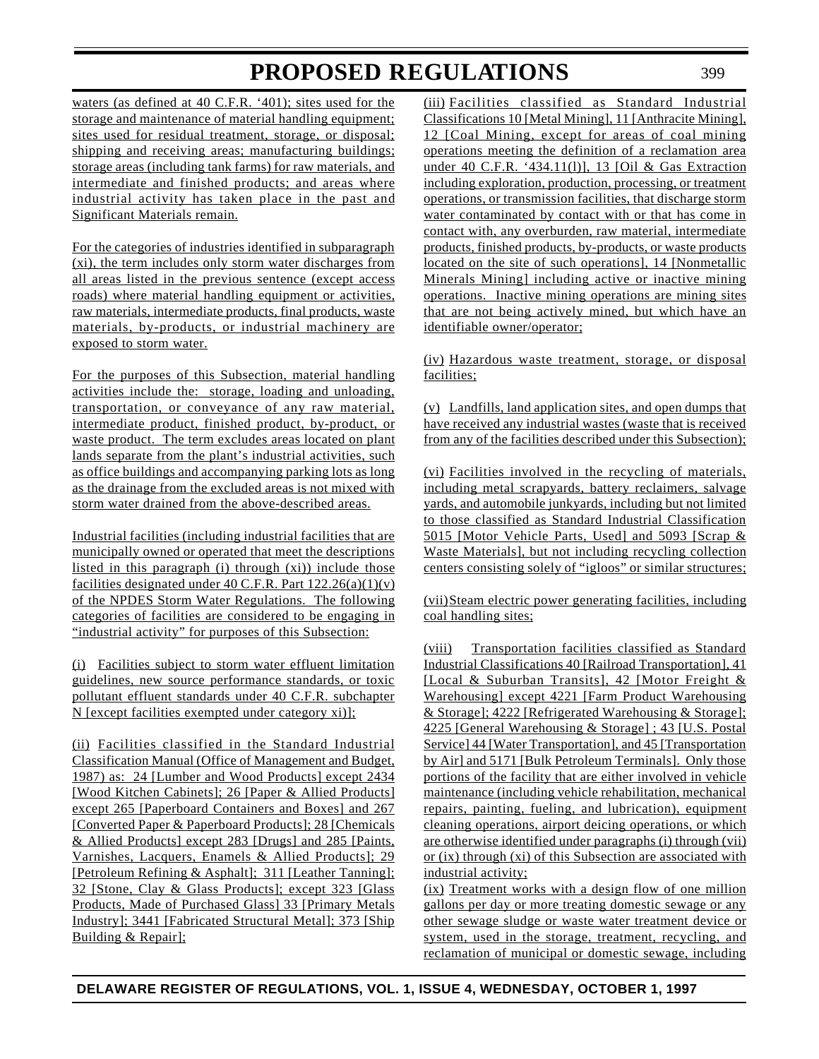waters (as defined at 40 C.F.R. '401); sites used for the storage and maintenance of material handling equipment; sites used for residual treatment, storage, or disposal; shipping and receiving areas; manufacturing buildings; storage areas (including tank farms) for raw materials, and intermediate and finished products; and areas where industrial activity has taken place in the past and Significant Materials remain.

For the categories of industries identified in subparagraph (xi), the term includes only storm water discharges from all areas listed in the previous sentence (except access roads) where material handling equipment or activities, raw materials, intermediate products, final products, waste materials, by-products, or industrial machinery are exposed to storm water.

For the purposes of this Subsection, material handling activities include the: storage, loading and unloading, transportation, or conveyance of any raw material, intermediate product, finished product, by-product, or waste product. The term excludes areas located on plant lands separate from the plant's industrial activities, such as office buildings and accompanying parking lots as long as the drainage from the excluded areas is not mixed with storm water drained from the above-described areas.

Industrial facilities (including industrial facilities that are municipally owned or operated that meet the descriptions listed in this paragraph (i) through (xi)) include those facilities designated under 40 C.F.R. Part 122.26(a)(1)(v) of the NPDES Storm Water Regulations. The following categories of facilities are considered to be engaging in "industrial activity" for purposes of this Subsection:

(i) Facilities subject to storm water effluent limitation guidelines, new source performance standards, or toxic pollutant effluent standards under 40 C.F.R. subchapter N [except facilities exempted under category xi)];

(ii) Facilities classified in the Standard Industrial Classification Manual (Office of Management and Budget, 1987) as: 24 [Lumber and Wood Products] except 2434 [Wood Kitchen Cabinets]; 26 [Paper & Allied Products] except 265 [Paperboard Containers and Boxes] and 267 [Converted Paper & Paperboard Products]; 28 [Chemicals & Allied Products] except 283 [Drugs] and 285 [Paints, Varnishes, Lacquers, Enamels & Allied Products]; 29 [Petroleum Refining & Asphalt]; 311 [Leather Tanning]; 32 [Stone, Clay & Glass Products]; except 323 [Glass Products, Made of Purchased Glass] 33 [Primary Metals Industry]; 3441 [Fabricated Structural Metal]; 373 [Ship Building & Repair];

(iii) Facilities classified as Standard Industrial Classifications 10 [Metal Mining], 11 [Anthracite Mining], 12 [Coal Mining, except for areas of coal mining operations meeting the definition of a reclamation area under 40 C.F.R. '434.11(l)], 13 [Oil & Gas Extraction including exploration, production, processing, or treatment operations, or transmission facilities, that discharge storm water contaminated by contact with or that has come in contact with, any overburden, raw material, intermediate products, finished products, by-products, or waste products located on the site of such operations], 14 [Nonmetallic Minerals Mining] including active or inactive mining operations. Inactive mining operations are mining sites that are not being actively mined, but which have an identifiable owner/operator;

(iv) Hazardous waste treatment, storage, or disposal facilities;

(v) Landfills, land application sites, and open dumps that have received any industrial wastes (waste that is received from any of the facilities described under this Subsection);

(vi) Facilities involved in the recycling of materials, including metal scrapyards, battery reclaimers, salvage yards, and automobile junkyards, including but not limited to those classified as Standard Industrial Classification 5015 [Motor Vehicle Parts, Used] and 5093 [Scrap & Waste Materials], but not including recycling collection centers consisting solely of "igloos" or similar structures;

(vii) Steam electric power generating facilities, including coal handling sites;

(viii) Transportation facilities classified as Standard Industrial Classifications 40 [Railroad Transportation], 41 [Local & Suburban Transits], 42 [Motor Freight & Warehousing] except 4221 [Farm Product Warehousing & Storage]; 4222 [Refrigerated Warehousing & Storage]; 4225 [General Warehousing & Storage] ; 43 [U.S. Postal Service] 44 [Water Transportation], and 45 [Transportation by Air] and 5171 [Bulk Petroleum Terminals]. Only those portions of the facility that are either involved in vehicle maintenance (including vehicle rehabilitation, mechanical repairs, painting, fueling, and lubrication), equipment cleaning operations, airport deicing operations, or which are otherwise identified under paragraphs (i) through (vii) or (ix) through (xi) of this Subsection are associated with industrial activity;

(ix) Treatment works with a design flow of one million gallons per day or more treating domestic sewage or any other sewage sludge or waste water treatment device or system, used in the storage, treatment, recycling, and reclamation of municipal or domestic sewage, including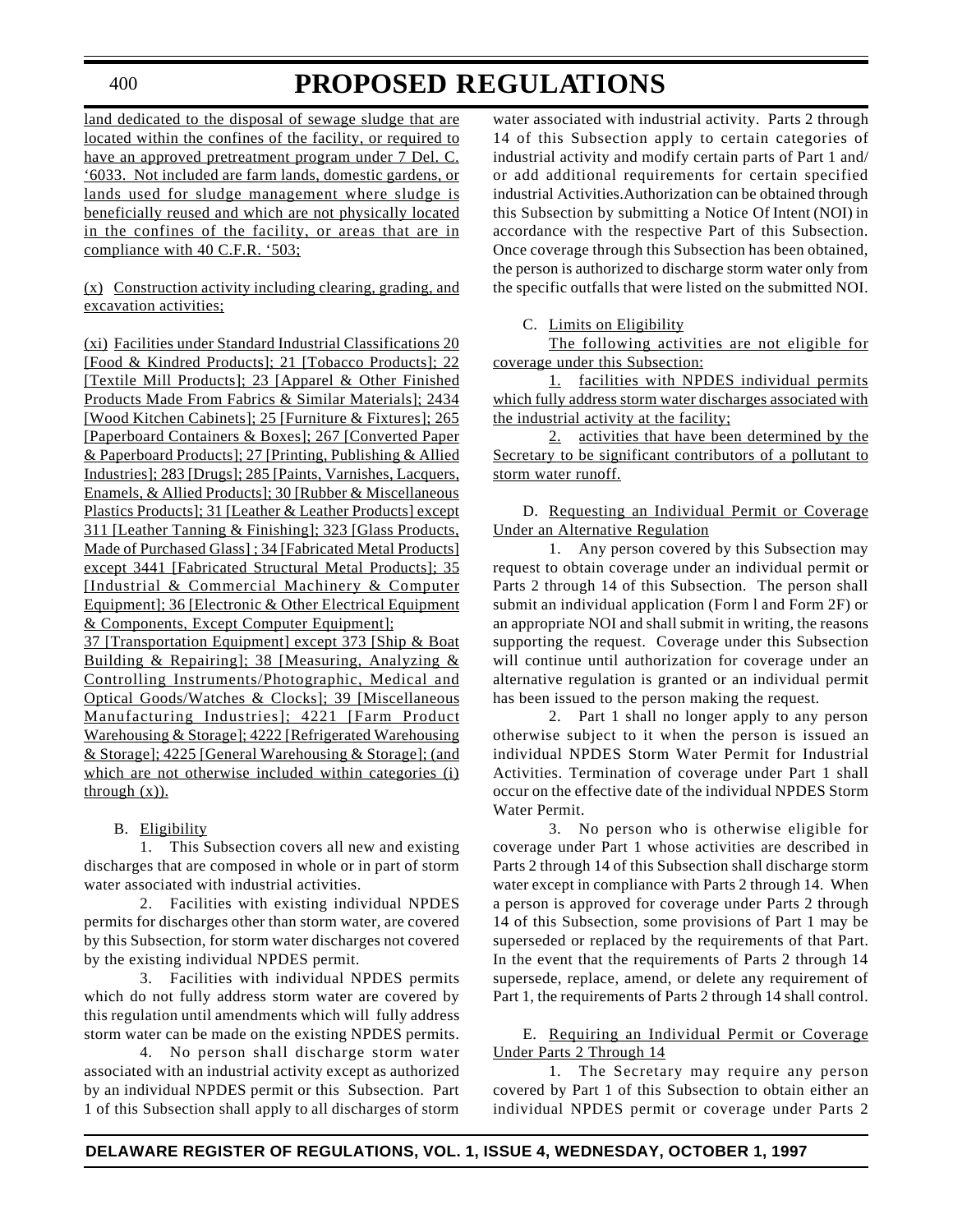land dedicated to the disposal of sewage sludge that are located within the confines of the facility, or required to have an approved pretreatment program under 7 Del. C. ‘6033. Not included are farm lands, domestic gardens, or lands used for sludge management where sludge is beneficially reused and which are not physically located in the confines of the facility, or areas that are in compliance with 40 C.F.R. ‘503;

(x) Construction activity including clearing, grading, and excavation activities;

(xi) Facilities under Standard Industrial Classifications 20 [Food & Kindred Products]; 21 [Tobacco Products]; 22 [Textile Mill Products]; 23 [Apparel & Other Finished Products Made From Fabrics & Similar Materials]; 2434 [Wood Kitchen Cabinets]; 25 [Furniture & Fixtures]; 265 [Paperboard Containers & Boxes]; 267 [Converted Paper & Paperboard Products]; 27 [Printing, Publishing & Allied Industries]; 283 [Drugs]; 285 [Paints, Varnishes, Lacquers, Enamels, & Allied Products]; 30 [Rubber & Miscellaneous Plastics Products]; 31 [Leather & Leather Products] except 311 [Leather Tanning & Finishing]; 323 [Glass Products, Made of Purchased Glass] ; 34 [Fabricated Metal Products] except 3441 [Fabricated Structural Metal Products]; 35 [Industrial & Commercial Machinery & Computer Equipment]; 36 [Electronic & Other Electrical Equipment & Components, Except Computer Equipment];
37 [Transportation Equipment] except 373 [Ship & Boat Building & Repairing]; 38 [Measuring, Analyzing & Controlling Instruments/Photographic, Medical and Optical Goods/Watches & Clocks]; 39 [Miscellaneous Manufacturing Industries]; 4221 [Farm Product Warehousing & Storage]; 4222 [Refrigerated Warehousing & Storage]; 4225 [General Warehousing & Storage]; (and which are not otherwise included within categories (i) through (x)).

B. Eligibility

1. This Subsection covers all new and existing discharges that are composed in whole or in part of storm water associated with industrial activities.

2. Facilities with existing individual NPDES permits for discharges other than storm water, are covered by this Subsection, for storm water discharges not covered by the existing individual NPDES permit.

3. Facilities with individual NPDES permits which do not fully address storm water are covered by this regulation until amendments which will fully address storm water can be made on the existing NPDES permits.

4. No person shall discharge storm water associated with an industrial activity except as authorized by an individual NPDES permit or this Subsection. Part 1 of this Subsection shall apply to all discharges of storm water associated with industrial activity. Parts 2 through 14 of this Subsection apply to certain categories of industrial activity and modify certain parts of Part 1 and/ or add additional requirements for certain specified industrial Activities.Authorization can be obtained through this Subsection by submitting a Notice Of Intent (NOI) in accordance with the respective Part of this Subsection. Once coverage through this Subsection has been obtained, the person is authorized to discharge storm water only from the specific outfalls that were listed on the submitted NOI.

C. Limits on Eligibility

The following activities are not eligible for coverage under this Subsection:

1. facilities with NPDES individual permits which fully address storm water discharges associated with the industrial activity at the facility;

2. activities that have been determined by the Secretary to be significant contributors of a pollutant to storm water runoff.

D. Requesting an Individual Permit or Coverage Under an Alternative Regulation

1. Any person covered by this Subsection may request to obtain coverage under an individual permit or Parts 2 through 14 of this Subsection. The person shall submit an individual application (Form l and Form 2F) or an appropriate NOI and shall submit in writing, the reasons supporting the request. Coverage under this Subsection will continue until authorization for coverage under an alternative regulation is granted or an individual permit has been issued to the person making the request.

2. Part 1 shall no longer apply to any person otherwise subject to it when the person is issued an individual NPDES Storm Water Permit for Industrial Activities. Termination of coverage under Part 1 shall occur on the effective date of the individual NPDES Storm Water Permit.

3. No person who is otherwise eligible for coverage under Part 1 whose activities are described in Parts 2 through 14 of this Subsection shall discharge storm water except in compliance with Parts 2 through 14. When a person is approved for coverage under Parts 2 through 14 of this Subsection, some provisions of Part 1 may be superseded or replaced by the requirements of that Part. In the event that the requirements of Parts 2 through 14 supersede, replace, amend, or delete any requirement of Part 1, the requirements of Parts 2 through 14 shall control.

E. Requiring an Individual Permit or Coverage Under Parts 2 Through 14

1. The Secretary may require any person covered by Part 1 of this Subsection to obtain either an individual NPDES permit or coverage under Parts 2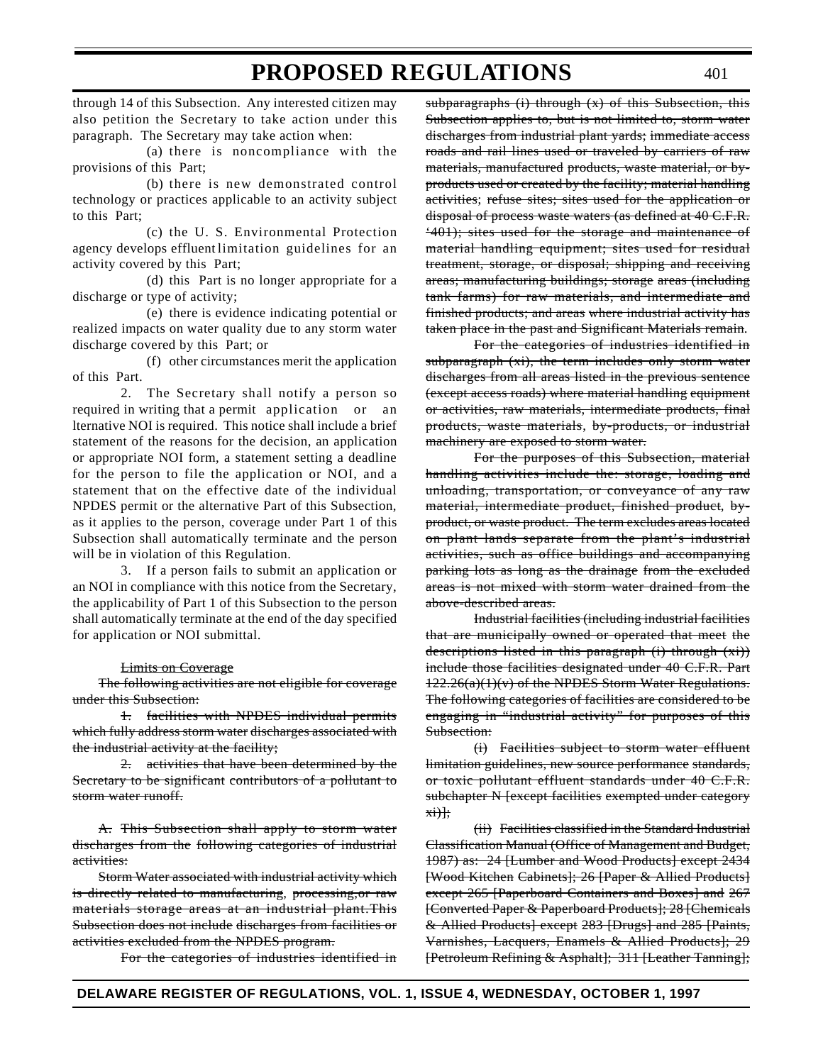through 14 of this Subsection. Any interested citizen may also petition the Secretary to take action under this paragraph. The Secretary may take action when:

(a) there is noncompliance with the provisions of this Part;

(b) there is new demonstrated control technology or practices applicable to an activity subject to this Part;

(c) the U. S. Environmental Protection agency develops effluent limitation guidelines for an activity covered by this Part;

(d) this Part is no longer appropriate for a discharge or type of activity;

(e) there is evidence indicating potential or realized impacts on water quality due to any storm water discharge covered by this Part; or

(f) other circumstances merit the application of this Part.

2. The Secretary shall notify a person so required in writing that a permit application or an lternative NOI is required. This notice shall include a brief statement of the reasons for the decision, an application or appropriate NOI form, a statement setting a deadline for the person to file the application or NOI, and a statement that on the effective date of the individual NPDES permit or the alternative Part of this Subsection, as it applies to the person, coverage under Part 1 of this Subsection shall automatically terminate and the person will be in violation of this Regulation.

3. If a person fails to submit an application or an NOI in compliance with this notice from the Secretary, the applicability of Part 1 of this Subsection to the person shall automatically terminate at the end of the day specified for application or NOI submittal.

~~Limits on Coverage~~

~~The following activities are not eligible for coverage under this Subsection:~~

~~1. facilities with NPDES individual permits which fully address storm water discharges associated with the industrial activity at the facility;~~

~~2. activities that have been determined by the Secretary to be significant contributors of a pollutant to storm water runoff.~~

~~A. This Subsection shall apply to storm water discharges from the following categories of industrial activities:~~

~~Storm Water associated with industrial activity which is directly related to manufacturing, processing,or raw materials storage areas at an industrial plant.This Subsection does not include discharges from facilities or activities excluded from the NPDES program.~~

~~For the categories of industries identified in subparagraphs (i) through (x) of this Subsection, this Subsection applies to, but is not limited to, storm water discharges from industrial plant yards; immediate access roads and rail lines used or traveled by carriers of raw materials, manufactured products, waste material, or by-products used or created by the facility; material handling activities; refuse sites; sites used for the application or disposal of process waste waters (as defined at 40 C.F.R. '401); sites used for the storage and maintenance of material handling equipment; sites used for residual treatment, storage, or disposal; shipping and receiving areas; manufacturing buildings; storage areas (including tank farms) for raw materials, and intermediate and finished products; and areas where industrial activity has taken place in the past and Significant Materials remain.~~

~~For the categories of industries identified in subparagraph (xi), the term includes only storm water discharges from all areas listed in the previous sentence (except access roads) where material handling equipment or activities, raw materials, intermediate products, final products, waste materials, by-products, or industrial machinery are exposed to storm water.~~

~~For the purposes of this Subsection, material handling activities include the: storage, loading and unloading, transportation, or conveyance of any raw material, intermediate product, finished product, by-product, or waste product. The term excludes areas located on plant lands separate from the plant's industrial activities, such as office buildings and accompanying parking lots as long as the drainage from the excluded areas is not mixed with storm water drained from the above-described areas.~~

~~Industrial facilities (including industrial facilities that are municipally owned or operated that meet the descriptions listed in this paragraph (i) through (xi)) include those facilities designated under 40 C.F.R. Part 122.26(a)(1)(v) of the NPDES Storm Water Regulations. The following categories of facilities are considered to be engaging in "industrial activity" for purposes of this Subsection:~~

~~(i) Facilities subject to storm water effluent limitation guidelines, new source performance standards, or toxic pollutant effluent standards under 40 C.F.R. subchapter N [except facilities exempted under category xi)];~~

~~(ii) Facilities classified in the Standard Industrial Classification Manual (Office of Management and Budget, 1987) as: 24 [Lumber and Wood Products] except 2434 [Wood Kitchen Cabinets]; 26 [Paper & Allied Products] except 265 [Paperboard Containers and Boxes] and 267 [Converted Paper & Paperboard Products]; 28 [Chemicals & Allied Products] except 283 [Drugs] and 285 [Paints, Varnishes, Lacquers, Enamels & Allied Products]; 29 [Petroleum Refining & Asphalt]; 311 [Leather Tanning];~~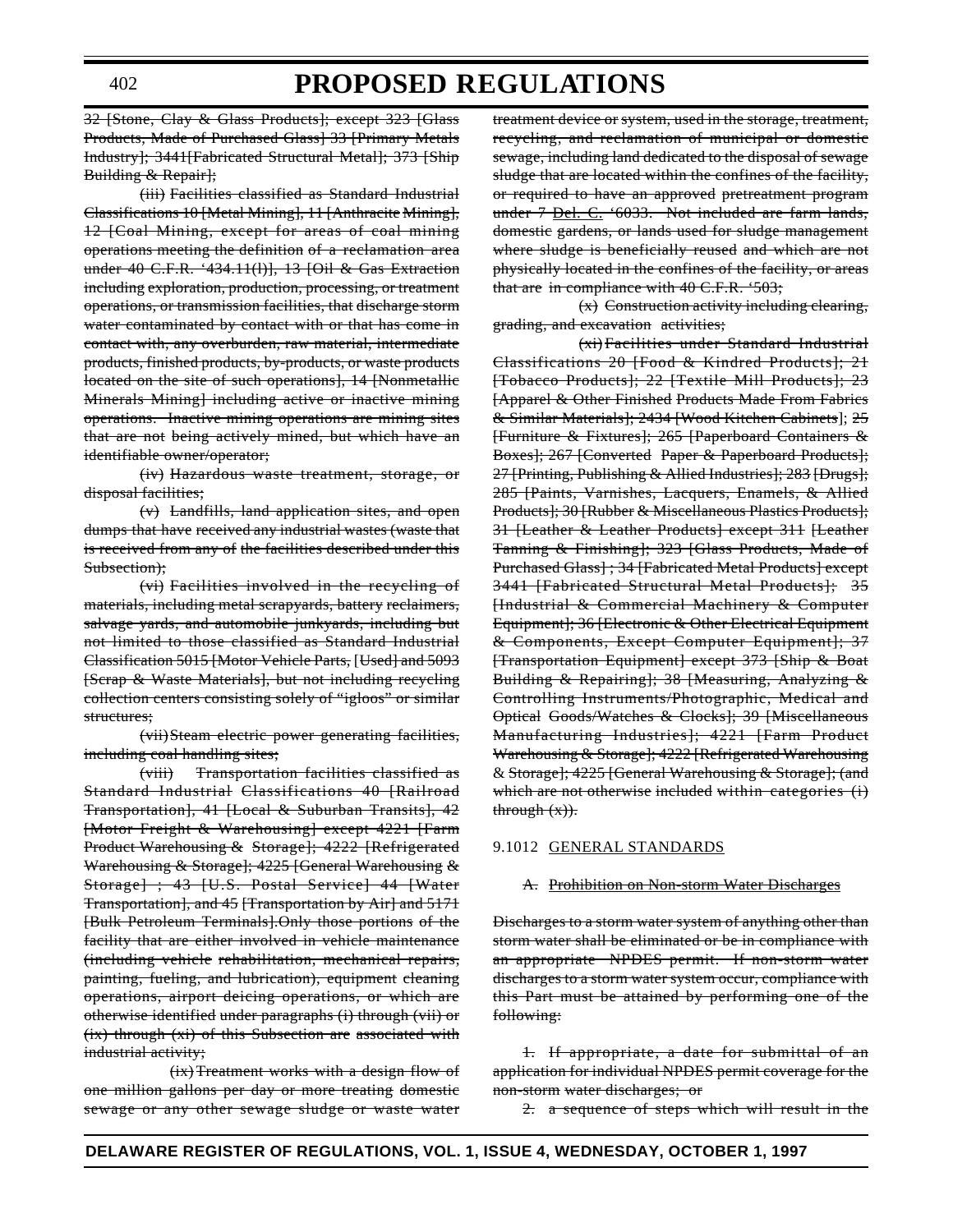~~32 [Stone, Clay & Glass Products]; except 323 [Glass Products, Made of Purchased Glass] 33 [Primary Metals Industry]; 3441[Fabricated Structural Metal]; 373 [Ship Building & Repair];~~

~~(iii) Facilities classified as Standard Industrial Classifications 10 [Metal Mining], 11 [Anthracite Mining], 12 [Coal Mining, except for areas of coal mining operations meeting the definition of a reclamation area under 40 C.F.R. '434.11(l)], 13 [Oil & Gas Extraction including exploration, production, processing, or treatment operations, or transmission facilities, that discharge storm water contaminated by contact with or that has come in contact with, any overburden, raw material, intermediate products, finished products, by-products, or waste products located on the site of such operations], 14 [Nonmetallic Minerals Mining] including active or inactive mining operations. Inactive mining operations are mining sites that are not being actively mined, but which have an identifiable owner/operator;~~

~~(iv) Hazardous waste treatment, storage, or disposal facilities;~~

~~(v) Landfills, land application sites, and open dumps that have received any industrial wastes (waste that is received from any of the facilities described under this Subsection);~~

~~(vi) Facilities involved in the recycling of materials, including metal scrapyards, battery reclaimers, salvage yards, and automobile junkyards, including but not limited to those classified as Standard Industrial Classification 5015 [Motor Vehicle Parts, [Used] and 5093 [Scrap & Waste Materials], but not including recycling collection centers consisting solely of "igloos" or similar structures;~~

~~(vii) Steam electric power generating facilities, including coal handling sites;~~

~~(viii) Transportation facilities classified as Standard Industrial Classifications 40 [Railroad Transportation], 41 [Local & Suburban Transits], 42 [Motor Freight & Warehousing] except 4221 [Farm Product Warehousing & Storage]; 4222 [Refrigerated Warehousing & Storage]; 4225 [General Warehousing & Storage] ; 43 [U.S. Postal Service] 44 [Water Transportation], and 45 [Transportation by Air] and 5171 [Bulk Petroleum Terminals].Only those portions of the facility that are either involved in vehicle maintenance (including vehicle rehabilitation, mechanical repairs, painting, fueling, and lubrication), equipment cleaning operations, airport deicing operations, or which are otherwise identified under paragraphs (i) through (vii) or (ix) through (xi) of this Subsection are associated with industrial activity;~~

~~(ix) Treatment works with a design flow of one million gallons per day or more treating domestic sewage or any other sewage sludge or waste water treatment device or system, used in the storage, treatment, recycling, and reclamation of municipal or domestic sewage, including land dedicated to the disposal of sewage sludge that are located within the confines of the facility, or required to have an approved pretreatment program under 7 Del. C. '6033. Not included are farm lands, domestic gardens, or lands used for sludge management where sludge is beneficially reused and which are not physically located in the confines of the facility, or areas that are in compliance with 40 C.F.R. '503;~~

~~(x) Construction activity including clearing, grading, and excavation activities;~~

~~(xi) Facilities under Standard Industrial Classifications 20 [Food & Kindred Products]; 21 [Tobacco Products]; 22 [Textile Mill Products]; 23 [Apparel & Other Finished Products Made From Fabrics & Similar Materials]; 2434 [Wood Kitchen Cabinets]; 25 [Furniture & Fixtures]; 265 [Paperboard Containers & Boxes]; 267 [Converted Paper & Paperboard Products]; 27 [Printing, Publishing & Allied Industries]; 283 [Drugs]; 285 [Paints, Varnishes, Lacquers, Enamels, & Allied Products]; 30 [Rubber & Miscellaneous Plastics Products]; 31 [Leather & Leather Products] except 311 [Leather Tanning & Finishing]; 323 [Glass Products, Made of Purchased Glass] ; 34 [Fabricated Metal Products] except 3441 [Fabricated Structural Metal Products]; 35 [Industrial & Commercial Machinery & Computer Equipment]; 36 [Electronic & Other Electrical Equipment & Components, Except Computer Equipment]; 37 [Transportation Equipment] except 373 [Ship & Boat Building & Repairing]; 38 [Measuring, Analyzing & Controlling Instruments/Photographic, Medical and Optical Goods/Watches & Clocks]; 39 [Miscellaneous Manufacturing Industries]; 4221 [Farm Product Warehousing & Storage]; 4222 [Refrigerated Warehousing & Storage]; 4225 [General Warehousing & Storage]; (and which are not otherwise included within categories (i) through (x)).~~

9.1012 GENERAL STANDARDS

~~A. Prohibition on Non-storm Water Discharges~~

~~Discharges to a storm water system of anything other than storm water shall be eliminated or be in compliance with an appropriate NPDES permit. If non-storm water discharges to a storm water system occur, compliance with this Part must be attained by performing one of the following:~~

~~1. If appropriate, a date for submittal of an application for individual NPDES permit coverage for the non-storm water discharges; or~~

~~2. a sequence of steps which will result in the~~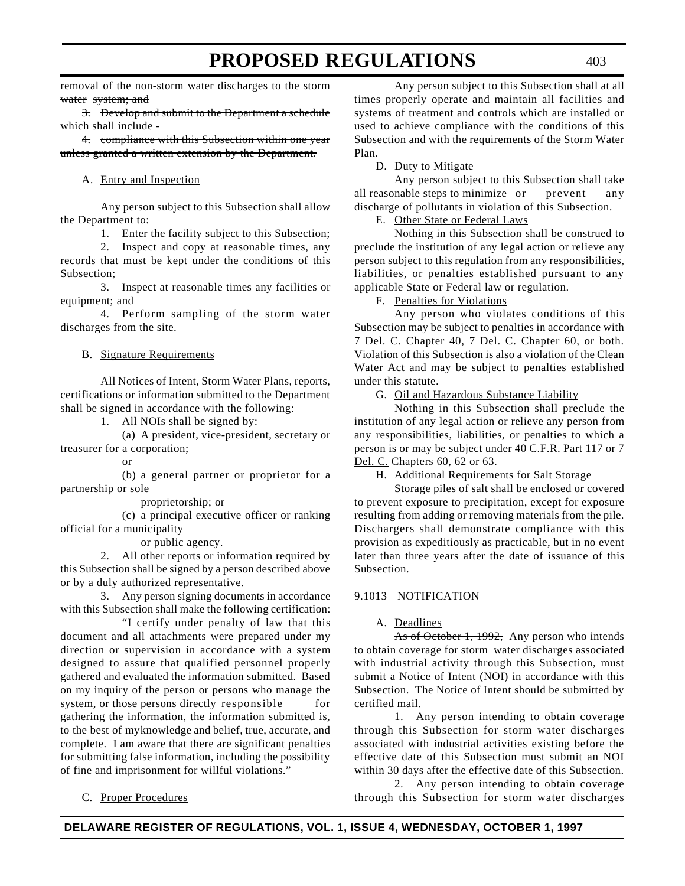~~removal of the non-storm water discharges to the storm water system; and~~

~~3. Develop and submit to the Department a schedule which shall include -~~

~~4. compliance with this Subsection within one year unless granted a written extension by the Department.~~

A. Entry and Inspection

Any person subject to this Subsection shall allow the Department to:

1. Enter the facility subject to this Subsection;

2. Inspect and copy at reasonable times, any records that must be kept under the conditions of this Subsection;

3. Inspect at reasonable times any facilities or equipment; and

4. Perform sampling of the storm water discharges from the site.

B. Signature Requirements

All Notices of Intent, Storm Water Plans, reports, certifications or information submitted to the Department shall be signed in accordance with the following:

1. All NOIs shall be signed by:

(a) A president, vice-president, secretary or treasurer for a corporation;

or

(b) a general partner or proprietor for a partnership or sole proprietorship; or

(c) a principal executive officer or ranking official for a municipality or public agency.

2. All other reports or information required by this Subsection shall be signed by a person described above or by a duly authorized representative.

3. Any person signing documents in accordance with this Subsection shall make the following certification:

"I certify under penalty of law that this document and all attachments were prepared under my direction or supervision in accordance with a system designed to assure that qualified personnel properly gathered and evaluated the information submitted. Based on my inquiry of the person or persons who manage the system, or those persons directly responsible for gathering the information, the information submitted is, to the best of my knowledge and belief, true, accurate, and complete. I am aware that there are significant penalties for submitting false information, including the possibility of fine and imprisonment for willful violations."

C. Proper Procedures

Any person subject to this Subsection shall at all times properly operate and maintain all facilities and systems of treatment and controls which are installed or used to achieve compliance with the conditions of this Subsection and with the requirements of the Storm Water Plan.

D. Duty to Mitigate

Any person subject to this Subsection shall take all reasonable steps to minimize or prevent any discharge of pollutants in violation of this Subsection.

E. Other State or Federal Laws

Nothing in this Subsection shall be construed to preclude the institution of any legal action or relieve any person subject to this regulation from any responsibilities, liabilities, or penalties established pursuant to any applicable State or Federal law or regulation.

F. Penalties for Violations

Any person who violates conditions of this Subsection may be subject to penalties in accordance with 7 Del. C. Chapter 40, 7 Del. C. Chapter 60, or both. Violation of this Subsection is also a violation of the Clean Water Act and may be subject to penalties established under this statute.

G. Oil and Hazardous Substance Liability

Nothing in this Subsection shall preclude the institution of any legal action or relieve any person from any responsibilities, liabilities, or penalties to which a person is or may be subject under 40 C.F.R. Part 117 or 7 Del. C. Chapters 60, 62 or 63.

H. Additional Requirements for Salt Storage

Storage piles of salt shall be enclosed or covered to prevent exposure to precipitation, except for exposure resulting from adding or removing materials from the pile. Dischargers shall demonstrate compliance with this provision as expeditiously as practicable, but in no event later than three years after the date of issuance of this Subsection.

9.1013 NOTIFICATION

A. Deadlines

~~As of October 1, 1992,~~ Any person who intends to obtain coverage for storm water discharges associated with industrial activity through this Subsection, must submit a Notice of Intent (NOI) in accordance with this Subsection. The Notice of Intent should be submitted by certified mail.

1. Any person intending to obtain coverage through this Subsection for storm water discharges associated with industrial activities existing before the effective date of this Subsection must submit an NOI within 30 days after the effective date of this Subsection.

2. Any person intending to obtain coverage through this Subsection for storm water discharges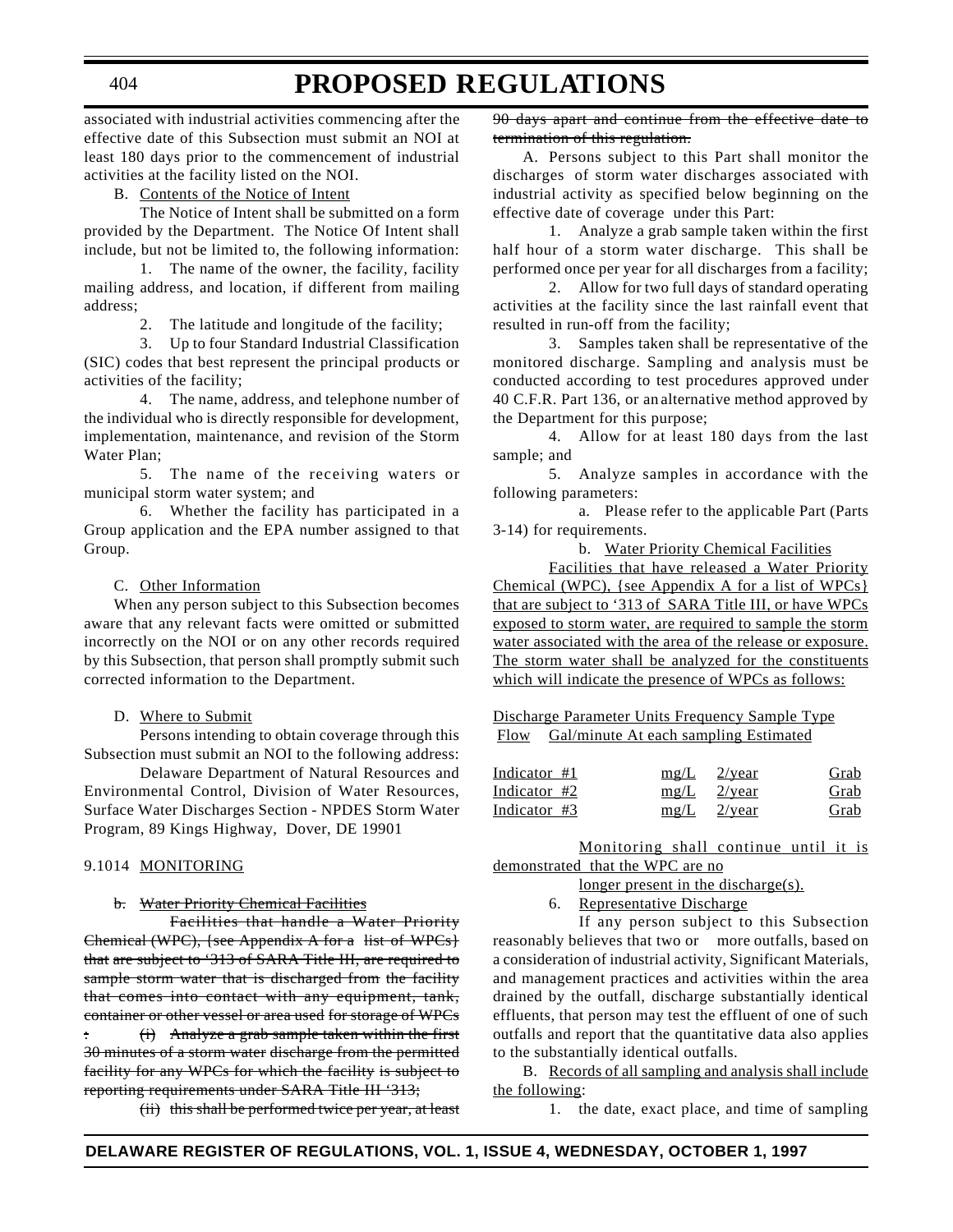associated with industrial activities commencing after the effective date of this Subsection must submit an NOI at least 180 days prior to the commencement of industrial activities at the facility listed on the NOI.

B. <u>Contents of the Notice of Intent</u>

The Notice of Intent shall be submitted on a form provided by the Department. The Notice Of Intent shall include, but not be limited to, the following information:

1. The name of the owner, the facility, facility mailing address, and location, if different from mailing address;

2. The latitude and longitude of the facility;

3. Up to four Standard Industrial Classification (SIC) codes that best represent the principal products or activities of the facility;

4. The name, address, and telephone number of the individual who is directly responsible for development, implementation, maintenance, and revision of the Storm Water Plan;

5. The name of the receiving waters or municipal storm water system; and

6. Whether the facility has participated in a Group application and the EPA number assigned to that Group.

C. <u>Other Information</u>

When any person subject to this Subsection becomes aware that any relevant facts were omitted or submitted incorrectly on the NOI or on any other records required by this Subsection, that person shall promptly submit such corrected information to the Department.

D. <u>Where to Submit</u>

Persons intending to obtain coverage through this Subsection must submit an NOI to the following address:

Delaware Department of Natural Resources and Environmental Control, Division of Water Resources, Surface Water Discharges Section - NPDES Storm Water Program, 89 Kings Highway, Dover, DE 19901

9.1014 <u>MONITORING</u>

~~b. Water Priority Chemical Facilities~~

~~Facilities that handle a Water Priority Chemical (WPC), {see Appendix A for a list of WPCs} that are subject to '313 of SARA Title III, are required to sample storm water that is discharged from the facility that comes into contact with any equipment, tank, container or other vessel or area used for storage of WPCs : (i) Analyze a grab sample taken within the first 30 minutes of a storm water discharge from the permitted facility for any WPCs for which the facility is subject to reporting requirements under SARA Title III '313;~~

~~(ii) this shall be performed twice per year, at least 90 days apart and continue from the effective date to termination of this regulation.~~

A. Persons subject to this Part shall monitor the discharges of storm water discharges associated with industrial activity as specified below beginning on the effective date of coverage under this Part:

1. Analyze a grab sample taken within the first half hour of a storm water discharge. This shall be performed once per year for all discharges from a facility;

2. Allow for two full days of standard operating activities at the facility since the last rainfall event that resulted in run-off from the facility;

3. Samples taken shall be representative of the monitored discharge. Sampling and analysis must be conducted according to test procedures approved under 40 C.F.R. Part 136, or an alternative method approved by the Department for this purpose;

4. Allow for at least 180 days from the last sample; and

5. Analyze samples in accordance with the following parameters:

a. Please refer to the applicable Part (Parts 3-14) for requirements.

b. <u>Water Priority Chemical Facilities</u>

<u>Facilities that have released a Water Priority Chemical (WPC), {see Appendix A for a list of WPCs} that are subject to '313 of SARA Title III, or have WPCs exposed to storm water, are required to sample the storm water associated with the area of the release or exposure. The storm water shall be analyzed for the constituents which will indicate the presence of WPCs as follows:</u>

| Discharge Parameter | Units | Frequency | Sample Type |
|---|---|---|---|
| Flow | Gal/minute | At each sampling | Estimated |
| Indicator #1 | mg/L | 2/year | Grab |
| Indicator #2 | mg/L | 2/year | Grab |
| Indicator #3 | mg/L | 2/year | Grab |

<u>Monitoring shall continue until it is demonstrated that the WPC are no longer present in the discharge(s).</u>

6. <u>Representative Discharge</u>

If any person subject to this Subsection reasonably believes that two or more outfalls, based on a consideration of industrial activity, Significant Materials, and management practices and activities within the area drained by the outfall, discharge substantially identical effluents, that person may test the effluent of one of such outfalls and report that the quantitative data also applies to the substantially identical outfalls.

B. <u>Records of all sampling and analysis shall include the following</u>:

1. the date, exact place, and time of sampling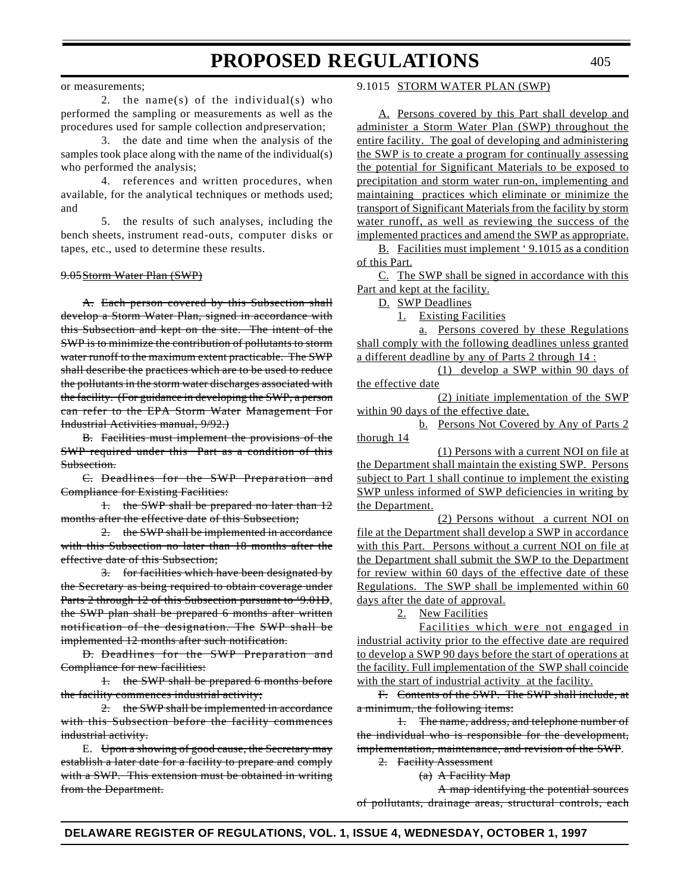or measurements;

2. the name(s) of the individual(s) who performed the sampling or measurements as well as the procedures used for sample collection andpreservation;

3. the date and time when the analysis of the samples took place along with the name of the individual(s) who performed the analysis;

4. references and written procedures, when available, for the analytical techniques or methods used; and

5. the results of such analyses, including the bench sheets, instrument read-outs, computer disks or tapes, etc., used to determine these results.

~~9.05 Storm Water Plan (SWP)~~

~~A. Each person covered by this Subsection shall develop a Storm Water Plan, signed in accordance with this Subsection and kept on the site. The intent of the SWP is to minimize the contribution of pollutants to storm water runoff to the maximum extent practicable. The SWP shall describe the practices which are to be used to reduce the pollutants in the storm water discharges associated with the facility. (For guidance in developing the SWP, a person can refer to the EPA Storm Water Management For Industrial Activities manual, 9/92.)~~

~~B. Facilities must implement the provisions of the SWP required under this Part as a condition of this Subsection.~~

~~C. Deadlines for the SWP Preparation and Compliance for Existing Facilities:~~

~~1. the SWP shall be prepared no later than 12 months after the effective date of this Subsection;~~

~~2. the SWP shall be implemented in accordance with this Subsection no later than 18 months after the effective date of this Subsection;~~

~~3. for facilities which have been designated by the Secretary as being required to obtain coverage under Parts 2 through 12 of this Subsection pursuant to '9.01D, the SWP plan shall be prepared 6 months after written notification of the designation. The SWP shall be implemented 12 months after such notification.~~

~~D. Deadlines for the SWP Preparation and Compliance for new facilities:~~

~~1. the SWP shall be prepared 6 months before the facility commences industrial activity;~~

~~2. the SWP shall be implemented in accordance with this Subsection before the facility commences industrial activity.~~

E. ~~Upon a showing of good cause, the Secretary may establish a later date for a facility to prepare and comply with a SWP. This extension must be obtained in writing from the Department.~~

9.1015 STORM WATER PLAN (SWP)

A. Persons covered by this Part shall develop and administer a Storm Water Plan (SWP) throughout the entire facility. The goal of developing and administering the SWP is to create a program for continually assessing the potential for Significant Materials to be exposed to precipitation and storm water run-on, implementing and maintaining practices which eliminate or minimize the transport of Significant Materials from the facility by storm water runoff, as well as reviewing the success of the implemented practices and amend the SWP as appropriate.

B. Facilities must implement ' 9.1015 as a condition of this Part.

C. The SWP shall be signed in accordance with this Part and kept at the facility.

D. SWP Deadlines

1. Existing Facilities

a. Persons covered by these Regulations shall comply with the following deadlines unless granted a different deadline by any of Parts 2 through 14 :

(1) develop a SWP within 90 days of the effective date

(2) initiate implementation of the SWP within 90 days of the effective date.

b. Persons Not Covered by Any of Parts 2 thorugh 14

(1) Persons with a current NOI on file at the Department shall maintain the existing SWP. Persons subject to Part 1 shall continue to implement the existing SWP unless informed of SWP deficiencies in writing by the Department.

(2) Persons without a current NOI on file at the Department shall develop a SWP in accordance with this Part. Persons without a current NOI on file at the Department shall submit the SWP to the Department for review within 60 days of the effective date of these Regulations. The SWP shall be implemented within 60 days after the date of approval.

2. New Facilities

Facilities which were not engaged in industrial activity prior to the effective date are required to develop a SWP 90 days before the start of operations at the facility. Full implementation of the SWP shall coincide with the start of industrial activity at the facility.

~~F. Contents of the SWP. The SWP shall include, at a minimum, the following items:~~

~~1. The name, address, and telephone number of the individual who is responsible for the development, implementation, maintenance, and revision of the SWP.~~

~~2. Facility Assessment~~

~~(a) A Facility Map~~

~~A map identifying the potential sources of pollutants, drainage areas, structural controls, each~~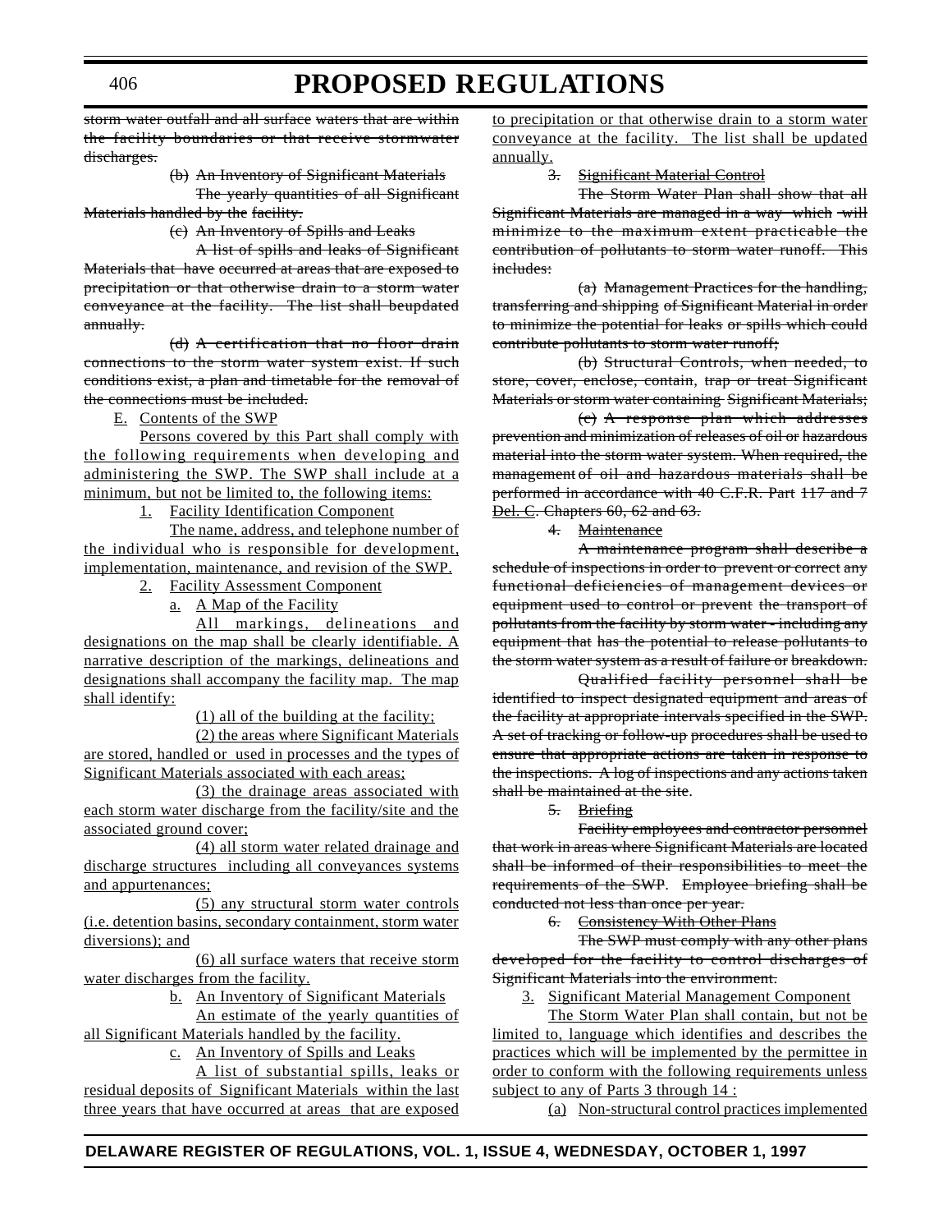~~storm water outfall and all surface waters that are within the facility boundaries or that receive stormwater discharges.~~

~~(b) An Inventory of Significant Materials~~

~~The yearly quantities of all Significant Materials handled by the facility.~~

~~(c) An Inventory of Spills and Leaks~~

~~A list of spills and leaks of Significant Materials that have occurred at areas that are exposed to precipitation or that otherwise drain to a storm water conveyance at the facility. The list shall beupdated annually.~~

~~(d) A certification that no floor drain connections to the storm water system exist. If such conditions exist, a plan and timetable for the removal of the connections must be included.~~

E. Contents of the SWP

Persons covered by this Part shall comply with the following requirements when developing and administering the SWP. The SWP shall include at a minimum, but not be limited to, the following items:

1. Facility Identification Component

The name, address, and telephone number of the individual who is responsible for development, implementation, maintenance, and revision of the SWP.

2. Facility Assessment Component

a. A Map of the Facility

All markings, delineations and designations on the map shall be clearly identifiable. A narrative description of the markings, delineations and designations shall accompany the facility map. The map shall identify:

(1) all of the building at the facility;

(2) the areas where Significant Materials are stored, handled or used in processes and the types of Significant Materials associated with each areas;

(3) the drainage areas associated with each storm water discharge from the facility/site and the associated ground cover;

(4) all storm water related drainage and discharge structures including all conveyances systems and appurtenances;

(5) any structural storm water controls (i.e. detention basins, secondary containment, storm water diversions); and

(6) all surface waters that receive storm water discharges from the facility.

b. An Inventory of Significant Materials

An estimate of the yearly quantities of all Significant Materials handled by the facility.

c. An Inventory of Spills and Leaks

A list of substantial spills, leaks or residual deposits of Significant Materials within the last three years that have occurred at areas that are exposed to precipitation or that otherwise drain to a storm water conveyance at the facility. The list shall be updated annually.

~~3. Significant Material Control~~

~~The Storm Water Plan shall show that all Significant Materials are managed in a way which will minimize to the maximum extent practicable the contribution of pollutants to storm water runoff. This includes:~~

~~(a) Management Practices for the handling, transferring and shipping of Significant Material in order to minimize the potential for leaks or spills which could contribute pollutants to storm water runoff;~~

~~(b) Structural Controls, when needed, to store, cover, enclose, contain, trap or treat Significant Materials or storm water containing Significant Materials;~~

~~(c) A response plan which addresses prevention and minimization of releases of oil or hazardous material into the storm water system. When required, the management of oil and hazardous materials shall be performed in accordance with 40 C.F.R. Part 117 and 7 Del. C. Chapters 60, 62 and 63.~~

~~4. Maintenance~~

~~A maintenance program shall describe a schedule of inspections in order to prevent or correct any functional deficiencies of management devices or equipment used to control or prevent the transport of pollutants from the facility by storm water - including any equipment that has the potential to release pollutants to the storm water system as a result of failure or breakdown.~~

~~Qualified facility personnel shall be identified to inspect designated equipment and areas of the facility at appropriate intervals specified in the SWP. A set of tracking or follow-up procedures shall be used to ensure that appropriate actions are taken in response to the inspections. A log of inspections and any actions taken shall be maintained at the site.~~

~~5. Briefing~~

~~Facility employees and contractor personnel that work in areas where Significant Materials are located shall be informed of their responsibilities to meet the requirements of the SWP. Employee briefing shall be conducted not less than once per year.~~

~~6. Consistency With Other Plans~~

~~The SWP must comply with any other plans developed for the facility to control discharges of Significant Materials into the environment.~~

3. Significant Material Management Component

The Storm Water Plan shall contain, but not be limited to, language which identifies and describes the practices which will be implemented by the permittee in order to conform with the following requirements unless subject to any of Parts 3 through 14 :

(a) Non-structural control practices implemented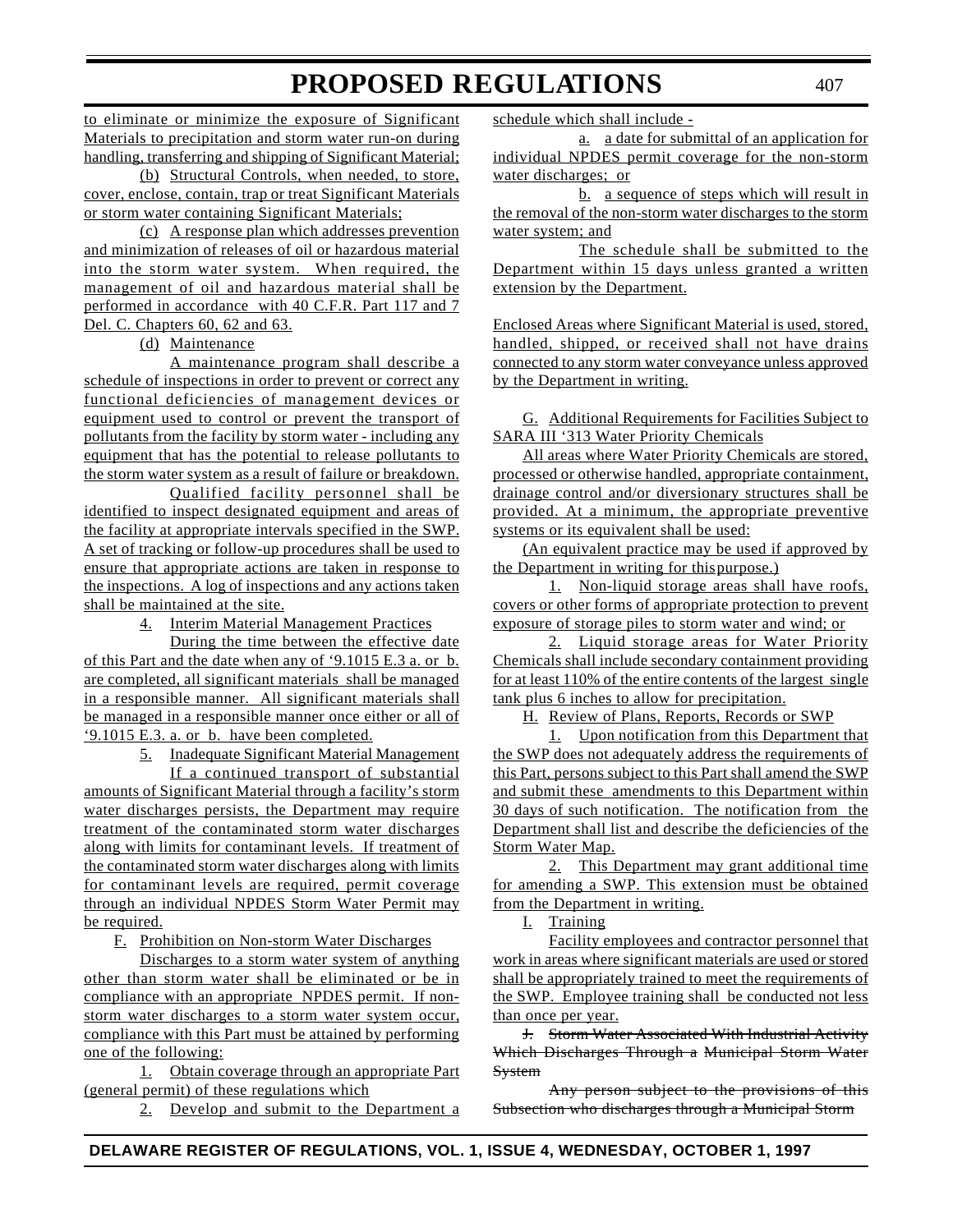to eliminate or minimize the exposure of Significant Materials to precipitation and storm water run-on during handling, transferring and shipping of Significant Material;

(b) Structural Controls, when needed, to store, cover, enclose, contain, trap or treat Significant Materials or storm water containing Significant Materials;

(c) A response plan which addresses prevention and minimization of releases of oil or hazardous material into the storm water system. When required, the management of oil and hazardous material shall be performed in accordance with 40 C.F.R. Part 117 and 7 Del. C. Chapters 60, 62 and 63.

(d) Maintenance

A maintenance program shall describe a schedule of inspections in order to prevent or correct any functional deficiencies of management devices or equipment used to control or prevent the transport of pollutants from the facility by storm water - including any equipment that has the potential to release pollutants to the storm water system as a result of failure or breakdown.

Qualified facility personnel shall be identified to inspect designated equipment and areas of the facility at appropriate intervals specified in the SWP. A set of tracking or follow-up procedures shall be used to ensure that appropriate actions are taken in response to the inspections. A log of inspections and any actions taken shall be maintained at the site.

4. Interim Material Management Practices

During the time between the effective date of this Part and the date when any of '9.1015 E.3 a. or b. are completed, all significant materials shall be managed in a responsible manner. All significant materials shall be managed in a responsible manner once either or all of '9.1015 E.3. a. or b. have been completed.

5. Inadequate Significant Material Management

If a continued transport of substantial amounts of Significant Material through a facility's storm water discharges persists, the Department may require treatment of the contaminated storm water discharges along with limits for contaminant levels. If treatment of the contaminated storm water discharges along with limits for contaminant levels are required, permit coverage through an individual NPDES Storm Water Permit may be required.

F. Prohibition on Non-storm Water Discharges

Discharges to a storm water system of anything other than storm water shall be eliminated or be in compliance with an appropriate NPDES permit. If non-storm water discharges to a storm water system occur, compliance with this Part must be attained by performing one of the following:

1. Obtain coverage through an appropriate Part (general permit) of these regulations which

2. Develop and submit to the Department a schedule which shall include -

a. a date for submittal of an application for individual NPDES permit coverage for the non-storm water discharges; or

b. a sequence of steps which will result in the removal of the non-storm water discharges to the storm water system; and

The schedule shall be submitted to the Department within 15 days unless granted a written extension by the Department.

Enclosed Areas where Significant Material is used, stored, handled, shipped, or received shall not have drains connected to any storm water conveyance unless approved by the Department in writing.

G. Additional Requirements for Facilities Subject to SARA III '313 Water Priority Chemicals

All areas where Water Priority Chemicals are stored, processed or otherwise handled, appropriate containment, drainage control and/or diversionary structures shall be provided. At a minimum, the appropriate preventive systems or its equivalent shall be used:

(An equivalent practice may be used if approved by the Department in writing for this purpose.)

1. Non-liquid storage areas shall have roofs, covers or other forms of appropriate protection to prevent exposure of storage piles to storm water and wind; or

2. Liquid storage areas for Water Priority Chemicals shall include secondary containment providing for at least 110% of the entire contents of the largest single tank plus 6 inches to allow for precipitation.

H. Review of Plans, Reports, Records or SWP

1. Upon notification from this Department that the SWP does not adequately address the requirements of this Part, persons subject to this Part shall amend the SWP and submit these amendments to this Department within 30 days of such notification. The notification from the Department shall list and describe the deficiencies of the Storm Water Map.

2. This Department may grant additional time for amending a SWP. This extension must be obtained from the Department in writing.

I. Training

Facility employees and contractor personnel that work in areas where significant materials are used or stored shall be appropriately trained to meet the requirements of the SWP. Employee training shall be conducted not less than once per year.

~~J. Storm Water Associated With Industrial Activity Which Discharges Through a Municipal Storm Water System~~

~~Any person subject to the provisions of this Subsection who discharges through a Municipal Storm~~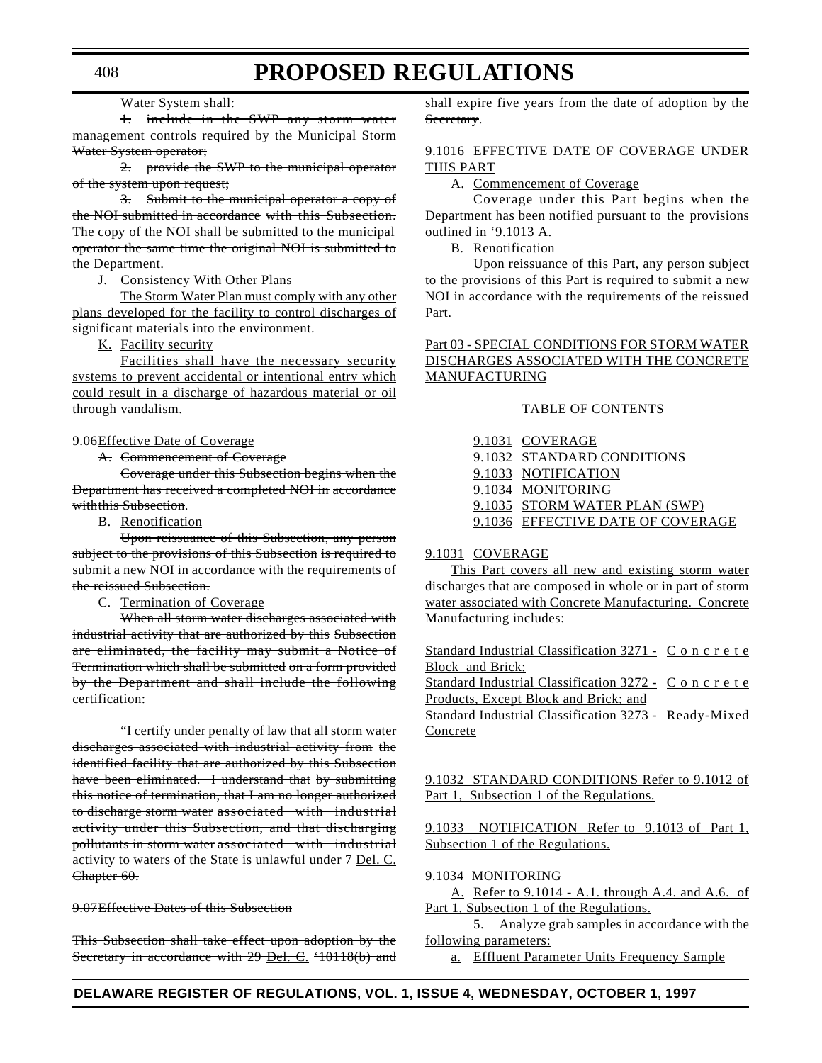Water System shall:

1. include in the SWP any storm water management controls required by the Municipal Storm Water System operator;

2. provide the SWP to the municipal operator of the system upon request;

3. Submit to the municipal operator a copy of the NOI submitted in accordance with this Subsection. The copy of the NOI shall be submitted to the municipal operator the same time the original NOI is submitted to the Department.

J. Consistency With Other Plans

The Storm Water Plan must comply with any other plans developed for the facility to control discharges of significant materials into the environment.

K. Facility security

Facilities shall have the necessary security systems to prevent accidental or intentional entry which could result in a discharge of hazardous material or oil through vandalism.

9.06 Effective Date of Coverage

A. Commencement of Coverage

Coverage under this Subsection begins when the Department has received a completed NOI in accordance with this Subsection.

B. Renotification

Upon reissuance of this Subsection, any person subject to the provisions of this Subsection is required to submit a new NOI in accordance with the requirements of the reissued Subsection.

C. Termination of Coverage

When all storm water discharges associated with industrial activity that are authorized by this Subsection are eliminated, the facility may submit a Notice of Termination which shall be submitted on a form provided by the Department and shall include the following certification:

"I certify under penalty of law that all storm water discharges associated with industrial activity from the identified facility that are authorized by this Subsection have been eliminated. I understand that by submitting this notice of termination, that I am no longer authorized to discharge storm water associated with industrial activity under this Subsection, and that discharging pollutants in storm water associated with industrial activity to waters of the State is unlawful under 7 Del. C. Chapter 60.

9.07 Effective Dates of this Subsection

This Subsection shall take effect upon adoption by the Secretary in accordance with 29 Del. C. '10118(b) and shall expire five years from the date of adoption by the Secretary.

9.1016 EFFECTIVE DATE OF COVERAGE UNDER THIS PART

A. Commencement of Coverage

Coverage under this Part begins when the Department has been notified pursuant to the provisions outlined in '9.1013 A.

B. Renotification

Upon reissuance of this Part, any person subject to the provisions of this Part is required to submit a new NOI in accordance with the requirements of the reissued Part.

Part 03 - SPECIAL CONDITIONS FOR STORM WATER DISCHARGES ASSOCIATED WITH THE CONCRETE MANUFACTURING

TABLE OF CONTENTS

9.1031 COVERAGE
9.1032 STANDARD CONDITIONS
9.1033 NOTIFICATION
9.1034 MONITORING
9.1035 STORM WATER PLAN (SWP)
9.1036 EFFECTIVE DATE OF COVERAGE

9.1031 COVERAGE

This Part covers all new and existing storm water discharges that are composed in whole or in part of storm water associated with Concrete Manufacturing. Concrete Manufacturing includes:

Standard Industrial Classification 3271 - Concrete Block and Brick;
Standard Industrial Classification 3272 - Concrete Products, Except Block and Brick; and
Standard Industrial Classification 3273 - Ready-Mixed Concrete

9.1032 STANDARD CONDITIONS Refer to 9.1012 of Part 1, Subsection 1 of the Regulations.

9.1033 NOTIFICATION Refer to 9.1013 of Part 1, Subsection 1 of the Regulations.

9.1034 MONITORING

A. Refer to 9.1014 - A.1. through A.4. and A.6. of Part 1, Subsection 1 of the Regulations.

5. Analyze grab samples in accordance with the following parameters:

a. Effluent Parameter Units Frequency Sample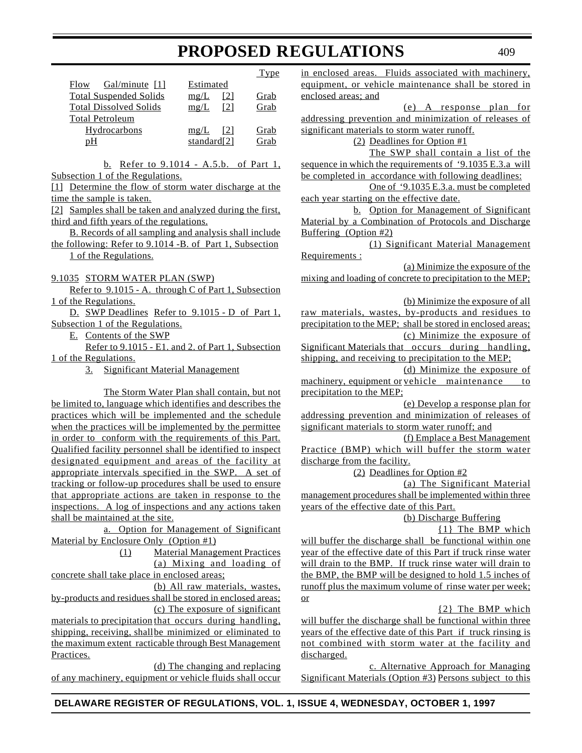| | | Type |
|---|---|---|
| Flow Gal/minute [1] | Estimated | |
| Total Suspended Solids | mg/L [2] | Grab |
| Total Dissolved Solids | mg/L [2] | Grab |
| Total Petroleum Hydrocarbons | mg/L [2] | Grab |
| pH | standard[2] | Grab |

b. Refer to 9.1014 - A.5.b. of Part 1, Subsection 1 of the Regulations.

[1] Determine the flow of storm water discharge at the time the sample is taken.

[2] Samples shall be taken and analyzed during the first, third and fifth years of the regulations.

B. Records of all sampling and analysis shall include the following: Refer to 9.1014 -B. of Part 1, Subsection 1 of the Regulations.

9.1035 STORM WATER PLAN (SWP)

Refer to 9.1015 - A. through C of Part 1, Subsection 1 of the Regulations.

D. SWP Deadlines Refer to 9.1015 - D of Part 1, Subsection 1 of the Regulations.

E. Contents of the SWP

Refer to 9.1015 - E1. and 2. of Part 1, Subsection 1 of the Regulations.

3. Significant Material Management

The Storm Water Plan shall contain, but not be limited to, language which identifies and describes the practices which will be implemented and the schedule when the practices will be implemented by the permittee in order to conform with the requirements of this Part. Qualified facility personnel shall be identified to inspect designated equipment and areas of the facility at appropriate intervals specified in the SWP. A set of tracking or follow-up procedures shall be used to ensure that appropriate actions are taken in response to the inspections. A log of inspections and any actions taken shall be maintained at the site.

a. Option for Management of Significant Material by Enclosure Only (Option #1)

(1) Material Management Practices

(a) Mixing and loading of concrete shall take place in enclosed areas;

(b) All raw materials, wastes, by-products and residues shall be stored in enclosed areas;

(c) The exposure of significant materials to precipitation that occurs during handling, shipping, receiving, shall be minimized or eliminated to the maximum extent racticable through Best Management Practices.

(d) The changing and replacing of any machinery, equipment or vehicle fluids shall occur in enclosed areas. Fluids associated with machinery, equipment, or vehicle maintenance shall be stored in enclosed areas; and

(e) A response plan for addressing prevention and minimization of releases of significant materials to storm water runoff.

(2) Deadlines for Option #1

The SWP shall contain a list of the sequence in which the requirements of '9.1035 E.3.a will be completed in accordance with following deadlines:

One of '9.1035 E.3.a. must be completed each year starting on the effective date.

b. Option for Management of Significant Material by a Combination of Protocols and Discharge Buffering (Option #2)

(1) Significant Material Management Requirements :

(a) Minimize the exposure of the mixing and loading of concrete to precipitation to the MEP;

(b) Minimize the exposure of all raw materials, wastes, by-products and residues to precipitation to the MEP; shall be stored in enclosed areas;

(c) Minimize the exposure of Significant Materials that occurs during handling, shipping, and receiving to precipitation to the MEP;

(d) Minimize the exposure of machinery, equipment or vehicle maintenance to precipitation to the MEP;

(e) Develop a response plan for addressing prevention and minimization of releases of significant materials to storm water runoff; and

(f) Emplace a Best Management Practice (BMP) which will buffer the storm water discharge from the facility.

(2) Deadlines for Option #2

(a) The Significant Material management procedures shall be implemented within three years of the effective date of this Part.

(b) Discharge Buffering

{1} The BMP which will buffer the discharge shall be functional within one year of the effective date of this Part if truck rinse water will drain to the BMP. If truck rinse water will drain to the BMP, the BMP will be designed to hold 1.5 inches of runoff plus the maximum volume of rinse water per week; or

{2} The BMP which will buffer the discharge shall be functional within three years of the effective date of this Part if truck rinsing is not combined with storm water at the facility and discharged.

c. Alternative Approach for Managing Significant Materials (Option #3) Persons subject to this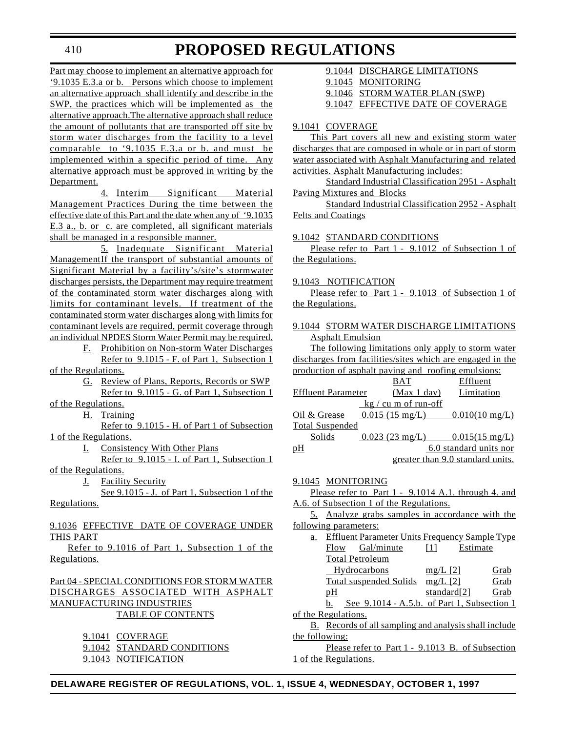Part may choose to implement an alternative approach for '9.1035 E.3.a or b. Persons which choose to implement an alternative approach shall identify and describe in the SWP, the practices which will be implemented as the alternative approach.The alternative approach shall reduce the amount of pollutants that are transported off site by storm water discharges from the facility to a level comparable to '9.1035 E.3.a or b. and must be implemented within a specific period of time. Any alternative approach must be approved in writing by the Department.

4. Interim Significant Material Management Practices During the time between the effective date of this Part and the date when any of '9.1035 E.3 a., b. or c. are completed, all significant materials shall be managed in a responsible manner.

5. Inadequate Significant Material ManagementIf the transport of substantial amounts of Significant Material by a facility's/site's stormwater discharges persists, the Department may require treatment of the contaminated storm water discharges along with limits for contaminant levels. If treatment of the contaminated storm water discharges along with limits for contaminant levels are required, permit coverage through an individual NPDES Storm Water Permit may be required.

F. Prohibition on Non-storm Water Discharges

Refer to 9.1015 - F. of Part 1, Subsection 1 of the Regulations.

G. Review of Plans, Reports, Records or SWP

Refer to 9.1015 - G. of Part 1, Subsection 1 of the Regulations.

H. Training

Refer to 9.1015 - H. of Part 1 of Subsection 1 of the Regulations.

I. Consistency With Other Plans

Refer to 9.1015 - I. of Part 1, Subsection 1 of the Regulations.

J. Facility Security

See 9.1015 - J. of Part 1, Subsection 1 of the Regulations.

9.1036 EFFECTIVE DATE OF COVERAGE UNDER THIS PART

Refer to 9.1016 of Part 1, Subsection 1 of the Regulations.

Part 04 - SPECIAL CONDITIONS FOR STORM WATER DISCHARGES ASSOCIATED WITH ASPHALT MANUFACTURING INDUSTRIES

TABLE OF CONTENTS

9.1041 COVERAGE
9.1042 STANDARD CONDITIONS
9.1043 NOTIFICATION
9.1044 DISCHARGE LIMITATIONS
9.1045 MONITORING
9.1046 STORM WATER PLAN (SWP)
9.1047 EFFECTIVE DATE OF COVERAGE

9.1041 COVERAGE

This Part covers all new and existing storm water discharges that are composed in whole or in part of storm water associated with Asphalt Manufacturing and related activities. Asphalt Manufacturing includes:

Standard Industrial Classification 2951 - Asphalt Paving Mixtures and Blocks

Standard Industrial Classification 2952 - Asphalt Felts and Coatings

9.1042 STANDARD CONDITIONS

Please refer to Part 1 - 9.1012 of Subsection 1 of the Regulations.

9.1043 NOTIFICATION

Please refer to Part 1 - 9.1013 of Subsection 1 of the Regulations.

9.1044 STORM WATER DISCHARGE LIMITATIONS

Asphalt Emulsion

The following limitations only apply to storm water discharges from facilities/sites which are engaged in the production of asphalt paving and roofing emulsions:

| Effluent Parameter | BAT (Max 1 day) | Effluent Limitation |
|---|---|---|
| | kg / cu m of run-off | |
| Oil & Grease | 0.015 (15 mg/L) | 0.010(10 mg/L) |
| Total Suspended Solids | 0.023 (23 mg/L) | 0.015(15 mg/L) |
| pH | | 6.0 standard units nor greater than 9.0 standard units. |

9.1045 MONITORING

Please refer to Part 1 - 9.1014 A.1. through 4. and A.6. of Subsection 1 of the Regulations.

5. Analyze grabs samples in accordance with the following parameters:

a. Effluent Parameter Units Frequency Sample Type

| Effluent Parameter | Units | Frequency | Sample Type |
|---|---|---|---|
| Flow | Gal/minute | [1] | Estimate |
| Total Petroleum Hydrocarbons | mg/L [2] | | Grab |
| Total suspended Solids | mg/L [2] | | Grab |
| pH | standard[2] | | Grab |

b. See 9.1014 - A.5.b. of Part 1, Subsection 1 of the Regulations.

B. Records of all sampling and analysis shall include the following:

Please refer to Part 1 - 9.1013 B. of Subsection 1 of the Regulations.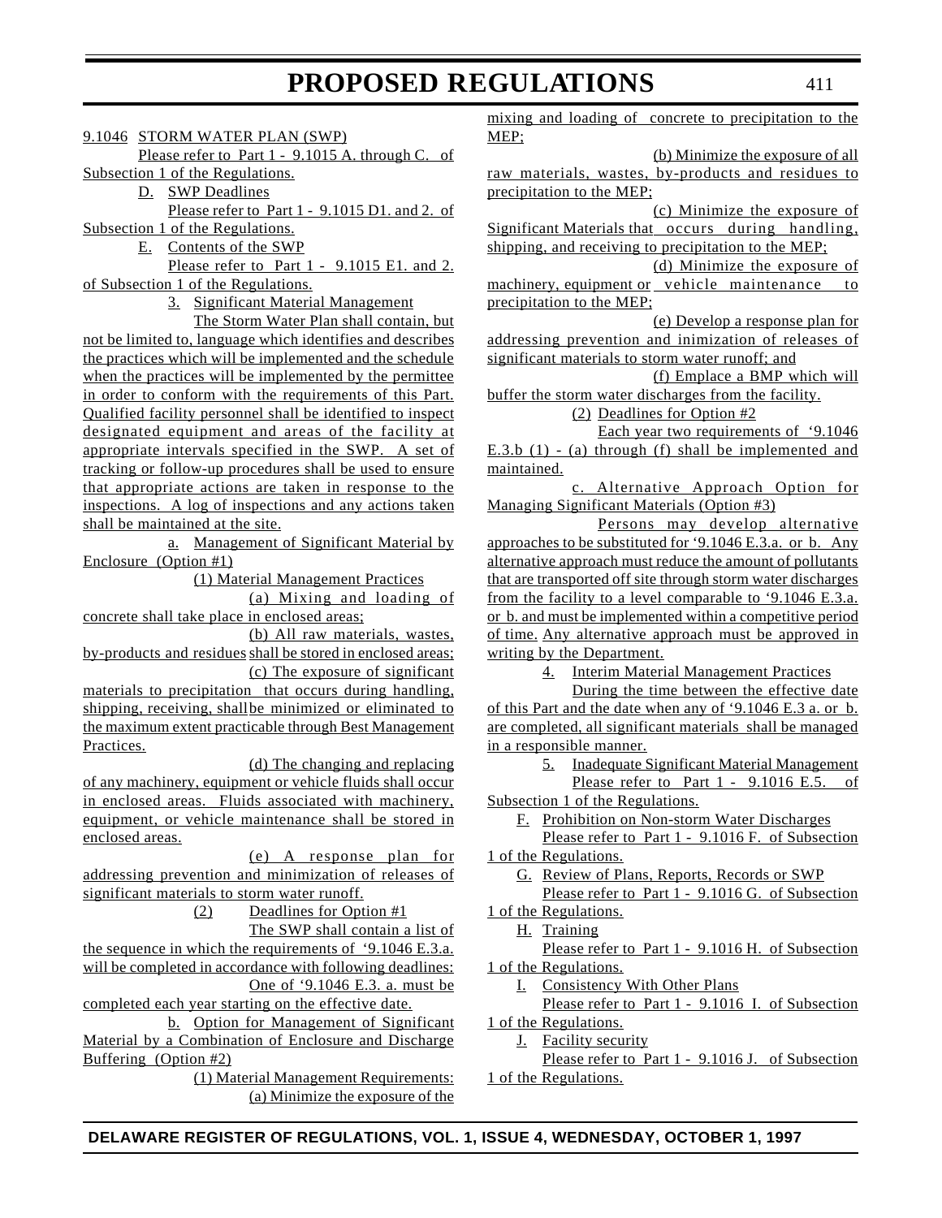9.1046 STORM WATER PLAN (SWP)

Please refer to Part 1 - 9.1015 A. through C. of Subsection 1 of the Regulations.

D. SWP Deadlines

Please refer to Part 1 - 9.1015 D1. and 2. of Subsection 1 of the Regulations.

E. Contents of the SWP

Please refer to Part 1 - 9.1015 E1. and 2. of Subsection 1 of the Regulations.

3. Significant Material Management

The Storm Water Plan shall contain, but not be limited to, language which identifies and describes the practices which will be implemented and the schedule when the practices will be implemented by the permittee in order to conform with the requirements of this Part. Qualified facility personnel shall be identified to inspect designated equipment and areas of the facility at appropriate intervals specified in the SWP. A set of tracking or follow-up procedures shall be used to ensure that appropriate actions are taken in response to the inspections. A log of inspections and any actions taken shall be maintained at the site.

a. Management of Significant Material by Enclosure (Option #1)

(1) Material Management Practices

(a) Mixing and loading of concrete shall take place in enclosed areas;

(b) All raw materials, wastes, by-products and residues shall be stored in enclosed areas;

(c) The exposure of significant materials to precipitation that occurs during handling, shipping, receiving, shall be minimized or eliminated to the maximum extent practicable through Best Management Practices.

(d) The changing and replacing of any machinery, equipment or vehicle fluids shall occur in enclosed areas. Fluids associated with machinery, equipment, or vehicle maintenance shall be stored in enclosed areas.

(e) A response plan for addressing prevention and minimization of releases of significant materials to storm water runoff.

(2) Deadlines for Option #1

The SWP shall contain a list of the sequence in which the requirements of '9.1046 E.3.a. will be completed in accordance with following deadlines:

One of '9.1046 E.3. a. must be completed each year starting on the effective date.

b. Option for Management of Significant Material by a Combination of Enclosure and Discharge Buffering (Option #2)

(1) Material Management Requirements:

(a) Minimize the exposure of the mixing and loading of concrete to precipitation to the MEP;

(b) Minimize the exposure of all raw materials, wastes, by-products and residues to precipitation to the MEP;

(c) Minimize the exposure of Significant Materials that occurs during handling, shipping, and receiving to precipitation to the MEP;

(d) Minimize the exposure of machinery, equipment or vehicle maintenance to precipitation to the MEP;

(e) Develop a response plan for addressing prevention and inimization of releases of significant materials to storm water runoff; and

(f) Emplace a BMP which will buffer the storm water discharges from the facility.

(2) Deadlines for Option #2

Each year two requirements of '9.1046 E.3.b (1) - (a) through (f) shall be implemented and maintained.

c. Alternative Approach Option for Managing Significant Materials (Option #3)

Persons may develop alternative approaches to be substituted for '9.1046 E.3.a. or b. Any alternative approach must reduce the amount of pollutants that are transported off site through storm water discharges from the facility to a level comparable to '9.1046 E.3.a. or b. and must be implemented within a competitive period of time. Any alternative approach must be approved in writing by the Department.

4. Interim Material Management Practices

During the time between the effective date of this Part and the date when any of '9.1046 E.3 a. or b. are completed, all significant materials shall be managed in a responsible manner.

5. Inadequate Significant Material Management

Please refer to Part 1 - 9.1016 E.5. of Subsection 1 of the Regulations.

F. Prohibition on Non-storm Water Discharges

Please refer to Part 1 - 9.1016 F. of Subsection 1 of the Regulations.

G. Review of Plans, Reports, Records or SWP

Please refer to Part 1 - 9.1016 G. of Subsection 1 of the Regulations.

H. Training

Please refer to Part 1 - 9.1016 H. of Subsection 1 of the Regulations.

I. Consistency With Other Plans

Please refer to Part 1 - 9.1016 I. of Subsection 1 of the Regulations.

J. Facility security

Please refer to Part 1 - 9.1016 J. of Subsection 1 of the Regulations.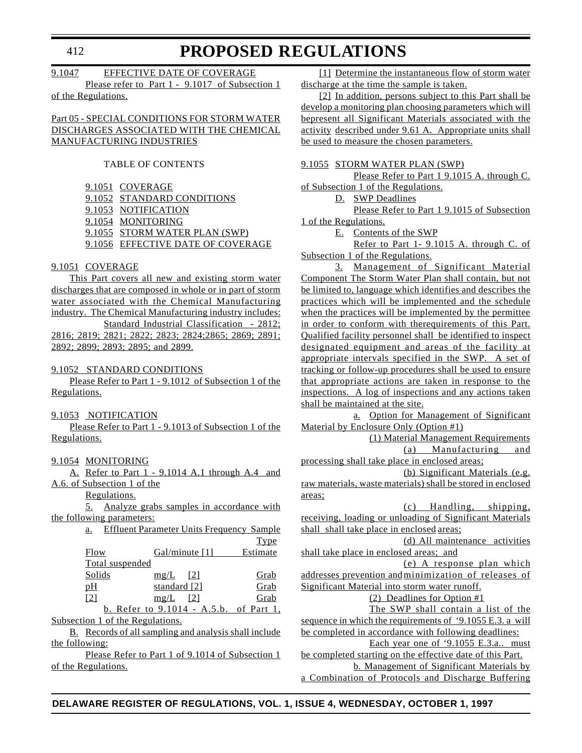9.1047 EFFECTIVE DATE OF COVERAGE

Please refer to Part 1 - 9.1017 of Subsection 1 of the Regulations.

Part 05 - SPECIAL CONDITIONS FOR STORM WATER DISCHARGES ASSOCIATED WITH THE CHEMICAL MANUFACTURING INDUSTRIES

TABLE OF CONTENTS

9.1051 COVERAGE
9.1052 STANDARD CONDITIONS
9.1053 NOTIFICATION
9.1054 MONITORING
9.1055 STORM WATER PLAN (SWP)
9.1056 EFFECTIVE DATE OF COVERAGE

9.1051 COVERAGE

This Part covers all new and existing storm water discharges that are composed in whole or in part of storm water associated with the Chemical Manufacturing industry. The Chemical Manufacturing industry includes:

Standard Industrial Classification - 2812; 2816; 2819; 2821; 2822; 2823; 2824;2865; 2869; 2891; 2892; 2899; 2893; 2895; and 2899.

9.1052 STANDARD CONDITIONS

Please Refer to Part 1 - 9.1012 of Subsection 1 of the Regulations.

9.1053 NOTIFICATION

Please Refer to Part 1 - 9.1013 of Subsection 1 of the Regulations.

9.1054 MONITORING

A. Refer to Part 1 - 9.1014 A.1 through A.4 and A.6. of Subsection 1 of the Regulations.

5. Analyze grabs samples in accordance with the following parameters:

a. Effluent Parameter Units Frequency Sample Type

| Effluent Parameter | Units | Frequency | Sample Type |
|---|---|---|---|
| Flow | Gal/minute | [1] | Estimate |
| Total suspended Solids | mg/L | [2] | Grab |
| pH | standard | [2] | Grab |
| [2] | mg/L | [2] | Grab |

b. Refer to 9.1014 - A.5.b. of Part 1, Subsection 1 of the Regulations.

B. Records of all sampling and analysis shall include the following:

Please Refer to Part 1 of 9.1014 of Subsection 1 of the Regulations.

[1] Determine the instantaneous flow of storm water discharge at the time the sample is taken.

[2] In addition, persons subject to this Part shall be develop a monitoring plan choosing parameters which will bepresent all Significant Materials associated with the activity described under 9.61 A. Appropriate units shall be used to measure the chosen parameters.

9.1055 STORM WATER PLAN (SWP)

Please Refer to Part 1 9.1015 A. through C. of Subsection 1 of the Regulations.

D. SWP Deadlines

Please Refer to Part 1 9.1015 of Subsection 1 of the Regulations.

E. Contents of the SWP

Refer to Part 1- 9.1015 A. through C. of Subsection 1 of the Regulations.

3. Management of Significant Material Component The Storm Water Plan shall contain, but not be limited to, language which identifies and describes the practices which will be implemented and the schedule when the practices will be implemented by the permittee in order to conform with therequirements of this Part. Qualified facility personnel shall be identified to inspect designated equipment and areas of the facility at appropriate intervals specified in the SWP. A set of tracking or follow-up procedures shall be used to ensure that appropriate actions are taken in response to the inspections. A log of inspections and any actions taken shall be maintained at the site.

a. Option for Management of Significant Material by Enclosure Only (Option #1)

(1) Material Management Requirements

(a) Manufacturing and processing shall take place in enclosed areas;

(b) Significant Materials (e.g. raw materials, waste materials) shall be stored in enclosed areas;

(c) Handling, shipping, receiving, loading or unloading of Significant Materials shall shall take place in enclosed areas;

(d) All maintenance activities shall take place in enclosed areas; and

(e) A response plan which addresses prevention and minimization of releases of Significant Material into storm water runoff.

(2) Deadlines for Option #1

The SWP shall contain a list of the sequence in which the requirements of ‘9.1055 E.3. a will be completed in accordance with following deadlines:

Each year one of ‘9.1055 E.3.a.. must be completed starting on the effective date of this Part.

b. Management of Significant Materials by a Combination of Protocols and Discharge Buffering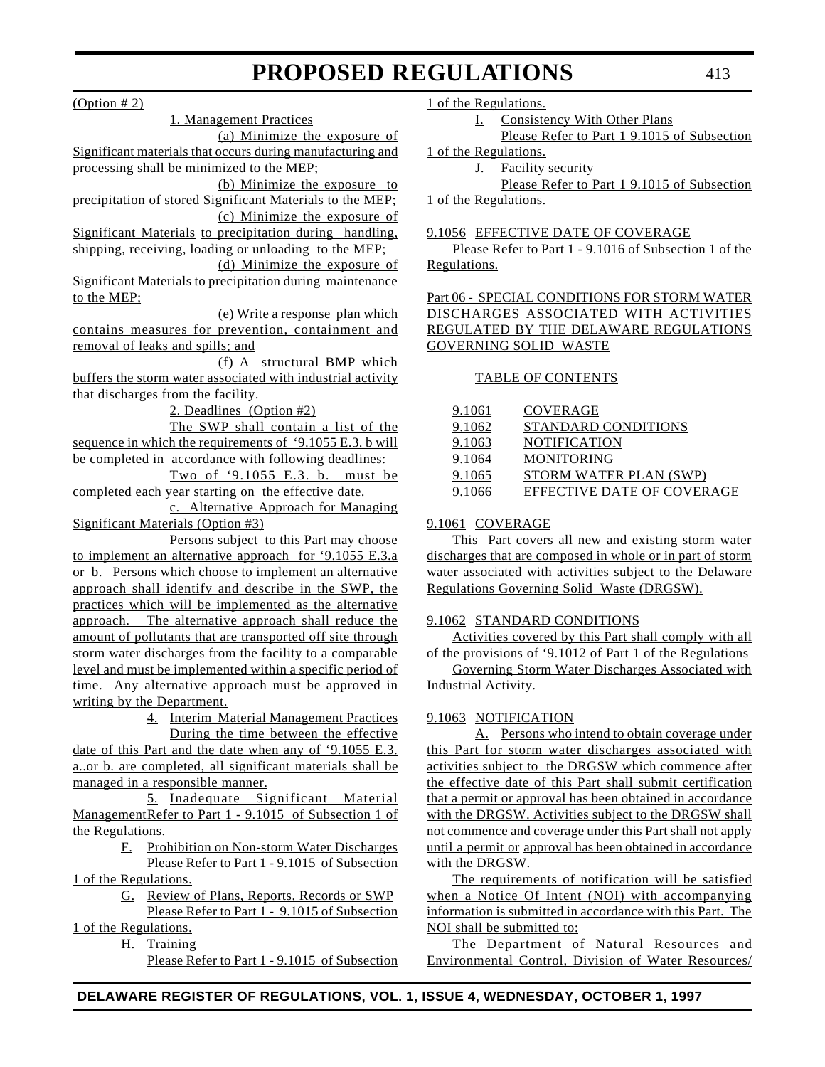(Option # 2)

1. Management Practices

(a) Minimize the exposure of Significant materials that occurs during manufacturing and processing shall be minimized to the MEP;

(b) Minimize the exposure to precipitation of stored Significant Materials to the MEP;

(c) Minimize the exposure of Significant Materials to precipitation during handling, shipping, receiving, loading or unloading to the MEP;

(d) Minimize the exposure of Significant Materials to precipitation during maintenance to the MEP;

(e) Write a response plan which contains measures for prevention, containment and removal of leaks and spills; and

(f) A structural BMP which buffers the storm water associated with industrial activity that discharges from the facility.

2. Deadlines (Option #2)

The SWP shall contain a list of the sequence in which the requirements of '9.1055 E.3. b will be completed in accordance with following deadlines:

Two of '9.1055 E.3. b. must be completed each year starting on the effective date.

c. Alternative Approach for Managing Significant Materials (Option #3)

Persons subject to this Part may choose to implement an alternative approach for '9.1055 E.3.a or b. Persons which choose to implement an alternative approach shall identify and describe in the SWP, the practices which will be implemented as the alternative approach. The alternative approach shall reduce the amount of pollutants that are transported off site through storm water discharges from the facility to a comparable level and must be implemented within a specific period of time. Any alternative approach must be approved in writing by the Department.

4. Interim Material Management Practices

During the time between the effective date of this Part and the date when any of '9.1055 E.3. a..or b. are completed, all significant materials shall be managed in a responsible manner.

5. Inadequate Significant Material Management Refer to Part 1 - 9.1015 of Subsection 1 of the Regulations.

F. Prohibition on Non-storm Water Discharges

Please Refer to Part 1 - 9.1015 of Subsection 1 of the Regulations.

G. Review of Plans, Reports, Records or SWP

Please Refer to Part 1 - 9.1015 of Subsection 1 of the Regulations.

H. Training

Please Refer to Part 1 - 9.1015 of Subsection 1 of the Regulations.

I. Consistency With Other Plans

Please Refer to Part 1 9.1015 of Subsection 1 of the Regulations.

J. Facility security

Please Refer to Part 1 9.1015 of Subsection 1 of the Regulations.

9.1056 EFFECTIVE DATE OF COVERAGE

Please Refer to Part 1 - 9.1016 of Subsection 1 of the Regulations.

Part 06 - SPECIAL CONDITIONS FOR STORM WATER DISCHARGES ASSOCIATED WITH ACTIVITIES REGULATED BY THE DELAWARE REGULATIONS GOVERNING SOLID WASTE

TABLE OF CONTENTS

| | |
|---|---|
| 9.1061 | COVERAGE |
| 9.1062 | STANDARD CONDITIONS |
| 9.1063 | NOTIFICATION |
| 9.1064 | MONITORING |
| 9.1065 | STORM WATER PLAN (SWP) |
| 9.1066 | EFFECTIVE DATE OF COVERAGE |

9.1061 COVERAGE

This Part covers all new and existing storm water discharges that are composed in whole or in part of storm water associated with activities subject to the Delaware Regulations Governing Solid Waste (DRGSW).

9.1062 STANDARD CONDITIONS

Activities covered by this Part shall comply with all of the provisions of '9.1012 of Part 1 of the Regulations Governing Storm Water Discharges Associated with Industrial Activity.

9.1063 NOTIFICATION

A. Persons who intend to obtain coverage under this Part for storm water discharges associated with activities subject to the DRGSW which commence after the effective date of this Part shall submit certification that a permit or approval has been obtained in accordance with the DRGSW. Activities subject to the DRGSW shall not commence and coverage under this Part shall not apply until a permit or approval has been obtained in accordance with the DRGSW.

The requirements of notification will be satisfied when a Notice Of Intent (NOI) with accompanying information is submitted in accordance with this Part. The NOI shall be submitted to:

The Department of Natural Resources and Environmental Control, Division of Water Resources/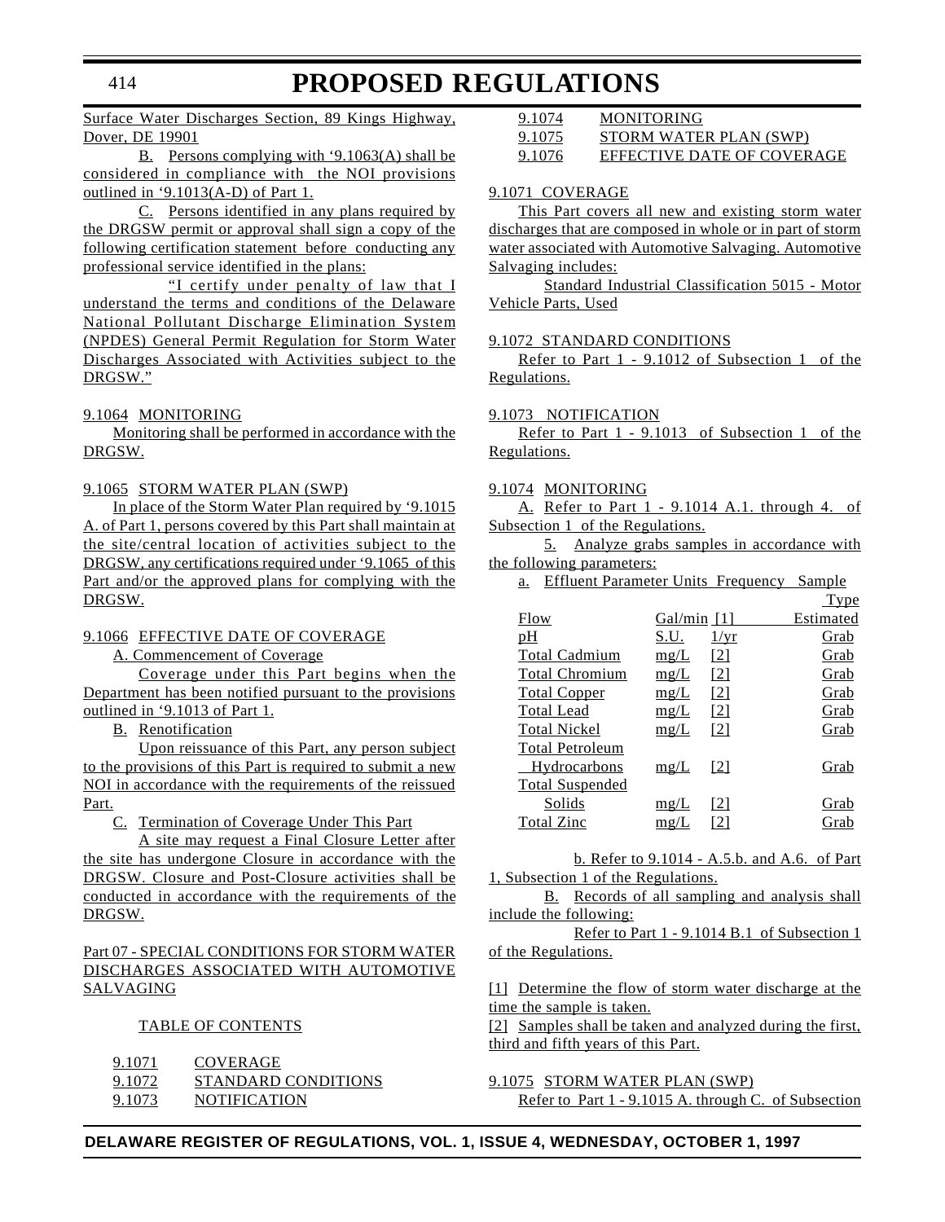Surface Water Discharges Section, 89 Kings Highway, Dover, DE 19901

B. Persons complying with '9.1063(A) shall be considered in compliance with the NOI provisions outlined in '9.1013(A-D) of Part 1.

C. Persons identified in any plans required by the DRGSW permit or approval shall sign a copy of the following certification statement before conducting any professional service identified in the plans:

"I certify under penalty of law that I understand the terms and conditions of the Delaware National Pollutant Discharge Elimination System (NPDES) General Permit Regulation for Storm Water Discharges Associated with Activities subject to the DRGSW."

9.1064 MONITORING

Monitoring shall be performed in accordance with the DRGSW.

9.1065 STORM WATER PLAN (SWP)

In place of the Storm Water Plan required by '9.1015 A. of Part 1, persons covered by this Part shall maintain at the site/central location of activities subject to the DRGSW, any certifications required under '9.1065 of this Part and/or the approved plans for complying with the DRGSW.

9.1066 EFFECTIVE DATE OF COVERAGE

A. Commencement of Coverage

Coverage under this Part begins when the Department has been notified pursuant to the provisions outlined in '9.1013 of Part 1.

B. Renotification

Upon reissuance of this Part, any person subject to the provisions of this Part is required to submit a new NOI in accordance with the requirements of the reissued Part.

C. Termination of Coverage Under This Part

A site may request a Final Closure Letter after the site has undergone Closure in accordance with the DRGSW. Closure and Post-Closure activities shall be conducted in accordance with the requirements of the DRGSW.

Part 07 - SPECIAL CONDITIONS FOR STORM WATER DISCHARGES ASSOCIATED WITH AUTOMOTIVE SALVAGING

TABLE OF CONTENTS

| | |
|---|---|
| 9.1071 | COVERAGE |
| 9.1072 | STANDARD CONDITIONS |
| 9.1073 | NOTIFICATION |
| 9.1074 | MONITORING |
| 9.1075 | STORM WATER PLAN (SWP) |
| 9.1076 | EFFECTIVE DATE OF COVERAGE |

9.1071 COVERAGE

This Part covers all new and existing storm water discharges that are composed in whole or in part of storm water associated with Automotive Salvaging. Automotive Salvaging includes:

Standard Industrial Classification 5015 - Motor Vehicle Parts, Used

9.1072 STANDARD CONDITIONS

Refer to Part 1 - 9.1012 of Subsection 1 of the Regulations.

9.1073 NOTIFICATION

Refer to Part 1 - 9.1013 of Subsection 1 of the Regulations.

9.1074 MONITORING

A. Refer to Part 1 - 9.1014 A.1. through 4. of Subsection 1 of the Regulations.

5. Analyze grabs samples in accordance with the following parameters:

a.

| Effluent Parameter | Units | Frequency | Sample Type |
|---|---|---|---|
| Flow | Gal/min | [1] | Estimated |
| pH | S.U. | 1/yr | Grab |
| Total Cadmium | mg/L | [2] | Grab |
| Total Chromium | mg/L | [2] | Grab |
| Total Copper | mg/L | [2] | Grab |
| Total Lead | mg/L | [2] | Grab |
| Total Nickel | mg/L | [2] | Grab |
| Total Petroleum Hydrocarbons | mg/L | [2] | Grab |
| Total Suspended Solids | mg/L | [2] | Grab |
| Total Zinc | mg/L | [2] | Grab |

b. Refer to 9.1014 - A.5.b. and A.6. of Part 1, Subsection 1 of the Regulations.

B. Records of all sampling and analysis shall include the following:

Refer to Part 1 - 9.1014 B.1 of Subsection 1 of the Regulations.

[1] Determine the flow of storm water discharge at the time the sample is taken.

[2] Samples shall be taken and analyzed during the first, third and fifth years of this Part.

9.1075 STORM WATER PLAN (SWP)

Refer to Part 1 - 9.1015 A. through C. of Subsection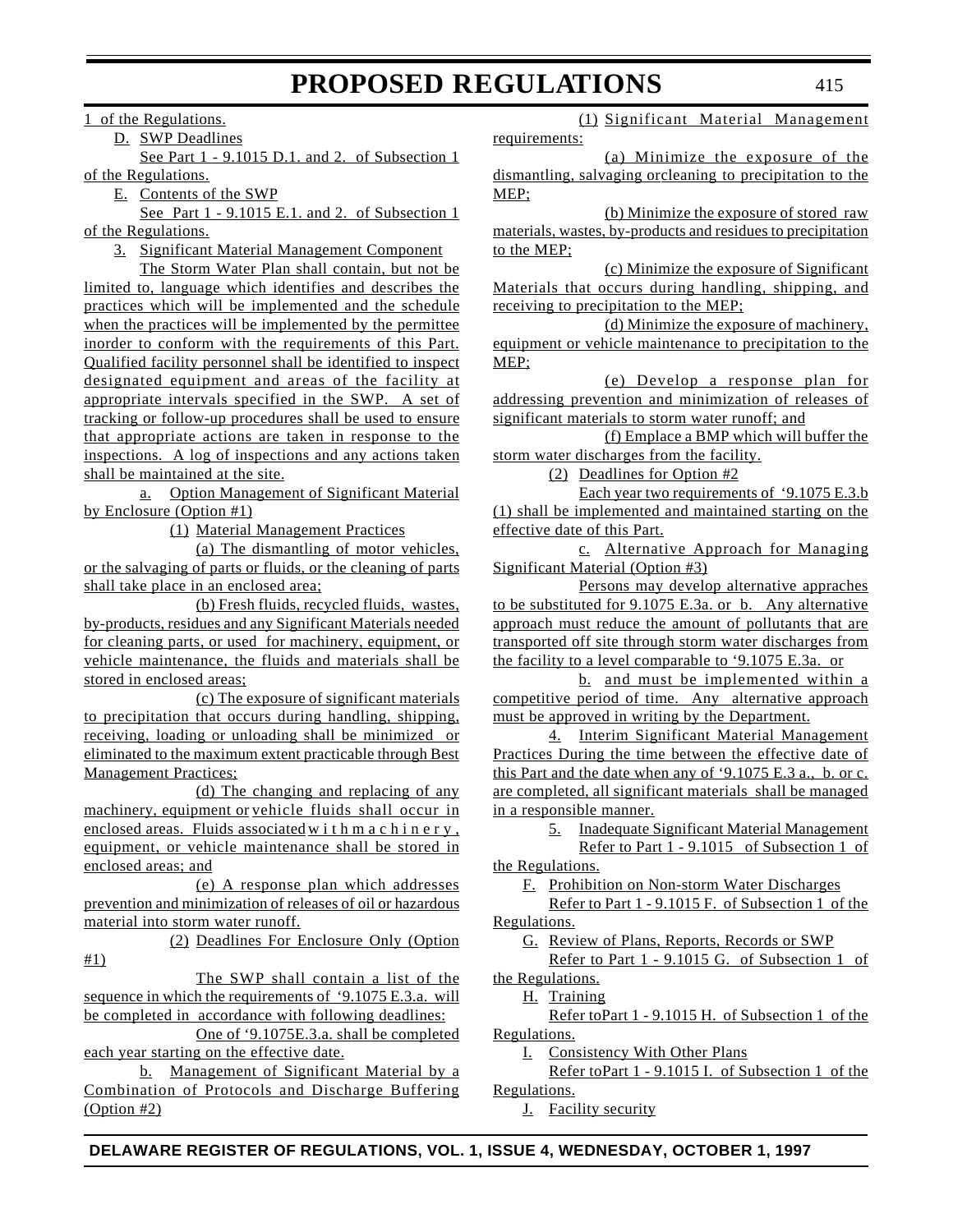1 of the Regulations.

D. SWP Deadlines

See Part 1 - 9.1015 D.1. and 2. of Subsection 1 of the Regulations.

E. Contents of the SWP

See Part 1 - 9.1015 E.1. and 2. of Subsection 1 of the Regulations.

3. Significant Material Management Component

The Storm Water Plan shall contain, but not be limited to, language which identifies and describes the practices which will be implemented and the schedule when the practices will be implemented by the permittee inorder to conform with the requirements of this Part. Qualified facility personnel shall be identified to inspect designated equipment and areas of the facility at appropriate intervals specified in the SWP. A set of tracking or follow-up procedures shall be used to ensure that appropriate actions are taken in response to the inspections. A log of inspections and any actions taken shall be maintained at the site.

a. Option Management of Significant Material by Enclosure (Option #1)

(1) Material Management Practices

(a) The dismantling of motor vehicles, or the salvaging of parts or fluids, or the cleaning of parts shall take place in an enclosed area;

(b) Fresh fluids, recycled fluids, wastes, by-products, residues and any Significant Materials needed for cleaning parts, or used for machinery, equipment, or vehicle maintenance, the fluids and materials shall be stored in enclosed areas;

(c) The exposure of significant materials to precipitation that occurs during handling, shipping, receiving, loading or unloading shall be minimized or eliminated to the maximum extent practicable through Best Management Practices;

(d) The changing and replacing of any machinery, equipment or vehicle fluids shall occur in enclosed areas. Fluids associated with machinery, equipment, or vehicle maintenance shall be stored in enclosed areas; and

(e) A response plan which addresses prevention and minimization of releases of oil or hazardous material into storm water runoff.

(2) Deadlines For Enclosure Only (Option #1)

The SWP shall contain a list of the sequence in which the requirements of '9.1075 E.3.a. will be completed in accordance with following deadlines:

One of '9.1075E.3.a. shall be completed each year starting on the effective date.

b. Management of Significant Material by a Combination of Protocols and Discharge Buffering (Option #2)

(1) Significant Material Management requirements:

(a) Minimize the exposure of the dismantling, salvaging orcleaning to precipitation to the MEP;

(b) Minimize the exposure of stored raw materials, wastes, by-products and residues to precipitation to the MEP;

(c) Minimize the exposure of Significant Materials that occurs during handling, shipping, and receiving to precipitation to the MEP;

(d) Minimize the exposure of machinery, equipment or vehicle maintenance to precipitation to the MEP;

(e) Develop a response plan for addressing prevention and minimization of releases of significant materials to storm water runoff; and

(f) Emplace a BMP which will buffer the storm water discharges from the facility.

(2) Deadlines for Option #2

Each year two requirements of '9.1075 E.3.b (1) shall be implemented and maintained starting on the effective date of this Part.

c. Alternative Approach for Managing Significant Material (Option #3)

Persons may develop alternative appraches to be substituted for 9.1075 E.3a. or b. Any alternative approach must reduce the amount of pollutants that are transported off site through storm water discharges from the facility to a level comparable to '9.1075 E.3a. or

b. and must be implemented within a competitive period of time. Any alternative approach must be approved in writing by the Department.

4. Interim Significant Material Management Practices During the time between the effective date of this Part and the date when any of '9.1075 E.3 a., b. or c. are completed, all significant materials shall be managed in a responsible manner.

5. Inadequate Significant Material Management

Refer to Part 1 - 9.1015 of Subsection 1 of the Regulations.

F. Prohibition on Non-storm Water Discharges

Refer to Part 1 - 9.1015 F. of Subsection 1 of the Regulations.

G. Review of Plans, Reports, Records or SWP

Refer to Part 1 - 9.1015 G. of Subsection 1 of the Regulations.

H. Training

Refer toPart 1 - 9.1015 H. of Subsection 1 of the Regulations.

I. Consistency With Other Plans

Refer toPart 1 - 9.1015 I. of Subsection 1 of the Regulations.

J. Facility security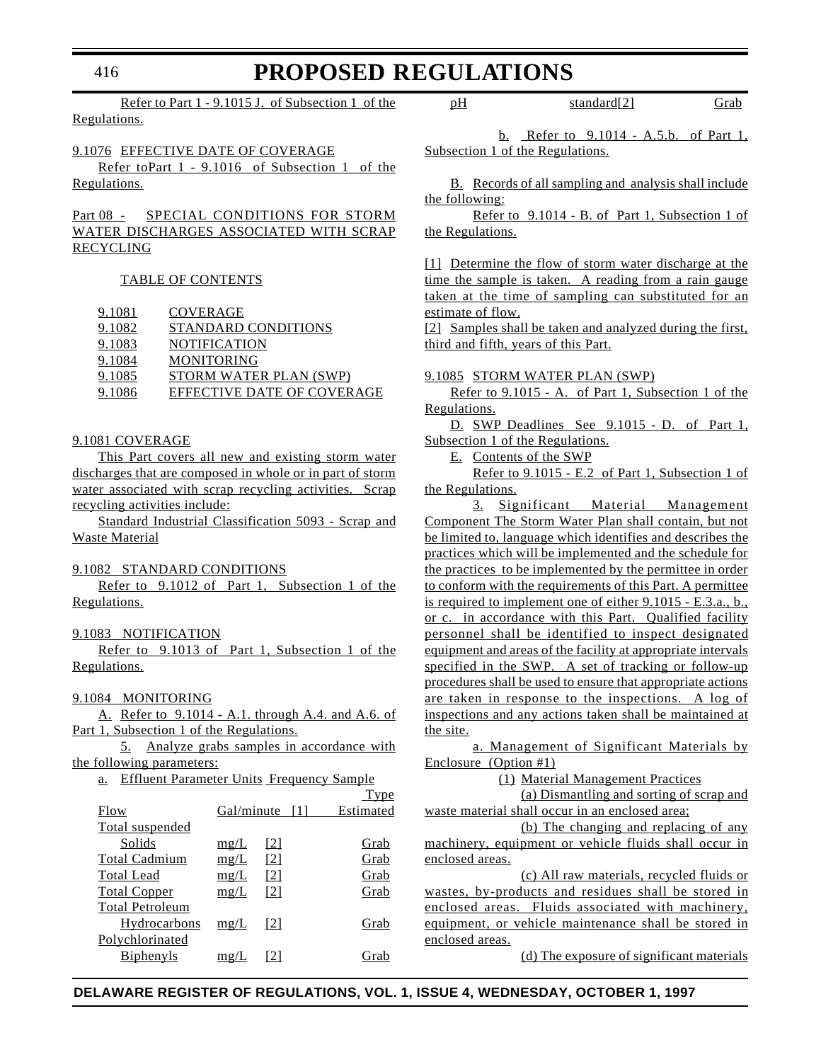Refer to Part 1 - 9.1015 J. of Subsection 1 of the Regulations.

9.1076 EFFECTIVE DATE OF COVERAGE

Refer toPart 1 - 9.1016 of Subsection 1 of the Regulations.

## Part 08 - SPECIAL CONDITIONS FOR STORM WATER DISCHARGES ASSOCIATED WITH SCRAP RECYCLING

TABLE OF CONTENTS

| | |
|---|---|
| 9.1081 | COVERAGE |
| 9.1082 | STANDARD CONDITIONS |
| 9.1083 | NOTIFICATION |
| 9.1084 | MONITORING |
| 9.1085 | STORM WATER PLAN (SWP) |
| 9.1086 | EFFECTIVE DATE OF COVERAGE |

9.1081 COVERAGE

This Part covers all new and existing storm water discharges that are composed in whole or in part of storm water associated with scrap recycling activities. Scrap recycling activities include:

Standard Industrial Classification 5093 - Scrap and Waste Material

9.1082 STANDARD CONDITIONS

Refer to 9.1012 of Part 1, Subsection 1 of the Regulations.

9.1083 NOTIFICATION

Refer to 9.1013 of Part 1, Subsection 1 of the Regulations.

9.1084 MONITORING

A. Refer to 9.1014 - A.1. through A.4. and A.6. of Part 1, Subsection 1 of the Regulations.

5. Analyze grabs samples in accordance with the following parameters:

a. Effluent Parameter Units Frequency Sample Type

| Effluent Parameter | Units | Frequency | Sample Type |
|---|---|---|---|
| Flow | Gal/minute | [1] | Estimated |
| Total suspended Solids | mg/L | [2] | Grab |
| Total Cadmium | mg/L | [2] | Grab |
| Total Lead | mg/L | [2] | Grab |
| Total Copper | mg/L | [2] | Grab |
| Total Petroleum Hydrocarbons | mg/L | [2] | Grab |
| Polychlorinated Biphenyls | mg/L | [2] | Grab |
| pH | standard | [2] | Grab |

b. Refer to 9.1014 - A.5.b. of Part 1, Subsection 1 of the Regulations.

B. Records of all sampling and analysis shall include the following:

Refer to 9.1014 - B. of Part 1, Subsection 1 of the Regulations.

[1] Determine the flow of storm water discharge at the time the sample is taken. A reading from a rain gauge taken at the time of sampling can substituted for an estimate of flow.

[2] Samples shall be taken and analyzed during the first, third and fifth, years of this Part.

9.1085 STORM WATER PLAN (SWP)

Refer to 9.1015 - A. of Part 1, Subsection 1 of the Regulations.

D. SWP Deadlines See 9.1015 - D. of Part 1, Subsection 1 of the Regulations.

E. Contents of the SWP

Refer to 9.1015 - E.2 of Part 1, Subsection 1 of the Regulations.

3. Significant Material Management Component The Storm Water Plan shall contain, but not be limited to, language which identifies and describes the practices which will be implemented and the schedule for the practices to be implemented by the permittee in order to conform with the requirements of this Part. A permittee is required to implement one of either 9.1015 - E.3.a., b., or c. in accordance with this Part. Qualified facility personnel shall be identified to inspect designated equipment and areas of the facility at appropriate intervals specified in the SWP. A set of tracking or follow-up procedures shall be used to ensure that appropriate actions are taken in response to the inspections. A log of inspections and any actions taken shall be maintained at the site.

a. Management of Significant Materials by Enclosure (Option #1)

(1) Material Management Practices

(a) Dismantling and sorting of scrap and waste material shall occur in an enclosed area;

(b) The changing and replacing of any machinery, equipment or vehicle fluids shall occur in enclosed areas.

(c) All raw materials, recycled fluids or wastes, by-products and residues shall be stored in enclosed areas. Fluids associated with machinery, equipment, or vehicle maintenance shall be stored in enclosed areas.

(d) The exposure of significant materials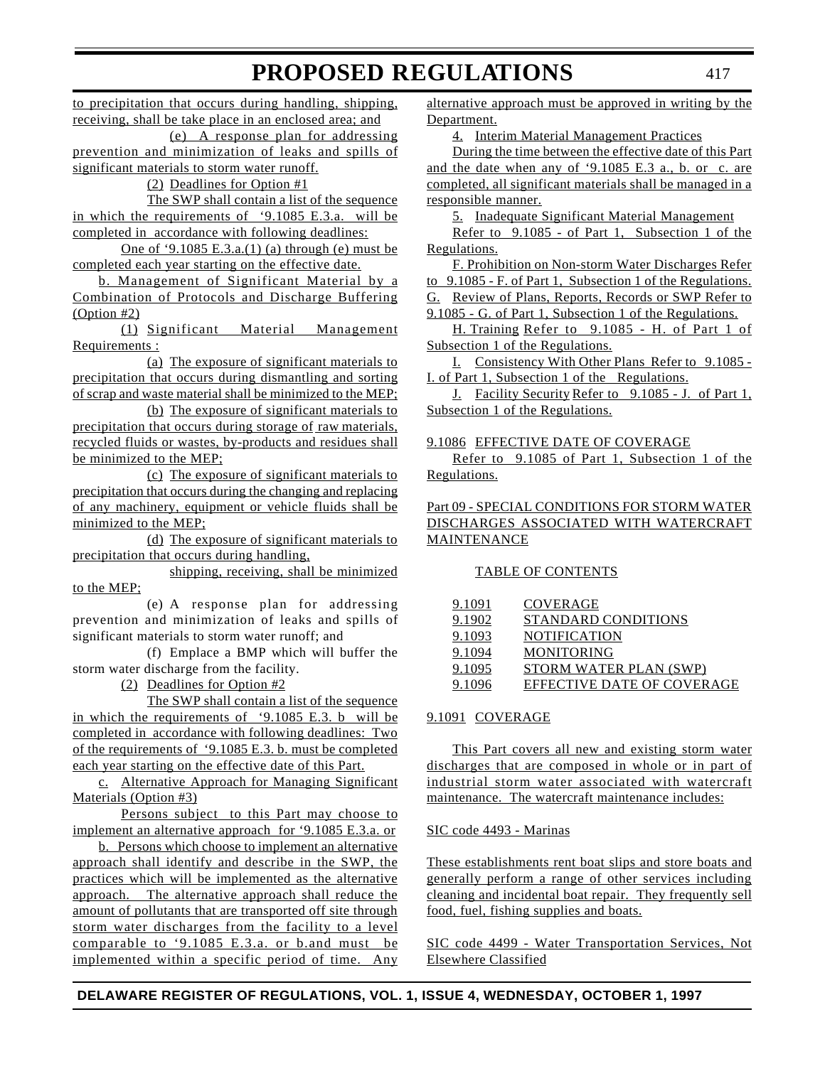to precipitation that occurs during handling, shipping, receiving, shall be take place in an enclosed area; and

(e) A response plan for addressing prevention and minimization of leaks and spills of significant materials to storm water runoff.

(2) Deadlines for Option #1

The SWP shall contain a list of the sequence in which the requirements of '9.1085 E.3.a. will be completed in accordance with following deadlines:

One of '9.1085 E.3.a.(1) (a) through (e) must be completed each year starting on the effective date.

b. Management of Significant Material by a Combination of Protocols and Discharge Buffering (Option #2)

(1) Significant Material Management Requirements :

(a) The exposure of significant materials to precipitation that occurs during dismantling and sorting of scrap and waste material shall be minimized to the MEP;

(b) The exposure of significant materials to precipitation that occurs during storage of raw materials, recycled fluids or wastes, by-products and residues shall be minimized to the MEP;

(c) The exposure of significant materials to precipitation that occurs during the changing and replacing of any machinery, equipment or vehicle fluids shall be minimized to the MEP;

(d) The exposure of significant materials to precipitation that occurs during handling, shipping, receiving, shall be minimized to the MEP;

(e) A response plan for addressing prevention and minimization of leaks and spills of significant materials to storm water runoff; and

(f) Emplace a BMP which will buffer the storm water discharge from the facility.

(2) Deadlines for Option #2

The SWP shall contain a list of the sequence in which the requirements of '9.1085 E.3. b will be completed in accordance with following deadlines: Two of the requirements of '9.1085 E.3. b. must be completed each year starting on the effective date of this Part.

c. Alternative Approach for Managing Significant Materials (Option #3)

Persons subject to this Part may choose to implement an alternative approach for '9.1085 E.3.a. or b. Persons which choose to implement an alternative approach shall identify and describe in the SWP, the practices which will be implemented as the alternative approach. The alternative approach shall reduce the amount of pollutants that are transported off site through storm water discharges from the facility to a level comparable to '9.1085 E.3.a. or b.and must be implemented within a specific period of time. Any alternative approach must be approved in writing by the Department.

4. Interim Material Management Practices

During the time between the effective date of this Part and the date when any of '9.1085 E.3 a., b. or c. are completed, all significant materials shall be managed in a responsible manner.

5. Inadequate Significant Material Management

Refer to 9.1085 - of Part 1, Subsection 1 of the Regulations.

F. Prohibition on Non-storm Water Discharges Refer to 9.1085 - F. of Part 1, Subsection 1 of the Regulations.

G. Review of Plans, Reports, Records or SWP Refer to 9.1085 - G. of Part 1, Subsection 1 of the Regulations.

H. Training Refer to 9.1085 - H. of Part 1 of Subsection 1 of the Regulations.

I. Consistency With Other Plans Refer to 9.1085 - I. of Part 1, Subsection 1 of the Regulations.

J. Facility Security Refer to 9.1085 - J. of Part 1, Subsection 1 of the Regulations.

9.1086 EFFECTIVE DATE OF COVERAGE

Refer to 9.1085 of Part 1, Subsection 1 of the Regulations.

Part 09 - SPECIAL CONDITIONS FOR STORM WATER DISCHARGES ASSOCIATED WITH WATERCRAFT MAINTENANCE

TABLE OF CONTENTS

| | |
|---|---|
| 9.1091 | COVERAGE |
| 9.1902 | STANDARD CONDITIONS |
| 9.1093 | NOTIFICATION |
| 9.1094 | MONITORING |
| 9.1095 | STORM WATER PLAN (SWP) |
| 9.1096 | EFFECTIVE DATE OF COVERAGE |

9.1091 COVERAGE

This Part covers all new and existing storm water discharges that are composed in whole or in part of industrial storm water associated with watercraft maintenance. The watercraft maintenance includes:

SIC code 4493 - Marinas

These establishments rent boat slips and store boats and generally perform a range of other services including cleaning and incidental boat repair. They frequently sell food, fuel, fishing supplies and boats.

SIC code 4499 - Water Transportation Services, Not Elsewhere Classified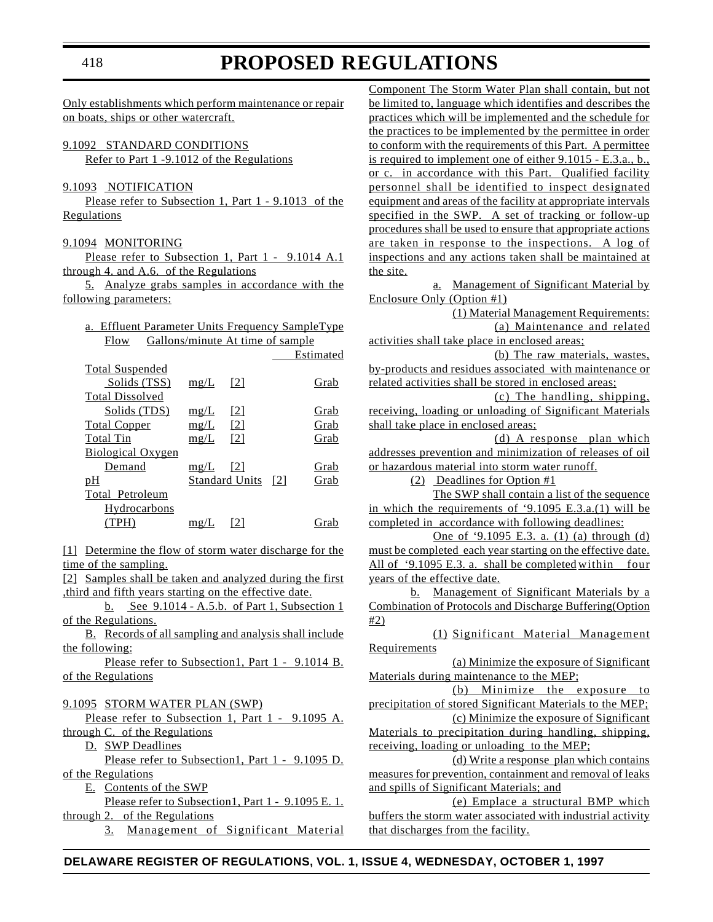Only establishments which perform maintenance or repair on boats, ships or other watercraft.

9.1092 STANDARD CONDITIONS

Refer to Part 1 -9.1012 of the Regulations

9.1093 NOTIFICATION

Please refer to Subsection 1, Part 1 - 9.1013 of the Regulations

9.1094 MONITORING

Please refer to Subsection 1, Part 1 - 9.1014 A.1 through 4. and A.6. of the Regulations

5. Analyze grabs samples in accordance with the following parameters:

| a. Effluent Parameter | Units | Frequency | SampleType |
|---|---|---|---|
| Flow | Gallons/minute | At time of sample | Estimated |
| Total Suspended Solids (TSS) | mg/L | [2] | Grab |
| Total Dissolved Solids (TDS) | mg/L | [2] | Grab |
| Total Copper | mg/L | [2] | Grab |
| Total Tin | mg/L | [2] | Grab |
| Biological Oxygen Demand | mg/L | [2] | Grab |
| pH | Standard Units | [2] | Grab |
| Total Petroleum Hydrocarbons (TPH) | mg/L | [2] | Grab |

[1] Determine the flow of storm water discharge for the time of the sampling.

[2] Samples shall be taken and analyzed during the first ,third and fifth years starting on the effective date.

b. See 9.1014 - A.5.b. of Part 1, Subsection 1 of the Regulations.

B. Records of all sampling and analysis shall include the following:

Please refer to Subsection1, Part 1 - 9.1014 B. of the Regulations

9.1095 STORM WATER PLAN (SWP)

Please refer to Subsection 1, Part 1 - 9.1095 A. through C. of the Regulations

D. SWP Deadlines

Please refer to Subsection1, Part 1 - 9.1095 D. of the Regulations

E. Contents of the SWP

Please refer to Subsection1, Part 1 - 9.1095 E. 1. through 2. of the Regulations

3. Management of Significant Material Component The Storm Water Plan shall contain, but not be limited to, language which identifies and describes the practices which will be implemented and the schedule for the practices to be implemented by the permittee in order to conform with the requirements of this Part. A permittee is required to implement one of either 9.1015 - E.3.a., b., or c. in accordance with this Part. Qualified facility personnel shall be identified to inspect designated equipment and areas of the facility at appropriate intervals specified in the SWP. A set of tracking or follow-up procedures shall be used to ensure that appropriate actions are taken in response to the inspections. A log of inspections and any actions taken shall be maintained at the site.

a. Management of Significant Material by Enclosure Only (Option #1)

(1) Material Management Requirements:

(a) Maintenance and related activities shall take place in enclosed areas;

(b) The raw materials, wastes, by-products and residues associated with maintenance or related activities shall be stored in enclosed areas;

(c) The handling, shipping, receiving, loading or unloading of Significant Materials shall take place in enclosed areas;

(d) A response plan which addresses prevention and minimization of releases of oil or hazardous material into storm water runoff.

(2) Deadlines for Option #1

The SWP shall contain a list of the sequence in which the requirements of '9.1095 E.3.a.(1) will be completed in accordance with following deadlines:

One of '9.1095 E.3. a. (1) (a) through (d) must be completed each year starting on the effective date. All of '9.1095 E.3. a. shall be completed within four years of the effective date.

b. Management of Significant Materials by a Combination of Protocols and Discharge Buffering(Option #2)

(1) Significant Material Management Requirements

(a) Minimize the exposure of Significant Materials during maintenance to the MEP;

(b) Minimize the exposure to precipitation of stored Significant Materials to the MEP;

(c) Minimize the exposure of Significant Materials to precipitation during handling, shipping, receiving, loading or unloading to the MEP;

(d) Write a response plan which contains measures for prevention, containment and removal of leaks and spills of Significant Materials; and

(e) Emplace a structural BMP which buffers the storm water associated with industrial activity that discharges from the facility.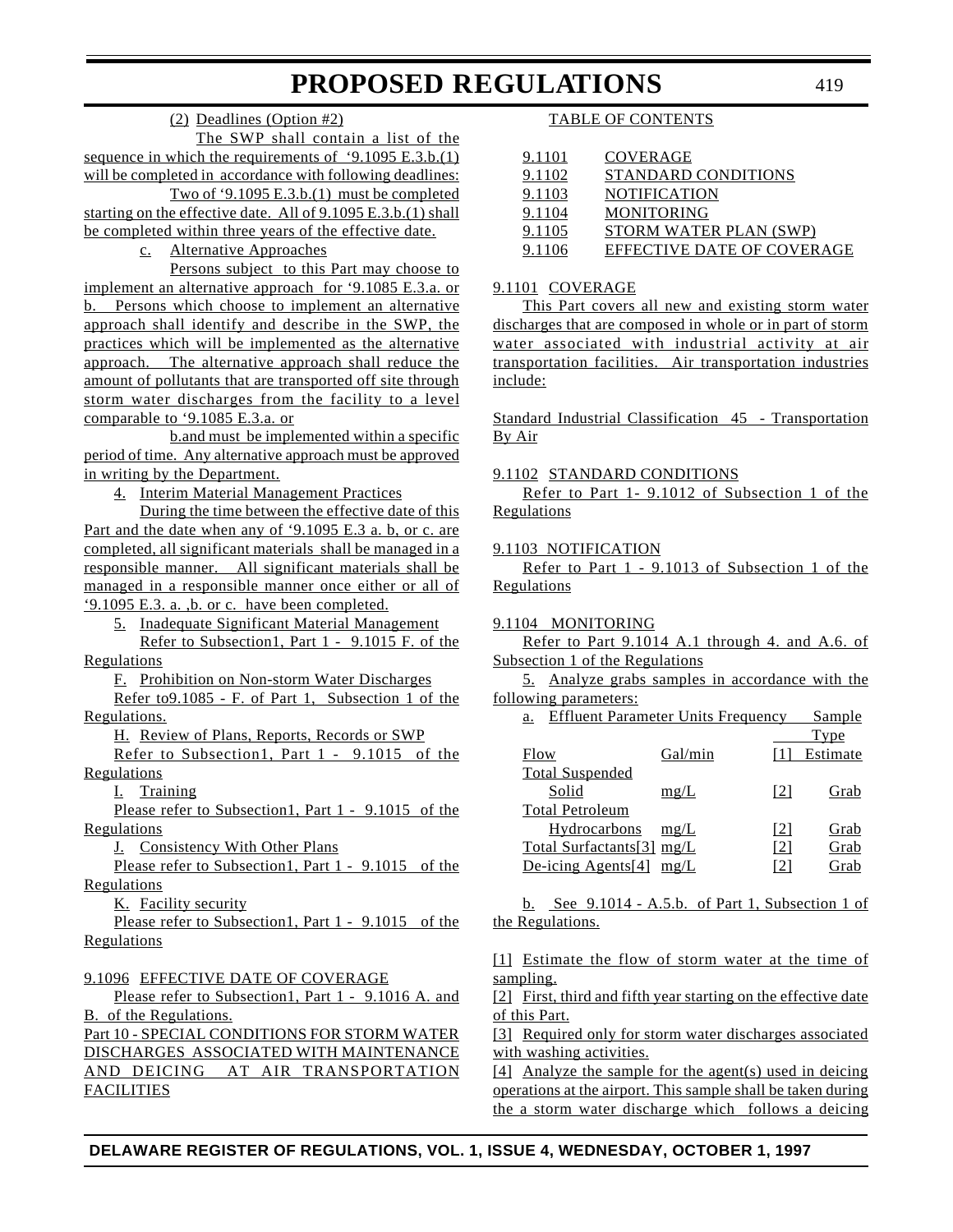(2) Deadlines (Option #2)

The SWP shall contain a list of the sequence in which the requirements of '9.1095 E.3.b.(1) will be completed in accordance with following deadlines:

Two of '9.1095 E.3.b.(1) must be completed starting on the effective date. All of 9.1095 E.3.b.(1) shall be completed within three years of the effective date.

c. Alternative Approaches

Persons subject to this Part may choose to implement an alternative approach for '9.1085 E.3.a. or b. Persons which choose to implement an alternative approach shall identify and describe in the SWP, the practices which will be implemented as the alternative approach. The alternative approach shall reduce the amount of pollutants that are transported off site through storm water discharges from the facility to a level comparable to '9.1085 E.3.a. or

b.and must be implemented within a specific period of time. Any alternative approach must be approved in writing by the Department.

4. Interim Material Management Practices

During the time between the effective date of this Part and the date when any of '9.1095 E.3 a. b, or c. are completed, all significant materials shall be managed in a responsible manner. All significant materials shall be managed in a responsible manner once either or all of '9.1095 E.3. a. ,b. or c. have been completed.

5. Inadequate Significant Material Management

Refer to Subsection1, Part 1 - 9.1015 F. of the Regulations

F. Prohibition on Non-storm Water Discharges

Refer to9.1085 - F. of Part 1, Subsection 1 of the Regulations.

H. Review of Plans, Reports, Records or SWP

Refer to Subsection1, Part 1 - 9.1015 of the Regulations

I. Training

Please refer to Subsection1, Part 1 - 9.1015 of the Regulations

J. Consistency With Other Plans

Please refer to Subsection1, Part 1 - 9.1015 of the Regulations

K. Facility security

Please refer to Subsection1, Part 1 - 9.1015 of the Regulations

9.1096 EFFECTIVE DATE OF COVERAGE

Please refer to Subsection1, Part 1 - 9.1016 A. and B. of the Regulations.

Part 10 - SPECIAL CONDITIONS FOR STORM WATER DISCHARGES ASSOCIATED WITH MAINTENANCE AND DEICING AT AIR TRANSPORTATION FACILITIES

TABLE OF CONTENTS

| | |
|---|---|
| 9.1101 | COVERAGE |
| 9.1102 | STANDARD CONDITIONS |
| 9.1103 | NOTIFICATION |
| 9.1104 | MONITORING |
| 9.1105 | STORM WATER PLAN (SWP) |
| 9.1106 | EFFECTIVE DATE OF COVERAGE |

9.1101 COVERAGE

This Part covers all new and existing storm water discharges that are composed in whole or in part of storm water associated with industrial activity at air transportation facilities. Air transportation industries include:

Standard Industrial Classification 45 - Transportation By Air

9.1102 STANDARD CONDITIONS

Refer to Part 1- 9.1012 of Subsection 1 of the Regulations

9.1103 NOTIFICATION

Refer to Part 1 - 9.1013 of Subsection 1 of the Regulations

9.1104 MONITORING

Refer to Part 9.1014 A.1 through 4. and A.6. of Subsection 1 of the Regulations

5. Analyze grabs samples in accordance with the following parameters:

a. Effluent Parameter Units Frequency Sample Type

| Effluent Parameter | Units | Frequency | Sample Type |
|---|---|---|---|
| Flow | Gal/min | [1] | Estimate |
| Total Suspended Solid | mg/L | [2] | Grab |
| Total Petroleum Hydrocarbons | mg/L | [2] | Grab |
| Total Surfactants[3] | mg/L | [2] | Grab |
| De-icing Agents[4] | mg/L | [2] | Grab |

b. See 9.1014 - A.5.b. of Part 1, Subsection 1 of the Regulations.

[1] Estimate the flow of storm water at the time of sampling.

[2] First, third and fifth year starting on the effective date of this Part.

[3] Required only for storm water discharges associated with washing activities.

[4] Analyze the sample for the agent(s) used in deicing operations at the airport. This sample shall be taken during the a storm water discharge which follows a deicing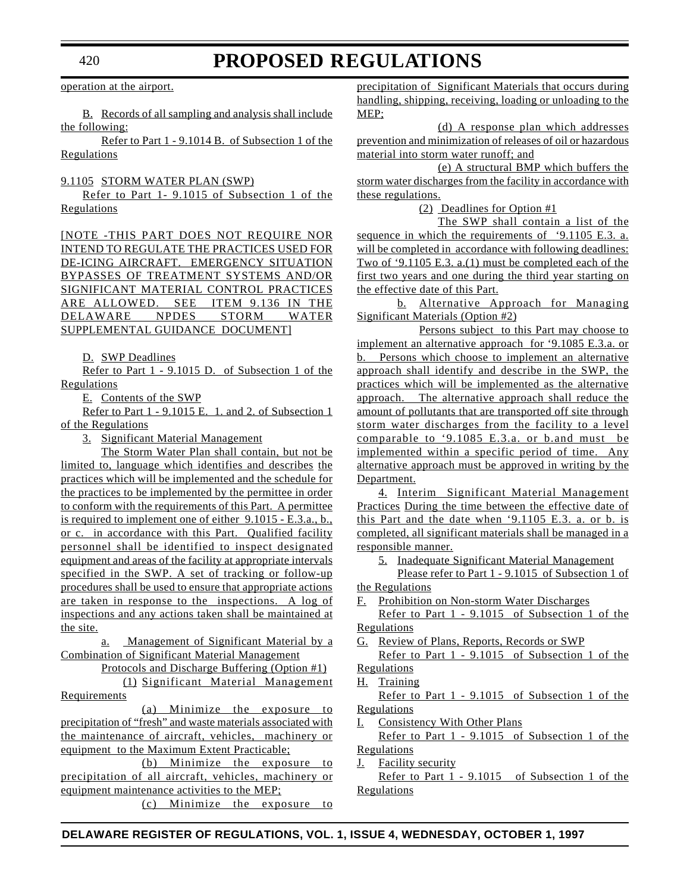operation at the airport.

B. Records of all sampling and analysis shall include the following:

Refer to Part 1 - 9.1014 B. of Subsection 1 of the Regulations

9.1105 STORM WATER PLAN (SWP)

Refer to Part 1- 9.1015 of Subsection 1 of the Regulations

[NOTE -THIS PART DOES NOT REQUIRE NOR INTEND TO REGULATE THE PRACTICES USED FOR DE-ICING AIRCRAFT. EMERGENCY SITUATION BYPASSES OF TREATMENT SYSTEMS AND/OR SIGNIFICANT MATERIAL CONTROL PRACTICES ARE ALLOWED. SEE ITEM 9.136 IN THE DELAWARE NPDES STORM WATER SUPPLEMENTAL GUIDANCE DOCUMENT]

D. SWP Deadlines

Refer to Part 1 - 9.1015 D. of Subsection 1 of the Regulations

E. Contents of the SWP

Refer to Part 1 - 9.1015 E. 1. and 2. of Subsection 1 of the Regulations

3. Significant Material Management

The Storm Water Plan shall contain, but not be limited to, language which identifies and describes the practices which will be implemented and the schedule for the practices to be implemented by the permittee in order to conform with the requirements of this Part. A permittee is required to implement one of either 9.1015 - E.3.a., b., or c. in accordance with this Part. Qualified facility personnel shall be identified to inspect designated equipment and areas of the facility at appropriate intervals specified in the SWP. A set of tracking or follow-up procedures shall be used to ensure that appropriate actions are taken in response to the inspections. A log of inspections and any actions taken shall be maintained at the site.

a. Management of Significant Material by a Combination of Significant Material Management Protocols and Discharge Buffering (Option #1)

(1) Significant Material Management Requirements

(a) Minimize the exposure to precipitation of "fresh" and waste materials associated with the maintenance of aircraft, vehicles, machinery or equipment to the Maximum Extent Practicable;

(b) Minimize the exposure to precipitation of all aircraft, vehicles, machinery or equipment maintenance activities to the MEP;

(c) Minimize the exposure to precipitation of Significant Materials that occurs during handling, shipping, receiving, loading or unloading to the MEP;

(d) A response plan which addresses prevention and minimization of releases of oil or hazardous material into storm water runoff; and

(e) A structural BMP which buffers the storm water discharges from the facility in accordance with these regulations.

(2) Deadlines for Option #1

The SWP shall contain a list of the sequence in which the requirements of '9.1105 E.3. a. will be completed in accordance with following deadlines: Two of '9.1105 E.3. a.(1) must be completed each of the first two years and one during the third year starting on the effective date of this Part.

b. Alternative Approach for Managing Significant Materials (Option #2)

Persons subject to this Part may choose to implement an alternative approach for '9.1085 E.3.a. or b. Persons which choose to implement an alternative approach shall identify and describe in the SWP, the practices which will be implemented as the alternative approach. The alternative approach shall reduce the amount of pollutants that are transported off site through storm water discharges from the facility to a level comparable to '9.1085 E.3.a. or b.and must be implemented within a specific period of time. Any alternative approach must be approved in writing by the Department.

4. Interim Significant Material Management Practices During the time between the effective date of this Part and the date when '9.1105 E.3. a. or b. is completed, all significant materials shall be managed in a responsible manner.

5. Inadequate Significant Material Management

Please refer to Part 1 - 9.1015 of Subsection 1 of the Regulations

F. Prohibition on Non-storm Water Discharges

Refer to Part 1 - 9.1015 of Subsection 1 of the Regulations

G. Review of Plans, Reports, Records or SWP

Refer to Part 1 - 9.1015 of Subsection 1 of the Regulations

H. Training

Refer to Part 1 - 9.1015 of Subsection 1 of the Regulations

I. Consistency With Other Plans

Refer to Part 1 - 9.1015 of Subsection 1 of the Regulations

J. Facility security

Refer to Part 1 - 9.1015 of Subsection 1 of the Regulations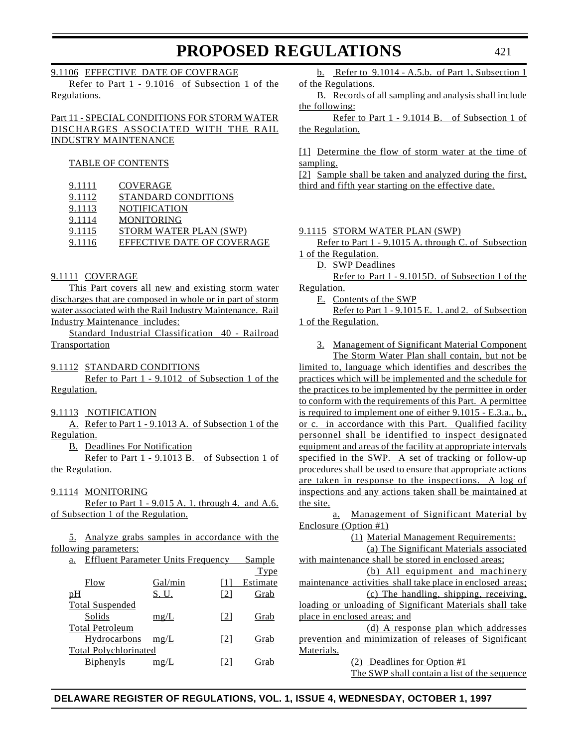9.1106 EFFECTIVE DATE OF COVERAGE

Refer to Part 1 - 9.1016 of Subsection 1 of the Regulations.

Part 11 - SPECIAL CONDITIONS FOR STORM WATER DISCHARGES ASSOCIATED WITH THE RAIL INDUSTRY MAINTENANCE

TABLE OF CONTENTS

| | |
|---|---|
| 9.1111 | COVERAGE |
| 9.1112 | STANDARD CONDITIONS |
| 9.1113 | NOTIFICATION |
| 9.1114 | MONITORING |
| 9.1115 | STORM WATER PLAN (SWP) |
| 9.1116 | EFFECTIVE DATE OF COVERAGE |

9.1111 COVERAGE

This Part covers all new and existing storm water discharges that are composed in whole or in part of storm water associated with the Rail Industry Maintenance. Rail Industry Maintenance includes:

Standard Industrial Classification 40 - Railroad Transportation

9.1112 STANDARD CONDITIONS

Refer to Part 1 - 9.1012 of Subsection 1 of the Regulation.

9.1113 NOTIFICATION

A. Refer to Part 1 - 9.1013 A. of Subsection 1 of the Regulation.

B. Deadlines For Notification

Refer to Part 1 - 9.1013 B. of Subsection 1 of the Regulation.

9.1114 MONITORING

Refer to Part 1 - 9.015 A. 1. through 4. and A.6. of Subsection 1 of the Regulation.

5. Analyze grabs samples in accordance with the following parameters:

a.

| Effluent Parameter | Units | Frequency | Sample Type |
|---|---|---|---|
| Flow | Gal/min | [1] | Estimate |
| pH | S. U. | [2] | Grab |
| Total Suspended Solids | mg/L | [2] | Grab |
| Total Petroleum Hydrocarbons | mg/L | [2] | Grab |
| Total Polychlorinated Biphenyls | mg/L | [2] | Grab |

b. Refer to 9.1014 - A.5.b. of Part 1, Subsection 1 of the Regulations.

B. Records of all sampling and analysis shall include the following:

Refer to Part 1 - 9.1014 B. of Subsection 1 of the Regulation.

[1] Determine the flow of storm water at the time of sampling.

[2] Sample shall be taken and analyzed during the first, third and fifth year starting on the effective date.

9.1115 STORM WATER PLAN (SWP)

Refer to Part 1 - 9.1015 A. through C. of Subsection 1 of the Regulation.

D. SWP Deadlines

Refer to Part 1 - 9.1015D. of Subsection 1 of the Regulation.

E. Contents of the SWP

Refer to Part 1 - 9.1015 E. 1. and 2. of Subsection 1 of the Regulation.

3. Management of Significant Material Component

The Storm Water Plan shall contain, but not be limited to, language which identifies and describes the practices which will be implemented and the schedule for the practices to be implemented by the permittee in order to conform with the requirements of this Part. A permittee is required to implement one of either 9.1015 - E.3.a., b., or c. in accordance with this Part. Qualified facility personnel shall be identified to inspect designated equipment and areas of the facility at appropriate intervals specified in the SWP. A set of tracking or follow-up procedures shall be used to ensure that appropriate actions are taken in response to the inspections. A log of inspections and any actions taken shall be maintained at the site.

a. Management of Significant Material by Enclosure (Option #1)

(1) Material Management Requirements:

(a) The Significant Materials associated with maintenance shall be stored in enclosed areas;

(b) All equipment and machinery maintenance activities shall take place in enclosed areas;

(c) The handling, shipping, receiving, loading or unloading of Significant Materials shall take place in enclosed areas; and

(d) A response plan which addresses prevention and minimization of releases of Significant Materials.

(2) Deadlines for Option #1

The SWP shall contain a list of the sequence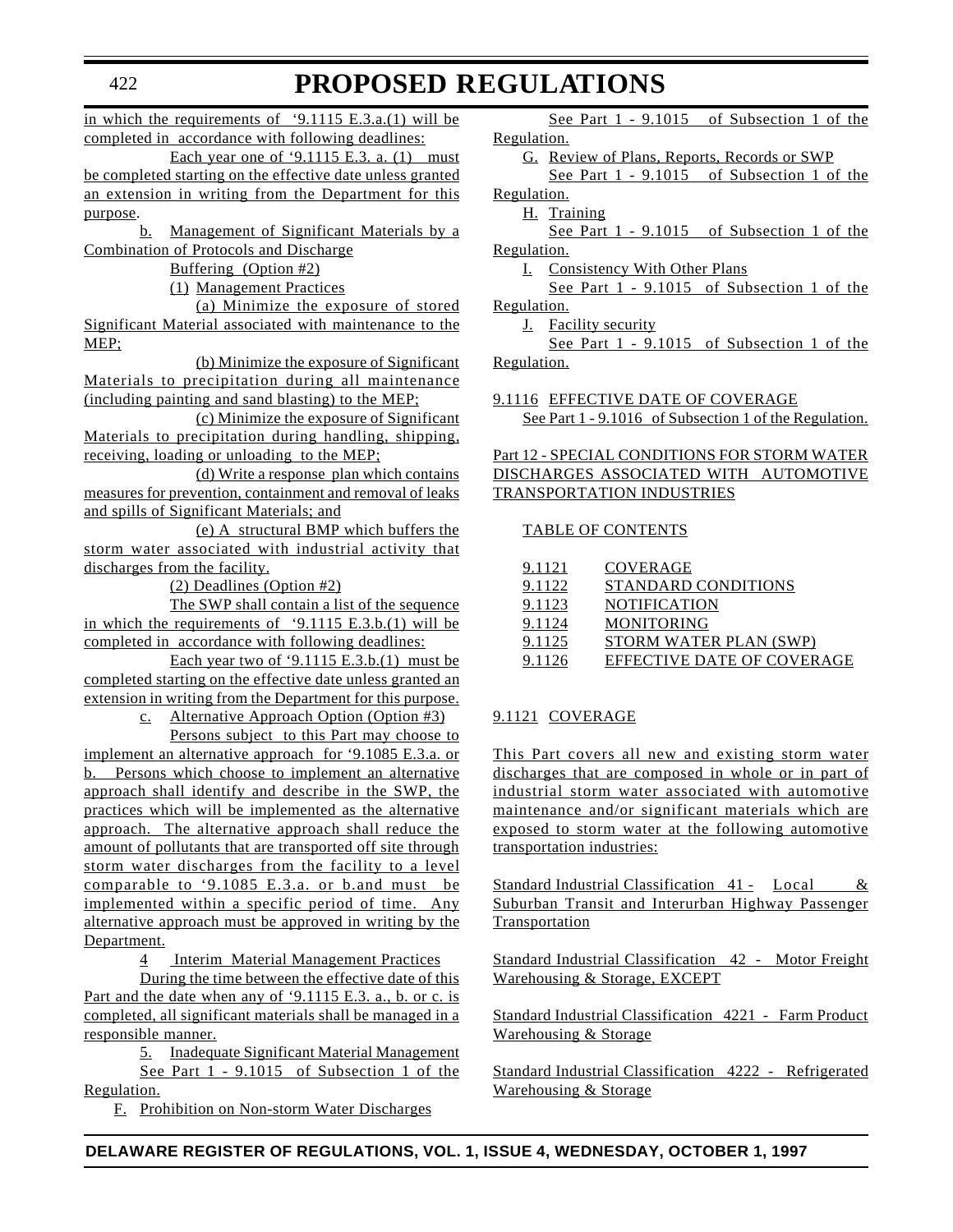in which the requirements of '9.1115 E.3.a.(1) will be completed in accordance with following deadlines:

Each year one of '9.1115 E.3. a. (1) must be completed starting on the effective date unless granted an extension in writing from the Department for this purpose.

b. Management of Significant Materials by a Combination of Protocols and Discharge Buffering (Option #2)

(1) Management Practices

(a) Minimize the exposure of stored Significant Material associated with maintenance to the MEP;

(b) Minimize the exposure of Significant Materials to precipitation during all maintenance (including painting and sand blasting) to the MEP;

(c) Minimize the exposure of Significant Materials to precipitation during handling, shipping, receiving, loading or unloading to the MEP;

(d) Write a response plan which contains measures for prevention, containment and removal of leaks and spills of Significant Materials; and

(e) A structural BMP which buffers the storm water associated with industrial activity that discharges from the facility.

(2) Deadlines (Option #2)

The SWP shall contain a list of the sequence in which the requirements of '9.1115 E.3.b.(1) will be completed in accordance with following deadlines:

Each year two of '9.1115 E.3.b.(1) must be completed starting on the effective date unless granted an extension in writing from the Department for this purpose.

c. Alternative Approach Option (Option #3)

Persons subject to this Part may choose to implement an alternative approach for '9.1085 E.3.a. or b. Persons which choose to implement an alternative approach shall identify and describe in the SWP, the practices which will be implemented as the alternative approach. The alternative approach shall reduce the amount of pollutants that are transported off site through storm water discharges from the facility to a level comparable to '9.1085 E.3.a. or b.and must be implemented within a specific period of time. Any alternative approach must be approved in writing by the Department.

4 Interim Material Management Practices

During the time between the effective date of this Part and the date when any of '9.1115 E.3. a., b. or c. is completed, all significant materials shall be managed in a responsible manner.

5. Inadequate Significant Material Management

See Part 1 - 9.1015 of Subsection 1 of the Regulation.

F. Prohibition on Non-storm Water Discharges

See Part 1 - 9.1015 of Subsection 1 of the Regulation.

G. Review of Plans, Reports, Records or SWP

See Part 1 - 9.1015 of Subsection 1 of the Regulation.

H. Training

See Part 1 - 9.1015 of Subsection 1 of the Regulation.

I. Consistency With Other Plans

See Part 1 - 9.1015 of Subsection 1 of the Regulation.

J. Facility security

See Part 1 - 9.1015 of Subsection 1 of the Regulation.

9.1116 EFFECTIVE DATE OF COVERAGE

See Part 1 - 9.1016 of Subsection 1 of the Regulation.

## Part 12 - SPECIAL CONDITIONS FOR STORM WATER DISCHARGES ASSOCIATED WITH AUTOMOTIVE TRANSPORTATION INDUSTRIES

TABLE OF CONTENTS

| | |
|---|---|
| 9.1121 | COVERAGE |
| 9.1122 | STANDARD CONDITIONS |
| 9.1123 | NOTIFICATION |
| 9.1124 | MONITORING |
| 9.1125 | STORM WATER PLAN (SWP) |
| 9.1126 | EFFECTIVE DATE OF COVERAGE |

9.1121 COVERAGE

This Part covers all new and existing storm water discharges that are composed in whole or in part of industrial storm water associated with automotive maintenance and/or significant materials which are exposed to storm water at the following automotive transportation industries:

Standard Industrial Classification 41 - Local & Suburban Transit and Interurban Highway Passenger Transportation

Standard Industrial Classification 42 - Motor Freight Warehousing & Storage, EXCEPT

Standard Industrial Classification 4221 - Farm Product Warehousing & Storage

Standard Industrial Classification 4222 - Refrigerated Warehousing & Storage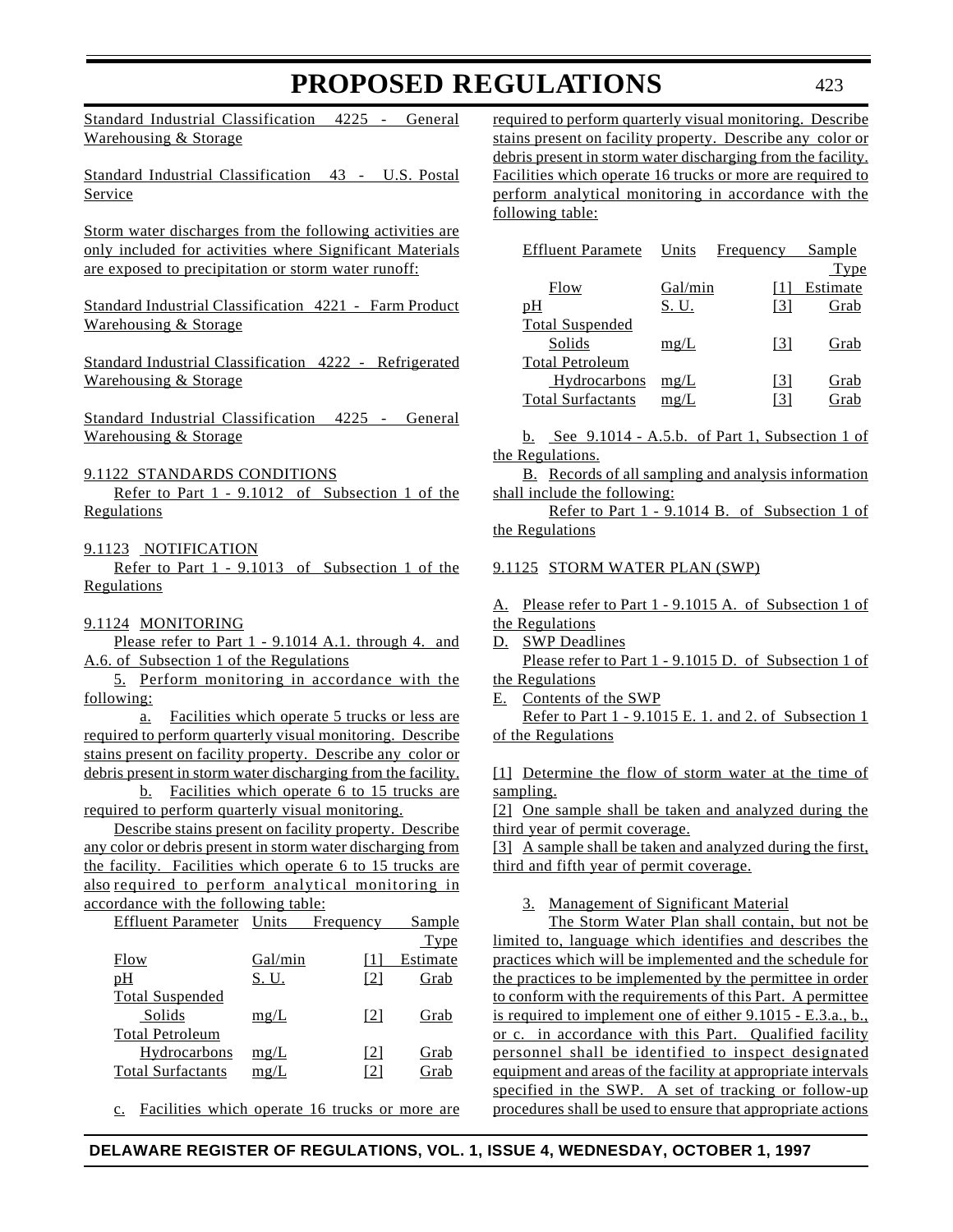Standard Industrial Classification 4225 - General Warehousing & Storage

Standard Industrial Classification 43 - U.S. Postal Service

Storm water discharges from the following activities are only included for activities where Significant Materials are exposed to precipitation or storm water runoff:

Standard Industrial Classification 4221 - Farm Product Warehousing & Storage

Standard Industrial Classification 4222 - Refrigerated Warehousing & Storage

Standard Industrial Classification 4225 - General Warehousing & Storage

9.1122 STANDARDS CONDITIONS

Refer to Part 1 - 9.1012 of Subsection 1 of the Regulations

9.1123 NOTIFICATION

Refer to Part 1 - 9.1013 of Subsection 1 of the Regulations

9.1124 MONITORING

Please refer to Part 1 - 9.1014 A.1. through 4. and A.6. of Subsection 1 of the Regulations

5. Perform monitoring in accordance with the following:

a. Facilities which operate 5 trucks or less are required to perform quarterly visual monitoring. Describe stains present on facility property. Describe any color or debris present in storm water discharging from the facility.

b. Facilities which operate 6 to 15 trucks are required to perform quarterly visual monitoring.

Describe stains present on facility property. Describe any color or debris present in storm water discharging from the facility. Facilities which operate 6 to 15 trucks are also required to perform analytical monitoring in accordance with the following table:

| Effluent Parameter | Units | Frequency | Sample Type |
|---|---|---|---|
| Flow | Gal/min | [1] | Estimate |
| pH | S. U. | [2] | Grab |
| Total Suspended Solids | mg/L | [2] | Grab |
| Total Petroleum Hydrocarbons | mg/L | [2] | Grab |
| Total Surfactants | mg/L | [2] | Grab |

c. Facilities which operate 16 trucks or more are required to perform quarterly visual monitoring. Describe stains present on facility property. Describe any color or debris present in storm water discharging from the facility. Facilities which operate 16 trucks or more are required to perform analytical monitoring in accordance with the following table:

| Effluent Paramete | Units | Frequency | Sample Type |
|---|---|---|---|
| Flow | Gal/min | [1] | Estimate |
| pH | S. U. | [3] | Grab |
| Total Suspended Solids | mg/L | [3] | Grab |
| Total Petroleum Hydrocarbons | mg/L | [3] | Grab |
| Total Surfactants | mg/L | [3] | Grab |

b. See 9.1014 - A.5.b. of Part 1, Subsection 1 of the Regulations.

B. Records of all sampling and analysis information shall include the following:

Refer to Part 1 - 9.1014 B. of Subsection 1 of the Regulations

9.1125 STORM WATER PLAN (SWP)

A. Please refer to Part 1 - 9.1015 A. of Subsection 1 of the Regulations

D. SWP Deadlines

Please refer to Part 1 - 9.1015 D. of Subsection 1 of the Regulations

E. Contents of the SWP

Refer to Part 1 - 9.1015 E. 1. and 2. of Subsection 1 of the Regulations

[1] Determine the flow of storm water at the time of sampling.

[2] One sample shall be taken and analyzed during the third year of permit coverage.

[3] A sample shall be taken and analyzed during the first, third and fifth year of permit coverage.

3. Management of Significant Material

The Storm Water Plan shall contain, but not be limited to, language which identifies and describes the practices which will be implemented and the schedule for the practices to be implemented by the permittee in order to conform with the requirements of this Part. A permittee is required to implement one of either 9.1015 - E.3.a., b., or c. in accordance with this Part. Qualified facility personnel shall be identified to inspect designated equipment and areas of the facility at appropriate intervals specified in the SWP. A set of tracking or follow-up procedures shall be used to ensure that appropriate actions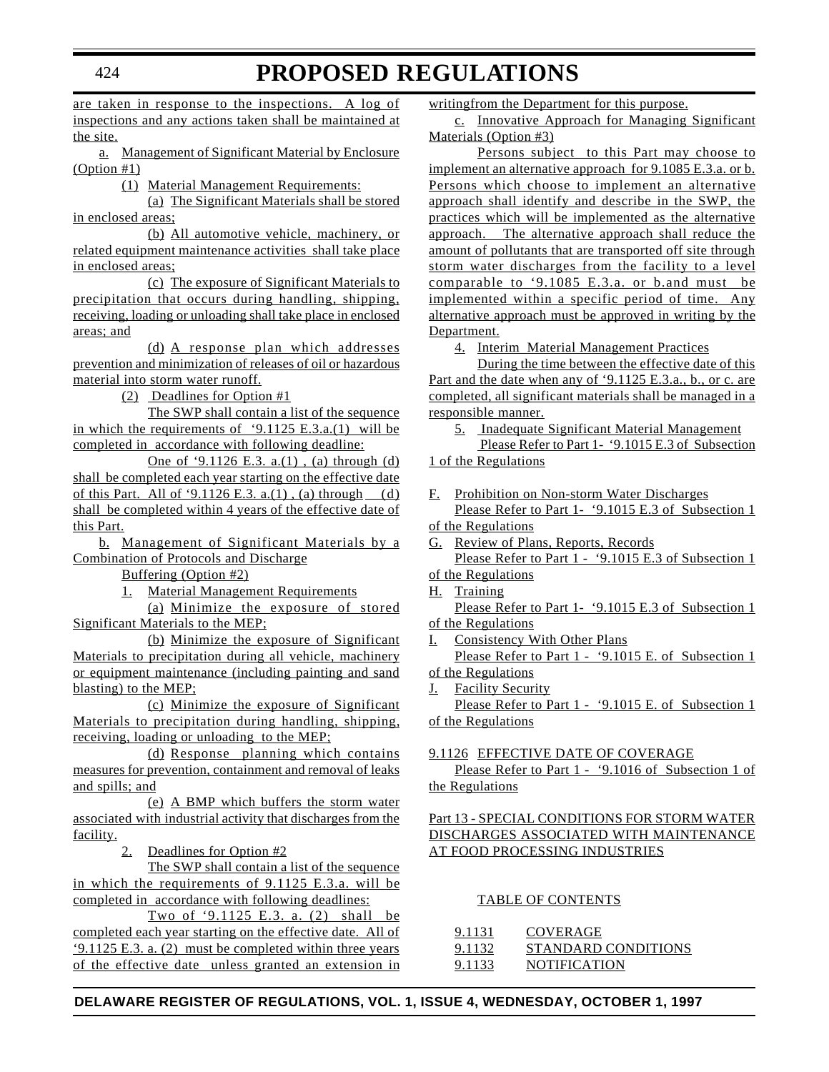are taken in response to the inspections. A log of inspections and any actions taken shall be maintained at the site.

a. Management of Significant Material by Enclosure (Option #1)

(1) Material Management Requirements:

(a) The Significant Materials shall be stored in enclosed areas;

(b) All automotive vehicle, machinery, or related equipment maintenance activities shall take place in enclosed areas;

(c) The exposure of Significant Materials to precipitation that occurs during handling, shipping, receiving, loading or unloading shall take place in enclosed areas; and

(d) A response plan which addresses prevention and minimization of releases of oil or hazardous material into storm water runoff.

(2) Deadlines for Option #1

The SWP shall contain a list of the sequence in which the requirements of '9.1125 E.3.a.(1) will be completed in accordance with following deadline:

One of '9.1126 E.3. a.(1) , (a) through (d) shall be completed each year starting on the effective date of this Part. All of '9.1126 E.3. a.(1) , (a) through (d) shall be completed within 4 years of the effective date of this Part.

b. Management of Significant Materials by a Combination of Protocols and Discharge Buffering (Option #2)

1. Material Management Requirements

(a) Minimize the exposure of stored Significant Materials to the MEP;

(b) Minimize the exposure of Significant Materials to precipitation during all vehicle, machinery or equipment maintenance (including painting and sand blasting) to the MEP;

(c) Minimize the exposure of Significant Materials to precipitation during handling, shipping, receiving, loading or unloading to the MEP;

(d) Response planning which contains measures for prevention, containment and removal of leaks and spills; and

(e) A BMP which buffers the storm water associated with industrial activity that discharges from the facility.

2. Deadlines for Option #2

The SWP shall contain a list of the sequence in which the requirements of 9.1125 E.3.a. will be completed in accordance with following deadlines:

Two of '9.1125 E.3. a. (2) shall be completed each year starting on the effective date. All of '9.1125 E.3. a. (2) must be completed within three years of the effective date unless granted an extension in writingfrom the Department for this purpose.

c. Innovative Approach for Managing Significant Materials (Option #3)

Persons subject to this Part may choose to implement an alternative approach for 9.1085 E.3.a. or b. Persons which choose to implement an alternative approach shall identify and describe in the SWP, the practices which will be implemented as the alternative approach. The alternative approach shall reduce the amount of pollutants that are transported off site through storm water discharges from the facility to a level comparable to '9.1085 E.3.a. or b.and must be implemented within a specific period of time. Any alternative approach must be approved in writing by the Department.

4. Interim Material Management Practices

During the time between the effective date of this Part and the date when any of '9.1125 E.3.a., b., or c. are completed, all significant materials shall be managed in a responsible manner.

5. Inadequate Significant Material Management

Please Refer to Part 1- '9.1015 E.3 of Subsection 1 of the Regulations

F. Prohibition on Non-storm Water Discharges

Please Refer to Part 1- '9.1015 E.3 of Subsection 1 of the Regulations

G. Review of Plans, Reports, Records

Please Refer to Part 1 - '9.1015 E.3 of Subsection 1 of the Regulations

H. Training

Please Refer to Part 1- '9.1015 E.3 of Subsection 1 of the Regulations

I. Consistency With Other Plans

Please Refer to Part 1 - '9.1015 E. of Subsection 1 of the Regulations

J. Facility Security

Please Refer to Part 1 - '9.1015 E. of Subsection 1 of the Regulations

9.1126 EFFECTIVE DATE OF COVERAGE

Please Refer to Part 1 - '9.1016 of Subsection 1 of the Regulations

Part 13 - SPECIAL CONDITIONS FOR STORM WATER DISCHARGES ASSOCIATED WITH MAINTENANCE AT FOOD PROCESSING INDUSTRIES

TABLE OF CONTENTS

| | |
|---|---|
| 9.1131 | COVERAGE |
| 9.1132 | STANDARD CONDITIONS |
| 9.1133 | NOTIFICATION |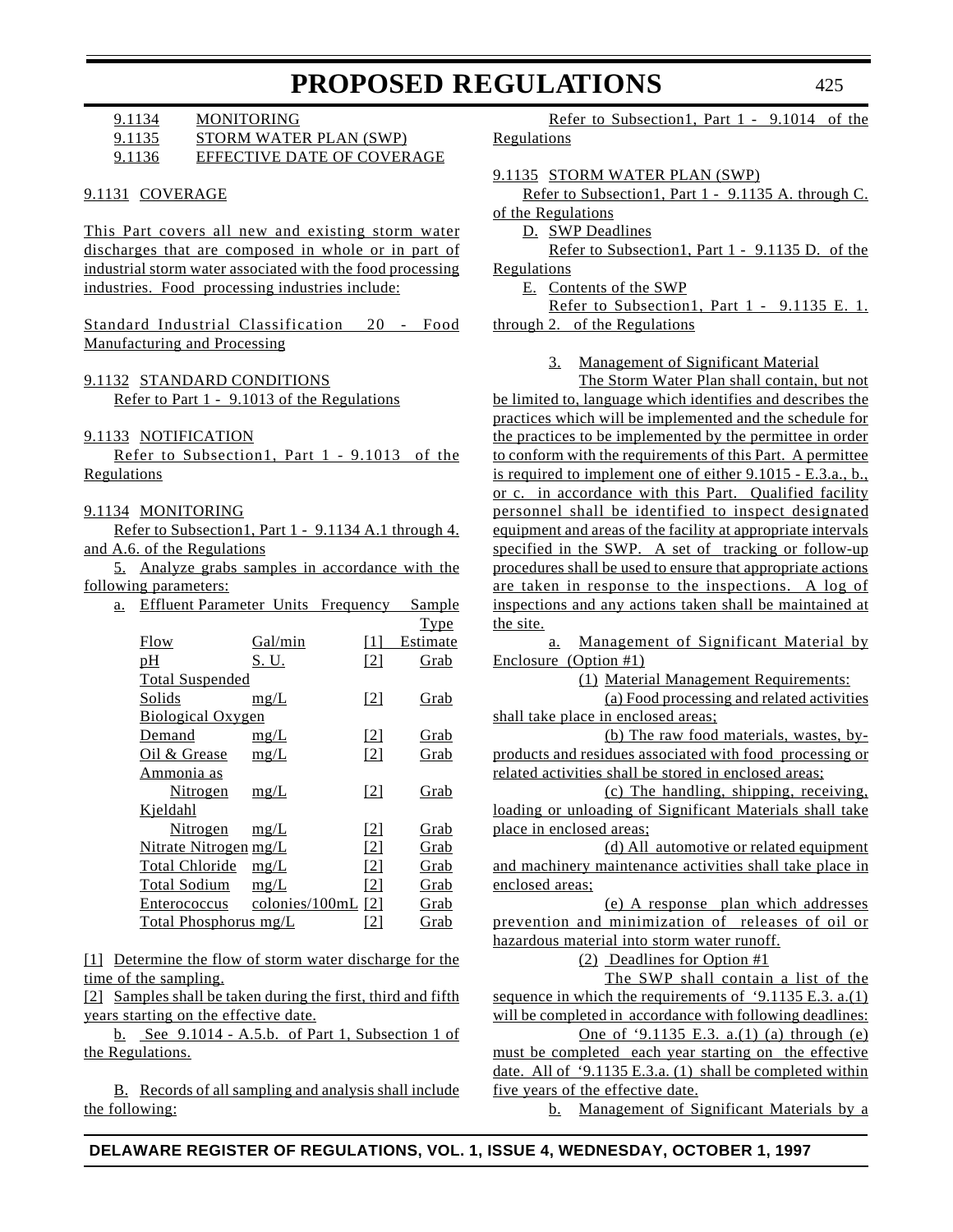9.1134 MONITORING
9.1135 STORM WATER PLAN (SWP)
9.1136 EFFECTIVE DATE OF COVERAGE

9.1131 COVERAGE

This Part covers all new and existing storm water discharges that are composed in whole or in part of industrial storm water associated with the food processing industries. Food processing industries include:

Standard Industrial Classification 20 - Food Manufacturing and Processing

9.1132 STANDARD CONDITIONS

Refer to Part 1 - 9.1013 of the Regulations

9.1133 NOTIFICATION

Refer to Subsection1, Part 1 - 9.1013 of the Regulations

9.1134 MONITORING

Refer to Subsection1, Part 1 - 9.1134 A.1 through 4. and A.6. of the Regulations

5. Analyze grabs samples in accordance with the following parameters:

a.

| Effluent Parameter | Units | Frequency | Sample Type |
|---|---|---|---|
| Flow | Gal/min | [1] | Estimate |
| pH | S. U. | [2] | Grab |
| Total Suspended Solids | mg/L | [2] | Grab |
| Biological Oxygen Demand | mg/L | [2] | Grab |
| Oil & Grease | mg/L | [2] | Grab |
| Ammonia as Nitrogen | mg/L | [2] | Grab |
| Kjeldahl Nitrogen | mg/L | [2] | Grab |
| Nitrate Nitrogen | mg/L | [2] | Grab |
| Total Chloride | mg/L | [2] | Grab |
| Total Sodium | mg/L | [2] | Grab |
| Enterococcus | colonies/100mL | [2] | Grab |
| Total Phosphorus | mg/L | [2] | Grab |

[1] Determine the flow of storm water discharge for the time of the sampling.

[2] Samples shall be taken during the first, third and fifth years starting on the effective date.

b. See 9.1014 - A.5.b. of Part 1, Subsection 1 of the Regulations.

B. Records of all sampling and analysis shall include the following:

Refer to Subsection1, Part 1 - 9.1014 of the Regulations

9.1135 STORM WATER PLAN (SWP)

Refer to Subsection1, Part 1 - 9.1135 A. through C. of the Regulations

D. SWP Deadlines

Refer to Subsection1, Part 1 - 9.1135 D. of the Regulations

E. Contents of the SWP

Refer to Subsection1, Part 1 - 9.1135 E. 1. through 2. of the Regulations

3. Management of Significant Material

The Storm Water Plan shall contain, but not be limited to, language which identifies and describes the practices which will be implemented and the schedule for the practices to be implemented by the permittee in order to conform with the requirements of this Part. A permittee is required to implement one of either 9.1015 - E.3.a., b., or c. in accordance with this Part. Qualified facility personnel shall be identified to inspect designated equipment and areas of the facility at appropriate intervals specified in the SWP. A set of tracking or follow-up procedures shall be used to ensure that appropriate actions are taken in response to the inspections. A log of inspections and any actions taken shall be maintained at the site.

a. Management of Significant Material by Enclosure (Option #1)

(1) Material Management Requirements:

(a) Food processing and related activities shall take place in enclosed areas;

(b) The raw food materials, wastes, by-products and residues associated with food processing or related activities shall be stored in enclosed areas;

(c) The handling, shipping, receiving, loading or unloading of Significant Materials shall take place in enclosed areas;

(d) All automotive or related equipment and machinery maintenance activities shall take place in enclosed areas;

(e) A response plan which addresses prevention and minimization of releases of oil or hazardous material into storm water runoff.

(2) Deadlines for Option #1

The SWP shall contain a list of the sequence in which the requirements of '9.1135 E.3. a.(1) will be completed in accordance with following deadlines:

One of '9.1135 E.3. a.(1) (a) through (e) must be completed each year starting on the effective date. All of '9.1135 E.3.a. (1) shall be completed within five years of the effective date.

b. Management of Significant Materials by a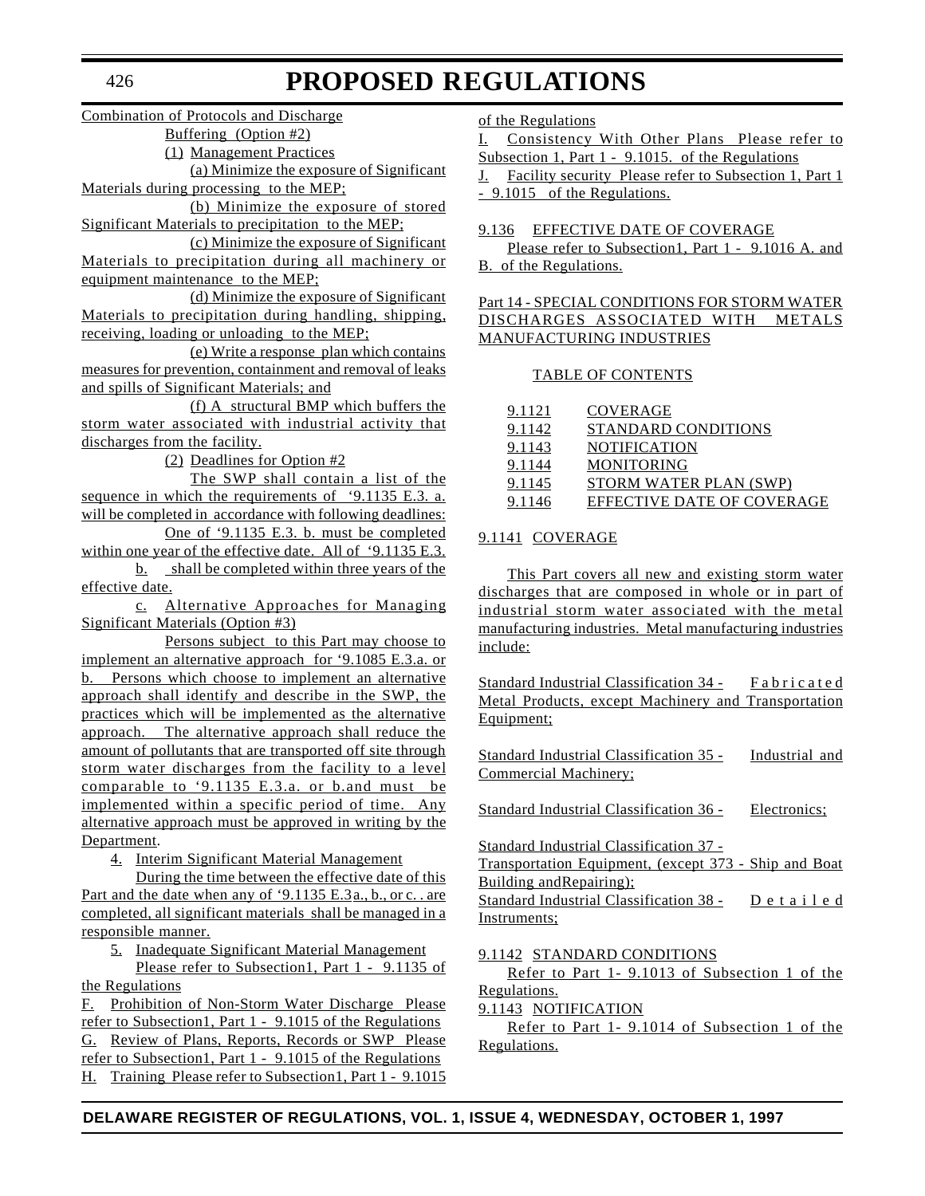Combination of Protocols and Discharge Buffering (Option #2)

(1) Management Practices

(a) Minimize the exposure of Significant Materials during processing to the MEP;

(b) Minimize the exposure of stored Significant Materials to precipitation to the MEP;

(c) Minimize the exposure of Significant Materials to precipitation during all machinery or equipment maintenance to the MEP;

(d) Minimize the exposure of Significant Materials to precipitation during handling, shipping, receiving, loading or unloading to the MEP;

(e) Write a response plan which contains measures for prevention, containment and removal of leaks and spills of Significant Materials; and

(f) A structural BMP which buffers the storm water associated with industrial activity that discharges from the facility.

(2) Deadlines for Option #2

The SWP shall contain a list of the sequence in which the requirements of '9.1135 E.3. a. will be completed in accordance with following deadlines: One of '9.1135 E.3. b. must be completed within one year of the effective date. All of '9.1135 E.3. b. shall be completed within three years of the effective date.

c. Alternative Approaches for Managing Significant Materials (Option #3)

Persons subject to this Part may choose to implement an alternative approach for '9.1085 E.3.a. or b. Persons which choose to implement an alternative approach shall identify and describe in the SWP, the practices which will be implemented as the alternative approach. The alternative approach shall reduce the amount of pollutants that are transported off site through storm water discharges from the facility to a level comparable to '9.1135 E.3.a. or b.and must be implemented within a specific period of time. Any alternative approach must be approved in writing by the Department.

4. Interim Significant Material Management

During the time between the effective date of this Part and the date when any of '9.1135 E.3a., b., or c. . are completed, all significant materials shall be managed in a responsible manner.

5. Inadequate Significant Material Management

Please refer to Subsection1, Part 1 - 9.1135 of the Regulations

F. Prohibition of Non-Storm Water Discharge Please refer to Subsection1, Part 1 - 9.1015 of the Regulations

G. Review of Plans, Reports, Records or SWP Please refer to Subsection1, Part 1 - 9.1015 of the Regulations

H. Training Please refer to Subsection1, Part 1 - 9.1015 of the Regulations

I. Consistency With Other Plans Please refer to Subsection 1, Part 1 - 9.1015. of the Regulations

J. Facility security Please refer to Subsection 1, Part 1 - 9.1015 of the Regulations.

9.136 EFFECTIVE DATE OF COVERAGE

Please refer to Subsection1, Part 1 - 9.1016 A. and B. of the Regulations.

## Part 14 - SPECIAL CONDITIONS FOR STORM WATER DISCHARGES ASSOCIATED WITH METALS MANUFACTURING INDUSTRIES

TABLE OF CONTENTS

| | |
|---|---|
| 9.1121 | COVERAGE |
| 9.1142 | STANDARD CONDITIONS |
| 9.1143 | NOTIFICATION |
| 9.1144 | MONITORING |
| 9.1145 | STORM WATER PLAN (SWP) |
| 9.1146 | EFFECTIVE DATE OF COVERAGE |

9.1141 COVERAGE

This Part covers all new and existing storm water discharges that are composed in whole or in part of industrial storm water associated with the metal manufacturing industries. Metal manufacturing industries include:

Standard Industrial Classification 34 - Fabricated Metal Products, except Machinery and Transportation Equipment;

Standard Industrial Classification 35 - Industrial and Commercial Machinery;

Standard Industrial Classification 36 - Electronics;

Standard Industrial Classification 37 - Transportation Equipment, (except 373 - Ship and Boat Building andRepairing);

Standard Industrial Classification 38 - Detailed Instruments;

9.1142 STANDARD CONDITIONS

Refer to Part 1- 9.1013 of Subsection 1 of the Regulations.

9.1143 NOTIFICATION

Refer to Part 1- 9.1014 of Subsection 1 of the Regulations.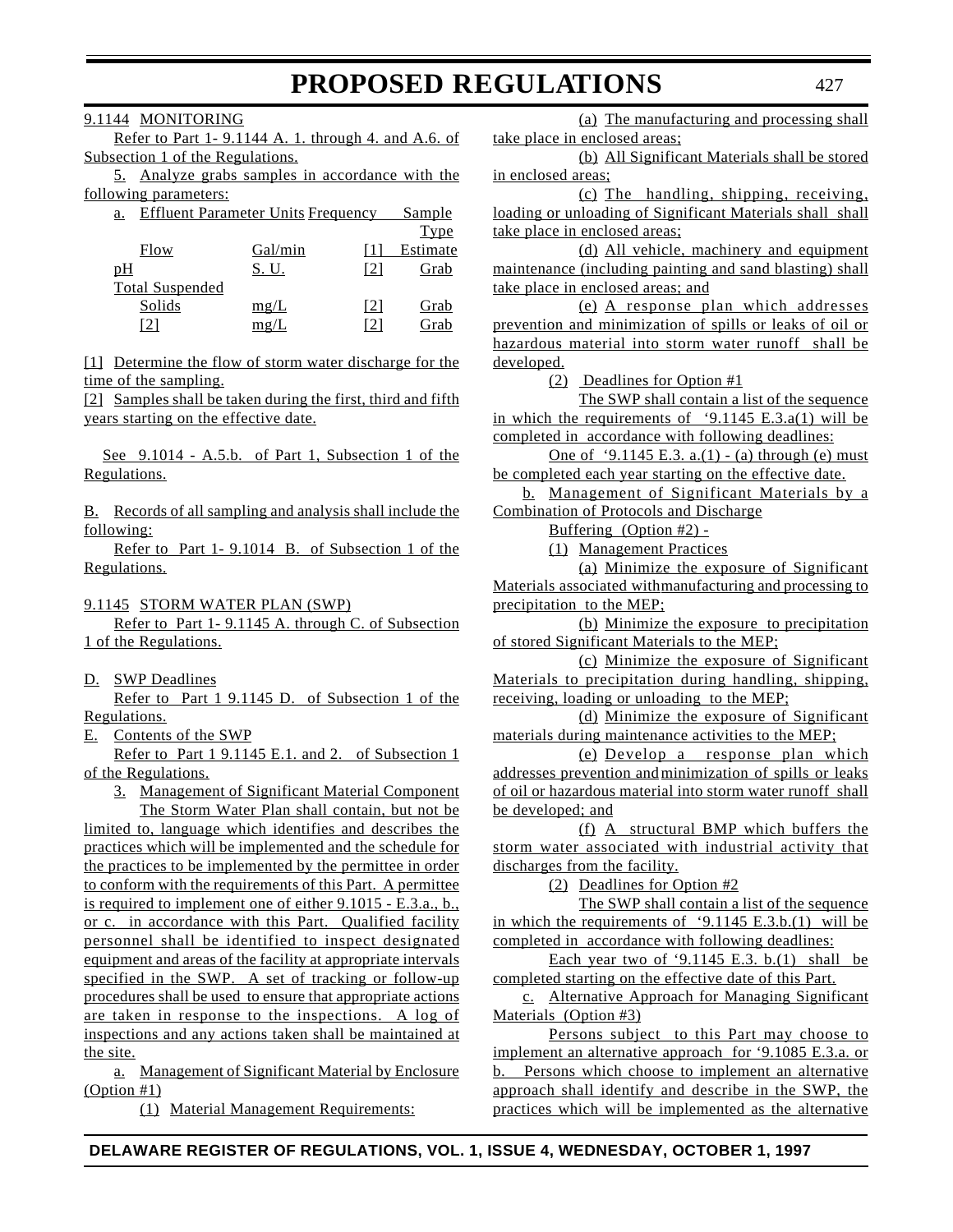9.1144 MONITORING

Refer to Part 1- 9.1144 A. 1. through 4. and A.6. of Subsection 1 of the Regulations.

5. Analyze grabs samples in accordance with the following parameters:

a. Effluent Parameter Units Frequency Sample Type

| Effluent Parameter | Units | Frequency | Sample Type |
|---|---|---|---|
| Flow | Gal/min | [1] | Estimate |
| pH | S. U. | [2] | Grab |
| Total Suspended Solids | mg/L | [2] | Grab |
| [2] | mg/L | [2] | Grab |

[1] Determine the flow of storm water discharge for the time of the sampling.

[2] Samples shall be taken during the first, third and fifth years starting on the effective date.

See 9.1014 - A.5.b. of Part 1, Subsection 1 of the Regulations.

B. Records of all sampling and analysis shall include the following:

Refer to Part 1- 9.1014 B. of Subsection 1 of the Regulations.

9.1145 STORM WATER PLAN (SWP)

Refer to Part 1- 9.1145 A. through C. of Subsection 1 of the Regulations.

D. SWP Deadlines

Refer to Part 1 9.1145 D. of Subsection 1 of the Regulations.

E. Contents of the SWP

Refer to Part 1 9.1145 E.1. and 2. of Subsection 1 of the Regulations.

3. Management of Significant Material Component

The Storm Water Plan shall contain, but not be limited to, language which identifies and describes the practices which will be implemented and the schedule for the practices to be implemented by the permittee in order to conform with the requirements of this Part. A permittee is required to implement one of either 9.1015 - E.3.a., b., or c. in accordance with this Part. Qualified facility personnel shall be identified to inspect designated equipment and areas of the facility at appropriate intervals specified in the SWP. A set of tracking or follow-up procedures shall be used to ensure that appropriate actions are taken in response to the inspections. A log of inspections and any actions taken shall be maintained at the site.

a. Management of Significant Material by Enclosure (Option #1)

(1) Material Management Requirements:

(a) The manufacturing and processing shall take place in enclosed areas;

(b) All Significant Materials shall be stored in enclosed areas;

(c) The handling, shipping, receiving, loading or unloading of Significant Materials shall shall take place in enclosed areas;

(d) All vehicle, machinery and equipment maintenance (including painting and sand blasting) shall take place in enclosed areas; and

(e) A response plan which addresses prevention and minimization of spills or leaks of oil or hazardous material into storm water runoff shall be developed.

(2) Deadlines for Option #1

The SWP shall contain a list of the sequence in which the requirements of '9.1145 E.3.a(1) will be completed in accordance with following deadlines:

One of '9.1145 E.3. a.(1) - (a) through (e) must be completed each year starting on the effective date.

b. Management of Significant Materials by a Combination of Protocols and Discharge Buffering (Option #2) -

(1) Management Practices

(a) Minimize the exposure of Significant Materials associated withmanufacturing and processing to precipitation to the MEP;

(b) Minimize the exposure to precipitation of stored Significant Materials to the MEP;

(c) Minimize the exposure of Significant Materials to precipitation during handling, shipping, receiving, loading or unloading to the MEP;

(d) Minimize the exposure of Significant materials during maintenance activities to the MEP;

(e) Develop a response plan which addresses prevention andminimization of spills or leaks of oil or hazardous material into storm water runoff shall be developed; and

(f) A structural BMP which buffers the storm water associated with industrial activity that discharges from the facility.

(2) Deadlines for Option #2

The SWP shall contain a list of the sequence in which the requirements of '9.1145 E.3.b.(1) will be completed in accordance with following deadlines:

Each year two of '9.1145 E.3. b.(1) shall be completed starting on the effective date of this Part.

c. Alternative Approach for Managing Significant Materials (Option #3)

Persons subject to this Part may choose to implement an alternative approach for '9.1085 E.3.a. or b. Persons which choose to implement an alternative approach shall identify and describe in the SWP, the practices which will be implemented as the alternative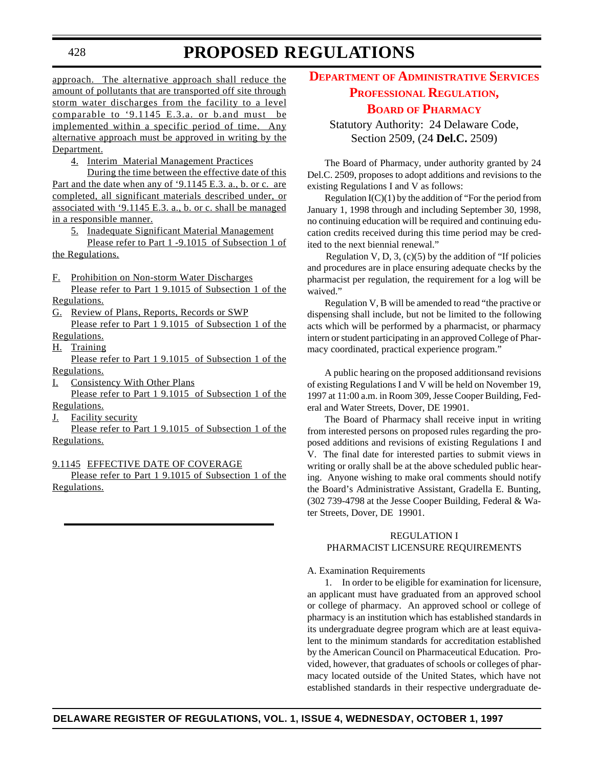approach. The alternative approach shall reduce the amount of pollutants that are transported off site through storm water discharges from the facility to a level comparable to '9.1145 E.3.a. or b.and must be implemented within a specific period of time. Any alternative approach must be approved in writing by the Department.

4. Interim Material Management Practices

During the time between the effective date of this Part and the date when any of '9.1145 E.3. a., b. or c. are completed, all significant materials described under, or associated with '9.1145 E.3. a., b. or c. shall be managed in a responsible manner.

5. Inadequate Significant Material Management

Please refer to Part 1 -9.1015 of Subsection 1 of the Regulations.

F. Prohibition on Non-storm Water Discharges

Please refer to Part 1 9.1015 of Subsection 1 of the Regulations.

G. Review of Plans, Reports, Records or SWP

Please refer to Part 1 9.1015 of Subsection 1 of the Regulations.

H. Training

Please refer to Part 1 9.1015 of Subsection 1 of the Regulations.

I. Consistency With Other Plans

Please refer to Part 1 9.1015 of Subsection 1 of the Regulations.

J. Facility security

Please refer to Part 1 9.1015 of Subsection 1 of the Regulations.

9.1145 EFFECTIVE DATE OF COVERAGE

Please refer to Part 1 9.1015 of Subsection 1 of the Regulations.

# Department of Administrative Services
## Professional Regulation,
## Board of Pharmacy

Statutory Authority: 24 Delaware Code, Section 2509, (24 **Del.C.** 2509)

The Board of Pharmacy, under authority granted by 24 Del.C. 2509, proposes to adopt additions and revisions to the existing Regulations I and V as follows:

Regulation I(C)(1) by the addition of "For the period from January 1, 1998 through and including September 30, 1998, no continuing education will be required and continuing education credits received during this time period may be credited to the next biennial renewal."

Regulation V, D, 3, (c)(5) by the addition of "If policies and procedures are in place ensuring adequate checks by the pharmacist per regulation, the requirement for a log will be waived."

Regulation V, B will be amended to read "the practive or dispensing shall include, but not be limited to the following acts which will be performed by a pharmacist, or pharmacy intern or student participating in an approved College of Pharmacy coordinated, practical experience program."

A public hearing on the proposed additionsand revisions of existing Regulations I and V will be held on November 19, 1997 at 11:00 a.m. in Room 309, Jesse Cooper Building, Federal and Water Streets, Dover, DE 19901.

The Board of Pharmacy shall receive input in writing from interested persons on proposed rules regarding the proposed additions and revisions of existing Regulations I and V. The final date for interested parties to submit views in writing or orally shall be at the above scheduled public hearing. Anyone wishing to make oral comments should notify the Board's Administrative Assistant, Gradella E. Bunting, (302 739-4798 at the Jesse Cooper Building, Federal & Water Streets, Dover, DE 19901.

REGULATION I
PHARMACIST LICENSURE REQUIREMENTS

A. Examination Requirements

1. In order to be eligible for examination for licensure, an applicant must have graduated from an approved school or college of pharmacy. An approved school or college of pharmacy is an institution which has established standards in its undergraduate degree program which are at least equivalent to the minimum standards for accreditation established by the American Council on Pharmaceutical Education. Provided, however, that graduates of schools or colleges of pharmacy located outside of the United States, which have not established standards in their respective undergraduate de-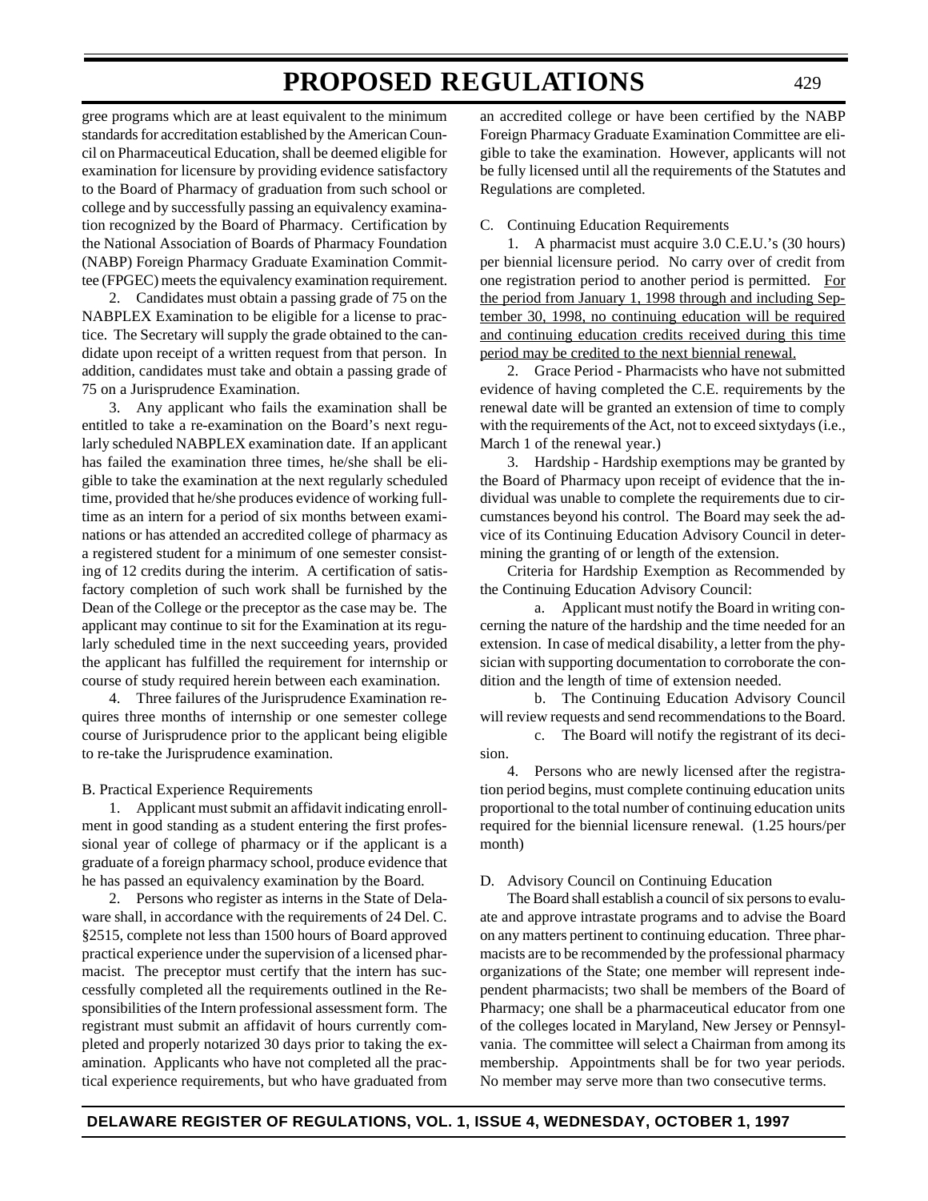gree programs which are at least equivalent to the minimum standards for accreditation established by the American Council on Pharmaceutical Education, shall be deemed eligible for examination for licensure by providing evidence satisfactory to the Board of Pharmacy of graduation from such school or college and by successfully passing an equivalency examination recognized by the Board of Pharmacy. Certification by the National Association of Boards of Pharmacy Foundation (NABP) Foreign Pharmacy Graduate Examination Committee (FPGEC) meets the equivalency examination requirement.

2. Candidates must obtain a passing grade of 75 on the NABPLEX Examination to be eligible for a license to practice. The Secretary will supply the grade obtained to the candidate upon receipt of a written request from that person. In addition, candidates must take and obtain a passing grade of 75 on a Jurisprudence Examination.

3. Any applicant who fails the examination shall be entitled to take a re-examination on the Board's next regularly scheduled NABPLEX examination date. If an applicant has failed the examination three times, he/she shall be eligible to take the examination at the next regularly scheduled time, provided that he/she produces evidence of working full-time as an intern for a period of six months between examinations or has attended an accredited college of pharmacy as a registered student for a minimum of one semester consisting of 12 credits during the interim. A certification of satisfactory completion of such work shall be furnished by the Dean of the College or the preceptor as the case may be. The applicant may continue to sit for the Examination at its regularly scheduled time in the next succeeding years, provided the applicant has fulfilled the requirement for internship or course of study required herein between each examination.

4. Three failures of the Jurisprudence Examination requires three months of internship or one semester college course of Jurisprudence prior to the applicant being eligible to re-take the Jurisprudence examination.

B. Practical Experience Requirements

1. Applicant must submit an affidavit indicating enrollment in good standing as a student entering the first professional year of college of pharmacy or if the applicant is a graduate of a foreign pharmacy school, produce evidence that he has passed an equivalency examination by the Board.

2. Persons who register as interns in the State of Delaware shall, in accordance with the requirements of 24 Del. C. §2515, complete not less than 1500 hours of Board approved practical experience under the supervision of a licensed pharmacist. The preceptor must certify that the intern has successfully completed all the requirements outlined in the Responsibilities of the Intern professional assessment form. The registrant must submit an affidavit of hours currently completed and properly notarized 30 days prior to taking the examination. Applicants who have not completed all the practical experience requirements, but who have graduated from an accredited college or have been certified by the NABP Foreign Pharmacy Graduate Examination Committee are eligible to take the examination. However, applicants will not be fully licensed until all the requirements of the Statutes and Regulations are completed.

C. Continuing Education Requirements

1. A pharmacist must acquire 3.0 C.E.U.'s (30 hours) per biennial licensure period. No carry over of credit from one registration period to another period is permitted. <u>For the period from January 1, 1998 through and including September 30, 1998, no continuing education will be required and continuing education credits received during this time period may be credited to the next biennial renewal.</u>

2. Grace Period - Pharmacists who have not submitted evidence of having completed the C.E. requirements by the renewal date will be granted an extension of time to comply with the requirements of the Act, not to exceed sixtydays (i.e., March 1 of the renewal year.)

3. Hardship - Hardship exemptions may be granted by the Board of Pharmacy upon receipt of evidence that the individual was unable to complete the requirements due to circumstances beyond his control. The Board may seek the advice of its Continuing Education Advisory Council in determining the granting of or length of the extension.

Criteria for Hardship Exemption as Recommended by the Continuing Education Advisory Council:

a. Applicant must notify the Board in writing concerning the nature of the hardship and the time needed for an extension. In case of medical disability, a letter from the physician with supporting documentation to corroborate the condition and the length of time of extension needed.

b. The Continuing Education Advisory Council will review requests and send recommendations to the Board.

c. The Board will notify the registrant of its decision.

4. Persons who are newly licensed after the registration period begins, must complete continuing education units proportional to the total number of continuing education units required for the biennial licensure renewal. (1.25 hours/per month)

D. Advisory Council on Continuing Education

The Board shall establish a council of six persons to evaluate and approve intrastate programs and to advise the Board on any matters pertinent to continuing education. Three pharmacists are to be recommended by the professional pharmacy organizations of the State; one member will represent independent pharmacists; two shall be members of the Board of Pharmacy; one shall be a pharmaceutical educator from one of the colleges located in Maryland, New Jersey or Pennsylvania. The committee will select a Chairman from among its membership. Appointments shall be for two year periods. No member may serve more than two consecutive terms.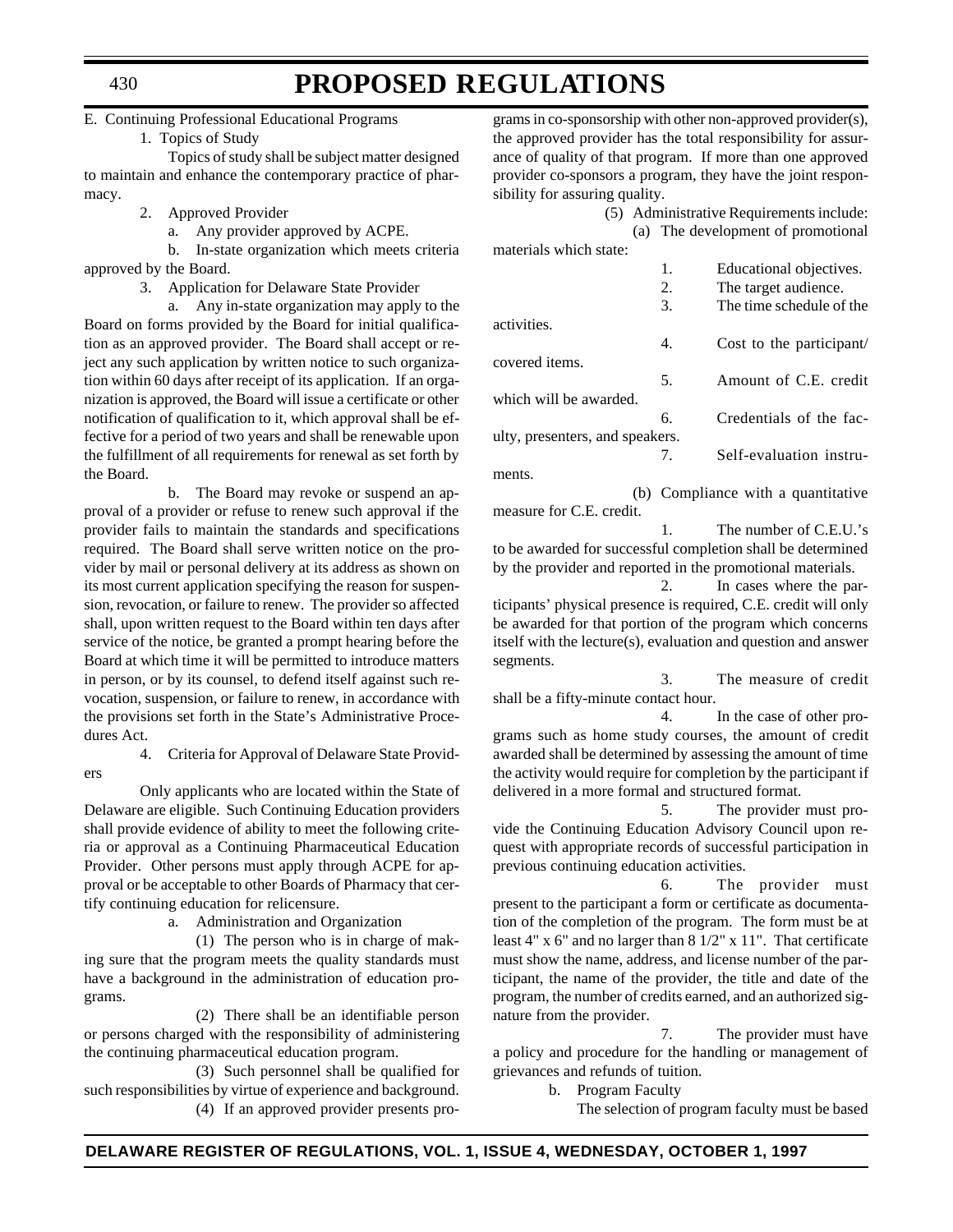E. Continuing Professional Educational Programs

1. Topics of Study

Topics of study shall be subject matter designed to maintain and enhance the contemporary practice of pharmacy.

2. Approved Provider

a. Any provider approved by ACPE.

b. In-state organization which meets criteria approved by the Board.

3. Application for Delaware State Provider

a. Any in-state organization may apply to the Board on forms provided by the Board for initial qualification as an approved provider. The Board shall accept or reject any such application by written notice to such organization within 60 days after receipt of its application. If an organization is approved, the Board will issue a certificate or other notification of qualification to it, which approval shall be effective for a period of two years and shall be renewable upon the fulfillment of all requirements for renewal as set forth by the Board.

b. The Board may revoke or suspend an approval of a provider or refuse to renew such approval if the provider fails to maintain the standards and specifications required. The Board shall serve written notice on the provider by mail or personal delivery at its address as shown on its most current application specifying the reason for suspension, revocation, or failure to renew. The provider so affected shall, upon written request to the Board within ten days after service of the notice, be granted a prompt hearing before the Board at which time it will be permitted to introduce matters in person, or by its counsel, to defend itself against such revocation, suspension, or failure to renew, in accordance with the provisions set forth in the State's Administrative Procedures Act.

4. Criteria for Approval of Delaware State Providers

Only applicants who are located within the State of Delaware are eligible. Such Continuing Education providers shall provide evidence of ability to meet the following criteria or approval as a Continuing Pharmaceutical Education Provider. Other persons must apply through ACPE for approval or be acceptable to other Boards of Pharmacy that certify continuing education for relicensure.

a. Administration and Organization

(1) The person who is in charge of making sure that the program meets the quality standards must have a background in the administration of education programs.

(2) There shall be an identifiable person or persons charged with the responsibility of administering the continuing pharmaceutical education program.

(3) Such personnel shall be qualified for such responsibilities by virtue of experience and background.

(4) If an approved provider presents programs in co-sponsorship with other non-approved provider(s), the approved provider has the total responsibility for assurance of quality of that program. If more than one approved provider co-sponsors a program, they have the joint responsibility for assuring quality.

(5) Administrative Requirements include:

(a) The development of promotional materials which state:

1. Educational objectives.
2. The target audience.
3. The time schedule of the activities.
4. Cost to the participant/covered items.
5. Amount of C.E. credit which will be awarded.
6. Credentials of the faculty, presenters, and speakers.
7. Self-evaluation instruments.

(b) Compliance with a quantitative measure for C.E. credit.

1. The number of C.E.U.'s to be awarded for successful completion shall be determined by the provider and reported in the promotional materials.

2. In cases where the participants' physical presence is required, C.E. credit will only be awarded for that portion of the program which concerns itself with the lecture(s), evaluation and question and answer segments.

3. The measure of credit shall be a fifty-minute contact hour.

4. In the case of other programs such as home study courses, the amount of credit awarded shall be determined by assessing the amount of time the activity would require for completion by the participant if delivered in a more formal and structured format.

5. The provider must provide the Continuing Education Advisory Council upon request with appropriate records of successful participation in previous continuing education activities.

6. The provider must present to the participant a form or certificate as documentation of the completion of the program. The form must be at least 4" x 6" and no larger than 8 1/2" x 11". That certificate must show the name, address, and license number of the participant, the name of the provider, the title and date of the program, the number of credits earned, and an authorized signature from the provider.

7. The provider must have a policy and procedure for the handling or management of grievances and refunds of tuition.

b. Program Faculty

The selection of program faculty must be based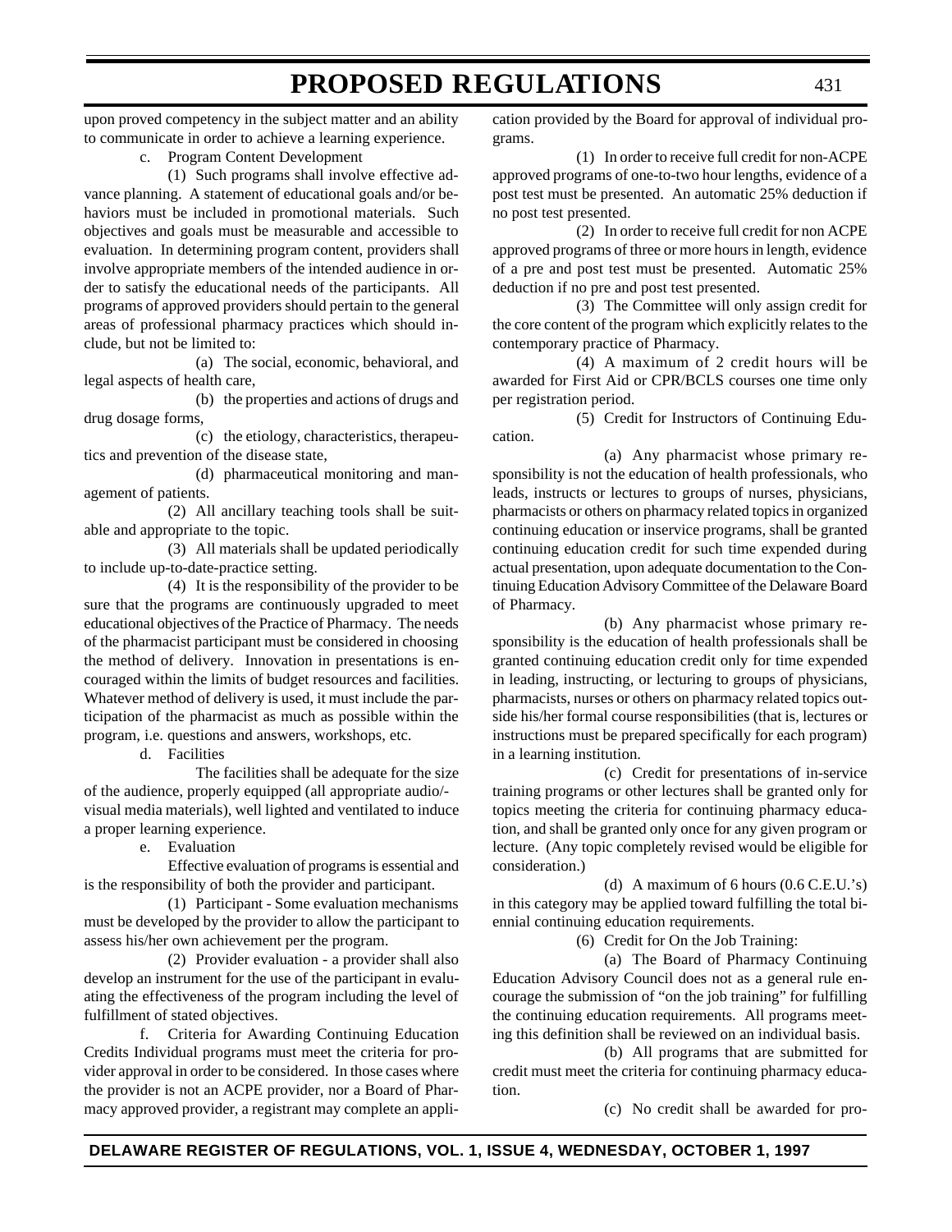upon proved competency in the subject matter and an ability to communicate in order to achieve a learning experience.

c. Program Content Development

(1) Such programs shall involve effective advance planning. A statement of educational goals and/or behaviors must be included in promotional materials. Such objectives and goals must be measurable and accessible to evaluation. In determining program content, providers shall involve appropriate members of the intended audience in order to satisfy the educational needs of the participants. All programs of approved providers should pertain to the general areas of professional pharmacy practices which should include, but not be limited to:

(a) The social, economic, behavioral, and legal aspects of health care,

(b) the properties and actions of drugs and drug dosage forms,

(c) the etiology, characteristics, therapeutics and prevention of the disease state,

(d) pharmaceutical monitoring and management of patients.

(2) All ancillary teaching tools shall be suitable and appropriate to the topic.

(3) All materials shall be updated periodically to include up-to-date-practice setting.

(4) It is the responsibility of the provider to be sure that the programs are continuously upgraded to meet educational objectives of the Practice of Pharmacy. The needs of the pharmacist participant must be considered in choosing the method of delivery. Innovation in presentations is encouraged within the limits of budget resources and facilities. Whatever method of delivery is used, it must include the participation of the pharmacist as much as possible within the program, i.e. questions and answers, workshops, etc.

d. Facilities

The facilities shall be adequate for the size of the audience, properly equipped (all appropriate audio/-visual media materials), well lighted and ventilated to induce a proper learning experience.

e. Evaluation

Effective evaluation of programs is essential and is the responsibility of both the provider and participant.

(1) Participant - Some evaluation mechanisms must be developed by the provider to allow the participant to assess his/her own achievement per the program.

(2) Provider evaluation - a provider shall also develop an instrument for the use of the participant in evaluating the effectiveness of the program including the level of fulfillment of stated objectives.

f. Criteria for Awarding Continuing Education Credits Individual programs must meet the criteria for provider approval in order to be considered. In those cases where the provider is not an ACPE provider, nor a Board of Pharmacy approved provider, a registrant may complete an application provided by the Board for approval of individual programs.

(1) In order to receive full credit for non-ACPE approved programs of one-to-two hour lengths, evidence of a post test must be presented. An automatic 25% deduction if no post test presented.

(2) In order to receive full credit for non ACPE approved programs of three or more hours in length, evidence of a pre and post test must be presented. Automatic 25% deduction if no pre and post test presented.

(3) The Committee will only assign credit for the core content of the program which explicitly relates to the contemporary practice of Pharmacy.

(4) A maximum of 2 credit hours will be awarded for First Aid or CPR/BCLS courses one time only per registration period.

(5) Credit for Instructors of Continuing Education.

(a) Any pharmacist whose primary responsibility is not the education of health professionals, who leads, instructs or lectures to groups of nurses, physicians, pharmacists or others on pharmacy related topics in organized continuing education or inservice programs, shall be granted continuing education credit for such time expended during actual presentation, upon adequate documentation to the Continuing Education Advisory Committee of the Delaware Board of Pharmacy.

(b) Any pharmacist whose primary responsibility is the education of health professionals shall be granted continuing education credit only for time expended in leading, instructing, or lecturing to groups of physicians, pharmacists, nurses or others on pharmacy related topics outside his/her formal course responsibilities (that is, lectures or instructions must be prepared specifically for each program) in a learning institution.

(c) Credit for presentations of in-service training programs or other lectures shall be granted only for topics meeting the criteria for continuing pharmacy education, and shall be granted only once for any given program or lecture. (Any topic completely revised would be eligible for consideration.)

(d) A maximum of 6 hours (0.6 C.E.U.'s) in this category may be applied toward fulfilling the total biennial continuing education requirements.

(6) Credit for On the Job Training:

(a) The Board of Pharmacy Continuing Education Advisory Council does not as a general rule encourage the submission of "on the job training" for fulfilling the continuing education requirements. All programs meeting this definition shall be reviewed on an individual basis.

(b) All programs that are submitted for credit must meet the criteria for continuing pharmacy education.

(c) No credit shall be awarded for pro-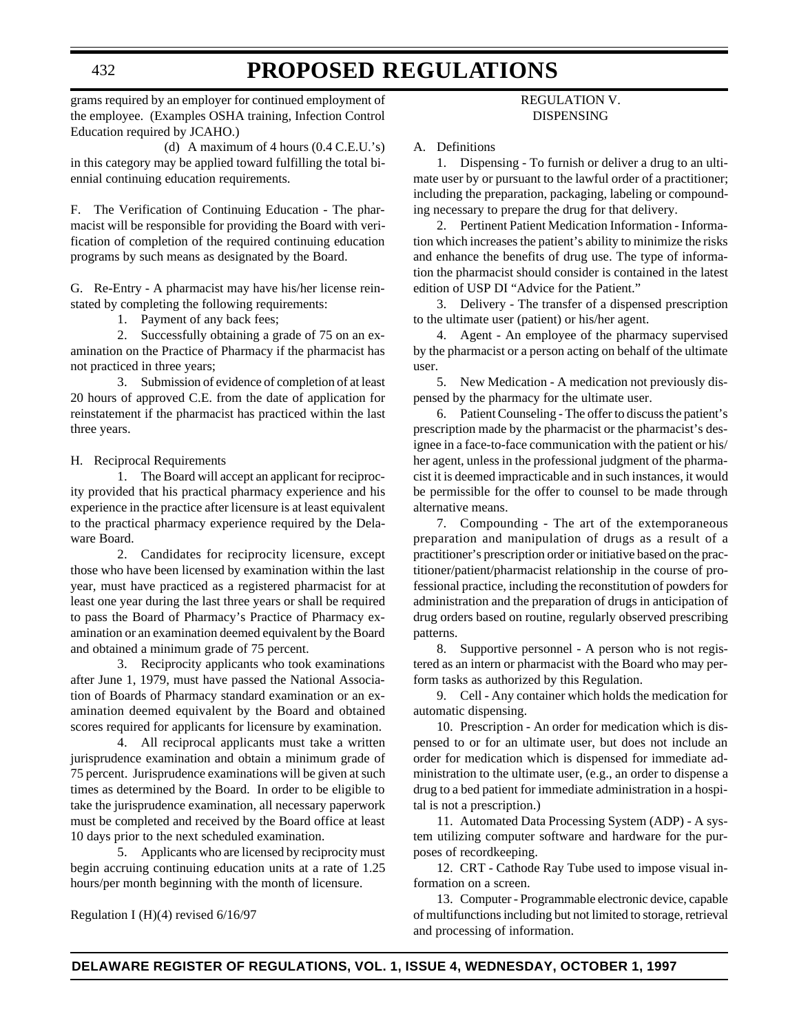grams required by an employer for continued employment of the employee. (Examples OSHA training, Infection Control Education required by JCAHO.)

(d) A maximum of 4 hours (0.4 C.E.U.'s) in this category may be applied toward fulfilling the total biennial continuing education requirements.

F. The Verification of Continuing Education - The pharmacist will be responsible for providing the Board with verification of completion of the required continuing education programs by such means as designated by the Board.

G. Re-Entry - A pharmacist may have his/her license reinstated by completing the following requirements:

1. Payment of any back fees;

2. Successfully obtaining a grade of 75 on an examination on the Practice of Pharmacy if the pharmacist has not practiced in three years;

3. Submission of evidence of completion of at least 20 hours of approved C.E. from the date of application for reinstatement if the pharmacist has practiced within the last three years.

H. Reciprocal Requirements

1. The Board will accept an applicant for reciprocity provided that his practical pharmacy experience and his experience in the practice after licensure is at least equivalent to the practical pharmacy experience required by the Delaware Board.

2. Candidates for reciprocity licensure, except those who have been licensed by examination within the last year, must have practiced as a registered pharmacist for at least one year during the last three years or shall be required to pass the Board of Pharmacy's Practice of Pharmacy examination or an examination deemed equivalent by the Board and obtained a minimum grade of 75 percent.

3. Reciprocity applicants who took examinations after June 1, 1979, must have passed the National Association of Boards of Pharmacy standard examination or an examination deemed equivalent by the Board and obtained scores required for applicants for licensure by examination.

4. All reciprocal applicants must take a written jurisprudence examination and obtain a minimum grade of 75 percent. Jurisprudence examinations will be given at such times as determined by the Board. In order to be eligible to take the jurisprudence examination, all necessary paperwork must be completed and received by the Board office at least 10 days prior to the next scheduled examination.

5. Applicants who are licensed by reciprocity must begin accruing continuing education units at a rate of 1.25 hours/per month beginning with the month of licensure.

Regulation I (H)(4) revised 6/16/97

## REGULATION V. DISPENSING

A. Definitions

1. Dispensing - To furnish or deliver a drug to an ultimate user by or pursuant to the lawful order of a practitioner; including the preparation, packaging, labeling or compounding necessary to prepare the drug for that delivery.

2. Pertinent Patient Medication Information - Information which increases the patient's ability to minimize the risks and enhance the benefits of drug use. The type of information the pharmacist should consider is contained in the latest edition of USP DI "Advice for the Patient."

3. Delivery - The transfer of a dispensed prescription to the ultimate user (patient) or his/her agent.

4. Agent - An employee of the pharmacy supervised by the pharmacist or a person acting on behalf of the ultimate user.

5. New Medication - A medication not previously dispensed by the pharmacy for the ultimate user.

6. Patient Counseling - The offer to discuss the patient's prescription made by the pharmacist or the pharmacist's designee in a face-to-face communication with the patient or his/her agent, unless in the professional judgment of the pharmacist it is deemed impracticable and in such instances, it would be permissible for the offer to counsel to be made through alternative means.

7. Compounding - The art of the extemporaneous preparation and manipulation of drugs as a result of a practitioner's prescription order or initiative based on the practitioner/patient/pharmacist relationship in the course of professional practice, including the reconstitution of powders for administration and the preparation of drugs in anticipation of drug orders based on routine, regularly observed prescribing patterns.

8. Supportive personnel - A person who is not registered as an intern or pharmacist with the Board who may perform tasks as authorized by this Regulation.

9. Cell - Any container which holds the medication for automatic dispensing.

10. Prescription - An order for medication which is dispensed to or for an ultimate user, but does not include an order for medication which is dispensed for immediate administration to the ultimate user, (e.g., an order to dispense a drug to a bed patient for immediate administration in a hospital is not a prescription.)

11. Automated Data Processing System (ADP) - A system utilizing computer software and hardware for the purposes of recordkeeping.

12. CRT - Cathode Ray Tube used to impose visual information on a screen.

13. Computer - Programmable electronic device, capable of multifunctions including but not limited to storage, retrieval and processing of information.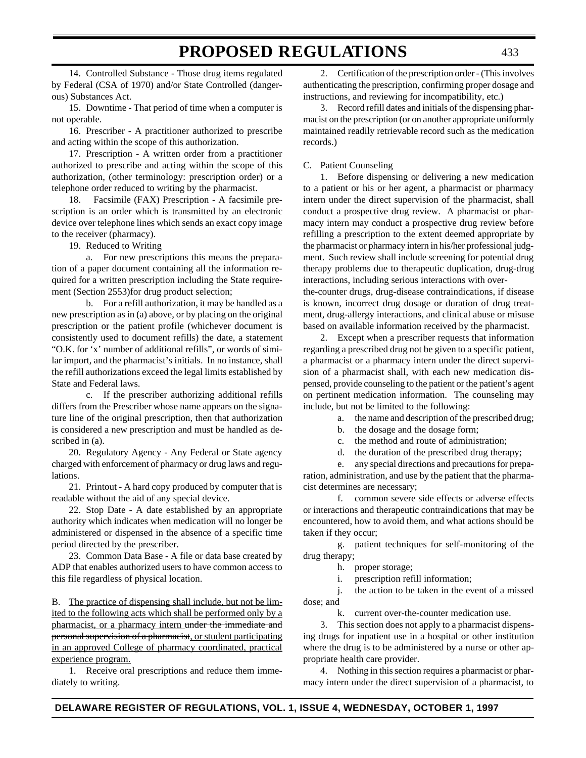14. Controlled Substance - Those drug items regulated by Federal (CSA of 1970) and/or State Controlled (dangerous) Substances Act.

15. Downtime - That period of time when a computer is not operable.

16. Prescriber - A practitioner authorized to prescribe and acting within the scope of this authorization.

17. Prescription - A written order from a practitioner authorized to prescribe and acting within the scope of this authorization, (other terminology: prescription order) or a telephone order reduced to writing by the pharmacist.

18. Facsimile (FAX) Prescription - A facsimile prescription is an order which is transmitted by an electronic device over telephone lines which sends an exact copy image to the receiver (pharmacy).

19. Reduced to Writing

a. For new prescriptions this means the preparation of a paper document containing all the information required for a written prescription including the State requirement (Section 2553)for drug product selection;

b. For a refill authorization, it may be handled as a new prescription as in (a) above, or by placing on the original prescription or the patient profile (whichever document is consistently used to document refills) the date, a statement "O.K. for 'x' number of additional refills", or words of similar import, and the pharmacist's initials. In no instance, shall the refill authorizations exceed the legal limits established by State and Federal laws.

c. If the prescriber authorizing additional refills differs from the Prescriber whose name appears on the signature line of the original prescription, then that authorization is considered a new prescription and must be handled as described in (a).

20. Regulatory Agency - Any Federal or State agency charged with enforcement of pharmacy or drug laws and regulations.

21. Printout - A hard copy produced by computer that is readable without the aid of any special device.

22. Stop Date - A date established by an appropriate authority which indicates when medication will no longer be administered or dispensed in the absence of a specific time period directed by the prescriber.

23. Common Data Base - A file or data base created by ADP that enables authorized users to have common access to this file regardless of physical location.

B. <u>The practice of dispensing shall include, but not be limited to the following acts which shall be performed only by a pharmacist, or a pharmacy intern</u> ~~under the immediate and personal supervision of a pharmacist~~<u>, or student participating in an approved College of pharmacy coordinated, practical experience program.</u>

1. Receive oral prescriptions and reduce them immediately to writing.

2. Certification of the prescription order - (This involves authenticating the prescription, confirming proper dosage and instructions, and reviewing for incompatibility, etc.)

3. Record refill dates and initials of the dispensing pharmacist on the prescription (or on another appropriate uniformly maintained readily retrievable record such as the medication records.)

C. Patient Counseling

1. Before dispensing or delivering a new medication to a patient or his or her agent, a pharmacist or pharmacy intern under the direct supervision of the pharmacist, shall conduct a prospective drug review. A pharmacist or pharmacy intern may conduct a prospective drug review before refilling a prescription to the extent deemed appropriate by the pharmacist or pharmacy intern in his/her professional judgment. Such review shall include screening for potential drug therapy problems due to therapeutic duplication, drug-drug interactions, including serious interactions with over-the-counter drugs, drug-disease contraindications, if disease is known, incorrect drug dosage or duration of drug treatment, drug-allergy interactions, and clinical abuse or misuse based on available information received by the pharmacist.

2. Except when a prescriber requests that information regarding a prescribed drug not be given to a specific patient, a pharmacist or a pharmacy intern under the direct supervision of a pharmacist shall, with each new medication dispensed, provide counseling to the patient or the patient's agent on pertinent medication information. The counseling may include, but not be limited to the following:

a. the name and description of the prescribed drug;

b. the dosage and the dosage form;

c. the method and route of administration;

d. the duration of the prescribed drug therapy;

e. any special directions and precautions for preparation, administration, and use by the patient that the pharmacist determines are necessary;

f. common severe side effects or adverse effects or interactions and therapeutic contraindications that may be encountered, how to avoid them, and what actions should be taken if they occur;

g. patient techniques for self-monitoring of the drug therapy;

h. proper storage;

i. prescription refill information;

j. the action to be taken in the event of a missed dose; and

k. current over-the-counter medication use.

3. This section does not apply to a pharmacist dispensing drugs for inpatient use in a hospital or other institution where the drug is to be administered by a nurse or other appropriate health care provider.

4. Nothing in this section requires a pharmacist or pharmacy intern under the direct supervision of a pharmacist, to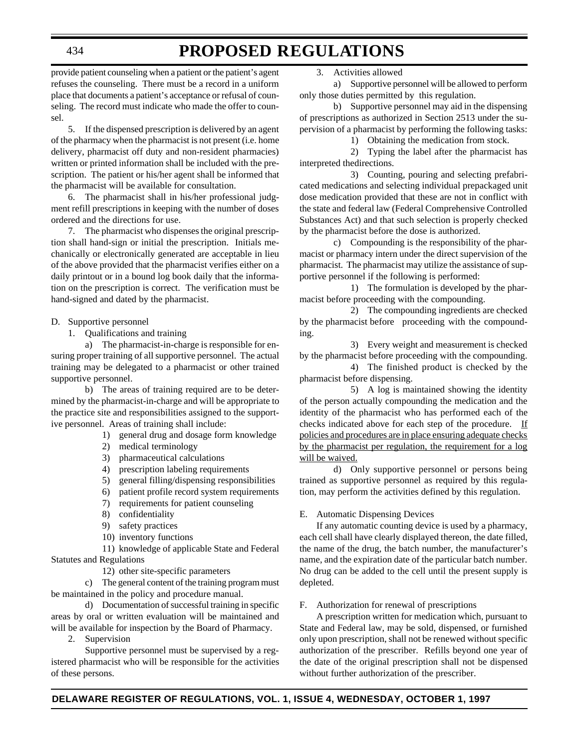provide patient counseling when a patient or the patient's agent refuses the counseling. There must be a record in a uniform place that documents a patient's acceptance or refusal of counseling. The record must indicate who made the offer to counsel.

5. If the dispensed prescription is delivered by an agent of the pharmacy when the pharmacist is not present (i.e. home delivery, pharmacist off duty and non-resident pharmacies) written or printed information shall be included with the prescription. The patient or his/her agent shall be informed that the pharmacist will be available for consultation.

6. The pharmacist shall in his/her professional judgment refill prescriptions in keeping with the number of doses ordered and the directions for use.

7. The pharmacist who dispenses the original prescription shall hand-sign or initial the prescription. Initials mechanically or electronically generated are acceptable in lieu of the above provided that the pharmacist verifies either on a daily printout or in a bound log book daily that the information on the prescription is correct. The verification must be hand-signed and dated by the pharmacist.

D. Supportive personnel

1. Qualifications and training

a) The pharmacist-in-charge is responsible for ensuring proper training of all supportive personnel. The actual training may be delegated to a pharmacist or other trained supportive personnel.

b) The areas of training required are to be determined by the pharmacist-in-charge and will be appropriate to the practice site and responsibilities assigned to the supportive personnel. Areas of training shall include:

1) general drug and dosage form knowledge
2) medical terminology
3) pharmaceutical calculations
4) prescription labeling requirements
5) general filling/dispensing responsibilities
6) patient profile record system requirements
7) requirements for patient counseling
8) confidentiality
9) safety practices
10) inventory functions
11) knowledge of applicable State and Federal Statutes and Regulations
12) other site-specific parameters

c) The general content of the training program must be maintained in the policy and procedure manual.

d) Documentation of successful training in specific areas by oral or written evaluation will be maintained and will be available for inspection by the Board of Pharmacy.

2. Supervision

Supportive personnel must be supervised by a registered pharmacist who will be responsible for the activities of these persons.

3. Activities allowed

a) Supportive personnel will be allowed to perform only those duties permitted by this regulation.

b) Supportive personnel may aid in the dispensing of prescriptions as authorized in Section 2513 under the supervision of a pharmacist by performing the following tasks:

1) Obtaining the medication from stock.

2) Typing the label after the pharmacist has interpreted thedirections.

3) Counting, pouring and selecting prefabricated medications and selecting individual prepackaged unit dose medication provided that these are not in conflict with the state and federal law (Federal Comprehensive Controlled Substances Act) and that such selection is properly checked by the pharmacist before the dose is authorized.

c) Compounding is the responsibility of the pharmacist or pharmacy intern under the direct supervision of the pharmacist. The pharmacist may utilize the assistance of supportive personnel if the following is performed:

1) The formulation is developed by the pharmacist before proceeding with the compounding.

2) The compounding ingredients are checked by the pharmacist before proceeding with the compounding.

3) Every weight and measurement is checked by the pharmacist before proceeding with the compounding.

4) The finished product is checked by the pharmacist before dispensing.

5) A log is maintained showing the identity of the person actually compounding the medication and the identity of the pharmacist who has performed each of the checks indicated above for each step of the procedure. <u>If policies and procedures are in place ensuring adequate checks by the pharmacist per regulation, the requirement for a log will be waived.</u>

d) Only supportive personnel or persons being trained as supportive personnel as required by this regulation, may perform the activities defined by this regulation.

E. Automatic Dispensing Devices

If any automatic counting device is used by a pharmacy, each cell shall have clearly displayed thereon, the date filled, the name of the drug, the batch number, the manufacturer's name, and the expiration date of the particular batch number. No drug can be added to the cell until the present supply is depleted.

F. Authorization for renewal of prescriptions

A prescription written for medication which, pursuant to State and Federal law, may be sold, dispensed, or furnished only upon prescription, shall not be renewed without specific authorization of the prescriber. Refills beyond one year of the date of the original prescription shall not be dispensed without further authorization of the prescriber.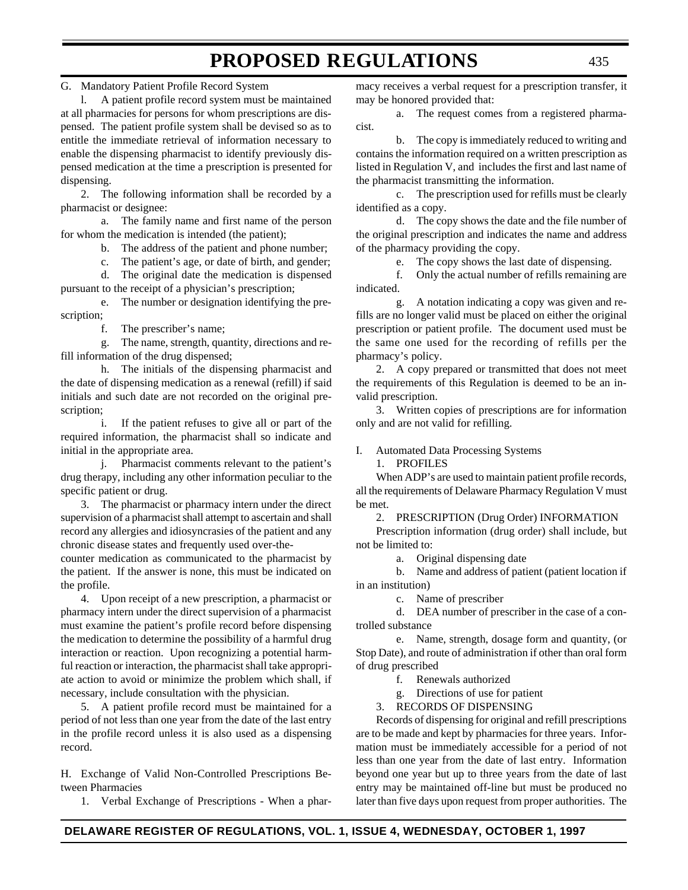G. Mandatory Patient Profile Record System

l. A patient profile record system must be maintained at all pharmacies for persons for whom prescriptions are dispensed. The patient profile system shall be devised so as to entitle the immediate retrieval of information necessary to enable the dispensing pharmacist to identify previously dispensed medication at the time a prescription is presented for dispensing.

2. The following information shall be recorded by a pharmacist or designee:

a. The family name and first name of the person for whom the medication is intended (the patient);

b. The address of the patient and phone number;

c. The patient's age, or date of birth, and gender;

d. The original date the medication is dispensed pursuant to the receipt of a physician's prescription;

e. The number or designation identifying the prescription;

f. The prescriber's name;

g. The name, strength, quantity, directions and refill information of the drug dispensed;

h. The initials of the dispensing pharmacist and the date of dispensing medication as a renewal (refill) if said initials and such date are not recorded on the original prescription;

i. If the patient refuses to give all or part of the required information, the pharmacist shall so indicate and initial in the appropriate area.

j. Pharmacist comments relevant to the patient's drug therapy, including any other information peculiar to the specific patient or drug.

3. The pharmacist or pharmacy intern under the direct supervision of a pharmacist shall attempt to ascertain and shall record any allergies and idiosyncrasies of the patient and any chronic disease states and frequently used over-the-counter medication as communicated to the pharmacist by the patient. If the answer is none, this must be indicated on the profile.

4. Upon receipt of a new prescription, a pharmacist or pharmacy intern under the direct supervision of a pharmacist must examine the patient's profile record before dispensing the medication to determine the possibility of a harmful drug interaction or reaction. Upon recognizing a potential harmful reaction or interaction, the pharmacist shall take appropriate action to avoid or minimize the problem which shall, if necessary, include consultation with the physician.

5. A patient profile record must be maintained for a period of not less than one year from the date of the last entry in the profile record unless it is also used as a dispensing record.

H. Exchange of Valid Non-Controlled Prescriptions Between Pharmacies

1. Verbal Exchange of Prescriptions - When a pharmacy receives a verbal request for a prescription transfer, it may be honored provided that:

a. The request comes from a registered pharmacist.

b. The copy is immediately reduced to writing and contains the information required on a written prescription as listed in Regulation V, and includes the first and last name of the pharmacist transmitting the information.

c. The prescription used for refills must be clearly identified as a copy.

d. The copy shows the date and the file number of the original prescription and indicates the name and address of the pharmacy providing the copy.

e. The copy shows the last date of dispensing.

f. Only the actual number of refills remaining are indicated.

g. A notation indicating a copy was given and refills are no longer valid must be placed on either the original prescription or patient profile. The document used must be the same one used for the recording of refills per the pharmacy's policy.

2. A copy prepared or transmitted that does not meet the requirements of this Regulation is deemed to be an invalid prescription.

3. Written copies of prescriptions are for information only and are not valid for refilling.

I. Automated Data Processing Systems

1. PROFILES

When ADP's are used to maintain patient profile records, all the requirements of Delaware Pharmacy Regulation V must be met.

2. PRESCRIPTION (Drug Order) INFORMATION

Prescription information (drug order) shall include, but not be limited to:

a. Original dispensing date

b. Name and address of patient (patient location if in an institution)

c. Name of prescriber

d. DEA number of prescriber in the case of a controlled substance

e. Name, strength, dosage form and quantity, (or Stop Date), and route of administration if other than oral form of drug prescribed

f. Renewals authorized

g. Directions of use for patient

3. RECORDS OF DISPENSING

Records of dispensing for original and refill prescriptions are to be made and kept by pharmacies for three years. Information must be immediately accessible for a period of not less than one year from the date of last entry. Information beyond one year but up to three years from the date of last entry may be maintained off-line but must be produced no later than five days upon request from proper authorities. The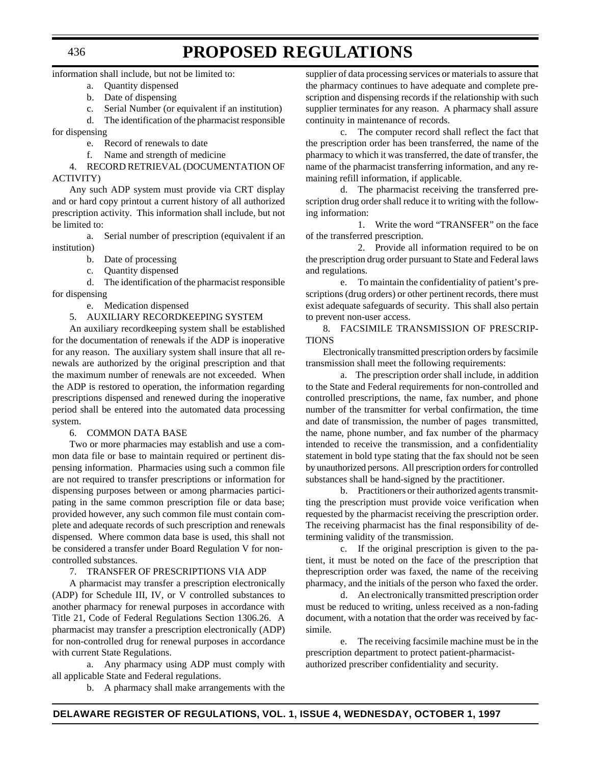information shall include, but not be limited to:

a. Quantity dispensed

b. Date of dispensing

c. Serial Number (or equivalent if an institution)

d. The identification of the pharmacist responsible for dispensing

e. Record of renewals to date

f. Name and strength of medicine

4. RECORD RETRIEVAL (DOCUMENTATION OF ACTIVITY)

Any such ADP system must provide via CRT display and or hard copy printout a current history of all authorized prescription activity. This information shall include, but not be limited to:

a. Serial number of prescription (equivalent if an institution)

b. Date of processing

c. Quantity dispensed

d. The identification of the pharmacist responsible for dispensing

e. Medication dispensed

5. AUXILIARY RECORDKEEPING SYSTEM

An auxiliary recordkeeping system shall be established for the documentation of renewals if the ADP is inoperative for any reason. The auxiliary system shall insure that all renewals are authorized by the original prescription and that the maximum number of renewals are not exceeded. When the ADP is restored to operation, the information regarding prescriptions dispensed and renewed during the inoperative period shall be entered into the automated data processing system.

6. COMMON DATA BASE

Two or more pharmacies may establish and use a common data file or base to maintain required or pertinent dispensing information. Pharmacies using such a common file are not required to transfer prescriptions or information for dispensing purposes between or among pharmacies participating in the same common prescription file or data base; provided however, any such common file must contain complete and adequate records of such prescription and renewals dispensed. Where common data base is used, this shall not be considered a transfer under Board Regulation V for non-controlled substances.

7. TRANSFER OF PRESCRIPTIONS VIA ADP

A pharmacist may transfer a prescription electronically (ADP) for Schedule III, IV, or V controlled substances to another pharmacy for renewal purposes in accordance with Title 21, Code of Federal Regulations Section 1306.26. A pharmacist may transfer a prescription electronically (ADP) for non-controlled drug for renewal purposes in accordance with current State Regulations.

a. Any pharmacy using ADP must comply with all applicable State and Federal regulations.

b. A pharmacy shall make arrangements with the supplier of data processing services or materials to assure that the pharmacy continues to have adequate and complete prescription and dispensing records if the relationship with such supplier terminates for any reason. A pharmacy shall assure continuity in maintenance of records.

c. The computer record shall reflect the fact that the prescription order has been transferred, the name of the pharmacy to which it was transferred, the date of transfer, the name of the pharmacist transferring information, and any remaining refill information, if applicable.

d. The pharmacist receiving the transferred prescription drug order shall reduce it to writing with the following information:

1. Write the word "TRANSFER" on the face of the transferred prescription.

2. Provide all information required to be on the prescription drug order pursuant to State and Federal laws and regulations.

e. To maintain the confidentiality of patient's prescriptions (drug orders) or other pertinent records, there must exist adequate safeguards of security. This shall also pertain to prevent non-user access.

8. FACSIMILE TRANSMISSION OF PRESCRIPTIONS

Electronically transmitted prescription orders by facsimile transmission shall meet the following requirements:

a. The prescription order shall include, in addition to the State and Federal requirements for non-controlled and controlled prescriptions, the name, fax number, and phone number of the transmitter for verbal confirmation, the time and date of transmission, the number of pages transmitted, the name, phone number, and fax number of the pharmacy intended to receive the transmission, and a confidentiality statement in bold type stating that the fax should not be seen by unauthorized persons. All prescription orders for controlled substances shall be hand-signed by the practitioner.

b. Practitioners or their authorized agents transmitting the prescription must provide voice verification when requested by the pharmacist receiving the prescription order. The receiving pharmacist has the final responsibility of determining validity of the transmission.

c. If the original prescription is given to the patient, it must be noted on the face of the prescription that theprescription order was faxed, the name of the receiving pharmacy, and the initials of the person who faxed the order.

d. An electronically transmitted prescription order must be reduced to writing, unless received as a non-fading document, with a notation that the order was received by facsimile.

e. The receiving facsimile machine must be in the prescription department to protect patient-pharmacist-authorized prescriber confidentiality and security.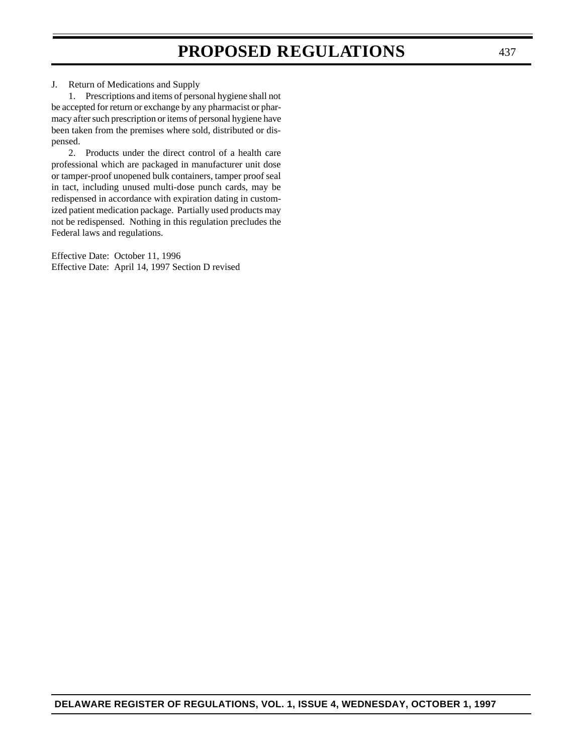J. Return of Medications and Supply

1. Prescriptions and items of personal hygiene shall not be accepted for return or exchange by any pharmacist or pharmacy after such prescription or items of personal hygiene have been taken from the premises where sold, distributed or dispensed.

2. Products under the direct control of a health care professional which are packaged in manufacturer unit dose or tamper-proof unopened bulk containers, tamper proof seal in tact, including unused multi-dose punch cards, may be redispensed in accordance with expiration dating in customized patient medication package. Partially used products may not be redispensed. Nothing in this regulation precludes the Federal laws and regulations.

Effective Date: October 11, 1996
Effective Date: April 14, 1997 Section D revised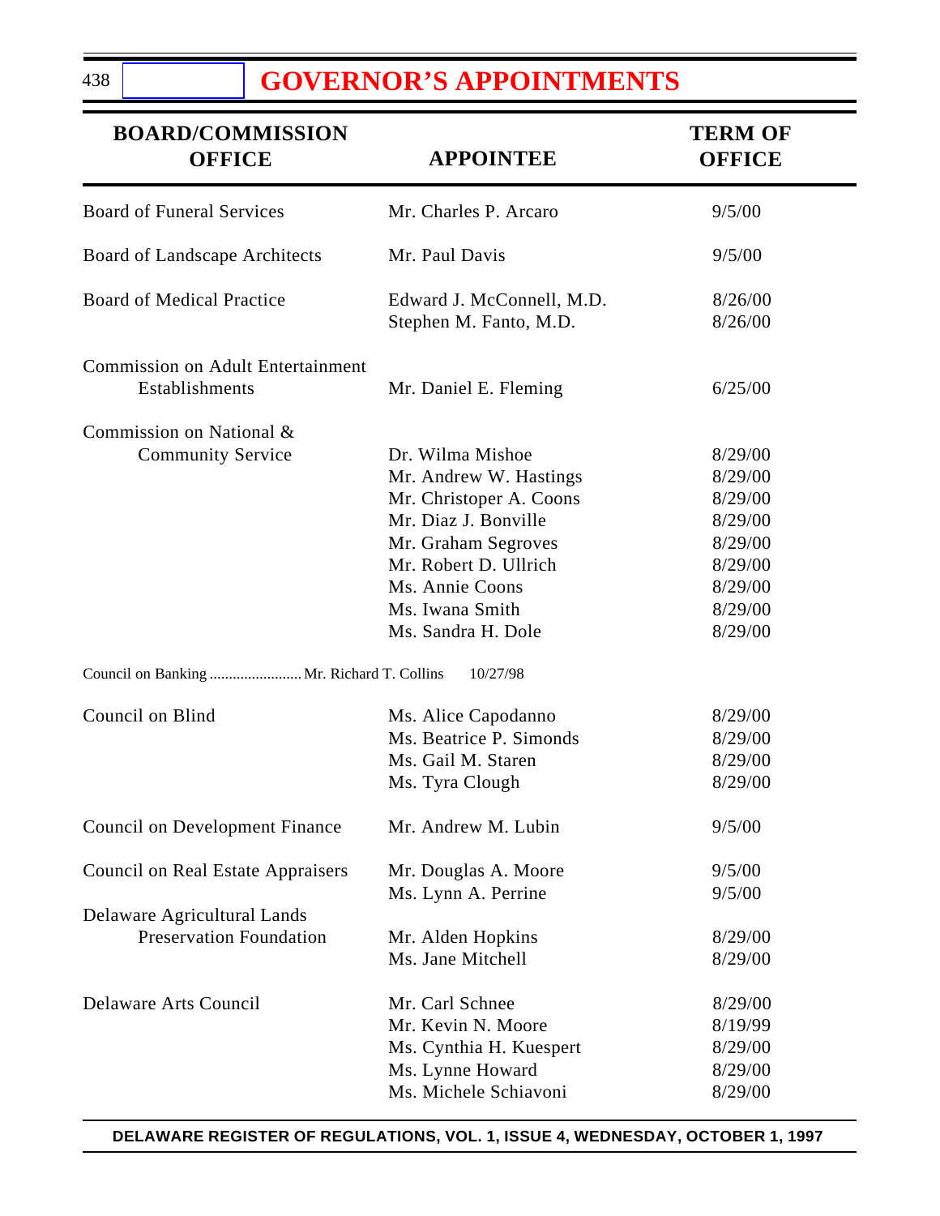# GOVERNOR'S APPOINTMENTS

| BOARD/COMMISSION OFFICE | APPOINTEE | TERM OF OFFICE |
|---|---|---|
| Board of Funeral Services | Mr. Charles P. Arcaro | 9/5/00 |
| Board of Landscape Architects | Mr. Paul Davis | 9/5/00 |
| Board of Medical Practice | Edward J. McConnell, M.D. | 8/26/00 |
| | Stephen M. Fanto, M.D. | 8/26/00 |
| Commission on Adult Entertainment Establishments | Mr. Daniel E. Fleming | 6/25/00 |
| Commission on National & Community Service | Dr. Wilma Mishoe | 8/29/00 |
| | Mr. Andrew W. Hastings | 8/29/00 |
| | Mr. Christoper A. Coons | 8/29/00 |
| | Mr. Diaz J. Bonville | 8/29/00 |
| | Mr. Graham Segroves | 8/29/00 |
| | Mr. Robert D. Ullrich | 8/29/00 |
| | Ms. Annie Coons | 8/29/00 |
| | Ms. Iwana Smith | 8/29/00 |
| | Ms. Sandra H. Dole | 8/29/00 |
| Council on Banking | Mr. Richard T. Collins | 10/27/98 |
| Council on Blind | Ms. Alice Capodanno | 8/29/00 |
| | Ms. Beatrice P. Simonds | 8/29/00 |
| | Ms. Gail M. Staren | 8/29/00 |
| | Ms. Tyra Clough | 8/29/00 |
| Council on Development Finance | Mr. Andrew M. Lubin | 9/5/00 |
| Council on Real Estate Appraisers | Mr. Douglas A. Moore | 9/5/00 |
| | Ms. Lynn A. Perrine | 9/5/00 |
| Delaware Agricultural Lands Preservation Foundation | Mr. Alden Hopkins | 8/29/00 |
| | Ms. Jane Mitchell | 8/29/00 |
| Delaware Arts Council | Mr. Carl Schnee | 8/29/00 |
| | Mr. Kevin N. Moore | 8/19/99 |
| | Ms. Cynthia H. Kuespert | 8/29/00 |
| | Ms. Lynne Howard | 8/29/00 |
| | Ms. Michele Schiavoni | 8/29/00 |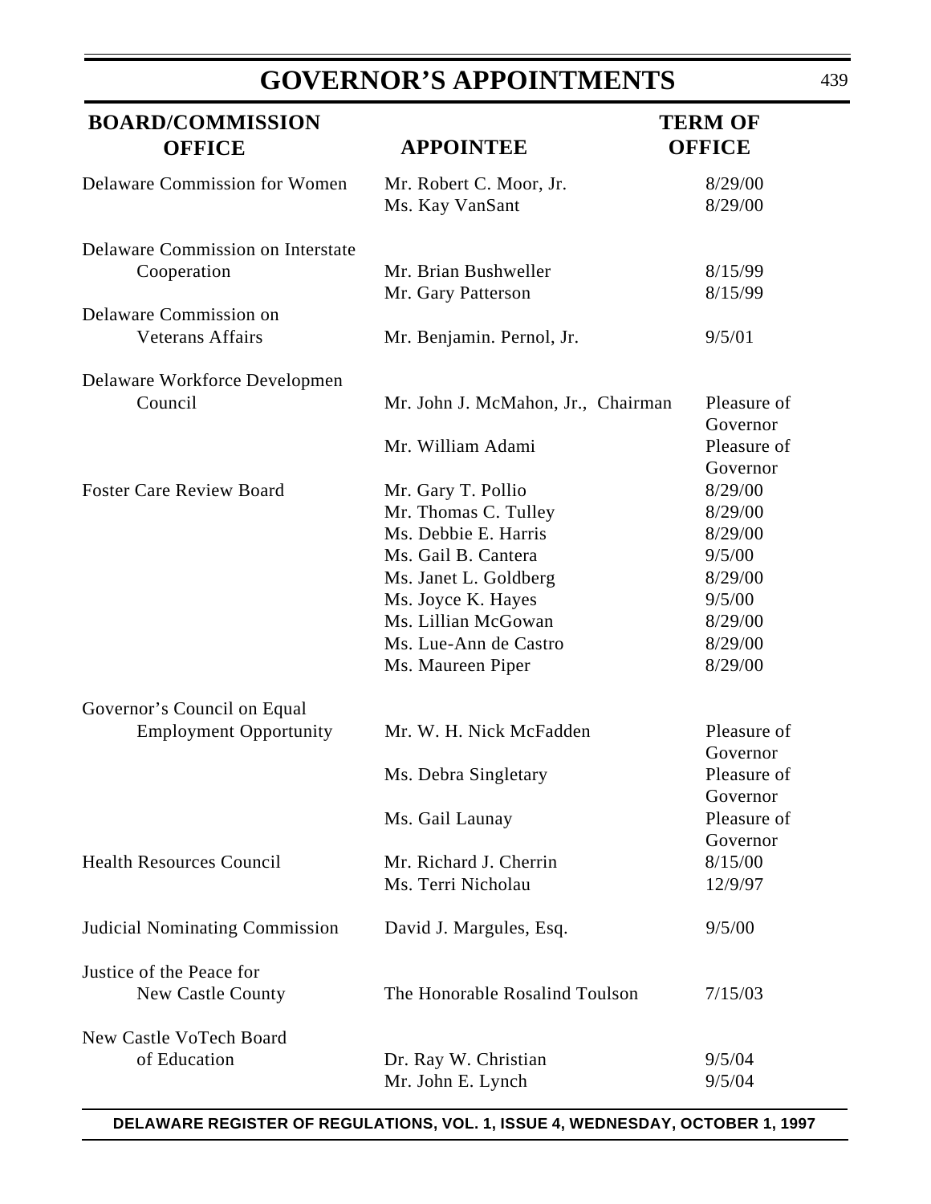# GOVERNOR'S APPOINTMENTS

| BOARD/COMMISSION OFFICE | APPOINTEE | TERM OF OFFICE |
|---|---|---|
| Delaware Commission for Women | Mr. Robert C. Moor, Jr. | 8/29/00 |
| | Ms. Kay VanSant | 8/29/00 |
| Delaware Commission on Interstate Cooperation | Mr. Brian Bushweller | 8/15/99 |
| | Mr. Gary Patterson | 8/15/99 |
| Delaware Commission on Veterans Affairs | Mr. Benjamin. Pernol, Jr. | 9/5/01 |
| Delaware Workforce Developmen Council | Mr. John J. McMahon, Jr., Chairman | Pleasure of Governor |
| | Mr. William Adami | Pleasure of Governor |
| Foster Care Review Board | Mr. Gary T. Pollio | 8/29/00 |
| | Mr. Thomas C. Tulley | 8/29/00 |
| | Ms. Debbie E. Harris | 8/29/00 |
| | Ms. Gail B. Cantera | 9/5/00 |
| | Ms. Janet L. Goldberg | 8/29/00 |
| | Ms. Joyce K. Hayes | 9/5/00 |
| | Ms. Lillian McGowan | 8/29/00 |
| | Ms. Lue-Ann de Castro | 8/29/00 |
| | Ms. Maureen Piper | 8/29/00 |
| Governor's Council on Equal Employment Opportunity | Mr. W. H. Nick McFadden | Pleasure of Governor |
| | Ms. Debra Singletary | Pleasure of Governor |
| | Ms. Gail Launay | Pleasure of Governor |
| Health Resources Council | Mr. Richard J. Cherrin | 8/15/00 |
| | Ms. Terri Nicholau | 12/9/97 |
| Judicial Nominating Commission | David J. Margules, Esq. | 9/5/00 |
| Justice of the Peace for New Castle County | The Honorable Rosalind Toulson | 7/15/03 |
| New Castle VoTech Board of Education | Dr. Ray W. Christian | 9/5/04 |
| | Mr. John E. Lynch | 9/5/04 |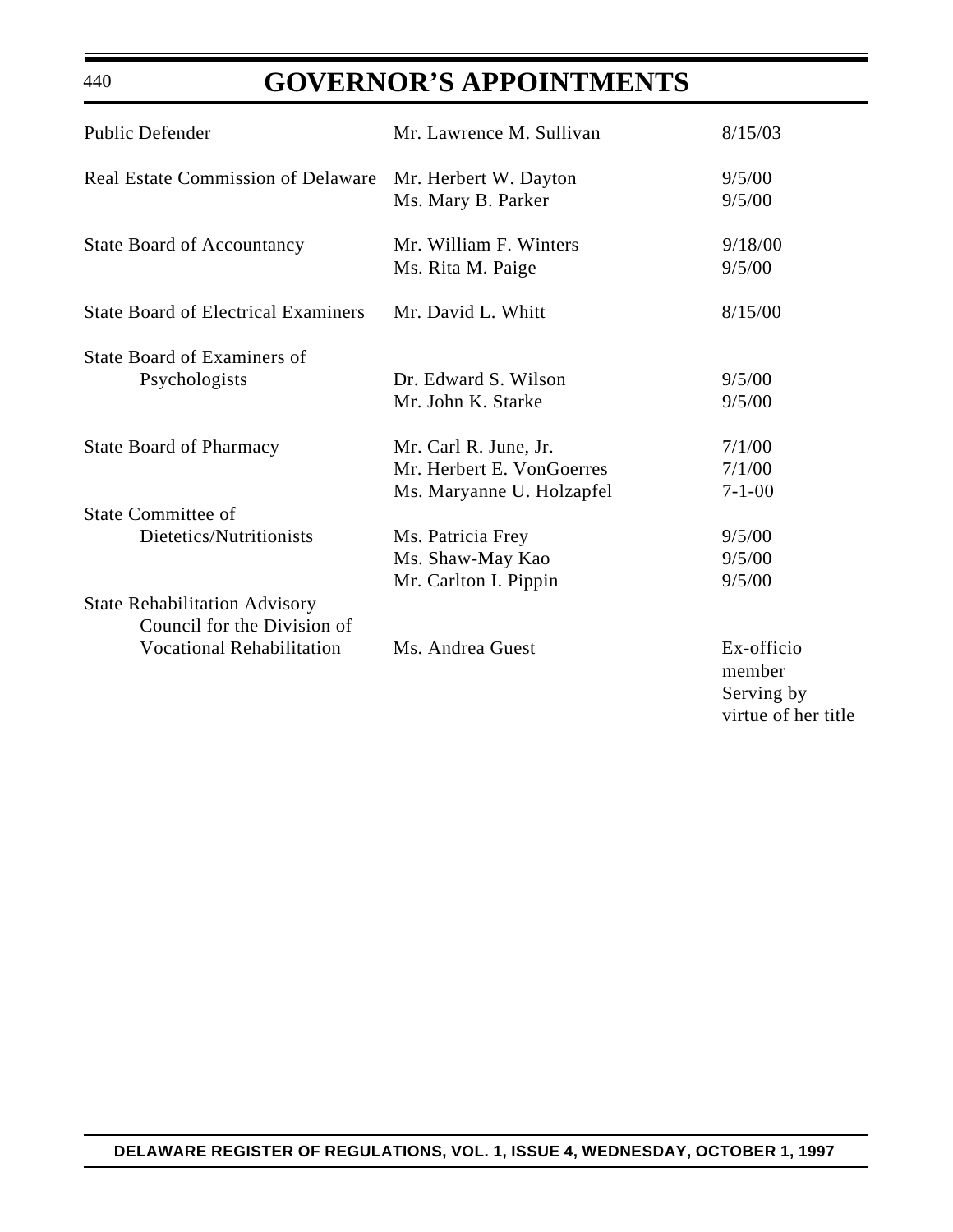# GOVERNOR'S APPOINTMENTS

| | | |
|---|---|---|
| Public Defender | Mr. Lawrence M. Sullivan | 8/15/03 |
| Real Estate Commission of Delaware | Mr. Herbert W. Dayton | 9/5/00 |
| | Ms. Mary B. Parker | 9/5/00 |
| State Board of Accountancy | Mr. William F. Winters | 9/18/00 |
| | Ms. Rita M. Paige | 9/5/00 |
| State Board of Electrical Examiners | Mr. David L. Whitt | 8/15/00 |
| State Board of Examiners of Psychologists | Dr. Edward S. Wilson | 9/5/00 |
| | Mr. John K. Starke | 9/5/00 |
| State Board of Pharmacy | Mr. Carl R. June, Jr. | 7/1/00 |
| | Mr. Herbert E. VonGoerres | 7/1/00 |
| | Ms. Maryanne U. Holzapfel | 7-1-00 |
| State Committee of Dietetics/Nutritionists | Ms. Patricia Frey | 9/5/00 |
| | Ms. Shaw-May Kao | 9/5/00 |
| | Mr. Carlton I. Pippin | 9/5/00 |
| State Rehabilitation Advisory Council for the Division of Vocational Rehabilitation | Ms. Andrea Guest | Ex-officio member Serving by virtue of her title |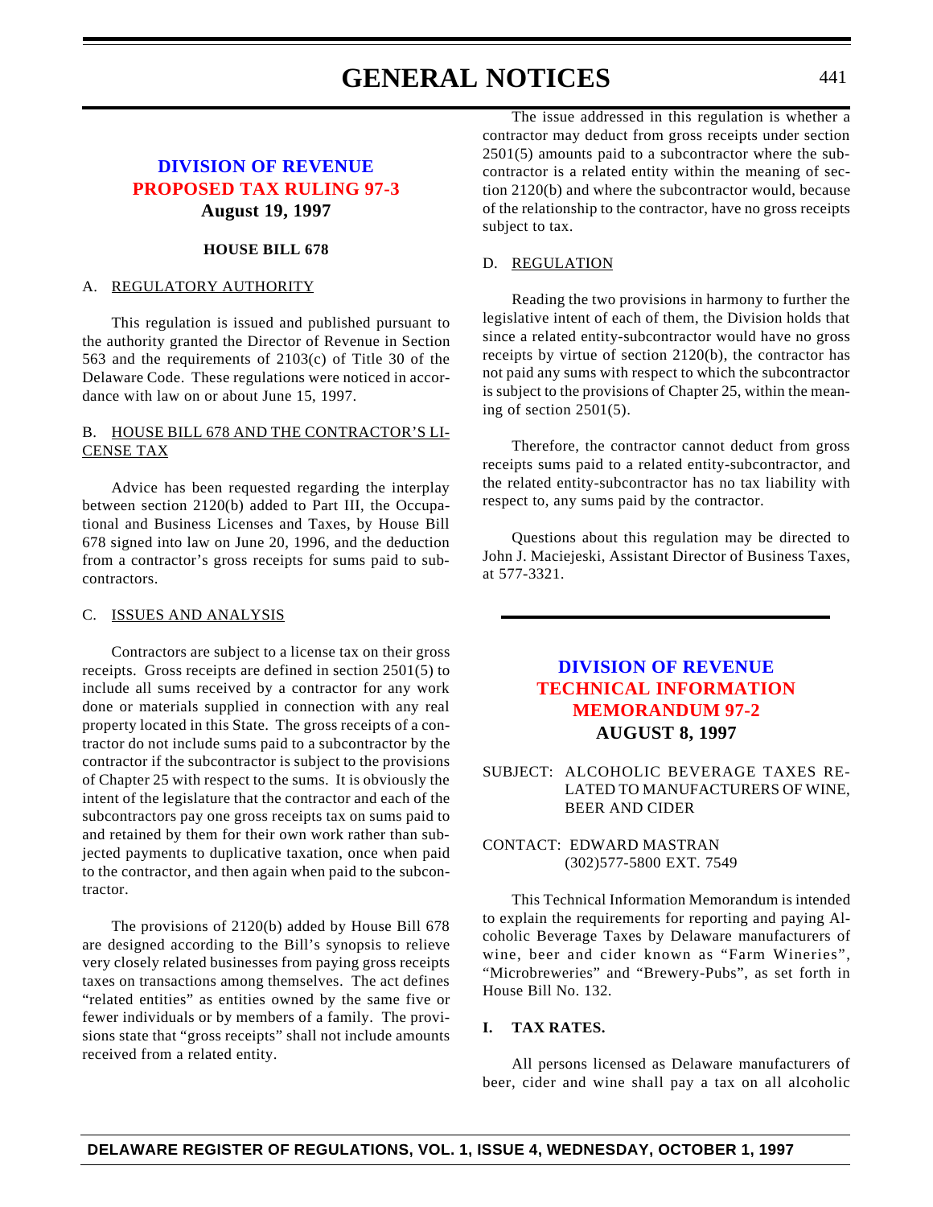# GENERAL NOTICES

## DIVISION OF REVENUE
## PROPOSED TAX RULING 97-3
### August 19, 1997

**HOUSE BILL 678**

A. REGULATORY AUTHORITY

This regulation is issued and published pursuant to the authority granted the Director of Revenue in Section 563 and the requirements of 2103(c) of Title 30 of the Delaware Code. These regulations were noticed in accordance with law on or about June 15, 1997.

B. HOUSE BILL 678 AND THE CONTRACTOR'S LICENSE TAX

Advice has been requested regarding the interplay between section 2120(b) added to Part III, the Occupational and Business Licenses and Taxes, by House Bill 678 signed into law on June 20, 1996, and the deduction from a contractor's gross receipts for sums paid to subcontractors.

C. ISSUES AND ANALYSIS

Contractors are subject to a license tax on their gross receipts. Gross receipts are defined in section 2501(5) to include all sums received by a contractor for any work done or materials supplied in connection with any real property located in this State. The gross receipts of a contractor do not include sums paid to a subcontractor by the contractor if the subcontractor is subject to the provisions of Chapter 25 with respect to the sums. It is obviously the intent of the legislature that the contractor and each of the subcontractors pay one gross receipts tax on sums paid to and retained by them for their own work rather than subjected payments to duplicative taxation, once when paid to the contractor, and then again when paid to the subcontractor.

The provisions of 2120(b) added by House Bill 678 are designed according to the Bill's synopsis to relieve very closely related businesses from paying gross receipts taxes on transactions among themselves. The act defines "related entities" as entities owned by the same five or fewer individuals or by members of a family. The provisions state that "gross receipts" shall not include amounts received from a related entity.

The issue addressed in this regulation is whether a contractor may deduct from gross receipts under section 2501(5) amounts paid to a subcontractor where the subcontractor is a related entity within the meaning of section 2120(b) and where the subcontractor would, because of the relationship to the contractor, have no gross receipts subject to tax.

D. REGULATION

Reading the two provisions in harmony to further the legislative intent of each of them, the Division holds that since a related entity-subcontractor would have no gross receipts by virtue of section 2120(b), the contractor has not paid any sums with respect to which the subcontractor is subject to the provisions of Chapter 25, within the meaning of section 2501(5).

Therefore, the contractor cannot deduct from gross receipts sums paid to a related entity-subcontractor, and the related entity-subcontractor has no tax liability with respect to, any sums paid by the contractor.

Questions about this regulation may be directed to John J. Maciejeski, Assistant Director of Business Taxes, at 577-3321.

---

## DIVISION OF REVENUE
## TECHNICAL INFORMATION MEMORANDUM 97-2
### AUGUST 8, 1997

SUBJECT: ALCOHOLIC BEVERAGE TAXES RELATED TO MANUFACTURERS OF WINE, BEER AND CIDER

CONTACT: EDWARD MASTRAN
(302)577-5800 EXT. 7549

This Technical Information Memorandum is intended to explain the requirements for reporting and paying Alcoholic Beverage Taxes by Delaware manufacturers of wine, beer and cider known as "Farm Wineries", "Microbreweries" and "Brewery-Pubs", as set forth in House Bill No. 132.

**I. TAX RATES.**

All persons licensed as Delaware manufacturers of beer, cider and wine shall pay a tax on all alcoholic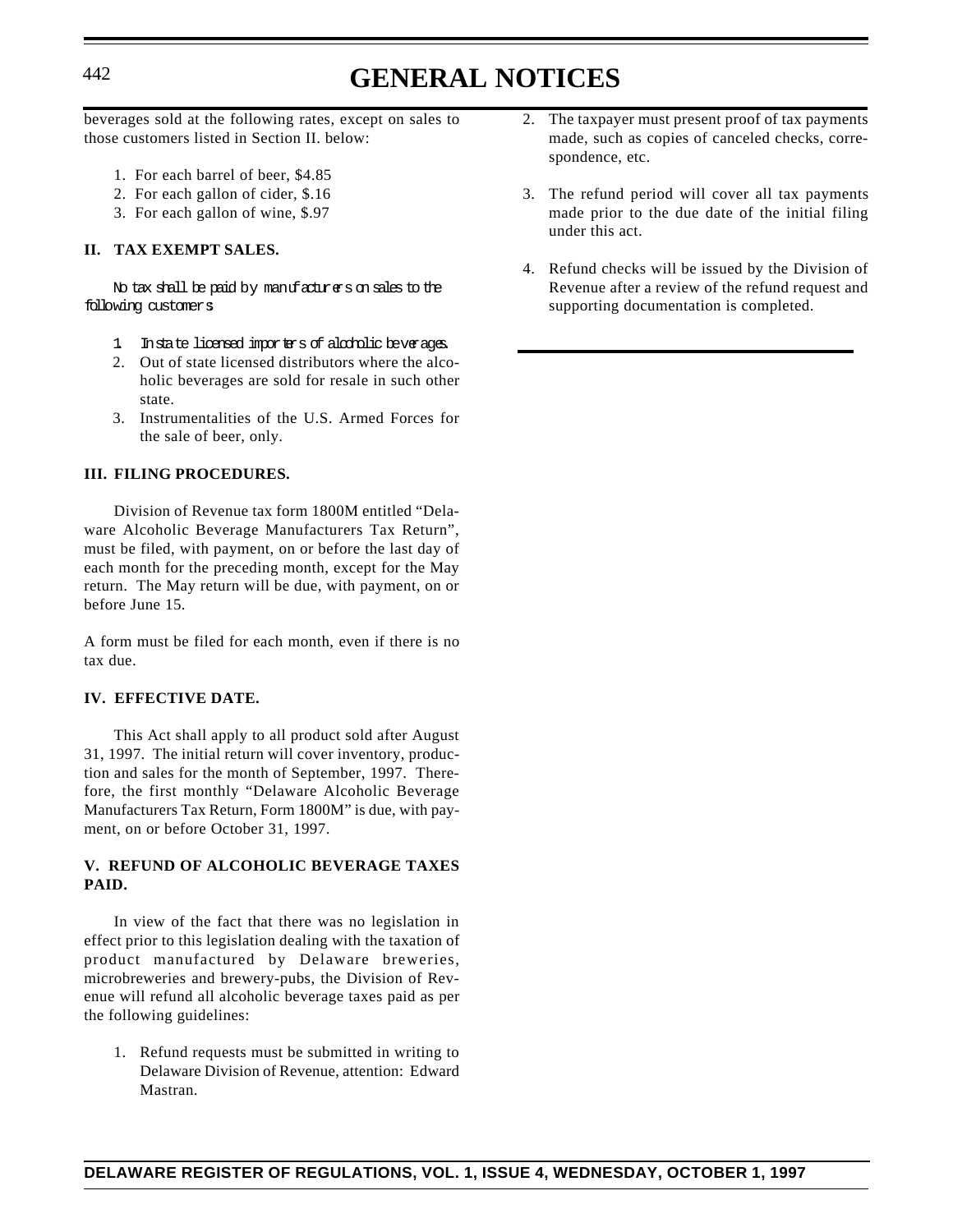beverages sold at the following rates, except on sales to those customers listed in Section II. below:

1. For each barrel of beer, $4.85
2. For each gallon of cider, $.16
3. For each gallon of wine, $.97

**II. TAX EXEMPT SALES.**

No tax shall be paid by manufacturers on sales to the following customers:

1. In state licensed importers of alcoholic beverages.
2. Out of state licensed distributors where the alcoholic beverages are sold for resale in such other state.
3. Instrumentalities of the U.S. Armed Forces for the sale of beer, only.

**III. FILING PROCEDURES.**

Division of Revenue tax form 1800M entitled "Delaware Alcoholic Beverage Manufacturers Tax Return", must be filed, with payment, on or before the last day of each month for the preceding month, except for the May return. The May return will be due, with payment, on or before June 15.

A form must be filed for each month, even if there is no tax due.

**IV. EFFECTIVE DATE.**

This Act shall apply to all product sold after August 31, 1997. The initial return will cover inventory, production and sales for the month of September, 1997. Therefore, the first monthly "Delaware Alcoholic Beverage Manufacturers Tax Return, Form 1800M" is due, with payment, on or before October 31, 1997.

**V. REFUND OF ALCOHOLIC BEVERAGE TAXES PAID.**

In view of the fact that there was no legislation in effect prior to this legislation dealing with the taxation of product manufactured by Delaware breweries, microbreweries and brewery-pubs, the Division of Revenue will refund all alcoholic beverage taxes paid as per the following guidelines:

1. Refund requests must be submitted in writing to Delaware Division of Revenue, attention: Edward Mastran.
2. The taxpayer must present proof of tax payments made, such as copies of canceled checks, correspondence, etc.
3. The refund period will cover all tax payments made prior to the due date of the initial filing under this act.
4. Refund checks will be issued by the Division of Revenue after a review of the refund request and supporting documentation is completed.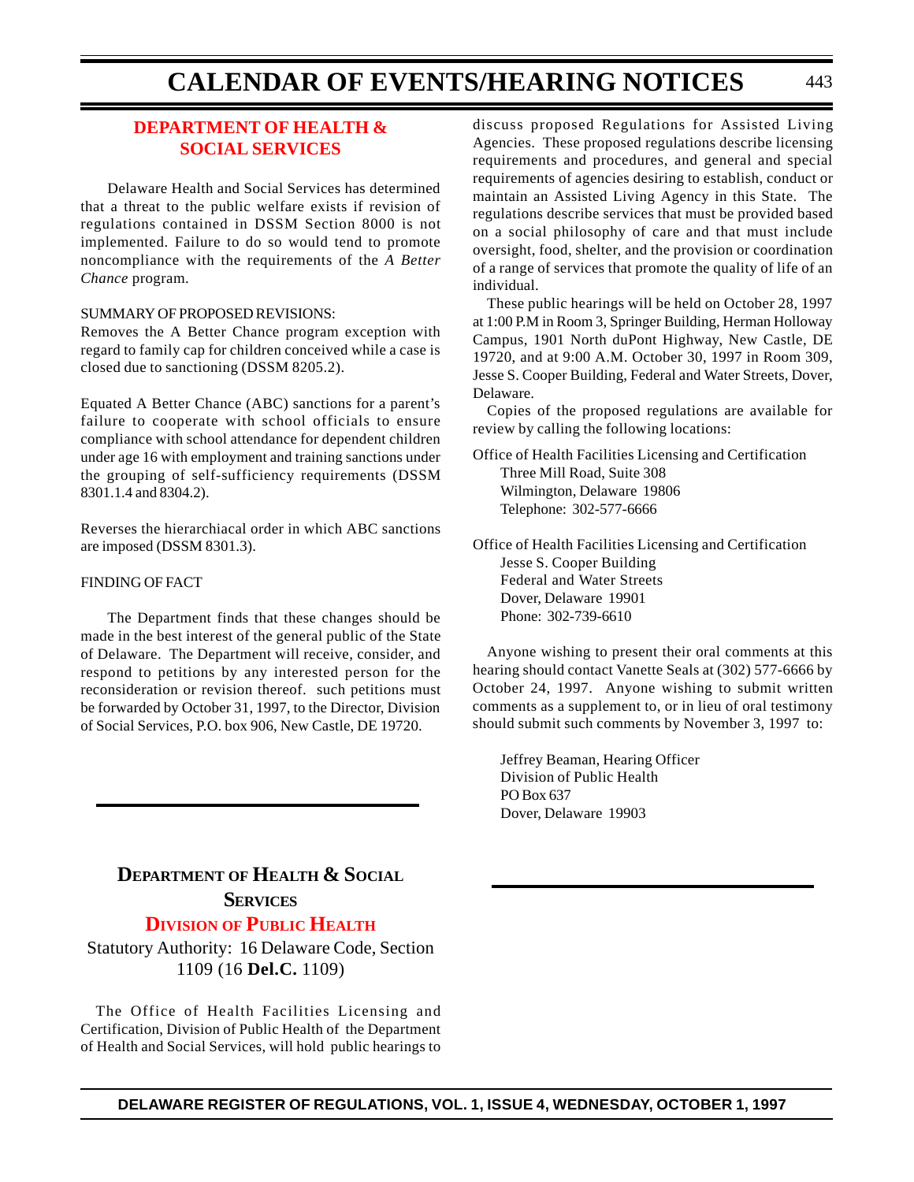## DEPARTMENT OF HEALTH & SOCIAL SERVICES

Delaware Health and Social Services has determined that a threat to the public welfare exists if revision of regulations contained in DSSM Section 8000 is not implemented. Failure to do so would tend to promote noncompliance with the requirements of the *A Better Chance* program.

SUMMARY OF PROPOSED REVISIONS:

Removes the A Better Chance program exception with regard to family cap for children conceived while a case is closed due to sanctioning (DSSM 8205.2).

Equated A Better Chance (ABC) sanctions for a parent's failure to cooperate with school officials to ensure compliance with school attendance for dependent children under age 16 with employment and training sanctions under the grouping of self-sufficiency requirements (DSSM 8301.1.4 and 8304.2).

Reverses the hierarchiacal order in which ABC sanctions are imposed (DSSM 8301.3).

FINDING OF FACT

The Department finds that these changes should be made in the best interest of the general public of the State of Delaware. The Department will receive, consider, and respond to petitions by any interested person for the reconsideration or revision thereof. such petitions must be forwarded by October 31, 1997, to the Director, Division of Social Services, P.O. box 906, New Castle, DE 19720.

---

## DEPARTMENT OF HEALTH & SOCIAL SERVICES

### DIVISION OF PUBLIC HEALTH

Statutory Authority: 16 Delaware Code, Section 1109 (16 **Del.C.** 1109)

The Office of Health Facilities Licensing and Certification, Division of Public Health of the Department of Health and Social Services, will hold public hearings to discuss proposed Regulations for Assisted Living Agencies. These proposed regulations describe licensing requirements and procedures, and general and special requirements of agencies desiring to establish, conduct or maintain an Assisted Living Agency in this State. The regulations describe services that must be provided based on a social philosophy of care and that must include oversight, food, shelter, and the provision or coordination of a range of services that promote the quality of life of an individual.

These public hearings will be held on October 28, 1997 at 1:00 P.M in Room 3, Springer Building, Herman Holloway Campus, 1901 North duPont Highway, New Castle, DE 19720, and at 9:00 A.M. October 30, 1997 in Room 309, Jesse S. Cooper Building, Federal and Water Streets, Dover, Delaware.

Copies of the proposed regulations are available for review by calling the following locations:

Office of Health Facilities Licensing and Certification
Three Mill Road, Suite 308
Wilmington, Delaware 19806
Telephone: 302-577-6666

Office of Health Facilities Licensing and Certification
Jesse S. Cooper Building
Federal and Water Streets
Dover, Delaware 19901
Phone: 302-739-6610

Anyone wishing to present their oral comments at this hearing should contact Vanette Seals at (302) 577-6666 by October 24, 1997. Anyone wishing to submit written comments as a supplement to, or in lieu of oral testimony should submit such comments by November 3, 1997 to:

Jeffrey Beaman, Hearing Officer
Division of Public Health
PO Box 637
Dover, Delaware 19903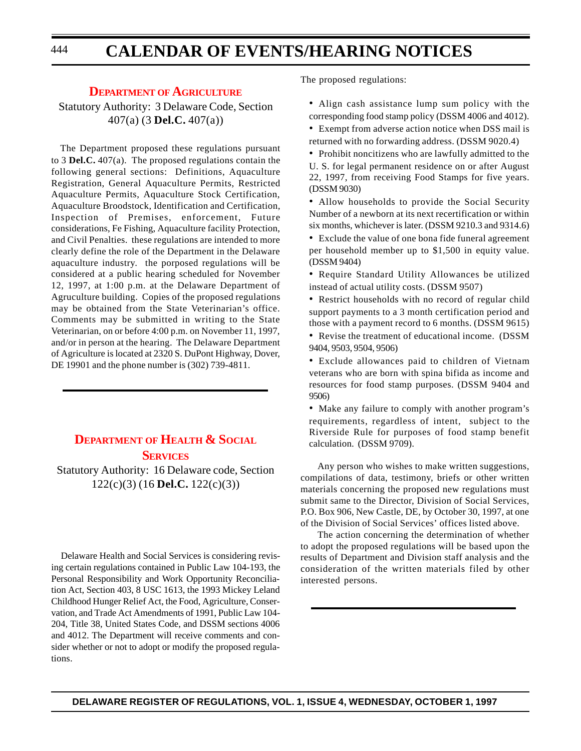## Department of Agriculture

Statutory Authority: 3 Delaware Code, Section 407(a) (3 **Del.C.** 407(a))

The Department proposed these regulations pursuant to 3 **Del.C.** 407(a). The proposed regulations contain the following general sections: Definitions, Aquaculture Registration, General Aquaculture Permits, Restricted Aquaculture Permits, Aquaculture Stock Certification, Aquaculture Broodstock, Identification and Certification, Inspection of Premises, enforcement, Future considerations, Fe Fishing, Aquaculture facility Protection, and Civil Penalties. these regulations are intended to more clearly define the role of the Department in the Delaware aquaculture industry. the porposed regulations will be considered at a public hearing scheduled for November 12, 1997, at 1:00 p.m. at the Delaware Department of Agruculture building. Copies of the proposed regulations may be obtained from the State Veterinarian's office. Comments may be submitted in writing to the State Veterinarian, on or before 4:00 p.m. on November 11, 1997, and/or in person at the hearing. The Delaware Department of Agriculture is located at 2320 S. DuPont Highway, Dover, DE 19901 and the phone number is (302) 739-4811.

## Department of Health & Social Services

Statutory Authority: 16 Delaware code, Section 122(c)(3) (16 **Del.C.** 122(c)(3))

Delaware Health and Social Services is considering revising certain regulations contained in Public Law 104-193, the Personal Responsibility and Work Opportunity Reconciliation Act, Section 403, 8 USC 1613, the 1993 Mickey Leland Childhood Hunger Relief Act, the Food, Agriculture, Conservation, and Trade Act Amendments of 1991, Public Law 104-204, Title 38, United States Code, and DSSM sections 4006 and 4012. The Department will receive comments and consider whether or not to adopt or modify the proposed regulations.

The proposed regulations:

- Align cash assistance lump sum policy with the corresponding food stamp policy (DSSM 4006 and 4012).
- Exempt from adverse action notice when DSS mail is returned with no forwarding address. (DSSM 9020.4)
- Prohibit noncitizens who are lawfully admitted to the U. S. for legal permanent residence on or after August 22, 1997, from receiving Food Stamps for five years. (DSSM 9030)
- Allow households to provide the Social Security Number of a newborn at its next recertification or within six months, whichever is later. (DSSM 9210.3 and 9314.6)
- Exclude the value of one bona fide funeral agreement per household member up to $1,500 in equity value. (DSSM 9404)
- Require Standard Utility Allowances be utilized instead of actual utility costs. (DSSM 9507)
- Restrict households with no record of regular child support payments to a 3 month certification period and those with a payment record to 6 months. (DSSM 9615)
- Revise the treatment of educational income. (DSSM 9404, 9503, 9504, 9506)
- Exclude allowances paid to children of Vietnam veterans who are born with spina bifida as income and resources for food stamp purposes. (DSSM 9404 and 9506)
- Make any failure to comply with another program's requirements, regardless of intent, subject to the Riverside Rule for purposes of food stamp benefit calculation. (DSSM 9709).

Any person who wishes to make written suggestions, compilations of data, testimony, briefs or other written materials concerning the proposed new regulations must submit same to the Director, Division of Social Services, P.O. Box 906, New Castle, DE, by October 30, 1997, at one of the Division of Social Services' offices listed above.

The action concerning the determination of whether to adopt the proposed regulations will be based upon the results of Department and Division staff analysis and the consideration of the written materials filed by other interested persons.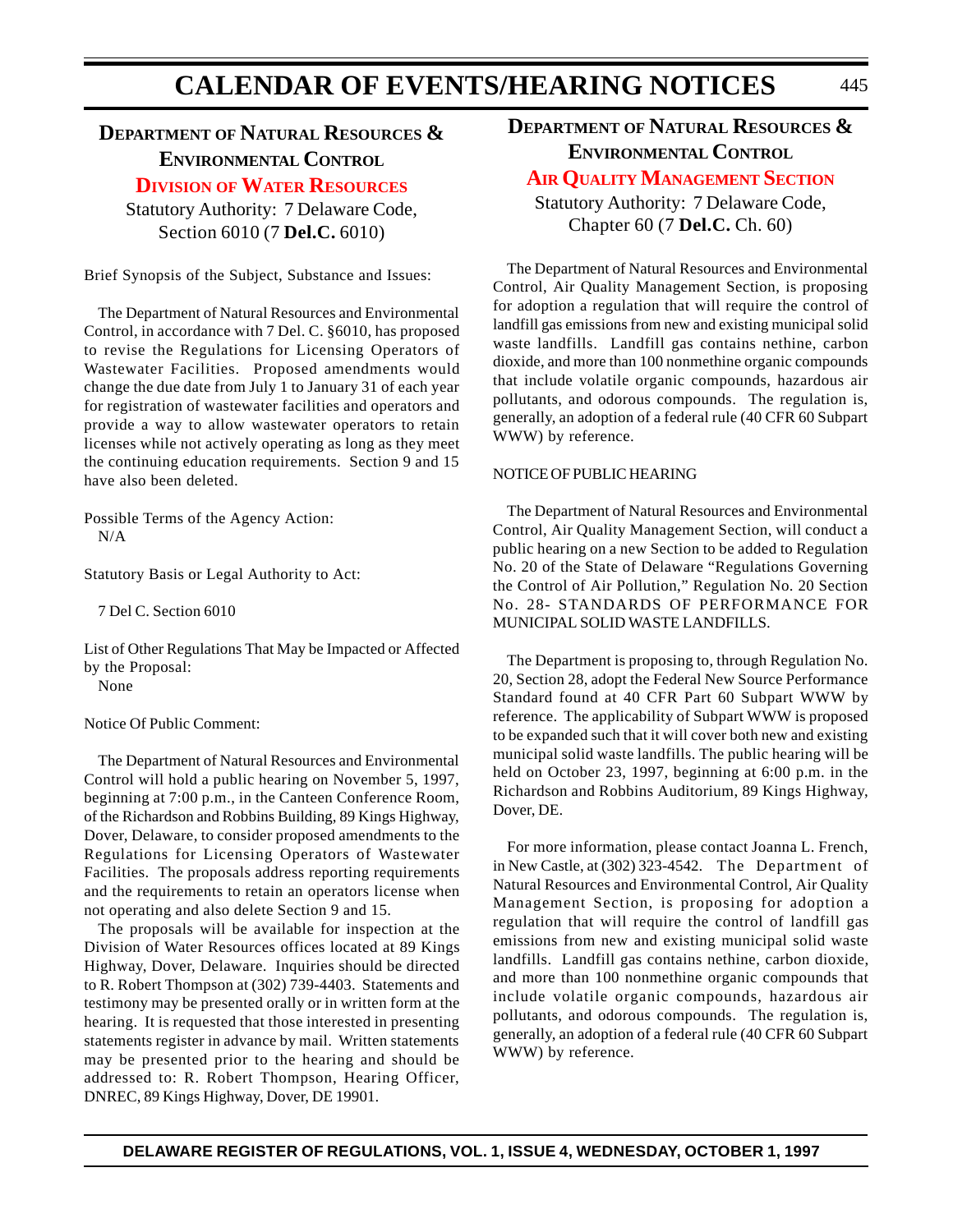## Department of Natural Resources & Environmental Control

### Division of Water Resources

Statutory Authority: 7 Delaware Code, Section 6010 (7 **Del.C.** 6010)

Brief Synopsis of the Subject, Substance and Issues:

The Department of Natural Resources and Environmental Control, in accordance with 7 Del. C. §6010, has proposed to revise the Regulations for Licensing Operators of Wastewater Facilities. Proposed amendments would change the due date from July 1 to January 31 of each year for registration of wastewater facilities and operators and provide a way to allow wastewater operators to retain licenses while not actively operating as long as they meet the continuing education requirements. Section 9 and 15 have also been deleted.

Possible Terms of the Agency Action:
N/A

Statutory Basis or Legal Authority to Act:

7 Del C. Section 6010

List of Other Regulations That May be Impacted or Affected by the Proposal:
None

Notice Of Public Comment:

The Department of Natural Resources and Environmental Control will hold a public hearing on November 5, 1997, beginning at 7:00 p.m., in the Canteen Conference Room, of the Richardson and Robbins Building, 89 Kings Highway, Dover, Delaware, to consider proposed amendments to the Regulations for Licensing Operators of Wastewater Facilities. The proposals address reporting requirements and the requirements to retain an operators license when not operating and also delete Section 9 and 15.

The proposals will be available for inspection at the Division of Water Resources offices located at 89 Kings Highway, Dover, Delaware. Inquiries should be directed to R. Robert Thompson at (302) 739-4403. Statements and testimony may be presented orally or in written form at the hearing. It is requested that those interested in presenting statements register in advance by mail. Written statements may be presented prior to the hearing and should be addressed to: R. Robert Thompson, Hearing Officer, DNREC, 89 Kings Highway, Dover, DE 19901.

## Department of Natural Resources & Environmental Control

### Air Quality Management Section

Statutory Authority: 7 Delaware Code, Chapter 60 (7 **Del.C.** Ch. 60)

The Department of Natural Resources and Environmental Control, Air Quality Management Section, is proposing for adoption a regulation that will require the control of landfill gas emissions from new and existing municipal solid waste landfills. Landfill gas contains nethine, carbon dioxide, and more than 100 nonmethine organic compounds that include volatile organic compounds, hazardous air pollutants, and odorous compounds. The regulation is, generally, an adoption of a federal rule (40 CFR 60 Subpart WWW) by reference.

NOTICE OF PUBLIC HEARING

The Department of Natural Resources and Environmental Control, Air Quality Management Section, will conduct a public hearing on a new Section to be added to Regulation No. 20 of the State of Delaware "Regulations Governing the Control of Air Pollution," Regulation No. 20 Section No. 28- STANDARDS OF PERFORMANCE FOR MUNICIPAL SOLID WASTE LANDFILLS.

The Department is proposing to, through Regulation No. 20, Section 28, adopt the Federal New Source Performance Standard found at 40 CFR Part 60 Subpart WWW by reference. The applicability of Subpart WWW is proposed to be expanded such that it will cover both new and existing municipal solid waste landfills. The public hearing will be held on October 23, 1997, beginning at 6:00 p.m. in the Richardson and Robbins Auditorium, 89 Kings Highway, Dover, DE.

For more information, please contact Joanna L. French, in New Castle, at (302) 323-4542. The Department of Natural Resources and Environmental Control, Air Quality Management Section, is proposing for adoption a regulation that will require the control of landfill gas emissions from new and existing municipal solid waste landfills. Landfill gas contains nethine, carbon dioxide, and more than 100 nonmethine organic compounds that include volatile organic compounds, hazardous air pollutants, and odorous compounds. The regulation is, generally, an adoption of a federal rule (40 CFR 60 Subpart WWW) by reference.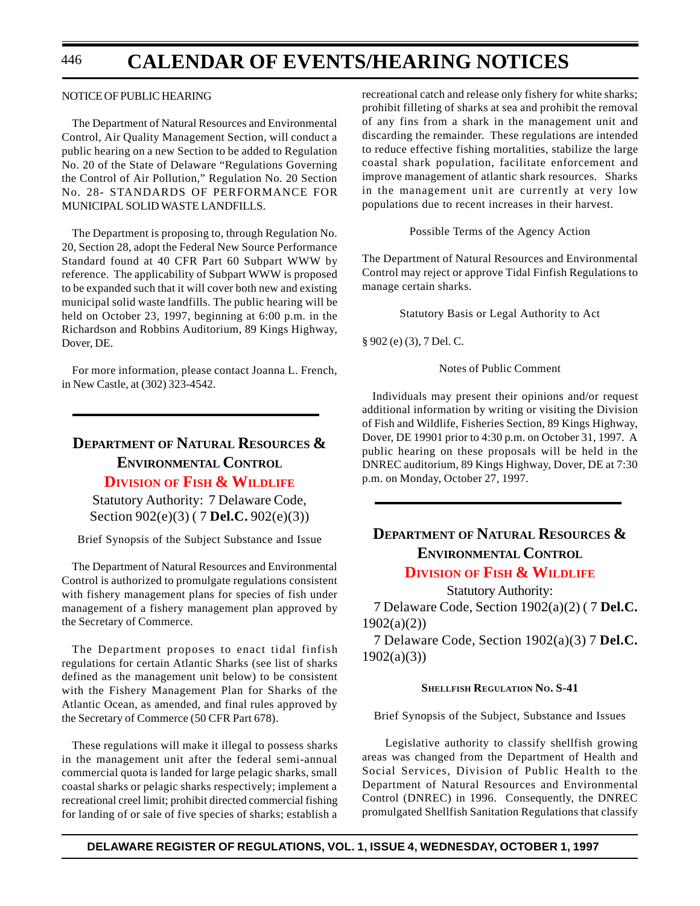NOTICE OF PUBLIC HEARING

The Department of Natural Resources and Environmental Control, Air Quality Management Section, will conduct a public hearing on a new Section to be added to Regulation No. 20 of the State of Delaware "Regulations Governing the Control of Air Pollution," Regulation No. 20 Section No. 28- STANDARDS OF PERFORMANCE FOR MUNICIPAL SOLID WASTE LANDFILLS.

The Department is proposing to, through Regulation No. 20, Section 28, adopt the Federal New Source Performance Standard found at 40 CFR Part 60 Subpart WWW by reference. The applicability of Subpart WWW is proposed to be expanded such that it will cover both new and existing municipal solid waste landfills. The public hearing will be held on October 23, 1997, beginning at 6:00 p.m. in the Richardson and Robbins Auditorium, 89 Kings Highway, Dover, DE.

For more information, please contact Joanna L. French, in New Castle, at (302) 323-4542.

## DEPARTMENT OF NATURAL RESOURCES & ENVIRONMENTAL CONTROL

### DIVISION OF FISH & WILDLIFE

Statutory Authority: 7 Delaware Code, Section 902(e)(3) ( 7 **Del.C.** 902(e)(3))

Brief Synopsis of the Subject Substance and Issue

The Department of Natural Resources and Environmental Control is authorized to promulgate regulations consistent with fishery management plans for species of fish under management of a fishery management plan approved by the Secretary of Commerce.

The Department proposes to enact tidal finfish regulations for certain Atlantic Sharks (see list of sharks defined as the management unit below) to be consistent with the Fishery Management Plan for Sharks of the Atlantic Ocean, as amended, and final rules approved by the Secretary of Commerce (50 CFR Part 678).

These regulations will make it illegal to possess sharks in the management unit after the federal semi-annual commercial quota is landed for large pelagic sharks, small coastal sharks or pelagic sharks respectively; implement a recreational creel limit; prohibit directed commercial fishing for landing of or sale of five species of sharks; establish a recreational catch and release only fishery for white sharks; prohibit filleting of sharks at sea and prohibit the removal of any fins from a shark in the management unit and discarding the remainder. These regulations are intended to reduce effective fishing mortalities, stabilize the large coastal shark population, facilitate enforcement and improve management of atlantic shark resources. Sharks in the management unit are currently at very low populations due to recent increases in their harvest.

Possible Terms of the Agency Action

The Department of Natural Resources and Environmental Control may reject or approve Tidal Finfish Regulations to manage certain sharks.

Statutory Basis or Legal Authority to Act

§ 902 (e) (3), 7 Del. C.

Notes of Public Comment

Individuals may present their opinions and/or request additional information by writing or visiting the Division of Fish and Wildlife, Fisheries Section, 89 Kings Highway, Dover, DE 19901 prior to 4:30 p.m. on October 31, 1997. A public hearing on these proposals will be held in the DNREC auditorium, 89 Kings Highway, Dover, DE at 7:30 p.m. on Monday, October 27, 1997.

## DEPARTMENT OF NATURAL RESOURCES & ENVIRONMENTAL CONTROL

### DIVISION OF FISH & WILDLIFE

Statutory Authority:

7 Delaware Code, Section 1902(a)(2) ( 7 **Del.C.** 1902(a)(2))

7 Delaware Code, Section 1902(a)(3) 7 **Del.C.** 1902(a)(3))

#### SHELLFISH REGULATION NO. S-41

Brief Synopsis of the Subject, Substance and Issues

Legislative authority to classify shellfish growing areas was changed from the Department of Health and Social Services, Division of Public Health to the Department of Natural Resources and Environmental Control (DNREC) in 1996. Consequently, the DNREC promulgated Shellfish Sanitation Regulations that classify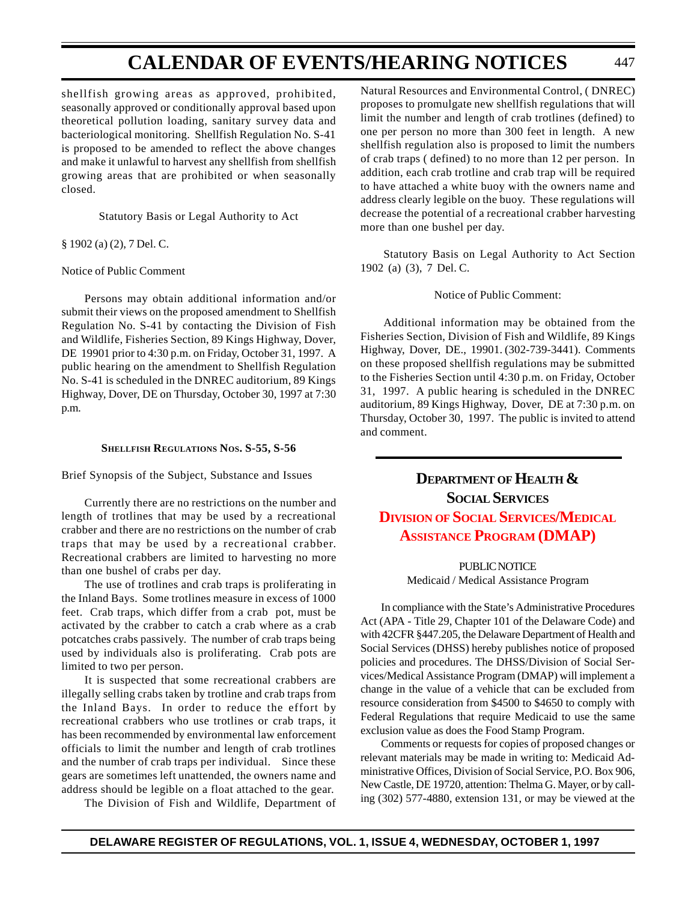shellfish growing areas as approved, prohibited, seasonally approved or conditionally approval based upon theoretical pollution loading, sanitary survey data and bacteriological monitoring. Shellfish Regulation No. S-41 is proposed to be amended to reflect the above changes and make it unlawful to harvest any shellfish from shellfish growing areas that are prohibited or when seasonally closed.

Statutory Basis or Legal Authority to Act

§ 1902 (a) (2), 7 Del. C.

Notice of Public Comment

Persons may obtain additional information and/or submit their views on the proposed amendment to Shellfish Regulation No. S-41 by contacting the Division of Fish and Wildlife, Fisheries Section, 89 Kings Highway, Dover, DE 19901 prior to 4:30 p.m. on Friday, October 31, 1997. A public hearing on the amendment to Shellfish Regulation No. S-41 is scheduled in the DNREC auditorium, 89 Kings Highway, Dover, DE on Thursday, October 30, 1997 at 7:30 p.m.

#### SHELLFISH REGULATIONS NOS. S-55, S-56

Brief Synopsis of the Subject, Substance and Issues

Currently there are no restrictions on the number and length of trotlines that may be used by a recreational crabber and there are no restrictions on the number of crab traps that may be used by a recreational crabber. Recreational crabbers are limited to harvesting no more than one bushel of crabs per day.

The use of trotlines and crab traps is proliferating in the Inland Bays. Some trotlines measure in excess of 1000 feet. Crab traps, which differ from a crab pot, must be activated by the crabber to catch a crab where as a crab potcatches crabs passively. The number of crab traps being used by individuals also is proliferating. Crab pots are limited to two per person.

It is suspected that some recreational crabbers are illegally selling crabs taken by trotline and crab traps from the Inland Bays. In order to reduce the effort by recreational crabbers who use trotlines or crab traps, it has been recommended by environmental law enforcement officials to limit the number and length of crab trotlines and the number of crab traps per individual. Since these gears are sometimes left unattended, the owners name and address should be legible on a float attached to the gear.

The Division of Fish and Wildlife, Department of Natural Resources and Environmental Control, ( DNREC) proposes to promulgate new shellfish regulations that will limit the number and length of crab trotlines (defined) to one per person no more than 300 feet in length. A new shellfish regulation also is proposed to limit the numbers of crab traps ( defined) to no more than 12 per person. In addition, each crab trotline and crab trap will be required to have attached a white buoy with the owners name and address clearly legible on the buoy. These regulations will decrease the potential of a recreational crabber harvesting more than one bushel per day.

Statutory Basis on Legal Authority to Act Section 1902 (a) (3), 7 Del. C.

Notice of Public Comment:

Additional information may be obtained from the Fisheries Section, Division of Fish and Wildlife, 89 Kings Highway, Dover, DE., 19901. (302-739-3441). Comments on these proposed shellfish regulations may be submitted to the Fisheries Section until 4:30 p.m. on Friday, October 31, 1997. A public hearing is scheduled in the DNREC auditorium, 89 Kings Highway, Dover, DE at 7:30 p.m. on Thursday, October 30, 1997. The public is invited to attend and comment.

## DEPARTMENT OF HEALTH & SOCIAL SERVICES

### DIVISION OF SOCIAL SERVICES/MEDICAL ASSISTANCE PROGRAM (DMAP)

PUBLIC NOTICE
Medicaid / Medical Assistance Program

In compliance with the State's Administrative Procedures Act (APA - Title 29, Chapter 101 of the Delaware Code) and with 42CFR §447.205, the Delaware Department of Health and Social Services (DHSS) hereby publishes notice of proposed policies and procedures. The DHSS/Division of Social Services/Medical Assistance Program (DMAP) will implement a change in the value of a vehicle that can be excluded from resource consideration from $4500 to $4650 to comply with Federal Regulations that require Medicaid to use the same exclusion value as does the Food Stamp Program.

Comments or requests for copies of proposed changes or relevant materials may be made in writing to: Medicaid Administrative Offices, Division of Social Service, P.O. Box 906, New Castle, DE 19720, attention: Thelma G. Mayer, or by calling (302) 577-4880, extension 131, or may be viewed at the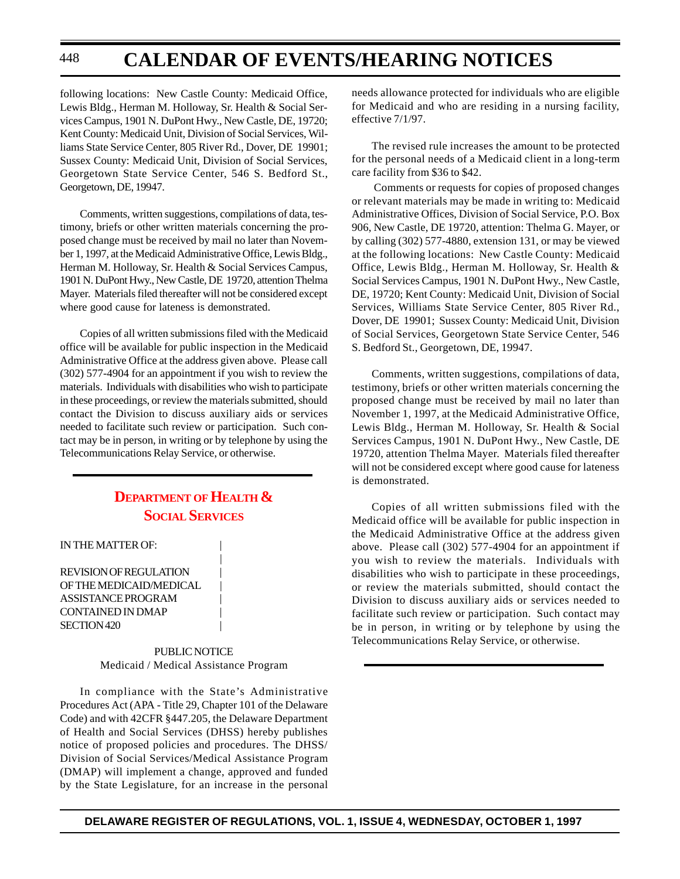following locations: New Castle County: Medicaid Office, Lewis Bldg., Herman M. Holloway, Sr. Health & Social Services Campus, 1901 N. DuPont Hwy., New Castle, DE, 19720; Kent County: Medicaid Unit, Division of Social Services, Williams State Service Center, 805 River Rd., Dover, DE 19901; Sussex County: Medicaid Unit, Division of Social Services, Georgetown State Service Center, 546 S. Bedford St., Georgetown, DE, 19947.

Comments, written suggestions, compilations of data, testimony, briefs or other written materials concerning the proposed change must be received by mail no later than November 1, 1997, at the Medicaid Administrative Office, Lewis Bldg., Herman M. Holloway, Sr. Health & Social Services Campus, 1901 N. DuPont Hwy., New Castle, DE 19720, attention Thelma Mayer. Materials filed thereafter will not be considered except where good cause for lateness is demonstrated.

Copies of all written submissions filed with the Medicaid office will be available for public inspection in the Medicaid Administrative Office at the address given above. Please call (302) 577-4904 for an appointment if you wish to review the materials. Individuals with disabilities who wish to participate in these proceedings, or review the materials submitted, should contact the Division to discuss auxiliary aids or services needed to facilitate such review or participation. Such contact may be in person, in writing or by telephone by using the Telecommunications Relay Service, or otherwise.

## DEPARTMENT OF HEALTH & SOCIAL SERVICES

IN THE MATTER OF:

REVISION OF REGULATION OF THE MEDICAID/MEDICAL ASSISTANCE PROGRAM CONTAINED IN DMAP SECTION 420

PUBLIC NOTICE
Medicaid / Medical Assistance Program

In compliance with the State's Administrative Procedures Act (APA - Title 29, Chapter 101 of the Delaware Code) and with 42CFR §447.205, the Delaware Department of Health and Social Services (DHSS) hereby publishes notice of proposed policies and procedures. The DHSS/ Division of Social Services/Medical Assistance Program (DMAP) will implement a change, approved and funded by the State Legislature, for an increase in the personal needs allowance protected for individuals who are eligible for Medicaid and who are residing in a nursing facility, effective 7/1/97.

The revised rule increases the amount to be protected for the personal needs of a Medicaid client in a long-term care facility from $36 to $42.

Comments or requests for copies of proposed changes or relevant materials may be made in writing to: Medicaid Administrative Offices, Division of Social Service, P.O. Box 906, New Castle, DE 19720, attention: Thelma G. Mayer, or by calling (302) 577-4880, extension 131, or may be viewed at the following locations: New Castle County: Medicaid Office, Lewis Bldg., Herman M. Holloway, Sr. Health & Social Services Campus, 1901 N. DuPont Hwy., New Castle, DE, 19720; Kent County: Medicaid Unit, Division of Social Services, Williams State Service Center, 805 River Rd., Dover, DE 19901; Sussex County: Medicaid Unit, Division of Social Services, Georgetown State Service Center, 546 S. Bedford St., Georgetown, DE, 19947.

Comments, written suggestions, compilations of data, testimony, briefs or other written materials concerning the proposed change must be received by mail no later than November 1, 1997, at the Medicaid Administrative Office, Lewis Bldg., Herman M. Holloway, Sr. Health & Social Services Campus, 1901 N. DuPont Hwy., New Castle, DE 19720, attention Thelma Mayer. Materials filed thereafter will not be considered except where good cause for lateness is demonstrated.

Copies of all written submissions filed with the Medicaid office will be available for public inspection in the Medicaid Administrative Office at the address given above. Please call (302) 577-4904 for an appointment if you wish to review the materials. Individuals with disabilities who wish to participate in these proceedings, or review the materials submitted, should contact the Division to discuss auxiliary aids or services needed to facilitate such review or participation. Such contact may be in person, in writing or by telephone by using the Telecommunications Relay Service, or otherwise.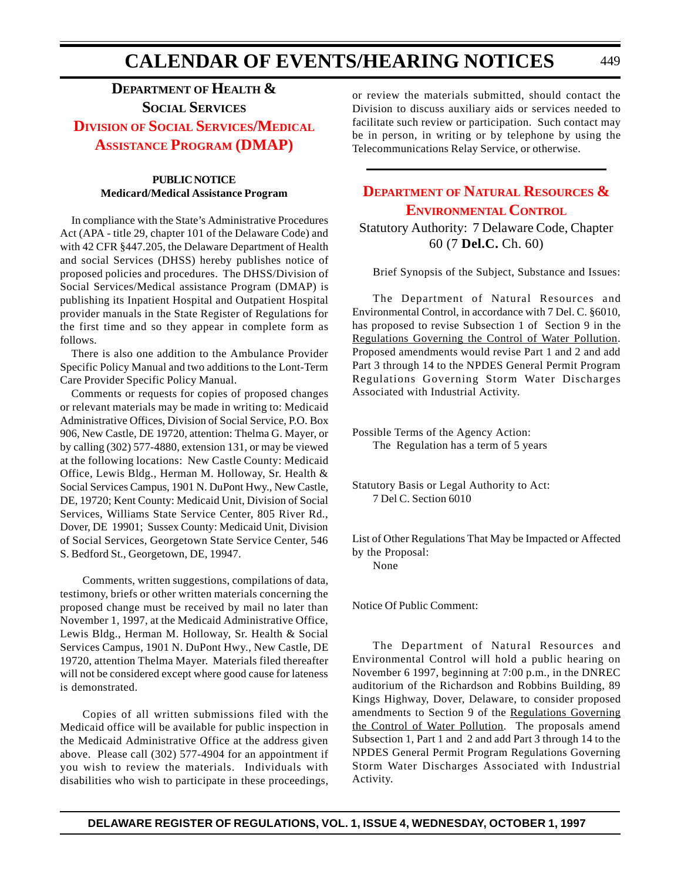## DEPARTMENT OF HEALTH & SOCIAL SERVICES

### DIVISION OF SOCIAL SERVICES/MEDICAL ASSISTANCE PROGRAM (DMAP)

**PUBLIC NOTICE**
**Medicard/Medical Assistance Program**

In compliance with the State's Administrative Procedures Act (APA - title 29, chapter 101 of the Delaware Code) and with 42 CFR §447.205, the Delaware Department of Health and social Services (DHSS) hereby publishes notice of proposed policies and procedures. The DHSS/Division of Social Services/Medical assistance Program (DMAP) is publishing its Inpatient Hospital and Outpatient Hospital provider manuals in the State Register of Regulations for the first time and so they appear in complete form as follows.

There is also one addition to the Ambulance Provider Specific Policy Manual and two additions to the Lont-Term Care Provider Specific Policy Manual.

Comments or requests for copies of proposed changes or relevant materials may be made in writing to: Medicaid Administrative Offices, Division of Social Service, P.O. Box 906, New Castle, DE 19720, attention: Thelma G. Mayer, or by calling (302) 577-4880, extension 131, or may be viewed at the following locations: New Castle County: Medicaid Office, Lewis Bldg., Herman M. Holloway, Sr. Health & Social Services Campus, 1901 N. DuPont Hwy., New Castle, DE, 19720; Kent County: Medicaid Unit, Division of Social Services, Williams State Service Center, 805 River Rd., Dover, DE 19901; Sussex County: Medicaid Unit, Division of Social Services, Georgetown State Service Center, 546 S. Bedford St., Georgetown, DE, 19947.

Comments, written suggestions, compilations of data, testimony, briefs or other written materials concerning the proposed change must be received by mail no later than November 1, 1997, at the Medicaid Administrative Office, Lewis Bldg., Herman M. Holloway, Sr. Health & Social Services Campus, 1901 N. DuPont Hwy., New Castle, DE 19720, attention Thelma Mayer. Materials filed thereafter will not be considered except where good cause for lateness is demonstrated.

Copies of all written submissions filed with the Medicaid office will be available for public inspection in the Medicaid Administrative Office at the address given above. Please call (302) 577-4904 for an appointment if you wish to review the materials. Individuals with disabilities who wish to participate in these proceedings, or review the materials submitted, should contact the Division to discuss auxiliary aids or services needed to facilitate such review or participation. Such contact may be in person, in writing or by telephone by using the Telecommunications Relay Service, or otherwise.

---

## DEPARTMENT OF NATURAL RESOURCES & ENVIRONMENTAL CONTROL

Statutory Authority: 7 Delaware Code, Chapter 60 (7 **Del.C.** Ch. 60)

Brief Synopsis of the Subject, Substance and Issues:

The Department of Natural Resources and Environmental Control, in accordance with 7 Del. C. §6010, has proposed to revise Subsection 1 of Section 9 in the Regulations Governing the Control of Water Pollution. Proposed amendments would revise Part 1 and 2 and add Part 3 through 14 to the NPDES General Permit Program Regulations Governing Storm Water Discharges Associated with Industrial Activity.

Possible Terms of the Agency Action:
The Regulation has a term of 5 years

Statutory Basis or Legal Authority to Act:
7 Del C. Section 6010

List of Other Regulations That May be Impacted or Affected by the Proposal:
None

Notice Of Public Comment:

The Department of Natural Resources and Environmental Control will hold a public hearing on November 6 1997, beginning at 7:00 p.m., in the DNREC auditorium of the Richardson and Robbins Building, 89 Kings Highway, Dover, Delaware, to consider proposed amendments to Section 9 of the Regulations Governing the Control of Water Pollution. The proposals amend Subsection 1, Part 1 and 2 and add Part 3 through 14 to the NPDES General Permit Program Regulations Governing Storm Water Discharges Associated with Industrial Activity.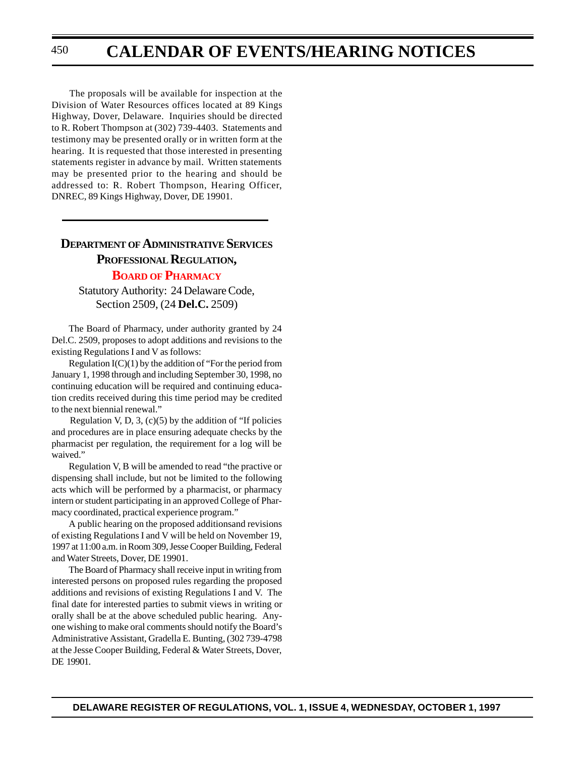The proposals will be available for inspection at the Division of Water Resources offices located at 89 Kings Highway, Dover, Delaware. Inquiries should be directed to R. Robert Thompson at (302) 739-4403. Statements and testimony may be presented orally or in written form at the hearing. It is requested that those interested in presenting statements register in advance by mail. Written statements may be presented prior to the hearing and should be addressed to: R. Robert Thompson, Hearing Officer, DNREC, 89 Kings Highway, Dover, DE 19901.

## Department of Administrative Services Professional Regulation, Board of Pharmacy

Statutory Authority: 24 Delaware Code, Section 2509, (24 **Del.C.** 2509)

The Board of Pharmacy, under authority granted by 24 Del.C. 2509, proposes to adopt additions and revisions to the existing Regulations I and V as follows:

Regulation I(C)(1) by the addition of "For the period from January 1, 1998 through and including September 30, 1998, no continuing education will be required and continuing education credits received during this time period may be credited to the next biennial renewal."

Regulation V, D, 3, (c)(5) by the addition of "If policies and procedures are in place ensuring adequate checks by the pharmacist per regulation, the requirement for a log will be waived."

Regulation V, B will be amended to read "the practive or dispensing shall include, but not be limited to the following acts which will be performed by a pharmacist, or pharmacy intern or student participating in an approved College of Pharmacy coordinated, practical experience program."

A public hearing on the proposed additionsand revisions of existing Regulations I and V will be held on November 19, 1997 at 11:00 a.m. in Room 309, Jesse Cooper Building, Federal and Water Streets, Dover, DE 19901.

The Board of Pharmacy shall receive input in writing from interested persons on proposed rules regarding the proposed additions and revisions of existing Regulations I and V. The final date for interested parties to submit views in writing or orally shall be at the above scheduled public hearing. Anyone wishing to make oral comments should notify the Board's Administrative Assistant, Gradella E. Bunting, (302 739-4798 at the Jesse Cooper Building, Federal & Water Streets, Dover, DE 19901.